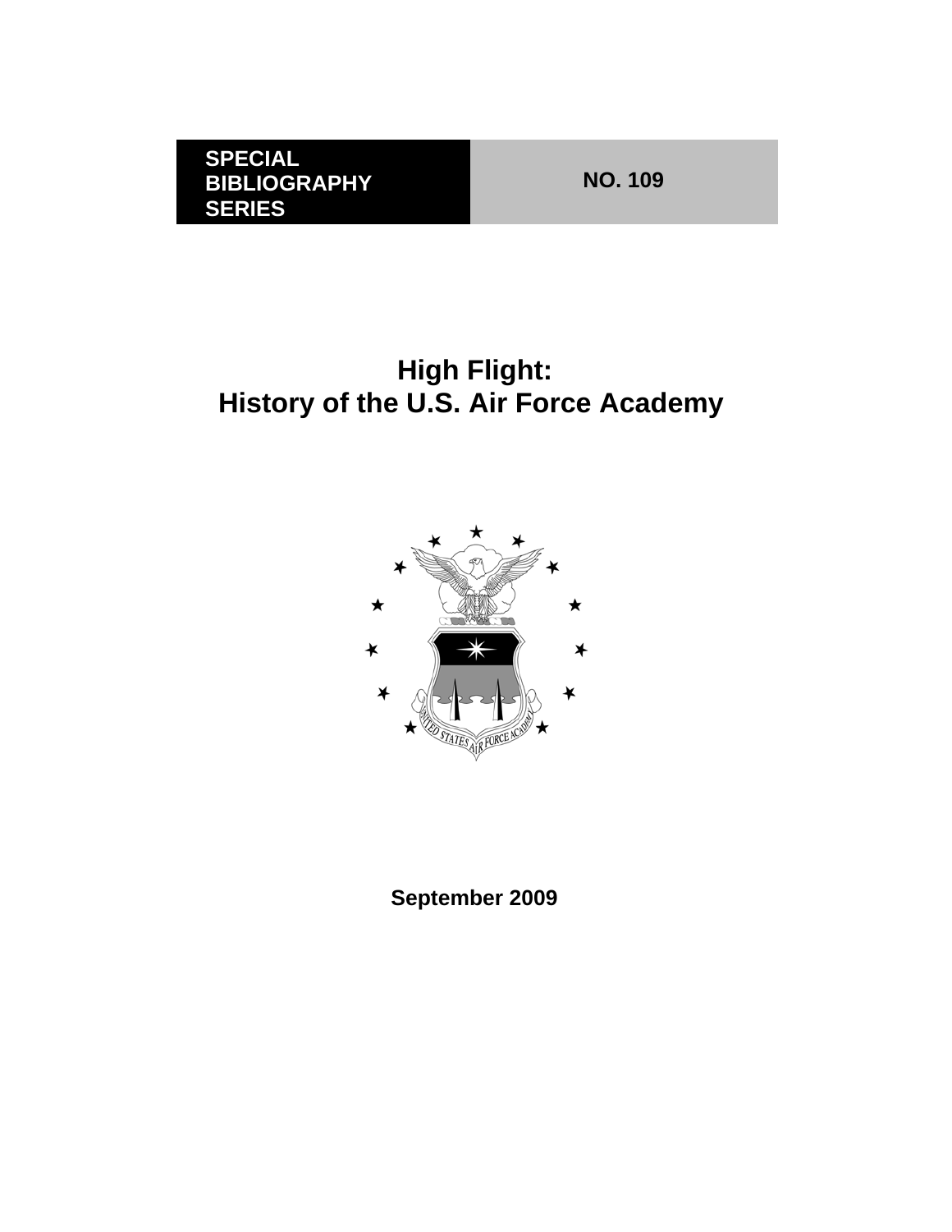**SPECIAL BIBLIOGRAPHY SERIES** | **NO. 109**

# High Flight:
# History of the U.S. Air Force Academy

**September 2009**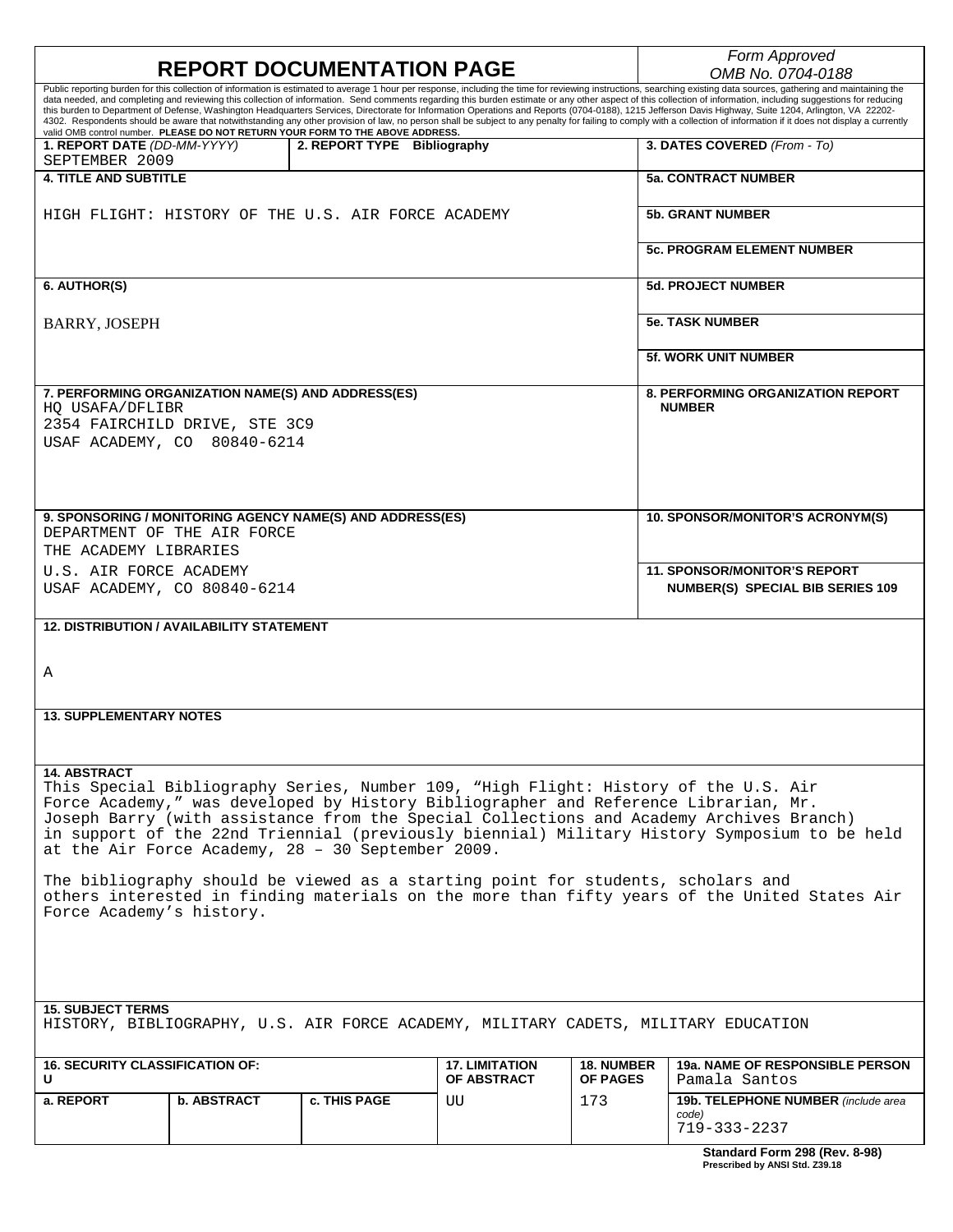# REPORT DOCUMENTATION PAGE

*Form Approved*
*OMB No. 0704-0188*

Public reporting burden for this collection of information is estimated to average 1 hour per response, including the time for reviewing instructions, searching existing data sources, gathering and maintaining the data needed, and completing and reviewing this collection of information. Send comments regarding this burden estimate or any other aspect of this collection of information, including suggestions for reducing this burden to Department of Defense, Washington Headquarters Services, Directorate for Information Operations and Reports (0704-0188), 1215 Jefferson Davis Highway, Suite 1204, Arlington, VA 22202-4302. Respondents should be aware that notwithstanding any other provision of law, no person shall be subject to any penalty for failing to comply with a collection of information if it does not display a currently valid OMB control number. **PLEASE DO NOT RETURN YOUR FORM TO THE ABOVE ADDRESS.**

**1. REPORT DATE** *(DD-MM-YYYY)*
SEPTEMBER 2009

**2. REPORT TYPE** Bibliography

**3. DATES COVERED** *(From - To)*

**4. TITLE AND SUBTITLE**

HIGH FLIGHT: HISTORY OF THE U.S. AIR FORCE ACADEMY

**5a. CONTRACT NUMBER**

**5b. GRANT NUMBER**

**5c. PROGRAM ELEMENT NUMBER**

**6. AUTHOR(S)**

BARRY, JOSEPH

**5d. PROJECT NUMBER**

**5e. TASK NUMBER**

**5f. WORK UNIT NUMBER**

**7. PERFORMING ORGANIZATION NAME(S) AND ADDRESS(ES)**
HQ USAFA/DFLIBR
2354 FAIRCHILD DRIVE, STE 3C9
USAF ACADEMY, CO 80840-6214

**8. PERFORMING ORGANIZATION REPORT NUMBER**

**9. SPONSORING / MONITORING AGENCY NAME(S) AND ADDRESS(ES)**
DEPARTMENT OF THE AIR FORCE
THE ACADEMY LIBRARIES
U.S. AIR FORCE ACADEMY
USAF ACADEMY, CO 80840-6214

**10. SPONSOR/MONITOR'S ACRONYM(S)**

**11. SPONSOR/MONITOR'S REPORT NUMBER(S)** SPECIAL BIB SERIES 109

**12. DISTRIBUTION / AVAILABILITY STATEMENT**

A

**13. SUPPLEMENTARY NOTES**

**14. ABSTRACT**
This Special Bibliography Series, Number 109, "High Flight: History of the U.S. Air Force Academy," was developed by History Bibliographer and Reference Librarian, Mr. Joseph Barry (with assistance from the Special Collections and Academy Archives Branch) in support of the 22nd Triennial (previously biennial) Military History Symposium to be held at the Air Force Academy, 28 – 30 September 2009.

The bibliography should be viewed as a starting point for students, scholars and others interested in finding materials on the more than fifty years of the United States Air Force Academy's history.

**15. SUBJECT TERMS**
HISTORY, BIBLIOGRAPHY, U.S. AIR FORCE ACADEMY, MILITARY CADETS, MILITARY EDUCATION

| 16. SECURITY CLASSIFICATION OF: U | | | 17. LIMITATION OF ABSTRACT | 18. NUMBER OF PAGES | 19a. NAME OF RESPONSIBLE PERSON Pamala Santos |
|---|---|---|---|---|---|
| a. REPORT | b. ABSTRACT | c. THIS PAGE | UU | 173 | 19b. TELEPHONE NUMBER *(include area code)* 719-333-2237 |

**Standard Form 298 (Rev. 8-98)**
**Prescribed by ANSI Std. Z39.18**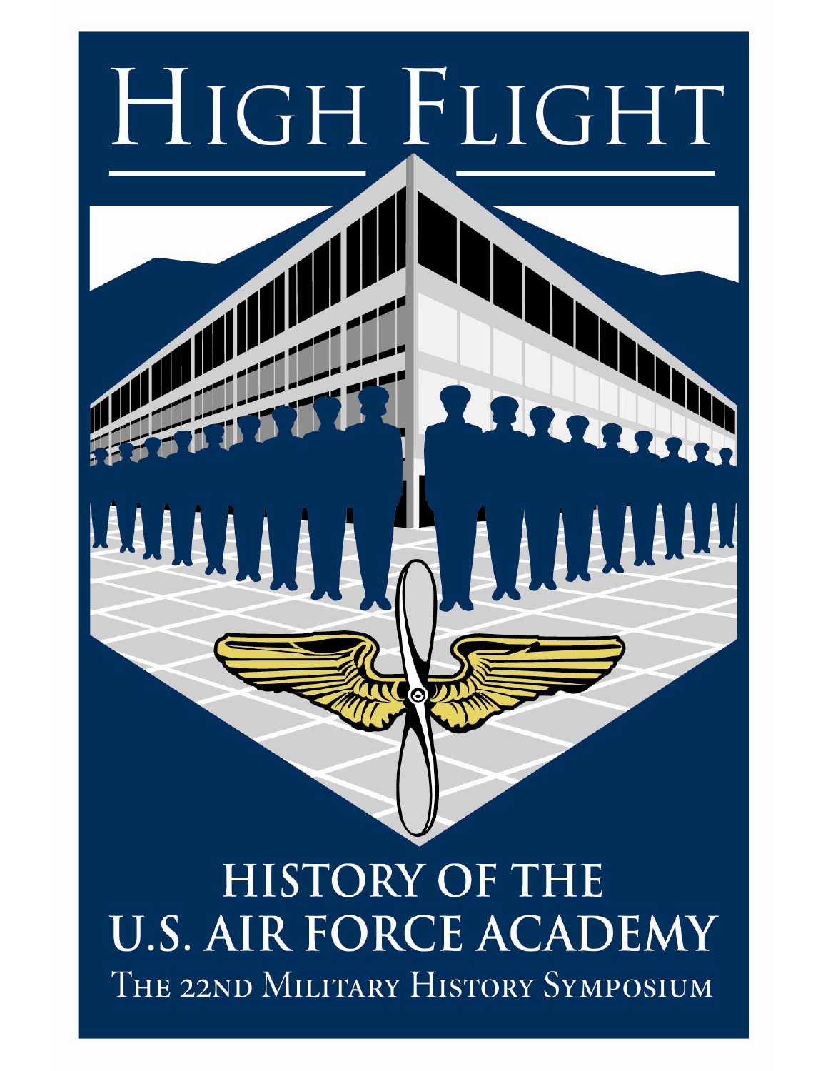# HIGH FLIGHT

# HISTORY OF THE U.S. AIR FORCE ACADEMY

THE 22ND MILITARY HISTORY SYMPOSIUM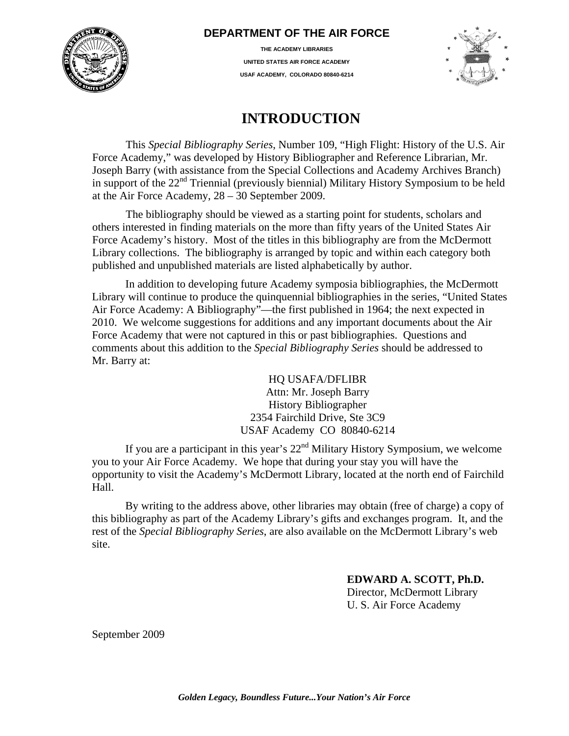**DEPARTMENT OF THE AIR FORCE**

**THE ACADEMY LIBRARIES**

**UNITED STATES AIR FORCE ACADEMY**

**USAF ACADEMY, COLORADO 80840-6214**

# INTRODUCTION

This *Special Bibliography Series*, Number 109, "High Flight: History of the U.S. Air Force Academy," was developed by History Bibliographer and Reference Librarian, Mr. Joseph Barry (with assistance from the Special Collections and Academy Archives Branch) in support of the 22nd Triennial (previously biennial) Military History Symposium to be held at the Air Force Academy, 28 – 30 September 2009.

The bibliography should be viewed as a starting point for students, scholars and others interested in finding materials on the more than fifty years of the United States Air Force Academy's history. Most of the titles in this bibliography are from the McDermott Library collections. The bibliography is arranged by topic and within each category both published and unpublished materials are listed alphabetically by author.

In addition to developing future Academy symposia bibliographies, the McDermott Library will continue to produce the quinquennial bibliographies in the series, "United States Air Force Academy: A Bibliography"—the first published in 1964; the next expected in 2010. We welcome suggestions for additions and any important documents about the Air Force Academy that were not captured in this or past bibliographies. Questions and comments about this addition to the *Special Bibliography Series* should be addressed to Mr. Barry at:

HQ USAFA/DFLIBR  
Attn: Mr. Joseph Barry  
History Bibliographer  
2354 Fairchild Drive, Ste 3C9  
USAF Academy CO 80840-6214

If you are a participant in this year's 22nd Military History Symposium, we welcome you to your Air Force Academy. We hope that during your stay you will have the opportunity to visit the Academy's McDermott Library, located at the north end of Fairchild Hall.

By writing to the address above, other libraries may obtain (free of charge) a copy of this bibliography as part of the Academy Library's gifts and exchanges program. It, and the rest of the *Special Bibliography Series*, are also available on the McDermott Library's web site.

**EDWARD A. SCOTT, Ph.D.**  
Director, McDermott Library  
U. S. Air Force Academy

September 2009

***Golden Legacy, Boundless Future...Your Nation's Air Force***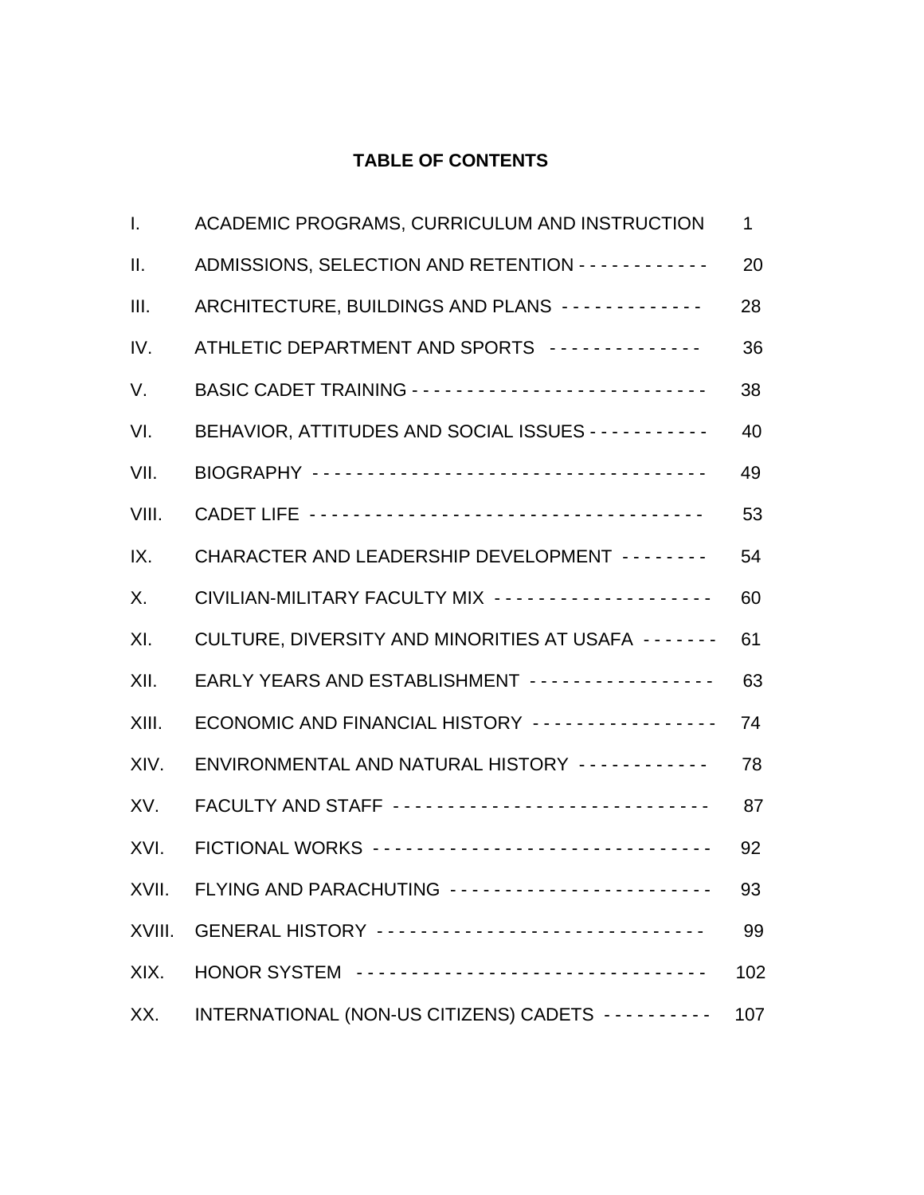# TABLE OF CONTENTS

| | | |
|---|---|---|
| I. | ACADEMIC PROGRAMS, CURRICULUM AND INSTRUCTION | 1 |
| II. | ADMISSIONS, SELECTION AND RETENTION | 20 |
| III. | ARCHITECTURE, BUILDINGS AND PLANS | 28 |
| IV. | ATHLETIC DEPARTMENT AND SPORTS | 36 |
| V. | BASIC CADET TRAINING | 38 |
| VI. | BEHAVIOR, ATTITUDES AND SOCIAL ISSUES | 40 |
| VII. | BIOGRAPHY | 49 |
| VIII. | CADET LIFE | 53 |
| IX. | CHARACTER AND LEADERSHIP DEVELOPMENT | 54 |
| X. | CIVILIAN-MILITARY FACULTY MIX | 60 |
| XI. | CULTURE, DIVERSITY AND MINORITIES AT USAFA | 61 |
| XII. | EARLY YEARS AND ESTABLISHMENT | 63 |
| XIII. | ECONOMIC AND FINANCIAL HISTORY | 74 |
| XIV. | ENVIRONMENTAL AND NATURAL HISTORY | 78 |
| XV. | FACULTY AND STAFF | 87 |
| XVI. | FICTIONAL WORKS | 92 |
| XVII. | FLYING AND PARACHUTING | 93 |
| XVIII. | GENERAL HISTORY | 99 |
| XIX. | HONOR SYSTEM | 102 |
| XX. | INTERNATIONAL (NON-US CITIZENS) CADETS | 107 |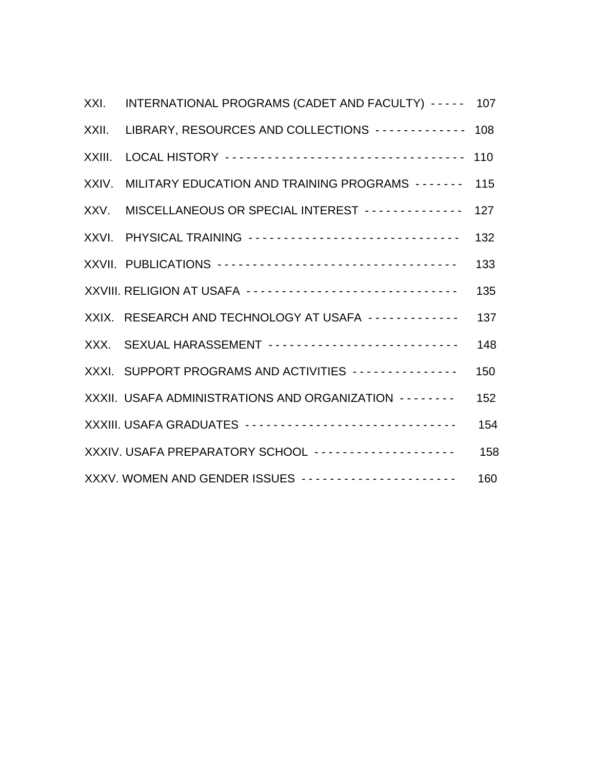XXI. INTERNATIONAL PROGRAMS (CADET AND FACULTY) - - - - - 107

XXII. LIBRARY, RESOURCES AND COLLECTIONS - - - - - - - - - - - - - 108

XXIII. LOCAL HISTORY - - - - - - - - - - - - - - - - - - - - - - - - - - - - - - - - - - 110

XXIV. MILITARY EDUCATION AND TRAINING PROGRAMS - - - - - - - 115

XXV. MISCELLANEOUS OR SPECIAL INTEREST - - - - - - - - - - - - - - 127

XXVI. PHYSICAL TRAINING - - - - - - - - - - - - - - - - - - - - - - - - - - - - - - 132

XXVII. PUBLICATIONS - - - - - - - - - - - - - - - - - - - - - - - - - - - - - - - - - - 133

XXVIII. RELIGION AT USAFA - - - - - - - - - - - - - - - - - - - - - - - - - - - - - - 135

XXIX. RESEARCH AND TECHNOLOGY AT USAFA - - - - - - - - - - - - - 137

XXX. SEXUAL HARASSEMENT - - - - - - - - - - - - - - - - - - - - - - - - - - 148

XXXI. SUPPORT PROGRAMS AND ACTIVITIES - - - - - - - - - - - - - - - 150

XXXII. USAFA ADMINISTRATIONS AND ORGANIZATION - - - - - - - - 152

XXXIII. USAFA GRADUATES - - - - - - - - - - - - - - - - - - - - - - - - - - - - - - 154

XXXIV. USAFA PREPARATORY SCHOOL - - - - - - - - - - - - - - - - - - - - - 158

XXXV. WOMEN AND GENDER ISSUES - - - - - - - - - - - - - - - - - - - - - - 160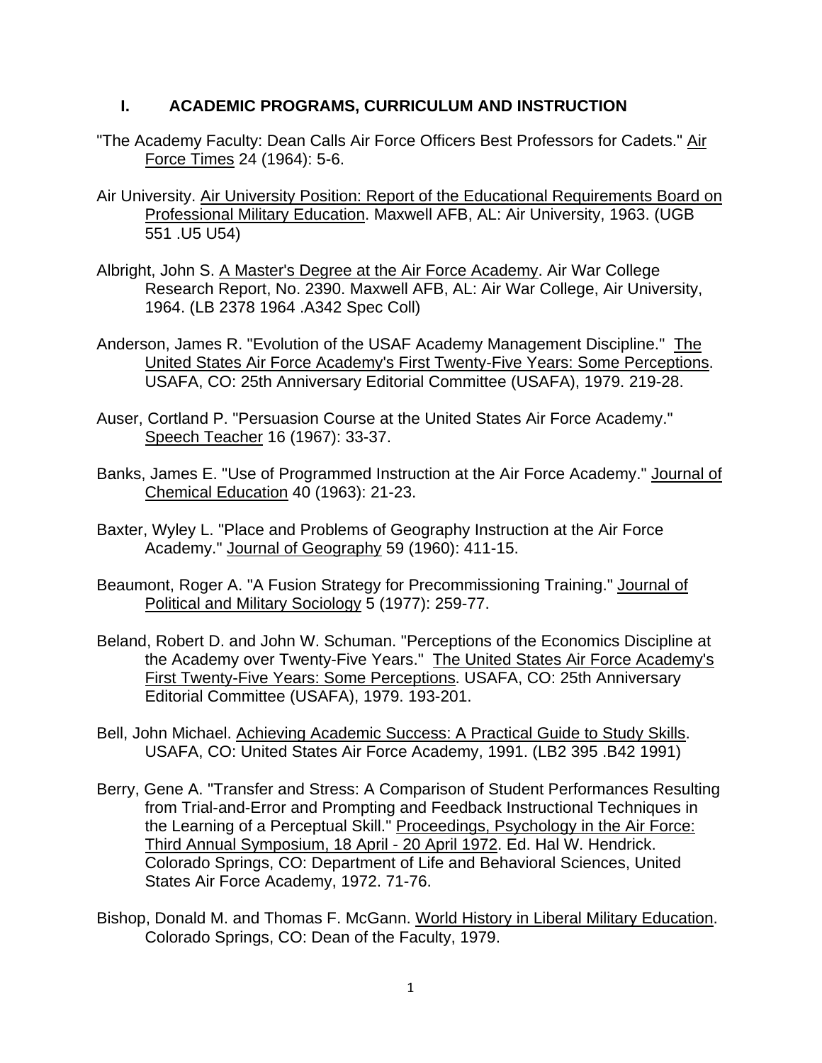## I. ACADEMIC PROGRAMS, CURRICULUM AND INSTRUCTION

"The Academy Faculty: Dean Calls Air Force Officers Best Professors for Cadets." Air Force Times 24 (1964): 5-6.

Air University. Air University Position: Report of the Educational Requirements Board on Professional Military Education. Maxwell AFB, AL: Air University, 1963. (UGB 551 .U5 U54)

Albright, John S. A Master's Degree at the Air Force Academy. Air War College Research Report, No. 2390. Maxwell AFB, AL: Air War College, Air University, 1964. (LB 2378 1964 .A342 Spec Coll)

Anderson, James R. "Evolution of the USAF Academy Management Discipline." The United States Air Force Academy's First Twenty-Five Years: Some Perceptions. USAFA, CO: 25th Anniversary Editorial Committee (USAFA), 1979. 219-28.

Auser, Cortland P. "Persuasion Course at the United States Air Force Academy." Speech Teacher 16 (1967): 33-37.

Banks, James E. "Use of Programmed Instruction at the Air Force Academy." Journal of Chemical Education 40 (1963): 21-23.

Baxter, Wyley L. "Place and Problems of Geography Instruction at the Air Force Academy." Journal of Geography 59 (1960): 411-15.

Beaumont, Roger A. "A Fusion Strategy for Precommissioning Training." Journal of Political and Military Sociology 5 (1977): 259-77.

Beland, Robert D. and John W. Schuman. "Perceptions of the Economics Discipline at the Academy over Twenty-Five Years." The United States Air Force Academy's First Twenty-Five Years: Some Perceptions. USAFA, CO: 25th Anniversary Editorial Committee (USAFA), 1979. 193-201.

Bell, John Michael. Achieving Academic Success: A Practical Guide to Study Skills. USAFA, CO: United States Air Force Academy, 1991. (LB2 395 .B42 1991)

Berry, Gene A. "Transfer and Stress: A Comparison of Student Performances Resulting from Trial-and-Error and Prompting and Feedback Instructional Techniques in the Learning of a Perceptual Skill." Proceedings, Psychology in the Air Force: Third Annual Symposium, 18 April - 20 April 1972. Ed. Hal W. Hendrick. Colorado Springs, CO: Department of Life and Behavioral Sciences, United States Air Force Academy, 1972. 71-76.

Bishop, Donald M. and Thomas F. McGann. World History in Liberal Military Education. Colorado Springs, CO: Dean of the Faculty, 1979.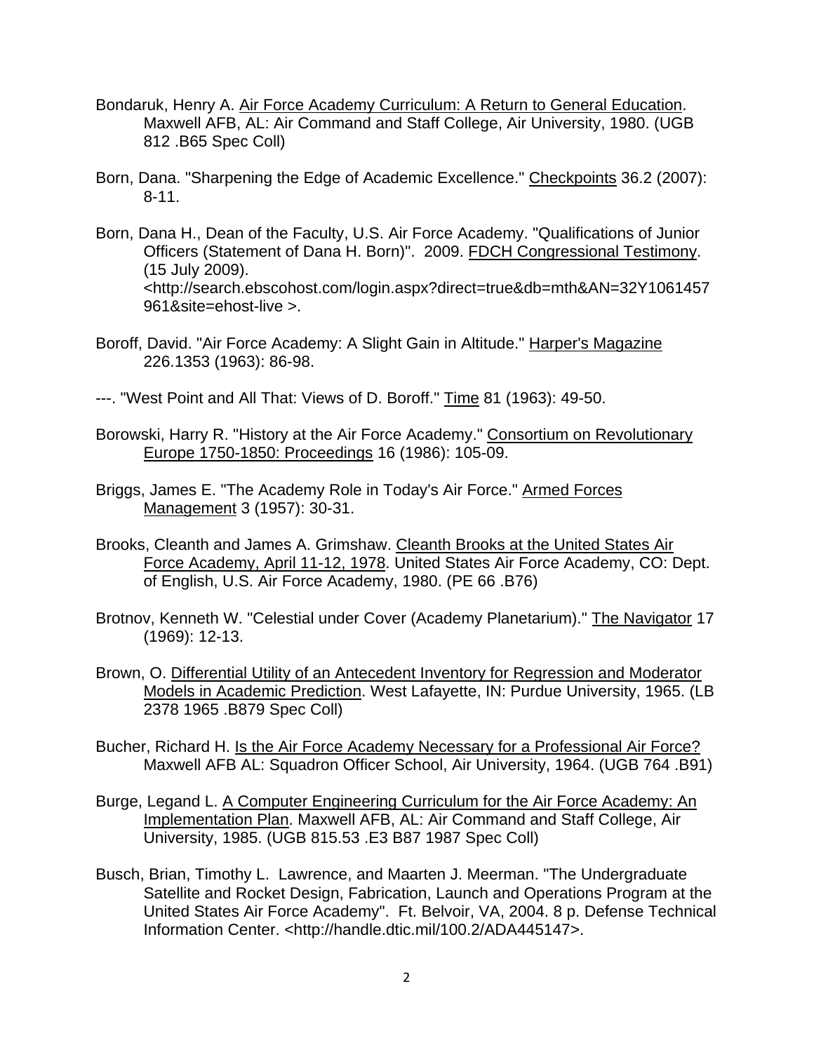Bondaruk, Henry A. Air Force Academy Curriculum: A Return to General Education. Maxwell AFB, AL: Air Command and Staff College, Air University, 1980. (UGB 812 .B65 Spec Coll)

Born, Dana. "Sharpening the Edge of Academic Excellence." Checkpoints 36.2 (2007): 8-11.

Born, Dana H., Dean of the Faculty, U.S. Air Force Academy. "Qualifications of Junior Officers (Statement of Dana H. Born)". 2009. FDCH Congressional Testimony. (15 July 2009). <http://search.ebscohost.com/login.aspx?direct=true&db=mth&AN=32Y1061457961&site=ehost-live >.

Boroff, David. "Air Force Academy: A Slight Gain in Altitude." Harper's Magazine 226.1353 (1963): 86-98.

---. "West Point and All That: Views of D. Boroff." Time 81 (1963): 49-50.

Borowski, Harry R. "History at the Air Force Academy." Consortium on Revolutionary Europe 1750-1850: Proceedings 16 (1986): 105-09.

Briggs, James E. "The Academy Role in Today's Air Force." Armed Forces Management 3 (1957): 30-31.

Brooks, Cleanth and James A. Grimshaw. Cleanth Brooks at the United States Air Force Academy, April 11-12, 1978. United States Air Force Academy, CO: Dept. of English, U.S. Air Force Academy, 1980. (PE 66 .B76)

Brotnov, Kenneth W. "Celestial under Cover (Academy Planetarium)." The Navigator 17 (1969): 12-13.

Brown, O. Differential Utility of an Antecedent Inventory for Regression and Moderator Models in Academic Prediction. West Lafayette, IN: Purdue University, 1965. (LB 2378 1965 .B879 Spec Coll)

Bucher, Richard H. Is the Air Force Academy Necessary for a Professional Air Force? Maxwell AFB AL: Squadron Officer School, Air University, 1964. (UGB 764 .B91)

Burge, Legand L. A Computer Engineering Curriculum for the Air Force Academy: An Implementation Plan. Maxwell AFB, AL: Air Command and Staff College, Air University, 1985. (UGB 815.53 .E3 B87 1987 Spec Coll)

Busch, Brian, Timothy L. Lawrence, and Maarten J. Meerman. "The Undergraduate Satellite and Rocket Design, Fabrication, Launch and Operations Program at the United States Air Force Academy". Ft. Belvoir, VA, 2004. 8 p. Defense Technical Information Center. <http://handle.dtic.mil/100.2/ADA445147>.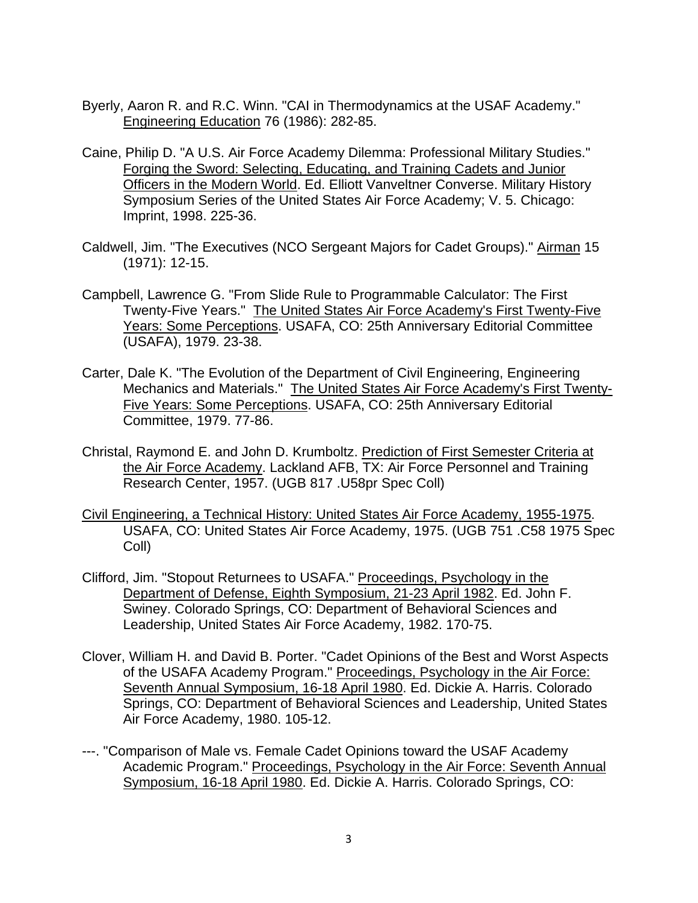Byerly, Aaron R. and R.C. Winn. "CAI in Thermodynamics at the USAF Academy." Engineering Education 76 (1986): 282-85.

Caine, Philip D. "A U.S. Air Force Academy Dilemma: Professional Military Studies." Forging the Sword: Selecting, Educating, and Training Cadets and Junior Officers in the Modern World. Ed. Elliott Vanveltner Converse. Military History Symposium Series of the United States Air Force Academy; V. 5. Chicago: Imprint, 1998. 225-36.

Caldwell, Jim. "The Executives (NCO Sergeant Majors for Cadet Groups)." Airman 15 (1971): 12-15.

Campbell, Lawrence G. "From Slide Rule to Programmable Calculator: The First Twenty-Five Years." The United States Air Force Academy's First Twenty-Five Years: Some Perceptions. USAFA, CO: 25th Anniversary Editorial Committee (USAFA), 1979. 23-38.

Carter, Dale K. "The Evolution of the Department of Civil Engineering, Engineering Mechanics and Materials." The United States Air Force Academy's First Twenty-Five Years: Some Perceptions. USAFA, CO: 25th Anniversary Editorial Committee, 1979. 77-86.

Christal, Raymond E. and John D. Krumboltz. Prediction of First Semester Criteria at the Air Force Academy. Lackland AFB, TX: Air Force Personnel and Training Research Center, 1957. (UGB 817 .U58pr Spec Coll)

Civil Engineering, a Technical History: United States Air Force Academy, 1955-1975. USAFA, CO: United States Air Force Academy, 1975. (UGB 751 .C58 1975 Spec Coll)

Clifford, Jim. "Stopout Returnees to USAFA." Proceedings, Psychology in the Department of Defense, Eighth Symposium, 21-23 April 1982. Ed. John F. Swiney. Colorado Springs, CO: Department of Behavioral Sciences and Leadership, United States Air Force Academy, 1982. 170-75.

Clover, William H. and David B. Porter. "Cadet Opinions of the Best and Worst Aspects of the USAFA Academy Program." Proceedings, Psychology in the Air Force: Seventh Annual Symposium, 16-18 April 1980. Ed. Dickie A. Harris. Colorado Springs, CO: Department of Behavioral Sciences and Leadership, United States Air Force Academy, 1980. 105-12.

---. "Comparison of Male vs. Female Cadet Opinions toward the USAF Academy Academic Program." Proceedings, Psychology in the Air Force: Seventh Annual Symposium, 16-18 April 1980. Ed. Dickie A. Harris. Colorado Springs, CO: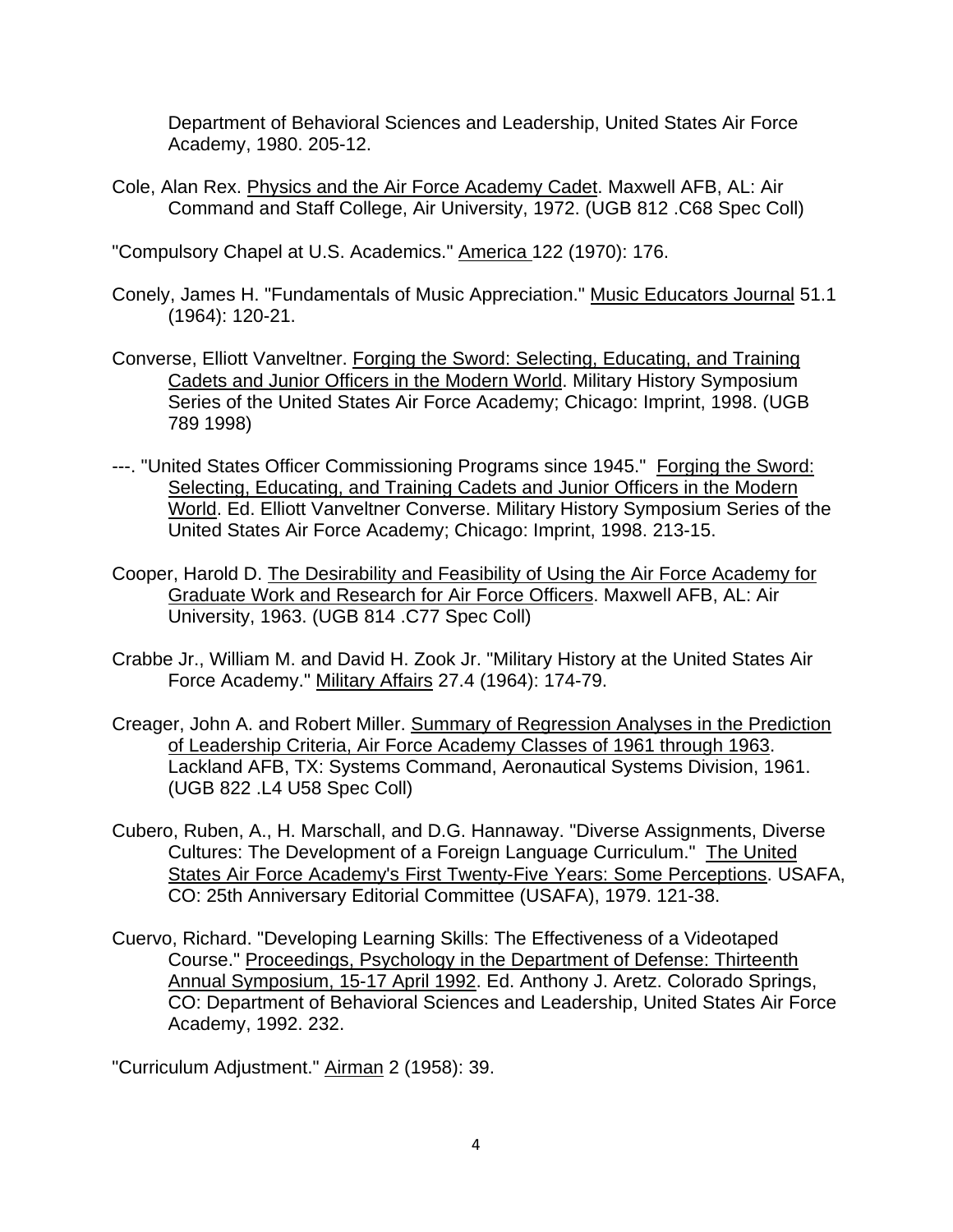Department of Behavioral Sciences and Leadership, United States Air Force Academy, 1980. 205-12.

Cole, Alan Rex. Physics and the Air Force Academy Cadet. Maxwell AFB, AL: Air Command and Staff College, Air University, 1972. (UGB 812 .C68 Spec Coll)

"Compulsory Chapel at U.S. Academics." America 122 (1970): 176.

Conely, James H. "Fundamentals of Music Appreciation." Music Educators Journal 51.1 (1964): 120-21.

Converse, Elliott Vanveltner. Forging the Sword: Selecting, Educating, and Training Cadets and Junior Officers in the Modern World. Military History Symposium Series of the United States Air Force Academy; Chicago: Imprint, 1998. (UGB 789 1998)

---. "United States Officer Commissioning Programs since 1945." Forging the Sword: Selecting, Educating, and Training Cadets and Junior Officers in the Modern World. Ed. Elliott Vanveltner Converse. Military History Symposium Series of the United States Air Force Academy; Chicago: Imprint, 1998. 213-15.

Cooper, Harold D. The Desirability and Feasibility of Using the Air Force Academy for Graduate Work and Research for Air Force Officers. Maxwell AFB, AL: Air University, 1963. (UGB 814 .C77 Spec Coll)

Crabbe Jr., William M. and David H. Zook Jr. "Military History at the United States Air Force Academy." Military Affairs 27.4 (1964): 174-79.

Creager, John A. and Robert Miller. Summary of Regression Analyses in the Prediction of Leadership Criteria, Air Force Academy Classes of 1961 through 1963. Lackland AFB, TX: Systems Command, Aeronautical Systems Division, 1961. (UGB 822 .L4 U58 Spec Coll)

Cubero, Ruben, A., H. Marschall, and D.G. Hannaway. "Diverse Assignments, Diverse Cultures: The Development of a Foreign Language Curriculum." The United States Air Force Academy's First Twenty-Five Years: Some Perceptions. USAFA, CO: 25th Anniversary Editorial Committee (USAFA), 1979. 121-38.

Cuervo, Richard. "Developing Learning Skills: The Effectiveness of a Videotaped Course." Proceedings, Psychology in the Department of Defense: Thirteenth Annual Symposium, 15-17 April 1992. Ed. Anthony J. Aretz. Colorado Springs, CO: Department of Behavioral Sciences and Leadership, United States Air Force Academy, 1992. 232.

"Curriculum Adjustment." Airman 2 (1958): 39.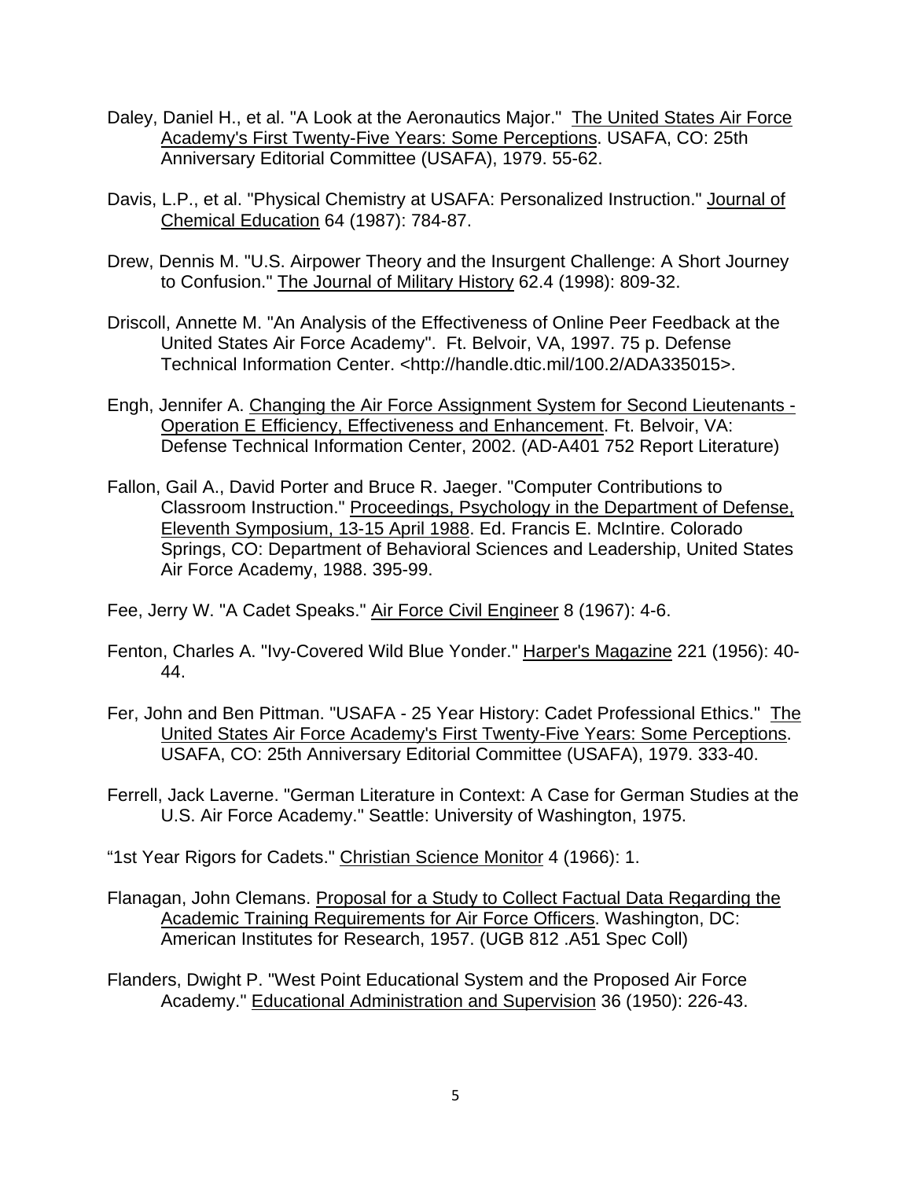Daley, Daniel H., et al. "A Look at the Aeronautics Major." The United States Air Force Academy's First Twenty-Five Years: Some Perceptions. USAFA, CO: 25th Anniversary Editorial Committee (USAFA), 1979. 55-62.

Davis, L.P., et al. "Physical Chemistry at USAFA: Personalized Instruction." Journal of Chemical Education 64 (1987): 784-87.

Drew, Dennis M. "U.S. Airpower Theory and the Insurgent Challenge: A Short Journey to Confusion." The Journal of Military History 62.4 (1998): 809-32.

Driscoll, Annette M. "An Analysis of the Effectiveness of Online Peer Feedback at the United States Air Force Academy". Ft. Belvoir, VA, 1997. 75 p. Defense Technical Information Center. <http://handle.dtic.mil/100.2/ADA335015>.

Engh, Jennifer A. Changing the Air Force Assignment System for Second Lieutenants - Operation E Efficiency, Effectiveness and Enhancement. Ft. Belvoir, VA: Defense Technical Information Center, 2002. (AD-A401 752 Report Literature)

Fallon, Gail A., David Porter and Bruce R. Jaeger. "Computer Contributions to Classroom Instruction." Proceedings, Psychology in the Department of Defense, Eleventh Symposium, 13-15 April 1988. Ed. Francis E. McIntire. Colorado Springs, CO: Department of Behavioral Sciences and Leadership, United States Air Force Academy, 1988. 395-99.

Fee, Jerry W. "A Cadet Speaks." Air Force Civil Engineer 8 (1967): 4-6.

Fenton, Charles A. "Ivy-Covered Wild Blue Yonder." Harper's Magazine 221 (1956): 40-44.

Fer, John and Ben Pittman. "USAFA - 25 Year History: Cadet Professional Ethics." The United States Air Force Academy's First Twenty-Five Years: Some Perceptions. USAFA, CO: 25th Anniversary Editorial Committee (USAFA), 1979. 333-40.

Ferrell, Jack Laverne. "German Literature in Context: A Case for German Studies at the U.S. Air Force Academy." Seattle: University of Washington, 1975.

"1st Year Rigors for Cadets." Christian Science Monitor 4 (1966): 1.

Flanagan, John Clemans. Proposal for a Study to Collect Factual Data Regarding the Academic Training Requirements for Air Force Officers. Washington, DC: American Institutes for Research, 1957. (UGB 812 .A51 Spec Coll)

Flanders, Dwight P. "West Point Educational System and the Proposed Air Force Academy." Educational Administration and Supervision 36 (1950): 226-43.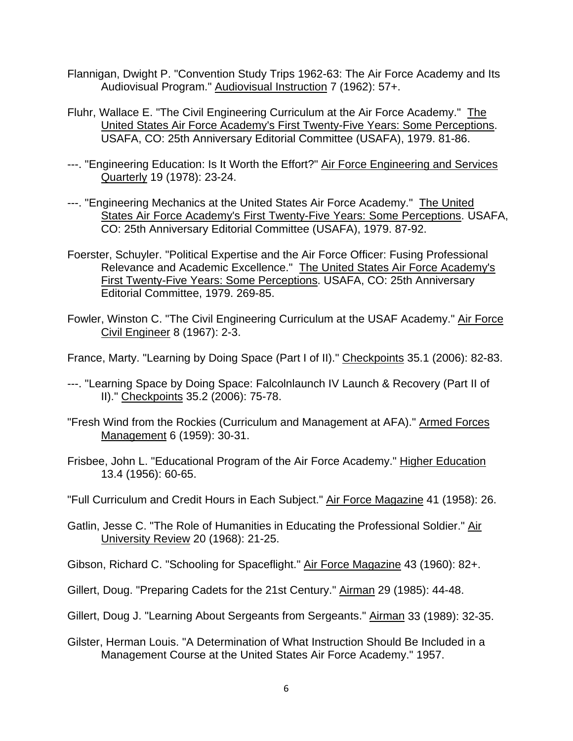Flannigan, Dwight P. "Convention Study Trips 1962-63: The Air Force Academy and Its Audiovisual Program." Audiovisual Instruction 7 (1962): 57+.

Fluhr, Wallace E. "The Civil Engineering Curriculum at the Air Force Academy." The United States Air Force Academy's First Twenty-Five Years: Some Perceptions. USAFA, CO: 25th Anniversary Editorial Committee (USAFA), 1979. 81-86.

---. "Engineering Education: Is It Worth the Effort?" Air Force Engineering and Services Quarterly 19 (1978): 23-24.

---. "Engineering Mechanics at the United States Air Force Academy." The United States Air Force Academy's First Twenty-Five Years: Some Perceptions. USAFA, CO: 25th Anniversary Editorial Committee (USAFA), 1979. 87-92.

Foerster, Schuyler. "Political Expertise and the Air Force Officer: Fusing Professional Relevance and Academic Excellence." The United States Air Force Academy's First Twenty-Five Years: Some Perceptions. USAFA, CO: 25th Anniversary Editorial Committee, 1979. 269-85.

Fowler, Winston C. "The Civil Engineering Curriculum at the USAF Academy." Air Force Civil Engineer 8 (1967): 2-3.

France, Marty. "Learning by Doing Space (Part I of II)." Checkpoints 35.1 (2006): 82-83.

---. "Learning Space by Doing Space: Falcolnlaunch IV Launch & Recovery (Part II of II)." Checkpoints 35.2 (2006): 75-78.

"Fresh Wind from the Rockies (Curriculum and Management at AFA)." Armed Forces Management 6 (1959): 30-31.

Frisbee, John L. "Educational Program of the Air Force Academy." Higher Education 13.4 (1956): 60-65.

"Full Curriculum and Credit Hours in Each Subject." Air Force Magazine 41 (1958): 26.

Gatlin, Jesse C. "The Role of Humanities in Educating the Professional Soldier." Air University Review 20 (1968): 21-25.

Gibson, Richard C. "Schooling for Spaceflight." Air Force Magazine 43 (1960): 82+.

Gillert, Doug. "Preparing Cadets for the 21st Century." Airman 29 (1985): 44-48.

Gillert, Doug J. "Learning About Sergeants from Sergeants." Airman 33 (1989): 32-35.

Gilster, Herman Louis. "A Determination of What Instruction Should Be Included in a Management Course at the United States Air Force Academy." 1957.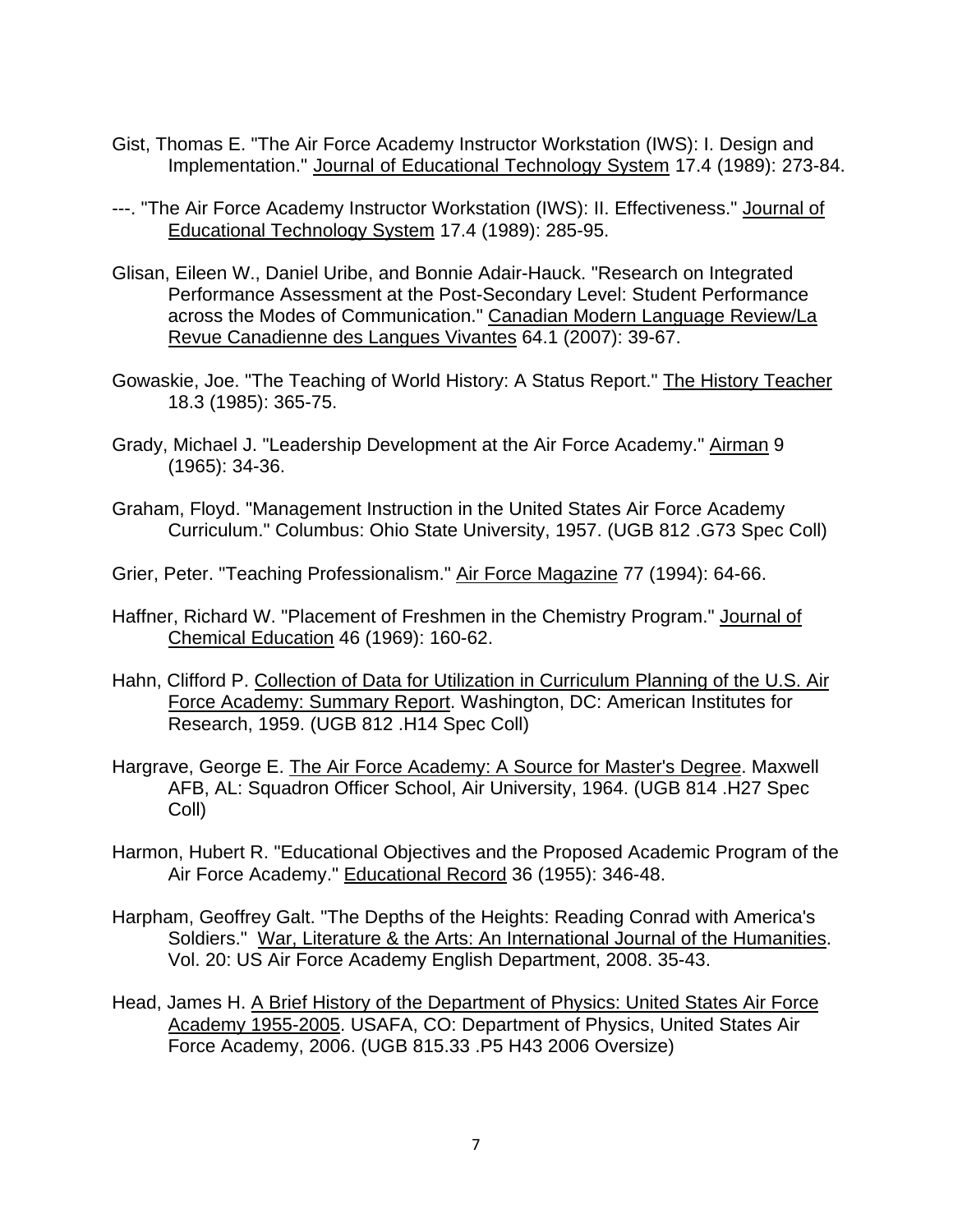Gist, Thomas E. "The Air Force Academy Instructor Workstation (IWS): I. Design and Implementation." Journal of Educational Technology System 17.4 (1989): 273-84.

---. "The Air Force Academy Instructor Workstation (IWS): II. Effectiveness." Journal of Educational Technology System 17.4 (1989): 285-95.

Glisan, Eileen W., Daniel Uribe, and Bonnie Adair-Hauck. "Research on Integrated Performance Assessment at the Post-Secondary Level: Student Performance across the Modes of Communication." Canadian Modern Language Review/La Revue Canadienne des Langues Vivantes 64.1 (2007): 39-67.

Gowaskie, Joe. "The Teaching of World History: A Status Report." The History Teacher 18.3 (1985): 365-75.

Grady, Michael J. "Leadership Development at the Air Force Academy." Airman 9 (1965): 34-36.

Graham, Floyd. "Management Instruction in the United States Air Force Academy Curriculum." Columbus: Ohio State University, 1957. (UGB 812 .G73 Spec Coll)

Grier, Peter. "Teaching Professionalism." Air Force Magazine 77 (1994): 64-66.

Haffner, Richard W. "Placement of Freshmen in the Chemistry Program." Journal of Chemical Education 46 (1969): 160-62.

Hahn, Clifford P. Collection of Data for Utilization in Curriculum Planning of the U.S. Air Force Academy: Summary Report. Washington, DC: American Institutes for Research, 1959. (UGB 812 .H14 Spec Coll)

Hargrave, George E. The Air Force Academy: A Source for Master's Degree. Maxwell AFB, AL: Squadron Officer School, Air University, 1964. (UGB 814 .H27 Spec Coll)

Harmon, Hubert R. "Educational Objectives and the Proposed Academic Program of the Air Force Academy." Educational Record 36 (1955): 346-48.

Harpham, Geoffrey Galt. "The Depths of the Heights: Reading Conrad with America's Soldiers." War, Literature & the Arts: An International Journal of the Humanities. Vol. 20: US Air Force Academy English Department, 2008. 35-43.

Head, James H. A Brief History of the Department of Physics: United States Air Force Academy 1955-2005. USAFA, CO: Department of Physics, United States Air Force Academy, 2006. (UGB 815.33 .P5 H43 2006 Oversize)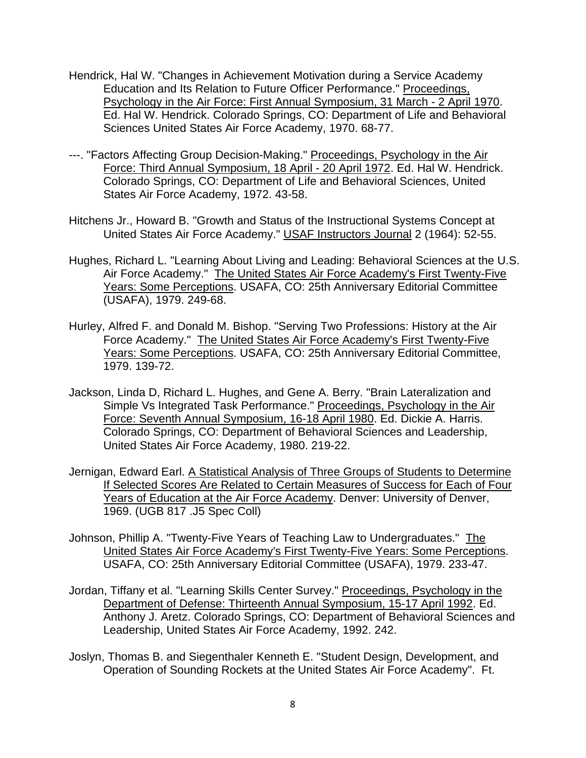Hendrick, Hal W. "Changes in Achievement Motivation during a Service Academy Education and Its Relation to Future Officer Performance." Proceedings, Psychology in the Air Force: First Annual Symposium, 31 March - 2 April 1970. Ed. Hal W. Hendrick. Colorado Springs, CO: Department of Life and Behavioral Sciences United States Air Force Academy, 1970. 68-77.

---. "Factors Affecting Group Decision-Making." Proceedings, Psychology in the Air Force: Third Annual Symposium, 18 April - 20 April 1972. Ed. Hal W. Hendrick. Colorado Springs, CO: Department of Life and Behavioral Sciences, United States Air Force Academy, 1972. 43-58.

Hitchens Jr., Howard B. "Growth and Status of the Instructional Systems Concept at United States Air Force Academy." USAF Instructors Journal 2 (1964): 52-55.

Hughes, Richard L. "Learning About Living and Leading: Behavioral Sciences at the U.S. Air Force Academy." The United States Air Force Academy's First Twenty-Five Years: Some Perceptions. USAFA, CO: 25th Anniversary Editorial Committee (USAFA), 1979. 249-68.

Hurley, Alfred F. and Donald M. Bishop. "Serving Two Professions: History at the Air Force Academy." The United States Air Force Academy's First Twenty-Five Years: Some Perceptions. USAFA, CO: 25th Anniversary Editorial Committee, 1979. 139-72.

Jackson, Linda D, Richard L. Hughes, and Gene A. Berry. "Brain Lateralization and Simple Vs Integrated Task Performance." Proceedings, Psychology in the Air Force: Seventh Annual Symposium, 16-18 April 1980. Ed. Dickie A. Harris. Colorado Springs, CO: Department of Behavioral Sciences and Leadership, United States Air Force Academy, 1980. 219-22.

Jernigan, Edward Earl. A Statistical Analysis of Three Groups of Students to Determine If Selected Scores Are Related to Certain Measures of Success for Each of Four Years of Education at the Air Force Academy. Denver: University of Denver, 1969. (UGB 817 .J5 Spec Coll)

Johnson, Phillip A. "Twenty-Five Years of Teaching Law to Undergraduates." The United States Air Force Academy's First Twenty-Five Years: Some Perceptions. USAFA, CO: 25th Anniversary Editorial Committee (USAFA), 1979. 233-47.

Jordan, Tiffany et al. "Learning Skills Center Survey." Proceedings, Psychology in the Department of Defense: Thirteenth Annual Symposium, 15-17 April 1992. Ed. Anthony J. Aretz. Colorado Springs, CO: Department of Behavioral Sciences and Leadership, United States Air Force Academy, 1992. 242.

Joslyn, Thomas B. and Siegenthaler Kenneth E. "Student Design, Development, and Operation of Sounding Rockets at the United States Air Force Academy". Ft.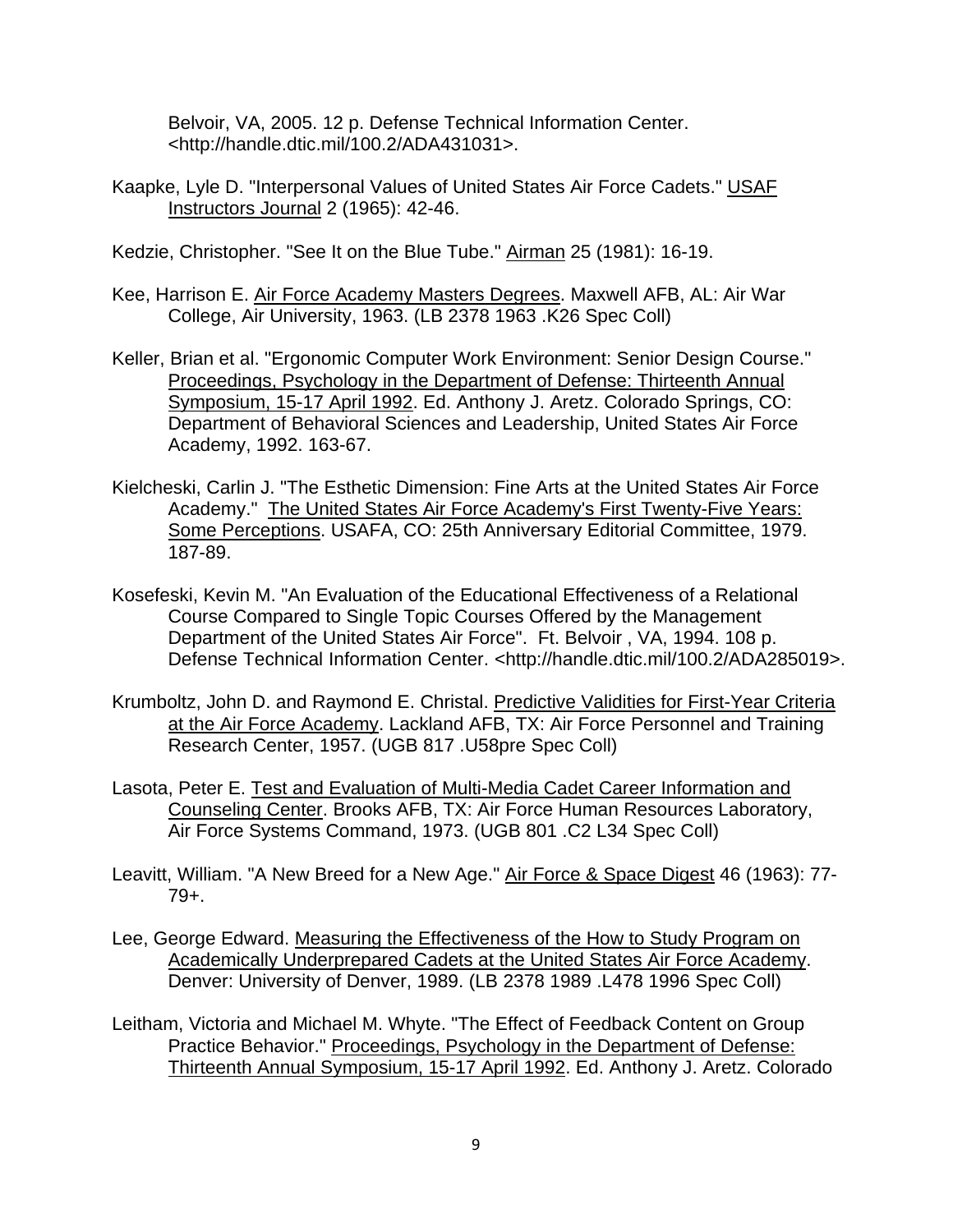Belvoir, VA, 2005. 12 p. Defense Technical Information Center. <http://handle.dtic.mil/100.2/ADA431031>.

Kaapke, Lyle D. "Interpersonal Values of United States Air Force Cadets." USAF Instructors Journal 2 (1965): 42-46.

Kedzie, Christopher. "See It on the Blue Tube." Airman 25 (1981): 16-19.

Kee, Harrison E. Air Force Academy Masters Degrees. Maxwell AFB, AL: Air War College, Air University, 1963. (LB 2378 1963 .K26 Spec Coll)

Keller, Brian et al. "Ergonomic Computer Work Environment: Senior Design Course." Proceedings, Psychology in the Department of Defense: Thirteenth Annual Symposium, 15-17 April 1992. Ed. Anthony J. Aretz. Colorado Springs, CO: Department of Behavioral Sciences and Leadership, United States Air Force Academy, 1992. 163-67.

Kielcheski, Carlin J. "The Esthetic Dimension: Fine Arts at the United States Air Force Academy." The United States Air Force Academy's First Twenty-Five Years: Some Perceptions. USAFA, CO: 25th Anniversary Editorial Committee, 1979. 187-89.

Kosefeski, Kevin M. "An Evaluation of the Educational Effectiveness of a Relational Course Compared to Single Topic Courses Offered by the Management Department of the United States Air Force". Ft. Belvoir , VA, 1994. 108 p. Defense Technical Information Center. <http://handle.dtic.mil/100.2/ADA285019>.

Krumboltz, John D. and Raymond E. Christal. Predictive Validities for First-Year Criteria at the Air Force Academy. Lackland AFB, TX: Air Force Personnel and Training Research Center, 1957. (UGB 817 .U58pre Spec Coll)

Lasota, Peter E. Test and Evaluation of Multi-Media Cadet Career Information and Counseling Center. Brooks AFB, TX: Air Force Human Resources Laboratory, Air Force Systems Command, 1973. (UGB 801 .C2 L34 Spec Coll)

Leavitt, William. "A New Breed for a New Age." Air Force & Space Digest 46 (1963): 77-79+.

Lee, George Edward. Measuring the Effectiveness of the How to Study Program on Academically Underprepared Cadets at the United States Air Force Academy. Denver: University of Denver, 1989. (LB 2378 1989 .L478 1996 Spec Coll)

Leitham, Victoria and Michael M. Whyte. "The Effect of Feedback Content on Group Practice Behavior." Proceedings, Psychology in the Department of Defense: Thirteenth Annual Symposium, 15-17 April 1992. Ed. Anthony J. Aretz. Colorado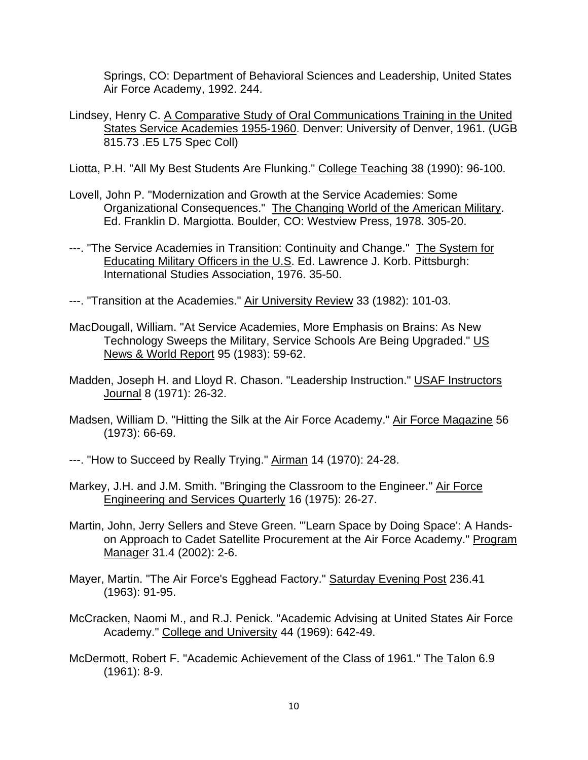Springs, CO: Department of Behavioral Sciences and Leadership, United States Air Force Academy, 1992. 244.

Lindsey, Henry C. A Comparative Study of Oral Communications Training in the United States Service Academies 1955-1960. Denver: University of Denver, 1961. (UGB 815.73 .E5 L75 Spec Coll)

Liotta, P.H. "All My Best Students Are Flunking." College Teaching 38 (1990): 96-100.

Lovell, John P. "Modernization and Growth at the Service Academies: Some Organizational Consequences." The Changing World of the American Military. Ed. Franklin D. Margiotta. Boulder, CO: Westview Press, 1978. 305-20.

---. "The Service Academies in Transition: Continuity and Change." The System for Educating Military Officers in the U.S. Ed. Lawrence J. Korb. Pittsburgh: International Studies Association, 1976. 35-50.

---. "Transition at the Academies." Air University Review 33 (1982): 101-03.

MacDougall, William. "At Service Academies, More Emphasis on Brains: As New Technology Sweeps the Military, Service Schools Are Being Upgraded." US News & World Report 95 (1983): 59-62.

Madden, Joseph H. and Lloyd R. Chason. "Leadership Instruction." USAF Instructors Journal 8 (1971): 26-32.

Madsen, William D. "Hitting the Silk at the Air Force Academy." Air Force Magazine 56 (1973): 66-69.

---. "How to Succeed by Really Trying." Airman 14 (1970): 24-28.

Markey, J.H. and J.M. Smith. "Bringing the Classroom to the Engineer." Air Force Engineering and Services Quarterly 16 (1975): 26-27.

Martin, John, Jerry Sellers and Steve Green. "'Learn Space by Doing Space': A Hands-on Approach to Cadet Satellite Procurement at the Air Force Academy." Program Manager 31.4 (2002): 2-6.

Mayer, Martin. "The Air Force's Egghead Factory." Saturday Evening Post 236.41 (1963): 91-95.

McCracken, Naomi M., and R.J. Penick. "Academic Advising at United States Air Force Academy." College and University 44 (1969): 642-49.

McDermott, Robert F. "Academic Achievement of the Class of 1961." The Talon 6.9 (1961): 8-9.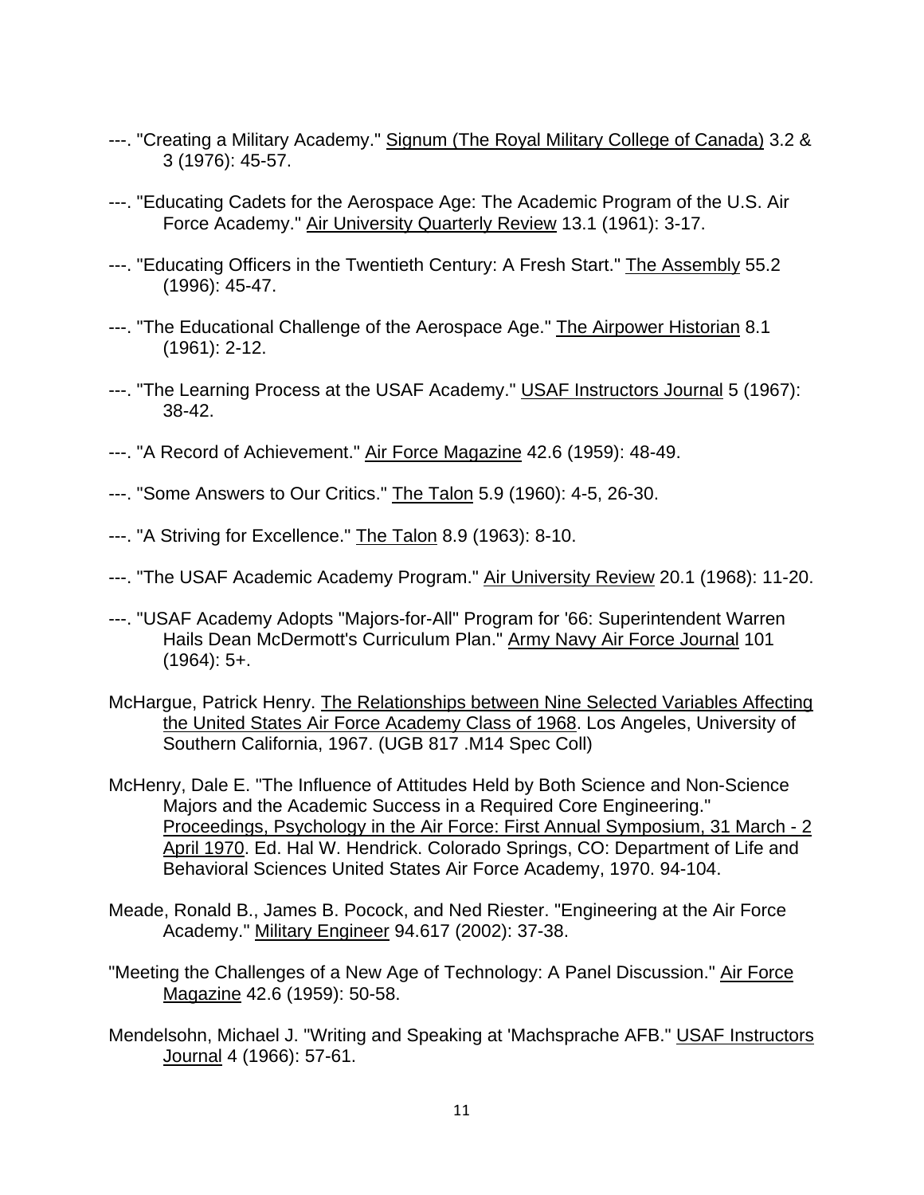---. "Creating a Military Academy." Signum (The Royal Military College of Canada) 3.2 & 3 (1976): 45-57.

---. "Educating Cadets for the Aerospace Age: The Academic Program of the U.S. Air Force Academy." Air University Quarterly Review 13.1 (1961): 3-17.

---. "Educating Officers in the Twentieth Century: A Fresh Start." The Assembly 55.2 (1996): 45-47.

---. "The Educational Challenge of the Aerospace Age." The Airpower Historian 8.1 (1961): 2-12.

---. "The Learning Process at the USAF Academy." USAF Instructors Journal 5 (1967): 38-42.

---. "A Record of Achievement." Air Force Magazine 42.6 (1959): 48-49.

---. "Some Answers to Our Critics." The Talon 5.9 (1960): 4-5, 26-30.

---. "A Striving for Excellence." The Talon 8.9 (1963): 8-10.

---. "The USAF Academic Academy Program." Air University Review 20.1 (1968): 11-20.

---. "USAF Academy Adopts "Majors-for-All" Program for '66: Superintendent Warren Hails Dean McDermott's Curriculum Plan." Army Navy Air Force Journal 101 (1964): 5+.

McHargue, Patrick Henry. The Relationships between Nine Selected Variables Affecting the United States Air Force Academy Class of 1968. Los Angeles, University of Southern California, 1967. (UGB 817 .M14 Spec Coll)

McHenry, Dale E. "The Influence of Attitudes Held by Both Science and Non-Science Majors and the Academic Success in a Required Core Engineering." Proceedings, Psychology in the Air Force: First Annual Symposium, 31 March - 2 April 1970. Ed. Hal W. Hendrick. Colorado Springs, CO: Department of Life and Behavioral Sciences United States Air Force Academy, 1970. 94-104.

Meade, Ronald B., James B. Pocock, and Ned Riester. "Engineering at the Air Force Academy." Military Engineer 94.617 (2002): 37-38.

"Meeting the Challenges of a New Age of Technology: A Panel Discussion." Air Force Magazine 42.6 (1959): 50-58.

Mendelsohn, Michael J. "Writing and Speaking at 'Machsprache AFB." USAF Instructors Journal 4 (1966): 57-61.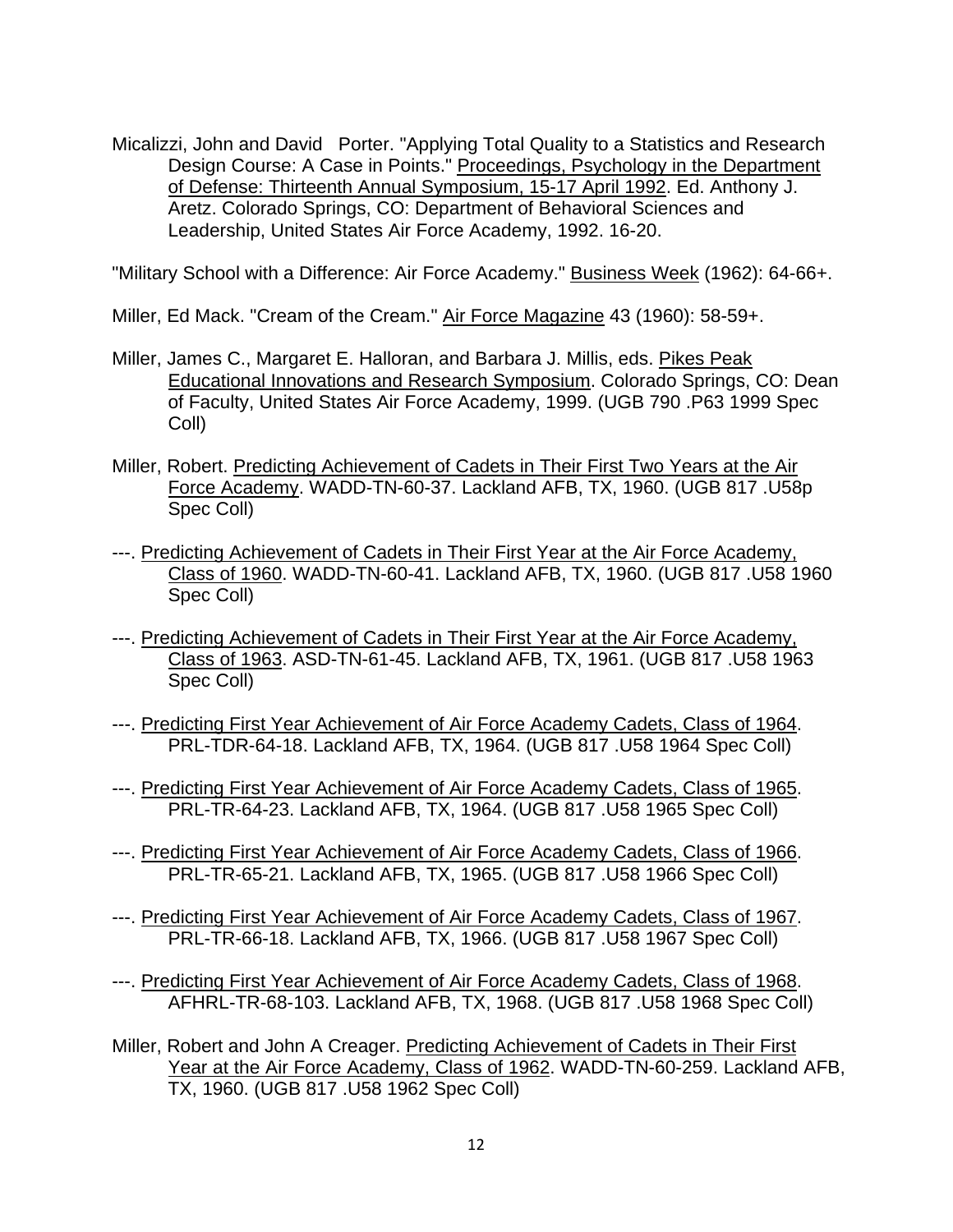Micalizzi, John and David Porter. "Applying Total Quality to a Statistics and Research Design Course: A Case in Points." Proceedings, Psychology in the Department of Defense: Thirteenth Annual Symposium, 15-17 April 1992. Ed. Anthony J. Aretz. Colorado Springs, CO: Department of Behavioral Sciences and Leadership, United States Air Force Academy, 1992. 16-20.

"Military School with a Difference: Air Force Academy." Business Week (1962): 64-66+.

Miller, Ed Mack. "Cream of the Cream." Air Force Magazine 43 (1960): 58-59+.

Miller, James C., Margaret E. Halloran, and Barbara J. Millis, eds. Pikes Peak Educational Innovations and Research Symposium. Colorado Springs, CO: Dean of Faculty, United States Air Force Academy, 1999. (UGB 790 .P63 1999 Spec Coll)

Miller, Robert. Predicting Achievement of Cadets in Their First Two Years at the Air Force Academy. WADD-TN-60-37. Lackland AFB, TX, 1960. (UGB 817 .U58p Spec Coll)

---. Predicting Achievement of Cadets in Their First Year at the Air Force Academy, Class of 1960. WADD-TN-60-41. Lackland AFB, TX, 1960. (UGB 817 .U58 1960 Spec Coll)

---. Predicting Achievement of Cadets in Their First Year at the Air Force Academy, Class of 1963. ASD-TN-61-45. Lackland AFB, TX, 1961. (UGB 817 .U58 1963 Spec Coll)

---. Predicting First Year Achievement of Air Force Academy Cadets, Class of 1964. PRL-TDR-64-18. Lackland AFB, TX, 1964. (UGB 817 .U58 1964 Spec Coll)

---. Predicting First Year Achievement of Air Force Academy Cadets, Class of 1965. PRL-TR-64-23. Lackland AFB, TX, 1964. (UGB 817 .U58 1965 Spec Coll)

---. Predicting First Year Achievement of Air Force Academy Cadets, Class of 1966. PRL-TR-65-21. Lackland AFB, TX, 1965. (UGB 817 .U58 1966 Spec Coll)

---. Predicting First Year Achievement of Air Force Academy Cadets, Class of 1967. PRL-TR-66-18. Lackland AFB, TX, 1966. (UGB 817 .U58 1967 Spec Coll)

---. Predicting First Year Achievement of Air Force Academy Cadets, Class of 1968. AFHRL-TR-68-103. Lackland AFB, TX, 1968. (UGB 817 .U58 1968 Spec Coll)

Miller, Robert and John A Creager. Predicting Achievement of Cadets in Their First Year at the Air Force Academy, Class of 1962. WADD-TN-60-259. Lackland AFB, TX, 1960. (UGB 817 .U58 1962 Spec Coll)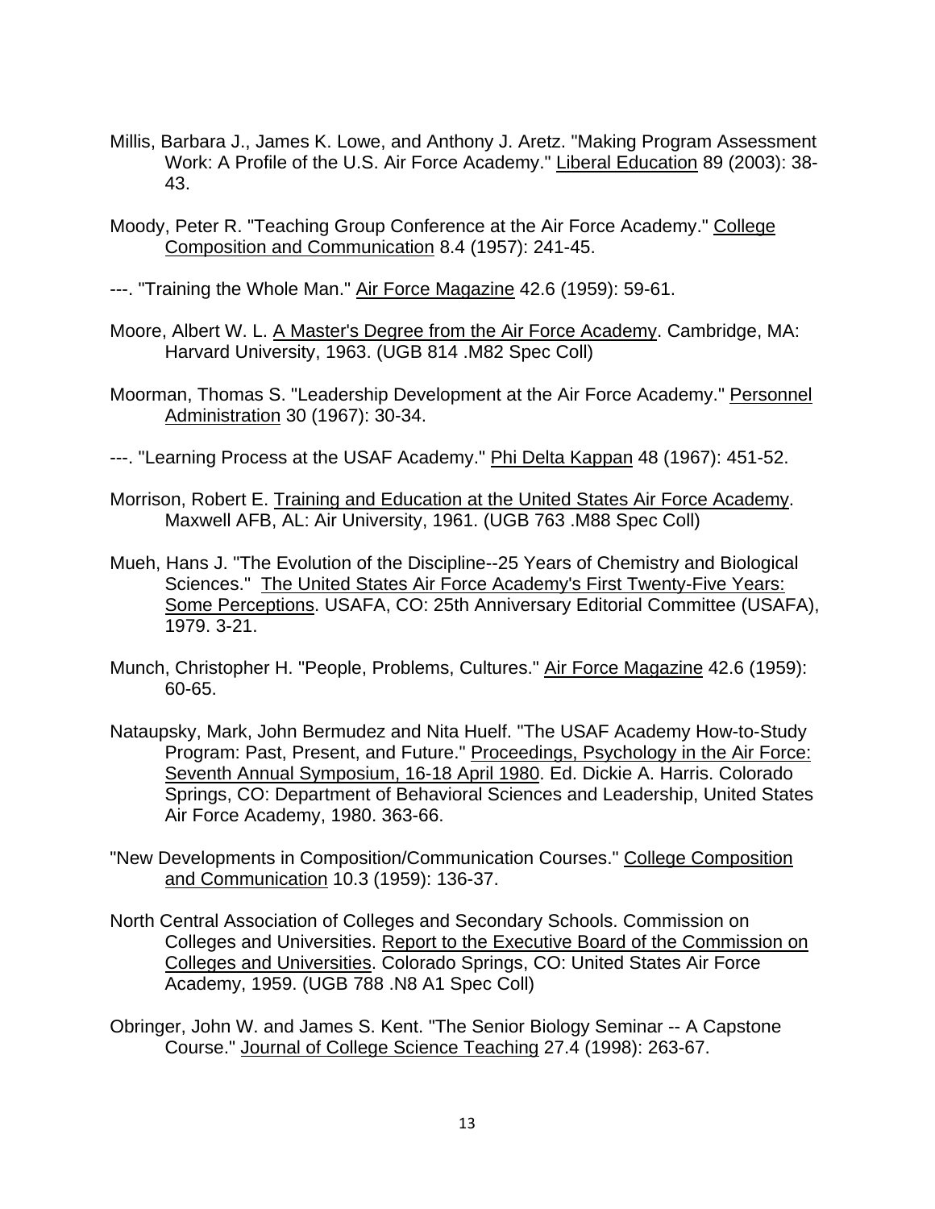Millis, Barbara J., James K. Lowe, and Anthony J. Aretz. "Making Program Assessment Work: A Profile of the U.S. Air Force Academy." Liberal Education 89 (2003): 38-43.

Moody, Peter R. "Teaching Group Conference at the Air Force Academy." College Composition and Communication 8.4 (1957): 241-45.

---. "Training the Whole Man." Air Force Magazine 42.6 (1959): 59-61.

Moore, Albert W. L. A Master's Degree from the Air Force Academy. Cambridge, MA: Harvard University, 1963. (UGB 814 .M82 Spec Coll)

Moorman, Thomas S. "Leadership Development at the Air Force Academy." Personnel Administration 30 (1967): 30-34.

---. "Learning Process at the USAF Academy." Phi Delta Kappan 48 (1967): 451-52.

Morrison, Robert E. Training and Education at the United States Air Force Academy. Maxwell AFB, AL: Air University, 1961. (UGB 763 .M88 Spec Coll)

Mueh, Hans J. "The Evolution of the Discipline--25 Years of Chemistry and Biological Sciences." The United States Air Force Academy's First Twenty-Five Years: Some Perceptions. USAFA, CO: 25th Anniversary Editorial Committee (USAFA), 1979. 3-21.

Munch, Christopher H. "People, Problems, Cultures." Air Force Magazine 42.6 (1959): 60-65.

Nataupsky, Mark, John Bermudez and Nita Huelf. "The USAF Academy How-to-Study Program: Past, Present, and Future." Proceedings, Psychology in the Air Force: Seventh Annual Symposium, 16-18 April 1980. Ed. Dickie A. Harris. Colorado Springs, CO: Department of Behavioral Sciences and Leadership, United States Air Force Academy, 1980. 363-66.

"New Developments in Composition/Communication Courses." College Composition and Communication 10.3 (1959): 136-37.

North Central Association of Colleges and Secondary Schools. Commission on Colleges and Universities. Report to the Executive Board of the Commission on Colleges and Universities. Colorado Springs, CO: United States Air Force Academy, 1959. (UGB 788 .N8 A1 Spec Coll)

Obringer, John W. and James S. Kent. "The Senior Biology Seminar -- A Capstone Course." Journal of College Science Teaching 27.4 (1998): 263-67.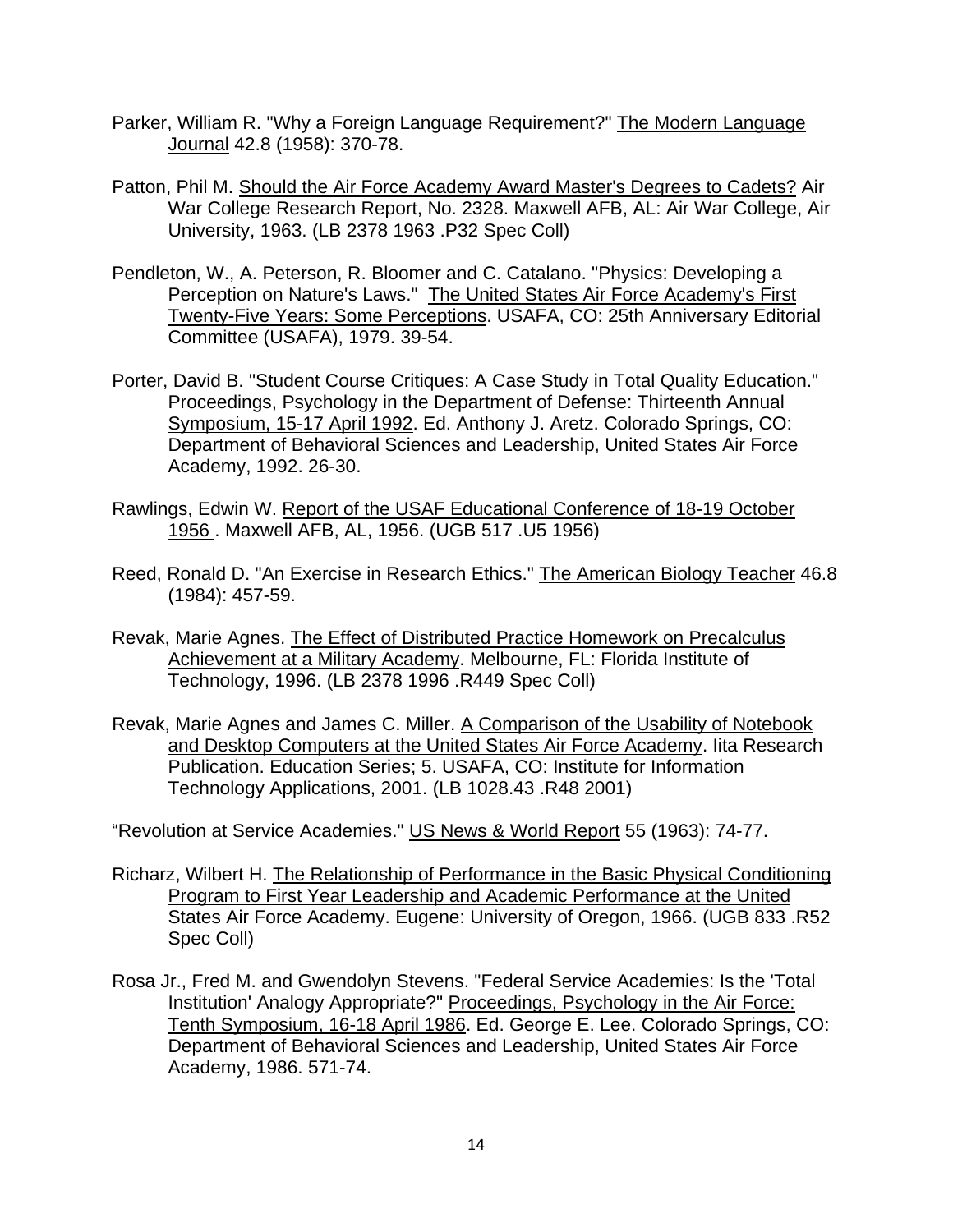Parker, William R. "Why a Foreign Language Requirement?" The Modern Language Journal 42.8 (1958): 370-78.

Patton, Phil M. Should the Air Force Academy Award Master's Degrees to Cadets? Air War College Research Report, No. 2328. Maxwell AFB, AL: Air War College, Air University, 1963. (LB 2378 1963 .P32 Spec Coll)

Pendleton, W., A. Peterson, R. Bloomer and C. Catalano. "Physics: Developing a Perception on Nature's Laws." The United States Air Force Academy's First Twenty-Five Years: Some Perceptions. USAFA, CO: 25th Anniversary Editorial Committee (USAFA), 1979. 39-54.

Porter, David B. "Student Course Critiques: A Case Study in Total Quality Education." Proceedings, Psychology in the Department of Defense: Thirteenth Annual Symposium, 15-17 April 1992. Ed. Anthony J. Aretz. Colorado Springs, CO: Department of Behavioral Sciences and Leadership, United States Air Force Academy, 1992. 26-30.

Rawlings, Edwin W. Report of the USAF Educational Conference of 18-19 October 1956 . Maxwell AFB, AL, 1956. (UGB 517 .U5 1956)

Reed, Ronald D. "An Exercise in Research Ethics." The American Biology Teacher 46.8 (1984): 457-59.

Revak, Marie Agnes. The Effect of Distributed Practice Homework on Precalculus Achievement at a Military Academy. Melbourne, FL: Florida Institute of Technology, 1996. (LB 2378 1996 .R449 Spec Coll)

Revak, Marie Agnes and James C. Miller. A Comparison of the Usability of Notebook and Desktop Computers at the United States Air Force Academy. Iita Research Publication. Education Series; 5. USAFA, CO: Institute for Information Technology Applications, 2001. (LB 1028.43 .R48 2001)

"Revolution at Service Academies." US News & World Report 55 (1963): 74-77.

Richarz, Wilbert H. The Relationship of Performance in the Basic Physical Conditioning Program to First Year Leadership and Academic Performance at the United States Air Force Academy. Eugene: University of Oregon, 1966. (UGB 833 .R52 Spec Coll)

Rosa Jr., Fred M. and Gwendolyn Stevens. "Federal Service Academies: Is the 'Total Institution' Analogy Appropriate?" Proceedings, Psychology in the Air Force: Tenth Symposium, 16-18 April 1986. Ed. George E. Lee. Colorado Springs, CO: Department of Behavioral Sciences and Leadership, United States Air Force Academy, 1986. 571-74.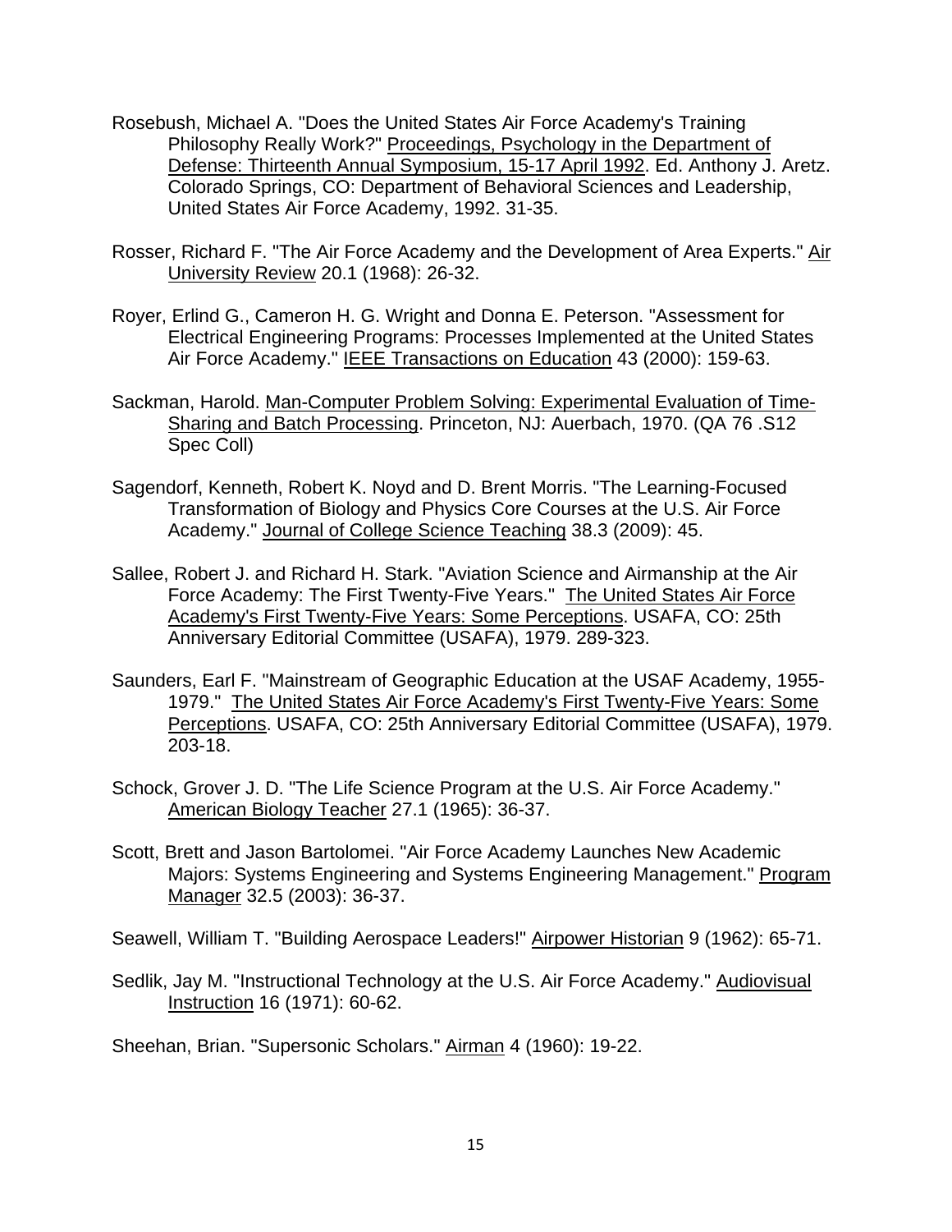Rosebush, Michael A. "Does the United States Air Force Academy's Training Philosophy Really Work?" Proceedings, Psychology in the Department of Defense: Thirteenth Annual Symposium, 15-17 April 1992. Ed. Anthony J. Aretz. Colorado Springs, CO: Department of Behavioral Sciences and Leadership, United States Air Force Academy, 1992. 31-35.

Rosser, Richard F. "The Air Force Academy and the Development of Area Experts." Air University Review 20.1 (1968): 26-32.

Royer, Erlind G., Cameron H. G. Wright and Donna E. Peterson. "Assessment for Electrical Engineering Programs: Processes Implemented at the United States Air Force Academy." IEEE Transactions on Education 43 (2000): 159-63.

Sackman, Harold. Man-Computer Problem Solving: Experimental Evaluation of Time-Sharing and Batch Processing. Princeton, NJ: Auerbach, 1970. (QA 76 .S12 Spec Coll)

Sagendorf, Kenneth, Robert K. Noyd and D. Brent Morris. "The Learning-Focused Transformation of Biology and Physics Core Courses at the U.S. Air Force Academy." Journal of College Science Teaching 38.3 (2009): 45.

Sallee, Robert J. and Richard H. Stark. "Aviation Science and Airmanship at the Air Force Academy: The First Twenty-Five Years." The United States Air Force Academy's First Twenty-Five Years: Some Perceptions. USAFA, CO: 25th Anniversary Editorial Committee (USAFA), 1979. 289-323.

Saunders, Earl F. "Mainstream of Geographic Education at the USAF Academy, 1955-1979." The United States Air Force Academy's First Twenty-Five Years: Some Perceptions. USAFA, CO: 25th Anniversary Editorial Committee (USAFA), 1979. 203-18.

Schock, Grover J. D. "The Life Science Program at the U.S. Air Force Academy." American Biology Teacher 27.1 (1965): 36-37.

Scott, Brett and Jason Bartolomei. "Air Force Academy Launches New Academic Majors: Systems Engineering and Systems Engineering Management." Program Manager 32.5 (2003): 36-37.

Seawell, William T. "Building Aerospace Leaders!" Airpower Historian 9 (1962): 65-71.

Sedlik, Jay M. "Instructional Technology at the U.S. Air Force Academy." Audiovisual Instruction 16 (1971): 60-62.

Sheehan, Brian. "Supersonic Scholars." Airman 4 (1960): 19-22.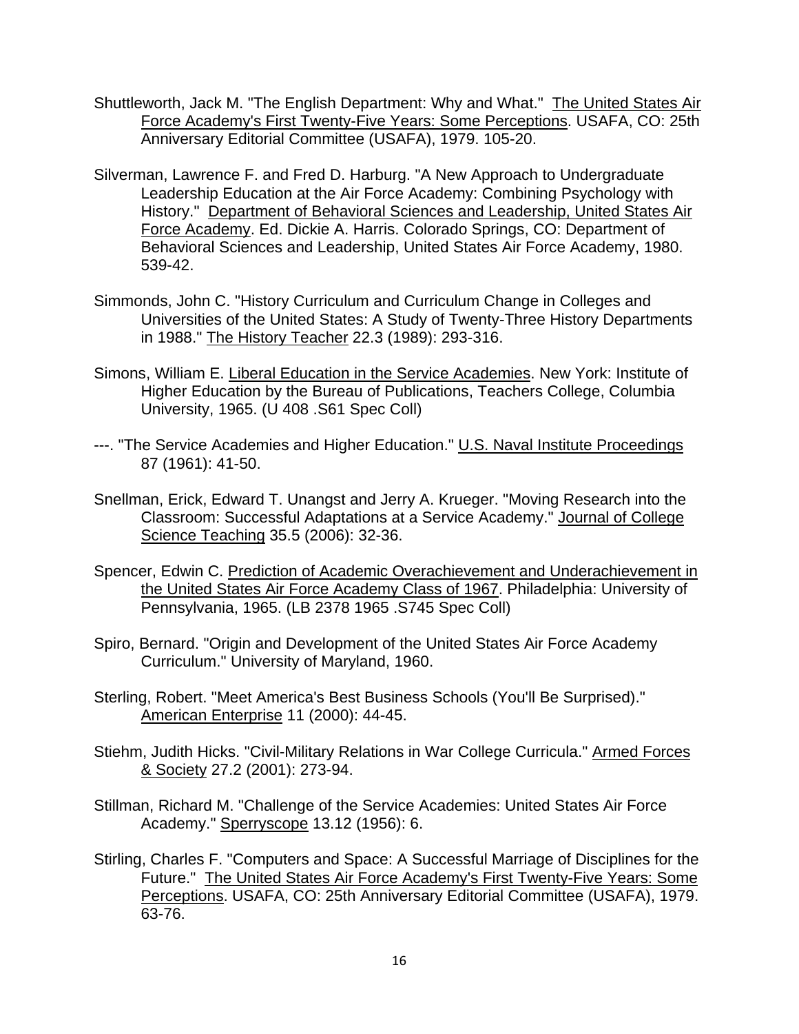Shuttleworth, Jack M. "The English Department: Why and What." The United States Air Force Academy's First Twenty-Five Years: Some Perceptions. USAFA, CO: 25th Anniversary Editorial Committee (USAFA), 1979. 105-20.

Silverman, Lawrence F. and Fred D. Harburg. "A New Approach to Undergraduate Leadership Education at the Air Force Academy: Combining Psychology with History." Department of Behavioral Sciences and Leadership, United States Air Force Academy. Ed. Dickie A. Harris. Colorado Springs, CO: Department of Behavioral Sciences and Leadership, United States Air Force Academy, 1980. 539-42.

Simmonds, John C. "History Curriculum and Curriculum Change in Colleges and Universities of the United States: A Study of Twenty-Three History Departments in 1988." The History Teacher 22.3 (1989): 293-316.

Simons, William E. Liberal Education in the Service Academies. New York: Institute of Higher Education by the Bureau of Publications, Teachers College, Columbia University, 1965. (U 408 .S61 Spec Coll)

---. "The Service Academies and Higher Education." U.S. Naval Institute Proceedings 87 (1961): 41-50.

Snellman, Erick, Edward T. Unangst and Jerry A. Krueger. "Moving Research into the Classroom: Successful Adaptations at a Service Academy." Journal of College Science Teaching 35.5 (2006): 32-36.

Spencer, Edwin C. Prediction of Academic Overachievement and Underachievement in the United States Air Force Academy Class of 1967. Philadelphia: University of Pennsylvania, 1965. (LB 2378 1965 .S745 Spec Coll)

Spiro, Bernard. "Origin and Development of the United States Air Force Academy Curriculum." University of Maryland, 1960.

Sterling, Robert. "Meet America's Best Business Schools (You'll Be Surprised)." American Enterprise 11 (2000): 44-45.

Stiehm, Judith Hicks. "Civil-Military Relations in War College Curricula." Armed Forces & Society 27.2 (2001): 273-94.

Stillman, Richard M. "Challenge of the Service Academies: United States Air Force Academy." Sperryscope 13.12 (1956): 6.

Stirling, Charles F. "Computers and Space: A Successful Marriage of Disciplines for the Future." The United States Air Force Academy's First Twenty-Five Years: Some Perceptions. USAFA, CO: 25th Anniversary Editorial Committee (USAFA), 1979. 63-76.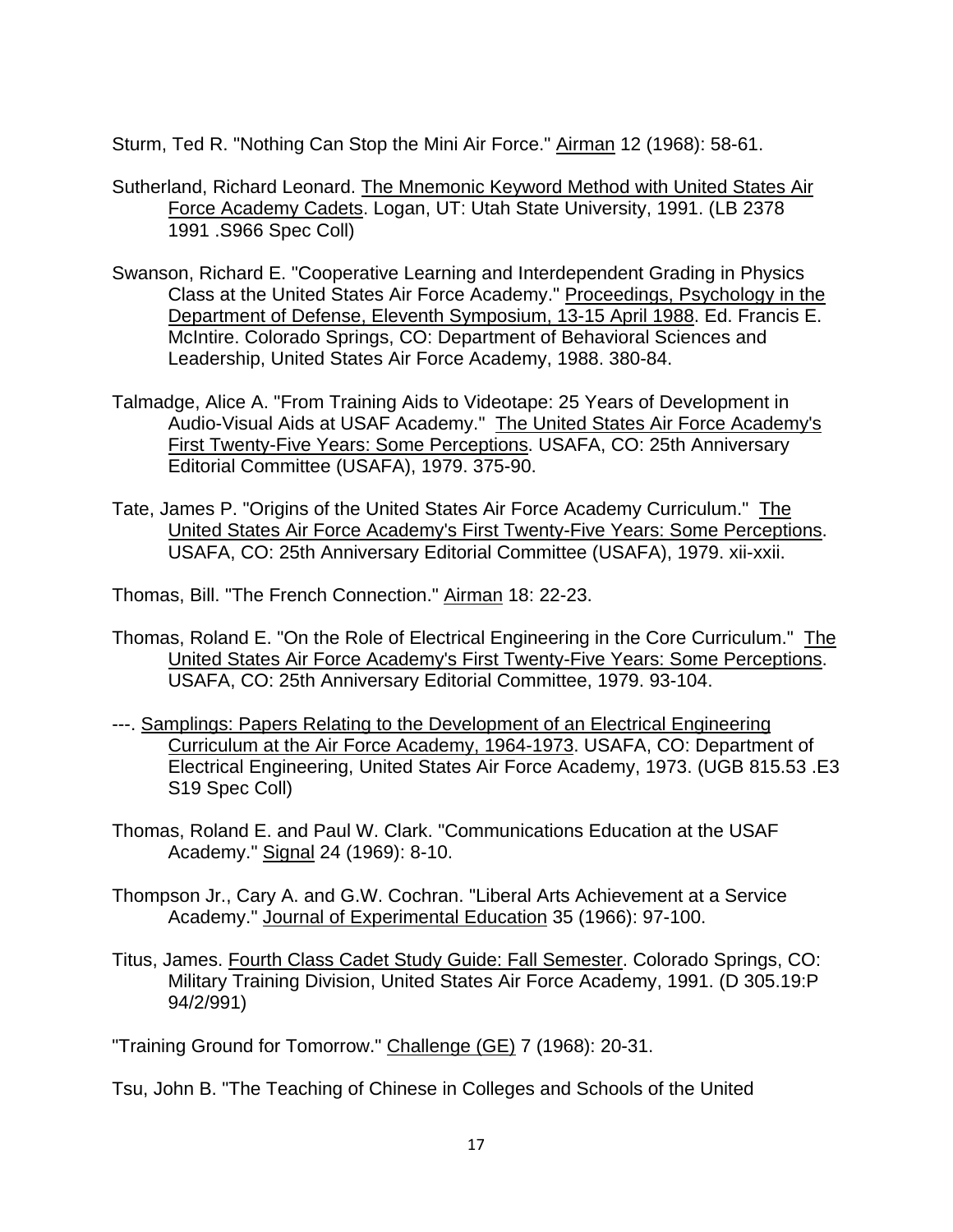Sturm, Ted R. "Nothing Can Stop the Mini Air Force." Airman 12 (1968): 58-61.

Sutherland, Richard Leonard. The Mnemonic Keyword Method with United States Air Force Academy Cadets. Logan, UT: Utah State University, 1991. (LB 2378 1991 .S966 Spec Coll)

Swanson, Richard E. "Cooperative Learning and Interdependent Grading in Physics Class at the United States Air Force Academy." Proceedings, Psychology in the Department of Defense, Eleventh Symposium, 13-15 April 1988. Ed. Francis E. McIntire. Colorado Springs, CO: Department of Behavioral Sciences and Leadership, United States Air Force Academy, 1988. 380-84.

Talmadge, Alice A. "From Training Aids to Videotape: 25 Years of Development in Audio-Visual Aids at USAF Academy." The United States Air Force Academy's First Twenty-Five Years: Some Perceptions. USAFA, CO: 25th Anniversary Editorial Committee (USAFA), 1979. 375-90.

Tate, James P. "Origins of the United States Air Force Academy Curriculum." The United States Air Force Academy's First Twenty-Five Years: Some Perceptions. USAFA, CO: 25th Anniversary Editorial Committee (USAFA), 1979. xii-xxii.

Thomas, Bill. "The French Connection." Airman 18: 22-23.

Thomas, Roland E. "On the Role of Electrical Engineering in the Core Curriculum." The United States Air Force Academy's First Twenty-Five Years: Some Perceptions. USAFA, CO: 25th Anniversary Editorial Committee, 1979. 93-104.

---. Samplings: Papers Relating to the Development of an Electrical Engineering Curriculum at the Air Force Academy, 1964-1973. USAFA, CO: Department of Electrical Engineering, United States Air Force Academy, 1973. (UGB 815.53 .E3 S19 Spec Coll)

Thomas, Roland E. and Paul W. Clark. "Communications Education at the USAF Academy." Signal 24 (1969): 8-10.

Thompson Jr., Cary A. and G.W. Cochran. "Liberal Arts Achievement at a Service Academy." Journal of Experimental Education 35 (1966): 97-100.

Titus, James. Fourth Class Cadet Study Guide: Fall Semester. Colorado Springs, CO: Military Training Division, United States Air Force Academy, 1991. (D 305.19:P 94/2/991)

"Training Ground for Tomorrow." Challenge (GE) 7 (1968): 20-31.

Tsu, John B. "The Teaching of Chinese in Colleges and Schools of the United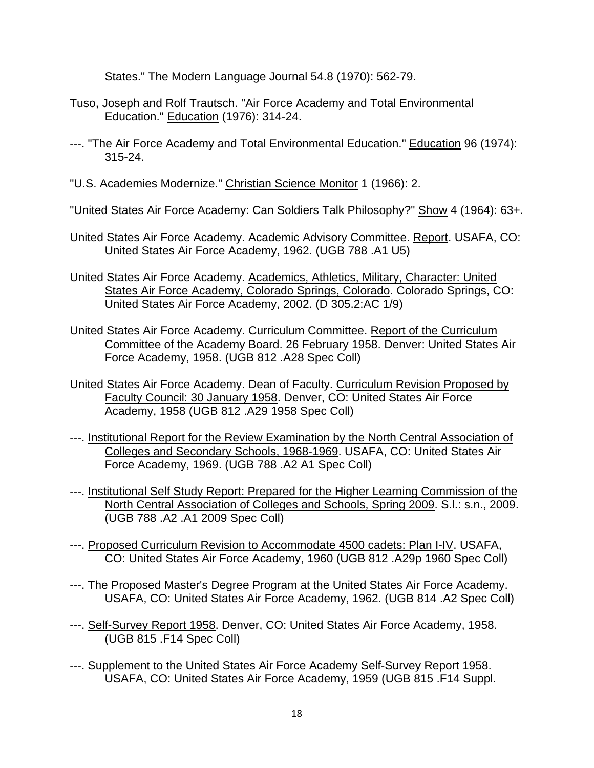States." The Modern Language Journal 54.8 (1970): 562-79.

Tuso, Joseph and Rolf Trautsch. "Air Force Academy and Total Environmental Education." Education (1976): 314-24.

---. "The Air Force Academy and Total Environmental Education." Education 96 (1974): 315-24.

"U.S. Academies Modernize." Christian Science Monitor 1 (1966): 2.

"United States Air Force Academy: Can Soldiers Talk Philosophy?" Show 4 (1964): 63+.

United States Air Force Academy. Academic Advisory Committee. Report. USAFA, CO: United States Air Force Academy, 1962. (UGB 788 .A1 U5)

United States Air Force Academy. Academics, Athletics, Military, Character: United States Air Force Academy, Colorado Springs, Colorado. Colorado Springs, CO: United States Air Force Academy, 2002. (D 305.2:AC 1/9)

United States Air Force Academy. Curriculum Committee. Report of the Curriculum Committee of the Academy Board. 26 February 1958. Denver: United States Air Force Academy, 1958. (UGB 812 .A28 Spec Coll)

United States Air Force Academy. Dean of Faculty. Curriculum Revision Proposed by Faculty Council: 30 January 1958. Denver, CO: United States Air Force Academy, 1958 (UGB 812 .A29 1958 Spec Coll)

---. Institutional Report for the Review Examination by the North Central Association of Colleges and Secondary Schools, 1968-1969. USAFA, CO: United States Air Force Academy, 1969. (UGB 788 .A2 A1 Spec Coll)

---. Institutional Self Study Report: Prepared for the Higher Learning Commission of the North Central Association of Colleges and Schools, Spring 2009. S.l.: s.n., 2009. (UGB 788 .A2 .A1 2009 Spec Coll)

---. Proposed Curriculum Revision to Accommodate 4500 cadets: Plan I-IV. USAFA, CO: United States Air Force Academy, 1960 (UGB 812 .A29p 1960 Spec Coll)

---. The Proposed Master's Degree Program at the United States Air Force Academy. USAFA, CO: United States Air Force Academy, 1962. (UGB 814 .A2 Spec Coll)

---. Self-Survey Report 1958. Denver, CO: United States Air Force Academy, 1958. (UGB 815 .F14 Spec Coll)

---. Supplement to the United States Air Force Academy Self-Survey Report 1958. USAFA, CO: United States Air Force Academy, 1959 (UGB 815 .F14 Suppl.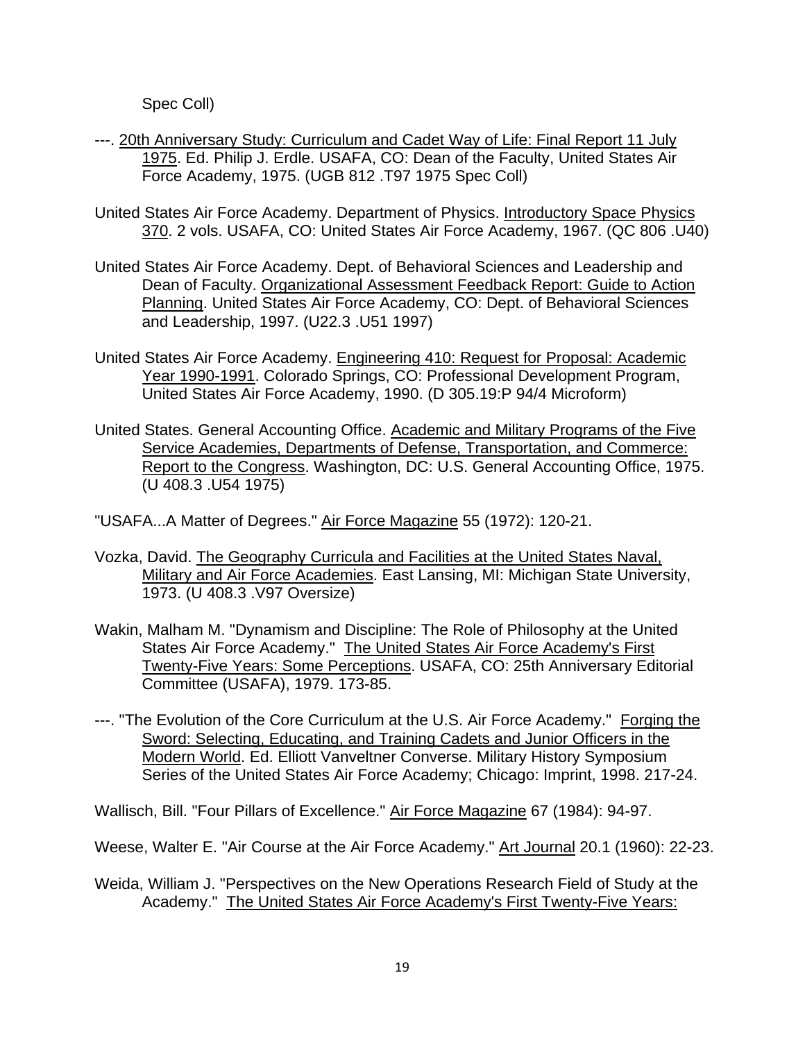Spec Coll)

---. 20th Anniversary Study: Curriculum and Cadet Way of Life: Final Report 11 July 1975. Ed. Philip J. Erdle. USAFA, CO: Dean of the Faculty, United States Air Force Academy, 1975. (UGB 812 .T97 1975 Spec Coll)

United States Air Force Academy. Department of Physics. Introductory Space Physics 370. 2 vols. USAFA, CO: United States Air Force Academy, 1967. (QC 806 .U40)

United States Air Force Academy. Dept. of Behavioral Sciences and Leadership and Dean of Faculty. Organizational Assessment Feedback Report: Guide to Action Planning. United States Air Force Academy, CO: Dept. of Behavioral Sciences and Leadership, 1997. (U22.3 .U51 1997)

United States Air Force Academy. Engineering 410: Request for Proposal: Academic Year 1990-1991. Colorado Springs, CO: Professional Development Program, United States Air Force Academy, 1990. (D 305.19:P 94/4 Microform)

United States. General Accounting Office. Academic and Military Programs of the Five Service Academies, Departments of Defense, Transportation, and Commerce: Report to the Congress. Washington, DC: U.S. General Accounting Office, 1975. (U 408.3 .U54 1975)

"USAFA...A Matter of Degrees." Air Force Magazine 55 (1972): 120-21.

Vozka, David. The Geography Curricula and Facilities at the United States Naval, Military and Air Force Academies. East Lansing, MI: Michigan State University, 1973. (U 408.3 .V97 Oversize)

Wakin, Malham M. "Dynamism and Discipline: The Role of Philosophy at the United States Air Force Academy." The United States Air Force Academy's First Twenty-Five Years: Some Perceptions. USAFA, CO: 25th Anniversary Editorial Committee (USAFA), 1979. 173-85.

---. "The Evolution of the Core Curriculum at the U.S. Air Force Academy." Forging the Sword: Selecting, Educating, and Training Cadets and Junior Officers in the Modern World. Ed. Elliott Vanveltner Converse. Military History Symposium Series of the United States Air Force Academy; Chicago: Imprint, 1998. 217-24.

Wallisch, Bill. "Four Pillars of Excellence." Air Force Magazine 67 (1984): 94-97.

Weese, Walter E. "Air Course at the Air Force Academy." Art Journal 20.1 (1960): 22-23.

Weida, William J. "Perspectives on the New Operations Research Field of Study at the Academy." The United States Air Force Academy's First Twenty-Five Years: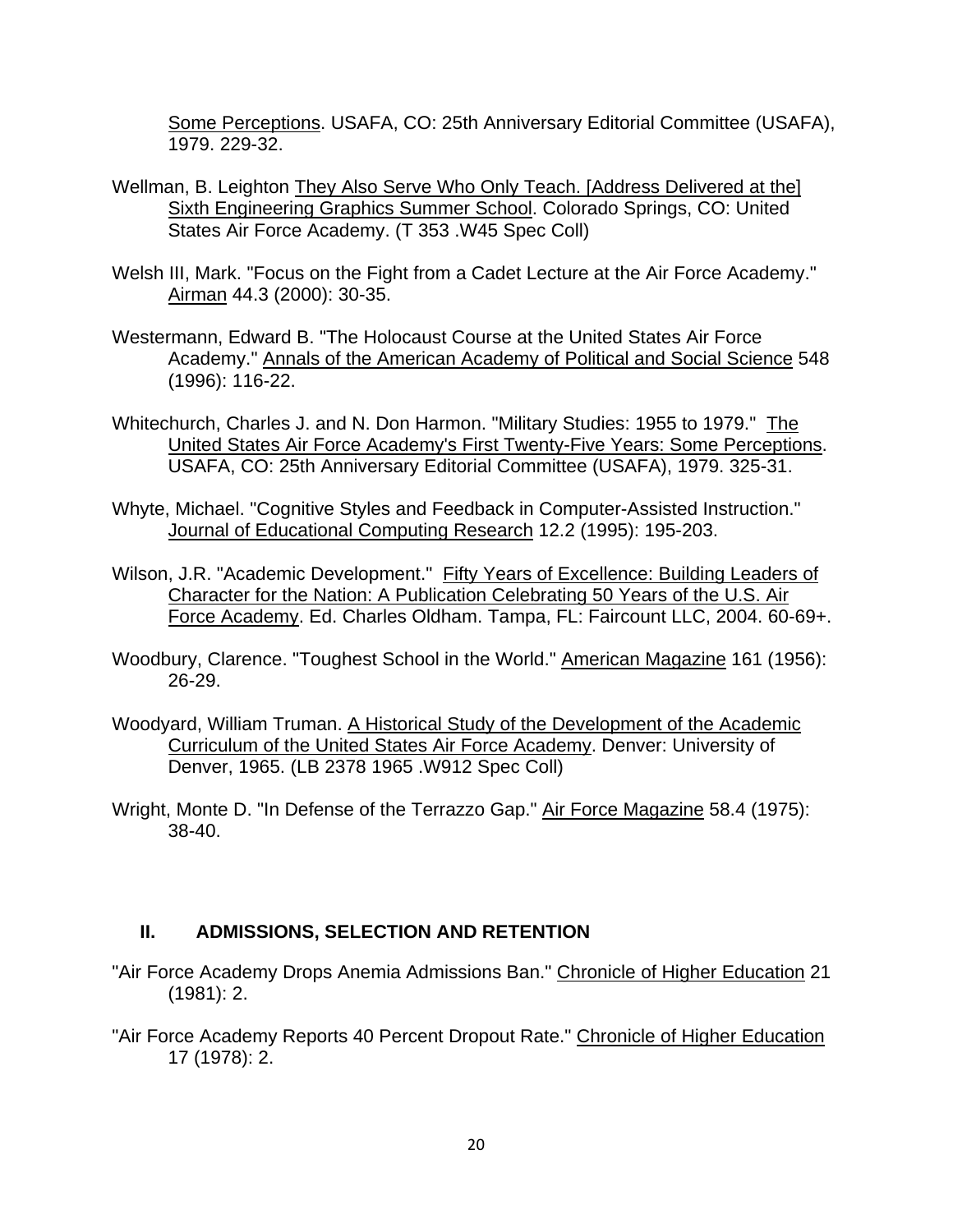Some Perceptions. USAFA, CO: 25th Anniversary Editorial Committee (USAFA), 1979. 229-32.

Wellman, B. Leighton They Also Serve Who Only Teach. [Address Delivered at the] Sixth Engineering Graphics Summer School. Colorado Springs, CO: United States Air Force Academy. (T 353 .W45 Spec Coll)

Welsh III, Mark. "Focus on the Fight from a Cadet Lecture at the Air Force Academy." Airman 44.3 (2000): 30-35.

Westermann, Edward B. "The Holocaust Course at the United States Air Force Academy." Annals of the American Academy of Political and Social Science 548 (1996): 116-22.

Whitechurch, Charles J. and N. Don Harmon. "Military Studies: 1955 to 1979." The United States Air Force Academy's First Twenty-Five Years: Some Perceptions. USAFA, CO: 25th Anniversary Editorial Committee (USAFA), 1979. 325-31.

Whyte, Michael. "Cognitive Styles and Feedback in Computer-Assisted Instruction." Journal of Educational Computing Research 12.2 (1995): 195-203.

Wilson, J.R. "Academic Development." Fifty Years of Excellence: Building Leaders of Character for the Nation: A Publication Celebrating 50 Years of the U.S. Air Force Academy. Ed. Charles Oldham. Tampa, FL: Faircount LLC, 2004. 60-69+.

Woodbury, Clarence. "Toughest School in the World." American Magazine 161 (1956): 26-29.

Woodyard, William Truman. A Historical Study of the Development of the Academic Curriculum of the United States Air Force Academy. Denver: University of Denver, 1965. (LB 2378 1965 .W912 Spec Coll)

Wright, Monte D. "In Defense of the Terrazzo Gap." Air Force Magazine 58.4 (1975): 38-40.

## II. ADMISSIONS, SELECTION AND RETENTION

"Air Force Academy Drops Anemia Admissions Ban." Chronicle of Higher Education 21 (1981): 2.

"Air Force Academy Reports 40 Percent Dropout Rate." Chronicle of Higher Education 17 (1978): 2.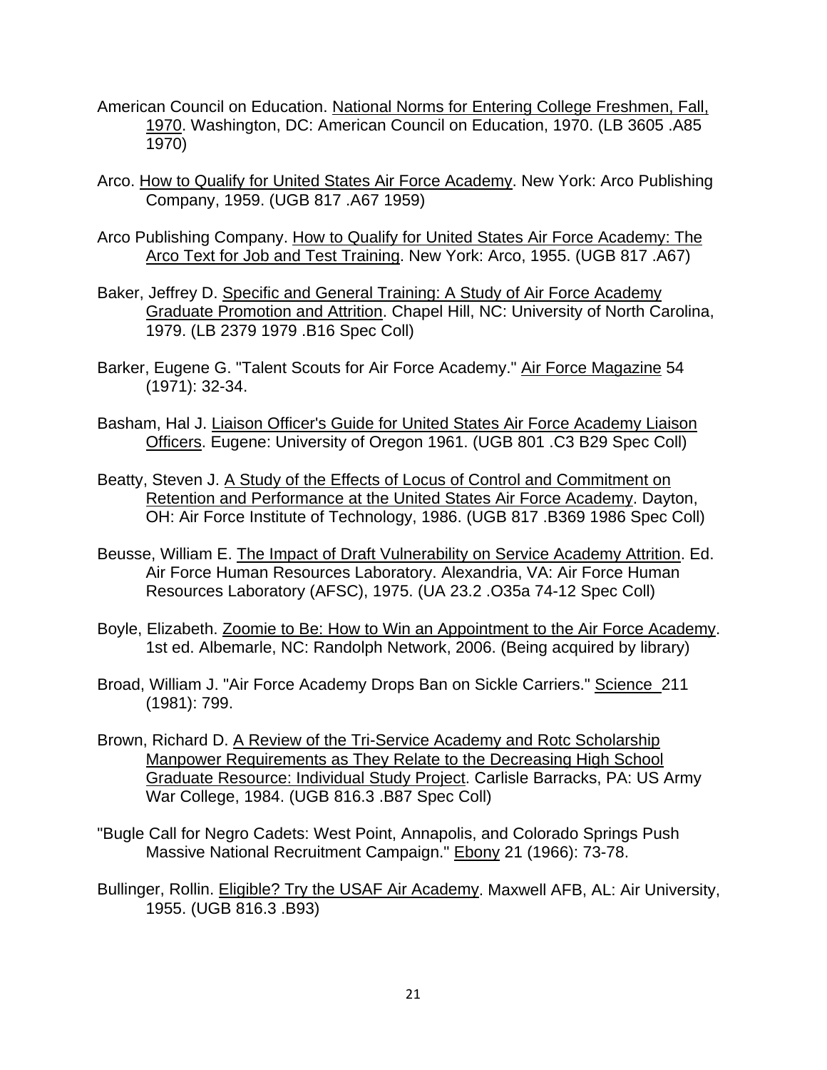American Council on Education. National Norms for Entering College Freshmen, Fall, 1970. Washington, DC: American Council on Education, 1970. (LB 3605 .A85 1970)

Arco. How to Qualify for United States Air Force Academy. New York: Arco Publishing Company, 1959. (UGB 817 .A67 1959)

Arco Publishing Company. How to Qualify for United States Air Force Academy: The Arco Text for Job and Test Training. New York: Arco, 1955. (UGB 817 .A67)

Baker, Jeffrey D. Specific and General Training: A Study of Air Force Academy Graduate Promotion and Attrition. Chapel Hill, NC: University of North Carolina, 1979. (LB 2379 1979 .B16 Spec Coll)

Barker, Eugene G. "Talent Scouts for Air Force Academy." Air Force Magazine 54 (1971): 32-34.

Basham, Hal J. Liaison Officer's Guide for United States Air Force Academy Liaison Officers. Eugene: University of Oregon 1961. (UGB 801 .C3 B29 Spec Coll)

Beatty, Steven J. A Study of the Effects of Locus of Control and Commitment on Retention and Performance at the United States Air Force Academy. Dayton, OH: Air Force Institute of Technology, 1986. (UGB 817 .B369 1986 Spec Coll)

Beusse, William E. The Impact of Draft Vulnerability on Service Academy Attrition. Ed. Air Force Human Resources Laboratory. Alexandria, VA: Air Force Human Resources Laboratory (AFSC), 1975. (UA 23.2 .O35a 74-12 Spec Coll)

Boyle, Elizabeth. Zoomie to Be: How to Win an Appointment to the Air Force Academy. 1st ed. Albemarle, NC: Randolph Network, 2006. (Being acquired by library)

Broad, William J. "Air Force Academy Drops Ban on Sickle Carriers." Science 211 (1981): 799.

Brown, Richard D. A Review of the Tri-Service Academy and Rotc Scholarship Manpower Requirements as They Relate to the Decreasing High School Graduate Resource: Individual Study Project. Carlisle Barracks, PA: US Army War College, 1984. (UGB 816.3 .B87 Spec Coll)

"Bugle Call for Negro Cadets: West Point, Annapolis, and Colorado Springs Push Massive National Recruitment Campaign." Ebony 21 (1966): 73-78.

Bullinger, Rollin. Eligible? Try the USAF Air Academy. Maxwell AFB, AL: Air University, 1955. (UGB 816.3 .B93)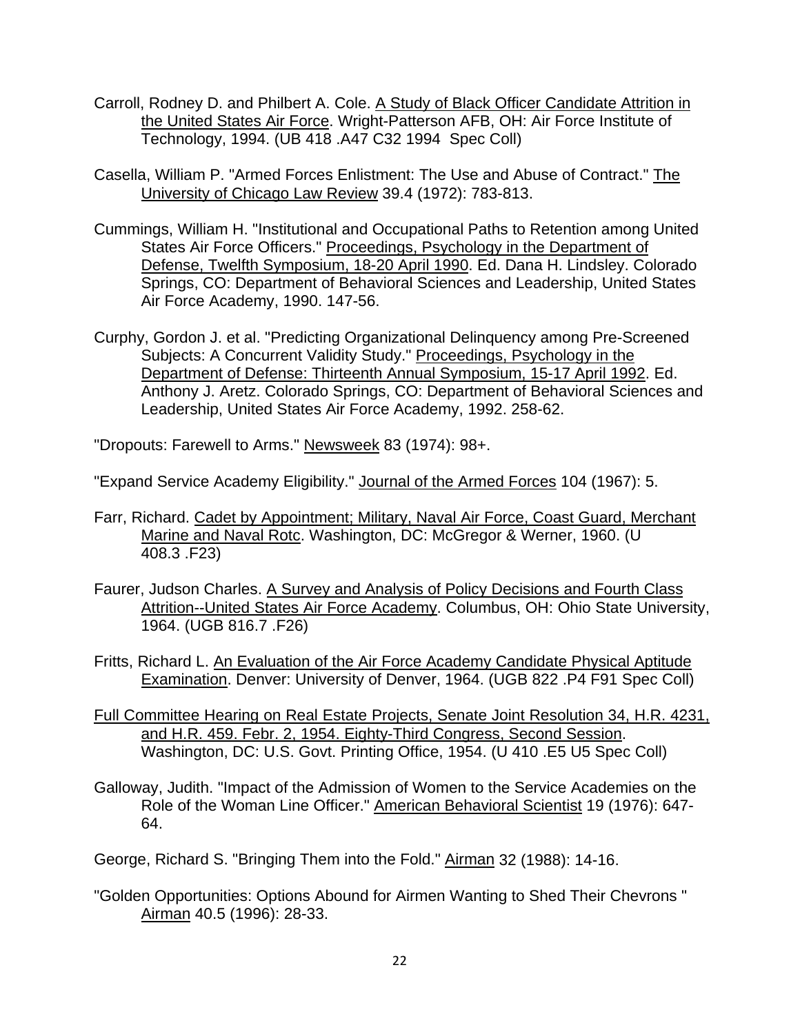Carroll, Rodney D. and Philbert A. Cole. <u>A Study of Black Officer Candidate Attrition in the United States Air Force</u>. Wright-Patterson AFB, OH: Air Force Institute of Technology, 1994. (UB 418 .A47 C32 1994 Spec Coll)

Casella, William P. "Armed Forces Enlistment: The Use and Abuse of Contract." <u>The University of Chicago Law Review</u> 39.4 (1972): 783-813.

Cummings, William H. "Institutional and Occupational Paths to Retention among United States Air Force Officers." <u>Proceedings, Psychology in the Department of Defense, Twelfth Symposium, 18-20 April 1990</u>. Ed. Dana H. Lindsley. Colorado Springs, CO: Department of Behavioral Sciences and Leadership, United States Air Force Academy, 1990. 147-56.

Curphy, Gordon J. et al. "Predicting Organizational Delinquency among Pre-Screened Subjects: A Concurrent Validity Study." <u>Proceedings, Psychology in the Department of Defense: Thirteenth Annual Symposium, 15-17 April 1992</u>. Ed. Anthony J. Aretz. Colorado Springs, CO: Department of Behavioral Sciences and Leadership, United States Air Force Academy, 1992. 258-62.

"Dropouts: Farewell to Arms." <u>Newsweek</u> 83 (1974): 98+.

"Expand Service Academy Eligibility." <u>Journal of the Armed Forces</u> 104 (1967): 5.

Farr, Richard. <u>Cadet by Appointment; Military, Naval Air Force, Coast Guard, Merchant Marine and Naval Rotc</u>. Washington, DC: McGregor & Werner, 1960. (U 408.3 .F23)

Faurer, Judson Charles. <u>A Survey and Analysis of Policy Decisions and Fourth Class Attrition--United States Air Force Academy</u>. Columbus, OH: Ohio State University, 1964. (UGB 816.7 .F26)

Fritts, Richard L. <u>An Evaluation of the Air Force Academy Candidate Physical Aptitude Examination</u>. Denver: University of Denver, 1964. (UGB 822 .P4 F91 Spec Coll)

<u>Full Committee Hearing on Real Estate Projects, Senate Joint Resolution 34, H.R. 4231, and H.R. 459. Febr. 2, 1954. Eighty-Third Congress, Second Session</u>. Washington, DC: U.S. Govt. Printing Office, 1954. (U 410 .E5 U5 Spec Coll)

Galloway, Judith. "Impact of the Admission of Women to the Service Academies on the Role of the Woman Line Officer." <u>American Behavioral Scientist</u> 19 (1976): 647-64.

George, Richard S. "Bringing Them into the Fold." <u>Airman</u> 32 (1988): 14-16.

"Golden Opportunities: Options Abound for Airmen Wanting to Shed Their Chevrons " <u>Airman</u> 40.5 (1996): 28-33.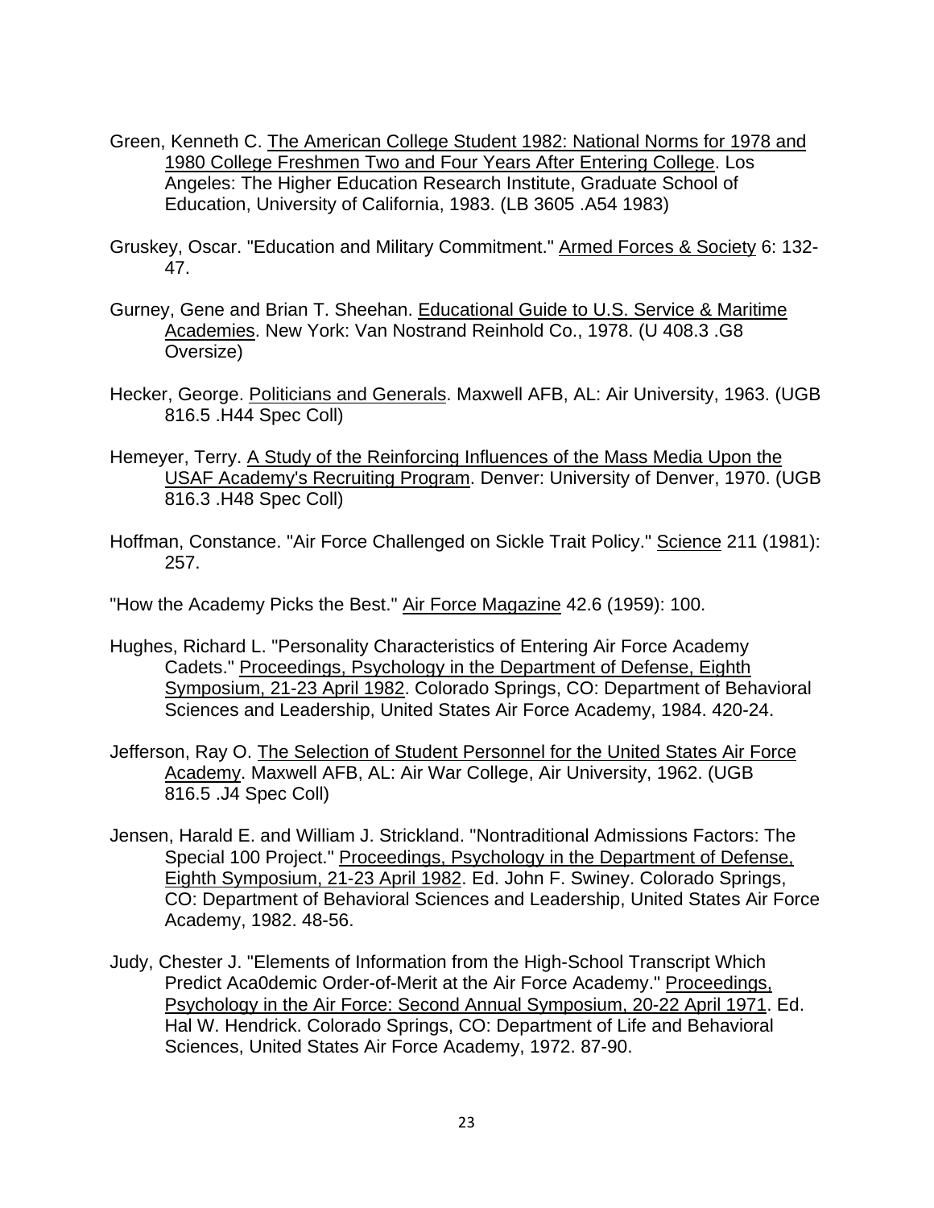Green, Kenneth C. The American College Student 1982: National Norms for 1978 and 1980 College Freshmen Two and Four Years After Entering College. Los Angeles: The Higher Education Research Institute, Graduate School of Education, University of California, 1983. (LB 3605 .A54 1983)

Gruskey, Oscar. "Education and Military Commitment." Armed Forces & Society 6: 132-47.

Gurney, Gene and Brian T. Sheehan. Educational Guide to U.S. Service & Maritime Academies. New York: Van Nostrand Reinhold Co., 1978. (U 408.3 .G8 Oversize)

Hecker, George. Politicians and Generals. Maxwell AFB, AL: Air University, 1963. (UGB 816.5 .H44 Spec Coll)

Hemeyer, Terry. A Study of the Reinforcing Influences of the Mass Media Upon the USAF Academy's Recruiting Program. Denver: University of Denver, 1970. (UGB 816.3 .H48 Spec Coll)

Hoffman, Constance. "Air Force Challenged on Sickle Trait Policy." Science 211 (1981): 257.

"How the Academy Picks the Best." Air Force Magazine 42.6 (1959): 100.

Hughes, Richard L. "Personality Characteristics of Entering Air Force Academy Cadets." Proceedings, Psychology in the Department of Defense, Eighth Symposium, 21-23 April 1982. Colorado Springs, CO: Department of Behavioral Sciences and Leadership, United States Air Force Academy, 1984. 420-24.

Jefferson, Ray O. The Selection of Student Personnel for the United States Air Force Academy. Maxwell AFB, AL: Air War College, Air University, 1962. (UGB 816.5 .J4 Spec Coll)

Jensen, Harald E. and William J. Strickland. "Nontraditional Admissions Factors: The Special 100 Project." Proceedings, Psychology in the Department of Defense, Eighth Symposium, 21-23 April 1982. Ed. John F. Swiney. Colorado Springs, CO: Department of Behavioral Sciences and Leadership, United States Air Force Academy, 1982. 48-56.

Judy, Chester J. "Elements of Information from the High-School Transcript Which Predict Aca0demic Order-of-Merit at the Air Force Academy." Proceedings, Psychology in the Air Force: Second Annual Symposium, 20-22 April 1971. Ed. Hal W. Hendrick. Colorado Springs, CO: Department of Life and Behavioral Sciences, United States Air Force Academy, 1972. 87-90.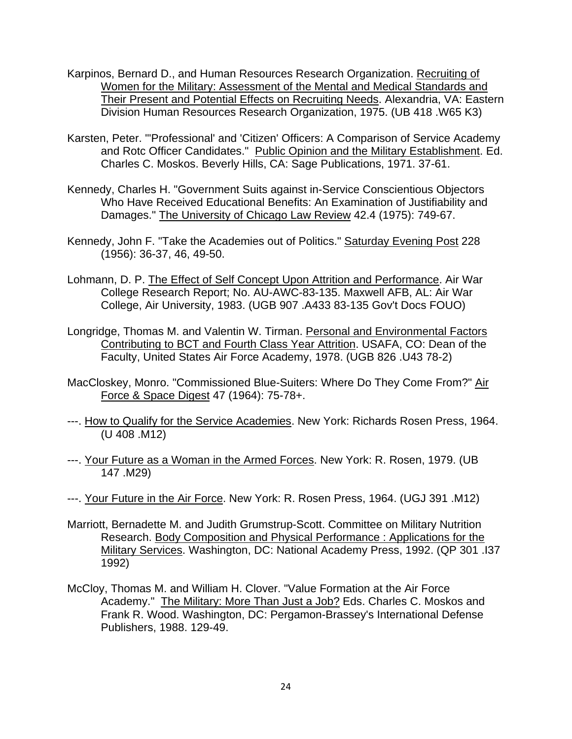Karpinos, Bernard D., and Human Resources Research Organization. Recruiting of Women for the Military: Assessment of the Mental and Medical Standards and Their Present and Potential Effects on Recruiting Needs. Alexandria, VA: Eastern Division Human Resources Research Organization, 1975. (UB 418 .W65 K3)

Karsten, Peter. "'Professional' and 'Citizen' Officers: A Comparison of Service Academy and Rotc Officer Candidates." Public Opinion and the Military Establishment. Ed. Charles C. Moskos. Beverly Hills, CA: Sage Publications, 1971. 37-61.

Kennedy, Charles H. "Government Suits against in-Service Conscientious Objectors Who Have Received Educational Benefits: An Examination of Justifiability and Damages." The University of Chicago Law Review 42.4 (1975): 749-67.

Kennedy, John F. "Take the Academies out of Politics." Saturday Evening Post 228 (1956): 36-37, 46, 49-50.

Lohmann, D. P. The Effect of Self Concept Upon Attrition and Performance. Air War College Research Report; No. AU-AWC-83-135. Maxwell AFB, AL: Air War College, Air University, 1983. (UGB 907 .A433 83-135 Gov't Docs FOUO)

Longridge, Thomas M. and Valentin W. Tirman. Personal and Environmental Factors Contributing to BCT and Fourth Class Year Attrition. USAFA, CO: Dean of the Faculty, United States Air Force Academy, 1978. (UGB 826 .U43 78-2)

MacCloskey, Monro. "Commissioned Blue-Suiters: Where Do They Come From?" Air Force & Space Digest 47 (1964): 75-78+.

---. How to Qualify for the Service Academies. New York: Richards Rosen Press, 1964. (U 408 .M12)

---. Your Future as a Woman in the Armed Forces. New York: R. Rosen, 1979. (UB 147 .M29)

---. Your Future in the Air Force. New York: R. Rosen Press, 1964. (UGJ 391 .M12)

Marriott, Bernadette M. and Judith Grumstrup-Scott. Committee on Military Nutrition Research. Body Composition and Physical Performance : Applications for the Military Services. Washington, DC: National Academy Press, 1992. (QP 301 .I37 1992)

McCloy, Thomas M. and William H. Clover. "Value Formation at the Air Force Academy." The Military: More Than Just a Job? Eds. Charles C. Moskos and Frank R. Wood. Washington, DC: Pergamon-Brassey's International Defense Publishers, 1988. 129-49.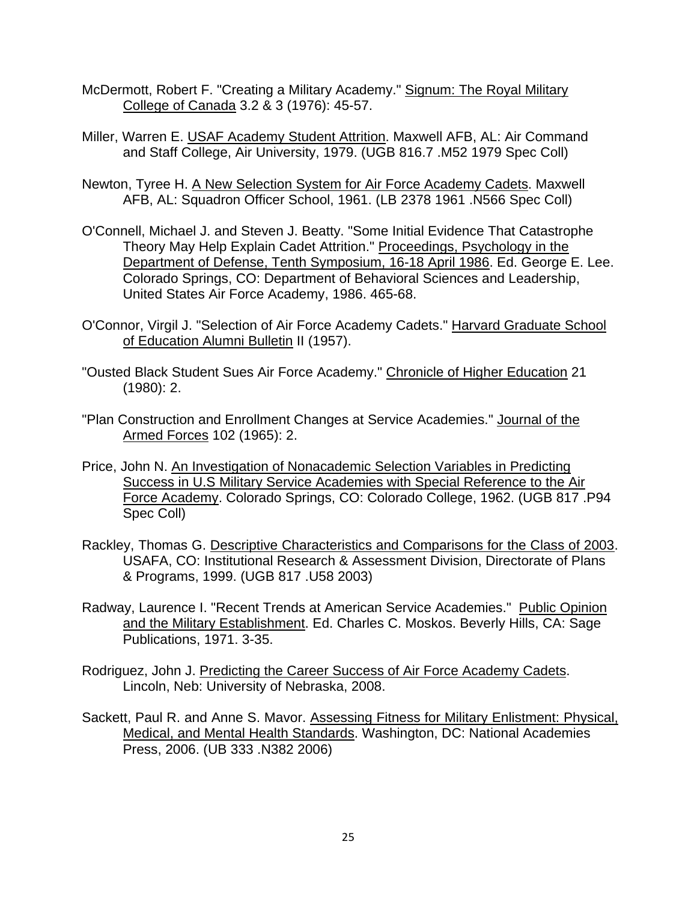McDermott, Robert F. "Creating a Military Academy." Signum: The Royal Military College of Canada 3.2 & 3 (1976): 45-57.

Miller, Warren E. USAF Academy Student Attrition. Maxwell AFB, AL: Air Command and Staff College, Air University, 1979. (UGB 816.7 .M52 1979 Spec Coll)

Newton, Tyree H. A New Selection System for Air Force Academy Cadets. Maxwell AFB, AL: Squadron Officer School, 1961. (LB 2378 1961 .N566 Spec Coll)

O'Connell, Michael J. and Steven J. Beatty. "Some Initial Evidence That Catastrophe Theory May Help Explain Cadet Attrition." Proceedings, Psychology in the Department of Defense, Tenth Symposium, 16-18 April 1986. Ed. George E. Lee. Colorado Springs, CO: Department of Behavioral Sciences and Leadership, United States Air Force Academy, 1986. 465-68.

O'Connor, Virgil J. "Selection of Air Force Academy Cadets." Harvard Graduate School of Education Alumni Bulletin II (1957).

"Ousted Black Student Sues Air Force Academy." Chronicle of Higher Education 21 (1980): 2.

"Plan Construction and Enrollment Changes at Service Academies." Journal of the Armed Forces 102 (1965): 2.

Price, John N. An Investigation of Nonacademic Selection Variables in Predicting Success in U.S Military Service Academies with Special Reference to the Air Force Academy. Colorado Springs, CO: Colorado College, 1962. (UGB 817 .P94 Spec Coll)

Rackley, Thomas G. Descriptive Characteristics and Comparisons for the Class of 2003. USAFA, CO: Institutional Research & Assessment Division, Directorate of Plans & Programs, 1999. (UGB 817 .U58 2003)

Radway, Laurence I. "Recent Trends at American Service Academies." Public Opinion and the Military Establishment. Ed. Charles C. Moskos. Beverly Hills, CA: Sage Publications, 1971. 3-35.

Rodriguez, John J. Predicting the Career Success of Air Force Academy Cadets. Lincoln, Neb: University of Nebraska, 2008.

Sackett, Paul R. and Anne S. Mavor. Assessing Fitness for Military Enlistment: Physical, Medical, and Mental Health Standards. Washington, DC: National Academies Press, 2006. (UB 333 .N382 2006)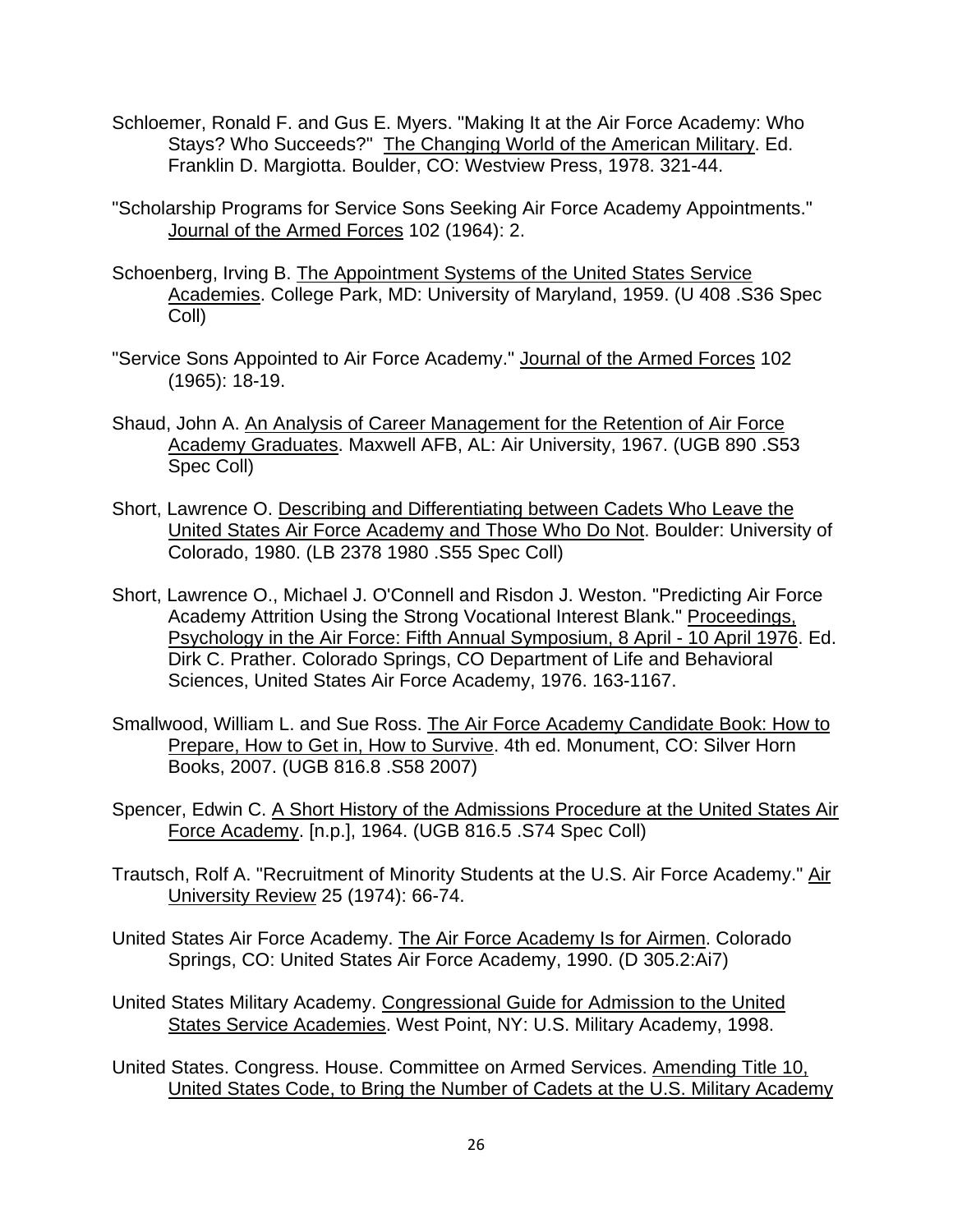Schloemer, Ronald F. and Gus E. Myers. "Making It at the Air Force Academy: Who Stays? Who Succeeds?" The Changing World of the American Military. Ed. Franklin D. Margiotta. Boulder, CO: Westview Press, 1978. 321-44.

"Scholarship Programs for Service Sons Seeking Air Force Academy Appointments." Journal of the Armed Forces 102 (1964): 2.

Schoenberg, Irving B. The Appointment Systems of the United States Service Academies. College Park, MD: University of Maryland, 1959. (U 408 .S36 Spec Coll)

"Service Sons Appointed to Air Force Academy." Journal of the Armed Forces 102 (1965): 18-19.

Shaud, John A. An Analysis of Career Management for the Retention of Air Force Academy Graduates. Maxwell AFB, AL: Air University, 1967. (UGB 890 .S53 Spec Coll)

Short, Lawrence O. Describing and Differentiating between Cadets Who Leave the United States Air Force Academy and Those Who Do Not. Boulder: University of Colorado, 1980. (LB 2378 1980 .S55 Spec Coll)

Short, Lawrence O., Michael J. O'Connell and Risdon J. Weston. "Predicting Air Force Academy Attrition Using the Strong Vocational Interest Blank." Proceedings, Psychology in the Air Force: Fifth Annual Symposium, 8 April - 10 April 1976. Ed. Dirk C. Prather. Colorado Springs, CO Department of Life and Behavioral Sciences, United States Air Force Academy, 1976. 163-1167.

Smallwood, William L. and Sue Ross. The Air Force Academy Candidate Book: How to Prepare, How to Get in, How to Survive. 4th ed. Monument, CO: Silver Horn Books, 2007. (UGB 816.8 .S58 2007)

Spencer, Edwin C. A Short History of the Admissions Procedure at the United States Air Force Academy. [n.p.], 1964. (UGB 816.5 .S74 Spec Coll)

Trautsch, Rolf A. "Recruitment of Minority Students at the U.S. Air Force Academy." Air University Review 25 (1974): 66-74.

United States Air Force Academy. The Air Force Academy Is for Airmen. Colorado Springs, CO: United States Air Force Academy, 1990. (D 305.2:Ai7)

United States Military Academy. Congressional Guide for Admission to the United States Service Academies. West Point, NY: U.S. Military Academy, 1998.

United States. Congress. House. Committee on Armed Services. Amending Title 10, United States Code, to Bring the Number of Cadets at the U.S. Military Academy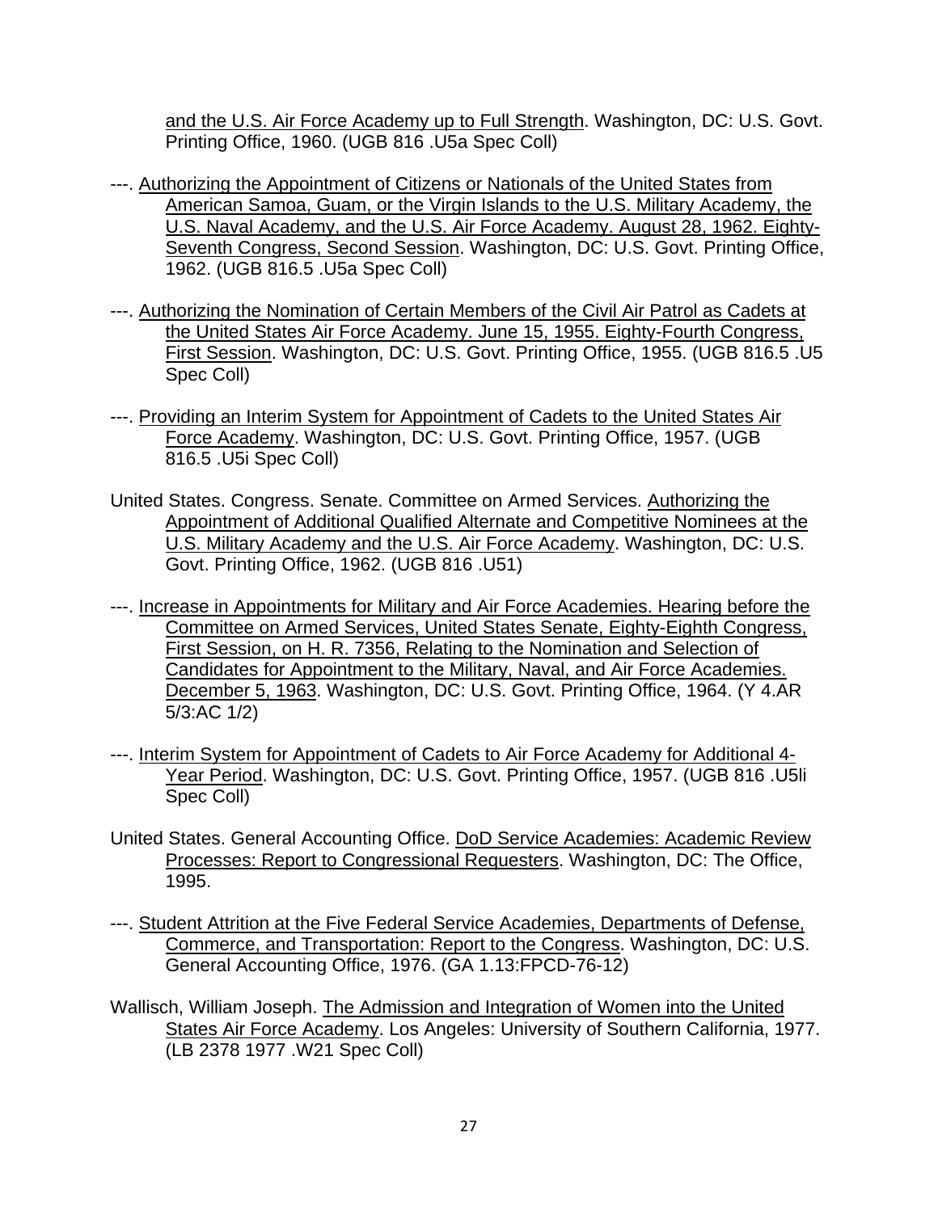and the U.S. Air Force Academy up to Full Strength. Washington, DC: U.S. Govt. Printing Office, 1960. (UGB 816 .U5a Spec Coll)

---. Authorizing the Appointment of Citizens or Nationals of the United States from American Samoa, Guam, or the Virgin Islands to the U.S. Military Academy, the U.S. Naval Academy, and the U.S. Air Force Academy. August 28, 1962. Eighty-Seventh Congress, Second Session. Washington, DC: U.S. Govt. Printing Office, 1962. (UGB 816.5 .U5a Spec Coll)

---. Authorizing the Nomination of Certain Members of the Civil Air Patrol as Cadets at the United States Air Force Academy. June 15, 1955. Eighty-Fourth Congress, First Session. Washington, DC: U.S. Govt. Printing Office, 1955. (UGB 816.5 .U5 Spec Coll)

---. Providing an Interim System for Appointment of Cadets to the United States Air Force Academy. Washington, DC: U.S. Govt. Printing Office, 1957. (UGB 816.5 .U5i Spec Coll)

United States. Congress. Senate. Committee on Armed Services. Authorizing the Appointment of Additional Qualified Alternate and Competitive Nominees at the U.S. Military Academy and the U.S. Air Force Academy. Washington, DC: U.S. Govt. Printing Office, 1962. (UGB 816 .U51)

---. Increase in Appointments for Military and Air Force Academies. Hearing before the Committee on Armed Services, United States Senate, Eighty-Eighth Congress, First Session, on H. R. 7356, Relating to the Nomination and Selection of Candidates for Appointment to the Military, Naval, and Air Force Academies. December 5, 1963. Washington, DC: U.S. Govt. Printing Office, 1964. (Y 4.AR 5/3:AC 1/2)

---. Interim System for Appointment of Cadets to Air Force Academy for Additional 4-Year Period. Washington, DC: U.S. Govt. Printing Office, 1957. (UGB 816 .U5li Spec Coll)

United States. General Accounting Office. DoD Service Academies: Academic Review Processes: Report to Congressional Requesters. Washington, DC: The Office, 1995.

---. Student Attrition at the Five Federal Service Academies, Departments of Defense, Commerce, and Transportation: Report to the Congress. Washington, DC: U.S. General Accounting Office, 1976. (GA 1.13:FPCD-76-12)

Wallisch, William Joseph. The Admission and Integration of Women into the United States Air Force Academy. Los Angeles: University of Southern California, 1977. (LB 2378 1977 .W21 Spec Coll)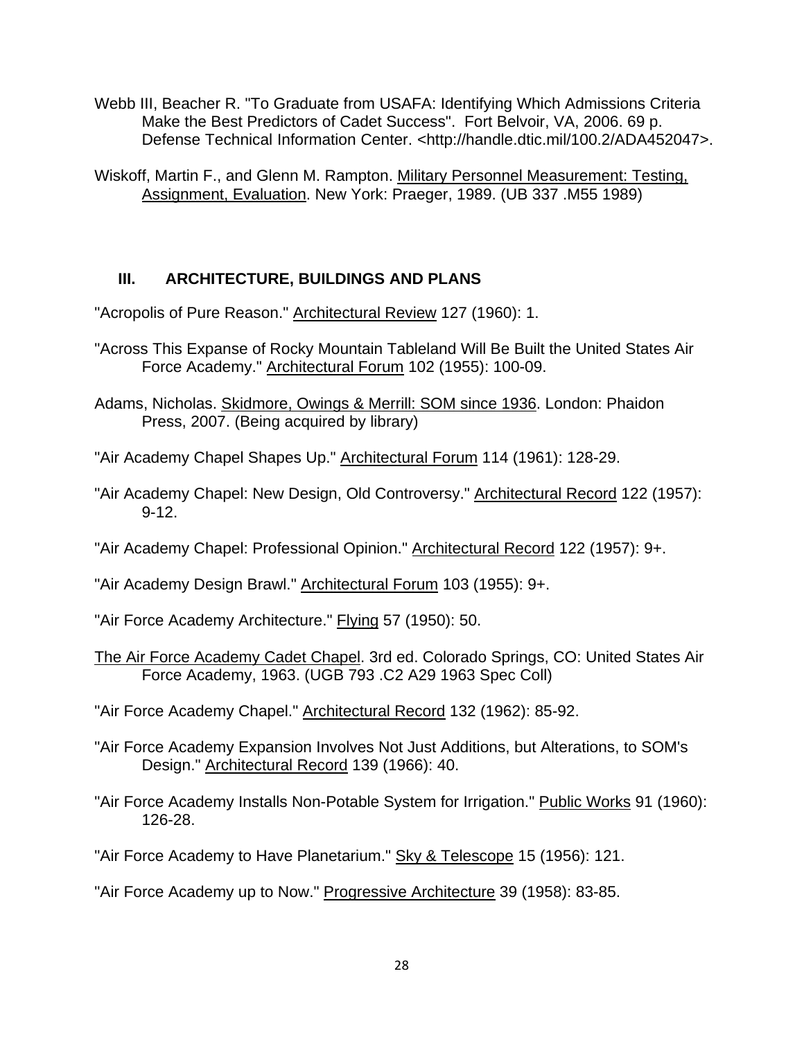Webb III, Beacher R. "To Graduate from USAFA: Identifying Which Admissions Criteria Make the Best Predictors of Cadet Success". Fort Belvoir, VA, 2006. 69 p. Defense Technical Information Center. <http://handle.dtic.mil/100.2/ADA452047>.

Wiskoff, Martin F., and Glenn M. Rampton. Military Personnel Measurement: Testing, Assignment, Evaluation. New York: Praeger, 1989. (UB 337 .M55 1989)

## III. ARCHITECTURE, BUILDINGS AND PLANS

"Acropolis of Pure Reason." Architectural Review 127 (1960): 1.

"Across This Expanse of Rocky Mountain Tableland Will Be Built the United States Air Force Academy." Architectural Forum 102 (1955): 100-09.

Adams, Nicholas. Skidmore, Owings & Merrill: SOM since 1936. London: Phaidon Press, 2007. (Being acquired by library)

"Air Academy Chapel Shapes Up." Architectural Forum 114 (1961): 128-29.

"Air Academy Chapel: New Design, Old Controversy." Architectural Record 122 (1957): 9-12.

"Air Academy Chapel: Professional Opinion." Architectural Record 122 (1957): 9+.

"Air Academy Design Brawl." Architectural Forum 103 (1955): 9+.

"Air Force Academy Architecture." Flying 57 (1950): 50.

The Air Force Academy Cadet Chapel. 3rd ed. Colorado Springs, CO: United States Air Force Academy, 1963. (UGB 793 .C2 A29 1963 Spec Coll)

"Air Force Academy Chapel." Architectural Record 132 (1962): 85-92.

"Air Force Academy Expansion Involves Not Just Additions, but Alterations, to SOM's Design." Architectural Record 139 (1966): 40.

"Air Force Academy Installs Non-Potable System for Irrigation." Public Works 91 (1960): 126-28.

"Air Force Academy to Have Planetarium." Sky & Telescope 15 (1956): 121.

"Air Force Academy up to Now." Progressive Architecture 39 (1958): 83-85.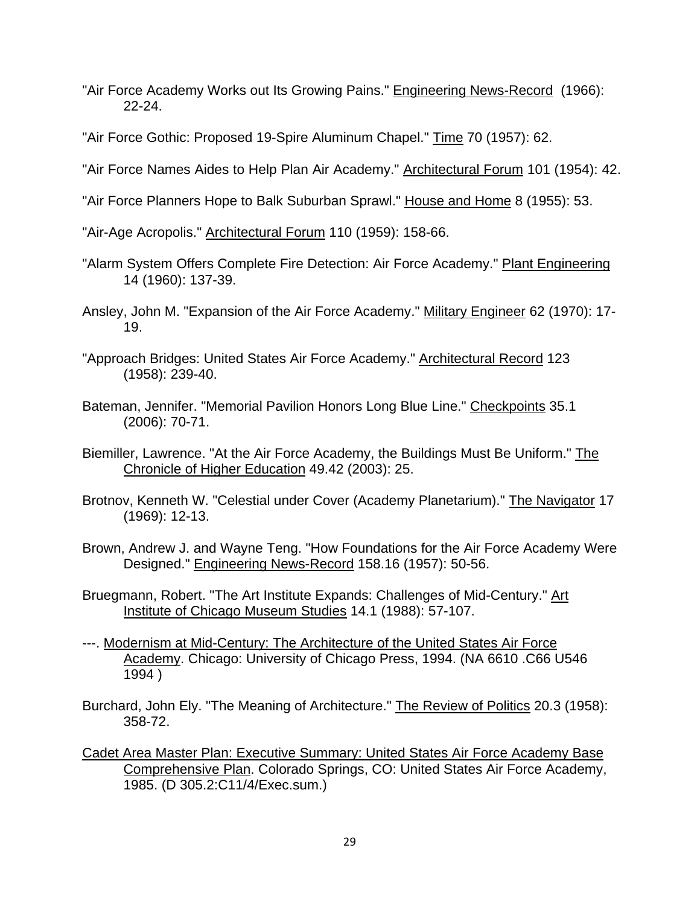"Air Force Academy Works out Its Growing Pains." Engineering News-Record (1966): 22-24.

"Air Force Gothic: Proposed 19-Spire Aluminum Chapel." Time 70 (1957): 62.

"Air Force Names Aides to Help Plan Air Academy." Architectural Forum 101 (1954): 42.

"Air Force Planners Hope to Balk Suburban Sprawl." House and Home 8 (1955): 53.

"Air-Age Acropolis." Architectural Forum 110 (1959): 158-66.

"Alarm System Offers Complete Fire Detection: Air Force Academy." Plant Engineering 14 (1960): 137-39.

Ansley, John M. "Expansion of the Air Force Academy." Military Engineer 62 (1970): 17-19.

"Approach Bridges: United States Air Force Academy." Architectural Record 123 (1958): 239-40.

Bateman, Jennifer. "Memorial Pavilion Honors Long Blue Line." Checkpoints 35.1 (2006): 70-71.

Biemiller, Lawrence. "At the Air Force Academy, the Buildings Must Be Uniform." The Chronicle of Higher Education 49.42 (2003): 25.

Brotnov, Kenneth W. "Celestial under Cover (Academy Planetarium)." The Navigator 17 (1969): 12-13.

Brown, Andrew J. and Wayne Teng. "How Foundations for the Air Force Academy Were Designed." Engineering News-Record 158.16 (1957): 50-56.

Bruegmann, Robert. "The Art Institute Expands: Challenges of Mid-Century." Art Institute of Chicago Museum Studies 14.1 (1988): 57-107.

---. Modernism at Mid-Century: The Architecture of the United States Air Force Academy. Chicago: University of Chicago Press, 1994. (NA 6610 .C66 U546 1994 )

Burchard, John Ely. "The Meaning of Architecture." The Review of Politics 20.3 (1958): 358-72.

Cadet Area Master Plan: Executive Summary: United States Air Force Academy Base Comprehensive Plan. Colorado Springs, CO: United States Air Force Academy, 1985. (D 305.2:C11/4/Exec.sum.)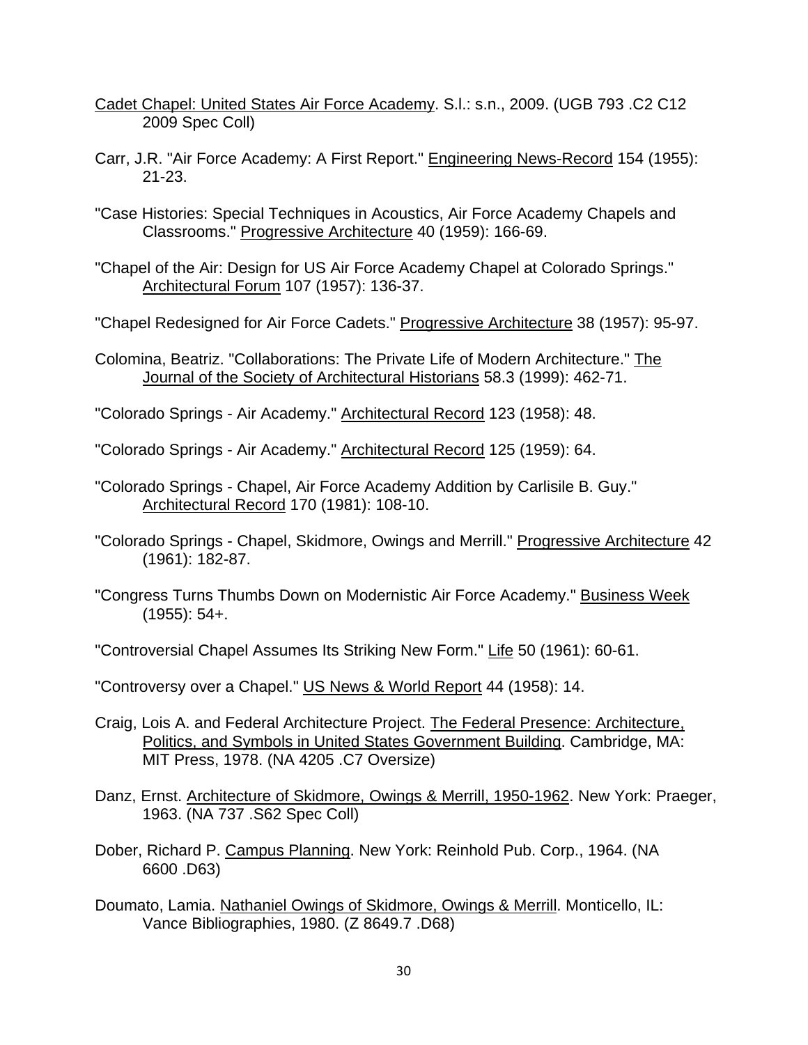Cadet Chapel: United States Air Force Academy. S.l.: s.n., 2009. (UGB 793 .C2 C12 2009 Spec Coll)

Carr, J.R. "Air Force Academy: A First Report." Engineering News-Record 154 (1955): 21-23.

"Case Histories: Special Techniques in Acoustics, Air Force Academy Chapels and Classrooms." Progressive Architecture 40 (1959): 166-69.

"Chapel of the Air: Design for US Air Force Academy Chapel at Colorado Springs." Architectural Forum 107 (1957): 136-37.

"Chapel Redesigned for Air Force Cadets." Progressive Architecture 38 (1957): 95-97.

Colomina, Beatriz. "Collaborations: The Private Life of Modern Architecture." The Journal of the Society of Architectural Historians 58.3 (1999): 462-71.

"Colorado Springs - Air Academy." Architectural Record 123 (1958): 48.

"Colorado Springs - Air Academy." Architectural Record 125 (1959): 64.

"Colorado Springs - Chapel, Air Force Academy Addition by Carlisile B. Guy." Architectural Record 170 (1981): 108-10.

"Colorado Springs - Chapel, Skidmore, Owings and Merrill." Progressive Architecture 42 (1961): 182-87.

"Congress Turns Thumbs Down on Modernistic Air Force Academy." Business Week (1955): 54+.

"Controversial Chapel Assumes Its Striking New Form." Life 50 (1961): 60-61.

"Controversy over a Chapel." US News & World Report 44 (1958): 14.

Craig, Lois A. and Federal Architecture Project. The Federal Presence: Architecture, Politics, and Symbols in United States Government Building. Cambridge, MA: MIT Press, 1978. (NA 4205 .C7 Oversize)

Danz, Ernst. Architecture of Skidmore, Owings & Merrill, 1950-1962. New York: Praeger, 1963. (NA 737 .S62 Spec Coll)

Dober, Richard P. Campus Planning. New York: Reinhold Pub. Corp., 1964. (NA 6600 .D63)

Doumato, Lamia. Nathaniel Owings of Skidmore, Owings & Merrill. Monticello, IL: Vance Bibliographies, 1980. (Z 8649.7 .D68)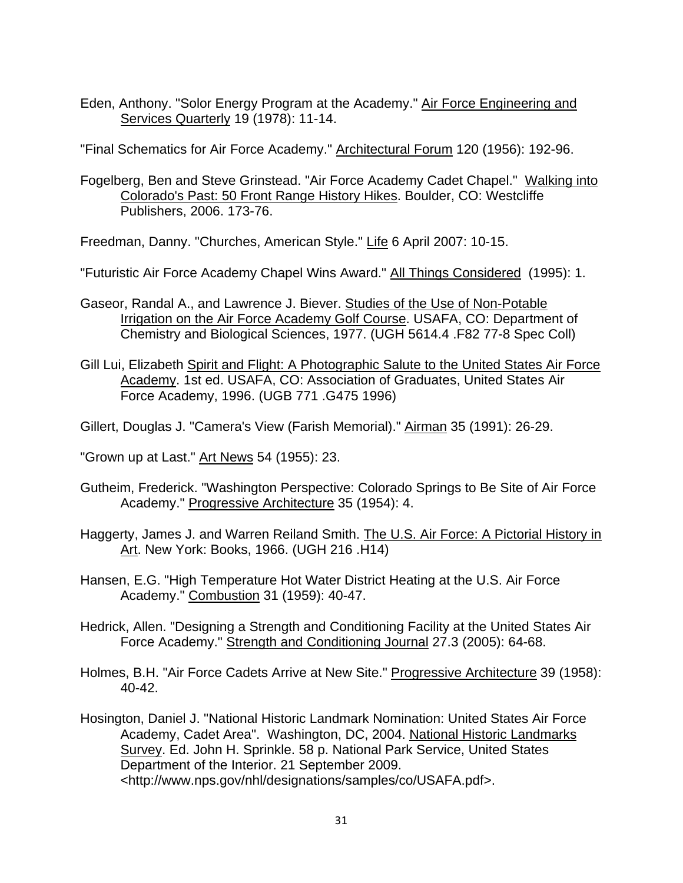Eden, Anthony. "Solor Energy Program at the Academy." Air Force Engineering and Services Quarterly 19 (1978): 11-14.

"Final Schematics for Air Force Academy." Architectural Forum 120 (1956): 192-96.

Fogelberg, Ben and Steve Grinstead. "Air Force Academy Cadet Chapel." Walking into Colorado's Past: 50 Front Range History Hikes. Boulder, CO: Westcliffe Publishers, 2006. 173-76.

Freedman, Danny. "Churches, American Style." Life 6 April 2007: 10-15.

"Futuristic Air Force Academy Chapel Wins Award." All Things Considered (1995): 1.

Gaseor, Randal A., and Lawrence J. Biever. Studies of the Use of Non-Potable Irrigation on the Air Force Academy Golf Course. USAFA, CO: Department of Chemistry and Biological Sciences, 1977. (UGH 5614.4 .F82 77-8 Spec Coll)

Gill Lui, Elizabeth Spirit and Flight: A Photographic Salute to the United States Air Force Academy. 1st ed. USAFA, CO: Association of Graduates, United States Air Force Academy, 1996. (UGB 771 .G475 1996)

Gillert, Douglas J. "Camera's View (Farish Memorial)." Airman 35 (1991): 26-29.

"Grown up at Last." Art News 54 (1955): 23.

Gutheim, Frederick. "Washington Perspective: Colorado Springs to Be Site of Air Force Academy." Progressive Architecture 35 (1954): 4.

Haggerty, James J. and Warren Reiland Smith. The U.S. Air Force: A Pictorial History in Art. New York: Books, 1966. (UGH 216 .H14)

Hansen, E.G. "High Temperature Hot Water District Heating at the U.S. Air Force Academy." Combustion 31 (1959): 40-47.

Hedrick, Allen. "Designing a Strength and Conditioning Facility at the United States Air Force Academy." Strength and Conditioning Journal 27.3 (2005): 64-68.

Holmes, B.H. "Air Force Cadets Arrive at New Site." Progressive Architecture 39 (1958): 40-42.

Hosington, Daniel J. "National Historic Landmark Nomination: United States Air Force Academy, Cadet Area". Washington, DC, 2004. National Historic Landmarks Survey. Ed. John H. Sprinkle. 58 p. National Park Service, United States Department of the Interior. 21 September 2009. <http://www.nps.gov/nhl/designations/samples/co/USAFA.pdf>.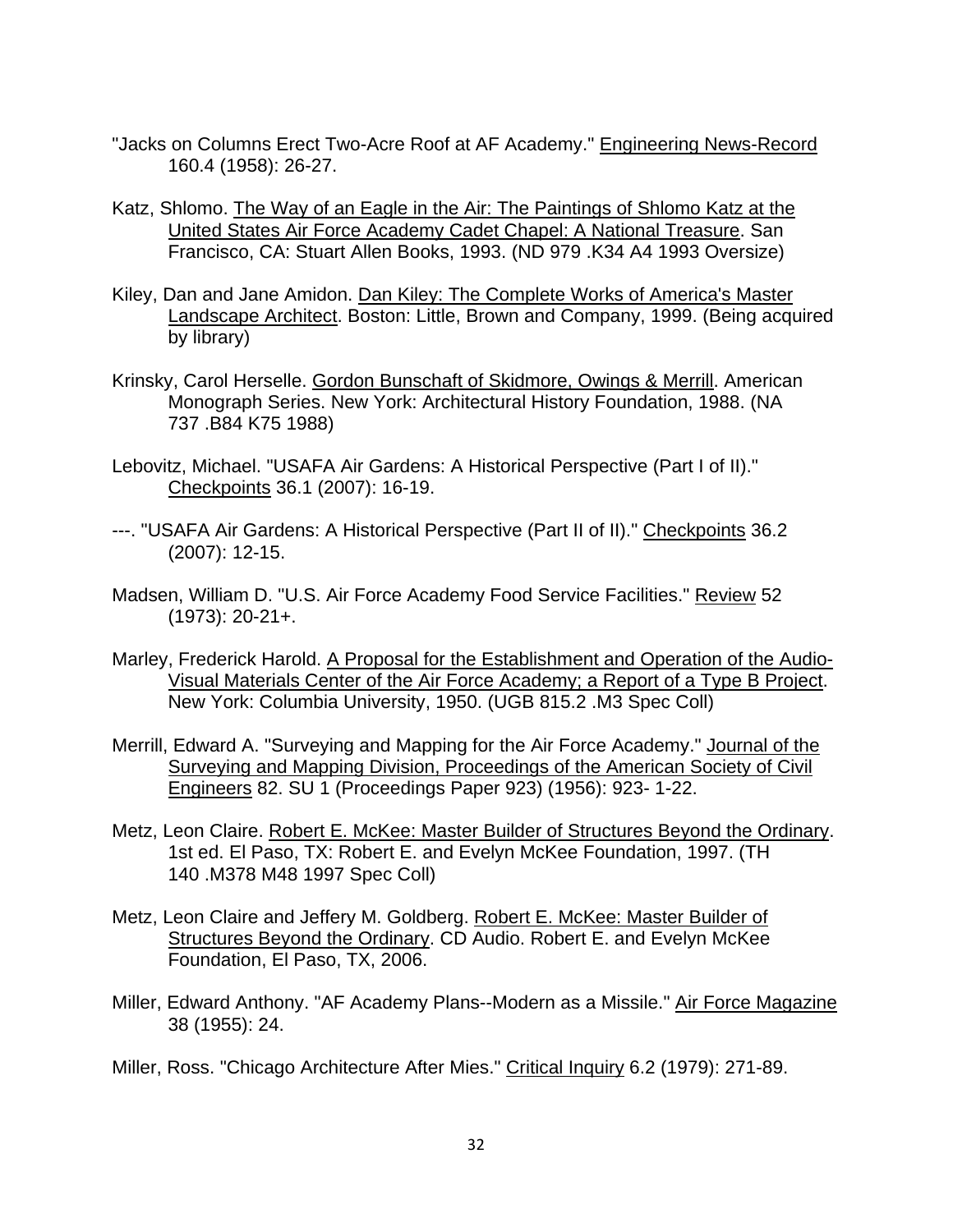"Jacks on Columns Erect Two-Acre Roof at AF Academy." Engineering News-Record 160.4 (1958): 26-27.

Katz, Shlomo. The Way of an Eagle in the Air: The Paintings of Shlomo Katz at the United States Air Force Academy Cadet Chapel: A National Treasure. San Francisco, CA: Stuart Allen Books, 1993. (ND 979 .K34 A4 1993 Oversize)

Kiley, Dan and Jane Amidon. Dan Kiley: The Complete Works of America's Master Landscape Architect. Boston: Little, Brown and Company, 1999. (Being acquired by library)

Krinsky, Carol Herselle. Gordon Bunschaft of Skidmore, Owings & Merrill. American Monograph Series. New York: Architectural History Foundation, 1988. (NA 737 .B84 K75 1988)

Lebovitz, Michael. "USAFA Air Gardens: A Historical Perspective (Part I of II)." Checkpoints 36.1 (2007): 16-19.

---. "USAFA Air Gardens: A Historical Perspective (Part II of II)." Checkpoints 36.2 (2007): 12-15.

Madsen, William D. "U.S. Air Force Academy Food Service Facilities." Review 52 (1973): 20-21+.

Marley, Frederick Harold. A Proposal for the Establishment and Operation of the Audio-Visual Materials Center of the Air Force Academy; a Report of a Type B Project. New York: Columbia University, 1950. (UGB 815.2 .M3 Spec Coll)

Merrill, Edward A. "Surveying and Mapping for the Air Force Academy." Journal of the Surveying and Mapping Division, Proceedings of the American Society of Civil Engineers 82. SU 1 (Proceedings Paper 923) (1956): 923- 1-22.

Metz, Leon Claire. Robert E. McKee: Master Builder of Structures Beyond the Ordinary. 1st ed. El Paso, TX: Robert E. and Evelyn McKee Foundation, 1997. (TH 140 .M378 M48 1997 Spec Coll)

Metz, Leon Claire and Jeffery M. Goldberg. Robert E. McKee: Master Builder of Structures Beyond the Ordinary. CD Audio. Robert E. and Evelyn McKee Foundation, El Paso, TX, 2006.

Miller, Edward Anthony. "AF Academy Plans--Modern as a Missile." Air Force Magazine 38 (1955): 24.

Miller, Ross. "Chicago Architecture After Mies." Critical Inquiry 6.2 (1979): 271-89.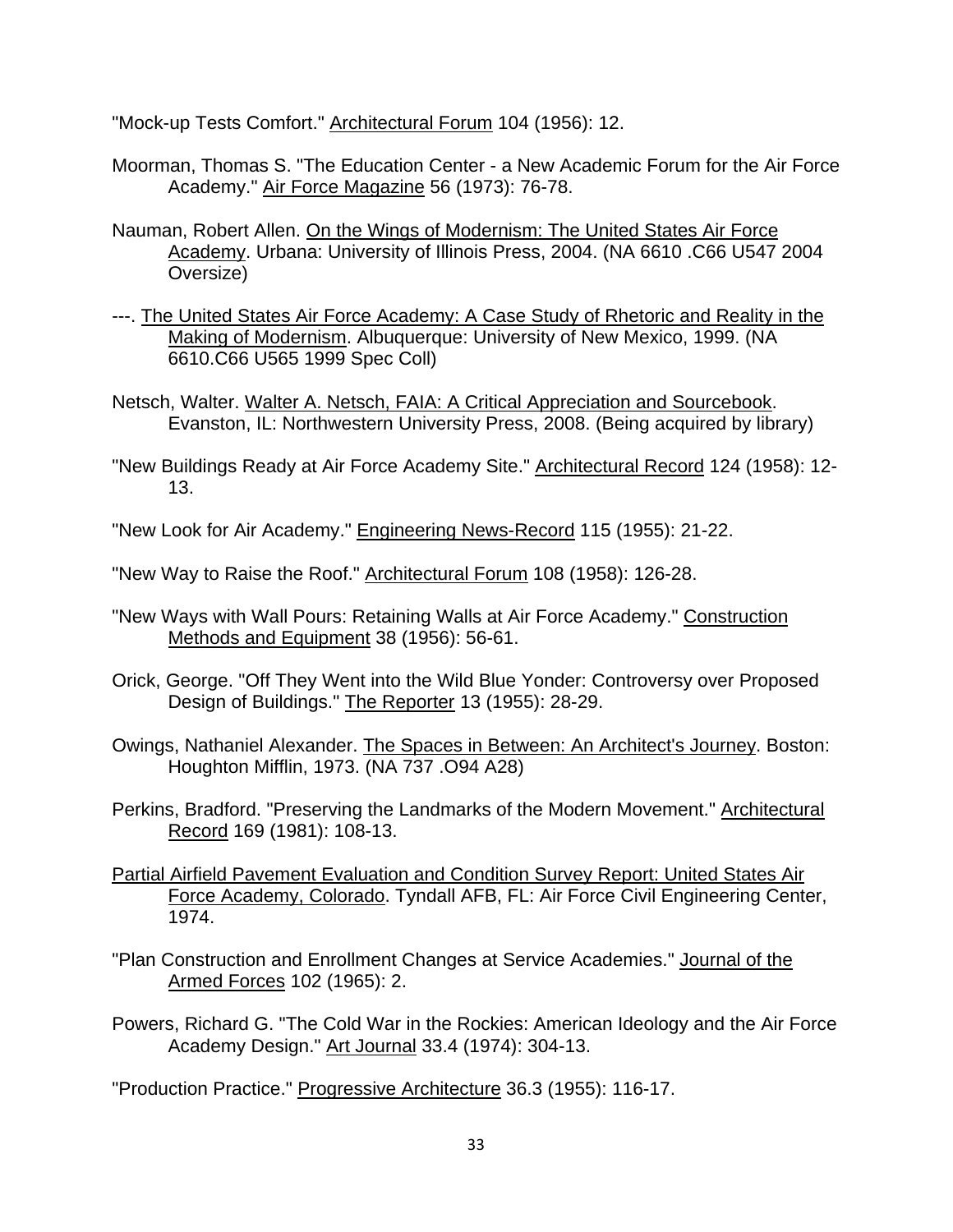"Mock-up Tests Comfort." Architectural Forum 104 (1956): 12.

Moorman, Thomas S. "The Education Center - a New Academic Forum for the Air Force Academy." Air Force Magazine 56 (1973): 76-78.

Nauman, Robert Allen. On the Wings of Modernism: The United States Air Force Academy. Urbana: University of Illinois Press, 2004. (NA 6610 .C66 U547 2004 Oversize)

---. The United States Air Force Academy: A Case Study of Rhetoric and Reality in the Making of Modernism. Albuquerque: University of New Mexico, 1999. (NA 6610.C66 U565 1999 Spec Coll)

Netsch, Walter. Walter A. Netsch, FAIA: A Critical Appreciation and Sourcebook. Evanston, IL: Northwestern University Press, 2008. (Being acquired by library)

"New Buildings Ready at Air Force Academy Site." Architectural Record 124 (1958): 12-13.

"New Look for Air Academy." Engineering News-Record 115 (1955): 21-22.

"New Way to Raise the Roof." Architectural Forum 108 (1958): 126-28.

"New Ways with Wall Pours: Retaining Walls at Air Force Academy." Construction Methods and Equipment 38 (1956): 56-61.

Orick, George. "Off They Went into the Wild Blue Yonder: Controversy over Proposed Design of Buildings." The Reporter 13 (1955): 28-29.

Owings, Nathaniel Alexander. The Spaces in Between: An Architect's Journey. Boston: Houghton Mifflin, 1973. (NA 737 .O94 A28)

Perkins, Bradford. "Preserving the Landmarks of the Modern Movement." Architectural Record 169 (1981): 108-13.

Partial Airfield Pavement Evaluation and Condition Survey Report: United States Air Force Academy, Colorado. Tyndall AFB, FL: Air Force Civil Engineering Center, 1974.

"Plan Construction and Enrollment Changes at Service Academies." Journal of the Armed Forces 102 (1965): 2.

Powers, Richard G. "The Cold War in the Rockies: American Ideology and the Air Force Academy Design." Art Journal 33.4 (1974): 304-13.

"Production Practice." Progressive Architecture 36.3 (1955): 116-17.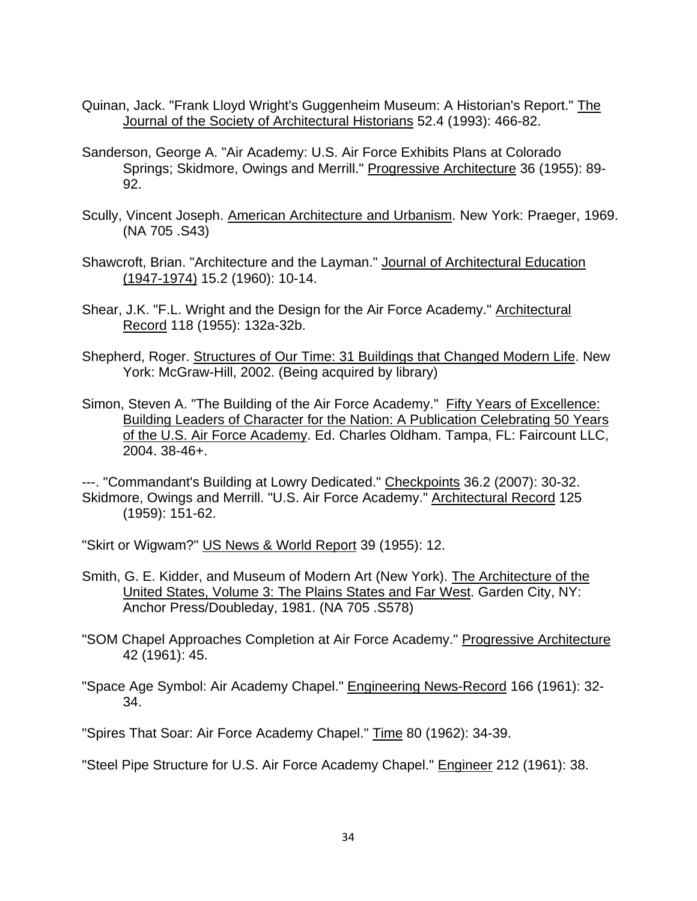Quinan, Jack. "Frank Lloyd Wright's Guggenheim Museum: A Historian's Report." The Journal of the Society of Architectural Historians 52.4 (1993): 466-82.

Sanderson, George A. "Air Academy: U.S. Air Force Exhibits Plans at Colorado Springs; Skidmore, Owings and Merrill." Progressive Architecture 36 (1955): 89-92.

Scully, Vincent Joseph. American Architecture and Urbanism. New York: Praeger, 1969. (NA 705 .S43)

Shawcroft, Brian. "Architecture and the Layman." Journal of Architectural Education (1947-1974) 15.2 (1960): 10-14.

Shear, J.K. "F.L. Wright and the Design for the Air Force Academy." Architectural Record 118 (1955): 132a-32b.

Shepherd, Roger. Structures of Our Time: 31 Buildings that Changed Modern Life. New York: McGraw-Hill, 2002. (Being acquired by library)

Simon, Steven A. "The Building of the Air Force Academy." Fifty Years of Excellence: Building Leaders of Character for the Nation: A Publication Celebrating 50 Years of the U.S. Air Force Academy. Ed. Charles Oldham. Tampa, FL: Faircount LLC, 2004. 38-46+.

---. "Commandant's Building at Lowry Dedicated." Checkpoints 36.2 (2007): 30-32.

Skidmore, Owings and Merrill. "U.S. Air Force Academy." Architectural Record 125 (1959): 151-62.

"Skirt or Wigwam?" US News & World Report 39 (1955): 12.

Smith, G. E. Kidder, and Museum of Modern Art (New York). The Architecture of the United States, Volume 3: The Plains States and Far West. Garden City, NY: Anchor Press/Doubleday, 1981. (NA 705 .S578)

"SOM Chapel Approaches Completion at Air Force Academy." Progressive Architecture 42 (1961): 45.

"Space Age Symbol: Air Academy Chapel." Engineering News-Record 166 (1961): 32-34.

"Spires That Soar: Air Force Academy Chapel." Time 80 (1962): 34-39.

"Steel Pipe Structure for U.S. Air Force Academy Chapel." Engineer 212 (1961): 38.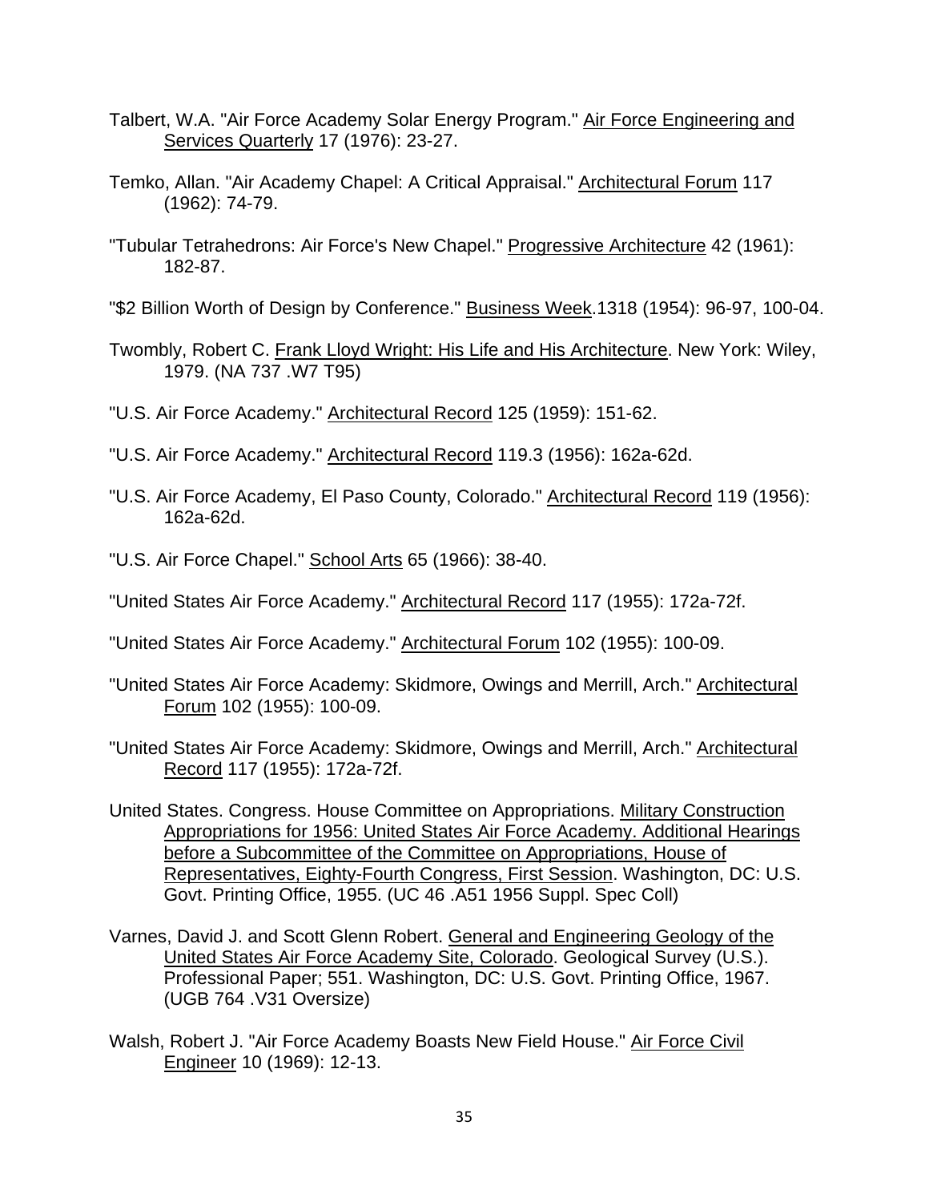Talbert, W.A. "Air Force Academy Solar Energy Program." <u>Air Force Engineering and Services Quarterly</u> 17 (1976): 23-27.

Temko, Allan. "Air Academy Chapel: A Critical Appraisal." <u>Architectural Forum</u> 117 (1962): 74-79.

"Tubular Tetrahedrons: Air Force's New Chapel." <u>Progressive Architecture</u> 42 (1961): 182-87.

"$2 Billion Worth of Design by Conference." <u>Business Week</u>.1318 (1954): 96-97, 100-04.

Twombly, Robert C. <u>Frank Lloyd Wright: His Life and His Architecture</u>. New York: Wiley, 1979. (NA 737 .W7 T95)

"U.S. Air Force Academy." <u>Architectural Record</u> 125 (1959): 151-62.

"U.S. Air Force Academy." <u>Architectural Record</u> 119.3 (1956): 162a-62d.

"U.S. Air Force Academy, El Paso County, Colorado." <u>Architectural Record</u> 119 (1956): 162a-62d.

"U.S. Air Force Chapel." <u>School Arts</u> 65 (1966): 38-40.

"United States Air Force Academy." <u>Architectural Record</u> 117 (1955): 172a-72f.

"United States Air Force Academy." <u>Architectural Forum</u> 102 (1955): 100-09.

"United States Air Force Academy: Skidmore, Owings and Merrill, Arch." <u>Architectural Forum</u> 102 (1955): 100-09.

"United States Air Force Academy: Skidmore, Owings and Merrill, Arch." <u>Architectural Record</u> 117 (1955): 172a-72f.

United States. Congress. House Committee on Appropriations. <u>Military Construction Appropriations for 1956: United States Air Force Academy. Additional Hearings before a Subcommittee of the Committee on Appropriations, House of Representatives, Eighty-Fourth Congress, First Session</u>. Washington, DC: U.S. Govt. Printing Office, 1955. (UC 46 .A51 1956 Suppl. Spec Coll)

Varnes, David J. and Scott Glenn Robert. <u>General and Engineering Geology of the United States Air Force Academy Site, Colorado</u>. Geological Survey (U.S.). Professional Paper; 551. Washington, DC: U.S. Govt. Printing Office, 1967. (UGB 764 .V31 Oversize)

Walsh, Robert J. "Air Force Academy Boasts New Field House." <u>Air Force Civil Engineer</u> 10 (1969): 12-13.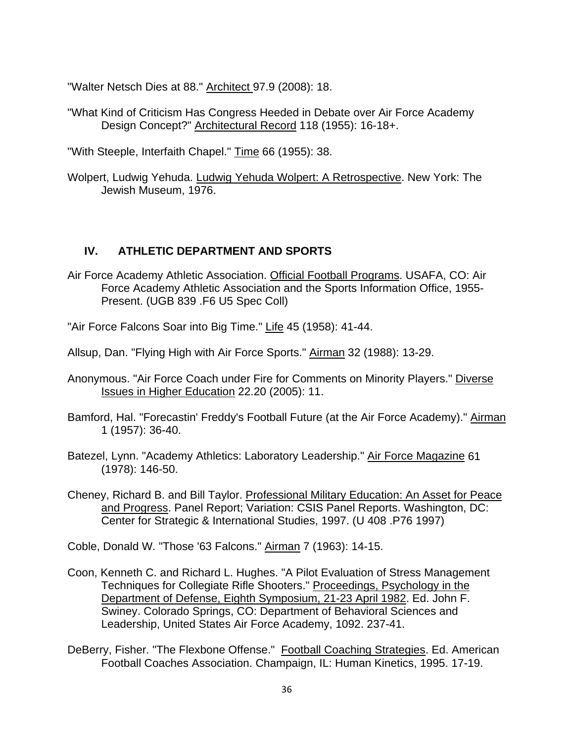"Walter Netsch Dies at 88." Architect 97.9 (2008): 18.

"What Kind of Criticism Has Congress Heeded in Debate over Air Force Academy Design Concept?" Architectural Record 118 (1955): 16-18+.

"With Steeple, Interfaith Chapel." Time 66 (1955): 38.

Wolpert, Ludwig Yehuda. Ludwig Yehuda Wolpert: A Retrospective. New York: The Jewish Museum, 1976.

## IV. ATHLETIC DEPARTMENT AND SPORTS

Air Force Academy Athletic Association. Official Football Programs. USAFA, CO: Air Force Academy Athletic Association and the Sports Information Office, 1955-Present. (UGB 839 .F6 U5 Spec Coll)

"Air Force Falcons Soar into Big Time." Life 45 (1958): 41-44.

Allsup, Dan. "Flying High with Air Force Sports." Airman 32 (1988): 13-29.

Anonymous. "Air Force Coach under Fire for Comments on Minority Players." Diverse Issues in Higher Education 22.20 (2005): 11.

Bamford, Hal. "Forecastin' Freddy's Football Future (at the Air Force Academy)." Airman 1 (1957): 36-40.

Batezel, Lynn. "Academy Athletics: Laboratory Leadership." Air Force Magazine 61 (1978): 146-50.

Cheney, Richard B. and Bill Taylor. Professional Military Education: An Asset for Peace and Progress. Panel Report; Variation: CSIS Panel Reports. Washington, DC: Center for Strategic & International Studies, 1997. (U 408 .P76 1997)

Coble, Donald W. "Those '63 Falcons." Airman 7 (1963): 14-15.

Coon, Kenneth C. and Richard L. Hughes. "A Pilot Evaluation of Stress Management Techniques for Collegiate Rifle Shooters." Proceedings, Psychology in the Department of Defense, Eighth Symposium, 21-23 April 1982. Ed. John F. Swiney. Colorado Springs, CO: Department of Behavioral Sciences and Leadership, United States Air Force Academy, 1092. 237-41.

DeBerry, Fisher. "The Flexbone Offense." Football Coaching Strategies. Ed. American Football Coaches Association. Champaign, IL: Human Kinetics, 1995. 17-19.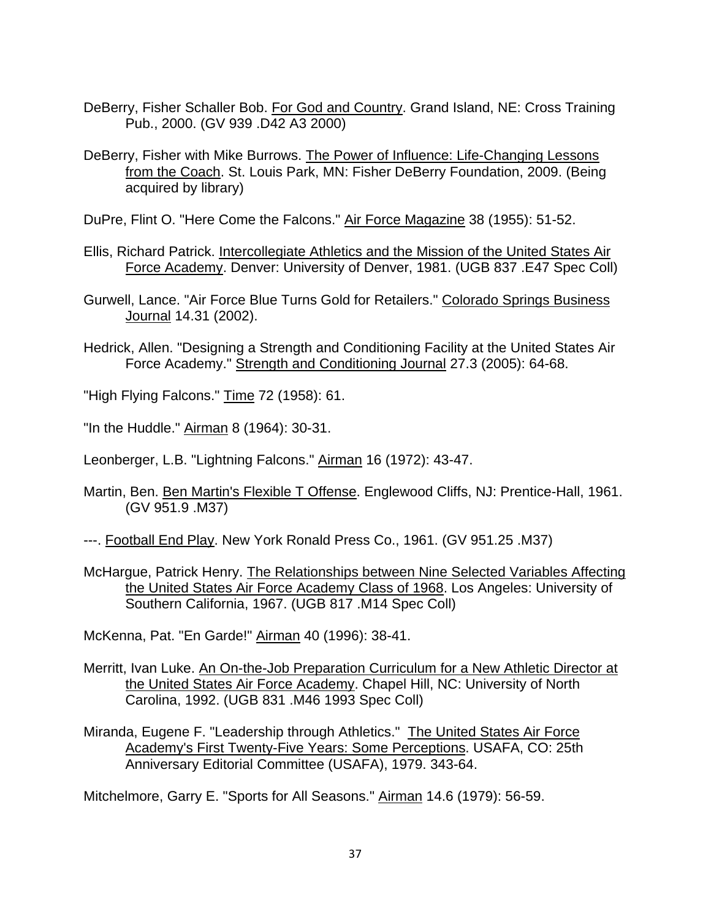DeBerry, Fisher Schaller Bob. For God and Country. Grand Island, NE: Cross Training Pub., 2000. (GV 939 .D42 A3 2000)

DeBerry, Fisher with Mike Burrows. The Power of Influence: Life-Changing Lessons from the Coach. St. Louis Park, MN: Fisher DeBerry Foundation, 2009. (Being acquired by library)

DuPre, Flint O. "Here Come the Falcons." Air Force Magazine 38 (1955): 51-52.

Ellis, Richard Patrick. Intercollegiate Athletics and the Mission of the United States Air Force Academy. Denver: University of Denver, 1981. (UGB 837 .E47 Spec Coll)

Gurwell, Lance. "Air Force Blue Turns Gold for Retailers." Colorado Springs Business Journal 14.31 (2002).

Hedrick, Allen. "Designing a Strength and Conditioning Facility at the United States Air Force Academy." Strength and Conditioning Journal 27.3 (2005): 64-68.

"High Flying Falcons." Time 72 (1958): 61.

"In the Huddle." Airman 8 (1964): 30-31.

Leonberger, L.B. "Lightning Falcons." Airman 16 (1972): 43-47.

Martin, Ben. Ben Martin's Flexible T Offense. Englewood Cliffs, NJ: Prentice-Hall, 1961. (GV 951.9 .M37)

---. Football End Play. New York Ronald Press Co., 1961. (GV 951.25 .M37)

McHargue, Patrick Henry. The Relationships between Nine Selected Variables Affecting the United States Air Force Academy Class of 1968. Los Angeles: University of Southern California, 1967. (UGB 817 .M14 Spec Coll)

McKenna, Pat. "En Garde!" Airman 40 (1996): 38-41.

Merritt, Ivan Luke. An On-the-Job Preparation Curriculum for a New Athletic Director at the United States Air Force Academy. Chapel Hill, NC: University of North Carolina, 1992. (UGB 831 .M46 1993 Spec Coll)

Miranda, Eugene F. "Leadership through Athletics." The United States Air Force Academy's First Twenty-Five Years: Some Perceptions. USAFA, CO: 25th Anniversary Editorial Committee (USAFA), 1979. 343-64.

Mitchelmore, Garry E. "Sports for All Seasons." Airman 14.6 (1979): 56-59.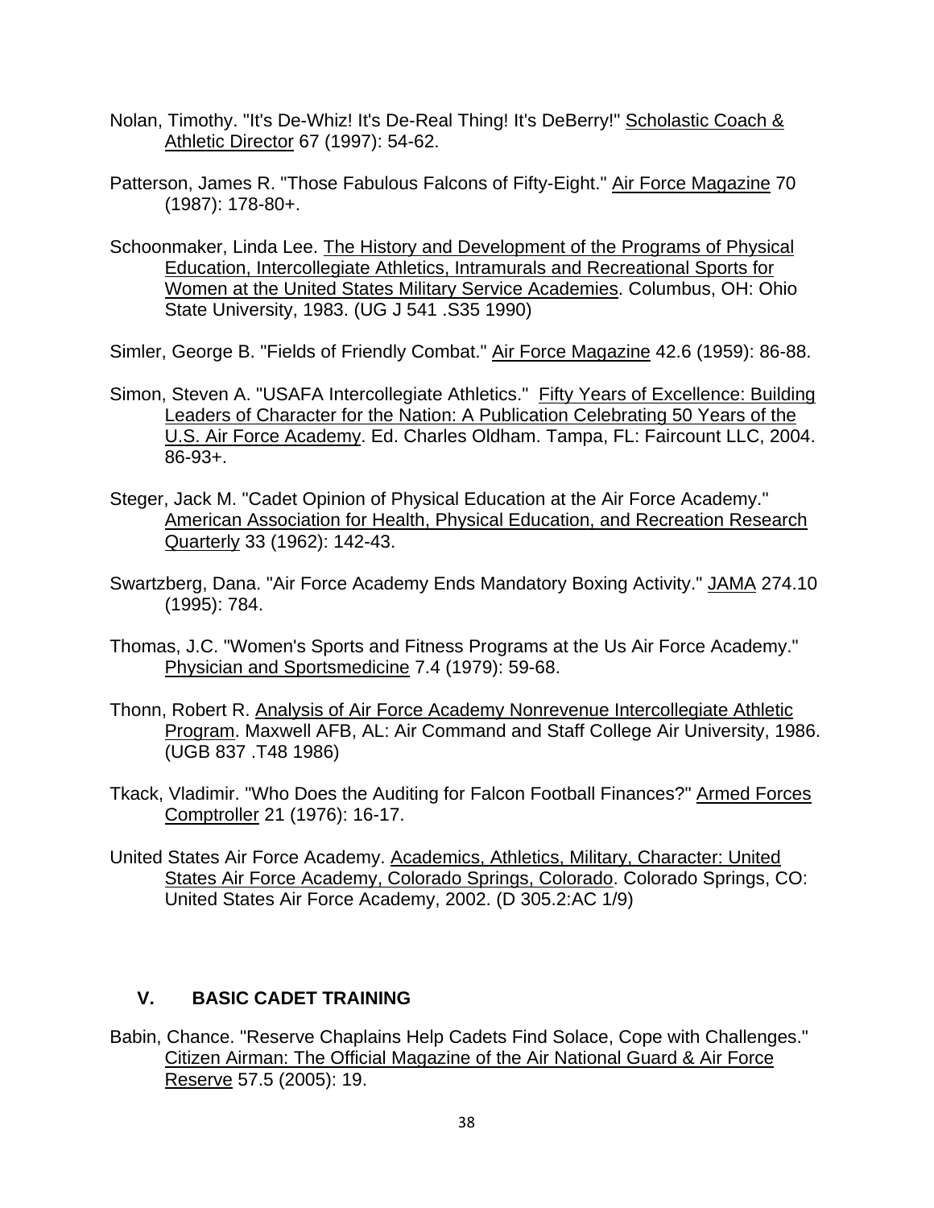Nolan, Timothy. "It's De-Whiz! It's De-Real Thing! It's DeBerry!" Scholastic Coach & Athletic Director 67 (1997): 54-62.

Patterson, James R. "Those Fabulous Falcons of Fifty-Eight." Air Force Magazine 70 (1987): 178-80+.

Schoonmaker, Linda Lee. The History and Development of the Programs of Physical Education, Intercollegiate Athletics, Intramurals and Recreational Sports for Women at the United States Military Service Academies. Columbus, OH: Ohio State University, 1983. (UG J 541 .S35 1990)

Simler, George B. "Fields of Friendly Combat." Air Force Magazine 42.6 (1959): 86-88.

Simon, Steven A. "USAFA Intercollegiate Athletics." Fifty Years of Excellence: Building Leaders of Character for the Nation: A Publication Celebrating 50 Years of the U.S. Air Force Academy. Ed. Charles Oldham. Tampa, FL: Faircount LLC, 2004. 86-93+.

Steger, Jack M. "Cadet Opinion of Physical Education at the Air Force Academy." American Association for Health, Physical Education, and Recreation Research Quarterly 33 (1962): 142-43.

Swartzberg, Dana. "Air Force Academy Ends Mandatory Boxing Activity." JAMA 274.10 (1995): 784.

Thomas, J.C. "Women's Sports and Fitness Programs at the Us Air Force Academy." Physician and Sportsmedicine 7.4 (1979): 59-68.

Thonn, Robert R. Analysis of Air Force Academy Nonrevenue Intercollegiate Athletic Program. Maxwell AFB, AL: Air Command and Staff College Air University, 1986. (UGB 837 .T48 1986)

Tkack, Vladimir. "Who Does the Auditing for Falcon Football Finances?" Armed Forces Comptroller 21 (1976): 16-17.

United States Air Force Academy. Academics, Athletics, Military, Character: United States Air Force Academy, Colorado Springs, Colorado. Colorado Springs, CO: United States Air Force Academy, 2002. (D 305.2:AC 1/9)

## V. BASIC CADET TRAINING

Babin, Chance. "Reserve Chaplains Help Cadets Find Solace, Cope with Challenges." Citizen Airman: The Official Magazine of the Air National Guard & Air Force Reserve 57.5 (2005): 19.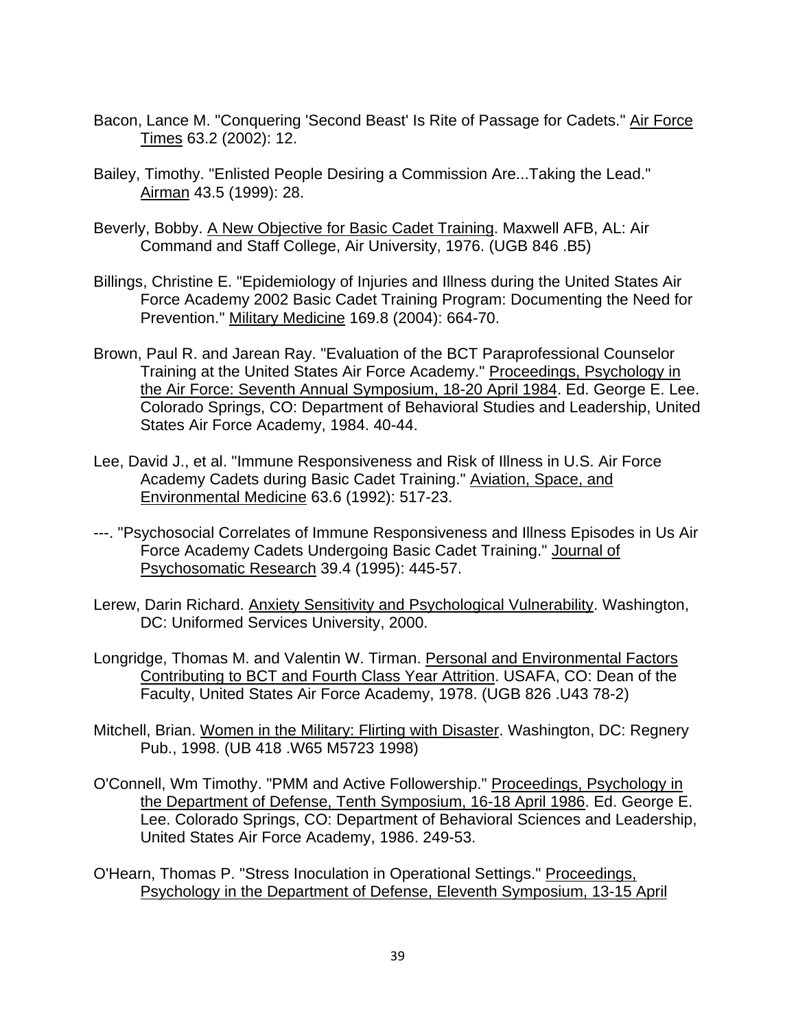Bacon, Lance M. "Conquering 'Second Beast' Is Rite of Passage for Cadets." Air Force Times 63.2 (2002): 12.

Bailey, Timothy. "Enlisted People Desiring a Commission Are...Taking the Lead." Airman 43.5 (1999): 28.

Beverly, Bobby. A New Objective for Basic Cadet Training. Maxwell AFB, AL: Air Command and Staff College, Air University, 1976. (UGB 846 .B5)

Billings, Christine E. "Epidemiology of Injuries and Illness during the United States Air Force Academy 2002 Basic Cadet Training Program: Documenting the Need for Prevention." Military Medicine 169.8 (2004): 664-70.

Brown, Paul R. and Jarean Ray. "Evaluation of the BCT Paraprofessional Counselor Training at the United States Air Force Academy." Proceedings, Psychology in the Air Force: Seventh Annual Symposium, 18-20 April 1984. Ed. George E. Lee. Colorado Springs, CO: Department of Behavioral Studies and Leadership, United States Air Force Academy, 1984. 40-44.

Lee, David J., et al. "Immune Responsiveness and Risk of Illness in U.S. Air Force Academy Cadets during Basic Cadet Training." Aviation, Space, and Environmental Medicine 63.6 (1992): 517-23.

---. "Psychosocial Correlates of Immune Responsiveness and Illness Episodes in Us Air Force Academy Cadets Undergoing Basic Cadet Training." Journal of Psychosomatic Research 39.4 (1995): 445-57.

Lerew, Darin Richard. Anxiety Sensitivity and Psychological Vulnerability. Washington, DC: Uniformed Services University, 2000.

Longridge, Thomas M. and Valentin W. Tirman. Personal and Environmental Factors Contributing to BCT and Fourth Class Year Attrition. USAFA, CO: Dean of the Faculty, United States Air Force Academy, 1978. (UGB 826 .U43 78-2)

Mitchell, Brian. Women in the Military: Flirting with Disaster. Washington, DC: Regnery Pub., 1998. (UB 418 .W65 M5723 1998)

O'Connell, Wm Timothy. "PMM and Active Followership." Proceedings, Psychology in the Department of Defense, Tenth Symposium, 16-18 April 1986. Ed. George E. Lee. Colorado Springs, CO: Department of Behavioral Sciences and Leadership, United States Air Force Academy, 1986. 249-53.

O'Hearn, Thomas P. "Stress Inoculation in Operational Settings." Proceedings, Psychology in the Department of Defense, Eleventh Symposium, 13-15 April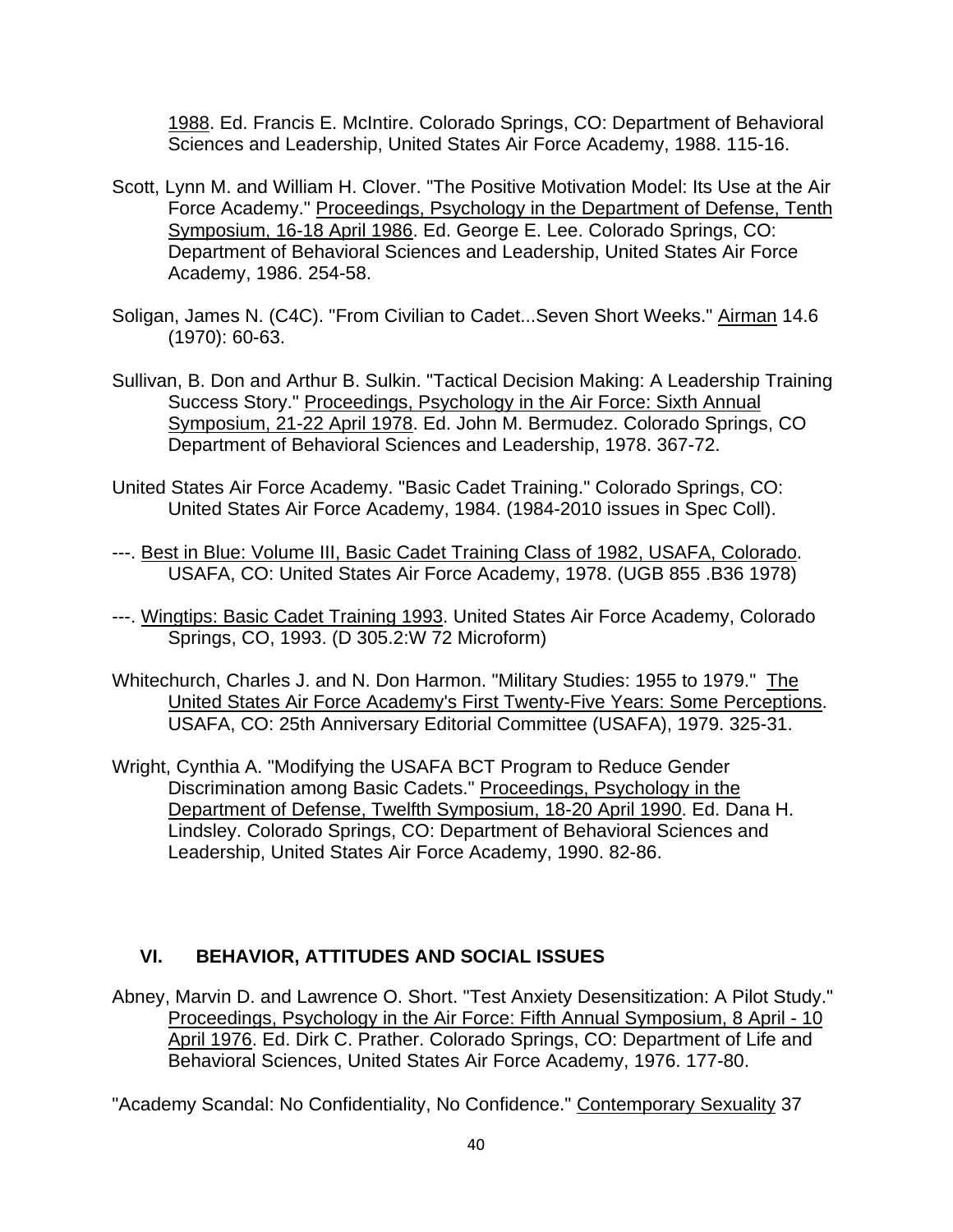1988. Ed. Francis E. McIntire. Colorado Springs, CO: Department of Behavioral Sciences and Leadership, United States Air Force Academy, 1988. 115-16.

Scott, Lynn M. and William H. Clover. "The Positive Motivation Model: Its Use at the Air Force Academy." Proceedings, Psychology in the Department of Defense, Tenth Symposium, 16-18 April 1986. Ed. George E. Lee. Colorado Springs, CO: Department of Behavioral Sciences and Leadership, United States Air Force Academy, 1986. 254-58.

Soligan, James N. (C4C). "From Civilian to Cadet...Seven Short Weeks." Airman 14.6 (1970): 60-63.

Sullivan, B. Don and Arthur B. Sulkin. "Tactical Decision Making: A Leadership Training Success Story." Proceedings, Psychology in the Air Force: Sixth Annual Symposium, 21-22 April 1978. Ed. John M. Bermudez. Colorado Springs, CO Department of Behavioral Sciences and Leadership, 1978. 367-72.

United States Air Force Academy. "Basic Cadet Training." Colorado Springs, CO: United States Air Force Academy, 1984. (1984-2010 issues in Spec Coll).

---. Best in Blue: Volume III, Basic Cadet Training Class of 1982, USAFA, Colorado. USAFA, CO: United States Air Force Academy, 1978. (UGB 855 .B36 1978)

---. Wingtips: Basic Cadet Training 1993. United States Air Force Academy, Colorado Springs, CO, 1993. (D 305.2:W 72 Microform)

Whitechurch, Charles J. and N. Don Harmon. "Military Studies: 1955 to 1979." The United States Air Force Academy's First Twenty-Five Years: Some Perceptions. USAFA, CO: 25th Anniversary Editorial Committee (USAFA), 1979. 325-31.

Wright, Cynthia A. "Modifying the USAFA BCT Program to Reduce Gender Discrimination among Basic Cadets." Proceedings, Psychology in the Department of Defense, Twelfth Symposium, 18-20 April 1990. Ed. Dana H. Lindsley. Colorado Springs, CO: Department of Behavioral Sciences and Leadership, United States Air Force Academy, 1990. 82-86.

## VI. BEHAVIOR, ATTITUDES AND SOCIAL ISSUES

Abney, Marvin D. and Lawrence O. Short. "Test Anxiety Desensitization: A Pilot Study." Proceedings, Psychology in the Air Force: Fifth Annual Symposium, 8 April - 10 April 1976. Ed. Dirk C. Prather. Colorado Springs, CO: Department of Life and Behavioral Sciences, United States Air Force Academy, 1976. 177-80.

"Academy Scandal: No Confidentiality, No Confidence." Contemporary Sexuality 37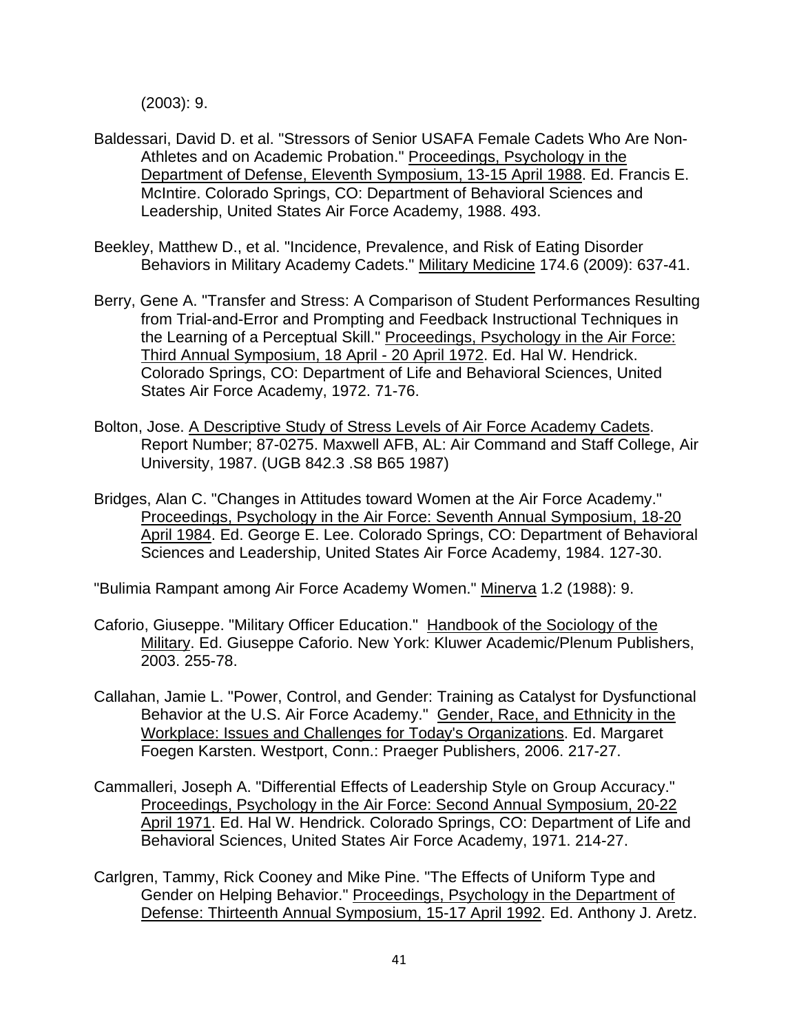(2003): 9.

Baldessari, David D. et al. "Stressors of Senior USAFA Female Cadets Who Are Non-Athletes and on Academic Probation." Proceedings, Psychology in the Department of Defense, Eleventh Symposium, 13-15 April 1988. Ed. Francis E. McIntire. Colorado Springs, CO: Department of Behavioral Sciences and Leadership, United States Air Force Academy, 1988. 493.

Beekley, Matthew D., et al. "Incidence, Prevalence, and Risk of Eating Disorder Behaviors in Military Academy Cadets." Military Medicine 174.6 (2009): 637-41.

Berry, Gene A. "Transfer and Stress: A Comparison of Student Performances Resulting from Trial-and-Error and Prompting and Feedback Instructional Techniques in the Learning of a Perceptual Skill." Proceedings, Psychology in the Air Force: Third Annual Symposium, 18 April - 20 April 1972. Ed. Hal W. Hendrick. Colorado Springs, CO: Department of Life and Behavioral Sciences, United States Air Force Academy, 1972. 71-76.

Bolton, Jose. A Descriptive Study of Stress Levels of Air Force Academy Cadets. Report Number; 87-0275. Maxwell AFB, AL: Air Command and Staff College, Air University, 1987. (UGB 842.3 .S8 B65 1987)

Bridges, Alan C. "Changes in Attitudes toward Women at the Air Force Academy." Proceedings, Psychology in the Air Force: Seventh Annual Symposium, 18-20 April 1984. Ed. George E. Lee. Colorado Springs, CO: Department of Behavioral Sciences and Leadership, United States Air Force Academy, 1984. 127-30.

"Bulimia Rampant among Air Force Academy Women." Minerva 1.2 (1988): 9.

Caforio, Giuseppe. "Military Officer Education." Handbook of the Sociology of the Military. Ed. Giuseppe Caforio. New York: Kluwer Academic/Plenum Publishers, 2003. 255-78.

Callahan, Jamie L. "Power, Control, and Gender: Training as Catalyst for Dysfunctional Behavior at the U.S. Air Force Academy." Gender, Race, and Ethnicity in the Workplace: Issues and Challenges for Today's Organizations. Ed. Margaret Foegen Karsten. Westport, Conn.: Praeger Publishers, 2006. 217-27.

Cammalleri, Joseph A. "Differential Effects of Leadership Style on Group Accuracy." Proceedings, Psychology in the Air Force: Second Annual Symposium, 20-22 April 1971. Ed. Hal W. Hendrick. Colorado Springs, CO: Department of Life and Behavioral Sciences, United States Air Force Academy, 1971. 214-27.

Carlgren, Tammy, Rick Cooney and Mike Pine. "The Effects of Uniform Type and Gender on Helping Behavior." Proceedings, Psychology in the Department of Defense: Thirteenth Annual Symposium, 15-17 April 1992. Ed. Anthony J. Aretz.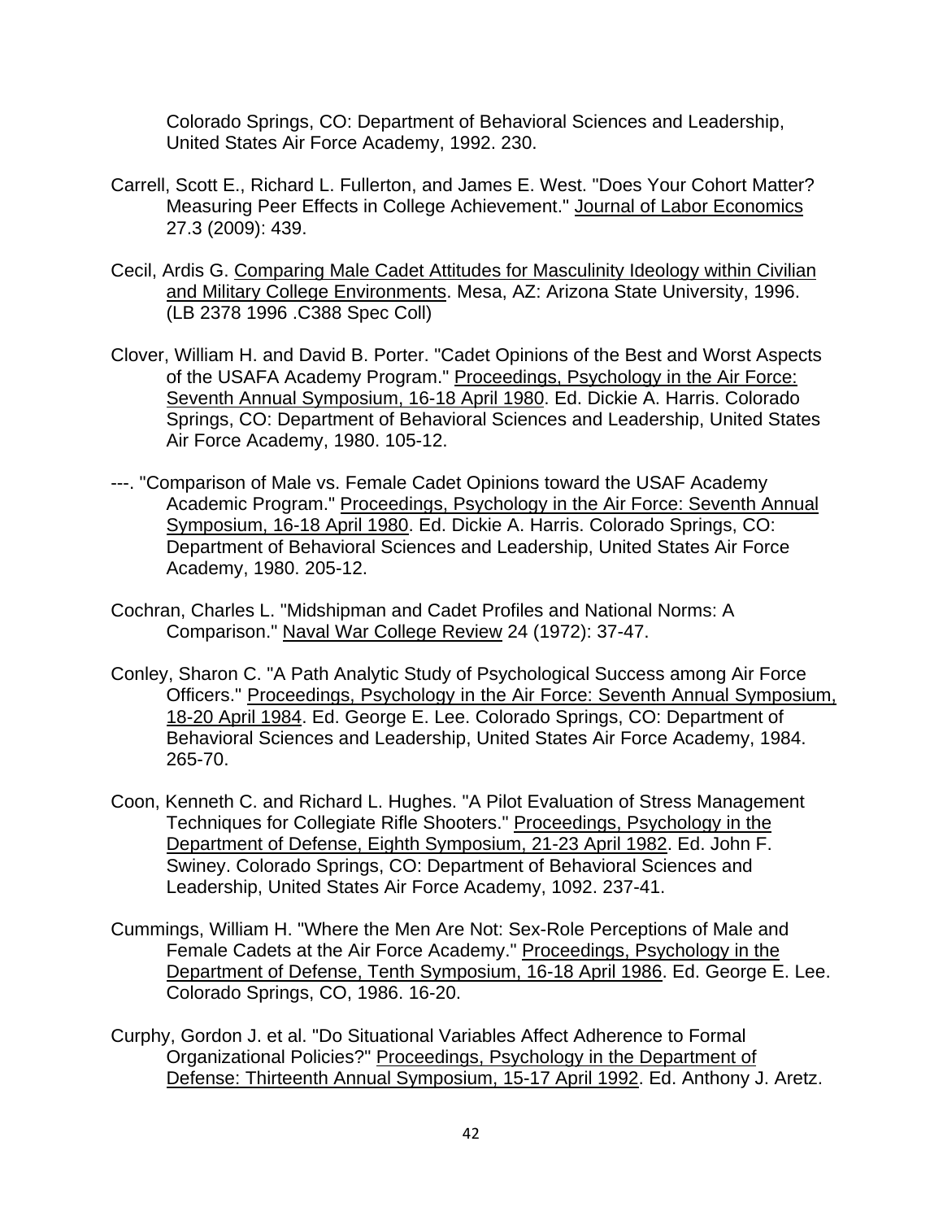Colorado Springs, CO: Department of Behavioral Sciences and Leadership, United States Air Force Academy, 1992. 230.

Carrell, Scott E., Richard L. Fullerton, and James E. West. "Does Your Cohort Matter? Measuring Peer Effects in College Achievement." Journal of Labor Economics 27.3 (2009): 439.

Cecil, Ardis G. Comparing Male Cadet Attitudes for Masculinity Ideology within Civilian and Military College Environments. Mesa, AZ: Arizona State University, 1996. (LB 2378 1996 .C388 Spec Coll)

Clover, William H. and David B. Porter. "Cadet Opinions of the Best and Worst Aspects of the USAFA Academy Program." Proceedings, Psychology in the Air Force: Seventh Annual Symposium, 16-18 April 1980. Ed. Dickie A. Harris. Colorado Springs, CO: Department of Behavioral Sciences and Leadership, United States Air Force Academy, 1980. 105-12.

---. "Comparison of Male vs. Female Cadet Opinions toward the USAF Academy Academic Program." Proceedings, Psychology in the Air Force: Seventh Annual Symposium, 16-18 April 1980. Ed. Dickie A. Harris. Colorado Springs, CO: Department of Behavioral Sciences and Leadership, United States Air Force Academy, 1980. 205-12.

Cochran, Charles L. "Midshipman and Cadet Profiles and National Norms: A Comparison." Naval War College Review 24 (1972): 37-47.

Conley, Sharon C. "A Path Analytic Study of Psychological Success among Air Force Officers." Proceedings, Psychology in the Air Force: Seventh Annual Symposium, 18-20 April 1984. Ed. George E. Lee. Colorado Springs, CO: Department of Behavioral Sciences and Leadership, United States Air Force Academy, 1984. 265-70.

Coon, Kenneth C. and Richard L. Hughes. "A Pilot Evaluation of Stress Management Techniques for Collegiate Rifle Shooters." Proceedings, Psychology in the Department of Defense, Eighth Symposium, 21-23 April 1982. Ed. John F. Swiney. Colorado Springs, CO: Department of Behavioral Sciences and Leadership, United States Air Force Academy, 1092. 237-41.

Cummings, William H. "Where the Men Are Not: Sex-Role Perceptions of Male and Female Cadets at the Air Force Academy." Proceedings, Psychology in the Department of Defense, Tenth Symposium, 16-18 April 1986. Ed. George E. Lee. Colorado Springs, CO, 1986. 16-20.

Curphy, Gordon J. et al. "Do Situational Variables Affect Adherence to Formal Organizational Policies?" Proceedings, Psychology in the Department of Defense: Thirteenth Annual Symposium, 15-17 April 1992. Ed. Anthony J. Aretz.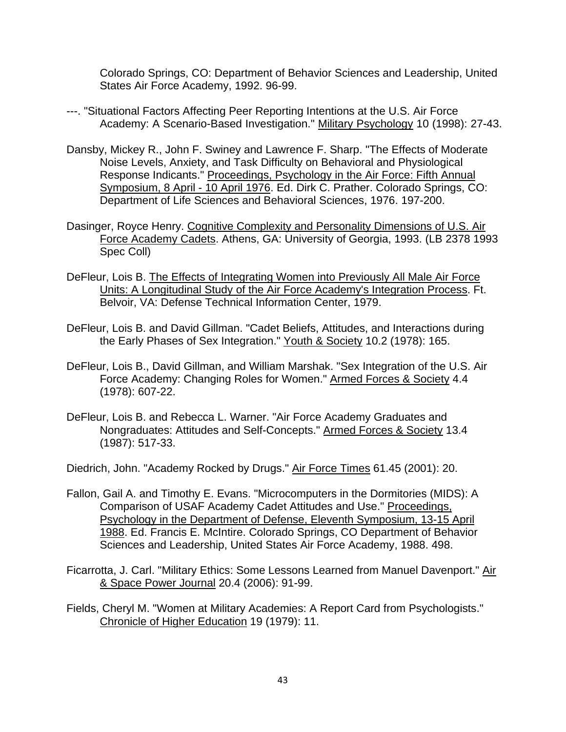Colorado Springs, CO: Department of Behavior Sciences and Leadership, United States Air Force Academy, 1992. 96-99.

---. "Situational Factors Affecting Peer Reporting Intentions at the U.S. Air Force Academy: A Scenario-Based Investigation." Military Psychology 10 (1998): 27-43.

Dansby, Mickey R., John F. Swiney and Lawrence F. Sharp. "The Effects of Moderate Noise Levels, Anxiety, and Task Difficulty on Behavioral and Physiological Response Indicants." Proceedings, Psychology in the Air Force: Fifth Annual Symposium, 8 April - 10 April 1976. Ed. Dirk C. Prather. Colorado Springs, CO: Department of Life Sciences and Behavioral Sciences, 1976. 197-200.

Dasinger, Royce Henry. Cognitive Complexity and Personality Dimensions of U.S. Air Force Academy Cadets. Athens, GA: University of Georgia, 1993. (LB 2378 1993 Spec Coll)

DeFleur, Lois B. The Effects of Integrating Women into Previously All Male Air Force Units: A Longitudinal Study of the Air Force Academy's Integration Process. Ft. Belvoir, VA: Defense Technical Information Center, 1979.

DeFleur, Lois B. and David Gillman. "Cadet Beliefs, Attitudes, and Interactions during the Early Phases of Sex Integration." Youth & Society 10.2 (1978): 165.

DeFleur, Lois B., David Gillman, and William Marshak. "Sex Integration of the U.S. Air Force Academy: Changing Roles for Women." Armed Forces & Society 4.4 (1978): 607-22.

DeFleur, Lois B. and Rebecca L. Warner. "Air Force Academy Graduates and Nongraduates: Attitudes and Self-Concepts." Armed Forces & Society 13.4 (1987): 517-33.

Diedrich, John. "Academy Rocked by Drugs." Air Force Times 61.45 (2001): 20.

Fallon, Gail A. and Timothy E. Evans. "Microcomputers in the Dormitories (MIDS): A Comparison of USAF Academy Cadet Attitudes and Use." Proceedings, Psychology in the Department of Defense, Eleventh Symposium, 13-15 April 1988. Ed. Francis E. McIntire. Colorado Springs, CO Department of Behavior Sciences and Leadership, United States Air Force Academy, 1988. 498.

Ficarrotta, J. Carl. "Military Ethics: Some Lessons Learned from Manuel Davenport." Air & Space Power Journal 20.4 (2006): 91-99.

Fields, Cheryl M. "Women at Military Academies: A Report Card from Psychologists." Chronicle of Higher Education 19 (1979): 11.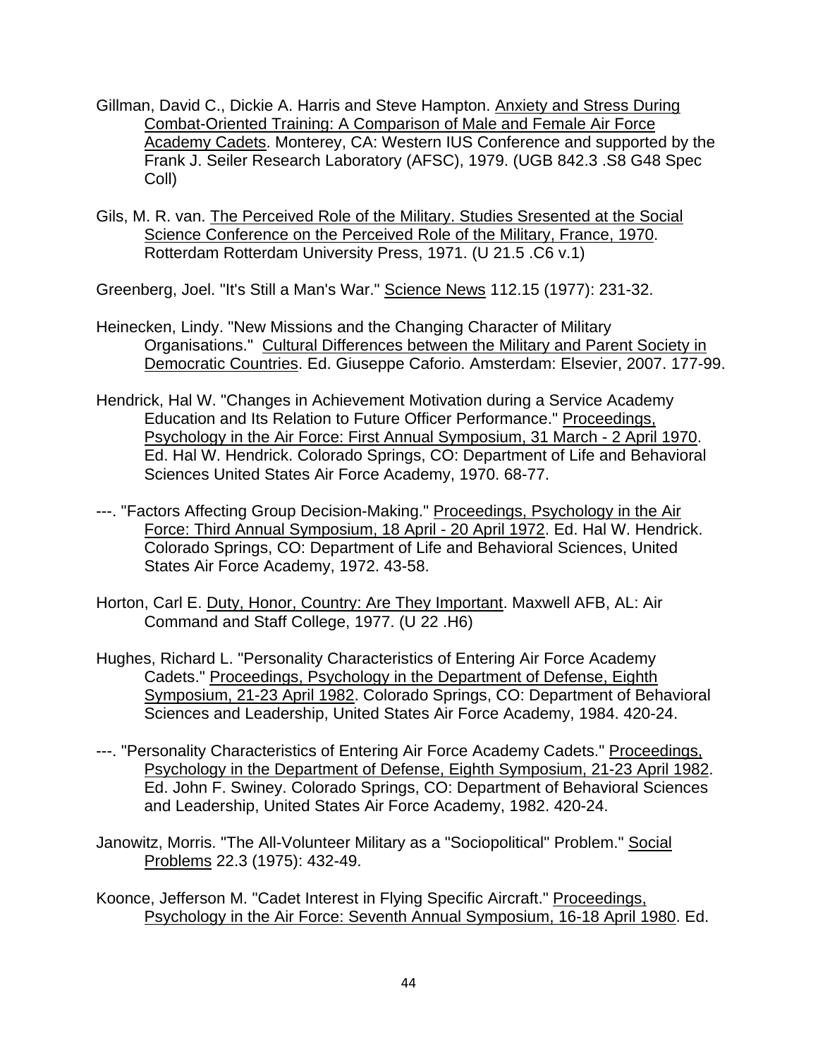Gillman, David C., Dickie A. Harris and Steve Hampton. Anxiety and Stress During Combat-Oriented Training: A Comparison of Male and Female Air Force Academy Cadets. Monterey, CA: Western IUS Conference and supported by the Frank J. Seiler Research Laboratory (AFSC), 1979. (UGB 842.3 .S8 G48 Spec Coll)

Gils, M. R. van. The Perceived Role of the Military. Studies Sresented at the Social Science Conference on the Perceived Role of the Military, France, 1970. Rotterdam Rotterdam University Press, 1971. (U 21.5 .C6 v.1)

Greenberg, Joel. "It's Still a Man's War." Science News 112.15 (1977): 231-32.

Heinecken, Lindy. "New Missions and the Changing Character of Military Organisations." Cultural Differences between the Military and Parent Society in Democratic Countries. Ed. Giuseppe Caforio. Amsterdam: Elsevier, 2007. 177-99.

Hendrick, Hal W. "Changes in Achievement Motivation during a Service Academy Education and Its Relation to Future Officer Performance." Proceedings, Psychology in the Air Force: First Annual Symposium, 31 March - 2 April 1970. Ed. Hal W. Hendrick. Colorado Springs, CO: Department of Life and Behavioral Sciences United States Air Force Academy, 1970. 68-77.

---. "Factors Affecting Group Decision-Making." Proceedings, Psychology in the Air Force: Third Annual Symposium, 18 April - 20 April 1972. Ed. Hal W. Hendrick. Colorado Springs, CO: Department of Life and Behavioral Sciences, United States Air Force Academy, 1972. 43-58.

Horton, Carl E. Duty, Honor, Country: Are They Important. Maxwell AFB, AL: Air Command and Staff College, 1977. (U 22 .H6)

Hughes, Richard L. "Personality Characteristics of Entering Air Force Academy Cadets." Proceedings, Psychology in the Department of Defense, Eighth Symposium, 21-23 April 1982. Colorado Springs, CO: Department of Behavioral Sciences and Leadership, United States Air Force Academy, 1984. 420-24.

---. "Personality Characteristics of Entering Air Force Academy Cadets." Proceedings, Psychology in the Department of Defense, Eighth Symposium, 21-23 April 1982. Ed. John F. Swiney. Colorado Springs, CO: Department of Behavioral Sciences and Leadership, United States Air Force Academy, 1982. 420-24.

Janowitz, Morris. "The All-Volunteer Military as a "Sociopolitical" Problem." Social Problems 22.3 (1975): 432-49.

Koonce, Jefferson M. "Cadet Interest in Flying Specific Aircraft." Proceedings, Psychology in the Air Force: Seventh Annual Symposium, 16-18 April 1980. Ed.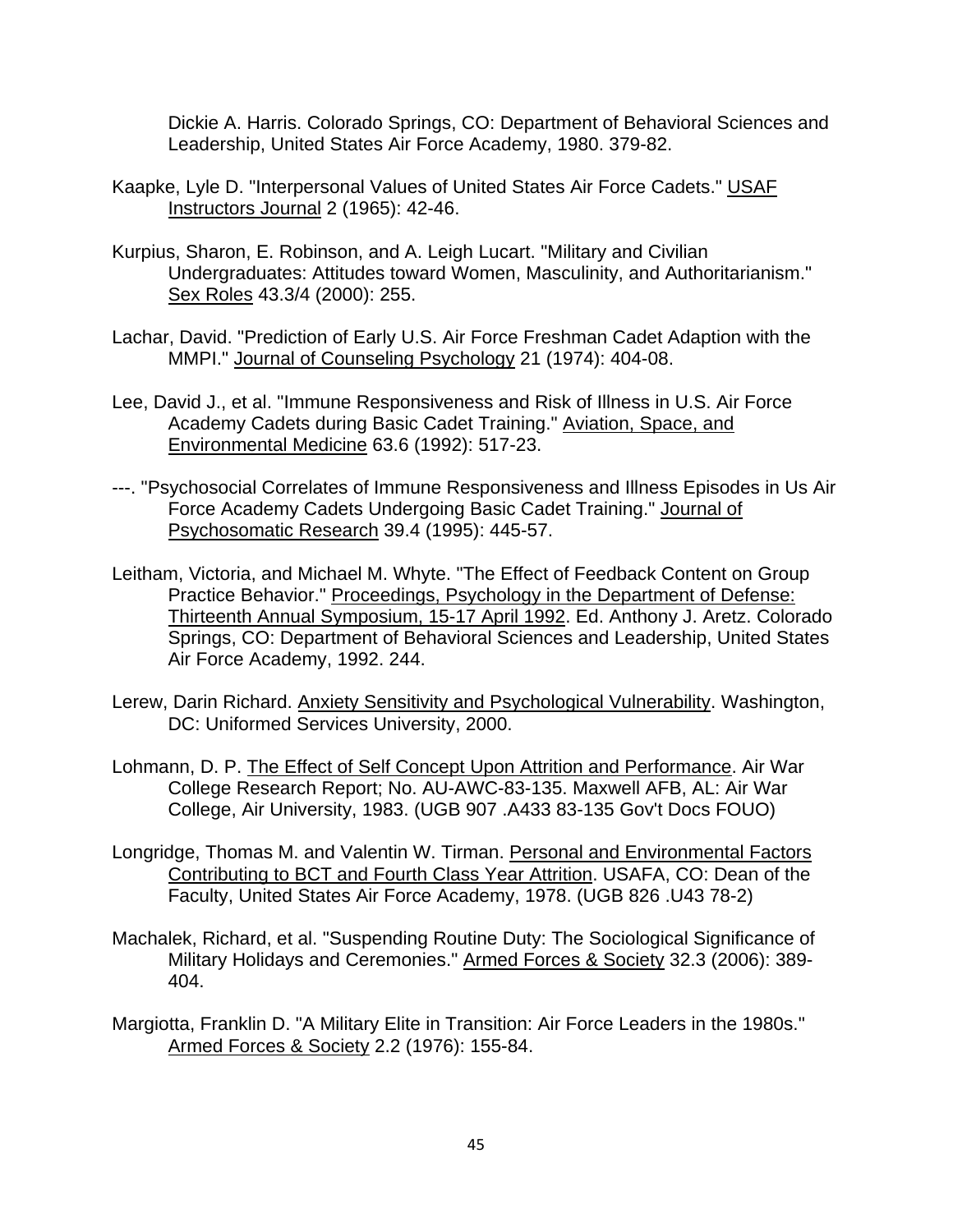Dickie A. Harris. Colorado Springs, CO: Department of Behavioral Sciences and Leadership, United States Air Force Academy, 1980. 379-82.

Kaapke, Lyle D. "Interpersonal Values of United States Air Force Cadets." USAF Instructors Journal 2 (1965): 42-46.

Kurpius, Sharon, E. Robinson, and A. Leigh Lucart. "Military and Civilian Undergraduates: Attitudes toward Women, Masculinity, and Authoritarianism." Sex Roles 43.3/4 (2000): 255.

Lachar, David. "Prediction of Early U.S. Air Force Freshman Cadet Adaption with the MMPI." Journal of Counseling Psychology 21 (1974): 404-08.

Lee, David J., et al. "Immune Responsiveness and Risk of Illness in U.S. Air Force Academy Cadets during Basic Cadet Training." Aviation, Space, and Environmental Medicine 63.6 (1992): 517-23.

---. "Psychosocial Correlates of Immune Responsiveness and Illness Episodes in Us Air Force Academy Cadets Undergoing Basic Cadet Training." Journal of Psychosomatic Research 39.4 (1995): 445-57.

Leitham, Victoria, and Michael M. Whyte. "The Effect of Feedback Content on Group Practice Behavior." Proceedings, Psychology in the Department of Defense: Thirteenth Annual Symposium, 15-17 April 1992. Ed. Anthony J. Aretz. Colorado Springs, CO: Department of Behavioral Sciences and Leadership, United States Air Force Academy, 1992. 244.

Lerew, Darin Richard. Anxiety Sensitivity and Psychological Vulnerability. Washington, DC: Uniformed Services University, 2000.

Lohmann, D. P. The Effect of Self Concept Upon Attrition and Performance. Air War College Research Report; No. AU-AWC-83-135. Maxwell AFB, AL: Air War College, Air University, 1983. (UGB 907 .A433 83-135 Gov't Docs FOUO)

Longridge, Thomas M. and Valentin W. Tirman. Personal and Environmental Factors Contributing to BCT and Fourth Class Year Attrition. USAFA, CO: Dean of the Faculty, United States Air Force Academy, 1978. (UGB 826 .U43 78-2)

Machalek, Richard, et al. "Suspending Routine Duty: The Sociological Significance of Military Holidays and Ceremonies." Armed Forces & Society 32.3 (2006): 389-404.

Margiotta, Franklin D. "A Military Elite in Transition: Air Force Leaders in the 1980s." Armed Forces & Society 2.2 (1976): 155-84.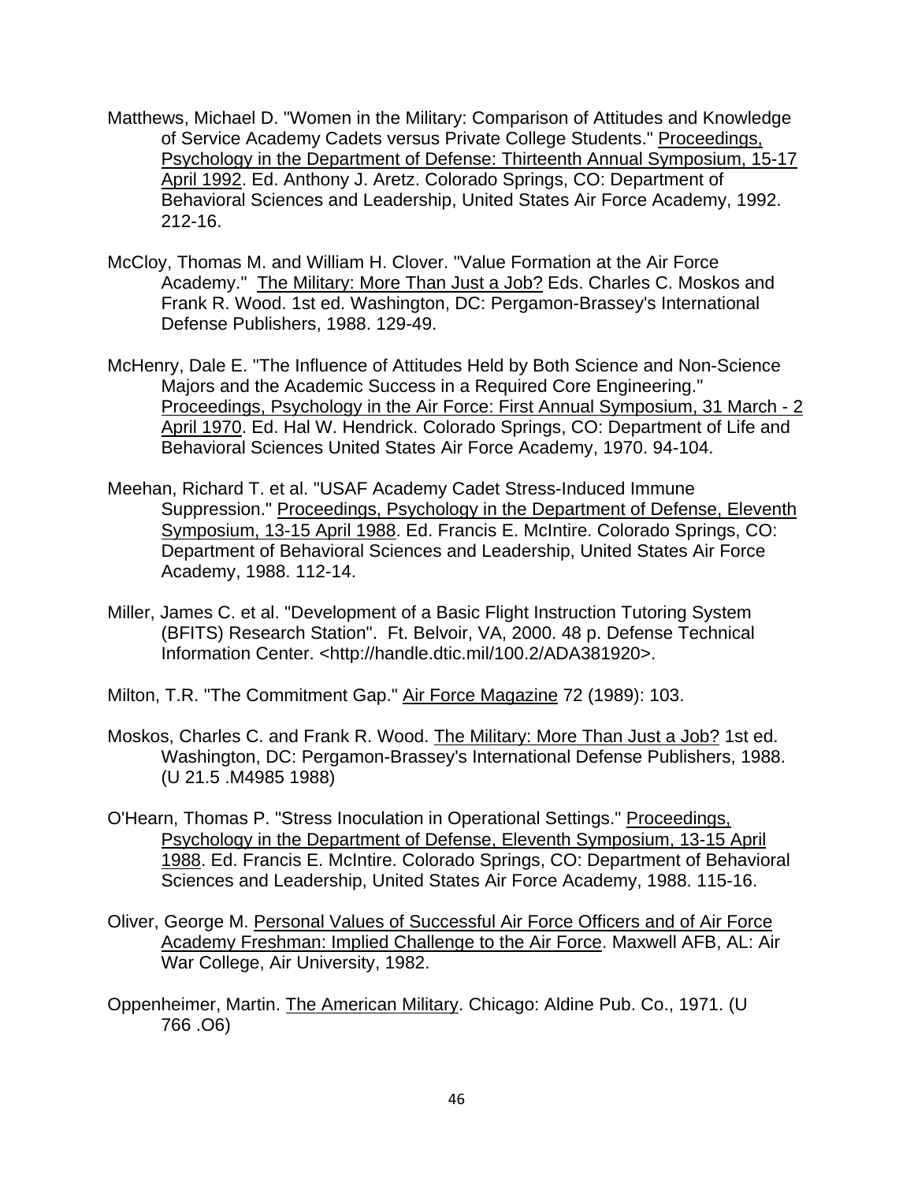Matthews, Michael D. "Women in the Military: Comparison of Attitudes and Knowledge of Service Academy Cadets versus Private College Students." <u>Proceedings, Psychology in the Department of Defense: Thirteenth Annual Symposium, 15-17 April 1992</u>. Ed. Anthony J. Aretz. Colorado Springs, CO: Department of Behavioral Sciences and Leadership, United States Air Force Academy, 1992. 212-16.

McCloy, Thomas M. and William H. Clover. "Value Formation at the Air Force Academy." <u>The Military: More Than Just a Job?</u> Eds. Charles C. Moskos and Frank R. Wood. 1st ed. Washington, DC: Pergamon-Brassey's International Defense Publishers, 1988. 129-49.

McHenry, Dale E. "The Influence of Attitudes Held by Both Science and Non-Science Majors and the Academic Success in a Required Core Engineering." <u>Proceedings, Psychology in the Air Force: First Annual Symposium, 31 March - 2 April 1970</u>. Ed. Hal W. Hendrick. Colorado Springs, CO: Department of Life and Behavioral Sciences United States Air Force Academy, 1970. 94-104.

Meehan, Richard T. et al. "USAF Academy Cadet Stress-Induced Immune Suppression." <u>Proceedings, Psychology in the Department of Defense, Eleventh Symposium, 13-15 April 1988</u>. Ed. Francis E. McIntire. Colorado Springs, CO: Department of Behavioral Sciences and Leadership, United States Air Force Academy, 1988. 112-14.

Miller, James C. et al. "Development of a Basic Flight Instruction Tutoring System (BFITS) Research Station". Ft. Belvoir, VA, 2000. 48 p. Defense Technical Information Center. <http://handle.dtic.mil/100.2/ADA381920>.

Milton, T.R. "The Commitment Gap." <u>Air Force Magazine</u> 72 (1989): 103.

Moskos, Charles C. and Frank R. Wood. <u>The Military: More Than Just a Job?</u> 1st ed. Washington, DC: Pergamon-Brassey's International Defense Publishers, 1988. (U 21.5 .M4985 1988)

O'Hearn, Thomas P. "Stress Inoculation in Operational Settings." <u>Proceedings, Psychology in the Department of Defense, Eleventh Symposium, 13-15 April 1988</u>. Ed. Francis E. McIntire. Colorado Springs, CO: Department of Behavioral Sciences and Leadership, United States Air Force Academy, 1988. 115-16.

Oliver, George M. <u>Personal Values of Successful Air Force Officers and of Air Force Academy Freshman: Implied Challenge to the Air Force</u>. Maxwell AFB, AL: Air War College, Air University, 1982.

Oppenheimer, Martin. <u>The American Military</u>. Chicago: Aldine Pub. Co., 1971. (U 766 .O6)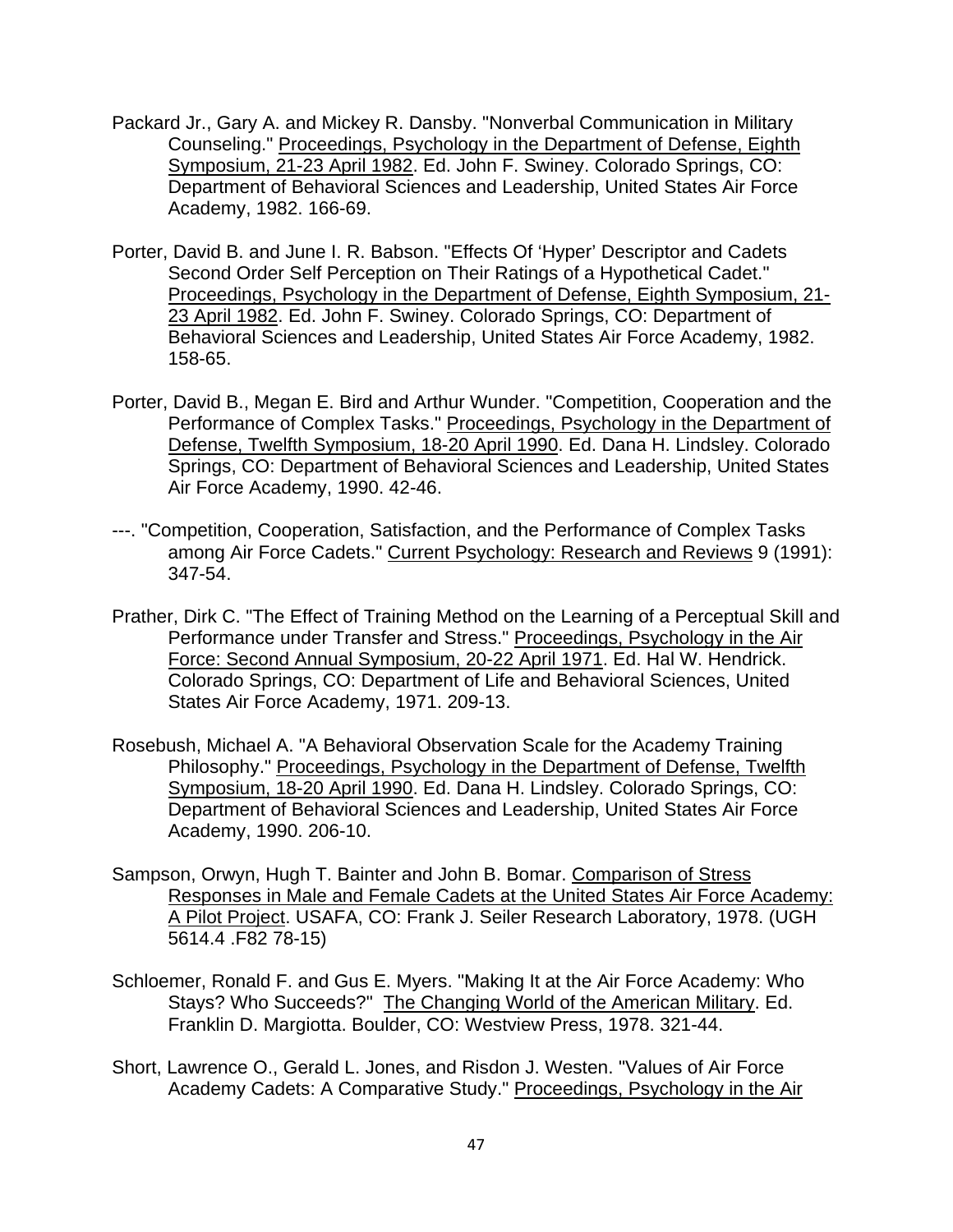Packard Jr., Gary A. and Mickey R. Dansby. "Nonverbal Communication in Military Counseling." <u>Proceedings, Psychology in the Department of Defense, Eighth Symposium, 21-23 April 1982</u>. Ed. John F. Swiney. Colorado Springs, CO: Department of Behavioral Sciences and Leadership, United States Air Force Academy, 1982. 166-69.

Porter, David B. and June I. R. Babson. "Effects Of 'Hyper' Descriptor and Cadets Second Order Self Perception on Their Ratings of a Hypothetical Cadet." <u>Proceedings, Psychology in the Department of Defense, Eighth Symposium, 21-23 April 1982</u>. Ed. John F. Swiney. Colorado Springs, CO: Department of Behavioral Sciences and Leadership, United States Air Force Academy, 1982. 158-65.

Porter, David B., Megan E. Bird and Arthur Wunder. "Competition, Cooperation and the Performance of Complex Tasks." <u>Proceedings, Psychology in the Department of Defense, Twelfth Symposium, 18-20 April 1990</u>. Ed. Dana H. Lindsley. Colorado Springs, CO: Department of Behavioral Sciences and Leadership, United States Air Force Academy, 1990. 42-46.

---. "Competition, Cooperation, Satisfaction, and the Performance of Complex Tasks among Air Force Cadets." <u>Current Psychology: Research and Reviews</u> 9 (1991): 347-54.

Prather, Dirk C. "The Effect of Training Method on the Learning of a Perceptual Skill and Performance under Transfer and Stress." <u>Proceedings, Psychology in the Air Force: Second Annual Symposium, 20-22 April 1971</u>. Ed. Hal W. Hendrick. Colorado Springs, CO: Department of Life and Behavioral Sciences, United States Air Force Academy, 1971. 209-13.

Rosebush, Michael A. "A Behavioral Observation Scale for the Academy Training Philosophy." <u>Proceedings, Psychology in the Department of Defense, Twelfth Symposium, 18-20 April 1990</u>. Ed. Dana H. Lindsley. Colorado Springs, CO: Department of Behavioral Sciences and Leadership, United States Air Force Academy, 1990. 206-10.

Sampson, Orwyn, Hugh T. Bainter and John B. Bomar. <u>Comparison of Stress Responses in Male and Female Cadets at the United States Air Force Academy: A Pilot Project</u>. USAFA, CO: Frank J. Seiler Research Laboratory, 1978. (UGH 5614.4 .F82 78-15)

Schloemer, Ronald F. and Gus E. Myers. "Making It at the Air Force Academy: Who Stays? Who Succeeds?" <u>The Changing World of the American Military</u>. Ed. Franklin D. Margiotta. Boulder, CO: Westview Press, 1978. 321-44.

Short, Lawrence O., Gerald L. Jones, and Risdon J. Westen. "Values of Air Force Academy Cadets: A Comparative Study." <u>Proceedings, Psychology in the Air</u>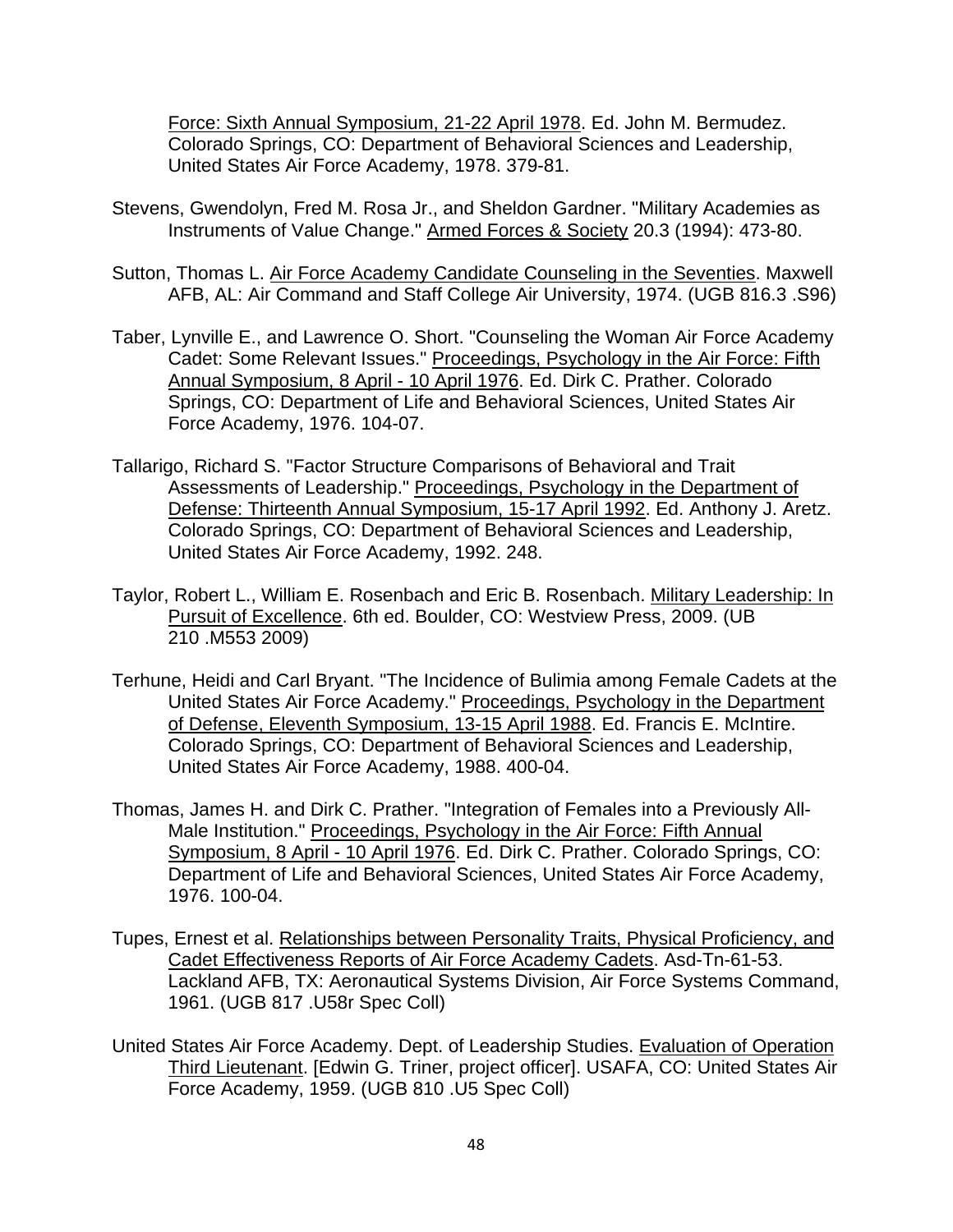Force: Sixth Annual Symposium, 21-22 April 1978. Ed. John M. Bermudez. Colorado Springs, CO: Department of Behavioral Sciences and Leadership, United States Air Force Academy, 1978. 379-81.

Stevens, Gwendolyn, Fred M. Rosa Jr., and Sheldon Gardner. "Military Academies as Instruments of Value Change." Armed Forces & Society 20.3 (1994): 473-80.

Sutton, Thomas L. Air Force Academy Candidate Counseling in the Seventies. Maxwell AFB, AL: Air Command and Staff College Air University, 1974. (UGB 816.3 .S96)

Taber, Lynville E., and Lawrence O. Short. "Counseling the Woman Air Force Academy Cadet: Some Relevant Issues." Proceedings, Psychology in the Air Force: Fifth Annual Symposium, 8 April - 10 April 1976. Ed. Dirk C. Prather. Colorado Springs, CO: Department of Life and Behavioral Sciences, United States Air Force Academy, 1976. 104-07.

Tallarigo, Richard S. "Factor Structure Comparisons of Behavioral and Trait Assessments of Leadership." Proceedings, Psychology in the Department of Defense: Thirteenth Annual Symposium, 15-17 April 1992. Ed. Anthony J. Aretz. Colorado Springs, CO: Department of Behavioral Sciences and Leadership, United States Air Force Academy, 1992. 248.

Taylor, Robert L., William E. Rosenbach and Eric B. Rosenbach. Military Leadership: In Pursuit of Excellence. 6th ed. Boulder, CO: Westview Press, 2009. (UB 210 .M553 2009)

Terhune, Heidi and Carl Bryant. "The Incidence of Bulimia among Female Cadets at the United States Air Force Academy." Proceedings, Psychology in the Department of Defense, Eleventh Symposium, 13-15 April 1988. Ed. Francis E. McIntire. Colorado Springs, CO: Department of Behavioral Sciences and Leadership, United States Air Force Academy, 1988. 400-04.

Thomas, James H. and Dirk C. Prather. "Integration of Females into a Previously All-Male Institution." Proceedings, Psychology in the Air Force: Fifth Annual Symposium, 8 April - 10 April 1976. Ed. Dirk C. Prather. Colorado Springs, CO: Department of Life and Behavioral Sciences, United States Air Force Academy, 1976. 100-04.

Tupes, Ernest et al. Relationships between Personality Traits, Physical Proficiency, and Cadet Effectiveness Reports of Air Force Academy Cadets. Asd-Tn-61-53. Lackland AFB, TX: Aeronautical Systems Division, Air Force Systems Command, 1961. (UGB 817 .U58r Spec Coll)

United States Air Force Academy. Dept. of Leadership Studies. Evaluation of Operation Third Lieutenant. [Edwin G. Triner, project officer]. USAFA, CO: United States Air Force Academy, 1959. (UGB 810 .U5 Spec Coll)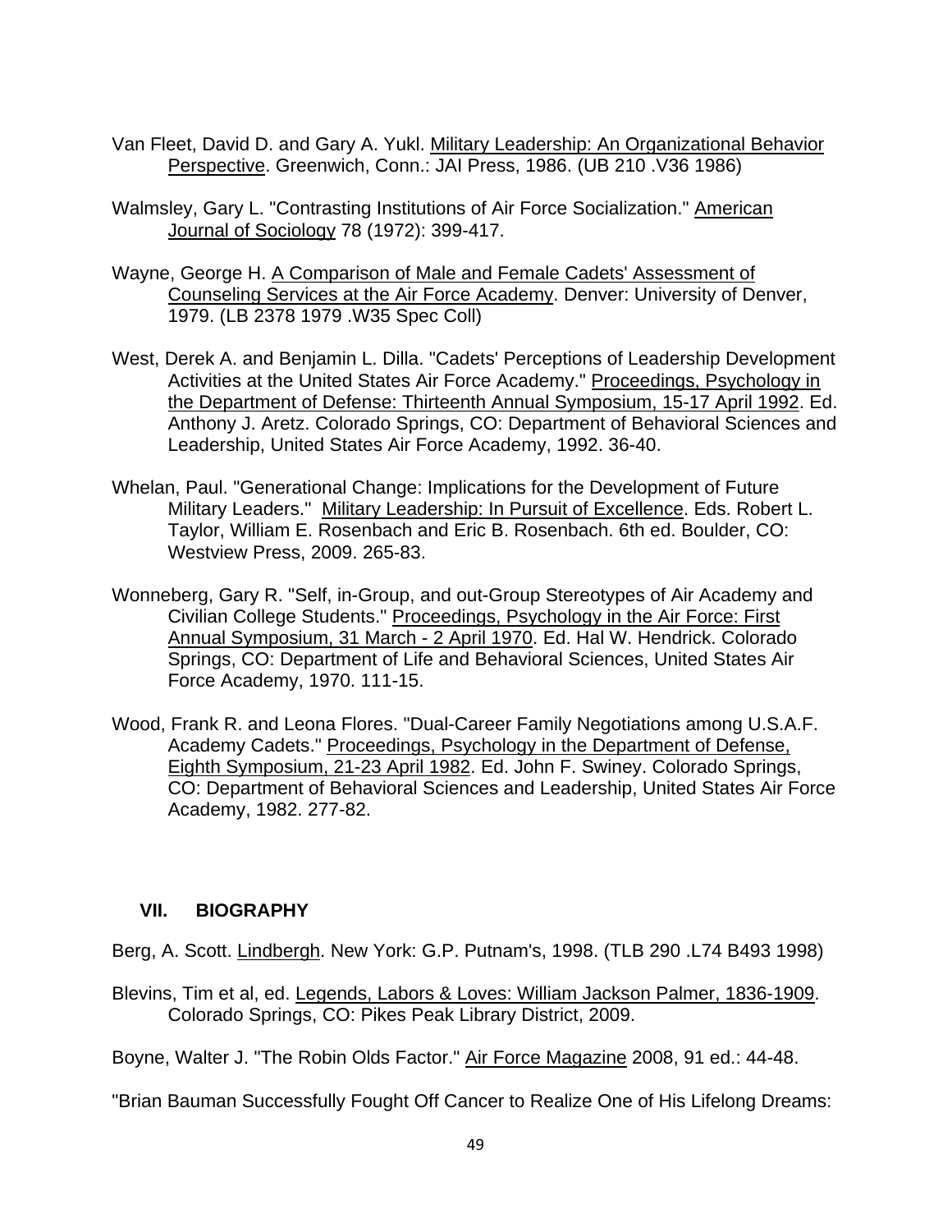Van Fleet, David D. and Gary A. Yukl. Military Leadership: An Organizational Behavior Perspective. Greenwich, Conn.: JAI Press, 1986. (UB 210 .V36 1986)

Walmsley, Gary L. "Contrasting Institutions of Air Force Socialization." American Journal of Sociology 78 (1972): 399-417.

Wayne, George H. A Comparison of Male and Female Cadets' Assessment of Counseling Services at the Air Force Academy. Denver: University of Denver, 1979. (LB 2378 1979 .W35 Spec Coll)

West, Derek A. and Benjamin L. Dilla. "Cadets' Perceptions of Leadership Development Activities at the United States Air Force Academy." Proceedings, Psychology in the Department of Defense: Thirteenth Annual Symposium, 15-17 April 1992. Ed. Anthony J. Aretz. Colorado Springs, CO: Department of Behavioral Sciences and Leadership, United States Air Force Academy, 1992. 36-40.

Whelan, Paul. "Generational Change: Implications for the Development of Future Military Leaders." Military Leadership: In Pursuit of Excellence. Eds. Robert L. Taylor, William E. Rosenbach and Eric B. Rosenbach. 6th ed. Boulder, CO: Westview Press, 2009. 265-83.

Wonneberg, Gary R. "Self, in-Group, and out-Group Stereotypes of Air Academy and Civilian College Students." Proceedings, Psychology in the Air Force: First Annual Symposium, 31 March - 2 April 1970. Ed. Hal W. Hendrick. Colorado Springs, CO: Department of Life and Behavioral Sciences, United States Air Force Academy, 1970. 111-15.

Wood, Frank R. and Leona Flores. "Dual-Career Family Negotiations among U.S.A.F. Academy Cadets." Proceedings, Psychology in the Department of Defense, Eighth Symposium, 21-23 April 1982. Ed. John F. Swiney. Colorado Springs, CO: Department of Behavioral Sciences and Leadership, United States Air Force Academy, 1982. 277-82.

## VII. BIOGRAPHY

Berg, A. Scott. Lindbergh. New York: G.P. Putnam's, 1998. (TLB 290 .L74 B493 1998)

Blevins, Tim et al, ed. Legends, Labors & Loves: William Jackson Palmer, 1836-1909. Colorado Springs, CO: Pikes Peak Library District, 2009.

Boyne, Walter J. "The Robin Olds Factor." Air Force Magazine 2008, 91 ed.: 44-48.

"Brian Bauman Successfully Fought Off Cancer to Realize One of His Lifelong Dreams: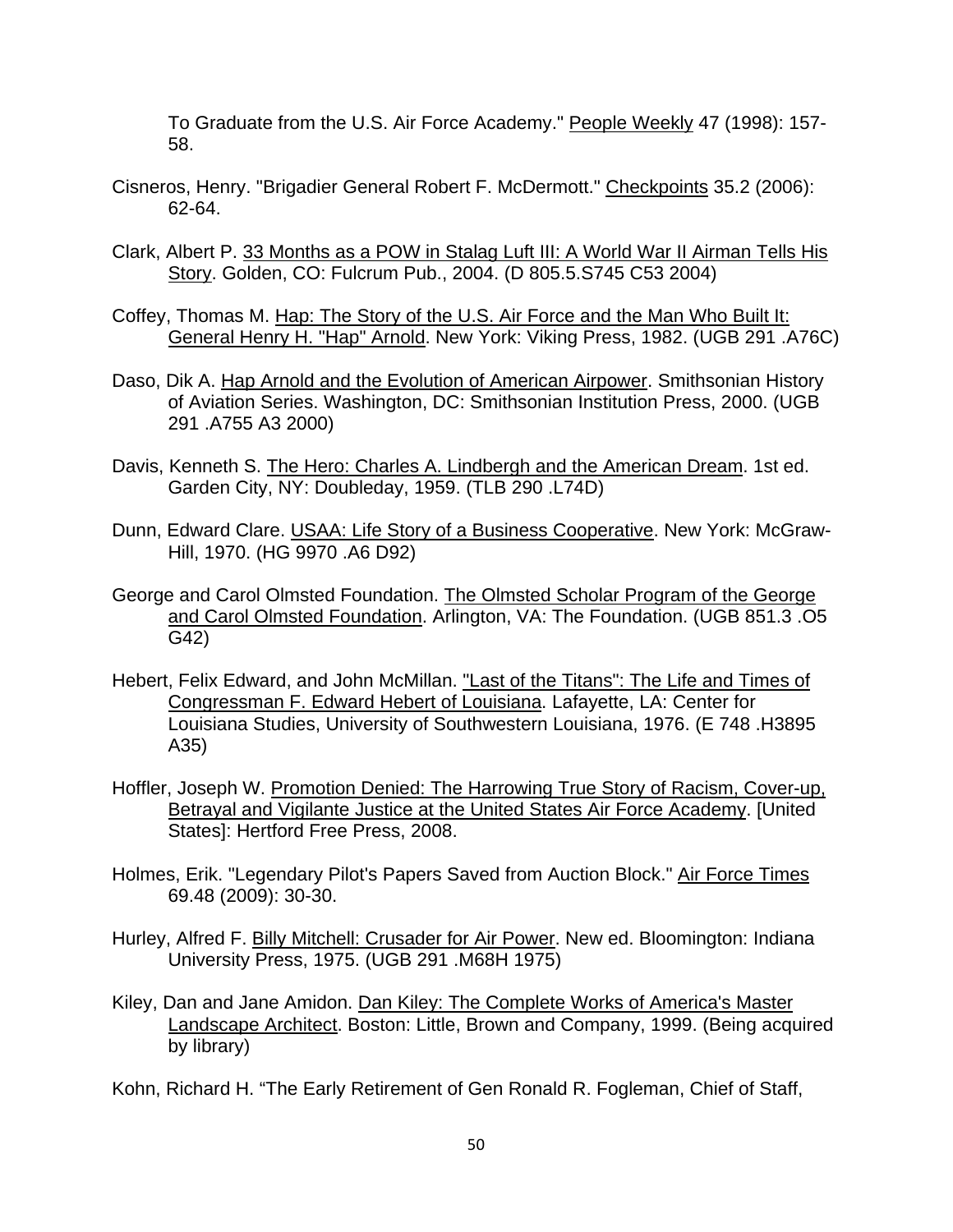To Graduate from the U.S. Air Force Academy." People Weekly 47 (1998): 157-58.

Cisneros, Henry. "Brigadier General Robert F. McDermott." Checkpoints 35.2 (2006): 62-64.

Clark, Albert P. 33 Months as a POW in Stalag Luft III: A World War II Airman Tells His Story. Golden, CO: Fulcrum Pub., 2004. (D 805.5.S745 C53 2004)

Coffey, Thomas M. Hap: The Story of the U.S. Air Force and the Man Who Built It: General Henry H. "Hap" Arnold. New York: Viking Press, 1982. (UGB 291 .A76C)

Daso, Dik A. Hap Arnold and the Evolution of American Airpower. Smithsonian History of Aviation Series. Washington, DC: Smithsonian Institution Press, 2000. (UGB 291 .A755 A3 2000)

Davis, Kenneth S. The Hero: Charles A. Lindbergh and the American Dream. 1st ed. Garden City, NY: Doubleday, 1959. (TLB 290 .L74D)

Dunn, Edward Clare. USAA: Life Story of a Business Cooperative. New York: McGraw-Hill, 1970. (HG 9970 .A6 D92)

George and Carol Olmsted Foundation. The Olmsted Scholar Program of the George and Carol Olmsted Foundation. Arlington, VA: The Foundation. (UGB 851.3 .O5 G42)

Hebert, Felix Edward, and John McMillan. "Last of the Titans": The Life and Times of Congressman F. Edward Hebert of Louisiana. Lafayette, LA: Center for Louisiana Studies, University of Southwestern Louisiana, 1976. (E 748 .H3895 A35)

Hoffler, Joseph W. Promotion Denied: The Harrowing True Story of Racism, Cover-up, Betrayal and Vigilante Justice at the United States Air Force Academy. [United States]: Hertford Free Press, 2008.

Holmes, Erik. "Legendary Pilot's Papers Saved from Auction Block." Air Force Times 69.48 (2009): 30-30.

Hurley, Alfred F. Billy Mitchell: Crusader for Air Power. New ed. Bloomington: Indiana University Press, 1975. (UGB 291 .M68H 1975)

Kiley, Dan and Jane Amidon. Dan Kiley: The Complete Works of America's Master Landscape Architect. Boston: Little, Brown and Company, 1999. (Being acquired by library)

Kohn, Richard H. "The Early Retirement of Gen Ronald R. Fogleman, Chief of Staff,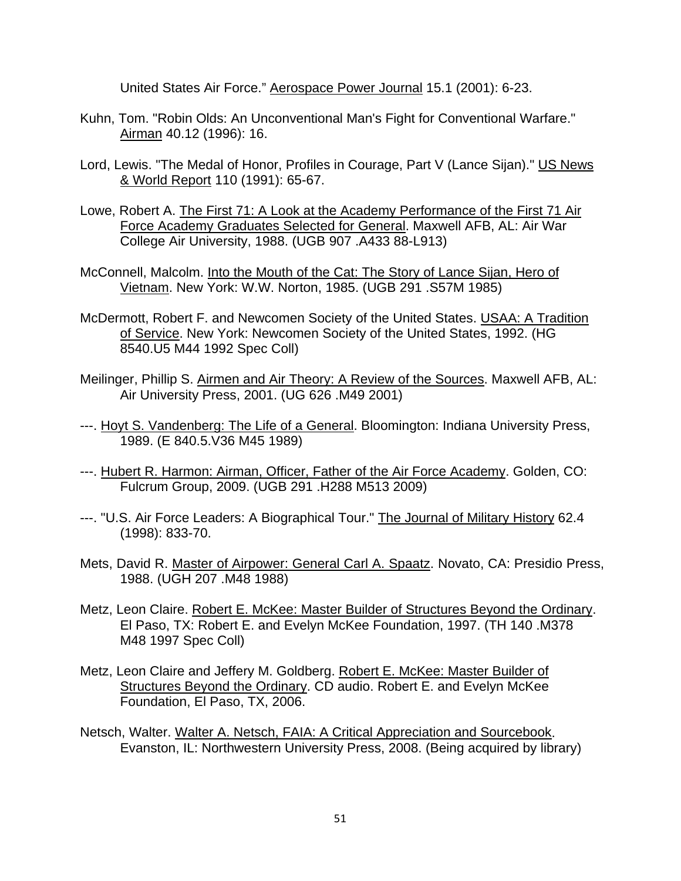United States Air Force." Aerospace Power Journal 15.1 (2001): 6-23.

Kuhn, Tom. "Robin Olds: An Unconventional Man's Fight for Conventional Warfare." Airman 40.12 (1996): 16.

Lord, Lewis. "The Medal of Honor, Profiles in Courage, Part V (Lance Sijan)." US News & World Report 110 (1991): 65-67.

Lowe, Robert A. The First 71: A Look at the Academy Performance of the First 71 Air Force Academy Graduates Selected for General. Maxwell AFB, AL: Air War College Air University, 1988. (UGB 907 .A433 88-L913)

McConnell, Malcolm. Into the Mouth of the Cat: The Story of Lance Sijan, Hero of Vietnam. New York: W.W. Norton, 1985. (UGB 291 .S57M 1985)

McDermott, Robert F. and Newcomen Society of the United States. USAA: A Tradition of Service. New York: Newcomen Society of the United States, 1992. (HG 8540.U5 M44 1992 Spec Coll)

Meilinger, Phillip S. Airmen and Air Theory: A Review of the Sources. Maxwell AFB, AL: Air University Press, 2001. (UG 626 .M49 2001)

---. Hoyt S. Vandenberg: The Life of a General. Bloomington: Indiana University Press, 1989. (E 840.5.V36 M45 1989)

---. Hubert R. Harmon: Airman, Officer, Father of the Air Force Academy. Golden, CO: Fulcrum Group, 2009. (UGB 291 .H288 M513 2009)

---. "U.S. Air Force Leaders: A Biographical Tour." The Journal of Military History 62.4 (1998): 833-70.

Mets, David R. Master of Airpower: General Carl A. Spaatz. Novato, CA: Presidio Press, 1988. (UGH 207 .M48 1988)

Metz, Leon Claire. Robert E. McKee: Master Builder of Structures Beyond the Ordinary. El Paso, TX: Robert E. and Evelyn McKee Foundation, 1997. (TH 140 .M378 M48 1997 Spec Coll)

Metz, Leon Claire and Jeffery M. Goldberg. Robert E. McKee: Master Builder of Structures Beyond the Ordinary. CD audio. Robert E. and Evelyn McKee Foundation, El Paso, TX, 2006.

Netsch, Walter. Walter A. Netsch, FAIA: A Critical Appreciation and Sourcebook. Evanston, IL: Northwestern University Press, 2008. (Being acquired by library)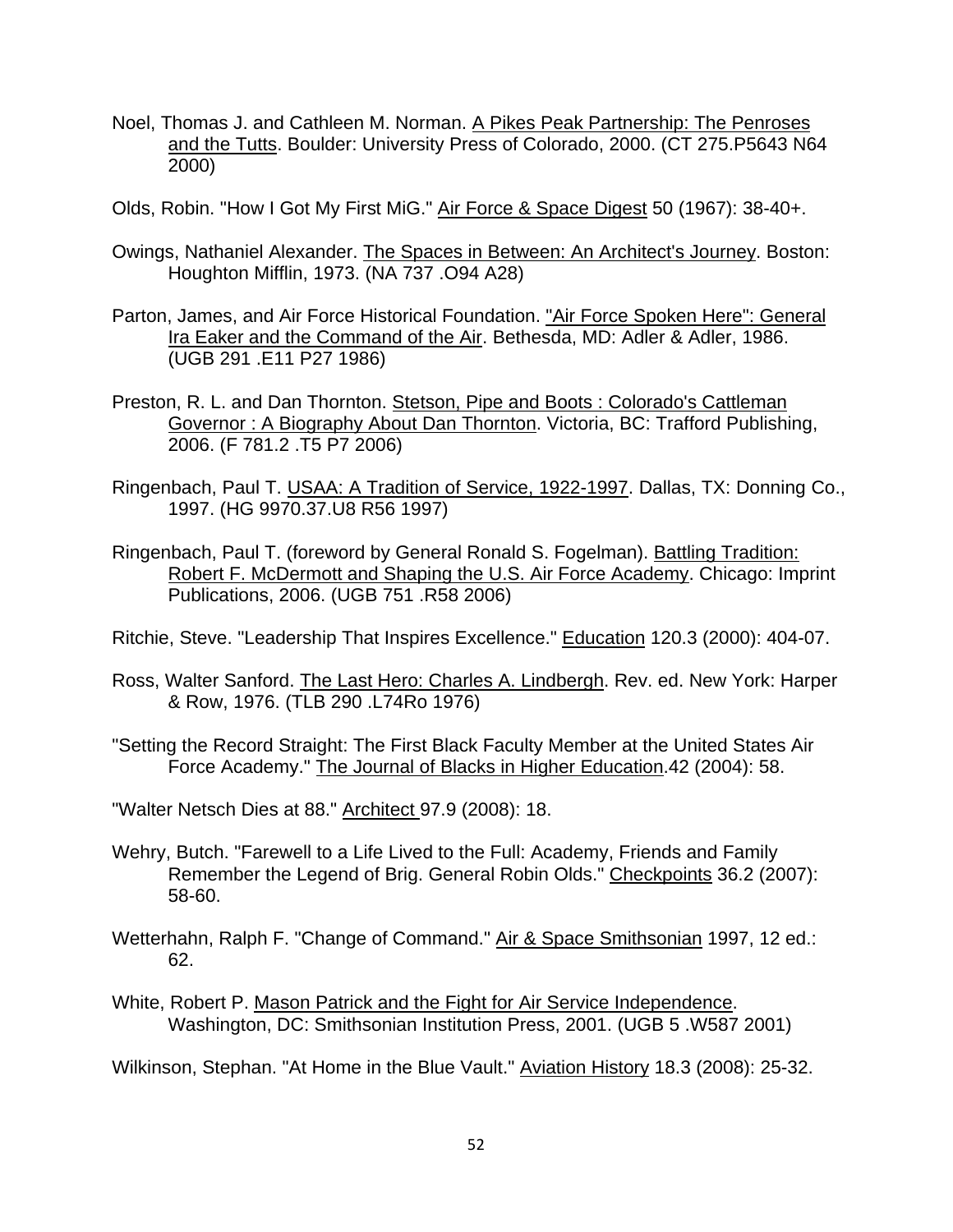Noel, Thomas J. and Cathleen M. Norman. A Pikes Peak Partnership: The Penroses and the Tutts. Boulder: University Press of Colorado, 2000. (CT 275.P5643 N64 2000)

Olds, Robin. "How I Got My First MiG." Air Force & Space Digest 50 (1967): 38-40+.

Owings, Nathaniel Alexander. The Spaces in Between: An Architect's Journey. Boston: Houghton Mifflin, 1973. (NA 737 .O94 A28)

Parton, James, and Air Force Historical Foundation. "Air Force Spoken Here": General Ira Eaker and the Command of the Air. Bethesda, MD: Adler & Adler, 1986. (UGB 291 .E11 P27 1986)

Preston, R. L. and Dan Thornton. Stetson, Pipe and Boots : Colorado's Cattleman Governor : A Biography About Dan Thornton. Victoria, BC: Trafford Publishing, 2006. (F 781.2 .T5 P7 2006)

Ringenbach, Paul T. USAA: A Tradition of Service, 1922-1997. Dallas, TX: Donning Co., 1997. (HG 9970.37.U8 R56 1997)

Ringenbach, Paul T. (foreword by General Ronald S. Fogelman). Battling Tradition: Robert F. McDermott and Shaping the U.S. Air Force Academy. Chicago: Imprint Publications, 2006. (UGB 751 .R58 2006)

Ritchie, Steve. "Leadership That Inspires Excellence." Education 120.3 (2000): 404-07.

Ross, Walter Sanford. The Last Hero: Charles A. Lindbergh. Rev. ed. New York: Harper & Row, 1976. (TLB 290 .L74Ro 1976)

"Setting the Record Straight: The First Black Faculty Member at the United States Air Force Academy." The Journal of Blacks in Higher Education.42 (2004): 58.

"Walter Netsch Dies at 88." Architect 97.9 (2008): 18.

Wehry, Butch. "Farewell to a Life Lived to the Full: Academy, Friends and Family Remember the Legend of Brig. General Robin Olds." Checkpoints 36.2 (2007): 58-60.

Wetterhahn, Ralph F. "Change of Command." Air & Space Smithsonian 1997, 12 ed.: 62.

White, Robert P. Mason Patrick and the Fight for Air Service Independence. Washington, DC: Smithsonian Institution Press, 2001. (UGB 5 .W587 2001)

Wilkinson, Stephan. "At Home in the Blue Vault." Aviation History 18.3 (2008): 25-32.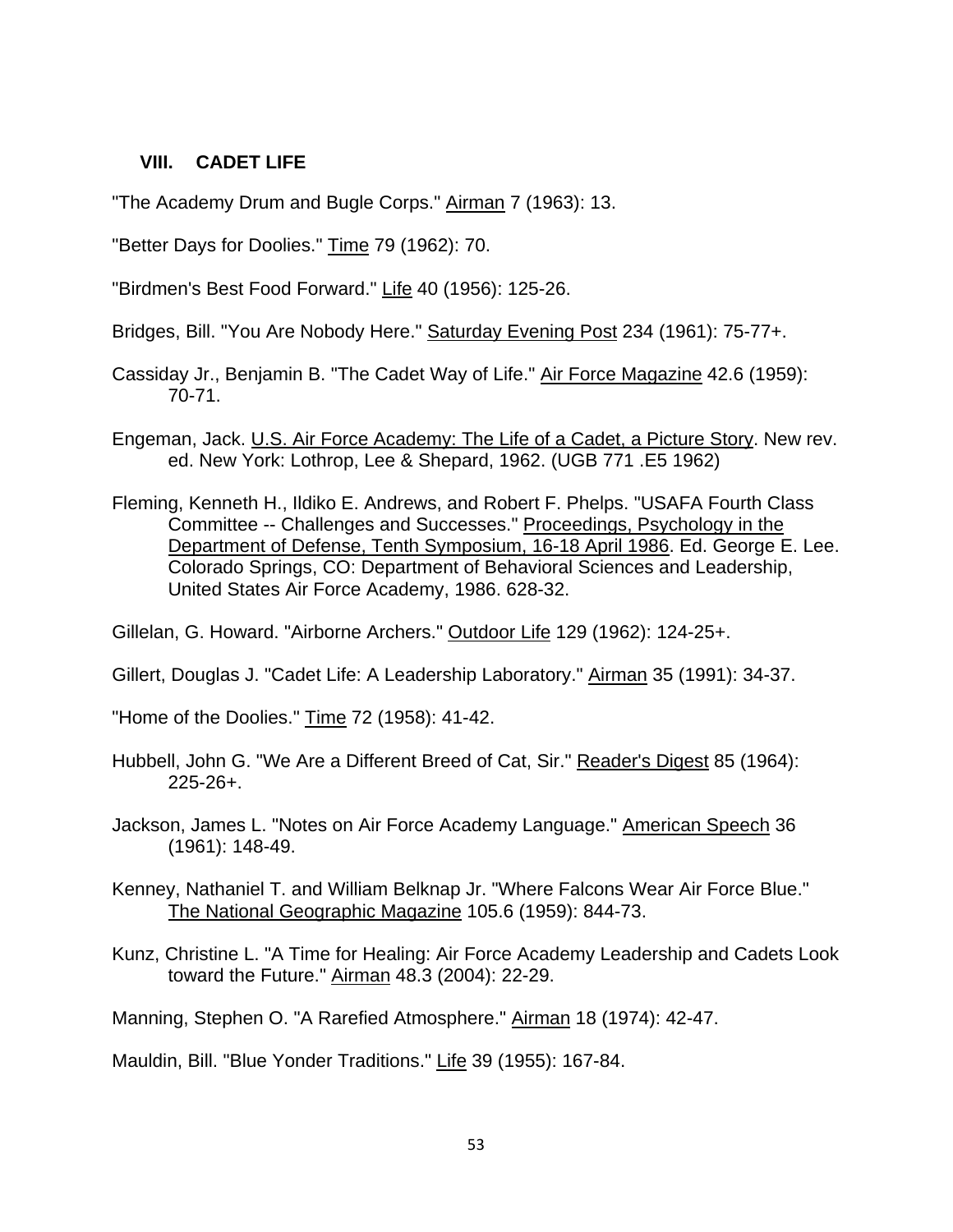## VIII. CADET LIFE

"The Academy Drum and Bugle Corps." Airman 7 (1963): 13.

"Better Days for Doolies." Time 79 (1962): 70.

"Birdmen's Best Food Forward." Life 40 (1956): 125-26.

Bridges, Bill. "You Are Nobody Here." Saturday Evening Post 234 (1961): 75-77+.

Cassiday Jr., Benjamin B. "The Cadet Way of Life." Air Force Magazine 42.6 (1959): 70-71.

Engeman, Jack. U.S. Air Force Academy: The Life of a Cadet, a Picture Story. New rev. ed. New York: Lothrop, Lee & Shepard, 1962. (UGB 771 .E5 1962)

Fleming, Kenneth H., Ildiko E. Andrews, and Robert F. Phelps. "USAFA Fourth Class Committee -- Challenges and Successes." Proceedings, Psychology in the Department of Defense, Tenth Symposium, 16-18 April 1986. Ed. George E. Lee. Colorado Springs, CO: Department of Behavioral Sciences and Leadership, United States Air Force Academy, 1986. 628-32.

Gillelan, G. Howard. "Airborne Archers." Outdoor Life 129 (1962): 124-25+.

Gillert, Douglas J. "Cadet Life: A Leadership Laboratory." Airman 35 (1991): 34-37.

"Home of the Doolies." Time 72 (1958): 41-42.

Hubbell, John G. "We Are a Different Breed of Cat, Sir." Reader's Digest 85 (1964): 225-26+.

Jackson, James L. "Notes on Air Force Academy Language." American Speech 36 (1961): 148-49.

Kenney, Nathaniel T. and William Belknap Jr. "Where Falcons Wear Air Force Blue." The National Geographic Magazine 105.6 (1959): 844-73.

Kunz, Christine L. "A Time for Healing: Air Force Academy Leadership and Cadets Look toward the Future." Airman 48.3 (2004): 22-29.

Manning, Stephen O. "A Rarefied Atmosphere." Airman 18 (1974): 42-47.

Mauldin, Bill. "Blue Yonder Traditions." Life 39 (1955): 167-84.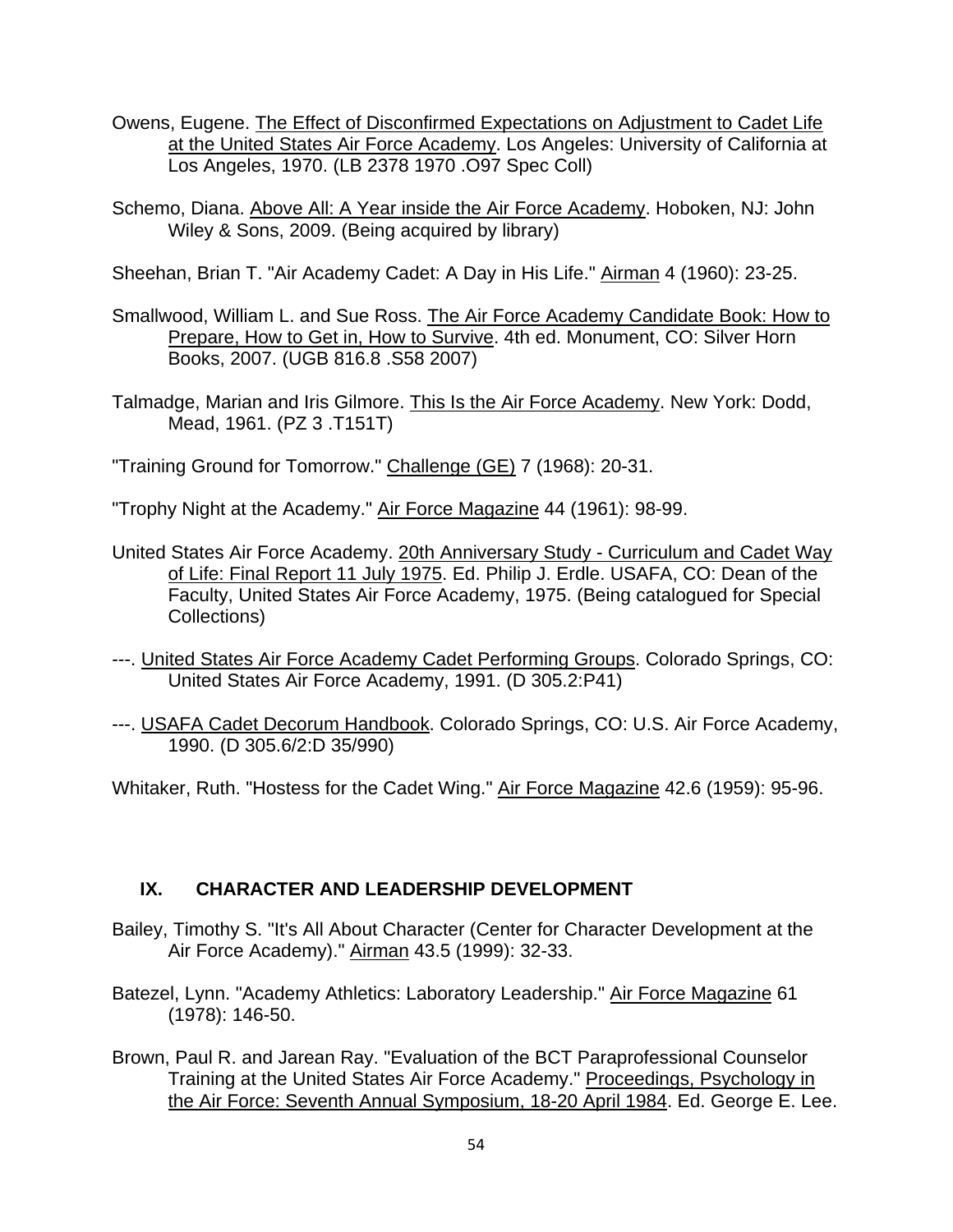Owens, Eugene. The Effect of Disconfirmed Expectations on Adjustment to Cadet Life at the United States Air Force Academy. Los Angeles: University of California at Los Angeles, 1970. (LB 2378 1970 .O97 Spec Coll)

Schemo, Diana. Above All: A Year inside the Air Force Academy. Hoboken, NJ: John Wiley & Sons, 2009. (Being acquired by library)

Sheehan, Brian T. "Air Academy Cadet: A Day in His Life." Airman 4 (1960): 23-25.

Smallwood, William L. and Sue Ross. The Air Force Academy Candidate Book: How to Prepare, How to Get in, How to Survive. 4th ed. Monument, CO: Silver Horn Books, 2007. (UGB 816.8 .S58 2007)

Talmadge, Marian and Iris Gilmore. This Is the Air Force Academy. New York: Dodd, Mead, 1961. (PZ 3 .T151T)

"Training Ground for Tomorrow." Challenge (GE) 7 (1968): 20-31.

"Trophy Night at the Academy." Air Force Magazine 44 (1961): 98-99.

United States Air Force Academy. 20th Anniversary Study - Curriculum and Cadet Way of Life: Final Report 11 July 1975. Ed. Philip J. Erdle. USAFA, CO: Dean of the Faculty, United States Air Force Academy, 1975. (Being catalogued for Special Collections)

---. United States Air Force Academy Cadet Performing Groups. Colorado Springs, CO: United States Air Force Academy, 1991. (D 305.2:P41)

---. USAFA Cadet Decorum Handbook. Colorado Springs, CO: U.S. Air Force Academy, 1990. (D 305.6/2:D 35/990)

Whitaker, Ruth. "Hostess for the Cadet Wing." Air Force Magazine 42.6 (1959): 95-96.

## IX. CHARACTER AND LEADERSHIP DEVELOPMENT

Bailey, Timothy S. "It's All About Character (Center for Character Development at the Air Force Academy)." Airman 43.5 (1999): 32-33.

Batezel, Lynn. "Academy Athletics: Laboratory Leadership." Air Force Magazine 61 (1978): 146-50.

Brown, Paul R. and Jarean Ray. "Evaluation of the BCT Paraprofessional Counselor Training at the United States Air Force Academy." Proceedings, Psychology in the Air Force: Seventh Annual Symposium, 18-20 April 1984. Ed. George E. Lee.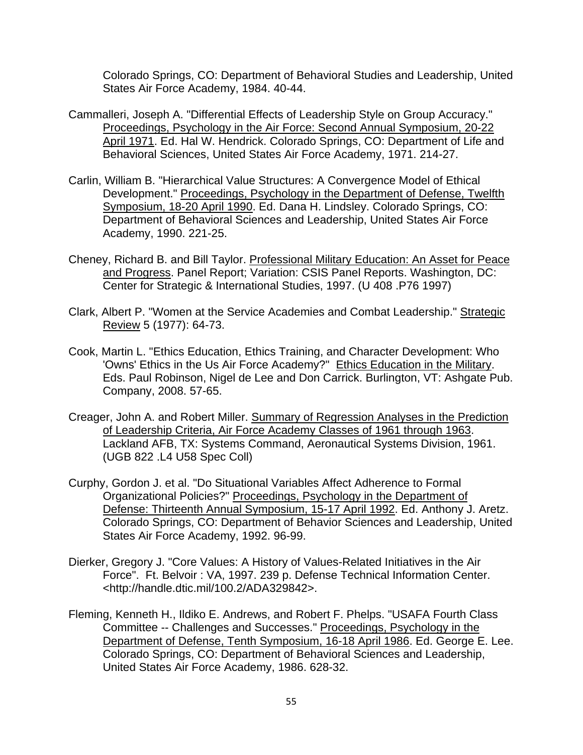Colorado Springs, CO: Department of Behavioral Studies and Leadership, United States Air Force Academy, 1984. 40-44.

Cammalleri, Joseph A. "Differential Effects of Leadership Style on Group Accuracy." Proceedings, Psychology in the Air Force: Second Annual Symposium, 20-22 April 1971. Ed. Hal W. Hendrick. Colorado Springs, CO: Department of Life and Behavioral Sciences, United States Air Force Academy, 1971. 214-27.

Carlin, William B. "Hierarchical Value Structures: A Convergence Model of Ethical Development." Proceedings, Psychology in the Department of Defense, Twelfth Symposium, 18-20 April 1990. Ed. Dana H. Lindsley. Colorado Springs, CO: Department of Behavioral Sciences and Leadership, United States Air Force Academy, 1990. 221-25.

Cheney, Richard B. and Bill Taylor. Professional Military Education: An Asset for Peace and Progress. Panel Report; Variation: CSIS Panel Reports. Washington, DC: Center for Strategic & International Studies, 1997. (U 408 .P76 1997)

Clark, Albert P. "Women at the Service Academies and Combat Leadership." Strategic Review 5 (1977): 64-73.

Cook, Martin L. "Ethics Education, Ethics Training, and Character Development: Who 'Owns' Ethics in the Us Air Force Academy?" Ethics Education in the Military. Eds. Paul Robinson, Nigel de Lee and Don Carrick. Burlington, VT: Ashgate Pub. Company, 2008. 57-65.

Creager, John A. and Robert Miller. Summary of Regression Analyses in the Prediction of Leadership Criteria, Air Force Academy Classes of 1961 through 1963. Lackland AFB, TX: Systems Command, Aeronautical Systems Division, 1961. (UGB 822 .L4 U58 Spec Coll)

Curphy, Gordon J. et al. "Do Situational Variables Affect Adherence to Formal Organizational Policies?" Proceedings, Psychology in the Department of Defense: Thirteenth Annual Symposium, 15-17 April 1992. Ed. Anthony J. Aretz. Colorado Springs, CO: Department of Behavior Sciences and Leadership, United States Air Force Academy, 1992. 96-99.

Dierker, Gregory J. "Core Values: A History of Values-Related Initiatives in the Air Force". Ft. Belvoir : VA, 1997. 239 p. Defense Technical Information Center. <http://handle.dtic.mil/100.2/ADA329842>.

Fleming, Kenneth H., Ildiko E. Andrews, and Robert F. Phelps. "USAFA Fourth Class Committee -- Challenges and Successes." Proceedings, Psychology in the Department of Defense, Tenth Symposium, 16-18 April 1986. Ed. George E. Lee. Colorado Springs, CO: Department of Behavioral Sciences and Leadership, United States Air Force Academy, 1986. 628-32.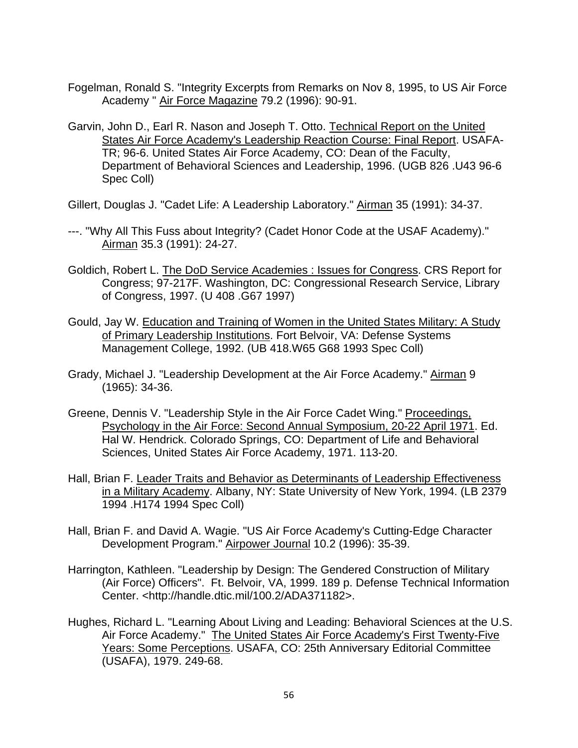Fogelman, Ronald S. "Integrity Excerpts from Remarks on Nov 8, 1995, to US Air Force Academy " Air Force Magazine 79.2 (1996): 90-91.

Garvin, John D., Earl R. Nason and Joseph T. Otto. Technical Report on the United States Air Force Academy's Leadership Reaction Course: Final Report. USAFA-TR; 96-6. United States Air Force Academy, CO: Dean of the Faculty, Department of Behavioral Sciences and Leadership, 1996. (UGB 826 .U43 96-6 Spec Coll)

Gillert, Douglas J. "Cadet Life: A Leadership Laboratory." Airman 35 (1991): 34-37.

---. "Why All This Fuss about Integrity? (Cadet Honor Code at the USAF Academy)." Airman 35.3 (1991): 24-27.

Goldich, Robert L. The DoD Service Academies : Issues for Congress. CRS Report for Congress; 97-217F. Washington, DC: Congressional Research Service, Library of Congress, 1997. (U 408 .G67 1997)

Gould, Jay W. Education and Training of Women in the United States Military: A Study of Primary Leadership Institutions. Fort Belvoir, VA: Defense Systems Management College, 1992. (UB 418.W65 G68 1993 Spec Coll)

Grady, Michael J. "Leadership Development at the Air Force Academy." Airman 9 (1965): 34-36.

Greene, Dennis V. "Leadership Style in the Air Force Cadet Wing." Proceedings, Psychology in the Air Force: Second Annual Symposium, 20-22 April 1971. Ed. Hal W. Hendrick. Colorado Springs, CO: Department of Life and Behavioral Sciences, United States Air Force Academy, 1971. 113-20.

Hall, Brian F. Leader Traits and Behavior as Determinants of Leadership Effectiveness in a Military Academy. Albany, NY: State University of New York, 1994. (LB 2379 1994 .H174 1994 Spec Coll)

Hall, Brian F. and David A. Wagie. "US Air Force Academy's Cutting-Edge Character Development Program." Airpower Journal 10.2 (1996): 35-39.

Harrington, Kathleen. "Leadership by Design: The Gendered Construction of Military (Air Force) Officers". Ft. Belvoir, VA, 1999. 189 p. Defense Technical Information Center. <http://handle.dtic.mil/100.2/ADA371182>.

Hughes, Richard L. "Learning About Living and Leading: Behavioral Sciences at the U.S. Air Force Academy." The United States Air Force Academy's First Twenty-Five Years: Some Perceptions. USAFA, CO: 25th Anniversary Editorial Committee (USAFA), 1979. 249-68.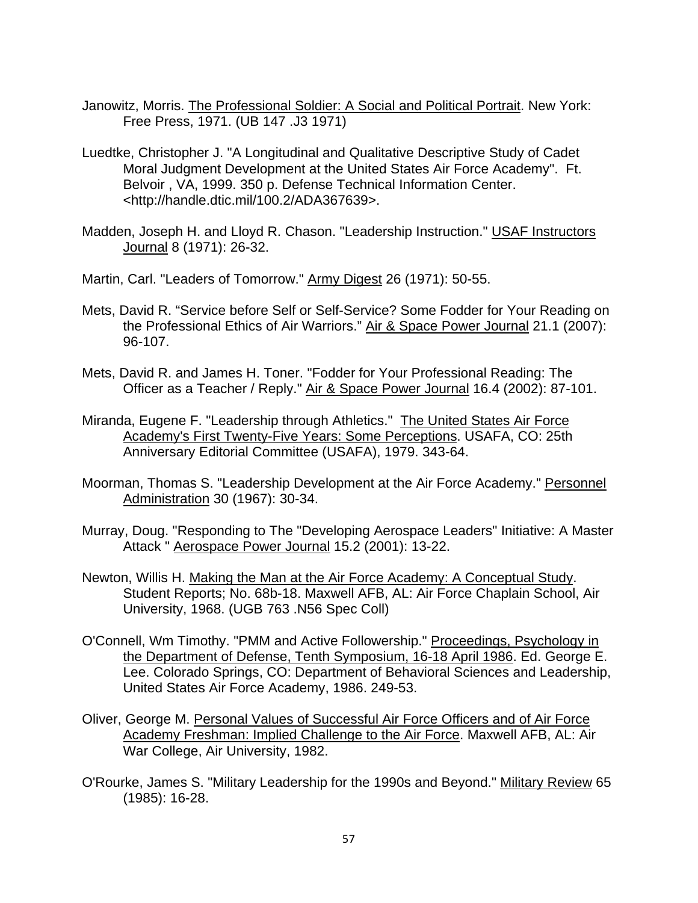Janowitz, Morris. The Professional Soldier: A Social and Political Portrait. New York: Free Press, 1971. (UB 147 .J3 1971)

Luedtke, Christopher J. "A Longitudinal and Qualitative Descriptive Study of Cadet Moral Judgment Development at the United States Air Force Academy". Ft. Belvoir , VA, 1999. 350 p. Defense Technical Information Center. <http://handle.dtic.mil/100.2/ADA367639>.

Madden, Joseph H. and Lloyd R. Chason. "Leadership Instruction." USAF Instructors Journal 8 (1971): 26-32.

Martin, Carl. "Leaders of Tomorrow." Army Digest 26 (1971): 50-55.

Mets, David R. "Service before Self or Self-Service? Some Fodder for Your Reading on the Professional Ethics of Air Warriors." Air & Space Power Journal 21.1 (2007): 96-107.

Mets, David R. and James H. Toner. "Fodder for Your Professional Reading: The Officer as a Teacher / Reply." Air & Space Power Journal 16.4 (2002): 87-101.

Miranda, Eugene F. "Leadership through Athletics." The United States Air Force Academy's First Twenty-Five Years: Some Perceptions. USAFA, CO: 25th Anniversary Editorial Committee (USAFA), 1979. 343-64.

Moorman, Thomas S. "Leadership Development at the Air Force Academy." Personnel Administration 30 (1967): 30-34.

Murray, Doug. "Responding to The "Developing Aerospace Leaders" Initiative: A Master Attack " Aerospace Power Journal 15.2 (2001): 13-22.

Newton, Willis H. Making the Man at the Air Force Academy: A Conceptual Study. Student Reports; No. 68b-18. Maxwell AFB, AL: Air Force Chaplain School, Air University, 1968. (UGB 763 .N56 Spec Coll)

O'Connell, Wm Timothy. "PMM and Active Followership." Proceedings, Psychology in the Department of Defense, Tenth Symposium, 16-18 April 1986. Ed. George E. Lee. Colorado Springs, CO: Department of Behavioral Sciences and Leadership, United States Air Force Academy, 1986. 249-53.

Oliver, George M. Personal Values of Successful Air Force Officers and of Air Force Academy Freshman: Implied Challenge to the Air Force. Maxwell AFB, AL: Air War College, Air University, 1982.

O'Rourke, James S. "Military Leadership for the 1990s and Beyond." Military Review 65 (1985): 16-28.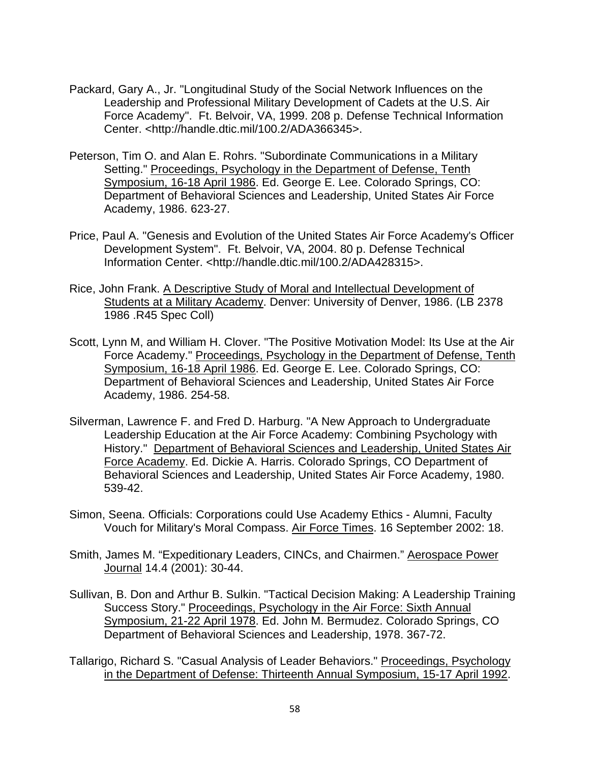Packard, Gary A., Jr. "Longitudinal Study of the Social Network Influences on the Leadership and Professional Military Development of Cadets at the U.S. Air Force Academy". Ft. Belvoir, VA, 1999. 208 p. Defense Technical Information Center. <http://handle.dtic.mil/100.2/ADA366345>.

Peterson, Tim O. and Alan E. Rohrs. "Subordinate Communications in a Military Setting." Proceedings, Psychology in the Department of Defense, Tenth Symposium, 16-18 April 1986. Ed. George E. Lee. Colorado Springs, CO: Department of Behavioral Sciences and Leadership, United States Air Force Academy, 1986. 623-27.

Price, Paul A. "Genesis and Evolution of the United States Air Force Academy's Officer Development System". Ft. Belvoir, VA, 2004. 80 p. Defense Technical Information Center. <http://handle.dtic.mil/100.2/ADA428315>.

Rice, John Frank. A Descriptive Study of Moral and Intellectual Development of Students at a Military Academy. Denver: University of Denver, 1986. (LB 2378 1986 .R45 Spec Coll)

Scott, Lynn M, and William H. Clover. "The Positive Motivation Model: Its Use at the Air Force Academy." Proceedings, Psychology in the Department of Defense, Tenth Symposium, 16-18 April 1986. Ed. George E. Lee. Colorado Springs, CO: Department of Behavioral Sciences and Leadership, United States Air Force Academy, 1986. 254-58.

Silverman, Lawrence F. and Fred D. Harburg. "A New Approach to Undergraduate Leadership Education at the Air Force Academy: Combining Psychology with History." Department of Behavioral Sciences and Leadership, United States Air Force Academy. Ed. Dickie A. Harris. Colorado Springs, CO Department of Behavioral Sciences and Leadership, United States Air Force Academy, 1980. 539-42.

Simon, Seena. Officials: Corporations could Use Academy Ethics - Alumni, Faculty Vouch for Military's Moral Compass. Air Force Times. 16 September 2002: 18.

Smith, James M. "Expeditionary Leaders, CINCs, and Chairmen." Aerospace Power Journal 14.4 (2001): 30-44.

Sullivan, B. Don and Arthur B. Sulkin. "Tactical Decision Making: A Leadership Training Success Story." Proceedings, Psychology in the Air Force: Sixth Annual Symposium, 21-22 April 1978. Ed. John M. Bermudez. Colorado Springs, CO Department of Behavioral Sciences and Leadership, 1978. 367-72.

Tallarigo, Richard S. "Casual Analysis of Leader Behaviors." Proceedings, Psychology in the Department of Defense: Thirteenth Annual Symposium, 15-17 April 1992.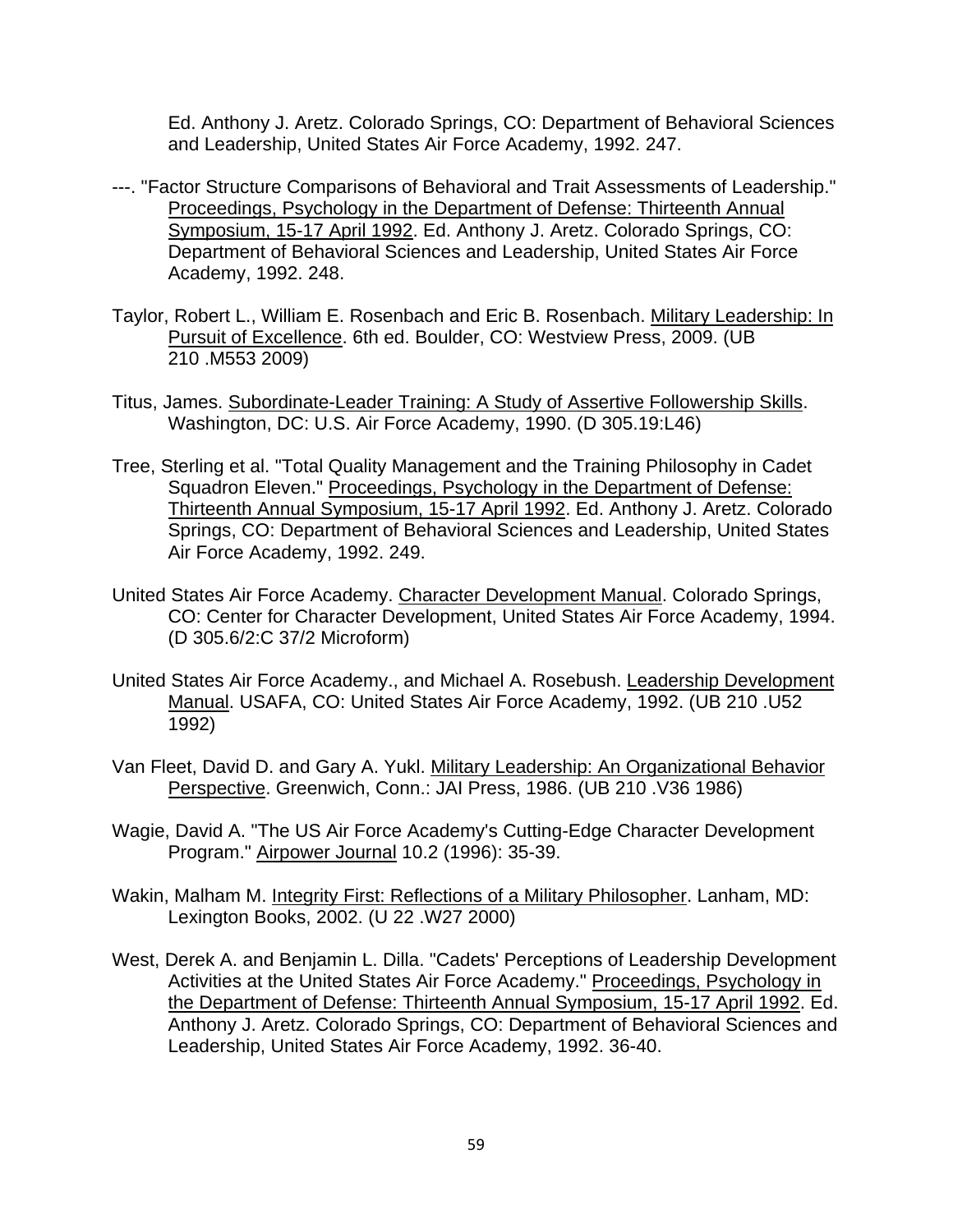Ed. Anthony J. Aretz. Colorado Springs, CO: Department of Behavioral Sciences and Leadership, United States Air Force Academy, 1992. 247.

---. "Factor Structure Comparisons of Behavioral and Trait Assessments of Leadership." Proceedings, Psychology in the Department of Defense: Thirteenth Annual Symposium, 15-17 April 1992. Ed. Anthony J. Aretz. Colorado Springs, CO: Department of Behavioral Sciences and Leadership, United States Air Force Academy, 1992. 248.

Taylor, Robert L., William E. Rosenbach and Eric B. Rosenbach. Military Leadership: In Pursuit of Excellence. 6th ed. Boulder, CO: Westview Press, 2009. (UB 210 .M553 2009)

Titus, James. Subordinate-Leader Training: A Study of Assertive Followership Skills. Washington, DC: U.S. Air Force Academy, 1990. (D 305.19:L46)

Tree, Sterling et al. "Total Quality Management and the Training Philosophy in Cadet Squadron Eleven." Proceedings, Psychology in the Department of Defense: Thirteenth Annual Symposium, 15-17 April 1992. Ed. Anthony J. Aretz. Colorado Springs, CO: Department of Behavioral Sciences and Leadership, United States Air Force Academy, 1992. 249.

United States Air Force Academy. Character Development Manual. Colorado Springs, CO: Center for Character Development, United States Air Force Academy, 1994. (D 305.6/2:C 37/2 Microform)

United States Air Force Academy., and Michael A. Rosebush. Leadership Development Manual. USAFA, CO: United States Air Force Academy, 1992. (UB 210 .U52 1992)

Van Fleet, David D. and Gary A. Yukl. Military Leadership: An Organizational Behavior Perspective. Greenwich, Conn.: JAI Press, 1986. (UB 210 .V36 1986)

Wagie, David A. "The US Air Force Academy's Cutting-Edge Character Development Program." Airpower Journal 10.2 (1996): 35-39.

Wakin, Malham M. Integrity First: Reflections of a Military Philosopher. Lanham, MD: Lexington Books, 2002. (U 22 .W27 2000)

West, Derek A. and Benjamin L. Dilla. "Cadets' Perceptions of Leadership Development Activities at the United States Air Force Academy." Proceedings, Psychology in the Department of Defense: Thirteenth Annual Symposium, 15-17 April 1992. Ed. Anthony J. Aretz. Colorado Springs, CO: Department of Behavioral Sciences and Leadership, United States Air Force Academy, 1992. 36-40.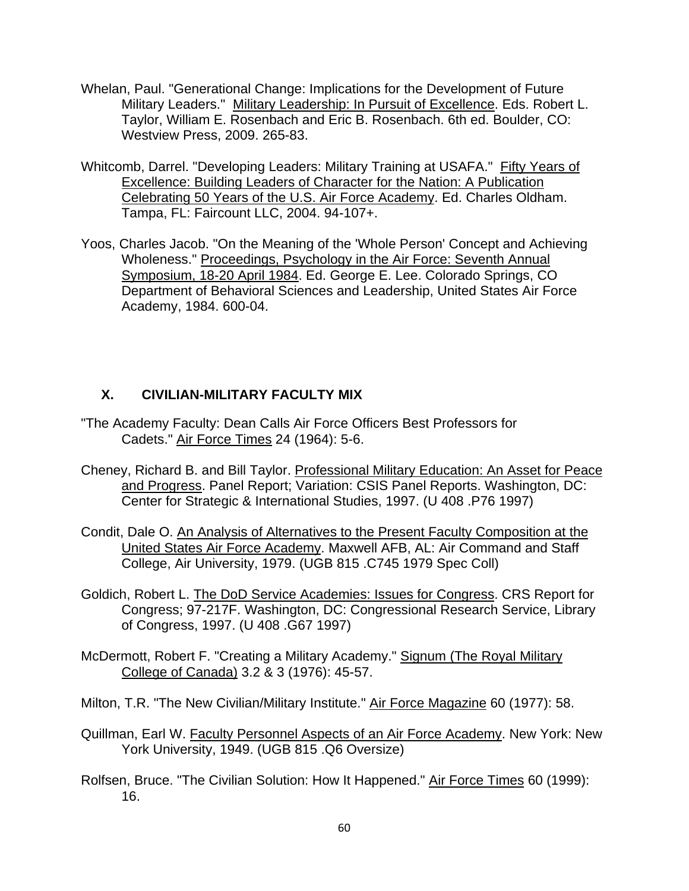Whelan, Paul. "Generational Change: Implications for the Development of Future Military Leaders." Military Leadership: In Pursuit of Excellence. Eds. Robert L. Taylor, William E. Rosenbach and Eric B. Rosenbach. 6th ed. Boulder, CO: Westview Press, 2009. 265-83.

Whitcomb, Darrel. "Developing Leaders: Military Training at USAFA." Fifty Years of Excellence: Building Leaders of Character for the Nation: A Publication Celebrating 50 Years of the U.S. Air Force Academy. Ed. Charles Oldham. Tampa, FL: Faircount LLC, 2004. 94-107+.

Yoos, Charles Jacob. "On the Meaning of the 'Whole Person' Concept and Achieving Wholeness." Proceedings, Psychology in the Air Force: Seventh Annual Symposium, 18-20 April 1984. Ed. George E. Lee. Colorado Springs, CO Department of Behavioral Sciences and Leadership, United States Air Force Academy, 1984. 600-04.

## X. CIVILIAN-MILITARY FACULTY MIX

"The Academy Faculty: Dean Calls Air Force Officers Best Professors for Cadets." Air Force Times 24 (1964): 5-6.

Cheney, Richard B. and Bill Taylor. Professional Military Education: An Asset for Peace and Progress. Panel Report; Variation: CSIS Panel Reports. Washington, DC: Center for Strategic & International Studies, 1997. (U 408 .P76 1997)

Condit, Dale O. An Analysis of Alternatives to the Present Faculty Composition at the United States Air Force Academy. Maxwell AFB, AL: Air Command and Staff College, Air University, 1979. (UGB 815 .C745 1979 Spec Coll)

Goldich, Robert L. The DoD Service Academies: Issues for Congress. CRS Report for Congress; 97-217F. Washington, DC: Congressional Research Service, Library of Congress, 1997. (U 408 .G67 1997)

McDermott, Robert F. "Creating a Military Academy." Signum (The Royal Military College of Canada) 3.2 & 3 (1976): 45-57.

Milton, T.R. "The New Civilian/Military Institute." Air Force Magazine 60 (1977): 58.

Quillman, Earl W. Faculty Personnel Aspects of an Air Force Academy. New York: New York University, 1949. (UGB 815 .Q6 Oversize)

Rolfsen, Bruce. "The Civilian Solution: How It Happened." Air Force Times 60 (1999): 16.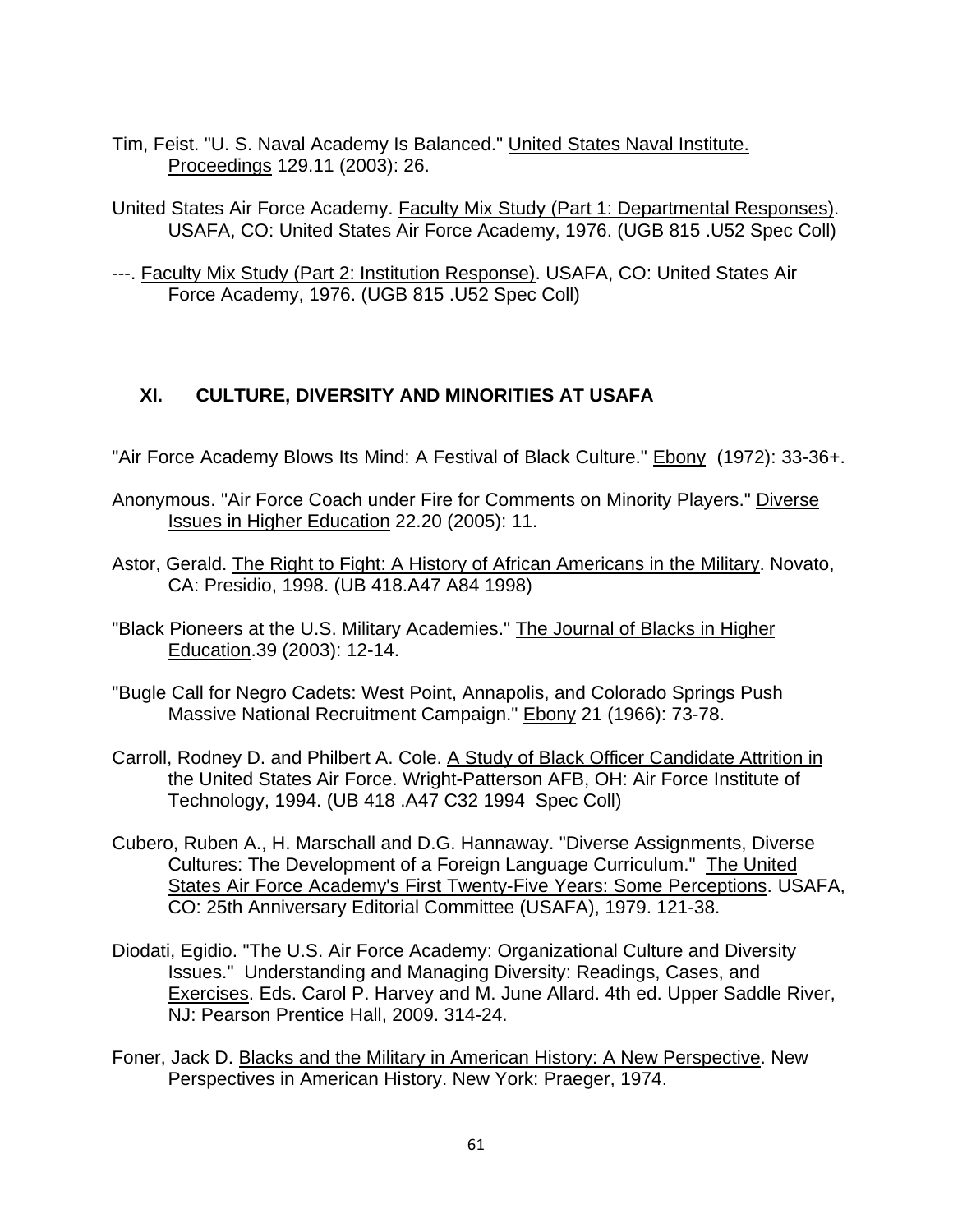Tim, Feist. "U. S. Naval Academy Is Balanced." United States Naval Institute. Proceedings 129.11 (2003): 26.

United States Air Force Academy. Faculty Mix Study (Part 1: Departmental Responses). USAFA, CO: United States Air Force Academy, 1976. (UGB 815 .U52 Spec Coll)

---. Faculty Mix Study (Part 2: Institution Response). USAFA, CO: United States Air Force Academy, 1976. (UGB 815 .U52 Spec Coll)

## XI. CULTURE, DIVERSITY AND MINORITIES AT USAFA

"Air Force Academy Blows Its Mind: A Festival of Black Culture." Ebony (1972): 33-36+.

Anonymous. "Air Force Coach under Fire for Comments on Minority Players." Diverse Issues in Higher Education 22.20 (2005): 11.

Astor, Gerald. The Right to Fight: A History of African Americans in the Military. Novato, CA: Presidio, 1998. (UB 418.A47 A84 1998)

"Black Pioneers at the U.S. Military Academies." The Journal of Blacks in Higher Education.39 (2003): 12-14.

"Bugle Call for Negro Cadets: West Point, Annapolis, and Colorado Springs Push Massive National Recruitment Campaign." Ebony 21 (1966): 73-78.

Carroll, Rodney D. and Philbert A. Cole. A Study of Black Officer Candidate Attrition in the United States Air Force. Wright-Patterson AFB, OH: Air Force Institute of Technology, 1994. (UB 418 .A47 C32 1994 Spec Coll)

Cubero, Ruben A., H. Marschall and D.G. Hannaway. "Diverse Assignments, Diverse Cultures: The Development of a Foreign Language Curriculum." The United States Air Force Academy's First Twenty-Five Years: Some Perceptions. USAFA, CO: 25th Anniversary Editorial Committee (USAFA), 1979. 121-38.

Diodati, Egidio. "The U.S. Air Force Academy: Organizational Culture and Diversity Issues." Understanding and Managing Diversity: Readings, Cases, and Exercises. Eds. Carol P. Harvey and M. June Allard. 4th ed. Upper Saddle River, NJ: Pearson Prentice Hall, 2009. 314-24.

Foner, Jack D. Blacks and the Military in American History: A New Perspective. New Perspectives in American History. New York: Praeger, 1974.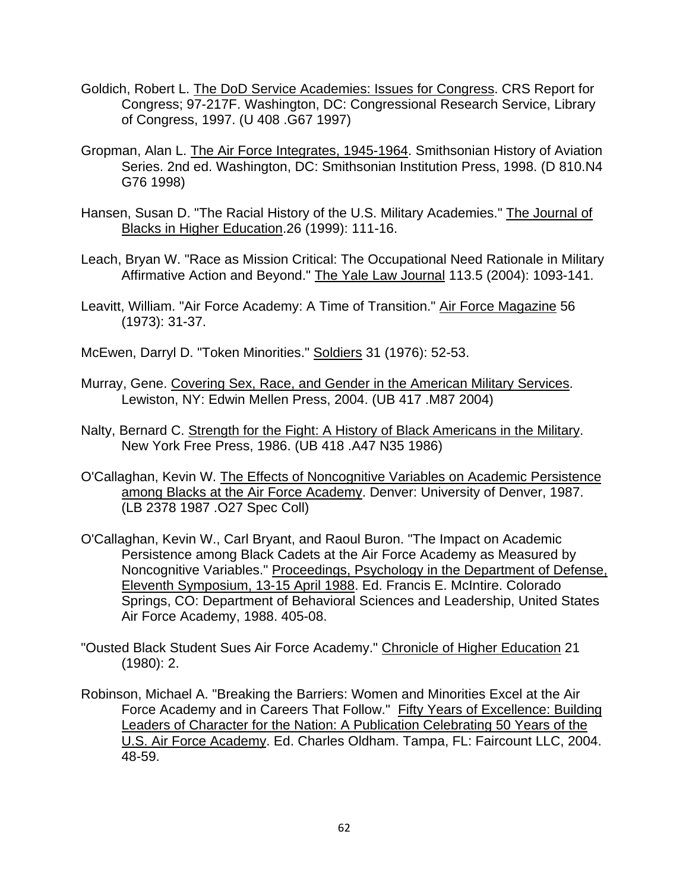Goldich, Robert L. The DoD Service Academies: Issues for Congress. CRS Report for Congress; 97-217F. Washington, DC: Congressional Research Service, Library of Congress, 1997. (U 408 .G67 1997)

Gropman, Alan L. The Air Force Integrates, 1945-1964. Smithsonian History of Aviation Series. 2nd ed. Washington, DC: Smithsonian Institution Press, 1998. (D 810.N4 G76 1998)

Hansen, Susan D. "The Racial History of the U.S. Military Academies." The Journal of Blacks in Higher Education.26 (1999): 111-16.

Leach, Bryan W. "Race as Mission Critical: The Occupational Need Rationale in Military Affirmative Action and Beyond." The Yale Law Journal 113.5 (2004): 1093-141.

Leavitt, William. "Air Force Academy: A Time of Transition." Air Force Magazine 56 (1973): 31-37.

McEwen, Darryl D. "Token Minorities." Soldiers 31 (1976): 52-53.

Murray, Gene. Covering Sex, Race, and Gender in the American Military Services. Lewiston, NY: Edwin Mellen Press, 2004. (UB 417 .M87 2004)

Nalty, Bernard C. Strength for the Fight: A History of Black Americans in the Military. New York Free Press, 1986. (UB 418 .A47 N35 1986)

O'Callaghan, Kevin W. The Effects of Noncognitive Variables on Academic Persistence among Blacks at the Air Force Academy. Denver: University of Denver, 1987. (LB 2378 1987 .O27 Spec Coll)

O'Callaghan, Kevin W., Carl Bryant, and Raoul Buron. "The Impact on Academic Persistence among Black Cadets at the Air Force Academy as Measured by Noncognitive Variables." Proceedings, Psychology in the Department of Defense, Eleventh Symposium, 13-15 April 1988. Ed. Francis E. McIntire. Colorado Springs, CO: Department of Behavioral Sciences and Leadership, United States Air Force Academy, 1988. 405-08.

"Ousted Black Student Sues Air Force Academy." Chronicle of Higher Education 21 (1980): 2.

Robinson, Michael A. "Breaking the Barriers: Women and Minorities Excel at the Air Force Academy and in Careers That Follow." Fifty Years of Excellence: Building Leaders of Character for the Nation: A Publication Celebrating 50 Years of the U.S. Air Force Academy. Ed. Charles Oldham. Tampa, FL: Faircount LLC, 2004. 48-59.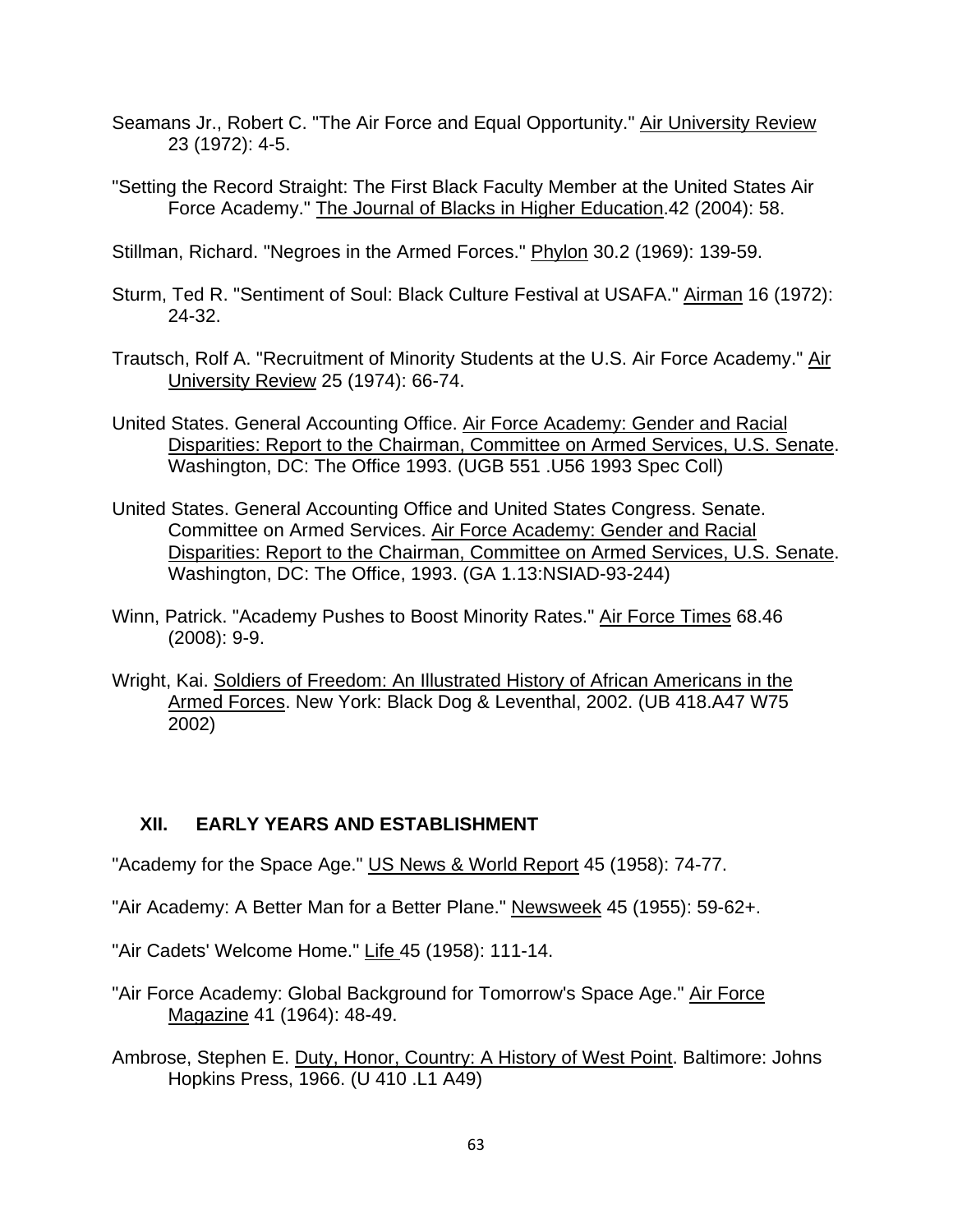Seamans Jr., Robert C. "The Air Force and Equal Opportunity." Air University Review 23 (1972): 4-5.

"Setting the Record Straight: The First Black Faculty Member at the United States Air Force Academy." The Journal of Blacks in Higher Education.42 (2004): 58.

Stillman, Richard. "Negroes in the Armed Forces." Phylon 30.2 (1969): 139-59.

Sturm, Ted R. "Sentiment of Soul: Black Culture Festival at USAFA." Airman 16 (1972): 24-32.

Trautsch, Rolf A. "Recruitment of Minority Students at the U.S. Air Force Academy." Air University Review 25 (1974): 66-74.

United States. General Accounting Office. Air Force Academy: Gender and Racial Disparities: Report to the Chairman, Committee on Armed Services, U.S. Senate. Washington, DC: The Office 1993. (UGB 551 .U56 1993 Spec Coll)

United States. General Accounting Office and United States Congress. Senate. Committee on Armed Services. Air Force Academy: Gender and Racial Disparities: Report to the Chairman, Committee on Armed Services, U.S. Senate. Washington, DC: The Office, 1993. (GA 1.13:NSIAD-93-244)

Winn, Patrick. "Academy Pushes to Boost Minority Rates." Air Force Times 68.46 (2008): 9-9.

Wright, Kai. Soldiers of Freedom: An Illustrated History of African Americans in the Armed Forces. New York: Black Dog & Leventhal, 2002. (UB 418.A47 W75 2002)

## XII. EARLY YEARS AND ESTABLISHMENT

"Academy for the Space Age." US News & World Report 45 (1958): 74-77.

"Air Academy: A Better Man for a Better Plane." Newsweek 45 (1955): 59-62+.

"Air Cadets' Welcome Home." Life 45 (1958): 111-14.

"Air Force Academy: Global Background for Tomorrow's Space Age." Air Force Magazine 41 (1964): 48-49.

Ambrose, Stephen E. Duty, Honor, Country: A History of West Point. Baltimore: Johns Hopkins Press, 1966. (U 410 .L1 A49)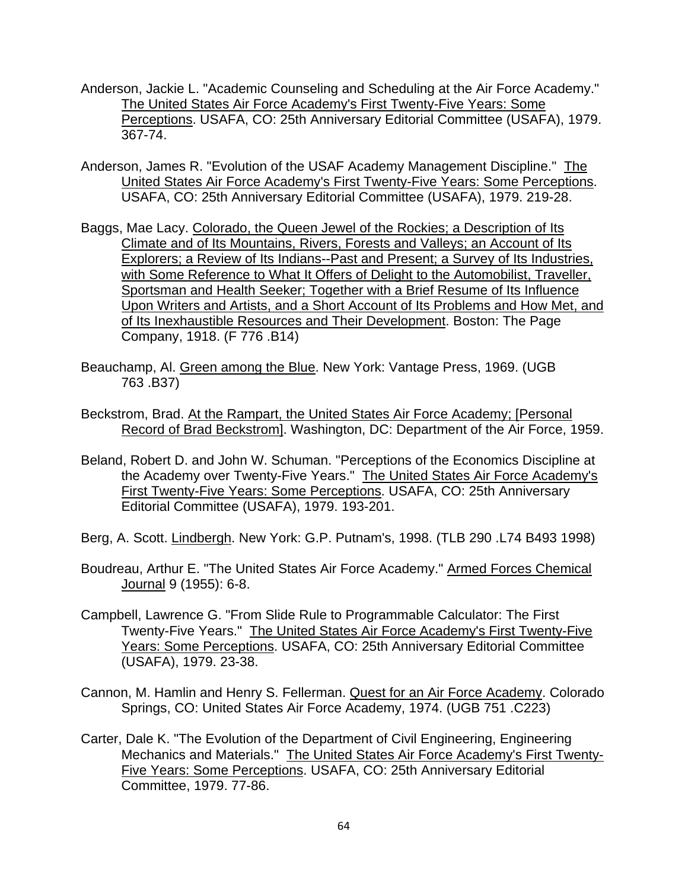Anderson, Jackie L. "Academic Counseling and Scheduling at the Air Force Academy." The United States Air Force Academy's First Twenty-Five Years: Some Perceptions. USAFA, CO: 25th Anniversary Editorial Committee (USAFA), 1979. 367-74.

Anderson, James R. "Evolution of the USAF Academy Management Discipline." The United States Air Force Academy's First Twenty-Five Years: Some Perceptions. USAFA, CO: 25th Anniversary Editorial Committee (USAFA), 1979. 219-28.

Baggs, Mae Lacy. Colorado, the Queen Jewel of the Rockies; a Description of Its Climate and of Its Mountains, Rivers, Forests and Valleys; an Account of Its Explorers; a Review of Its Indians--Past and Present; a Survey of Its Industries, with Some Reference to What It Offers of Delight to the Automobilist, Traveller, Sportsman and Health Seeker; Together with a Brief Resume of Its Influence Upon Writers and Artists, and a Short Account of Its Problems and How Met, and of Its Inexhaustible Resources and Their Development. Boston: The Page Company, 1918. (F 776 .B14)

Beauchamp, Al. Green among the Blue. New York: Vantage Press, 1969. (UGB 763 .B37)

Beckstrom, Brad. At the Rampart, the United States Air Force Academy; [Personal Record of Brad Beckstrom]. Washington, DC: Department of the Air Force, 1959.

Beland, Robert D. and John W. Schuman. "Perceptions of the Economics Discipline at the Academy over Twenty-Five Years." The United States Air Force Academy's First Twenty-Five Years: Some Perceptions. USAFA, CO: 25th Anniversary Editorial Committee (USAFA), 1979. 193-201.

Berg, A. Scott. Lindbergh. New York: G.P. Putnam's, 1998. (TLB 290 .L74 B493 1998)

Boudreau, Arthur E. "The United States Air Force Academy." Armed Forces Chemical Journal 9 (1955): 6-8.

Campbell, Lawrence G. "From Slide Rule to Programmable Calculator: The First Twenty-Five Years." The United States Air Force Academy's First Twenty-Five Years: Some Perceptions. USAFA, CO: 25th Anniversary Editorial Committee (USAFA), 1979. 23-38.

Cannon, M. Hamlin and Henry S. Fellerman. Quest for an Air Force Academy. Colorado Springs, CO: United States Air Force Academy, 1974. (UGB 751 .C223)

Carter, Dale K. "The Evolution of the Department of Civil Engineering, Engineering Mechanics and Materials." The United States Air Force Academy's First Twenty-Five Years: Some Perceptions. USAFA, CO: 25th Anniversary Editorial Committee, 1979. 77-86.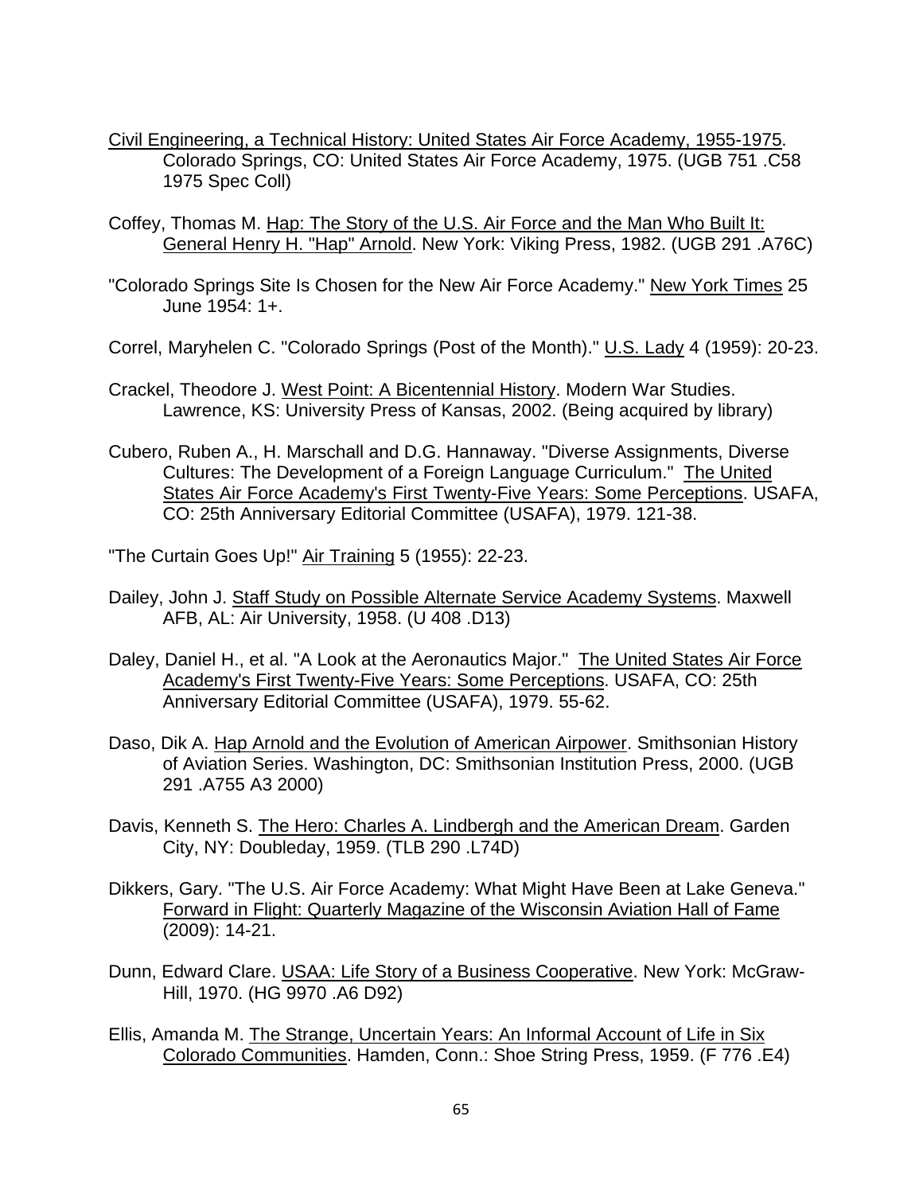Civil Engineering, a Technical History: United States Air Force Academy, 1955-1975. Colorado Springs, CO: United States Air Force Academy, 1975. (UGB 751 .C58 1975 Spec Coll)

Coffey, Thomas M. Hap: The Story of the U.S. Air Force and the Man Who Built It: General Henry H. "Hap" Arnold. New York: Viking Press, 1982. (UGB 291 .A76C)

"Colorado Springs Site Is Chosen for the New Air Force Academy." New York Times 25 June 1954: 1+.

Correl, Maryhelen C. "Colorado Springs (Post of the Month)." U.S. Lady 4 (1959): 20-23.

Crackel, Theodore J. West Point: A Bicentennial History. Modern War Studies. Lawrence, KS: University Press of Kansas, 2002. (Being acquired by library)

Cubero, Ruben A., H. Marschall and D.G. Hannaway. "Diverse Assignments, Diverse Cultures: The Development of a Foreign Language Curriculum." The United States Air Force Academy's First Twenty-Five Years: Some Perceptions. USAFA, CO: 25th Anniversary Editorial Committee (USAFA), 1979. 121-38.

"The Curtain Goes Up!" Air Training 5 (1955): 22-23.

Dailey, John J. Staff Study on Possible Alternate Service Academy Systems. Maxwell AFB, AL: Air University, 1958. (U 408 .D13)

Daley, Daniel H., et al. "A Look at the Aeronautics Major." The United States Air Force Academy's First Twenty-Five Years: Some Perceptions. USAFA, CO: 25th Anniversary Editorial Committee (USAFA), 1979. 55-62.

Daso, Dik A. Hap Arnold and the Evolution of American Airpower. Smithsonian History of Aviation Series. Washington, DC: Smithsonian Institution Press, 2000. (UGB 291 .A755 A3 2000)

Davis, Kenneth S. The Hero: Charles A. Lindbergh and the American Dream. Garden City, NY: Doubleday, 1959. (TLB 290 .L74D)

Dikkers, Gary. "The U.S. Air Force Academy: What Might Have Been at Lake Geneva." Forward in Flight: Quarterly Magazine of the Wisconsin Aviation Hall of Fame (2009): 14-21.

Dunn, Edward Clare. USAA: Life Story of a Business Cooperative. New York: McGraw-Hill, 1970. (HG 9970 .A6 D92)

Ellis, Amanda M. The Strange, Uncertain Years: An Informal Account of Life in Six Colorado Communities. Hamden, Conn.: Shoe String Press, 1959. (F 776 .E4)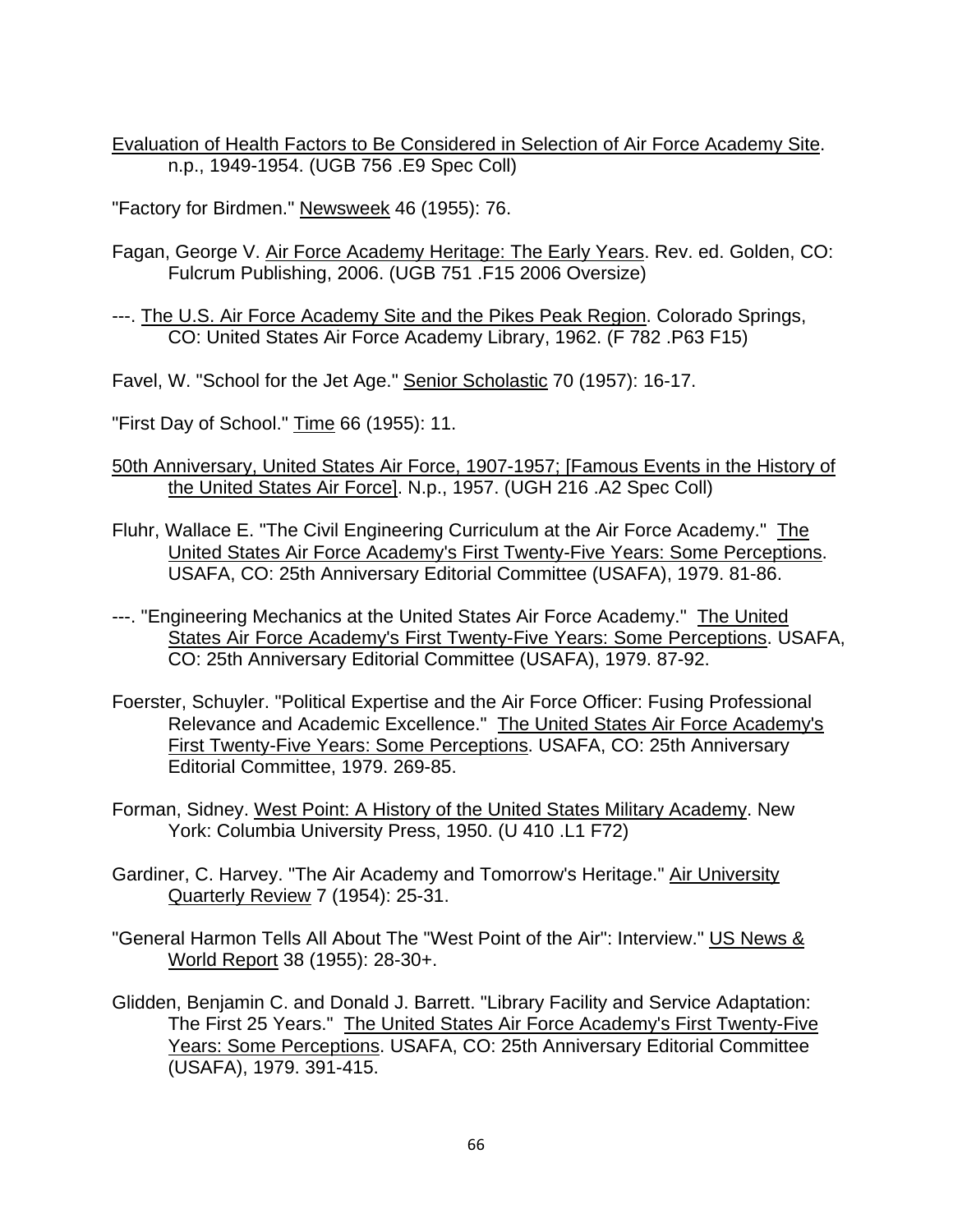Evaluation of Health Factors to Be Considered in Selection of Air Force Academy Site. n.p., 1949-1954. (UGB 756 .E9 Spec Coll)

"Factory for Birdmen." Newsweek 46 (1955): 76.

Fagan, George V. Air Force Academy Heritage: The Early Years. Rev. ed. Golden, CO: Fulcrum Publishing, 2006. (UGB 751 .F15 2006 Oversize)

---. The U.S. Air Force Academy Site and the Pikes Peak Region. Colorado Springs, CO: United States Air Force Academy Library, 1962. (F 782 .P63 F15)

Favel, W. "School for the Jet Age." Senior Scholastic 70 (1957): 16-17.

"First Day of School." Time 66 (1955): 11.

50th Anniversary, United States Air Force, 1907-1957; [Famous Events in the History of the United States Air Force]. N.p., 1957. (UGH 216 .A2 Spec Coll)

Fluhr, Wallace E. "The Civil Engineering Curriculum at the Air Force Academy." The United States Air Force Academy's First Twenty-Five Years: Some Perceptions. USAFA, CO: 25th Anniversary Editorial Committee (USAFA), 1979. 81-86.

---. "Engineering Mechanics at the United States Air Force Academy." The United States Air Force Academy's First Twenty-Five Years: Some Perceptions. USAFA, CO: 25th Anniversary Editorial Committee (USAFA), 1979. 87-92.

Foerster, Schuyler. "Political Expertise and the Air Force Officer: Fusing Professional Relevance and Academic Excellence." The United States Air Force Academy's First Twenty-Five Years: Some Perceptions. USAFA, CO: 25th Anniversary Editorial Committee, 1979. 269-85.

Forman, Sidney. West Point: A History of the United States Military Academy. New York: Columbia University Press, 1950. (U 410 .L1 F72)

Gardiner, C. Harvey. "The Air Academy and Tomorrow's Heritage." Air University Quarterly Review 7 (1954): 25-31.

"General Harmon Tells All About The "West Point of the Air": Interview." US News & World Report 38 (1955): 28-30+.

Glidden, Benjamin C. and Donald J. Barrett. "Library Facility and Service Adaptation: The First 25 Years." The United States Air Force Academy's First Twenty-Five Years: Some Perceptions. USAFA, CO: 25th Anniversary Editorial Committee (USAFA), 1979. 391-415.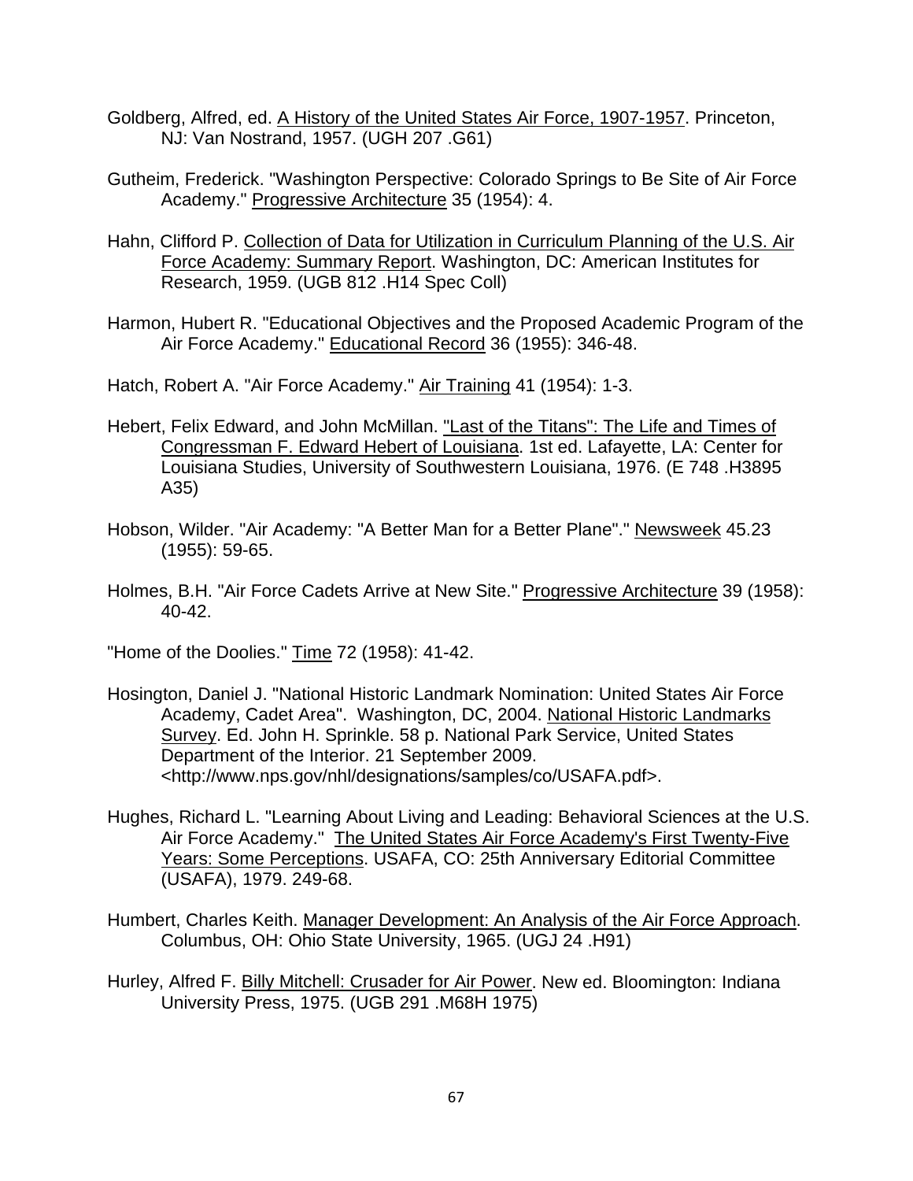Goldberg, Alfred, ed. A History of the United States Air Force, 1907-1957. Princeton, NJ: Van Nostrand, 1957. (UGH 207 .G61)

Gutheim, Frederick. "Washington Perspective: Colorado Springs to Be Site of Air Force Academy." Progressive Architecture 35 (1954): 4.

Hahn, Clifford P. Collection of Data for Utilization in Curriculum Planning of the U.S. Air Force Academy: Summary Report. Washington, DC: American Institutes for Research, 1959. (UGB 812 .H14 Spec Coll)

Harmon, Hubert R. "Educational Objectives and the Proposed Academic Program of the Air Force Academy." Educational Record 36 (1955): 346-48.

Hatch, Robert A. "Air Force Academy." Air Training 41 (1954): 1-3.

Hebert, Felix Edward, and John McMillan. "Last of the Titans": The Life and Times of Congressman F. Edward Hebert of Louisiana. 1st ed. Lafayette, LA: Center for Louisiana Studies, University of Southwestern Louisiana, 1976. (E 748 .H3895 A35)

Hobson, Wilder. "Air Academy: "A Better Man for a Better Plane"." Newsweek 45.23 (1955): 59-65.

Holmes, B.H. "Air Force Cadets Arrive at New Site." Progressive Architecture 39 (1958): 40-42.

"Home of the Doolies." Time 72 (1958): 41-42.

Hosington, Daniel J. "National Historic Landmark Nomination: United States Air Force Academy, Cadet Area". Washington, DC, 2004. National Historic Landmarks Survey. Ed. John H. Sprinkle. 58 p. National Park Service, United States Department of the Interior. 21 September 2009. <http://www.nps.gov/nhl/designations/samples/co/USAFA.pdf>.

Hughes, Richard L. "Learning About Living and Leading: Behavioral Sciences at the U.S. Air Force Academy." The United States Air Force Academy's First Twenty-Five Years: Some Perceptions. USAFA, CO: 25th Anniversary Editorial Committee (USAFA), 1979. 249-68.

Humbert, Charles Keith. Manager Development: An Analysis of the Air Force Approach. Columbus, OH: Ohio State University, 1965. (UGJ 24 .H91)

Hurley, Alfred F. Billy Mitchell: Crusader for Air Power. New ed. Bloomington: Indiana University Press, 1975. (UGB 291 .M68H 1975)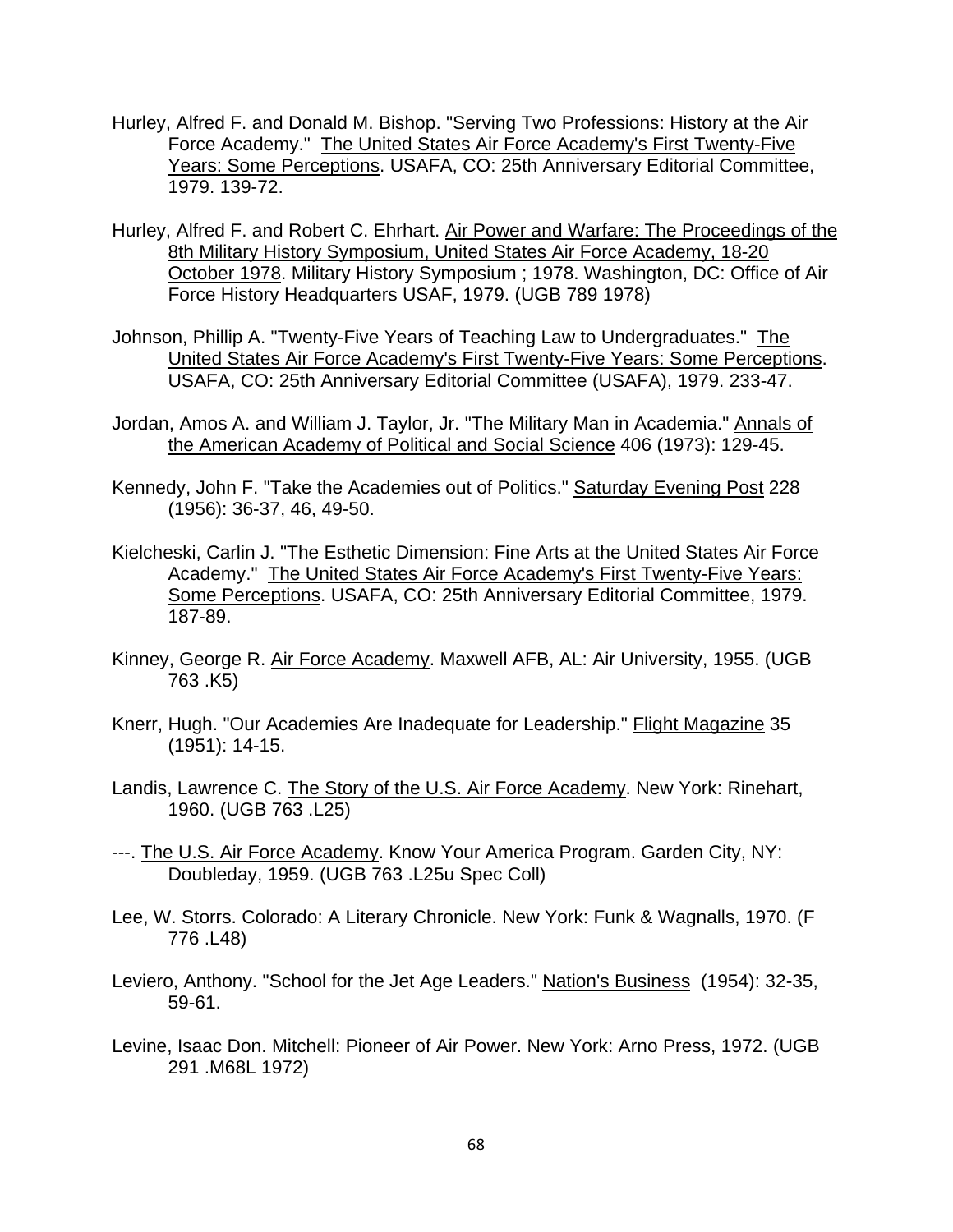Hurley, Alfred F. and Donald M. Bishop. "Serving Two Professions: History at the Air Force Academy." The United States Air Force Academy's First Twenty-Five Years: Some Perceptions. USAFA, CO: 25th Anniversary Editorial Committee, 1979. 139-72.

Hurley, Alfred F. and Robert C. Ehrhart. Air Power and Warfare: The Proceedings of the 8th Military History Symposium, United States Air Force Academy, 18-20 October 1978. Military History Symposium ; 1978. Washington, DC: Office of Air Force History Headquarters USAF, 1979. (UGB 789 1978)

Johnson, Phillip A. "Twenty-Five Years of Teaching Law to Undergraduates." The United States Air Force Academy's First Twenty-Five Years: Some Perceptions. USAFA, CO: 25th Anniversary Editorial Committee (USAFA), 1979. 233-47.

Jordan, Amos A. and William J. Taylor, Jr. "The Military Man in Academia." Annals of the American Academy of Political and Social Science 406 (1973): 129-45.

Kennedy, John F. "Take the Academies out of Politics." Saturday Evening Post 228 (1956): 36-37, 46, 49-50.

Kielcheski, Carlin J. "The Esthetic Dimension: Fine Arts at the United States Air Force Academy." The United States Air Force Academy's First Twenty-Five Years: Some Perceptions. USAFA, CO: 25th Anniversary Editorial Committee, 1979. 187-89.

Kinney, George R. Air Force Academy. Maxwell AFB, AL: Air University, 1955. (UGB 763 .K5)

Knerr, Hugh. "Our Academies Are Inadequate for Leadership." Flight Magazine 35 (1951): 14-15.

Landis, Lawrence C. The Story of the U.S. Air Force Academy. New York: Rinehart, 1960. (UGB 763 .L25)

---. The U.S. Air Force Academy. Know Your America Program. Garden City, NY: Doubleday, 1959. (UGB 763 .L25u Spec Coll)

Lee, W. Storrs. Colorado: A Literary Chronicle. New York: Funk & Wagnalls, 1970. (F 776 .L48)

Leviero, Anthony. "School for the Jet Age Leaders." Nation's Business (1954): 32-35, 59-61.

Levine, Isaac Don. Mitchell: Pioneer of Air Power. New York: Arno Press, 1972. (UGB 291 .M68L 1972)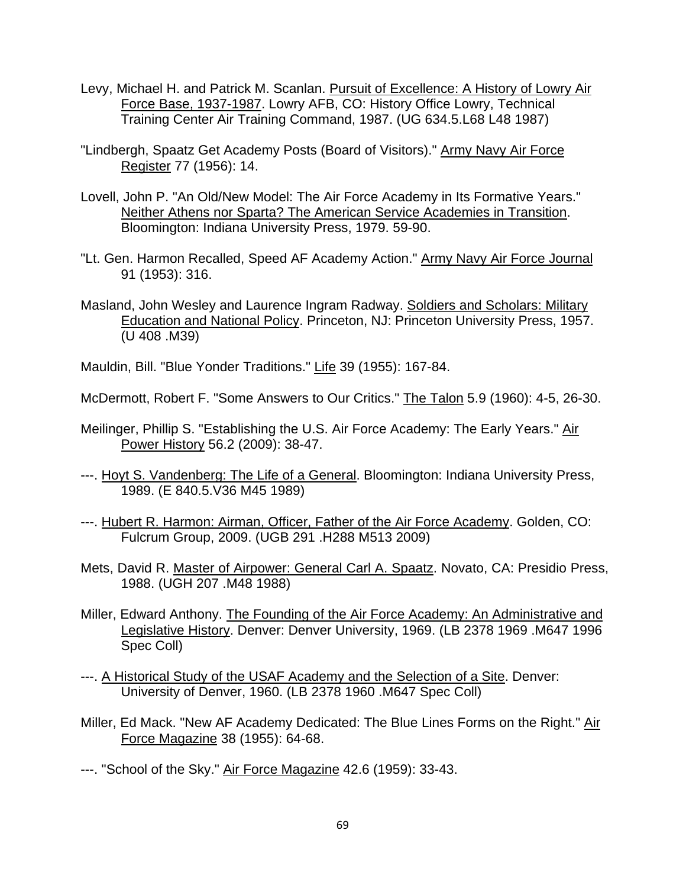Levy, Michael H. and Patrick M. Scanlan. Pursuit of Excellence: A History of Lowry Air Force Base, 1937-1987. Lowry AFB, CO: History Office Lowry, Technical Training Center Air Training Command, 1987. (UG 634.5.L68 L48 1987)

"Lindbergh, Spaatz Get Academy Posts (Board of Visitors)." Army Navy Air Force Register 77 (1956): 14.

Lovell, John P. "An Old/New Model: The Air Force Academy in Its Formative Years." Neither Athens nor Sparta? The American Service Academies in Transition. Bloomington: Indiana University Press, 1979. 59-90.

"Lt. Gen. Harmon Recalled, Speed AF Academy Action." Army Navy Air Force Journal 91 (1953): 316.

Masland, John Wesley and Laurence Ingram Radway. Soldiers and Scholars: Military Education and National Policy. Princeton, NJ: Princeton University Press, 1957. (U 408 .M39)

Mauldin, Bill. "Blue Yonder Traditions." Life 39 (1955): 167-84.

McDermott, Robert F. "Some Answers to Our Critics." The Talon 5.9 (1960): 4-5, 26-30.

Meilinger, Phillip S. "Establishing the U.S. Air Force Academy: The Early Years." Air Power History 56.2 (2009): 38-47.

---. Hoyt S. Vandenberg: The Life of a General. Bloomington: Indiana University Press, 1989. (E 840.5.V36 M45 1989)

---. Hubert R. Harmon: Airman, Officer, Father of the Air Force Academy. Golden, CO: Fulcrum Group, 2009. (UGB 291 .H288 M513 2009)

Mets, David R. Master of Airpower: General Carl A. Spaatz. Novato, CA: Presidio Press, 1988. (UGH 207 .M48 1988)

Miller, Edward Anthony. The Founding of the Air Force Academy: An Administrative and Legislative History. Denver: Denver University, 1969. (LB 2378 1969 .M647 1996 Spec Coll)

---. A Historical Study of the USAF Academy and the Selection of a Site. Denver: University of Denver, 1960. (LB 2378 1960 .M647 Spec Coll)

Miller, Ed Mack. "New AF Academy Dedicated: The Blue Lines Forms on the Right." Air Force Magazine 38 (1955): 64-68.

---. "School of the Sky." Air Force Magazine 42.6 (1959): 33-43.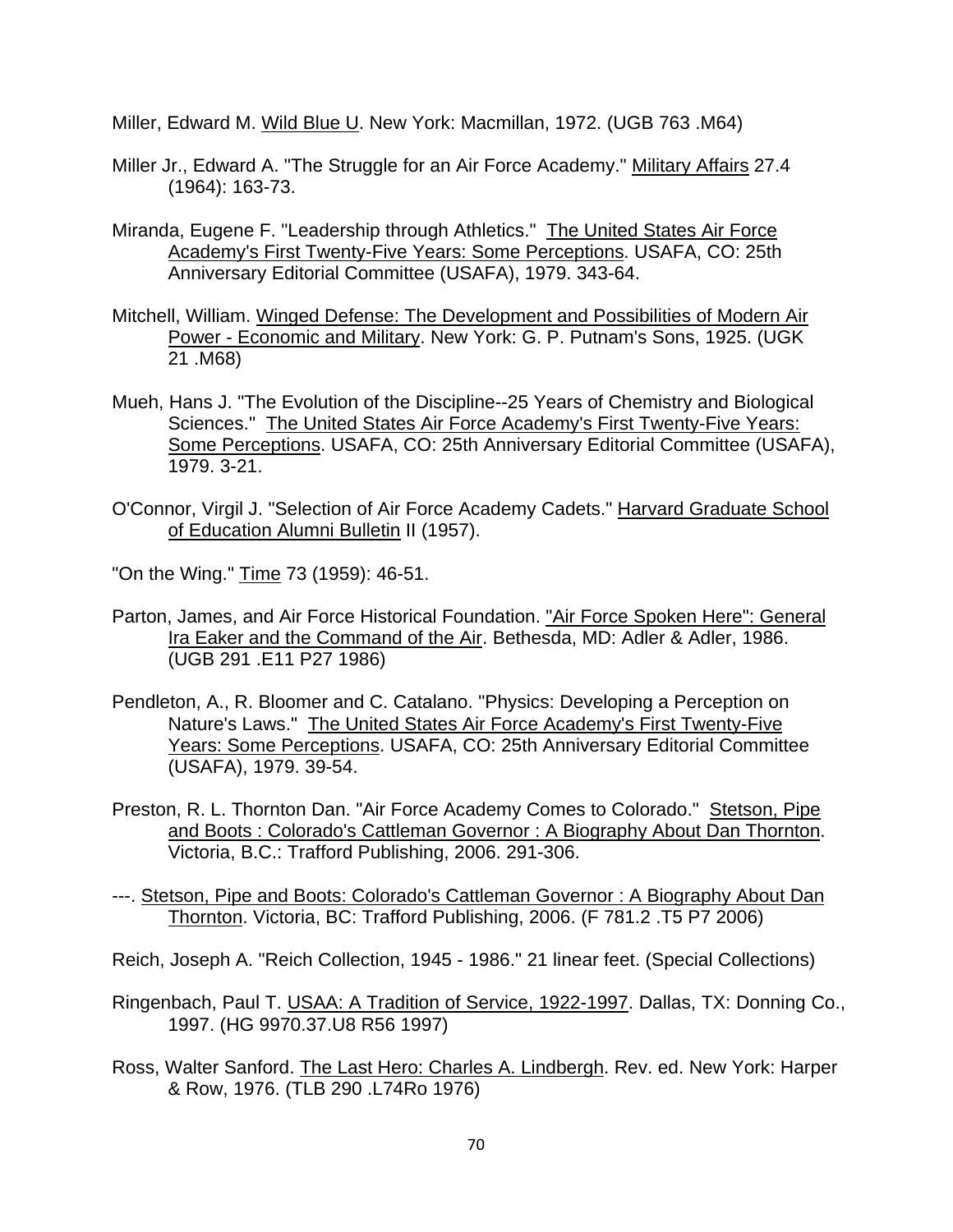Miller, Edward M. Wild Blue U. New York: Macmillan, 1972. (UGB 763 .M64)

Miller Jr., Edward A. "The Struggle for an Air Force Academy." Military Affairs 27.4 (1964): 163-73.

Miranda, Eugene F. "Leadership through Athletics." The United States Air Force Academy's First Twenty-Five Years: Some Perceptions. USAFA, CO: 25th Anniversary Editorial Committee (USAFA), 1979. 343-64.

Mitchell, William. Winged Defense: The Development and Possibilities of Modern Air Power - Economic and Military. New York: G. P. Putnam's Sons, 1925. (UGK 21 .M68)

Mueh, Hans J. "The Evolution of the Discipline--25 Years of Chemistry and Biological Sciences." The United States Air Force Academy's First Twenty-Five Years: Some Perceptions. USAFA, CO: 25th Anniversary Editorial Committee (USAFA), 1979. 3-21.

O'Connor, Virgil J. "Selection of Air Force Academy Cadets." Harvard Graduate School of Education Alumni Bulletin II (1957).

"On the Wing." Time 73 (1959): 46-51.

Parton, James, and Air Force Historical Foundation. "Air Force Spoken Here": General Ira Eaker and the Command of the Air. Bethesda, MD: Adler & Adler, 1986. (UGB 291 .E11 P27 1986)

Pendleton, A., R. Bloomer and C. Catalano. "Physics: Developing a Perception on Nature's Laws." The United States Air Force Academy's First Twenty-Five Years: Some Perceptions. USAFA, CO: 25th Anniversary Editorial Committee (USAFA), 1979. 39-54.

Preston, R. L. Thornton Dan. "Air Force Academy Comes to Colorado." Stetson, Pipe and Boots : Colorado's Cattleman Governor : A Biography About Dan Thornton. Victoria, B.C.: Trafford Publishing, 2006. 291-306.

---. Stetson, Pipe and Boots: Colorado's Cattleman Governor : A Biography About Dan Thornton. Victoria, BC: Trafford Publishing, 2006. (F 781.2 .T5 P7 2006)

Reich, Joseph A. "Reich Collection, 1945 - 1986." 21 linear feet. (Special Collections)

Ringenbach, Paul T. USAA: A Tradition of Service, 1922-1997. Dallas, TX: Donning Co., 1997. (HG 9970.37.U8 R56 1997)

Ross, Walter Sanford. The Last Hero: Charles A. Lindbergh. Rev. ed. New York: Harper & Row, 1976. (TLB 290 .L74Ro 1976)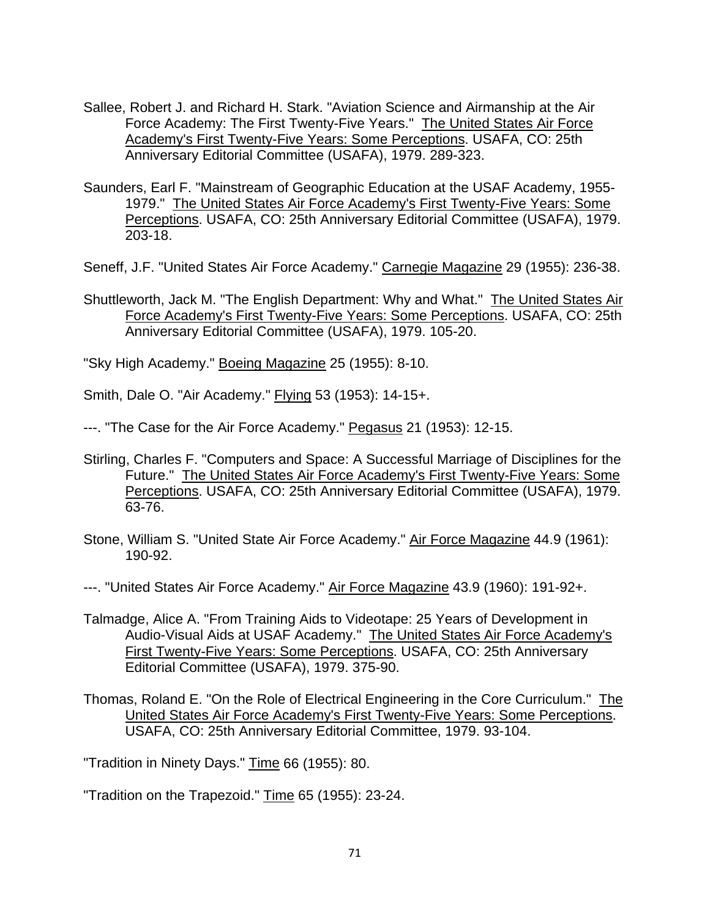Sallee, Robert J. and Richard H. Stark. "Aviation Science and Airmanship at the Air Force Academy: The First Twenty-Five Years." The United States Air Force Academy's First Twenty-Five Years: Some Perceptions. USAFA, CO: 25th Anniversary Editorial Committee (USAFA), 1979. 289-323.

Saunders, Earl F. "Mainstream of Geographic Education at the USAF Academy, 1955-1979." The United States Air Force Academy's First Twenty-Five Years: Some Perceptions. USAFA, CO: 25th Anniversary Editorial Committee (USAFA), 1979. 203-18.

Seneff, J.F. "United States Air Force Academy." Carnegie Magazine 29 (1955): 236-38.

Shuttleworth, Jack M. "The English Department: Why and What." The United States Air Force Academy's First Twenty-Five Years: Some Perceptions. USAFA, CO: 25th Anniversary Editorial Committee (USAFA), 1979. 105-20.

"Sky High Academy." Boeing Magazine 25 (1955): 8-10.

Smith, Dale O. "Air Academy." Flying 53 (1953): 14-15+.

---. "The Case for the Air Force Academy." Pegasus 21 (1953): 12-15.

Stirling, Charles F. "Computers and Space: A Successful Marriage of Disciplines for the Future." The United States Air Force Academy's First Twenty-Five Years: Some Perceptions. USAFA, CO: 25th Anniversary Editorial Committee (USAFA), 1979. 63-76.

Stone, William S. "United State Air Force Academy." Air Force Magazine 44.9 (1961): 190-92.

---. "United States Air Force Academy." Air Force Magazine 43.9 (1960): 191-92+.

Talmadge, Alice A. "From Training Aids to Videotape: 25 Years of Development in Audio-Visual Aids at USAF Academy." The United States Air Force Academy's First Twenty-Five Years: Some Perceptions. USAFA, CO: 25th Anniversary Editorial Committee (USAFA), 1979. 375-90.

Thomas, Roland E. "On the Role of Electrical Engineering in the Core Curriculum." The United States Air Force Academy's First Twenty-Five Years: Some Perceptions. USAFA, CO: 25th Anniversary Editorial Committee, 1979. 93-104.

"Tradition in Ninety Days." Time 66 (1955): 80.

"Tradition on the Trapezoid." Time 65 (1955): 23-24.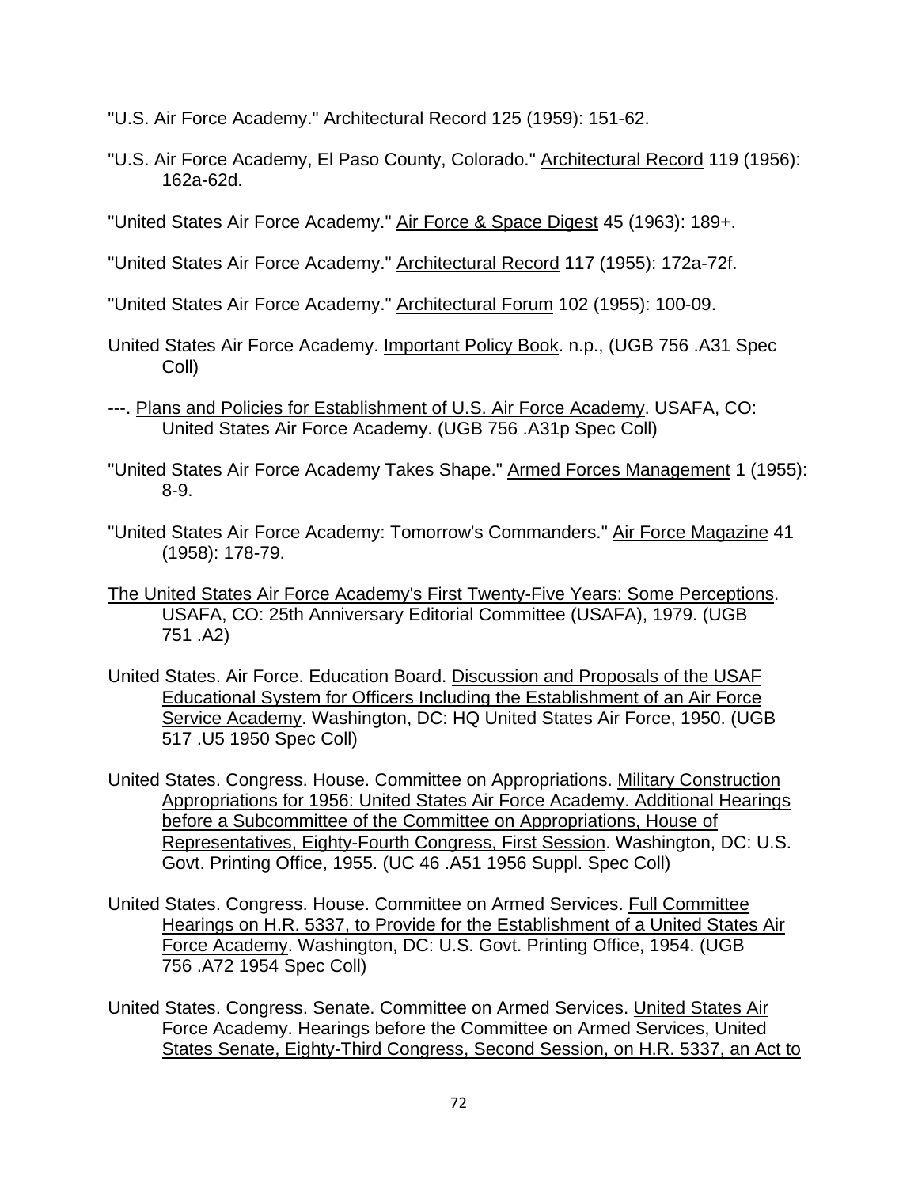"U.S. Air Force Academy." Architectural Record 125 (1959): 151-62.

"U.S. Air Force Academy, El Paso County, Colorado." Architectural Record 119 (1956): 162a-62d.

"United States Air Force Academy." Air Force & Space Digest 45 (1963): 189+.

"United States Air Force Academy." Architectural Record 117 (1955): 172a-72f.

"United States Air Force Academy." Architectural Forum 102 (1955): 100-09.

United States Air Force Academy. Important Policy Book. n.p., (UGB 756 .A31 Spec Coll)

---. Plans and Policies for Establishment of U.S. Air Force Academy. USAFA, CO: United States Air Force Academy. (UGB 756 .A31p Spec Coll)

"United States Air Force Academy Takes Shape." Armed Forces Management 1 (1955): 8-9.

"United States Air Force Academy: Tomorrow's Commanders." Air Force Magazine 41 (1958): 178-79.

The United States Air Force Academy's First Twenty-Five Years: Some Perceptions. USAFA, CO: 25th Anniversary Editorial Committee (USAFA), 1979. (UGB 751 .A2)

United States. Air Force. Education Board. Discussion and Proposals of the USAF Educational System for Officers Including the Establishment of an Air Force Service Academy. Washington, DC: HQ United States Air Force, 1950. (UGB 517 .U5 1950 Spec Coll)

United States. Congress. House. Committee on Appropriations. Military Construction Appropriations for 1956: United States Air Force Academy. Additional Hearings before a Subcommittee of the Committee on Appropriations, House of Representatives, Eighty-Fourth Congress, First Session. Washington, DC: U.S. Govt. Printing Office, 1955. (UC 46 .A51 1956 Suppl. Spec Coll)

United States. Congress. House. Committee on Armed Services. Full Committee Hearings on H.R. 5337, to Provide for the Establishment of a United States Air Force Academy. Washington, DC: U.S. Govt. Printing Office, 1954. (UGB 756 .A72 1954 Spec Coll)

United States. Congress. Senate. Committee on Armed Services. United States Air Force Academy. Hearings before the Committee on Armed Services, United States Senate, Eighty-Third Congress, Second Session, on H.R. 5337, an Act to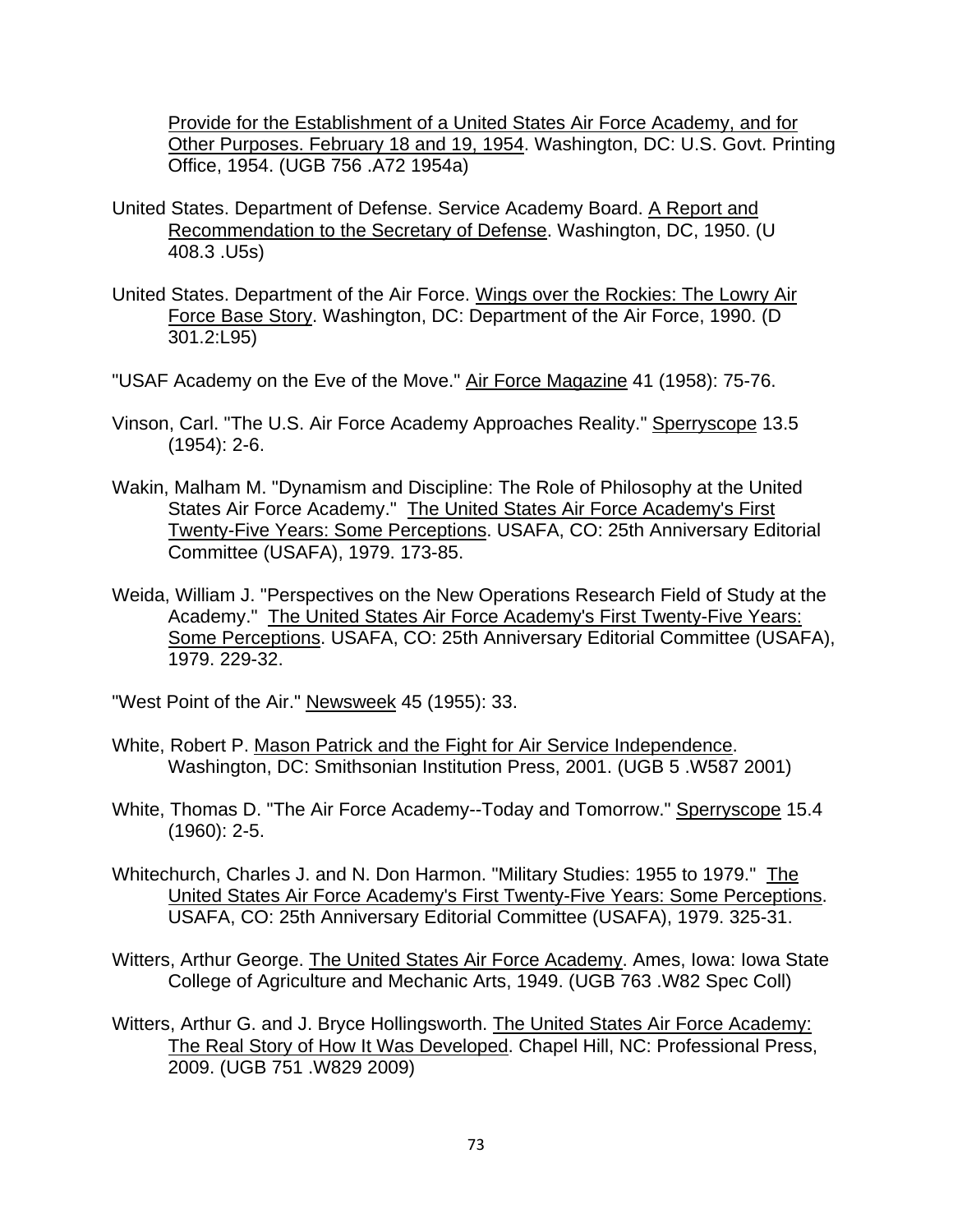Provide for the Establishment of a United States Air Force Academy, and for Other Purposes. February 18 and 19, 1954. Washington, DC: U.S. Govt. Printing Office, 1954. (UGB 756 .A72 1954a)

United States. Department of Defense. Service Academy Board. A Report and Recommendation to the Secretary of Defense. Washington, DC, 1950. (U 408.3 .U5s)

United States. Department of the Air Force. Wings over the Rockies: The Lowry Air Force Base Story. Washington, DC: Department of the Air Force, 1990. (D 301.2:L95)

"USAF Academy on the Eve of the Move." Air Force Magazine 41 (1958): 75-76.

Vinson, Carl. "The U.S. Air Force Academy Approaches Reality." Sperryscope 13.5 (1954): 2-6.

Wakin, Malham M. "Dynamism and Discipline: The Role of Philosophy at the United States Air Force Academy." The United States Air Force Academy's First Twenty-Five Years: Some Perceptions. USAFA, CO: 25th Anniversary Editorial Committee (USAFA), 1979. 173-85.

Weida, William J. "Perspectives on the New Operations Research Field of Study at the Academy." The United States Air Force Academy's First Twenty-Five Years: Some Perceptions. USAFA, CO: 25th Anniversary Editorial Committee (USAFA), 1979. 229-32.

"West Point of the Air." Newsweek 45 (1955): 33.

White, Robert P. Mason Patrick and the Fight for Air Service Independence. Washington, DC: Smithsonian Institution Press, 2001. (UGB 5 .W587 2001)

White, Thomas D. "The Air Force Academy--Today and Tomorrow." Sperryscope 15.4 (1960): 2-5.

Whitechurch, Charles J. and N. Don Harmon. "Military Studies: 1955 to 1979." The United States Air Force Academy's First Twenty-Five Years: Some Perceptions. USAFA, CO: 25th Anniversary Editorial Committee (USAFA), 1979. 325-31.

Witters, Arthur George. The United States Air Force Academy. Ames, Iowa: Iowa State College of Agriculture and Mechanic Arts, 1949. (UGB 763 .W82 Spec Coll)

Witters, Arthur G. and J. Bryce Hollingsworth. The United States Air Force Academy: The Real Story of How It Was Developed. Chapel Hill, NC: Professional Press, 2009. (UGB 751 .W829 2009)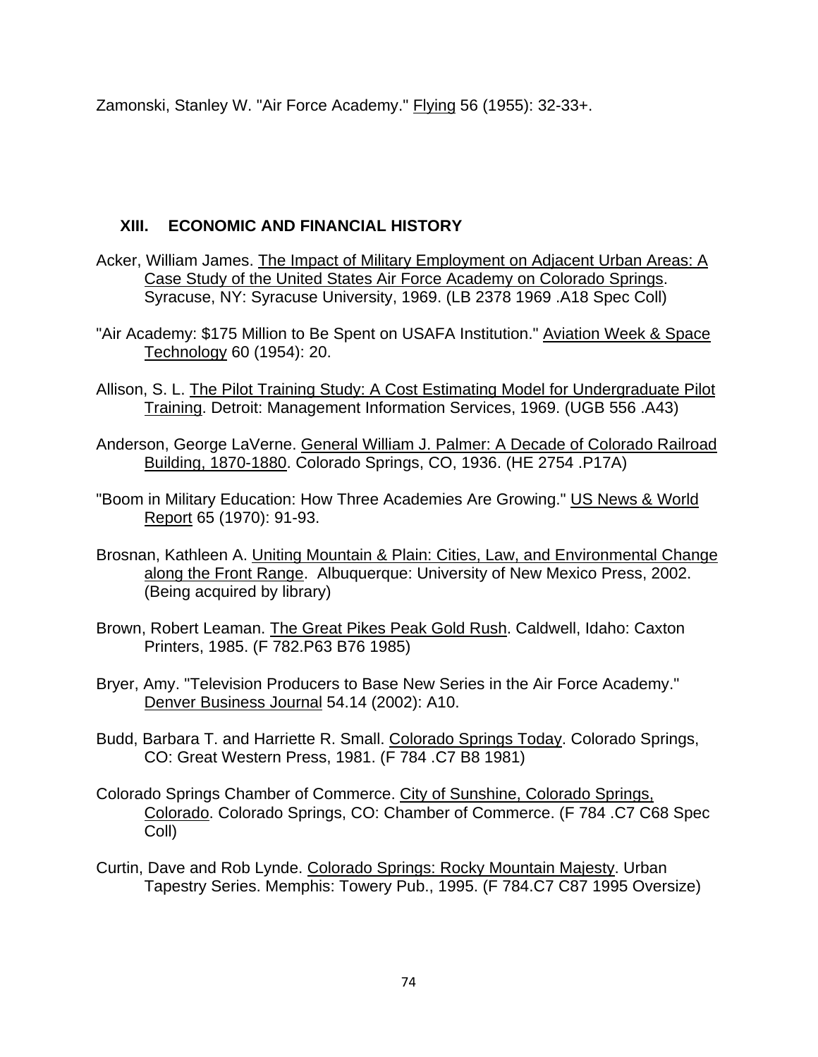Zamonski, Stanley W. "Air Force Academy." Flying 56 (1955): 32-33+.

## XIII. ECONOMIC AND FINANCIAL HISTORY

Acker, William James. The Impact of Military Employment on Adjacent Urban Areas: A Case Study of the United States Air Force Academy on Colorado Springs. Syracuse, NY: Syracuse University, 1969. (LB 2378 1969 .A18 Spec Coll)

"Air Academy: $175 Million to Be Spent on USAFA Institution." Aviation Week & Space Technology 60 (1954): 20.

Allison, S. L. The Pilot Training Study: A Cost Estimating Model for Undergraduate Pilot Training. Detroit: Management Information Services, 1969. (UGB 556 .A43)

Anderson, George LaVerne. General William J. Palmer: A Decade of Colorado Railroad Building, 1870-1880. Colorado Springs, CO, 1936. (HE 2754 .P17A)

"Boom in Military Education: How Three Academies Are Growing." US News & World Report 65 (1970): 91-93.

Brosnan, Kathleen A. Uniting Mountain & Plain: Cities, Law, and Environmental Change along the Front Range. Albuquerque: University of New Mexico Press, 2002. (Being acquired by library)

Brown, Robert Leaman. The Great Pikes Peak Gold Rush. Caldwell, Idaho: Caxton Printers, 1985. (F 782.P63 B76 1985)

Bryer, Amy. "Television Producers to Base New Series in the Air Force Academy." Denver Business Journal 54.14 (2002): A10.

Budd, Barbara T. and Harriette R. Small. Colorado Springs Today. Colorado Springs, CO: Great Western Press, 1981. (F 784 .C7 B8 1981)

Colorado Springs Chamber of Commerce. City of Sunshine, Colorado Springs, Colorado. Colorado Springs, CO: Chamber of Commerce. (F 784 .C7 C68 Spec Coll)

Curtin, Dave and Rob Lynde. Colorado Springs: Rocky Mountain Majesty. Urban Tapestry Series. Memphis: Towery Pub., 1995. (F 784.C7 C87 1995 Oversize)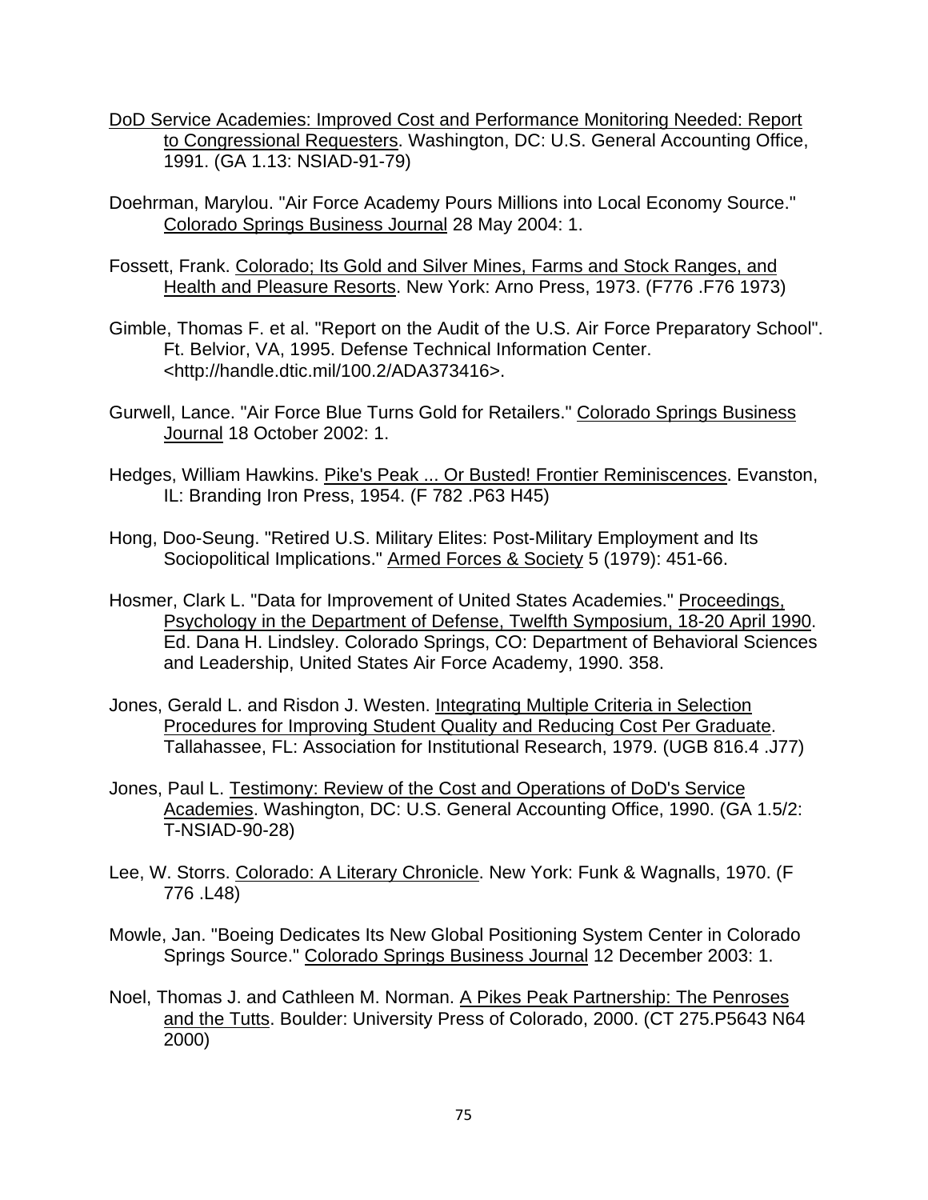DoD Service Academies: Improved Cost and Performance Monitoring Needed: Report to Congressional Requesters. Washington, DC: U.S. General Accounting Office, 1991. (GA 1.13: NSIAD-91-79)

Doehrman, Marylou. "Air Force Academy Pours Millions into Local Economy Source." Colorado Springs Business Journal 28 May 2004: 1.

Fossett, Frank. Colorado; Its Gold and Silver Mines, Farms and Stock Ranges, and Health and Pleasure Resorts. New York: Arno Press, 1973. (F776 .F76 1973)

Gimble, Thomas F. et al. "Report on the Audit of the U.S. Air Force Preparatory School". Ft. Belvior, VA, 1995. Defense Technical Information Center. <http://handle.dtic.mil/100.2/ADA373416>.

Gurwell, Lance. "Air Force Blue Turns Gold for Retailers." Colorado Springs Business Journal 18 October 2002: 1.

Hedges, William Hawkins. Pike's Peak ... Or Busted! Frontier Reminiscences. Evanston, IL: Branding Iron Press, 1954. (F 782 .P63 H45)

Hong, Doo-Seung. "Retired U.S. Military Elites: Post-Military Employment and Its Sociopolitical Implications." Armed Forces & Society 5 (1979): 451-66.

Hosmer, Clark L. "Data for Improvement of United States Academies." Proceedings, Psychology in the Department of Defense, Twelfth Symposium, 18-20 April 1990. Ed. Dana H. Lindsley. Colorado Springs, CO: Department of Behavioral Sciences and Leadership, United States Air Force Academy, 1990. 358.

Jones, Gerald L. and Risdon J. Westen. Integrating Multiple Criteria in Selection Procedures for Improving Student Quality and Reducing Cost Per Graduate. Tallahassee, FL: Association for Institutional Research, 1979. (UGB 816.4 .J77)

Jones, Paul L. Testimony: Review of the Cost and Operations of DoD's Service Academies. Washington, DC: U.S. General Accounting Office, 1990. (GA 1.5/2: T-NSIAD-90-28)

Lee, W. Storrs. Colorado: A Literary Chronicle. New York: Funk & Wagnalls, 1970. (F 776 .L48)

Mowle, Jan. "Boeing Dedicates Its New Global Positioning System Center in Colorado Springs Source." Colorado Springs Business Journal 12 December 2003: 1.

Noel, Thomas J. and Cathleen M. Norman. A Pikes Peak Partnership: The Penroses and the Tutts. Boulder: University Press of Colorado, 2000. (CT 275.P5643 N64 2000)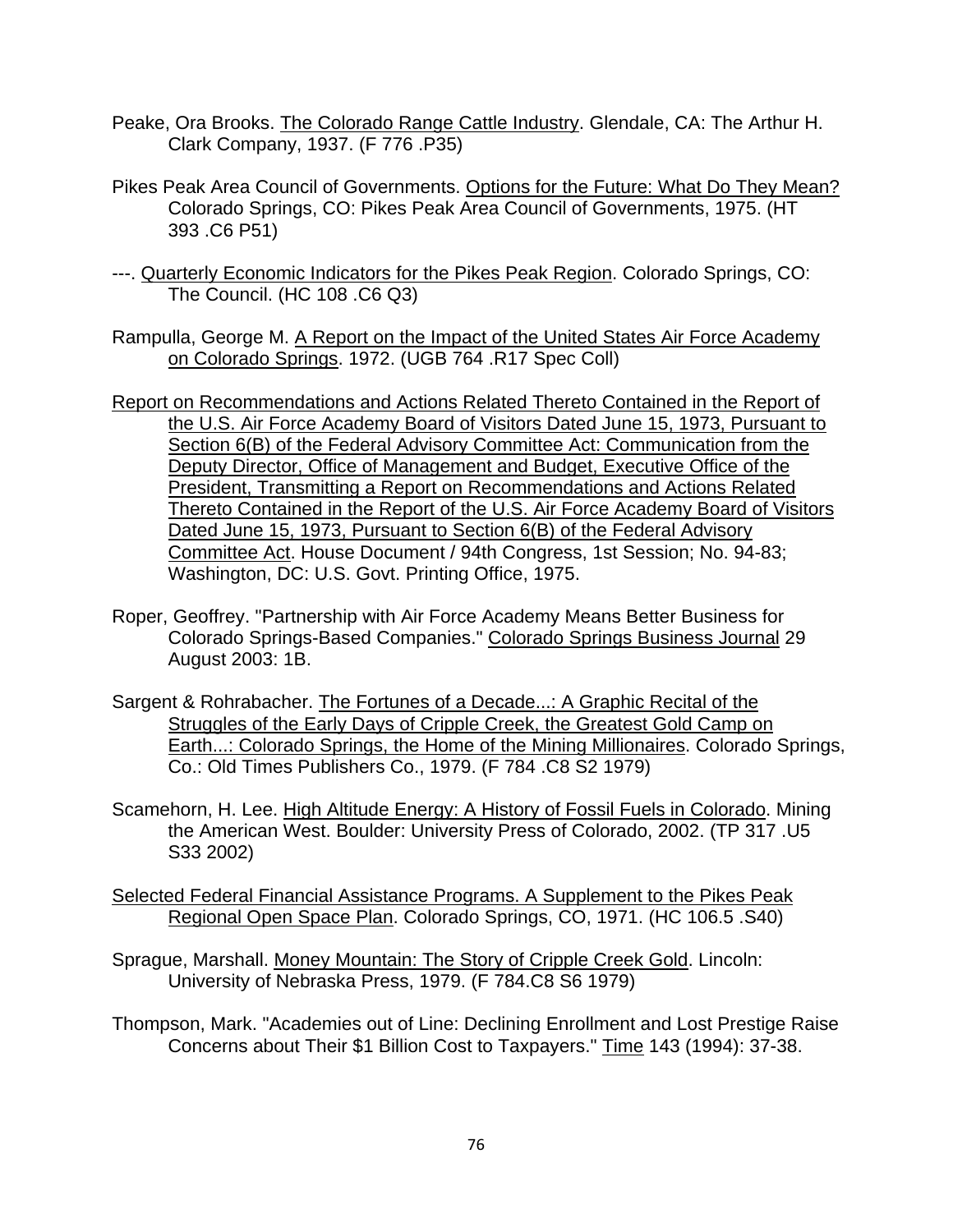Peake, Ora Brooks. The Colorado Range Cattle Industry. Glendale, CA: The Arthur H. Clark Company, 1937. (F 776 .P35)

Pikes Peak Area Council of Governments. Options for the Future: What Do They Mean? Colorado Springs, CO: Pikes Peak Area Council of Governments, 1975. (HT 393 .C6 P51)

---. Quarterly Economic Indicators for the Pikes Peak Region. Colorado Springs, CO: The Council. (HC 108 .C6 Q3)

Rampulla, George M. A Report on the Impact of the United States Air Force Academy on Colorado Springs. 1972. (UGB 764 .R17 Spec Coll)

Report on Recommendations and Actions Related Thereto Contained in the Report of the U.S. Air Force Academy Board of Visitors Dated June 15, 1973, Pursuant to Section 6(B) of the Federal Advisory Committee Act: Communication from the Deputy Director, Office of Management and Budget, Executive Office of the President, Transmitting a Report on Recommendations and Actions Related Thereto Contained in the Report of the U.S. Air Force Academy Board of Visitors Dated June 15, 1973, Pursuant to Section 6(B) of the Federal Advisory Committee Act. House Document / 94th Congress, 1st Session; No. 94-83; Washington, DC: U.S. Govt. Printing Office, 1975.

Roper, Geoffrey. "Partnership with Air Force Academy Means Better Business for Colorado Springs-Based Companies." Colorado Springs Business Journal 29 August 2003: 1B.

Sargent & Rohrabacher. The Fortunes of a Decade...: A Graphic Recital of the Struggles of the Early Days of Cripple Creek, the Greatest Gold Camp on Earth...: Colorado Springs, the Home of the Mining Millionaires. Colorado Springs, Co.: Old Times Publishers Co., 1979. (F 784 .C8 S2 1979)

Scamehorn, H. Lee. High Altitude Energy: A History of Fossil Fuels in Colorado. Mining the American West. Boulder: University Press of Colorado, 2002. (TP 317 .U5 S33 2002)

Selected Federal Financial Assistance Programs. A Supplement to the Pikes Peak Regional Open Space Plan. Colorado Springs, CO, 1971. (HC 106.5 .S40)

Sprague, Marshall. Money Mountain: The Story of Cripple Creek Gold. Lincoln: University of Nebraska Press, 1979. (F 784.C8 S6 1979)

Thompson, Mark. "Academies out of Line: Declining Enrollment and Lost Prestige Raise Concerns about Their $1 Billion Cost to Taxpayers." Time 143 (1994): 37-38.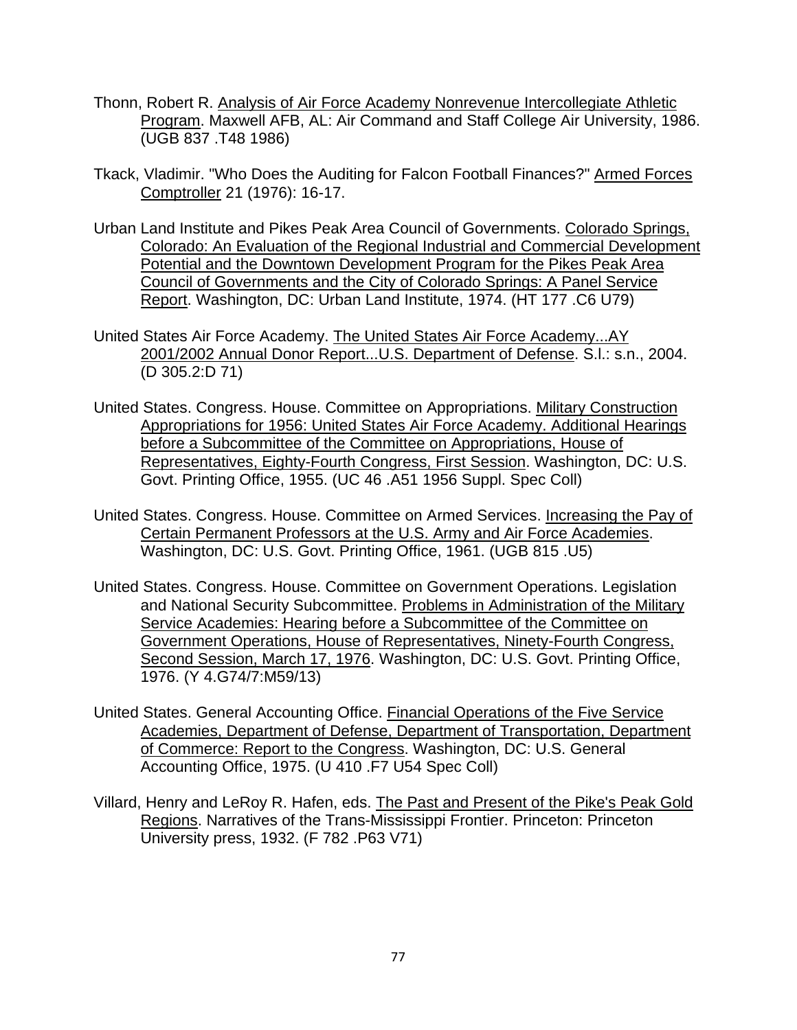Thonn, Robert R. Analysis of Air Force Academy Nonrevenue Intercollegiate Athletic Program. Maxwell AFB, AL: Air Command and Staff College Air University, 1986. (UGB 837 .T48 1986)

Tkack, Vladimir. "Who Does the Auditing for Falcon Football Finances?" Armed Forces Comptroller 21 (1976): 16-17.

Urban Land Institute and Pikes Peak Area Council of Governments. Colorado Springs, Colorado: An Evaluation of the Regional Industrial and Commercial Development Potential and the Downtown Development Program for the Pikes Peak Area Council of Governments and the City of Colorado Springs: A Panel Service Report. Washington, DC: Urban Land Institute, 1974. (HT 177 .C6 U79)

United States Air Force Academy. The United States Air Force Academy...AY 2001/2002 Annual Donor Report...U.S. Department of Defense. S.l.: s.n., 2004. (D 305.2:D 71)

United States. Congress. House. Committee on Appropriations. Military Construction Appropriations for 1956: United States Air Force Academy. Additional Hearings before a Subcommittee of the Committee on Appropriations, House of Representatives, Eighty-Fourth Congress, First Session. Washington, DC: U.S. Govt. Printing Office, 1955. (UC 46 .A51 1956 Suppl. Spec Coll)

United States. Congress. House. Committee on Armed Services. Increasing the Pay of Certain Permanent Professors at the U.S. Army and Air Force Academies. Washington, DC: U.S. Govt. Printing Office, 1961. (UGB 815 .U5)

United States. Congress. House. Committee on Government Operations. Legislation and National Security Subcommittee. Problems in Administration of the Military Service Academies: Hearing before a Subcommittee of the Committee on Government Operations, House of Representatives, Ninety-Fourth Congress, Second Session, March 17, 1976. Washington, DC: U.S. Govt. Printing Office, 1976. (Y 4.G74/7:M59/13)

United States. General Accounting Office. Financial Operations of the Five Service Academies, Department of Defense, Department of Transportation, Department of Commerce: Report to the Congress. Washington, DC: U.S. General Accounting Office, 1975. (U 410 .F7 U54 Spec Coll)

Villard, Henry and LeRoy R. Hafen, eds. The Past and Present of the Pike's Peak Gold Regions. Narratives of the Trans-Mississippi Frontier. Princeton: Princeton University press, 1932. (F 782 .P63 V71)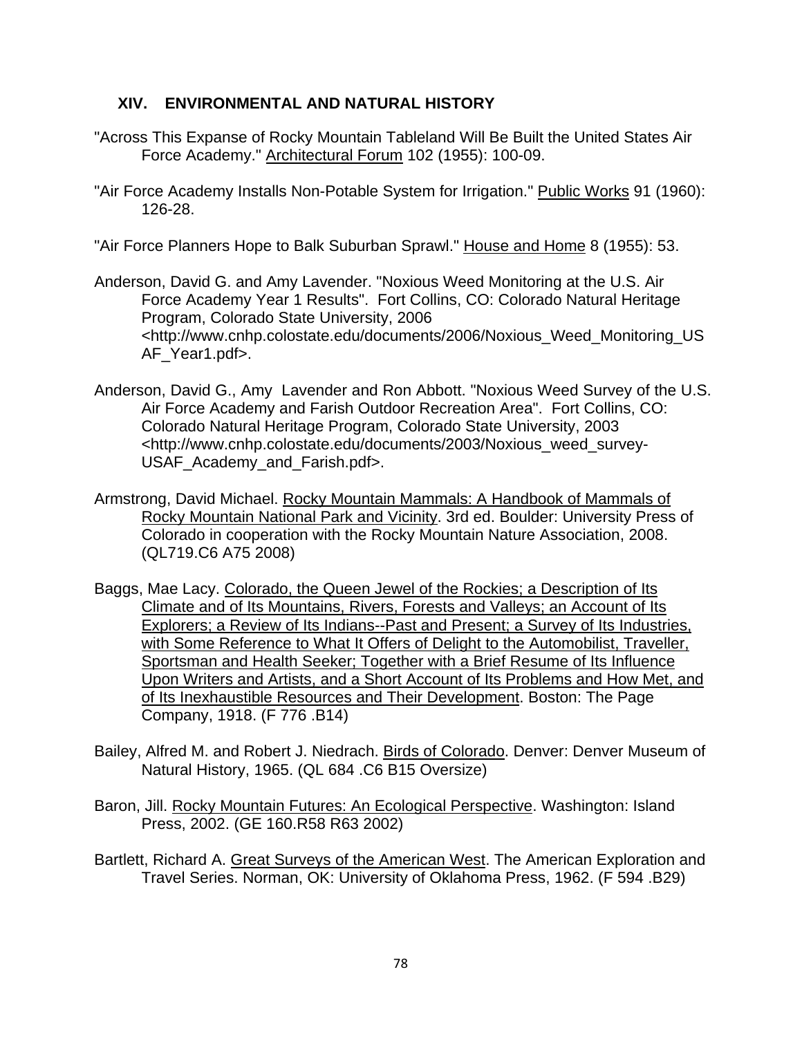## XIV. ENVIRONMENTAL AND NATURAL HISTORY

"Across This Expanse of Rocky Mountain Tableland Will Be Built the United States Air Force Academy." Architectural Forum 102 (1955): 100-09.

"Air Force Academy Installs Non-Potable System for Irrigation." Public Works 91 (1960): 126-28.

"Air Force Planners Hope to Balk Suburban Sprawl." House and Home 8 (1955): 53.

Anderson, David G. and Amy Lavender. "Noxious Weed Monitoring at the U.S. Air Force Academy Year 1 Results". Fort Collins, CO: Colorado Natural Heritage Program, Colorado State University, 2006 <http://www.cnhp.colostate.edu/documents/2006/Noxious_Weed_Monitoring_USAF_Year1.pdf>.

Anderson, David G., Amy Lavender and Ron Abbott. "Noxious Weed Survey of the U.S. Air Force Academy and Farish Outdoor Recreation Area". Fort Collins, CO: Colorado Natural Heritage Program, Colorado State University, 2003 <http://www.cnhp.colostate.edu/documents/2003/Noxious_weed_survey-USAF_Academy_and_Farish.pdf>.

Armstrong, David Michael. Rocky Mountain Mammals: A Handbook of Mammals of Rocky Mountain National Park and Vicinity. 3rd ed. Boulder: University Press of Colorado in cooperation with the Rocky Mountain Nature Association, 2008. (QL719.C6 A75 2008)

Baggs, Mae Lacy. Colorado, the Queen Jewel of the Rockies; a Description of Its Climate and of Its Mountains, Rivers, Forests and Valleys; an Account of Its Explorers; a Review of Its Indians--Past and Present; a Survey of Its Industries, with Some Reference to What It Offers of Delight to the Automobilist, Traveller, Sportsman and Health Seeker; Together with a Brief Resume of Its Influence Upon Writers and Artists, and a Short Account of Its Problems and How Met, and of Its Inexhaustible Resources and Their Development. Boston: The Page Company, 1918. (F 776 .B14)

Bailey, Alfred M. and Robert J. Niedrach. Birds of Colorado. Denver: Denver Museum of Natural History, 1965. (QL 684 .C6 B15 Oversize)

Baron, Jill. Rocky Mountain Futures: An Ecological Perspective. Washington: Island Press, 2002. (GE 160.R58 R63 2002)

Bartlett, Richard A. Great Surveys of the American West. The American Exploration and Travel Series. Norman, OK: University of Oklahoma Press, 1962. (F 594 .B29)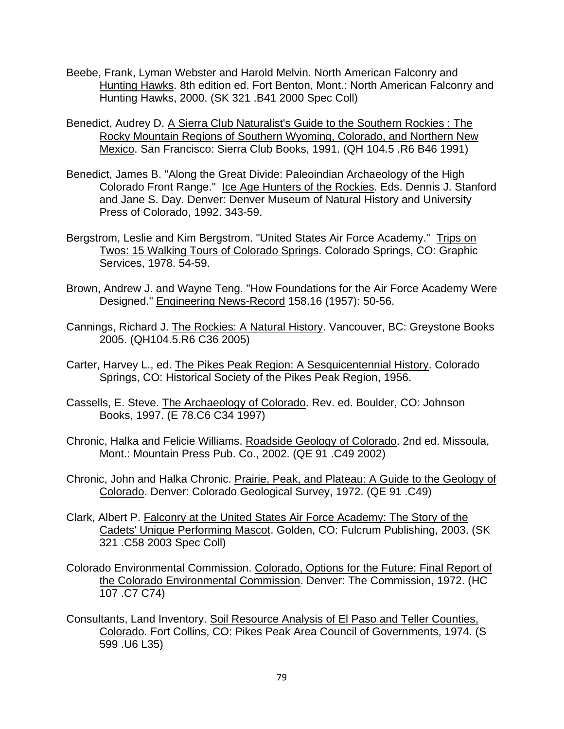Beebe, Frank, Lyman Webster and Harold Melvin. North American Falconry and Hunting Hawks. 8th edition ed. Fort Benton, Mont.: North American Falconry and Hunting Hawks, 2000. (SK 321 .B41 2000 Spec Coll)

Benedict, Audrey D. A Sierra Club Naturalist's Guide to the Southern Rockies : The Rocky Mountain Regions of Southern Wyoming, Colorado, and Northern New Mexico. San Francisco: Sierra Club Books, 1991. (QH 104.5 .R6 B46 1991)

Benedict, James B. "Along the Great Divide: Paleoindian Archaeology of the High Colorado Front Range." Ice Age Hunters of the Rockies. Eds. Dennis J. Stanford and Jane S. Day. Denver: Denver Museum of Natural History and University Press of Colorado, 1992. 343-59.

Bergstrom, Leslie and Kim Bergstrom. "United States Air Force Academy." Trips on Twos: 15 Walking Tours of Colorado Springs. Colorado Springs, CO: Graphic Services, 1978. 54-59.

Brown, Andrew J. and Wayne Teng. "How Foundations for the Air Force Academy Were Designed." Engineering News-Record 158.16 (1957): 50-56.

Cannings, Richard J. The Rockies: A Natural History. Vancouver, BC: Greystone Books 2005. (QH104.5.R6 C36 2005)

Carter, Harvey L., ed. The Pikes Peak Region: A Sesquicentennial History. Colorado Springs, CO: Historical Society of the Pikes Peak Region, 1956.

Cassells, E. Steve. The Archaeology of Colorado. Rev. ed. Boulder, CO: Johnson Books, 1997. (E 78.C6 C34 1997)

Chronic, Halka and Felicie Williams. Roadside Geology of Colorado. 2nd ed. Missoula, Mont.: Mountain Press Pub. Co., 2002. (QE 91 .C49 2002)

Chronic, John and Halka Chronic. Prairie, Peak, and Plateau: A Guide to the Geology of Colorado. Denver: Colorado Geological Survey, 1972. (QE 91 .C49)

Clark, Albert P. Falconry at the United States Air Force Academy: The Story of the Cadets' Unique Performing Mascot. Golden, CO: Fulcrum Publishing, 2003. (SK 321 .C58 2003 Spec Coll)

Colorado Environmental Commission. Colorado, Options for the Future: Final Report of the Colorado Environmental Commission. Denver: The Commission, 1972. (HC 107 .C7 C74)

Consultants, Land Inventory. Soil Resource Analysis of El Paso and Teller Counties, Colorado. Fort Collins, CO: Pikes Peak Area Council of Governments, 1974. (S 599 .U6 L35)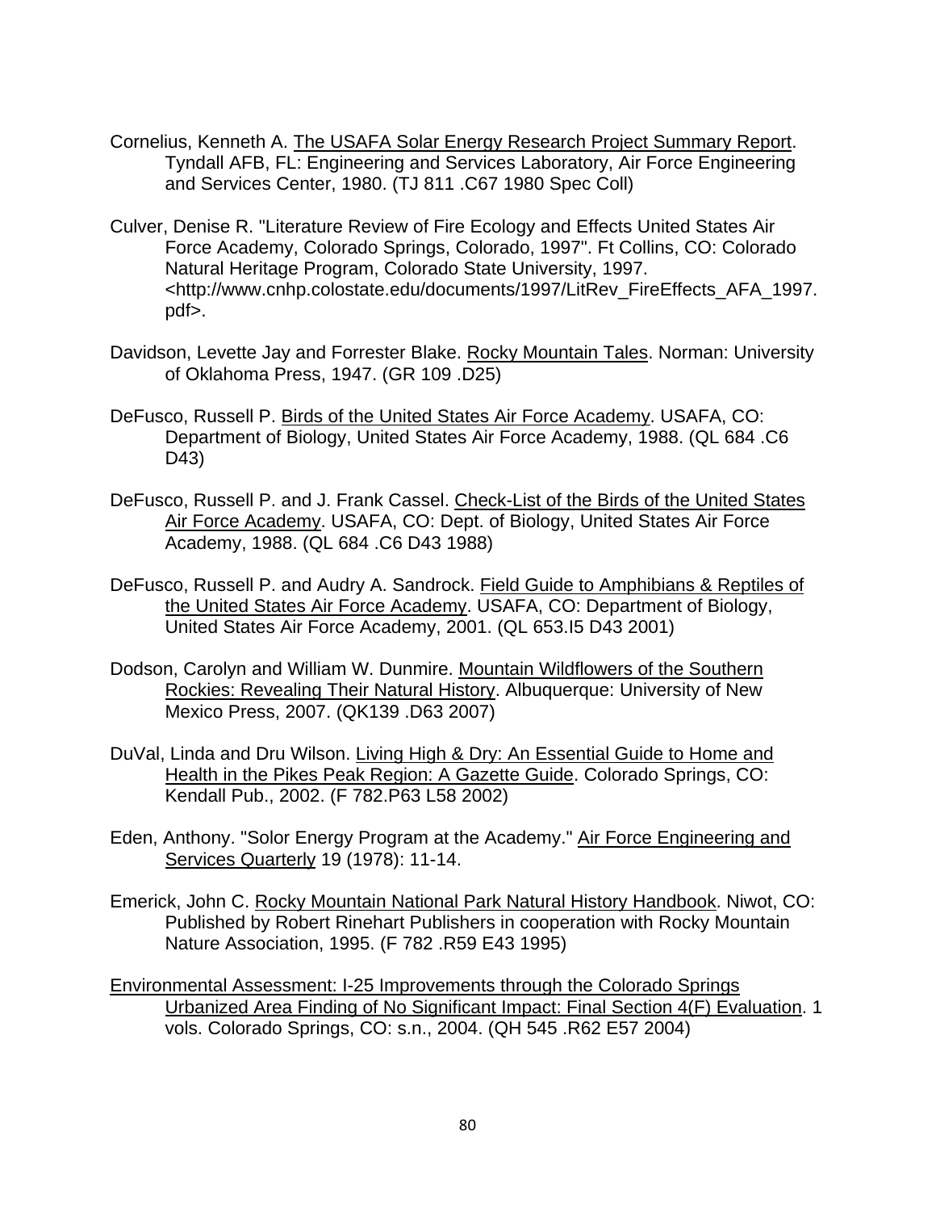Cornelius, Kenneth A. The USAFA Solar Energy Research Project Summary Report. Tyndall AFB, FL: Engineering and Services Laboratory, Air Force Engineering and Services Center, 1980. (TJ 811 .C67 1980 Spec Coll)

Culver, Denise R. "Literature Review of Fire Ecology and Effects United States Air Force Academy, Colorado Springs, Colorado, 1997". Ft Collins, CO: Colorado Natural Heritage Program, Colorado State University, 1997. <http://www.cnhp.colostate.edu/documents/1997/LitRev_FireEffects_AFA_1997.pdf>.

Davidson, Levette Jay and Forrester Blake. Rocky Mountain Tales. Norman: University of Oklahoma Press, 1947. (GR 109 .D25)

DeFusco, Russell P. Birds of the United States Air Force Academy. USAFA, CO: Department of Biology, United States Air Force Academy, 1988. (QL 684 .C6 D43)

DeFusco, Russell P. and J. Frank Cassel. Check-List of the Birds of the United States Air Force Academy. USAFA, CO: Dept. of Biology, United States Air Force Academy, 1988. (QL 684 .C6 D43 1988)

DeFusco, Russell P. and Audry A. Sandrock. Field Guide to Amphibians & Reptiles of the United States Air Force Academy. USAFA, CO: Department of Biology, United States Air Force Academy, 2001. (QL 653.I5 D43 2001)

Dodson, Carolyn and William W. Dunmire. Mountain Wildflowers of the Southern Rockies: Revealing Their Natural History. Albuquerque: University of New Mexico Press, 2007. (QK139 .D63 2007)

DuVal, Linda and Dru Wilson. Living High & Dry: An Essential Guide to Home and Health in the Pikes Peak Region: A Gazette Guide. Colorado Springs, CO: Kendall Pub., 2002. (F 782.P63 L58 2002)

Eden, Anthony. "Solor Energy Program at the Academy." Air Force Engineering and Services Quarterly 19 (1978): 11-14.

Emerick, John C. Rocky Mountain National Park Natural History Handbook. Niwot, CO: Published by Robert Rinehart Publishers in cooperation with Rocky Mountain Nature Association, 1995. (F 782 .R59 E43 1995)

Environmental Assessment: I-25 Improvements through the Colorado Springs Urbanized Area Finding of No Significant Impact: Final Section 4(F) Evaluation. 1 vols. Colorado Springs, CO: s.n., 2004. (QH 545 .R62 E57 2004)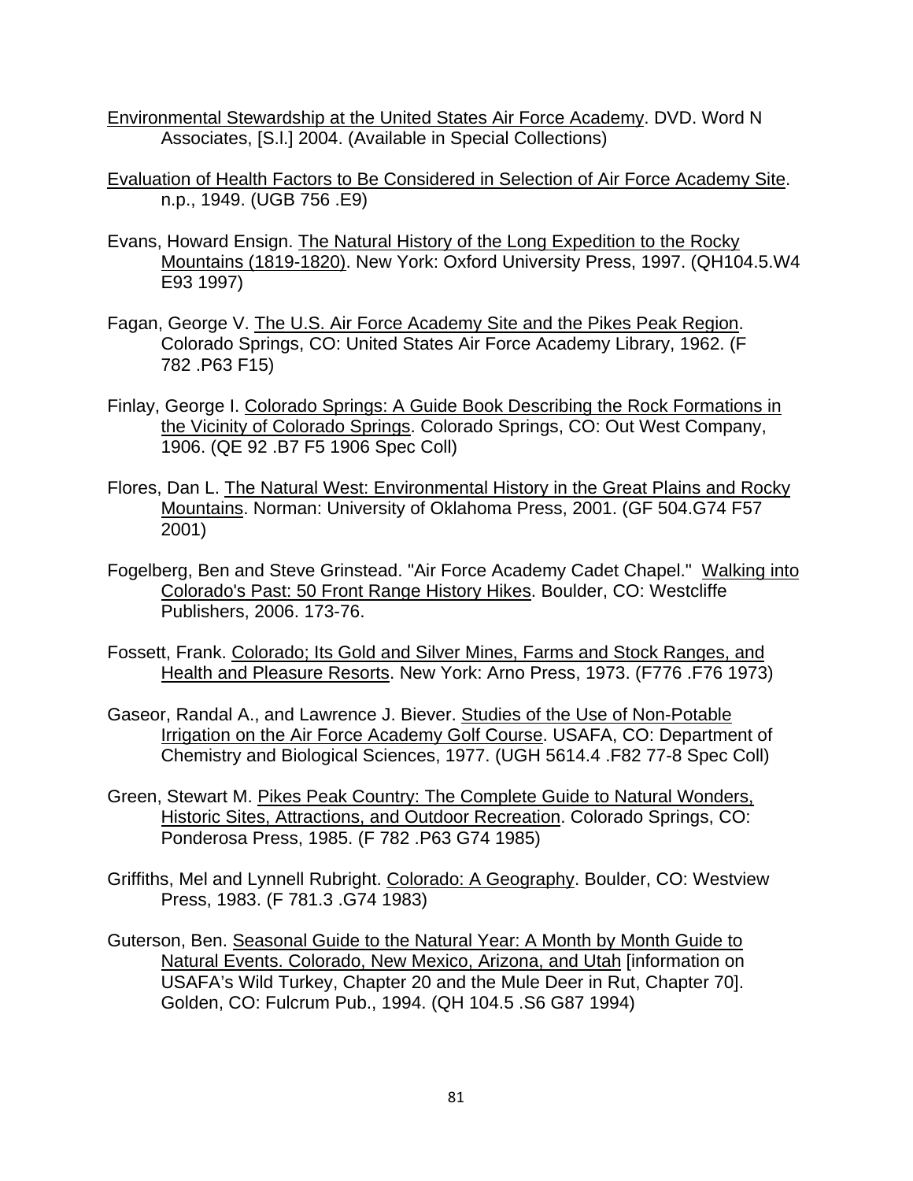<u>Environmental Stewardship at the United States Air Force Academy</u>. DVD. Word N Associates, [S.l.] 2004. (Available in Special Collections)

<u>Evaluation of Health Factors to Be Considered in Selection of Air Force Academy Site</u>. n.p., 1949. (UGB 756 .E9)

Evans, Howard Ensign. <u>The Natural History of the Long Expedition to the Rocky Mountains (1819-1820)</u>. New York: Oxford University Press, 1997. (QH104.5.W4 E93 1997)

Fagan, George V. <u>The U.S. Air Force Academy Site and the Pikes Peak Region</u>. Colorado Springs, CO: United States Air Force Academy Library, 1962. (F 782 .P63 F15)

Finlay, George I. <u>Colorado Springs: A Guide Book Describing the Rock Formations in the Vicinity of Colorado Springs</u>. Colorado Springs, CO: Out West Company, 1906. (QE 92 .B7 F5 1906 Spec Coll)

Flores, Dan L. <u>The Natural West: Environmental History in the Great Plains and Rocky Mountains</u>. Norman: University of Oklahoma Press, 2001. (GF 504.G74 F57 2001)

Fogelberg, Ben and Steve Grinstead. "Air Force Academy Cadet Chapel." <u>Walking into Colorado's Past: 50 Front Range History Hikes</u>. Boulder, CO: Westcliffe Publishers, 2006. 173-76.

Fossett, Frank. <u>Colorado; Its Gold and Silver Mines, Farms and Stock Ranges, and Health and Pleasure Resorts</u>. New York: Arno Press, 1973. (F776 .F76 1973)

Gaseor, Randal A., and Lawrence J. Biever. <u>Studies of the Use of Non-Potable Irrigation on the Air Force Academy Golf Course</u>. USAFA, CO: Department of Chemistry and Biological Sciences, 1977. (UGH 5614.4 .F82 77-8 Spec Coll)

Green, Stewart M. <u>Pikes Peak Country: The Complete Guide to Natural Wonders, Historic Sites, Attractions, and Outdoor Recreation</u>. Colorado Springs, CO: Ponderosa Press, 1985. (F 782 .P63 G74 1985)

Griffiths, Mel and Lynnell Rubright. <u>Colorado: A Geography</u>. Boulder, CO: Westview Press, 1983. (F 781.3 .G74 1983)

Guterson, Ben. <u>Seasonal Guide to the Natural Year: A Month by Month Guide to Natural Events. Colorado, New Mexico, Arizona, and Utah</u> [information on USAFA's Wild Turkey, Chapter 20 and the Mule Deer in Rut, Chapter 70]. Golden, CO: Fulcrum Pub., 1994. (QH 104.5 .S6 G87 1994)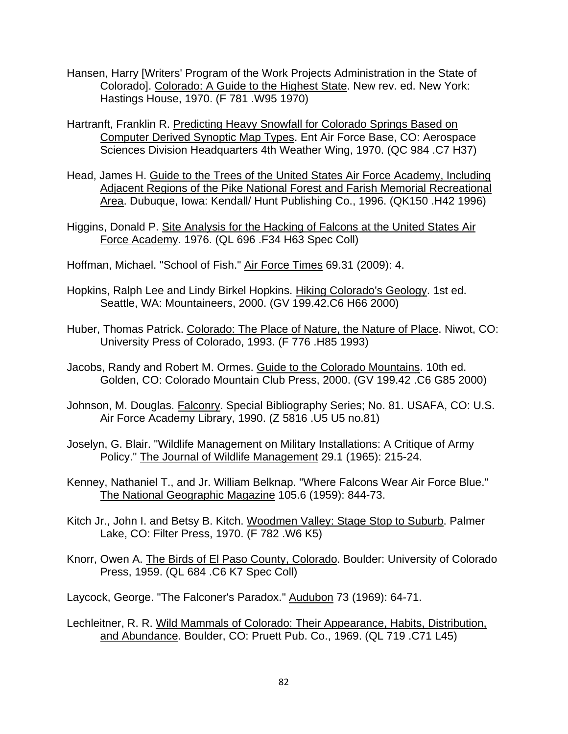Hansen, Harry [Writers' Program of the Work Projects Administration in the State of Colorado]. Colorado: A Guide to the Highest State. New rev. ed. New York: Hastings House, 1970. (F 781 .W95 1970)

Hartranft, Franklin R. Predicting Heavy Snowfall for Colorado Springs Based on Computer Derived Synoptic Map Types. Ent Air Force Base, CO: Aerospace Sciences Division Headquarters 4th Weather Wing, 1970. (QC 984 .C7 H37)

Head, James H. Guide to the Trees of the United States Air Force Academy, Including Adjacent Regions of the Pike National Forest and Farish Memorial Recreational Area. Dubuque, Iowa: Kendall/ Hunt Publishing Co., 1996. (QK150 .H42 1996)

Higgins, Donald P. Site Analysis for the Hacking of Falcons at the United States Air Force Academy. 1976. (QL 696 .F34 H63 Spec Coll)

Hoffman, Michael. "School of Fish." Air Force Times 69.31 (2009): 4.

Hopkins, Ralph Lee and Lindy Birkel Hopkins. Hiking Colorado's Geology. 1st ed. Seattle, WA: Mountaineers, 2000. (GV 199.42.C6 H66 2000)

Huber, Thomas Patrick. Colorado: The Place of Nature, the Nature of Place. Niwot, CO: University Press of Colorado, 1993. (F 776 .H85 1993)

Jacobs, Randy and Robert M. Ormes. Guide to the Colorado Mountains. 10th ed. Golden, CO: Colorado Mountain Club Press, 2000. (GV 199.42 .C6 G85 2000)

Johnson, M. Douglas. Falconry. Special Bibliography Series; No. 81. USAFA, CO: U.S. Air Force Academy Library, 1990. (Z 5816 .U5 U5 no.81)

Joselyn, G. Blair. "Wildlife Management on Military Installations: A Critique of Army Policy." The Journal of Wildlife Management 29.1 (1965): 215-24.

Kenney, Nathaniel T., and Jr. William Belknap. "Where Falcons Wear Air Force Blue." The National Geographic Magazine 105.6 (1959): 844-73.

Kitch Jr., John I. and Betsy B. Kitch. Woodmen Valley: Stage Stop to Suburb. Palmer Lake, CO: Filter Press, 1970. (F 782 .W6 K5)

Knorr, Owen A. The Birds of El Paso County, Colorado. Boulder: University of Colorado Press, 1959. (QL 684 .C6 K7 Spec Coll)

Laycock, George. "The Falconer's Paradox." Audubon 73 (1969): 64-71.

Lechleitner, R. R. Wild Mammals of Colorado: Their Appearance, Habits, Distribution, and Abundance. Boulder, CO: Pruett Pub. Co., 1969. (QL 719 .C71 L45)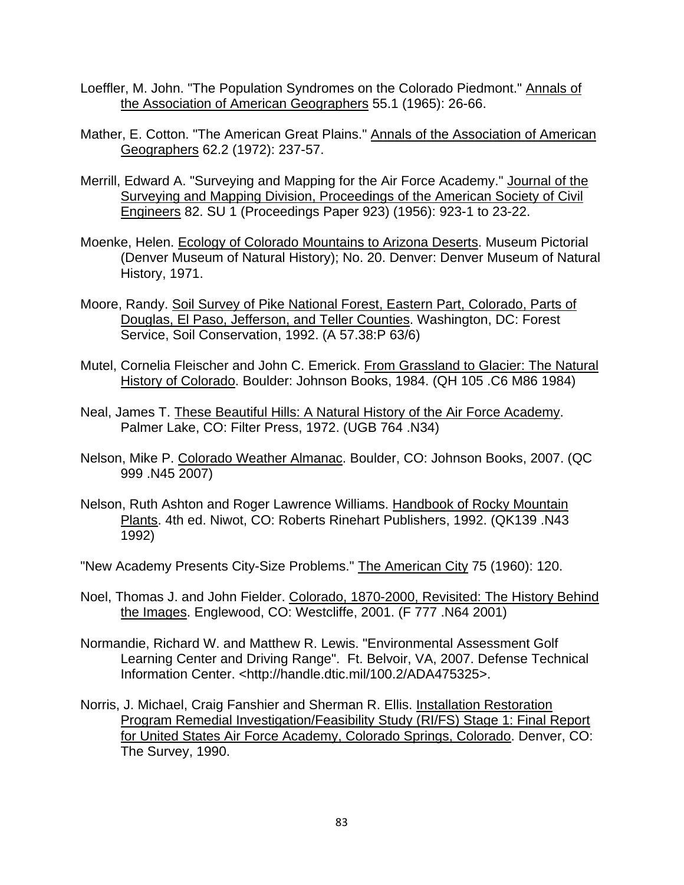Loeffler, M. John. "The Population Syndromes on the Colorado Piedmont." Annals of the Association of American Geographers 55.1 (1965): 26-66.

Mather, E. Cotton. "The American Great Plains." Annals of the Association of American Geographers 62.2 (1972): 237-57.

Merrill, Edward A. "Surveying and Mapping for the Air Force Academy." Journal of the Surveying and Mapping Division, Proceedings of the American Society of Civil Engineers 82. SU 1 (Proceedings Paper 923) (1956): 923-1 to 23-22.

Moenke, Helen. Ecology of Colorado Mountains to Arizona Deserts. Museum Pictorial (Denver Museum of Natural History); No. 20. Denver: Denver Museum of Natural History, 1971.

Moore, Randy. Soil Survey of Pike National Forest, Eastern Part, Colorado, Parts of Douglas, El Paso, Jefferson, and Teller Counties. Washington, DC: Forest Service, Soil Conservation, 1992. (A 57.38:P 63/6)

Mutel, Cornelia Fleischer and John C. Emerick. From Grassland to Glacier: The Natural History of Colorado. Boulder: Johnson Books, 1984. (QH 105 .C6 M86 1984)

Neal, James T. These Beautiful Hills: A Natural History of the Air Force Academy. Palmer Lake, CO: Filter Press, 1972. (UGB 764 .N34)

Nelson, Mike P. Colorado Weather Almanac. Boulder, CO: Johnson Books, 2007. (QC 999 .N45 2007)

Nelson, Ruth Ashton and Roger Lawrence Williams. Handbook of Rocky Mountain Plants. 4th ed. Niwot, CO: Roberts Rinehart Publishers, 1992. (QK139 .N43 1992)

"New Academy Presents City-Size Problems." The American City 75 (1960): 120.

Noel, Thomas J. and John Fielder. Colorado, 1870-2000, Revisited: The History Behind the Images. Englewood, CO: Westcliffe, 2001. (F 777 .N64 2001)

Normandie, Richard W. and Matthew R. Lewis. "Environmental Assessment Golf Learning Center and Driving Range". Ft. Belvoir, VA, 2007. Defense Technical Information Center. <http://handle.dtic.mil/100.2/ADA475325>.

Norris, J. Michael, Craig Fanshier and Sherman R. Ellis. Installation Restoration Program Remedial Investigation/Feasibility Study (RI/FS) Stage 1: Final Report for United States Air Force Academy, Colorado Springs, Colorado. Denver, CO: The Survey, 1990.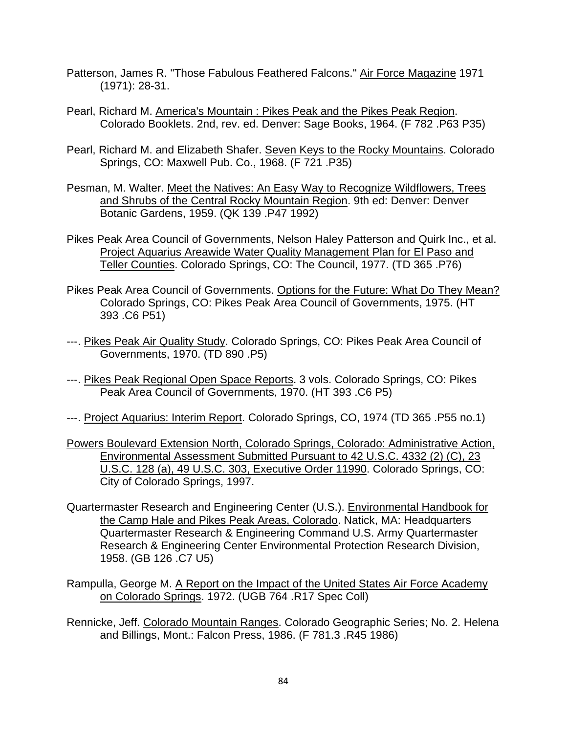Patterson, James R. "Those Fabulous Feathered Falcons." Air Force Magazine 1971 (1971): 28-31.

Pearl, Richard M. America's Mountain : Pikes Peak and the Pikes Peak Region. Colorado Booklets. 2nd, rev. ed. Denver: Sage Books, 1964. (F 782 .P63 P35)

Pearl, Richard M. and Elizabeth Shafer. Seven Keys to the Rocky Mountains. Colorado Springs, CO: Maxwell Pub. Co., 1968. (F 721 .P35)

Pesman, M. Walter. Meet the Natives: An Easy Way to Recognize Wildflowers, Trees and Shrubs of the Central Rocky Mountain Region. 9th ed: Denver: Denver Botanic Gardens, 1959. (QK 139 .P47 1992)

Pikes Peak Area Council of Governments, Nelson Haley Patterson and Quirk Inc., et al. Project Aquarius Areawide Water Quality Management Plan for El Paso and Teller Counties. Colorado Springs, CO: The Council, 1977. (TD 365 .P76)

Pikes Peak Area Council of Governments. Options for the Future: What Do They Mean? Colorado Springs, CO: Pikes Peak Area Council of Governments, 1975. (HT 393 .C6 P51)

---. Pikes Peak Air Quality Study. Colorado Springs, CO: Pikes Peak Area Council of Governments, 1970. (TD 890 .P5)

---. Pikes Peak Regional Open Space Reports. 3 vols. Colorado Springs, CO: Pikes Peak Area Council of Governments, 1970. (HT 393 .C6 P5)

---. Project Aquarius: Interim Report. Colorado Springs, CO, 1974 (TD 365 .P55 no.1)

Powers Boulevard Extension North, Colorado Springs, Colorado: Administrative Action, Environmental Assessment Submitted Pursuant to 42 U.S.C. 4332 (2) (C), 23 U.S.C. 128 (a), 49 U.S.C. 303, Executive Order 11990. Colorado Springs, CO: City of Colorado Springs, 1997.

Quartermaster Research and Engineering Center (U.S.). Environmental Handbook for the Camp Hale and Pikes Peak Areas, Colorado. Natick, MA: Headquarters Quartermaster Research & Engineering Command U.S. Army Quartermaster Research & Engineering Center Environmental Protection Research Division, 1958. (GB 126 .C7 U5)

Rampulla, George M. A Report on the Impact of the United States Air Force Academy on Colorado Springs. 1972. (UGB 764 .R17 Spec Coll)

Rennicke, Jeff. Colorado Mountain Ranges. Colorado Geographic Series; No. 2. Helena and Billings, Mont.: Falcon Press, 1986. (F 781.3 .R45 1986)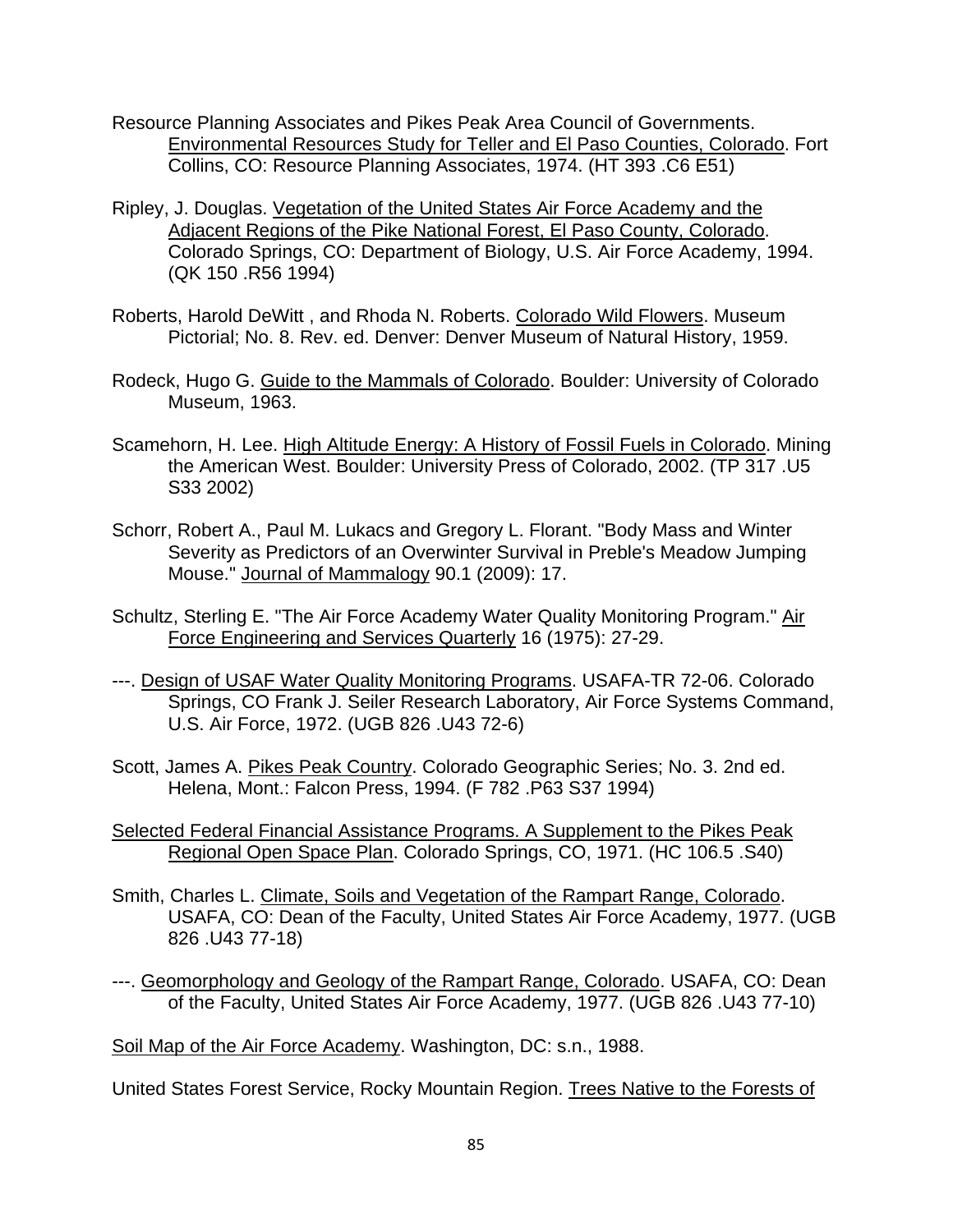Resource Planning Associates and Pikes Peak Area Council of Governments. Environmental Resources Study for Teller and El Paso Counties, Colorado. Fort Collins, CO: Resource Planning Associates, 1974. (HT 393 .C6 E51)

Ripley, J. Douglas. Vegetation of the United States Air Force Academy and the Adjacent Regions of the Pike National Forest, El Paso County, Colorado. Colorado Springs, CO: Department of Biology, U.S. Air Force Academy, 1994. (QK 150 .R56 1994)

Roberts, Harold DeWitt , and Rhoda N. Roberts. Colorado Wild Flowers. Museum Pictorial; No. 8. Rev. ed. Denver: Denver Museum of Natural History, 1959.

Rodeck, Hugo G. Guide to the Mammals of Colorado. Boulder: University of Colorado Museum, 1963.

Scamehorn, H. Lee. High Altitude Energy: A History of Fossil Fuels in Colorado. Mining the American West. Boulder: University Press of Colorado, 2002. (TP 317 .U5 S33 2002)

Schorr, Robert A., Paul M. Lukacs and Gregory L. Florant. "Body Mass and Winter Severity as Predictors of an Overwinter Survival in Preble's Meadow Jumping Mouse." Journal of Mammalogy 90.1 (2009): 17.

Schultz, Sterling E. "The Air Force Academy Water Quality Monitoring Program." Air Force Engineering and Services Quarterly 16 (1975): 27-29.

---. Design of USAF Water Quality Monitoring Programs. USAFA-TR 72-06. Colorado Springs, CO Frank J. Seiler Research Laboratory, Air Force Systems Command, U.S. Air Force, 1972. (UGB 826 .U43 72-6)

Scott, James A. Pikes Peak Country. Colorado Geographic Series; No. 3. 2nd ed. Helena, Mont.: Falcon Press, 1994. (F 782 .P63 S37 1994)

Selected Federal Financial Assistance Programs. A Supplement to the Pikes Peak Regional Open Space Plan. Colorado Springs, CO, 1971. (HC 106.5 .S40)

Smith, Charles L. Climate, Soils and Vegetation of the Rampart Range, Colorado. USAFA, CO: Dean of the Faculty, United States Air Force Academy, 1977. (UGB 826 .U43 77-18)

---. Geomorphology and Geology of the Rampart Range, Colorado. USAFA, CO: Dean of the Faculty, United States Air Force Academy, 1977. (UGB 826 .U43 77-10)

Soil Map of the Air Force Academy. Washington, DC: s.n., 1988.

United States Forest Service, Rocky Mountain Region. Trees Native to the Forests of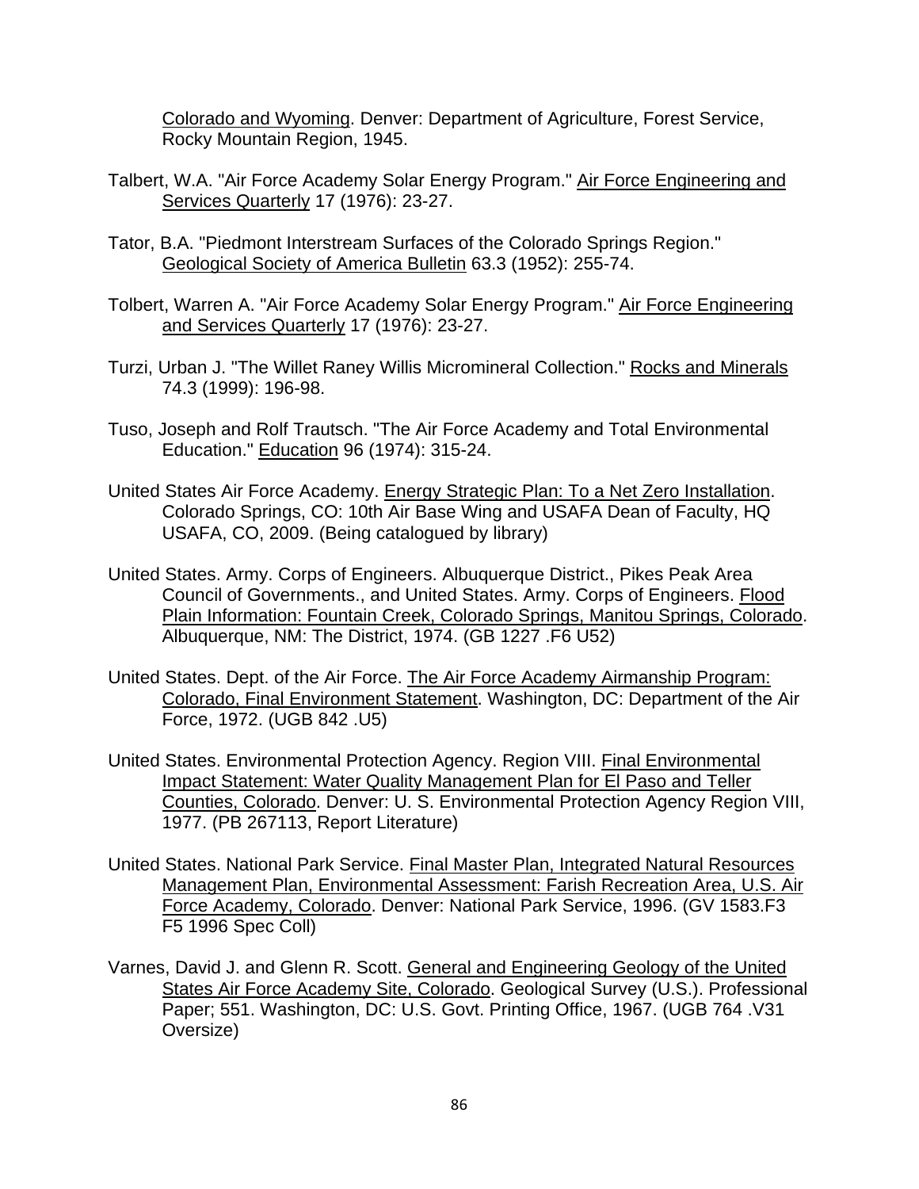Colorado and Wyoming. Denver: Department of Agriculture, Forest Service, Rocky Mountain Region, 1945.

Talbert, W.A. "Air Force Academy Solar Energy Program." Air Force Engineering and Services Quarterly 17 (1976): 23-27.

Tator, B.A. "Piedmont Interstream Surfaces of the Colorado Springs Region." Geological Society of America Bulletin 63.3 (1952): 255-74.

Tolbert, Warren A. "Air Force Academy Solar Energy Program." Air Force Engineering and Services Quarterly 17 (1976): 23-27.

Turzi, Urban J. "The Willet Raney Willis Micromineral Collection." Rocks and Minerals 74.3 (1999): 196-98.

Tuso, Joseph and Rolf Trautsch. "The Air Force Academy and Total Environmental Education." Education 96 (1974): 315-24.

United States Air Force Academy. Energy Strategic Plan: To a Net Zero Installation. Colorado Springs, CO: 10th Air Base Wing and USAFA Dean of Faculty, HQ USAFA, CO, 2009. (Being catalogued by library)

United States. Army. Corps of Engineers. Albuquerque District., Pikes Peak Area Council of Governments., and United States. Army. Corps of Engineers. Flood Plain Information: Fountain Creek, Colorado Springs, Manitou Springs, Colorado. Albuquerque, NM: The District, 1974. (GB 1227 .F6 U52)

United States. Dept. of the Air Force. The Air Force Academy Airmanship Program: Colorado, Final Environment Statement. Washington, DC: Department of the Air Force, 1972. (UGB 842 .U5)

United States. Environmental Protection Agency. Region VIII. Final Environmental Impact Statement: Water Quality Management Plan for El Paso and Teller Counties, Colorado. Denver: U. S. Environmental Protection Agency Region VIII, 1977. (PB 267113, Report Literature)

United States. National Park Service. Final Master Plan, Integrated Natural Resources Management Plan, Environmental Assessment: Farish Recreation Area, U.S. Air Force Academy, Colorado. Denver: National Park Service, 1996. (GV 1583.F3 F5 1996 Spec Coll)

Varnes, David J. and Glenn R. Scott. General and Engineering Geology of the United States Air Force Academy Site, Colorado. Geological Survey (U.S.). Professional Paper; 551. Washington, DC: U.S. Govt. Printing Office, 1967. (UGB 764 .V31 Oversize)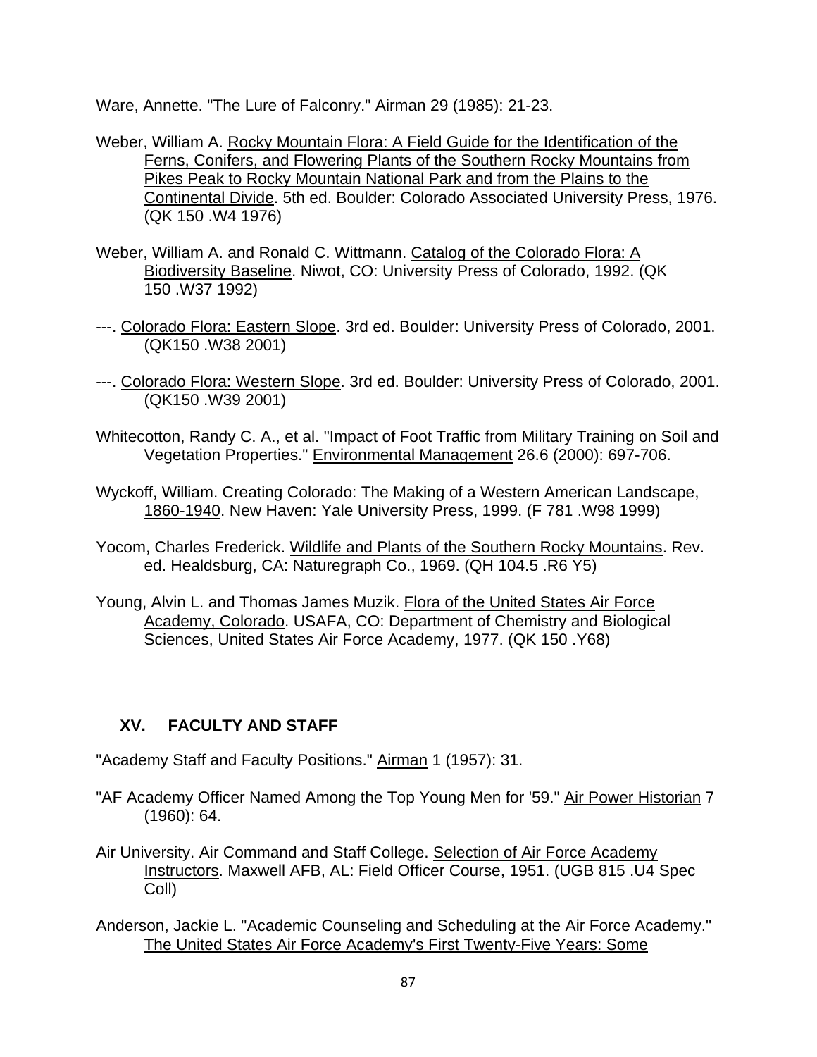Ware, Annette. "The Lure of Falconry." Airman 29 (1985): 21-23.

Weber, William A. Rocky Mountain Flora: A Field Guide for the Identification of the Ferns, Conifers, and Flowering Plants of the Southern Rocky Mountains from Pikes Peak to Rocky Mountain National Park and from the Plains to the Continental Divide. 5th ed. Boulder: Colorado Associated University Press, 1976. (QK 150 .W4 1976)

Weber, William A. and Ronald C. Wittmann. Catalog of the Colorado Flora: A Biodiversity Baseline. Niwot, CO: University Press of Colorado, 1992. (QK 150 .W37 1992)

---. Colorado Flora: Eastern Slope. 3rd ed. Boulder: University Press of Colorado, 2001. (QK150 .W38 2001)

---. Colorado Flora: Western Slope. 3rd ed. Boulder: University Press of Colorado, 2001. (QK150 .W39 2001)

Whitecotton, Randy C. A., et al. "Impact of Foot Traffic from Military Training on Soil and Vegetation Properties." Environmental Management 26.6 (2000): 697-706.

Wyckoff, William. Creating Colorado: The Making of a Western American Landscape, 1860-1940. New Haven: Yale University Press, 1999. (F 781 .W98 1999)

Yocom, Charles Frederick. Wildlife and Plants of the Southern Rocky Mountains. Rev. ed. Healdsburg, CA: Naturegraph Co., 1969. (QH 104.5 .R6 Y5)

Young, Alvin L. and Thomas James Muzik. Flora of the United States Air Force Academy, Colorado. USAFA, CO: Department of Chemistry and Biological Sciences, United States Air Force Academy, 1977. (QK 150 .Y68)

## XV. FACULTY AND STAFF

"Academy Staff and Faculty Positions." Airman 1 (1957): 31.

"AF Academy Officer Named Among the Top Young Men for '59." Air Power Historian 7 (1960): 64.

Air University. Air Command and Staff College. Selection of Air Force Academy Instructors. Maxwell AFB, AL: Field Officer Course, 1951. (UGB 815 .U4 Spec Coll)

Anderson, Jackie L. "Academic Counseling and Scheduling at the Air Force Academy." The United States Air Force Academy's First Twenty-Five Years: Some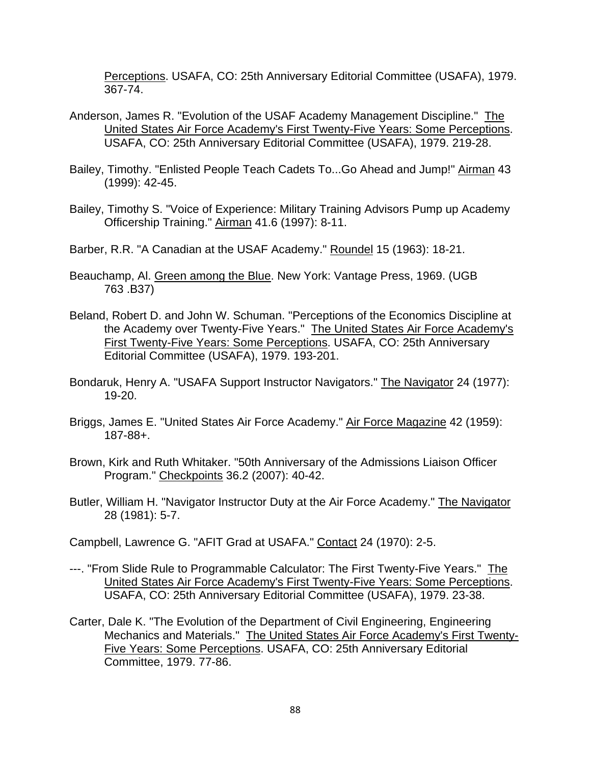Perceptions. USAFA, CO: 25th Anniversary Editorial Committee (USAFA), 1979. 367-74.

Anderson, James R. "Evolution of the USAF Academy Management Discipline." The United States Air Force Academy's First Twenty-Five Years: Some Perceptions. USAFA, CO: 25th Anniversary Editorial Committee (USAFA), 1979. 219-28.

Bailey, Timothy. "Enlisted People Teach Cadets To...Go Ahead and Jump!" Airman 43 (1999): 42-45.

Bailey, Timothy S. "Voice of Experience: Military Training Advisors Pump up Academy Officership Training." Airman 41.6 (1997): 8-11.

Barber, R.R. "A Canadian at the USAF Academy." Roundel 15 (1963): 18-21.

Beauchamp, Al. Green among the Blue. New York: Vantage Press, 1969. (UGB 763 .B37)

Beland, Robert D. and John W. Schuman. "Perceptions of the Economics Discipline at the Academy over Twenty-Five Years." The United States Air Force Academy's First Twenty-Five Years: Some Perceptions. USAFA, CO: 25th Anniversary Editorial Committee (USAFA), 1979. 193-201.

Bondaruk, Henry A. "USAFA Support Instructor Navigators." The Navigator 24 (1977): 19-20.

Briggs, James E. "United States Air Force Academy." Air Force Magazine 42 (1959): 187-88+.

Brown, Kirk and Ruth Whitaker. "50th Anniversary of the Admissions Liaison Officer Program." Checkpoints 36.2 (2007): 40-42.

Butler, William H. "Navigator Instructor Duty at the Air Force Academy." The Navigator 28 (1981): 5-7.

Campbell, Lawrence G. "AFIT Grad at USAFA." Contact 24 (1970): 2-5.

---. "From Slide Rule to Programmable Calculator: The First Twenty-Five Years." The United States Air Force Academy's First Twenty-Five Years: Some Perceptions. USAFA, CO: 25th Anniversary Editorial Committee (USAFA), 1979. 23-38.

Carter, Dale K. "The Evolution of the Department of Civil Engineering, Engineering Mechanics and Materials." The United States Air Force Academy's First Twenty-Five Years: Some Perceptions. USAFA, CO: 25th Anniversary Editorial Committee, 1979. 77-86.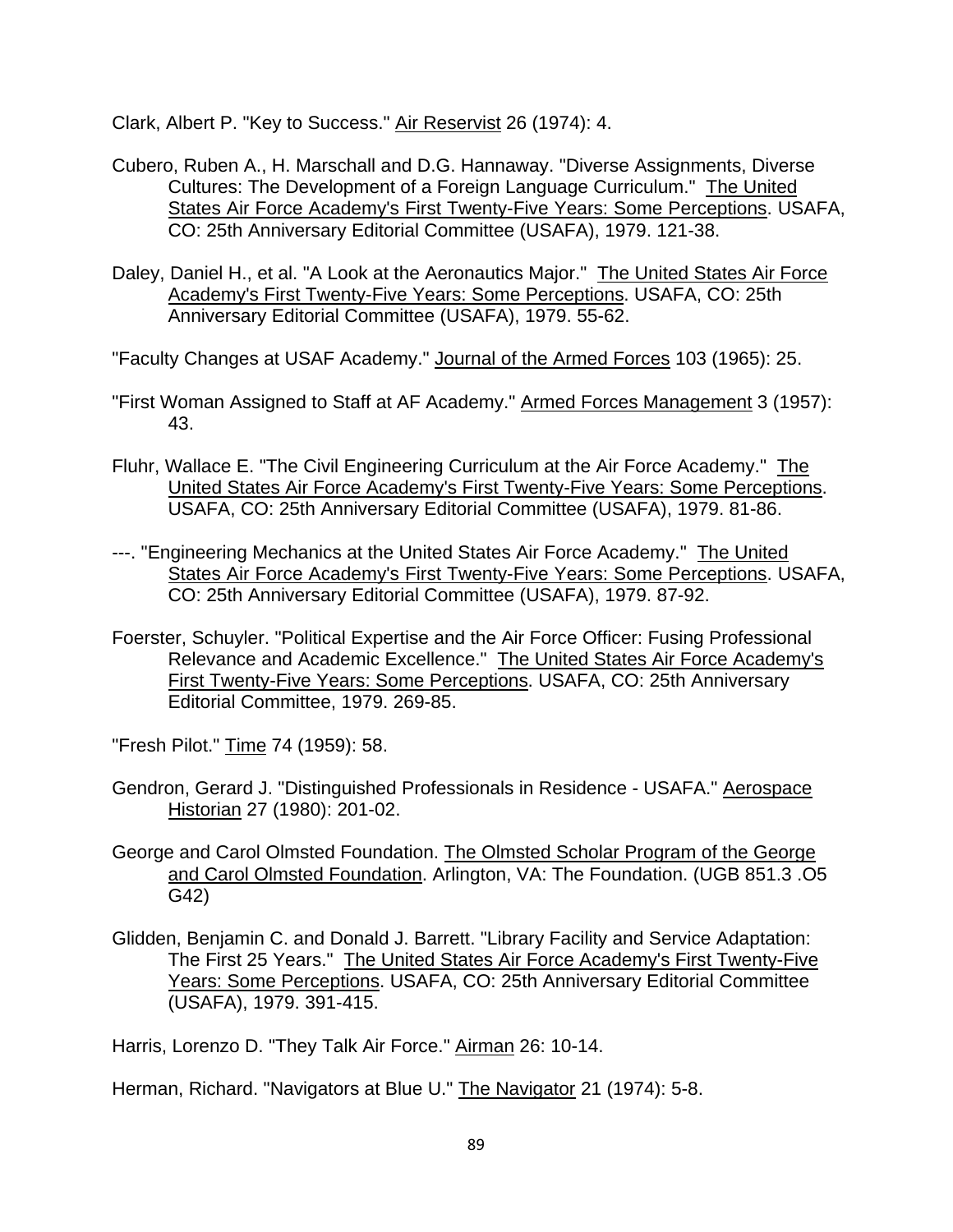Clark, Albert P. "Key to Success." Air Reservist 26 (1974): 4.

Cubero, Ruben A., H. Marschall and D.G. Hannaway. "Diverse Assignments, Diverse Cultures: The Development of a Foreign Language Curriculum." The United States Air Force Academy's First Twenty-Five Years: Some Perceptions. USAFA, CO: 25th Anniversary Editorial Committee (USAFA), 1979. 121-38.

Daley, Daniel H., et al. "A Look at the Aeronautics Major." The United States Air Force Academy's First Twenty-Five Years: Some Perceptions. USAFA, CO: 25th Anniversary Editorial Committee (USAFA), 1979. 55-62.

"Faculty Changes at USAF Academy." Journal of the Armed Forces 103 (1965): 25.

"First Woman Assigned to Staff at AF Academy." Armed Forces Management 3 (1957): 43.

Fluhr, Wallace E. "The Civil Engineering Curriculum at the Air Force Academy." The United States Air Force Academy's First Twenty-Five Years: Some Perceptions. USAFA, CO: 25th Anniversary Editorial Committee (USAFA), 1979. 81-86.

---. "Engineering Mechanics at the United States Air Force Academy." The United States Air Force Academy's First Twenty-Five Years: Some Perceptions. USAFA, CO: 25th Anniversary Editorial Committee (USAFA), 1979. 87-92.

Foerster, Schuyler. "Political Expertise and the Air Force Officer: Fusing Professional Relevance and Academic Excellence." The United States Air Force Academy's First Twenty-Five Years: Some Perceptions. USAFA, CO: 25th Anniversary Editorial Committee, 1979. 269-85.

"Fresh Pilot." Time 74 (1959): 58.

Gendron, Gerard J. "Distinguished Professionals in Residence - USAFA." Aerospace Historian 27 (1980): 201-02.

George and Carol Olmsted Foundation. The Olmsted Scholar Program of the George and Carol Olmsted Foundation. Arlington, VA: The Foundation. (UGB 851.3 .O5 G42)

Glidden, Benjamin C. and Donald J. Barrett. "Library Facility and Service Adaptation: The First 25 Years." The United States Air Force Academy's First Twenty-Five Years: Some Perceptions. USAFA, CO: 25th Anniversary Editorial Committee (USAFA), 1979. 391-415.

Harris, Lorenzo D. "They Talk Air Force." Airman 26: 10-14.

Herman, Richard. "Navigators at Blue U." The Navigator 21 (1974): 5-8.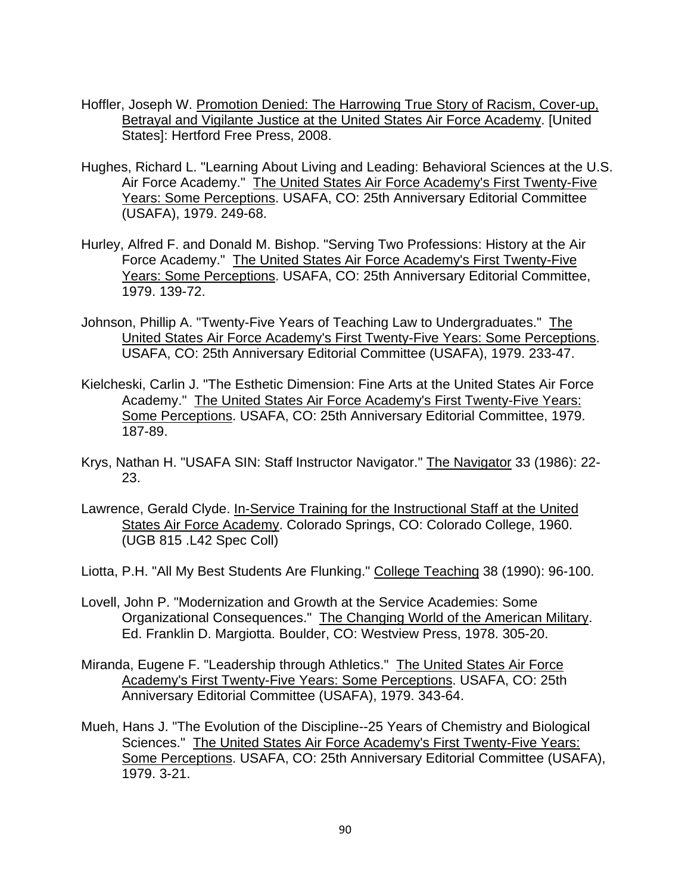Hoffler, Joseph W. <u>Promotion Denied: The Harrowing True Story of Racism, Cover-up, Betrayal and Vigilante Justice at the United States Air Force Academy</u>. [United States]: Hertford Free Press, 2008.

Hughes, Richard L. "Learning About Living and Leading: Behavioral Sciences at the U.S. Air Force Academy." <u>The United States Air Force Academy's First Twenty-Five Years: Some Perceptions</u>. USAFA, CO: 25th Anniversary Editorial Committee (USAFA), 1979. 249-68.

Hurley, Alfred F. and Donald M. Bishop. "Serving Two Professions: History at the Air Force Academy." <u>The United States Air Force Academy's First Twenty-Five Years: Some Perceptions</u>. USAFA, CO: 25th Anniversary Editorial Committee, 1979. 139-72.

Johnson, Phillip A. "Twenty-Five Years of Teaching Law to Undergraduates." <u>The United States Air Force Academy's First Twenty-Five Years: Some Perceptions</u>. USAFA, CO: 25th Anniversary Editorial Committee (USAFA), 1979. 233-47.

Kielcheski, Carlin J. "The Esthetic Dimension: Fine Arts at the United States Air Force Academy." <u>The United States Air Force Academy's First Twenty-Five Years: Some Perceptions</u>. USAFA, CO: 25th Anniversary Editorial Committee, 1979. 187-89.

Krys, Nathan H. "USAFA SIN: Staff Instructor Navigator." <u>The Navigator</u> 33 (1986): 22-23.

Lawrence, Gerald Clyde. <u>In-Service Training for the Instructional Staff at the United States Air Force Academy</u>. Colorado Springs, CO: Colorado College, 1960. (UGB 815 .L42 Spec Coll)

Liotta, P.H. "All My Best Students Are Flunking." <u>College Teaching</u> 38 (1990): 96-100.

Lovell, John P. "Modernization and Growth at the Service Academies: Some Organizational Consequences." <u>The Changing World of the American Military</u>. Ed. Franklin D. Margiotta. Boulder, CO: Westview Press, 1978. 305-20.

Miranda, Eugene F. "Leadership through Athletics." <u>The United States Air Force Academy's First Twenty-Five Years: Some Perceptions</u>. USAFA, CO: 25th Anniversary Editorial Committee (USAFA), 1979. 343-64.

Mueh, Hans J. "The Evolution of the Discipline--25 Years of Chemistry and Biological Sciences." <u>The United States Air Force Academy's First Twenty-Five Years: Some Perceptions</u>. USAFA, CO: 25th Anniversary Editorial Committee (USAFA), 1979. 3-21.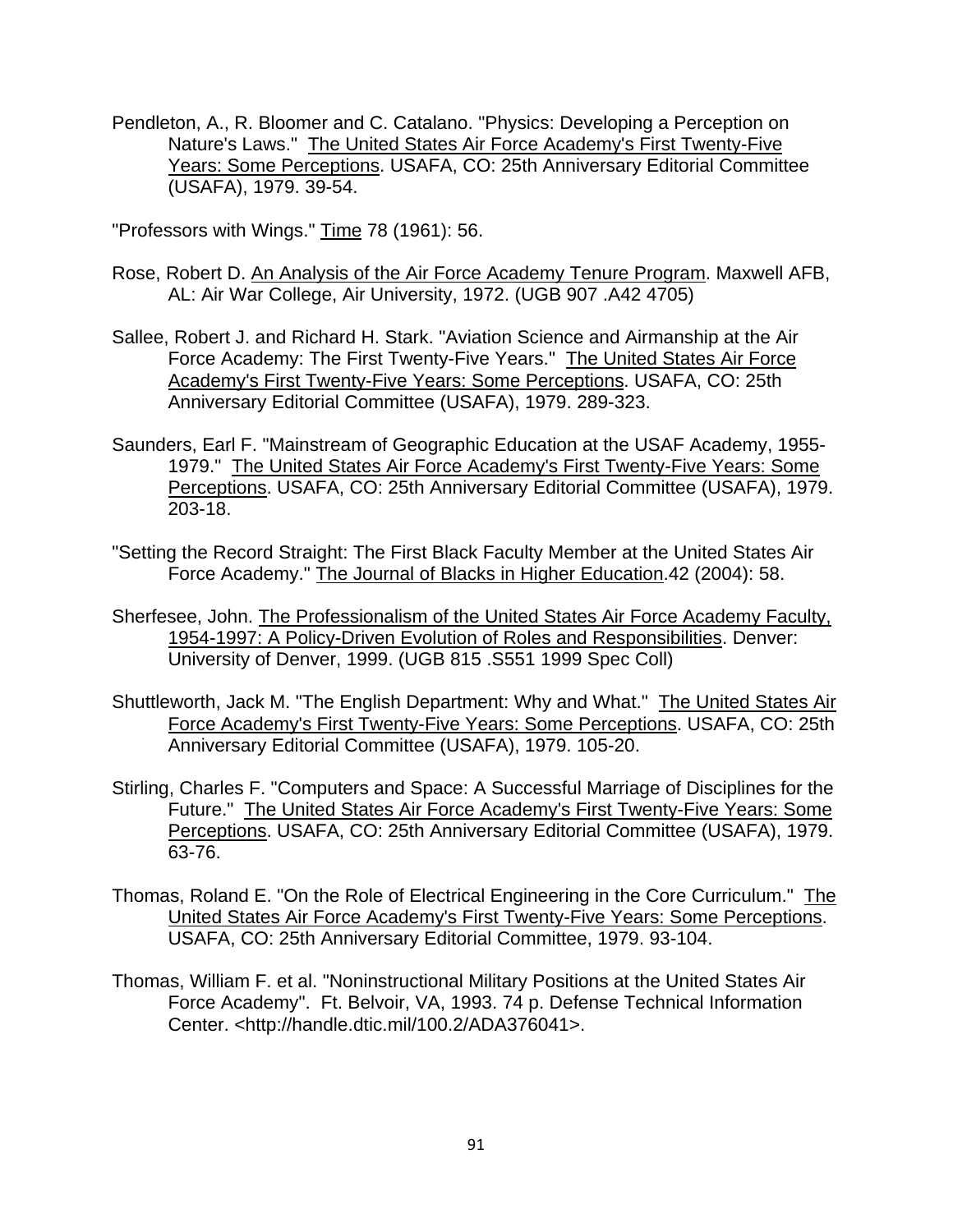Pendleton, A., R. Bloomer and C. Catalano. "Physics: Developing a Perception on Nature's Laws." The United States Air Force Academy's First Twenty-Five Years: Some Perceptions. USAFA, CO: 25th Anniversary Editorial Committee (USAFA), 1979. 39-54.

"Professors with Wings." Time 78 (1961): 56.

Rose, Robert D. An Analysis of the Air Force Academy Tenure Program. Maxwell AFB, AL: Air War College, Air University, 1972. (UGB 907 .A42 4705)

Sallee, Robert J. and Richard H. Stark. "Aviation Science and Airmanship at the Air Force Academy: The First Twenty-Five Years." The United States Air Force Academy's First Twenty-Five Years: Some Perceptions. USAFA, CO: 25th Anniversary Editorial Committee (USAFA), 1979. 289-323.

Saunders, Earl F. "Mainstream of Geographic Education at the USAF Academy, 1955-1979." The United States Air Force Academy's First Twenty-Five Years: Some Perceptions. USAFA, CO: 25th Anniversary Editorial Committee (USAFA), 1979. 203-18.

"Setting the Record Straight: The First Black Faculty Member at the United States Air Force Academy." The Journal of Blacks in Higher Education.42 (2004): 58.

Sherfesee, John. The Professionalism of the United States Air Force Academy Faculty, 1954-1997: A Policy-Driven Evolution of Roles and Responsibilities. Denver: University of Denver, 1999. (UGB 815 .S551 1999 Spec Coll)

Shuttleworth, Jack M. "The English Department: Why and What." The United States Air Force Academy's First Twenty-Five Years: Some Perceptions. USAFA, CO: 25th Anniversary Editorial Committee (USAFA), 1979. 105-20.

Stirling, Charles F. "Computers and Space: A Successful Marriage of Disciplines for the Future." The United States Air Force Academy's First Twenty-Five Years: Some Perceptions. USAFA, CO: 25th Anniversary Editorial Committee (USAFA), 1979. 63-76.

Thomas, Roland E. "On the Role of Electrical Engineering in the Core Curriculum." The United States Air Force Academy's First Twenty-Five Years: Some Perceptions. USAFA, CO: 25th Anniversary Editorial Committee, 1979. 93-104.

Thomas, William F. et al. "Noninstructional Military Positions at the United States Air Force Academy". Ft. Belvoir, VA, 1993. 74 p. Defense Technical Information Center. <http://handle.dtic.mil/100.2/ADA376041>.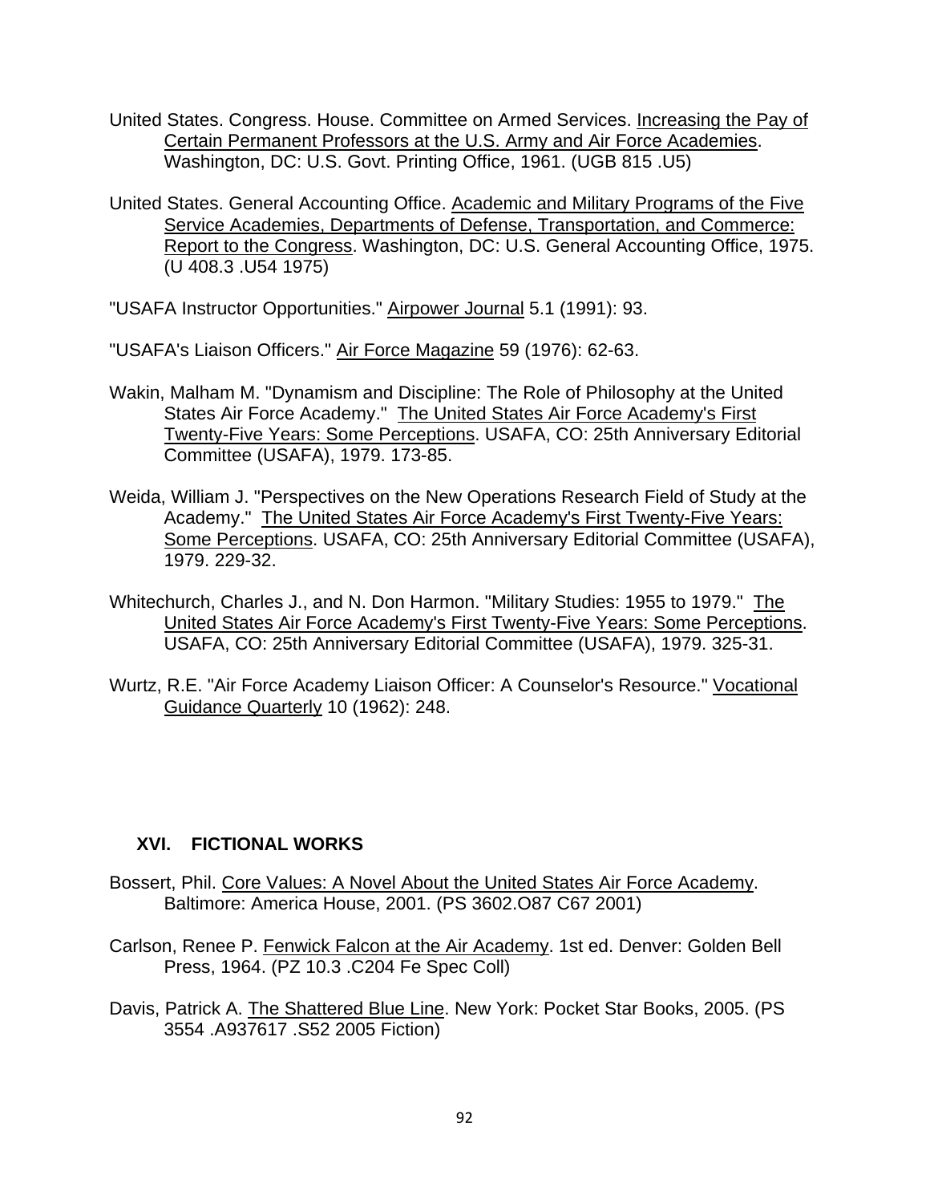United States. Congress. House. Committee on Armed Services. Increasing the Pay of Certain Permanent Professors at the U.S. Army and Air Force Academies. Washington, DC: U.S. Govt. Printing Office, 1961. (UGB 815 .U5)

United States. General Accounting Office. Academic and Military Programs of the Five Service Academies, Departments of Defense, Transportation, and Commerce: Report to the Congress. Washington, DC: U.S. General Accounting Office, 1975. (U 408.3 .U54 1975)

"USAFA Instructor Opportunities." Airpower Journal 5.1 (1991): 93.

"USAFA's Liaison Officers." Air Force Magazine 59 (1976): 62-63.

Wakin, Malham M. "Dynamism and Discipline: The Role of Philosophy at the United States Air Force Academy." The United States Air Force Academy's First Twenty-Five Years: Some Perceptions. USAFA, CO: 25th Anniversary Editorial Committee (USAFA), 1979. 173-85.

Weida, William J. "Perspectives on the New Operations Research Field of Study at the Academy." The United States Air Force Academy's First Twenty-Five Years: Some Perceptions. USAFA, CO: 25th Anniversary Editorial Committee (USAFA), 1979. 229-32.

Whitechurch, Charles J., and N. Don Harmon. "Military Studies: 1955 to 1979." The United States Air Force Academy's First Twenty-Five Years: Some Perceptions. USAFA, CO: 25th Anniversary Editorial Committee (USAFA), 1979. 325-31.

Wurtz, R.E. "Air Force Academy Liaison Officer: A Counselor's Resource." Vocational Guidance Quarterly 10 (1962): 248.

## XVI. FICTIONAL WORKS

Bossert, Phil. Core Values: A Novel About the United States Air Force Academy. Baltimore: America House, 2001. (PS 3602.O87 C67 2001)

Carlson, Renee P. Fenwick Falcon at the Air Academy. 1st ed. Denver: Golden Bell Press, 1964. (PZ 10.3 .C204 Fe Spec Coll)

Davis, Patrick A. The Shattered Blue Line. New York: Pocket Star Books, 2005. (PS 3554 .A937617 .S52 2005 Fiction)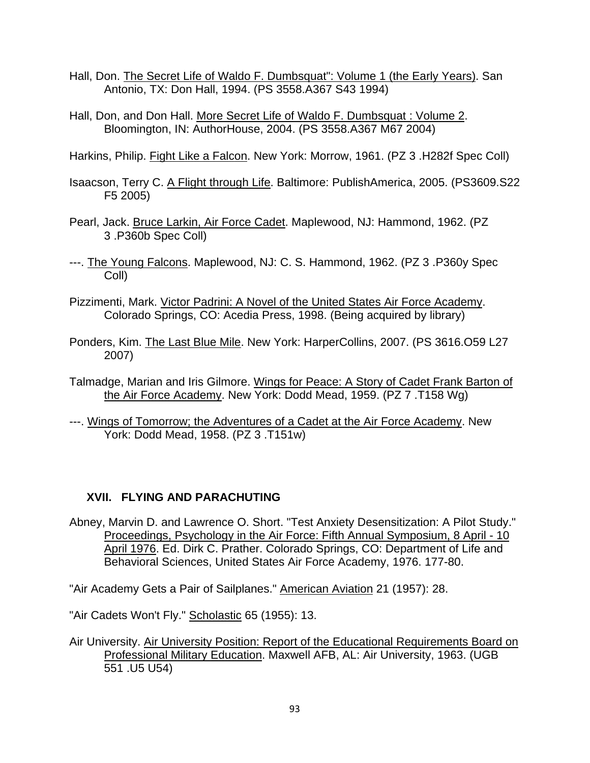Hall, Don. The Secret Life of Waldo F. Dumbsquat": Volume 1 (the Early Years). San Antonio, TX: Don Hall, 1994. (PS 3558.A367 S43 1994)

Hall, Don, and Don Hall. More Secret Life of Waldo F. Dumbsquat : Volume 2. Bloomington, IN: AuthorHouse, 2004. (PS 3558.A367 M67 2004)

Harkins, Philip. Fight Like a Falcon. New York: Morrow, 1961. (PZ 3 .H282f Spec Coll)

Isaacson, Terry C. A Flight through Life. Baltimore: PublishAmerica, 2005. (PS3609.S22 F5 2005)

Pearl, Jack. Bruce Larkin, Air Force Cadet. Maplewood, NJ: Hammond, 1962. (PZ 3 .P360b Spec Coll)

---. The Young Falcons. Maplewood, NJ: C. S. Hammond, 1962. (PZ 3 .P360y Spec Coll)

Pizzimenti, Mark. Victor Padrini: A Novel of the United States Air Force Academy. Colorado Springs, CO: Acedia Press, 1998. (Being acquired by library)

Ponders, Kim. The Last Blue Mile. New York: HarperCollins, 2007. (PS 3616.O59 L27 2007)

Talmadge, Marian and Iris Gilmore. Wings for Peace: A Story of Cadet Frank Barton of the Air Force Academy. New York: Dodd Mead, 1959. (PZ 7 .T158 Wg)

---. Wings of Tomorrow; the Adventures of a Cadet at the Air Force Academy. New York: Dodd Mead, 1958. (PZ 3 .T151w)

## XVII. FLYING AND PARACHUTING

Abney, Marvin D. and Lawrence O. Short. "Test Anxiety Desensitization: A Pilot Study." Proceedings, Psychology in the Air Force: Fifth Annual Symposium, 8 April - 10 April 1976. Ed. Dirk C. Prather. Colorado Springs, CO: Department of Life and Behavioral Sciences, United States Air Force Academy, 1976. 177-80.

"Air Academy Gets a Pair of Sailplanes." American Aviation 21 (1957): 28.

"Air Cadets Won't Fly." Scholastic 65 (1955): 13.

Air University. Air University Position: Report of the Educational Requirements Board on Professional Military Education. Maxwell AFB, AL: Air University, 1963. (UGB 551 .U5 U54)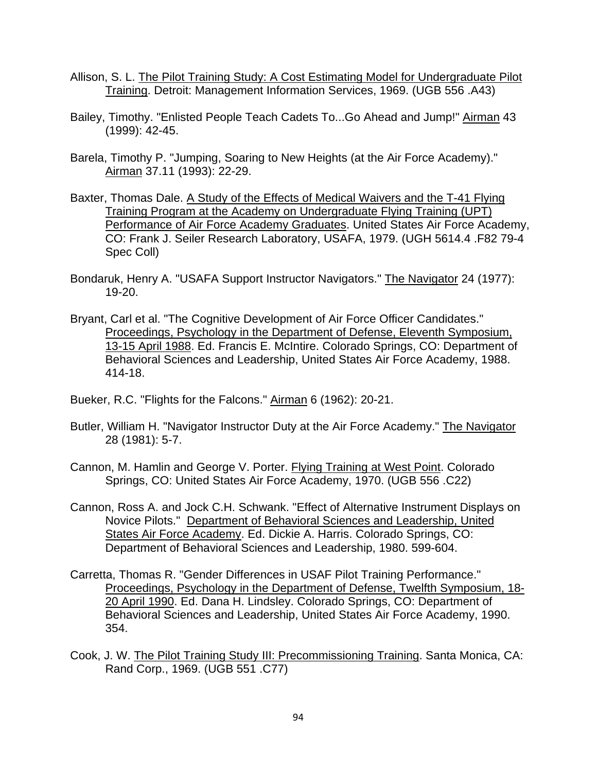Allison, S. L. The Pilot Training Study: A Cost Estimating Model for Undergraduate Pilot Training. Detroit: Management Information Services, 1969. (UGB 556 .A43)

Bailey, Timothy. "Enlisted People Teach Cadets To...Go Ahead and Jump!" Airman 43 (1999): 42-45.

Barela, Timothy P. "Jumping, Soaring to New Heights (at the Air Force Academy)." Airman 37.11 (1993): 22-29.

Baxter, Thomas Dale. A Study of the Effects of Medical Waivers and the T-41 Flying Training Program at the Academy on Undergraduate Flying Training (UPT) Performance of Air Force Academy Graduates. United States Air Force Academy, CO: Frank J. Seiler Research Laboratory, USAFA, 1979. (UGH 5614.4 .F82 79-4 Spec Coll)

Bondaruk, Henry A. "USAFA Support Instructor Navigators." The Navigator 24 (1977): 19-20.

Bryant, Carl et al. "The Cognitive Development of Air Force Officer Candidates." Proceedings, Psychology in the Department of Defense, Eleventh Symposium, 13-15 April 1988. Ed. Francis E. McIntire. Colorado Springs, CO: Department of Behavioral Sciences and Leadership, United States Air Force Academy, 1988. 414-18.

Bueker, R.C. "Flights for the Falcons." Airman 6 (1962): 20-21.

Butler, William H. "Navigator Instructor Duty at the Air Force Academy." The Navigator 28 (1981): 5-7.

Cannon, M. Hamlin and George V. Porter. Flying Training at West Point. Colorado Springs, CO: United States Air Force Academy, 1970. (UGB 556 .C22)

Cannon, Ross A. and Jock C.H. Schwank. "Effect of Alternative Instrument Displays on Novice Pilots." Department of Behavioral Sciences and Leadership, United States Air Force Academy. Ed. Dickie A. Harris. Colorado Springs, CO: Department of Behavioral Sciences and Leadership, 1980. 599-604.

Carretta, Thomas R. "Gender Differences in USAF Pilot Training Performance." Proceedings, Psychology in the Department of Defense, Twelfth Symposium, 18-20 April 1990. Ed. Dana H. Lindsley. Colorado Springs, CO: Department of Behavioral Sciences and Leadership, United States Air Force Academy, 1990. 354.

Cook, J. W. The Pilot Training Study III: Precommissioning Training. Santa Monica, CA: Rand Corp., 1969. (UGB 551 .C77)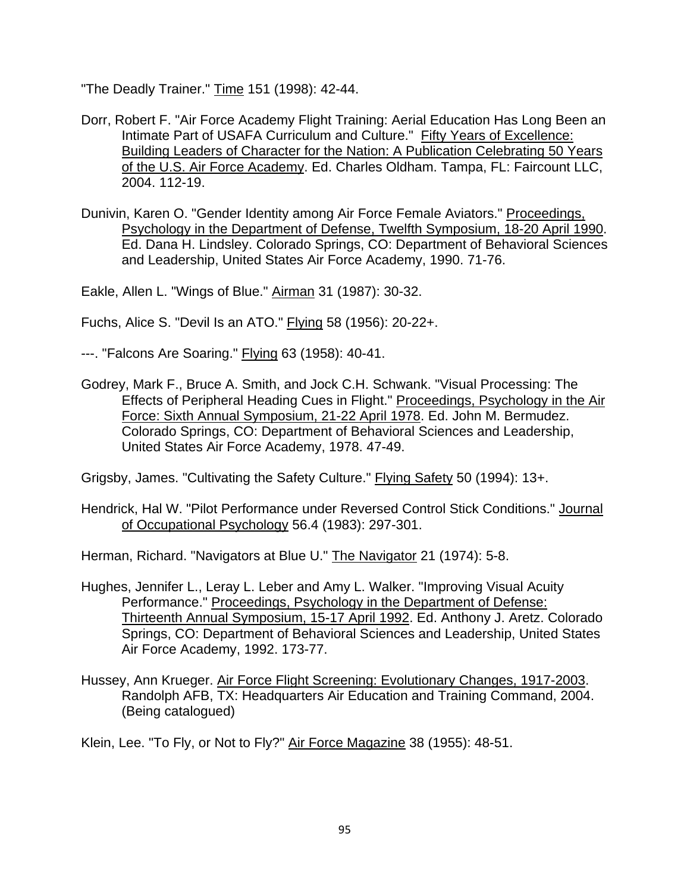"The Deadly Trainer." Time 151 (1998): 42-44.

Dorr, Robert F. "Air Force Academy Flight Training: Aerial Education Has Long Been an Intimate Part of USAFA Curriculum and Culture." Fifty Years of Excellence: Building Leaders of Character for the Nation: A Publication Celebrating 50 Years of the U.S. Air Force Academy. Ed. Charles Oldham. Tampa, FL: Faircount LLC, 2004. 112-19.

Dunivin, Karen O. "Gender Identity among Air Force Female Aviators." Proceedings, Psychology in the Department of Defense, Twelfth Symposium, 18-20 April 1990. Ed. Dana H. Lindsley. Colorado Springs, CO: Department of Behavioral Sciences and Leadership, United States Air Force Academy, 1990. 71-76.

Eakle, Allen L. "Wings of Blue." Airman 31 (1987): 30-32.

Fuchs, Alice S. "Devil Is an ATO." Flying 58 (1956): 20-22+.

---. "Falcons Are Soaring." Flying 63 (1958): 40-41.

Godrey, Mark F., Bruce A. Smith, and Jock C.H. Schwank. "Visual Processing: The Effects of Peripheral Heading Cues in Flight." Proceedings, Psychology in the Air Force: Sixth Annual Symposium, 21-22 April 1978. Ed. John M. Bermudez. Colorado Springs, CO: Department of Behavioral Sciences and Leadership, United States Air Force Academy, 1978. 47-49.

Grigsby, James. "Cultivating the Safety Culture." Flying Safety 50 (1994): 13+.

Hendrick, Hal W. "Pilot Performance under Reversed Control Stick Conditions." Journal of Occupational Psychology 56.4 (1983): 297-301.

Herman, Richard. "Navigators at Blue U." The Navigator 21 (1974): 5-8.

Hughes, Jennifer L., Leray L. Leber and Amy L. Walker. "Improving Visual Acuity Performance." Proceedings, Psychology in the Department of Defense: Thirteenth Annual Symposium, 15-17 April 1992. Ed. Anthony J. Aretz. Colorado Springs, CO: Department of Behavioral Sciences and Leadership, United States Air Force Academy, 1992. 173-77.

Hussey, Ann Krueger. Air Force Flight Screening: Evolutionary Changes, 1917-2003. Randolph AFB, TX: Headquarters Air Education and Training Command, 2004. (Being catalogued)

Klein, Lee. "To Fly, or Not to Fly?" Air Force Magazine 38 (1955): 48-51.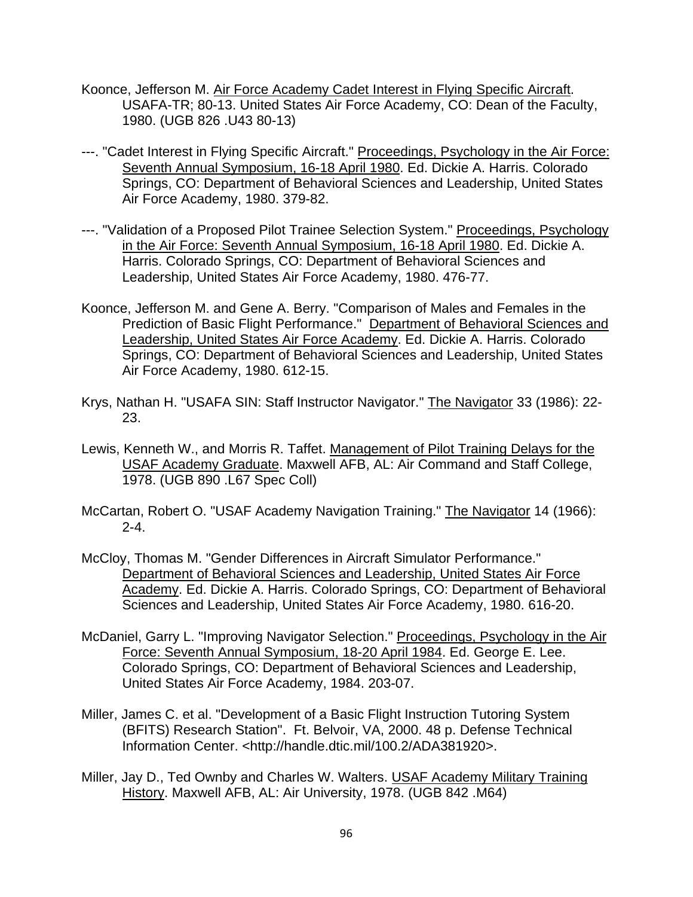Koonce, Jefferson M. Air Force Academy Cadet Interest in Flying Specific Aircraft. USAFA-TR; 80-13. United States Air Force Academy, CO: Dean of the Faculty, 1980. (UGB 826 .U43 80-13)

---. "Cadet Interest in Flying Specific Aircraft." Proceedings, Psychology in the Air Force: Seventh Annual Symposium, 16-18 April 1980. Ed. Dickie A. Harris. Colorado Springs, CO: Department of Behavioral Sciences and Leadership, United States Air Force Academy, 1980. 379-82.

---. "Validation of a Proposed Pilot Trainee Selection System." Proceedings, Psychology in the Air Force: Seventh Annual Symposium, 16-18 April 1980. Ed. Dickie A. Harris. Colorado Springs, CO: Department of Behavioral Sciences and Leadership, United States Air Force Academy, 1980. 476-77.

Koonce, Jefferson M. and Gene A. Berry. "Comparison of Males and Females in the Prediction of Basic Flight Performance." Department of Behavioral Sciences and Leadership, United States Air Force Academy. Ed. Dickie A. Harris. Colorado Springs, CO: Department of Behavioral Sciences and Leadership, United States Air Force Academy, 1980. 612-15.

Krys, Nathan H. "USAFA SIN: Staff Instructor Navigator." The Navigator 33 (1986): 22-23.

Lewis, Kenneth W., and Morris R. Taffet. Management of Pilot Training Delays for the USAF Academy Graduate. Maxwell AFB, AL: Air Command and Staff College, 1978. (UGB 890 .L67 Spec Coll)

McCartan, Robert O. "USAF Academy Navigation Training." The Navigator 14 (1966): 2-4.

McCloy, Thomas M. "Gender Differences in Aircraft Simulator Performance." Department of Behavioral Sciences and Leadership, United States Air Force Academy. Ed. Dickie A. Harris. Colorado Springs, CO: Department of Behavioral Sciences and Leadership, United States Air Force Academy, 1980. 616-20.

McDaniel, Garry L. "Improving Navigator Selection." Proceedings, Psychology in the Air Force: Seventh Annual Symposium, 18-20 April 1984. Ed. George E. Lee. Colorado Springs, CO: Department of Behavioral Sciences and Leadership, United States Air Force Academy, 1984. 203-07.

Miller, James C. et al. "Development of a Basic Flight Instruction Tutoring System (BFITS) Research Station". Ft. Belvoir, VA, 2000. 48 p. Defense Technical Information Center. <http://handle.dtic.mil/100.2/ADA381920>.

Miller, Jay D., Ted Ownby and Charles W. Walters. USAF Academy Military Training History. Maxwell AFB, AL: Air University, 1978. (UGB 842 .M64)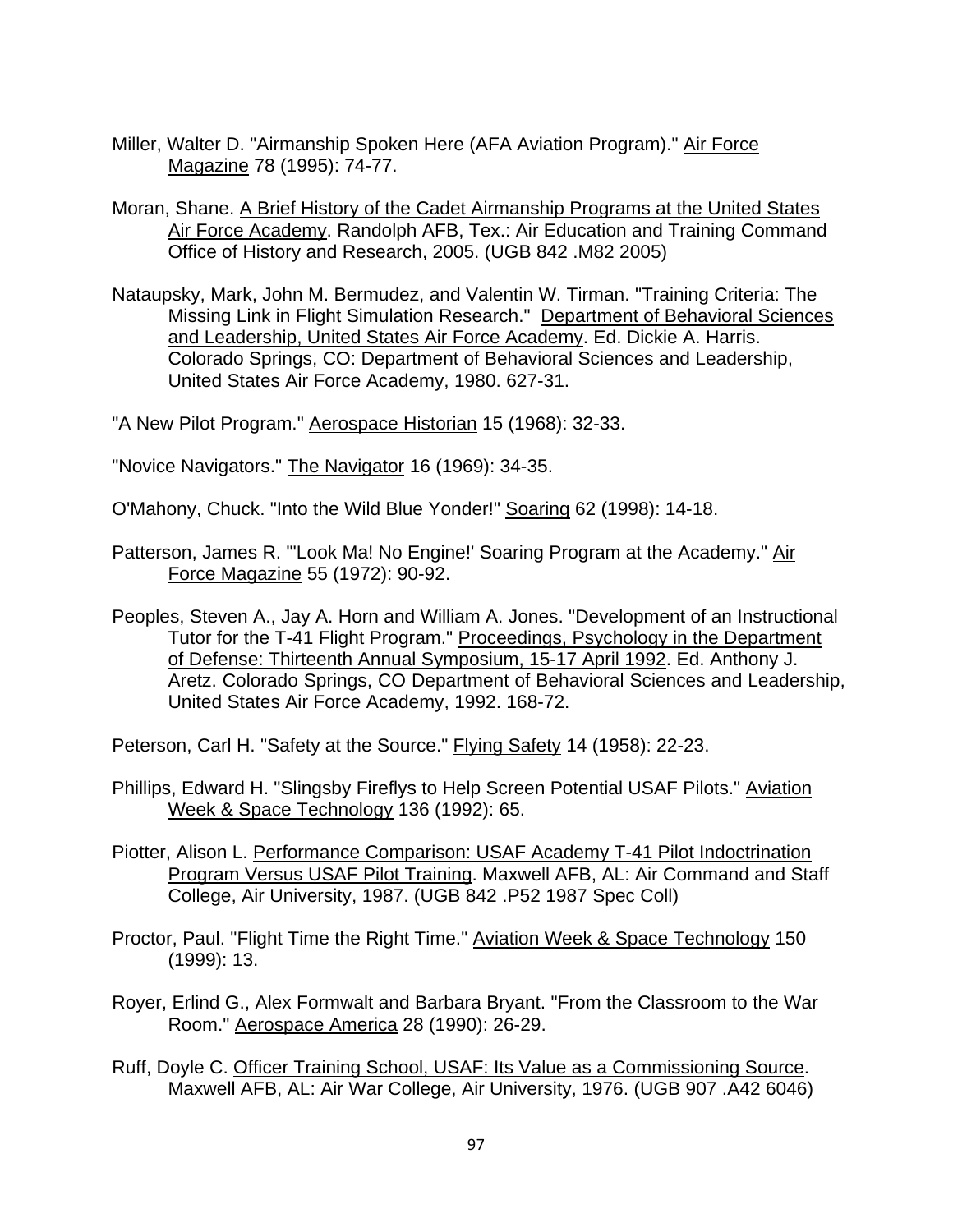Miller, Walter D. "Airmanship Spoken Here (AFA Aviation Program)." Air Force Magazine 78 (1995): 74-77.

Moran, Shane. A Brief History of the Cadet Airmanship Programs at the United States Air Force Academy. Randolph AFB, Tex.: Air Education and Training Command Office of History and Research, 2005. (UGB 842 .M82 2005)

Nataupsky, Mark, John M. Bermudez, and Valentin W. Tirman. "Training Criteria: The Missing Link in Flight Simulation Research." Department of Behavioral Sciences and Leadership, United States Air Force Academy. Ed. Dickie A. Harris. Colorado Springs, CO: Department of Behavioral Sciences and Leadership, United States Air Force Academy, 1980. 627-31.

"A New Pilot Program." Aerospace Historian 15 (1968): 32-33.

"Novice Navigators." The Navigator 16 (1969): 34-35.

O'Mahony, Chuck. "Into the Wild Blue Yonder!" Soaring 62 (1998): 14-18.

Patterson, James R. "'Look Ma! No Engine!' Soaring Program at the Academy." Air Force Magazine 55 (1972): 90-92.

Peoples, Steven A., Jay A. Horn and William A. Jones. "Development of an Instructional Tutor for the T-41 Flight Program." Proceedings, Psychology in the Department of Defense: Thirteenth Annual Symposium, 15-17 April 1992. Ed. Anthony J. Aretz. Colorado Springs, CO Department of Behavioral Sciences and Leadership, United States Air Force Academy, 1992. 168-72.

Peterson, Carl H. "Safety at the Source." Flying Safety 14 (1958): 22-23.

Phillips, Edward H. "Slingsby Fireflys to Help Screen Potential USAF Pilots." Aviation Week & Space Technology 136 (1992): 65.

Piotter, Alison L. Performance Comparison: USAF Academy T-41 Pilot Indoctrination Program Versus USAF Pilot Training. Maxwell AFB, AL: Air Command and Staff College, Air University, 1987. (UGB 842 .P52 1987 Spec Coll)

Proctor, Paul. "Flight Time the Right Time." Aviation Week & Space Technology 150 (1999): 13.

Royer, Erlind G., Alex Formwalt and Barbara Bryant. "From the Classroom to the War Room." Aerospace America 28 (1990): 26-29.

Ruff, Doyle C. Officer Training School, USAF: Its Value as a Commissioning Source. Maxwell AFB, AL: Air War College, Air University, 1976. (UGB 907 .A42 6046)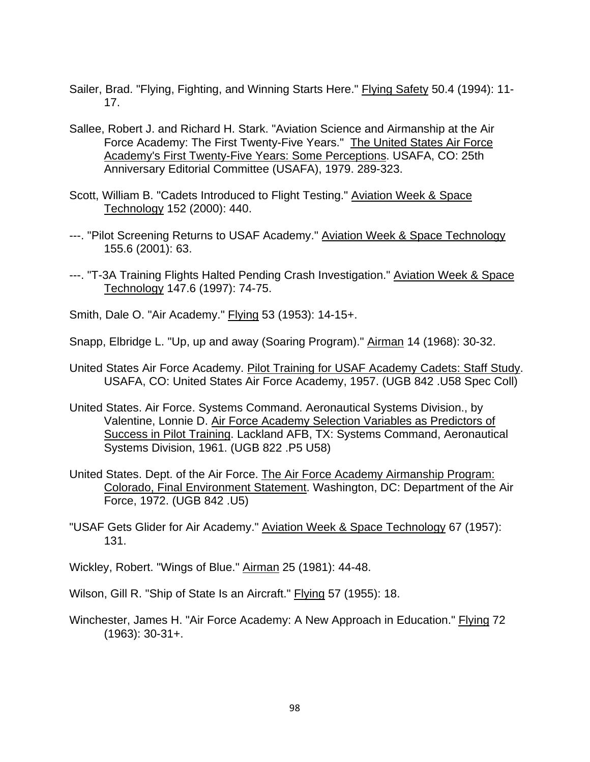Sailer, Brad. "Flying, Fighting, and Winning Starts Here." Flying Safety 50.4 (1994): 11-17.

Sallee, Robert J. and Richard H. Stark. "Aviation Science and Airmanship at the Air Force Academy: The First Twenty-Five Years." The United States Air Force Academy's First Twenty-Five Years: Some Perceptions. USAFA, CO: 25th Anniversary Editorial Committee (USAFA), 1979. 289-323.

Scott, William B. "Cadets Introduced to Flight Testing." Aviation Week & Space Technology 152 (2000): 440.

---. "Pilot Screening Returns to USAF Academy." Aviation Week & Space Technology 155.6 (2001): 63.

---. "T-3A Training Flights Halted Pending Crash Investigation." Aviation Week & Space Technology 147.6 (1997): 74-75.

Smith, Dale O. "Air Academy." Flying 53 (1953): 14-15+.

Snapp, Elbridge L. "Up, up and away (Soaring Program)." Airman 14 (1968): 30-32.

United States Air Force Academy. Pilot Training for USAF Academy Cadets: Staff Study. USAFA, CO: United States Air Force Academy, 1957. (UGB 842 .U58 Spec Coll)

United States. Air Force. Systems Command. Aeronautical Systems Division., by Valentine, Lonnie D. Air Force Academy Selection Variables as Predictors of Success in Pilot Training. Lackland AFB, TX: Systems Command, Aeronautical Systems Division, 1961. (UGB 822 .P5 U58)

United States. Dept. of the Air Force. The Air Force Academy Airmanship Program: Colorado, Final Environment Statement. Washington, DC: Department of the Air Force, 1972. (UGB 842 .U5)

"USAF Gets Glider for Air Academy." Aviation Week & Space Technology 67 (1957): 131.

Wickley, Robert. "Wings of Blue." Airman 25 (1981): 44-48.

Wilson, Gill R. "Ship of State Is an Aircraft." Flying 57 (1955): 18.

Winchester, James H. "Air Force Academy: A New Approach in Education." Flying 72 (1963): 30-31+.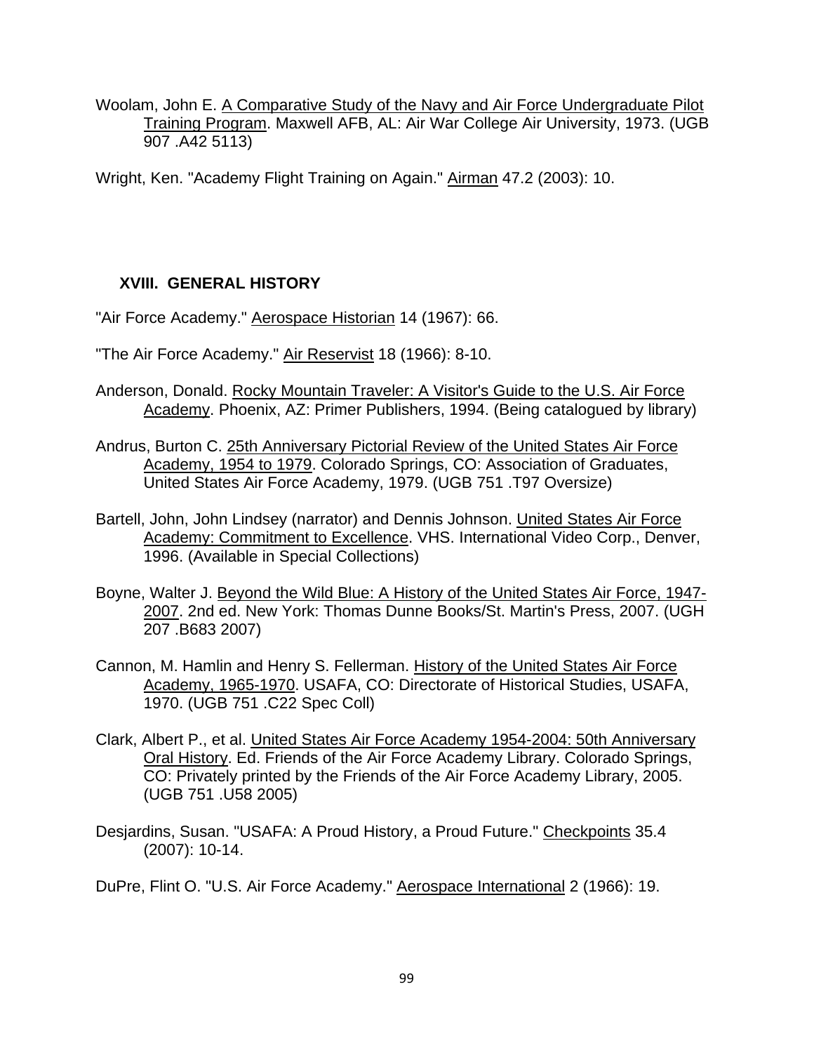Woolam, John E. A Comparative Study of the Navy and Air Force Undergraduate Pilot Training Program. Maxwell AFB, AL: Air War College Air University, 1973. (UGB 907 .A42 5113)

Wright, Ken. "Academy Flight Training on Again." Airman 47.2 (2003): 10.

## XVIII. GENERAL HISTORY

"Air Force Academy." Aerospace Historian 14 (1967): 66.

"The Air Force Academy." Air Reservist 18 (1966): 8-10.

Anderson, Donald. Rocky Mountain Traveler: A Visitor's Guide to the U.S. Air Force Academy. Phoenix, AZ: Primer Publishers, 1994. (Being catalogued by library)

Andrus, Burton C. 25th Anniversary Pictorial Review of the United States Air Force Academy, 1954 to 1979. Colorado Springs, CO: Association of Graduates, United States Air Force Academy, 1979. (UGB 751 .T97 Oversize)

Bartell, John, John Lindsey (narrator) and Dennis Johnson. United States Air Force Academy: Commitment to Excellence. VHS. International Video Corp., Denver, 1996. (Available in Special Collections)

Boyne, Walter J. Beyond the Wild Blue: A History of the United States Air Force, 1947-2007. 2nd ed. New York: Thomas Dunne Books/St. Martin's Press, 2007. (UGH 207 .B683 2007)

Cannon, M. Hamlin and Henry S. Fellerman. History of the United States Air Force Academy, 1965-1970. USAFA, CO: Directorate of Historical Studies, USAFA, 1970. (UGB 751 .C22 Spec Coll)

Clark, Albert P., et al. United States Air Force Academy 1954-2004: 50th Anniversary Oral History. Ed. Friends of the Air Force Academy Library. Colorado Springs, CO: Privately printed by the Friends of the Air Force Academy Library, 2005. (UGB 751 .U58 2005)

Desjardins, Susan. "USAFA: A Proud History, a Proud Future." Checkpoints 35.4 (2007): 10-14.

DuPre, Flint O. "U.S. Air Force Academy." Aerospace International 2 (1966): 19.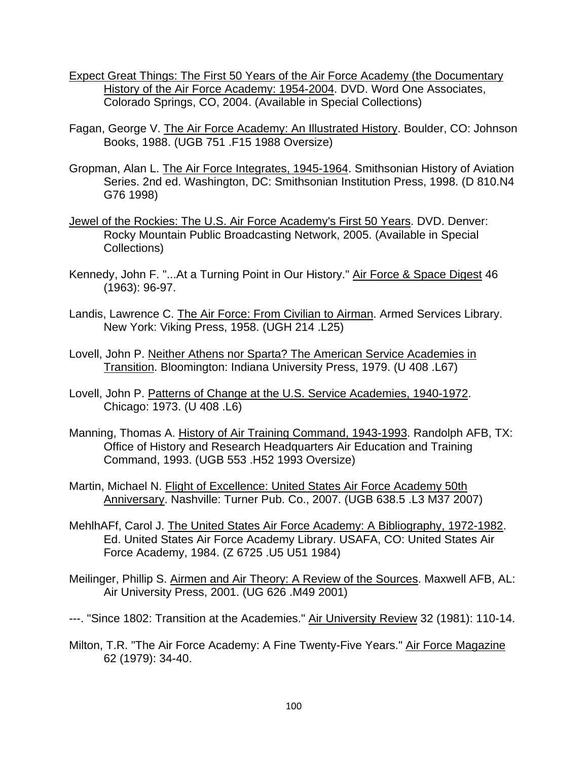Expect Great Things: The First 50 Years of the Air Force Academy (the Documentary History of the Air Force Academy: 1954-2004. DVD. Word One Associates, Colorado Springs, CO, 2004. (Available in Special Collections)

Fagan, George V. The Air Force Academy: An Illustrated History. Boulder, CO: Johnson Books, 1988. (UGB 751 .F15 1988 Oversize)

Gropman, Alan L. The Air Force Integrates, 1945-1964. Smithsonian History of Aviation Series. 2nd ed. Washington, DC: Smithsonian Institution Press, 1998. (D 810.N4 G76 1998)

Jewel of the Rockies: The U.S. Air Force Academy's First 50 Years. DVD. Denver: Rocky Mountain Public Broadcasting Network, 2005. (Available in Special Collections)

Kennedy, John F. "...At a Turning Point in Our History." Air Force & Space Digest 46 (1963): 96-97.

Landis, Lawrence C. The Air Force: From Civilian to Airman. Armed Services Library. New York: Viking Press, 1958. (UGH 214 .L25)

Lovell, John P. Neither Athens nor Sparta? The American Service Academies in Transition. Bloomington: Indiana University Press, 1979. (U 408 .L67)

Lovell, John P. Patterns of Change at the U.S. Service Academies, 1940-1972. Chicago: 1973. (U 408 .L6)

Manning, Thomas A. History of Air Training Command, 1943-1993. Randolph AFB, TX: Office of History and Research Headquarters Air Education and Training Command, 1993. (UGB 553 .H52 1993 Oversize)

Martin, Michael N. Flight of Excellence: United States Air Force Academy 50th Anniversary. Nashville: Turner Pub. Co., 2007. (UGB 638.5 .L3 M37 2007)

MehlhAFf, Carol J. The United States Air Force Academy: A Bibliography, 1972-1982. Ed. United States Air Force Academy Library. USAFA, CO: United States Air Force Academy, 1984. (Z 6725 .U5 U51 1984)

Meilinger, Phillip S. Airmen and Air Theory: A Review of the Sources. Maxwell AFB, AL: Air University Press, 2001. (UG 626 .M49 2001)

---. "Since 1802: Transition at the Academies." Air University Review 32 (1981): 110-14.

Milton, T.R. "The Air Force Academy: A Fine Twenty-Five Years." Air Force Magazine 62 (1979): 34-40.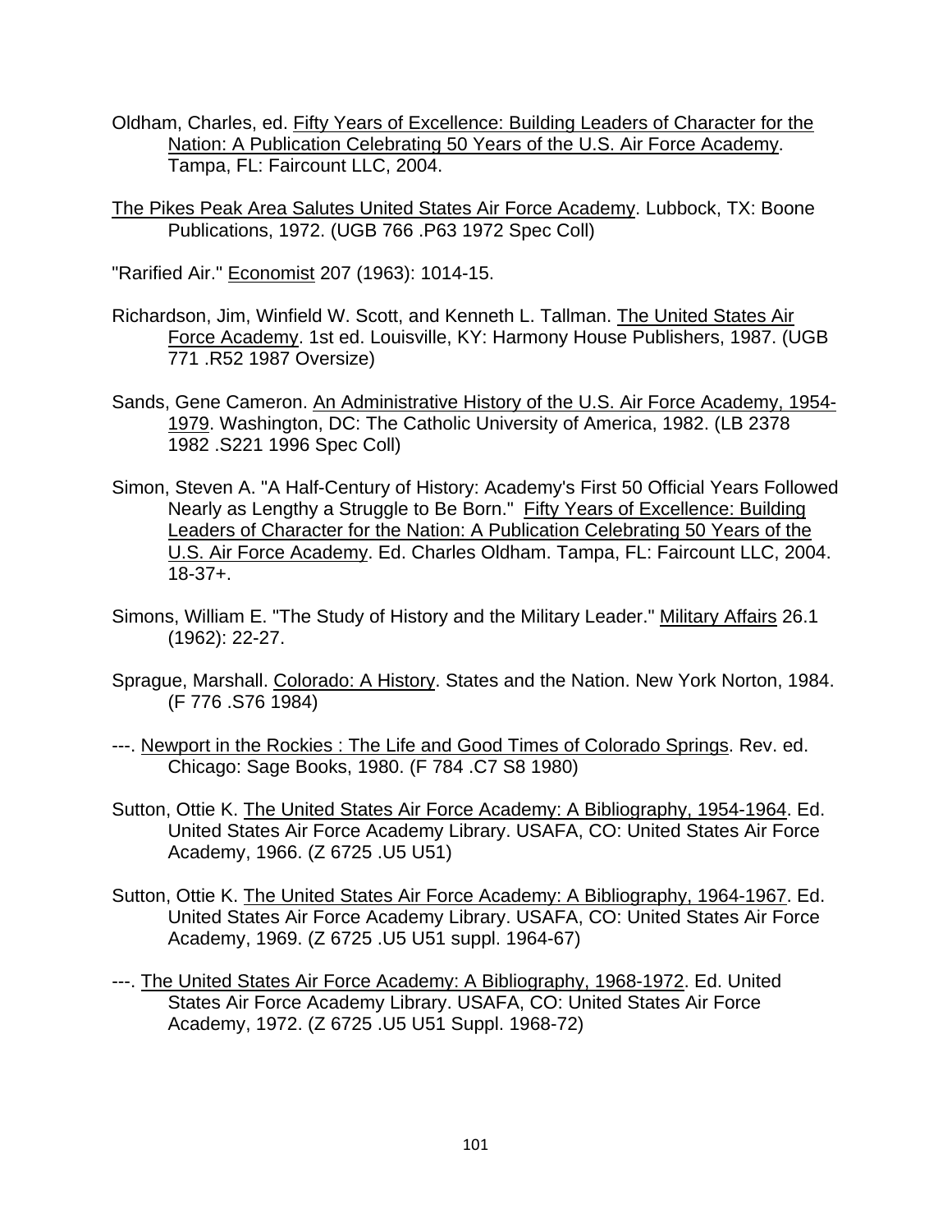Oldham, Charles, ed. Fifty Years of Excellence: Building Leaders of Character for the Nation: A Publication Celebrating 50 Years of the U.S. Air Force Academy. Tampa, FL: Faircount LLC, 2004.

The Pikes Peak Area Salutes United States Air Force Academy. Lubbock, TX: Boone Publications, 1972. (UGB 766 .P63 1972 Spec Coll)

"Rarified Air." Economist 207 (1963): 1014-15.

Richardson, Jim, Winfield W. Scott, and Kenneth L. Tallman. The United States Air Force Academy. 1st ed. Louisville, KY: Harmony House Publishers, 1987. (UGB 771 .R52 1987 Oversize)

Sands, Gene Cameron. An Administrative History of the U.S. Air Force Academy, 1954-1979. Washington, DC: The Catholic University of America, 1982. (LB 2378 1982 .S221 1996 Spec Coll)

Simon, Steven A. "A Half-Century of History: Academy's First 50 Official Years Followed Nearly as Lengthy a Struggle to Be Born." Fifty Years of Excellence: Building Leaders of Character for the Nation: A Publication Celebrating 50 Years of the U.S. Air Force Academy. Ed. Charles Oldham. Tampa, FL: Faircount LLC, 2004. 18-37+.

Simons, William E. "The Study of History and the Military Leader." Military Affairs 26.1 (1962): 22-27.

Sprague, Marshall. Colorado: A History. States and the Nation. New York Norton, 1984. (F 776 .S76 1984)

---. Newport in the Rockies : The Life and Good Times of Colorado Springs. Rev. ed. Chicago: Sage Books, 1980. (F 784 .C7 S8 1980)

Sutton, Ottie K. The United States Air Force Academy: A Bibliography, 1954-1964. Ed. United States Air Force Academy Library. USAFA, CO: United States Air Force Academy, 1966. (Z 6725 .U5 U51)

Sutton, Ottie K. The United States Air Force Academy: A Bibliography, 1964-1967. Ed. United States Air Force Academy Library. USAFA, CO: United States Air Force Academy, 1969. (Z 6725 .U5 U51 suppl. 1964-67)

---. The United States Air Force Academy: A Bibliography, 1968-1972. Ed. United States Air Force Academy Library. USAFA, CO: United States Air Force Academy, 1972. (Z 6725 .U5 U51 Suppl. 1968-72)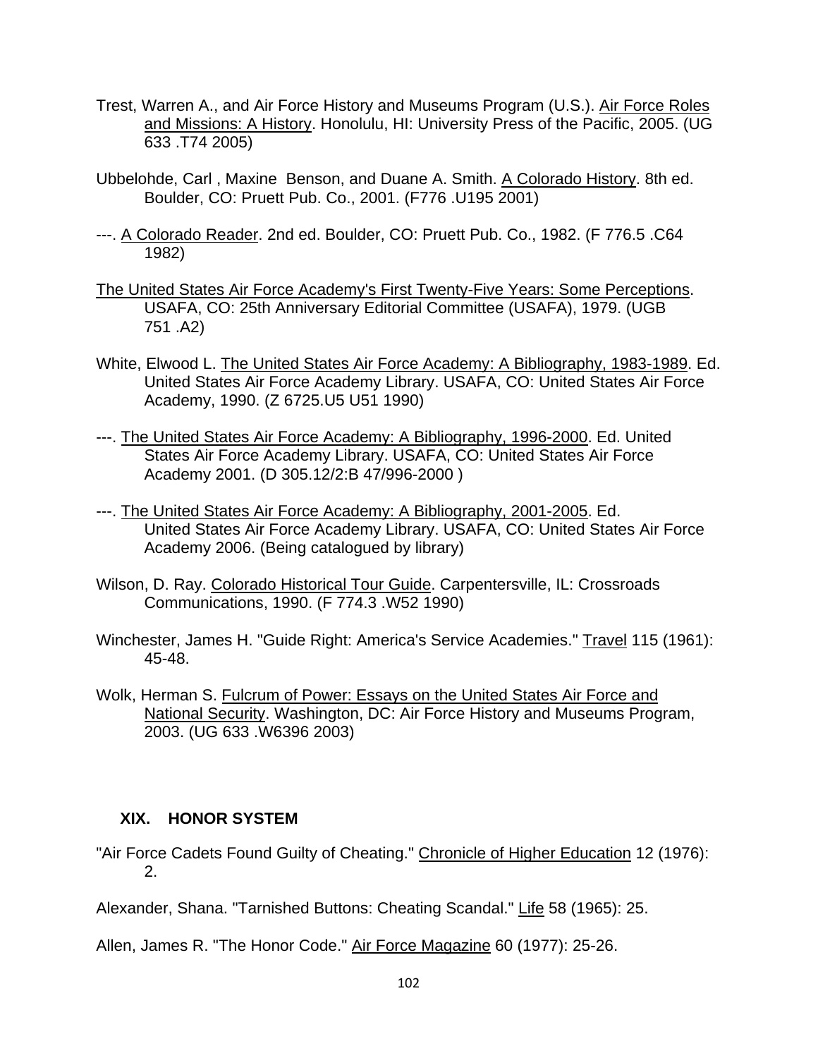Trest, Warren A., and Air Force History and Museums Program (U.S.). Air Force Roles and Missions: A History. Honolulu, HI: University Press of the Pacific, 2005. (UG 633 .T74 2005)

Ubbelohde, Carl , Maxine Benson, and Duane A. Smith. A Colorado History. 8th ed. Boulder, CO: Pruett Pub. Co., 2001. (F776 .U195 2001)

---. A Colorado Reader. 2nd ed. Boulder, CO: Pruett Pub. Co., 1982. (F 776.5 .C64 1982)

The United States Air Force Academy's First Twenty-Five Years: Some Perceptions. USAFA, CO: 25th Anniversary Editorial Committee (USAFA), 1979. (UGB 751 .A2)

White, Elwood L. The United States Air Force Academy: A Bibliography, 1983-1989. Ed. United States Air Force Academy Library. USAFA, CO: United States Air Force Academy, 1990. (Z 6725.U5 U51 1990)

---. The United States Air Force Academy: A Bibliography, 1996-2000. Ed. United States Air Force Academy Library. USAFA, CO: United States Air Force Academy 2001. (D 305.12/2:B 47/996-2000 )

---. The United States Air Force Academy: A Bibliography, 2001-2005. Ed. United States Air Force Academy Library. USAFA, CO: United States Air Force Academy 2006. (Being catalogued by library)

Wilson, D. Ray. Colorado Historical Tour Guide. Carpentersville, IL: Crossroads Communications, 1990. (F 774.3 .W52 1990)

Winchester, James H. "Guide Right: America's Service Academies." Travel 115 (1961): 45-48.

Wolk, Herman S. Fulcrum of Power: Essays on the United States Air Force and National Security. Washington, DC: Air Force History and Museums Program, 2003. (UG 633 .W6396 2003)

## XIX. HONOR SYSTEM

"Air Force Cadets Found Guilty of Cheating." Chronicle of Higher Education 12 (1976): 2.

Alexander, Shana. "Tarnished Buttons: Cheating Scandal." Life 58 (1965): 25.

Allen, James R. "The Honor Code." Air Force Magazine 60 (1977): 25-26.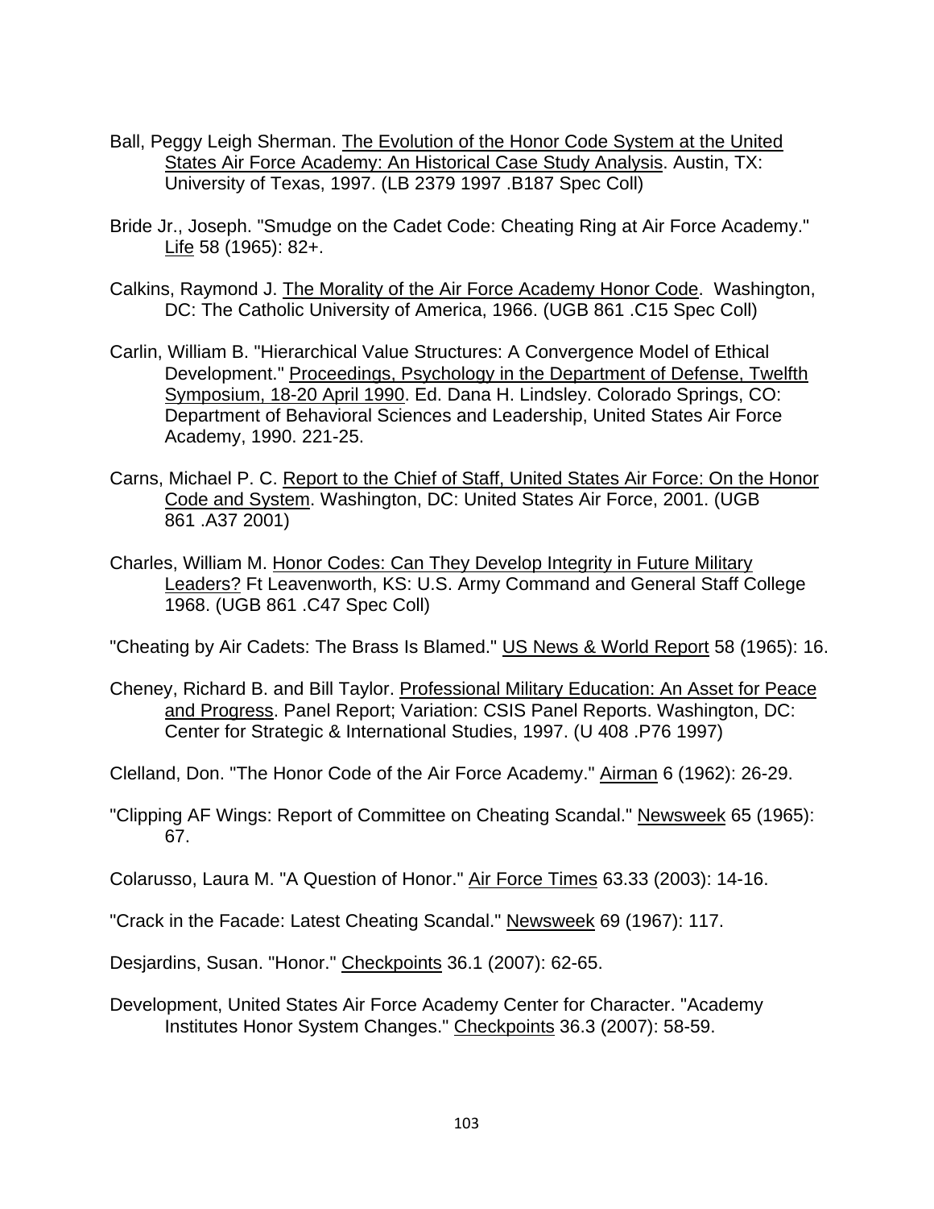Ball, Peggy Leigh Sherman. <u>The Evolution of the Honor Code System at the United States Air Force Academy: An Historical Case Study Analysis</u>. Austin, TX: University of Texas, 1997. (LB 2379 1997 .B187 Spec Coll)

Bride Jr., Joseph. "Smudge on the Cadet Code: Cheating Ring at Air Force Academy." <u>Life</u> 58 (1965): 82+.

Calkins, Raymond J. <u>The Morality of the Air Force Academy Honor Code</u>. Washington, DC: The Catholic University of America, 1966. (UGB 861 .C15 Spec Coll)

Carlin, William B. "Hierarchical Value Structures: A Convergence Model of Ethical Development." <u>Proceedings, Psychology in the Department of Defense, Twelfth Symposium, 18-20 April 1990</u>. Ed. Dana H. Lindsley. Colorado Springs, CO: Department of Behavioral Sciences and Leadership, United States Air Force Academy, 1990. 221-25.

Carns, Michael P. C. <u>Report to the Chief of Staff, United States Air Force: On the Honor Code and System</u>. Washington, DC: United States Air Force, 2001. (UGB 861 .A37 2001)

Charles, William M. <u>Honor Codes: Can They Develop Integrity in Future Military Leaders?</u> Ft Leavenworth, KS: U.S. Army Command and General Staff College 1968. (UGB 861 .C47 Spec Coll)

"Cheating by Air Cadets: The Brass Is Blamed." <u>US News & World Report</u> 58 (1965): 16.

Cheney, Richard B. and Bill Taylor. <u>Professional Military Education: An Asset for Peace and Progress</u>. Panel Report; Variation: CSIS Panel Reports. Washington, DC: Center for Strategic & International Studies, 1997. (U 408 .P76 1997)

Clelland, Don. "The Honor Code of the Air Force Academy." <u>Airman</u> 6 (1962): 26-29.

"Clipping AF Wings: Report of Committee on Cheating Scandal." <u>Newsweek</u> 65 (1965): 67.

Colarusso, Laura M. "A Question of Honor." <u>Air Force Times</u> 63.33 (2003): 14-16.

"Crack in the Facade: Latest Cheating Scandal." <u>Newsweek</u> 69 (1967): 117.

Desjardins, Susan. "Honor." <u>Checkpoints</u> 36.1 (2007): 62-65.

Development, United States Air Force Academy Center for Character. "Academy Institutes Honor System Changes." <u>Checkpoints</u> 36.3 (2007): 58-59.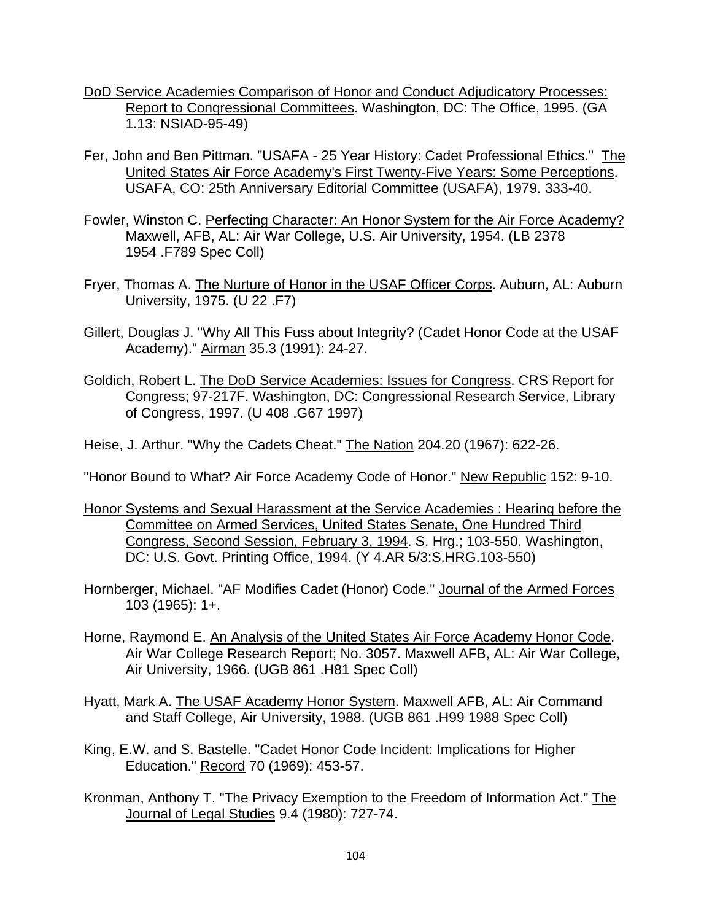DoD Service Academies Comparison of Honor and Conduct Adjudicatory Processes: Report to Congressional Committees. Washington, DC: The Office, 1995. (GA 1.13: NSIAD-95-49)

Fer, John and Ben Pittman. "USAFA - 25 Year History: Cadet Professional Ethics." The United States Air Force Academy's First Twenty-Five Years: Some Perceptions. USAFA, CO: 25th Anniversary Editorial Committee (USAFA), 1979. 333-40.

Fowler, Winston C. Perfecting Character: An Honor System for the Air Force Academy? Maxwell, AFB, AL: Air War College, U.S. Air University, 1954. (LB 2378 1954 .F789 Spec Coll)

Fryer, Thomas A. The Nurture of Honor in the USAF Officer Corps. Auburn, AL: Auburn University, 1975. (U 22 .F7)

Gillert, Douglas J. "Why All This Fuss about Integrity? (Cadet Honor Code at the USAF Academy)." Airman 35.3 (1991): 24-27.

Goldich, Robert L. The DoD Service Academies: Issues for Congress. CRS Report for Congress; 97-217F. Washington, DC: Congressional Research Service, Library of Congress, 1997. (U 408 .G67 1997)

Heise, J. Arthur. "Why the Cadets Cheat." The Nation 204.20 (1967): 622-26.

"Honor Bound to What? Air Force Academy Code of Honor." New Republic 152: 9-10.

Honor Systems and Sexual Harassment at the Service Academies : Hearing before the Committee on Armed Services, United States Senate, One Hundred Third Congress, Second Session, February 3, 1994. S. Hrg.; 103-550. Washington, DC: U.S. Govt. Printing Office, 1994. (Y 4.AR 5/3:S.HRG.103-550)

Hornberger, Michael. "AF Modifies Cadet (Honor) Code." Journal of the Armed Forces 103 (1965): 1+.

Horne, Raymond E. An Analysis of the United States Air Force Academy Honor Code. Air War College Research Report; No. 3057. Maxwell AFB, AL: Air War College, Air University, 1966. (UGB 861 .H81 Spec Coll)

Hyatt, Mark A. The USAF Academy Honor System. Maxwell AFB, AL: Air Command and Staff College, Air University, 1988. (UGB 861 .H99 1988 Spec Coll)

King, E.W. and S. Bastelle. "Cadet Honor Code Incident: Implications for Higher Education." Record 70 (1969): 453-57.

Kronman, Anthony T. "The Privacy Exemption to the Freedom of Information Act." The Journal of Legal Studies 9.4 (1980): 727-74.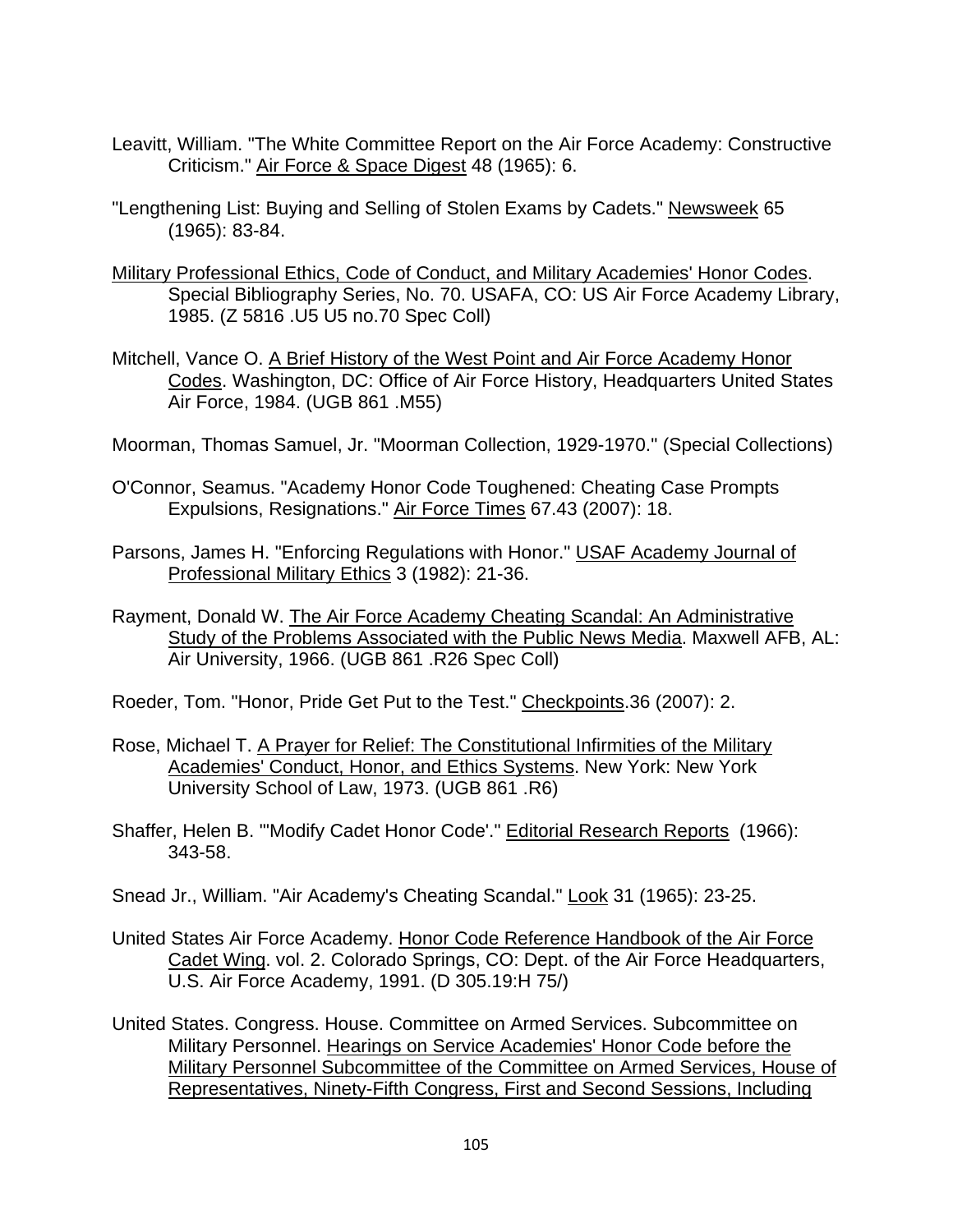Leavitt, William. "The White Committee Report on the Air Force Academy: Constructive Criticism." Air Force & Space Digest 48 (1965): 6.

"Lengthening List: Buying and Selling of Stolen Exams by Cadets." Newsweek 65 (1965): 83-84.

Military Professional Ethics, Code of Conduct, and Military Academies' Honor Codes. Special Bibliography Series, No. 70. USAFA, CO: US Air Force Academy Library, 1985. (Z 5816 .U5 U5 no.70 Spec Coll)

Mitchell, Vance O. A Brief History of the West Point and Air Force Academy Honor Codes. Washington, DC: Office of Air Force History, Headquarters United States Air Force, 1984. (UGB 861 .M55)

Moorman, Thomas Samuel, Jr. "Moorman Collection, 1929-1970." (Special Collections)

O'Connor, Seamus. "Academy Honor Code Toughened: Cheating Case Prompts Expulsions, Resignations." Air Force Times 67.43 (2007): 18.

Parsons, James H. "Enforcing Regulations with Honor." USAF Academy Journal of Professional Military Ethics 3 (1982): 21-36.

Rayment, Donald W. The Air Force Academy Cheating Scandal: An Administrative Study of the Problems Associated with the Public News Media. Maxwell AFB, AL: Air University, 1966. (UGB 861 .R26 Spec Coll)

Roeder, Tom. "Honor, Pride Get Put to the Test." Checkpoints.36 (2007): 2.

Rose, Michael T. A Prayer for Relief: The Constitutional Infirmities of the Military Academies' Conduct, Honor, and Ethics Systems. New York: New York University School of Law, 1973. (UGB 861 .R6)

Shaffer, Helen B. "'Modify Cadet Honor Code'." Editorial Research Reports (1966): 343-58.

Snead Jr., William. "Air Academy's Cheating Scandal." Look 31 (1965): 23-25.

United States Air Force Academy. Honor Code Reference Handbook of the Air Force Cadet Wing. vol. 2. Colorado Springs, CO: Dept. of the Air Force Headquarters, U.S. Air Force Academy, 1991. (D 305.19:H 75/)

United States. Congress. House. Committee on Armed Services. Subcommittee on Military Personnel. Hearings on Service Academies' Honor Code before the Military Personnel Subcommittee of the Committee on Armed Services, House of Representatives, Ninety-Fifth Congress, First and Second Sessions, Including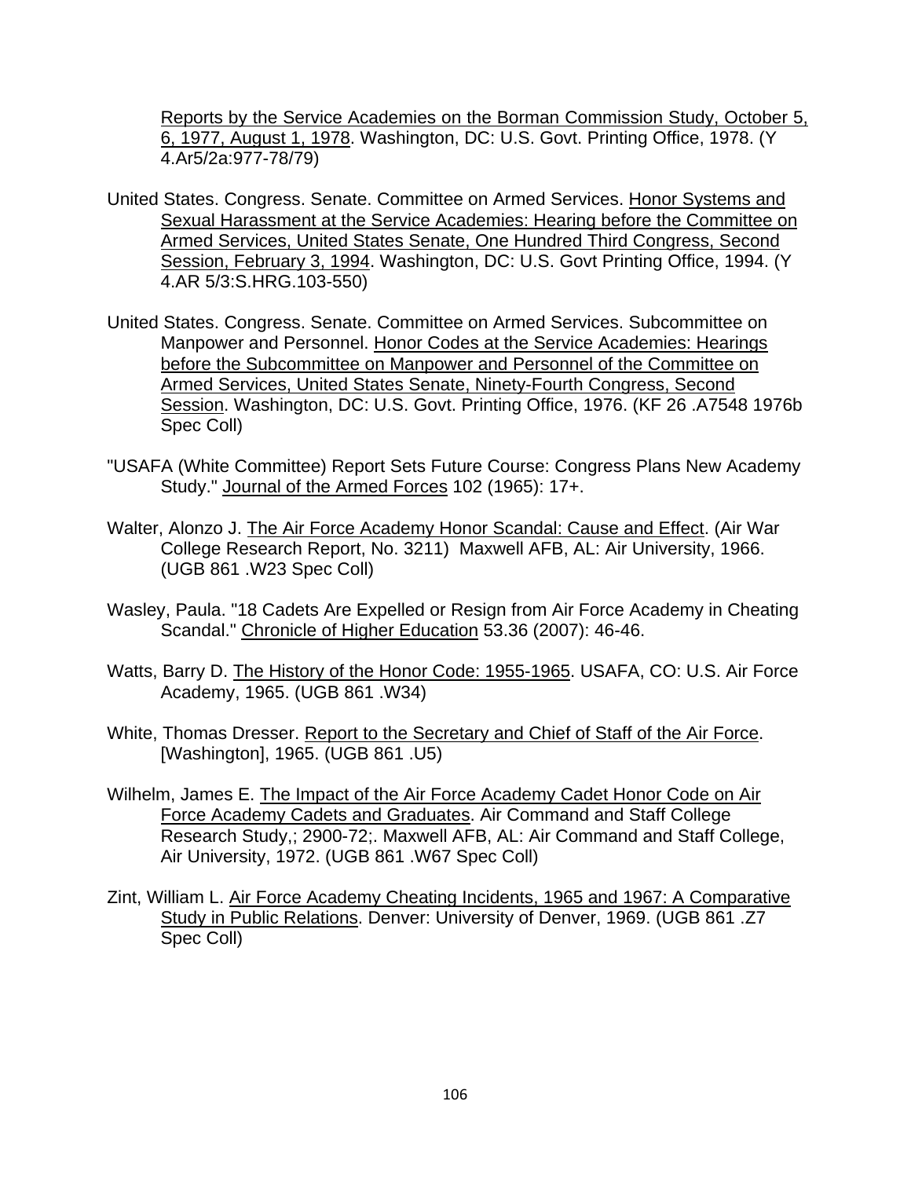Reports by the Service Academies on the Borman Commission Study, October 5, 6, 1977, August 1, 1978. Washington, DC: U.S. Govt. Printing Office, 1978. (Y 4.Ar5/2a:977-78/79)

United States. Congress. Senate. Committee on Armed Services. Honor Systems and Sexual Harassment at the Service Academies: Hearing before the Committee on Armed Services, United States Senate, One Hundred Third Congress, Second Session, February 3, 1994. Washington, DC: U.S. Govt Printing Office, 1994. (Y 4.AR 5/3:S.HRG.103-550)

United States. Congress. Senate. Committee on Armed Services. Subcommittee on Manpower and Personnel. Honor Codes at the Service Academies: Hearings before the Subcommittee on Manpower and Personnel of the Committee on Armed Services, United States Senate, Ninety-Fourth Congress, Second Session. Washington, DC: U.S. Govt. Printing Office, 1976. (KF 26 .A7548 1976b Spec Coll)

"USAFA (White Committee) Report Sets Future Course: Congress Plans New Academy Study." Journal of the Armed Forces 102 (1965): 17+.

Walter, Alonzo J. The Air Force Academy Honor Scandal: Cause and Effect. (Air War College Research Report, No. 3211) Maxwell AFB, AL: Air University, 1966. (UGB 861 .W23 Spec Coll)

Wasley, Paula. "18 Cadets Are Expelled or Resign from Air Force Academy in Cheating Scandal." Chronicle of Higher Education 53.36 (2007): 46-46.

Watts, Barry D. The History of the Honor Code: 1955-1965. USAFA, CO: U.S. Air Force Academy, 1965. (UGB 861 .W34)

White, Thomas Dresser. Report to the Secretary and Chief of Staff of the Air Force. [Washington], 1965. (UGB 861 .U5)

Wilhelm, James E. The Impact of the Air Force Academy Cadet Honor Code on Air Force Academy Cadets and Graduates. Air Command and Staff College Research Study,; 2900-72;. Maxwell AFB, AL: Air Command and Staff College, Air University, 1972. (UGB 861 .W67 Spec Coll)

Zint, William L. Air Force Academy Cheating Incidents, 1965 and 1967: A Comparative Study in Public Relations. Denver: University of Denver, 1969. (UGB 861 .Z7 Spec Coll)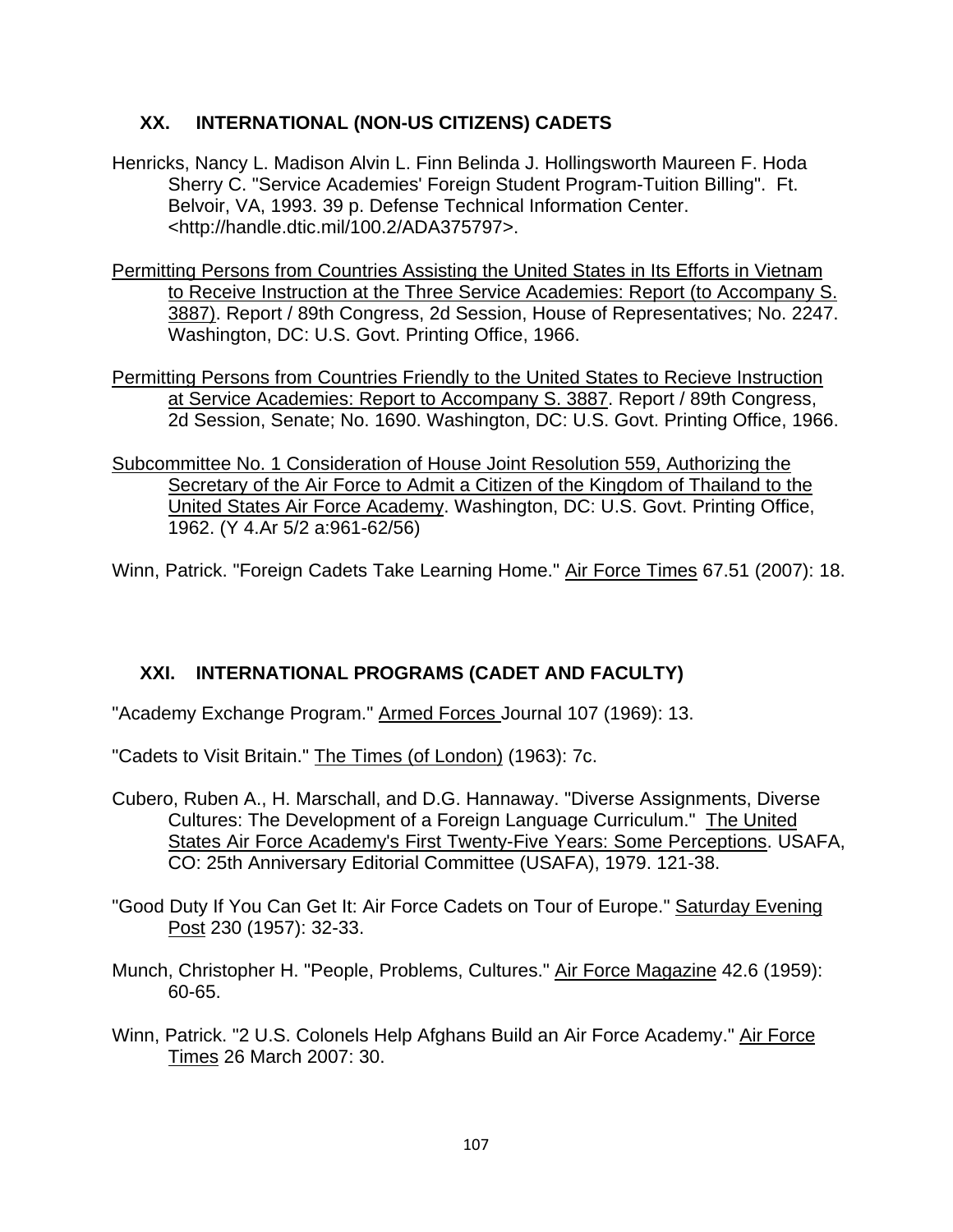## XX. INTERNATIONAL (NON-US CITIZENS) CADETS

Henricks, Nancy L. Madison Alvin L. Finn Belinda J. Hollingsworth Maureen F. Hoda Sherry C. "Service Academies' Foreign Student Program-Tuition Billing". Ft. Belvoir, VA, 1993. 39 p. Defense Technical Information Center. <http://handle.dtic.mil/100.2/ADA375797>.

Permitting Persons from Countries Assisting the United States in Its Efforts in Vietnam to Receive Instruction at the Three Service Academies: Report (to Accompany S. 3887). Report / 89th Congress, 2d Session, House of Representatives; No. 2247. Washington, DC: U.S. Govt. Printing Office, 1966.

Permitting Persons from Countries Friendly to the United States to Recieve Instruction at Service Academies: Report to Accompany S. 3887. Report / 89th Congress, 2d Session, Senate; No. 1690. Washington, DC: U.S. Govt. Printing Office, 1966.

Subcommittee No. 1 Consideration of House Joint Resolution 559, Authorizing the Secretary of the Air Force to Admit a Citizen of the Kingdom of Thailand to the United States Air Force Academy. Washington, DC: U.S. Govt. Printing Office, 1962. (Y 4.Ar 5/2 a:961-62/56)

Winn, Patrick. "Foreign Cadets Take Learning Home." Air Force Times 67.51 (2007): 18.

## XXI. INTERNATIONAL PROGRAMS (CADET AND FACULTY)

"Academy Exchange Program." Armed Forces Journal 107 (1969): 13.

"Cadets to Visit Britain." The Times (of London) (1963): 7c.

Cubero, Ruben A., H. Marschall, and D.G. Hannaway. "Diverse Assignments, Diverse Cultures: The Development of a Foreign Language Curriculum." The United States Air Force Academy's First Twenty-Five Years: Some Perceptions. USAFA, CO: 25th Anniversary Editorial Committee (USAFA), 1979. 121-38.

"Good Duty If You Can Get It: Air Force Cadets on Tour of Europe." Saturday Evening Post 230 (1957): 32-33.

Munch, Christopher H. "People, Problems, Cultures." Air Force Magazine 42.6 (1959): 60-65.

Winn, Patrick. "2 U.S. Colonels Help Afghans Build an Air Force Academy." Air Force Times 26 March 2007: 30.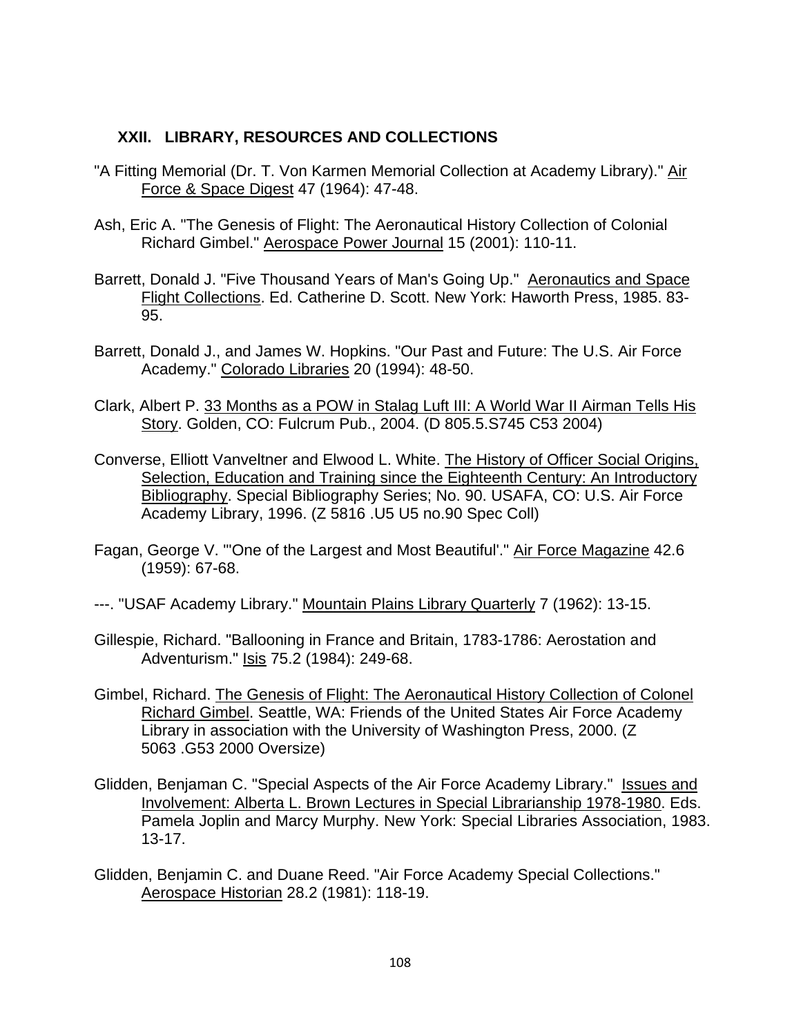## XXII. LIBRARY, RESOURCES AND COLLECTIONS

"A Fitting Memorial (Dr. T. Von Karmen Memorial Collection at Academy Library)." Air Force & Space Digest 47 (1964): 47-48.

Ash, Eric A. "The Genesis of Flight: The Aeronautical History Collection of Colonial Richard Gimbel." Aerospace Power Journal 15 (2001): 110-11.

Barrett, Donald J. "Five Thousand Years of Man's Going Up." Aeronautics and Space Flight Collections. Ed. Catherine D. Scott. New York: Haworth Press, 1985. 83-95.

Barrett, Donald J., and James W. Hopkins. "Our Past and Future: The U.S. Air Force Academy." Colorado Libraries 20 (1994): 48-50.

Clark, Albert P. 33 Months as a POW in Stalag Luft III: A World War II Airman Tells His Story. Golden, CO: Fulcrum Pub., 2004. (D 805.5.S745 C53 2004)

Converse, Elliott Vanveltner and Elwood L. White. The History of Officer Social Origins, Selection, Education and Training since the Eighteenth Century: An Introductory Bibliography. Special Bibliography Series; No. 90. USAFA, CO: U.S. Air Force Academy Library, 1996. (Z 5816 .U5 U5 no.90 Spec Coll)

Fagan, George V. "'One of the Largest and Most Beautiful'." Air Force Magazine 42.6 (1959): 67-68.

---. "USAF Academy Library." Mountain Plains Library Quarterly 7 (1962): 13-15.

Gillespie, Richard. "Ballooning in France and Britain, 1783-1786: Aerostation and Adventurism." Isis 75.2 (1984): 249-68.

Gimbel, Richard. The Genesis of Flight: The Aeronautical History Collection of Colonel Richard Gimbel. Seattle, WA: Friends of the United States Air Force Academy Library in association with the University of Washington Press, 2000. (Z 5063 .G53 2000 Oversize)

Glidden, Benjaman C. "Special Aspects of the Air Force Academy Library." Issues and Involvement: Alberta L. Brown Lectures in Special Librarianship 1978-1980. Eds. Pamela Joplin and Marcy Murphy. New York: Special Libraries Association, 1983. 13-17.

Glidden, Benjamin C. and Duane Reed. "Air Force Academy Special Collections." Aerospace Historian 28.2 (1981): 118-19.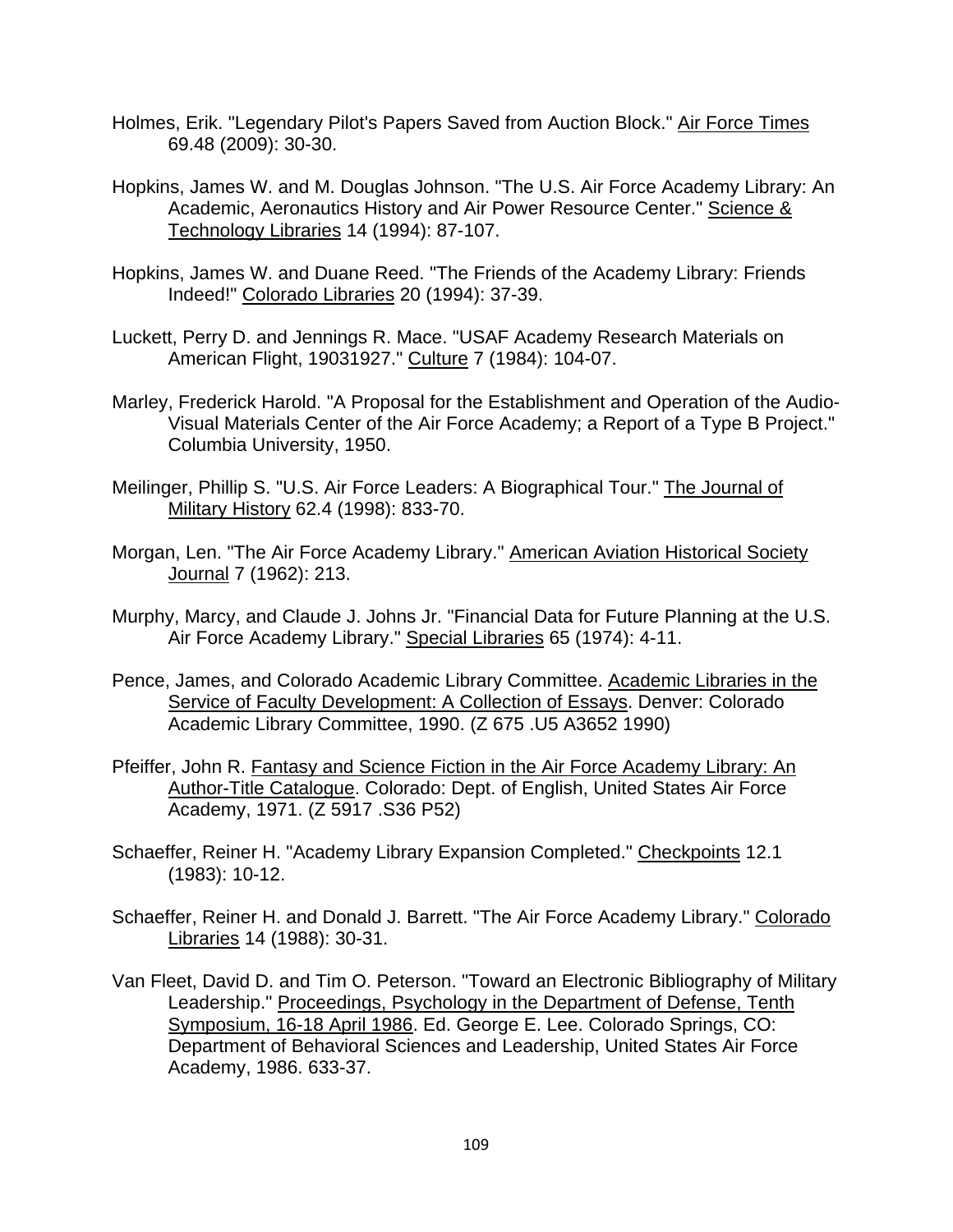Holmes, Erik. "Legendary Pilot's Papers Saved from Auction Block." <u>Air Force Times</u> 69.48 (2009): 30-30.

Hopkins, James W. and M. Douglas Johnson. "The U.S. Air Force Academy Library: An Academic, Aeronautics History and Air Power Resource Center." <u>Science & Technology Libraries</u> 14 (1994): 87-107.

Hopkins, James W. and Duane Reed. "The Friends of the Academy Library: Friends Indeed!" <u>Colorado Libraries</u> 20 (1994): 37-39.

Luckett, Perry D. and Jennings R. Mace. "USAF Academy Research Materials on American Flight, 19031927." <u>Culture</u> 7 (1984): 104-07.

Marley, Frederick Harold. "A Proposal for the Establishment and Operation of the Audio-Visual Materials Center of the Air Force Academy; a Report of a Type B Project." Columbia University, 1950.

Meilinger, Phillip S. "U.S. Air Force Leaders: A Biographical Tour." <u>The Journal of Military History</u> 62.4 (1998): 833-70.

Morgan, Len. "The Air Force Academy Library." <u>American Aviation Historical Society Journal</u> 7 (1962): 213.

Murphy, Marcy, and Claude J. Johns Jr. "Financial Data for Future Planning at the U.S. Air Force Academy Library." <u>Special Libraries</u> 65 (1974): 4-11.

Pence, James, and Colorado Academic Library Committee. <u>Academic Libraries in the Service of Faculty Development: A Collection of Essays</u>. Denver: Colorado Academic Library Committee, 1990. (Z 675 .U5 A3652 1990)

Pfeiffer, John R. <u>Fantasy and Science Fiction in the Air Force Academy Library: An Author-Title Catalogue</u>. Colorado: Dept. of English, United States Air Force Academy, 1971. (Z 5917 .S36 P52)

Schaeffer, Reiner H. "Academy Library Expansion Completed." <u>Checkpoints</u> 12.1 (1983): 10-12.

Schaeffer, Reiner H. and Donald J. Barrett. "The Air Force Academy Library." <u>Colorado Libraries</u> 14 (1988): 30-31.

Van Fleet, David D. and Tim O. Peterson. "Toward an Electronic Bibliography of Military Leadership." <u>Proceedings, Psychology in the Department of Defense, Tenth Symposium, 16-18 April 1986</u>. Ed. George E. Lee. Colorado Springs, CO: Department of Behavioral Sciences and Leadership, United States Air Force Academy, 1986. 633-37.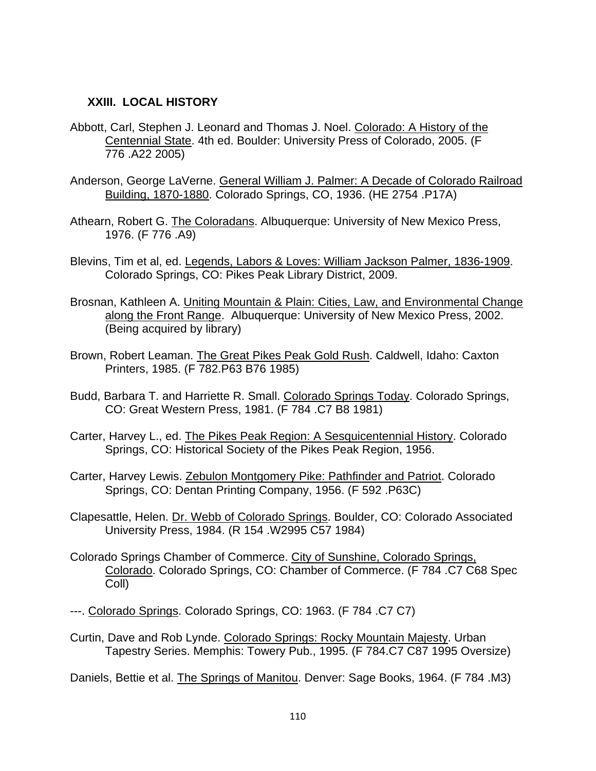### XXIII. LOCAL HISTORY

Abbott, Carl, Stephen J. Leonard and Thomas J. Noel. <u>Colorado: A History of the Centennial State</u>. 4th ed. Boulder: University Press of Colorado, 2005. (F 776 .A22 2005)

Anderson, George LaVerne. <u>General William J. Palmer: A Decade of Colorado Railroad Building, 1870-1880</u>. Colorado Springs, CO, 1936. (HE 2754 .P17A)

Athearn, Robert G. <u>The Coloradans</u>. Albuquerque: University of New Mexico Press, 1976. (F 776 .A9)

Blevins, Tim et al, ed. <u>Legends, Labors & Loves: William Jackson Palmer, 1836-1909</u>. Colorado Springs, CO: Pikes Peak Library District, 2009.

Brosnan, Kathleen A. <u>Uniting Mountain & Plain: Cities, Law, and Environmental Change along the Front Range</u>. Albuquerque: University of New Mexico Press, 2002. (Being acquired by library)

Brown, Robert Leaman. <u>The Great Pikes Peak Gold Rush</u>. Caldwell, Idaho: Caxton Printers, 1985. (F 782.P63 B76 1985)

Budd, Barbara T. and Harriette R. Small. <u>Colorado Springs Today</u>. Colorado Springs, CO: Great Western Press, 1981. (F 784 .C7 B8 1981)

Carter, Harvey L., ed. <u>The Pikes Peak Region: A Sesquicentennial History</u>. Colorado Springs, CO: Historical Society of the Pikes Peak Region, 1956.

Carter, Harvey Lewis. <u>Zebulon Montgomery Pike: Pathfinder and Patriot</u>. Colorado Springs, CO: Dentan Printing Company, 1956. (F 592 .P63C)

Clapesattle, Helen. <u>Dr. Webb of Colorado Springs</u>. Boulder, CO: Colorado Associated University Press, 1984. (R 154 .W2995 C57 1984)

Colorado Springs Chamber of Commerce. <u>City of Sunshine, Colorado Springs, Colorado</u>. Colorado Springs, CO: Chamber of Commerce. (F 784 .C7 C68 Spec Coll)

---. <u>Colorado Springs</u>. Colorado Springs, CO: 1963. (F 784 .C7 C7)

Curtin, Dave and Rob Lynde. <u>Colorado Springs: Rocky Mountain Majesty</u>. Urban Tapestry Series. Memphis: Towery Pub., 1995. (F 784.C7 C87 1995 Oversize)

Daniels, Bettie et al. <u>The Springs of Manitou</u>. Denver: Sage Books, 1964. (F 784 .M3)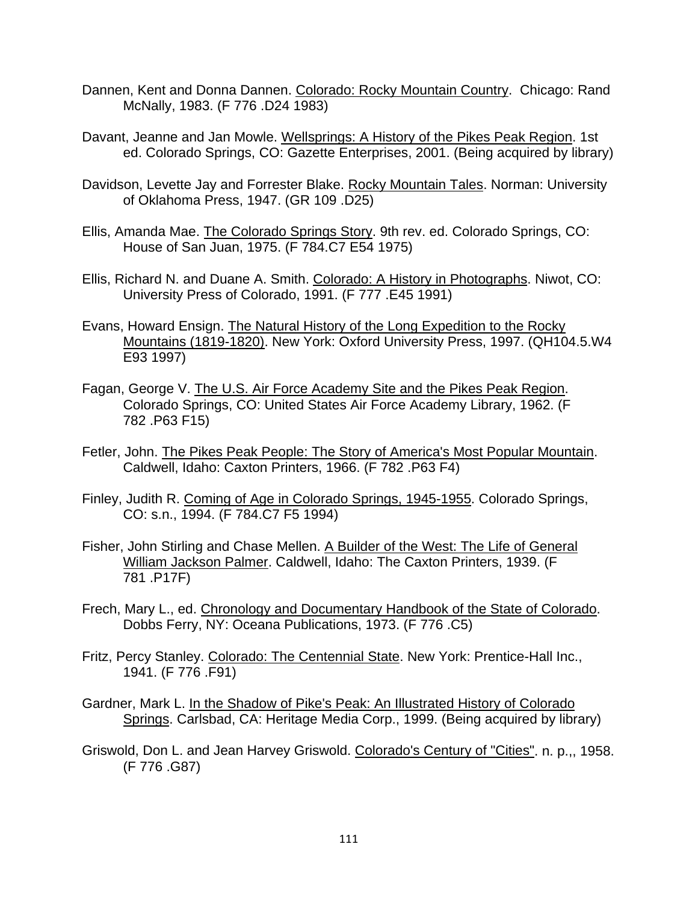Dannen, Kent and Donna Dannen. <u>Colorado: Rocky Mountain Country</u>. Chicago: Rand McNally, 1983. (F 776 .D24 1983)

Davant, Jeanne and Jan Mowle. <u>Wellsprings: A History of the Pikes Peak Region</u>. 1st ed. Colorado Springs, CO: Gazette Enterprises, 2001. (Being acquired by library)

Davidson, Levette Jay and Forrester Blake. <u>Rocky Mountain Tales</u>. Norman: University of Oklahoma Press, 1947. (GR 109 .D25)

Ellis, Amanda Mae. <u>The Colorado Springs Story</u>. 9th rev. ed. Colorado Springs, CO: House of San Juan, 1975. (F 784.C7 E54 1975)

Ellis, Richard N. and Duane A. Smith. <u>Colorado: A History in Photographs</u>. Niwot, CO: University Press of Colorado, 1991. (F 777 .E45 1991)

Evans, Howard Ensign. <u>The Natural History of the Long Expedition to the Rocky Mountains (1819-1820)</u>. New York: Oxford University Press, 1997. (QH104.5.W4 E93 1997)

Fagan, George V. <u>The U.S. Air Force Academy Site and the Pikes Peak Region</u>. Colorado Springs, CO: United States Air Force Academy Library, 1962. (F 782 .P63 F15)

Fetler, John. <u>The Pikes Peak People: The Story of America's Most Popular Mountain</u>. Caldwell, Idaho: Caxton Printers, 1966. (F 782 .P63 F4)

Finley, Judith R. <u>Coming of Age in Colorado Springs, 1945-1955</u>. Colorado Springs, CO: s.n., 1994. (F 784.C7 F5 1994)

Fisher, John Stirling and Chase Mellen. <u>A Builder of the West: The Life of General William Jackson Palmer</u>. Caldwell, Idaho: The Caxton Printers, 1939. (F 781 .P17F)

Frech, Mary L., ed. <u>Chronology and Documentary Handbook of the State of Colorado</u>. Dobbs Ferry, NY: Oceana Publications, 1973. (F 776 .C5)

Fritz, Percy Stanley. <u>Colorado: The Centennial State</u>. New York: Prentice-Hall Inc., 1941. (F 776 .F91)

Gardner, Mark L. <u>In the Shadow of Pike's Peak: An Illustrated History of Colorado Springs</u>. Carlsbad, CA: Heritage Media Corp., 1999. (Being acquired by library)

Griswold, Don L. and Jean Harvey Griswold. <u>Colorado's Century of "Cities"</u>. n. p.,, 1958. (F 776 .G87)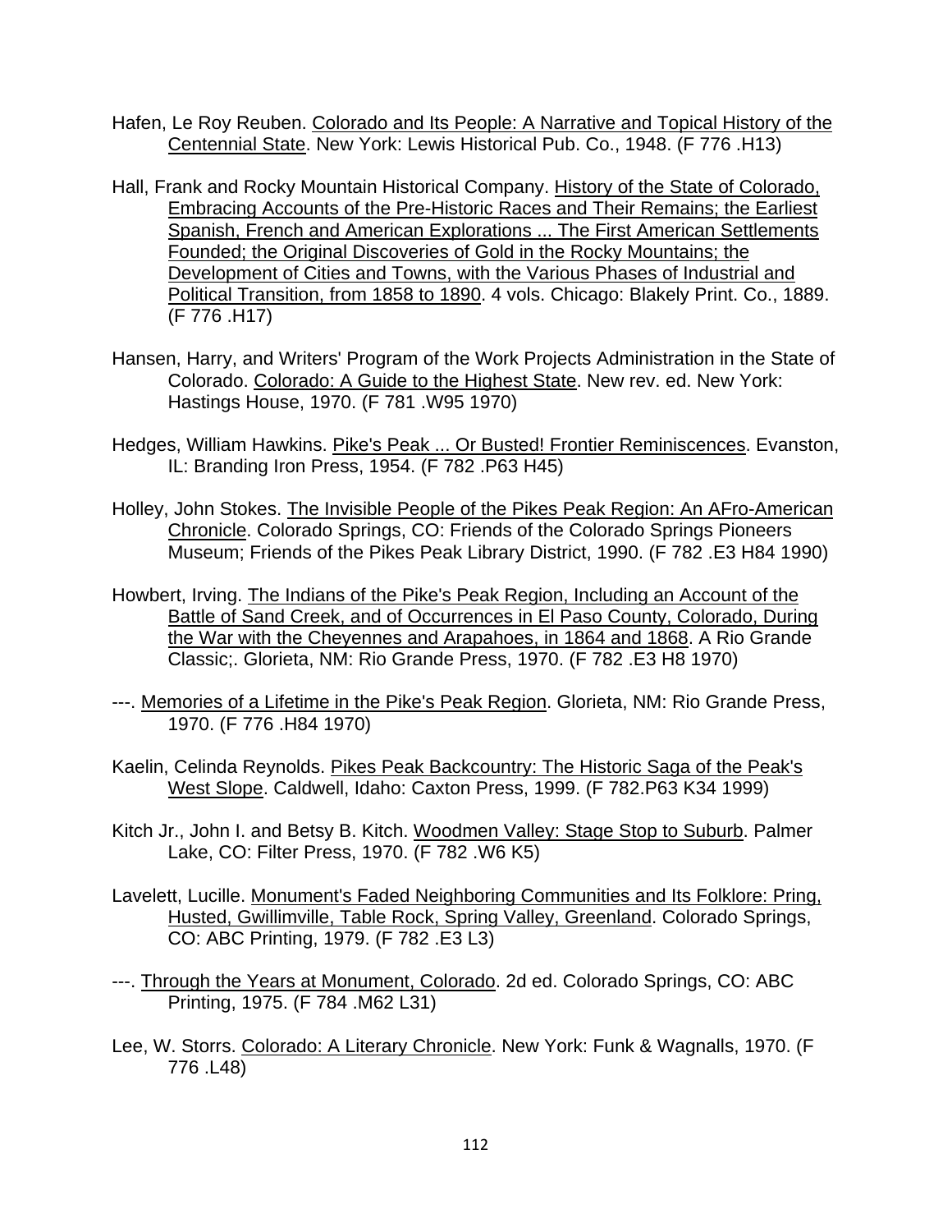Hafen, Le Roy Reuben. Colorado and Its People: A Narrative and Topical History of the Centennial State. New York: Lewis Historical Pub. Co., 1948. (F 776 .H13)

Hall, Frank and Rocky Mountain Historical Company. History of the State of Colorado, Embracing Accounts of the Pre-Historic Races and Their Remains; the Earliest Spanish, French and American Explorations ... The First American Settlements Founded; the Original Discoveries of Gold in the Rocky Mountains; the Development of Cities and Towns, with the Various Phases of Industrial and Political Transition, from 1858 to 1890. 4 vols. Chicago: Blakely Print. Co., 1889. (F 776 .H17)

Hansen, Harry, and Writers' Program of the Work Projects Administration in the State of Colorado. Colorado: A Guide to the Highest State. New rev. ed. New York: Hastings House, 1970. (F 781 .W95 1970)

Hedges, William Hawkins. Pike's Peak ... Or Busted! Frontier Reminiscences. Evanston, IL: Branding Iron Press, 1954. (F 782 .P63 H45)

Holley, John Stokes. The Invisible People of the Pikes Peak Region: An AFro-American Chronicle. Colorado Springs, CO: Friends of the Colorado Springs Pioneers Museum; Friends of the Pikes Peak Library District, 1990. (F 782 .E3 H84 1990)

Howbert, Irving. The Indians of the Pike's Peak Region, Including an Account of the Battle of Sand Creek, and of Occurrences in El Paso County, Colorado, During the War with the Cheyennes and Arapahoes, in 1864 and 1868. A Rio Grande Classic;. Glorieta, NM: Rio Grande Press, 1970. (F 782 .E3 H8 1970)

---. Memories of a Lifetime in the Pike's Peak Region. Glorieta, NM: Rio Grande Press, 1970. (F 776 .H84 1970)

Kaelin, Celinda Reynolds. Pikes Peak Backcountry: The Historic Saga of the Peak's West Slope. Caldwell, Idaho: Caxton Press, 1999. (F 782.P63 K34 1999)

Kitch Jr., John I. and Betsy B. Kitch. Woodmen Valley: Stage Stop to Suburb. Palmer Lake, CO: Filter Press, 1970. (F 782 .W6 K5)

Lavelett, Lucille. Monument's Faded Neighboring Communities and Its Folklore: Pring, Husted, Gwillimville, Table Rock, Spring Valley, Greenland. Colorado Springs, CO: ABC Printing, 1979. (F 782 .E3 L3)

---. Through the Years at Monument, Colorado. 2d ed. Colorado Springs, CO: ABC Printing, 1975. (F 784 .M62 L31)

Lee, W. Storrs. Colorado: A Literary Chronicle. New York: Funk & Wagnalls, 1970. (F 776 .L48)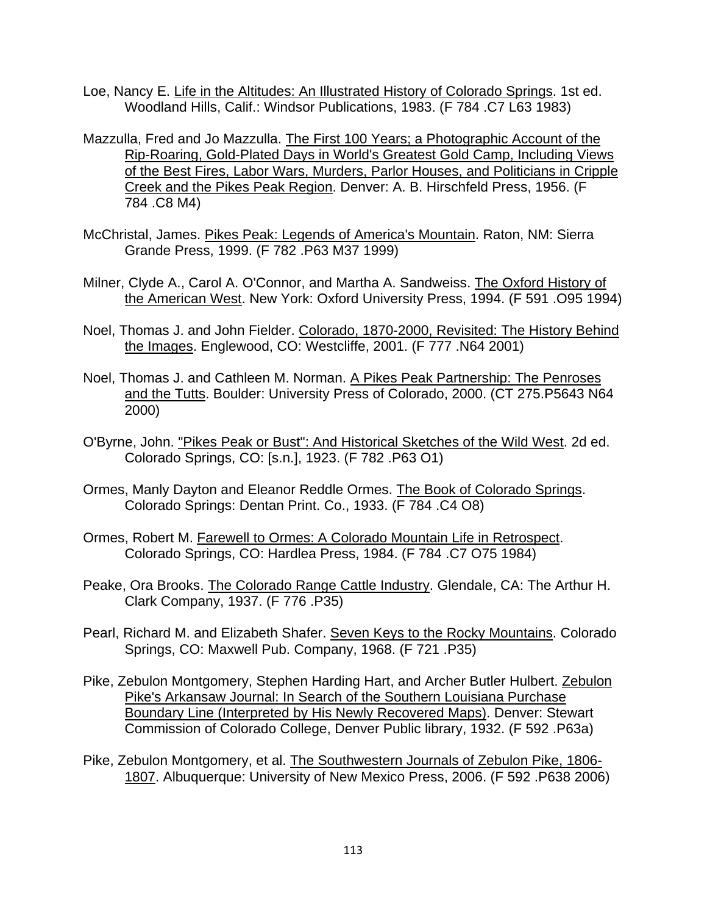Loe, Nancy E. Life in the Altitudes: An Illustrated History of Colorado Springs. 1st ed. Woodland Hills, Calif.: Windsor Publications, 1983. (F 784 .C7 L63 1983)

Mazzulla, Fred and Jo Mazzulla. The First 100 Years; a Photographic Account of the Rip-Roaring, Gold-Plated Days in World's Greatest Gold Camp, Including Views of the Best Fires, Labor Wars, Murders, Parlor Houses, and Politicians in Cripple Creek and the Pikes Peak Region. Denver: A. B. Hirschfeld Press, 1956. (F 784 .C8 M4)

McChristal, James. Pikes Peak: Legends of America's Mountain. Raton, NM: Sierra Grande Press, 1999. (F 782 .P63 M37 1999)

Milner, Clyde A., Carol A. O'Connor, and Martha A. Sandweiss. The Oxford History of the American West. New York: Oxford University Press, 1994. (F 591 .O95 1994)

Noel, Thomas J. and John Fielder. Colorado, 1870-2000, Revisited: The History Behind the Images. Englewood, CO: Westcliffe, 2001. (F 777 .N64 2001)

Noel, Thomas J. and Cathleen M. Norman. A Pikes Peak Partnership: The Penroses and the Tutts. Boulder: University Press of Colorado, 2000. (CT 275.P5643 N64 2000)

O'Byrne, John. "Pikes Peak or Bust": And Historical Sketches of the Wild West. 2d ed. Colorado Springs, CO: [s.n.], 1923. (F 782 .P63 O1)

Ormes, Manly Dayton and Eleanor Reddle Ormes. The Book of Colorado Springs. Colorado Springs: Dentan Print. Co., 1933. (F 784 .C4 O8)

Ormes, Robert M. Farewell to Ormes: A Colorado Mountain Life in Retrospect. Colorado Springs, CO: Hardlea Press, 1984. (F 784 .C7 O75 1984)

Peake, Ora Brooks. The Colorado Range Cattle Industry. Glendale, CA: The Arthur H. Clark Company, 1937. (F 776 .P35)

Pearl, Richard M. and Elizabeth Shafer. Seven Keys to the Rocky Mountains. Colorado Springs, CO: Maxwell Pub. Company, 1968. (F 721 .P35)

Pike, Zebulon Montgomery, Stephen Harding Hart, and Archer Butler Hulbert. Zebulon Pike's Arkansaw Journal: In Search of the Southern Louisiana Purchase Boundary Line (Interpreted by His Newly Recovered Maps). Denver: Stewart Commission of Colorado College, Denver Public library, 1932. (F 592 .P63a)

Pike, Zebulon Montgomery, et al. The Southwestern Journals of Zebulon Pike, 1806-1807. Albuquerque: University of New Mexico Press, 2006. (F 592 .P638 2006)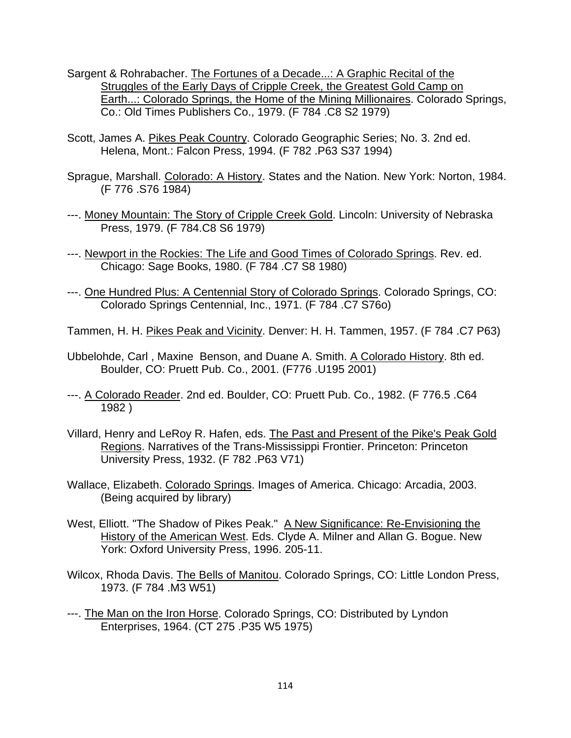Sargent & Rohrabacher. The Fortunes of a Decade...: A Graphic Recital of the Struggles of the Early Days of Cripple Creek, the Greatest Gold Camp on Earth...: Colorado Springs, the Home of the Mining Millionaires. Colorado Springs, Co.: Old Times Publishers Co., 1979. (F 784 .C8 S2 1979)

Scott, James A. Pikes Peak Country. Colorado Geographic Series; No. 3. 2nd ed. Helena, Mont.: Falcon Press, 1994. (F 782 .P63 S37 1994)

Sprague, Marshall. Colorado: A History. States and the Nation. New York: Norton, 1984. (F 776 .S76 1984)

---. Money Mountain: The Story of Cripple Creek Gold. Lincoln: University of Nebraska Press, 1979. (F 784.C8 S6 1979)

---. Newport in the Rockies: The Life and Good Times of Colorado Springs. Rev. ed. Chicago: Sage Books, 1980. (F 784 .C7 S8 1980)

---. One Hundred Plus: A Centennial Story of Colorado Springs. Colorado Springs, CO: Colorado Springs Centennial, Inc., 1971. (F 784 .C7 S76o)

Tammen, H. H. Pikes Peak and Vicinity. Denver: H. H. Tammen, 1957. (F 784 .C7 P63)

Ubbelohde, Carl , Maxine Benson, and Duane A. Smith. A Colorado History. 8th ed. Boulder, CO: Pruett Pub. Co., 2001. (F776 .U195 2001)

---. A Colorado Reader. 2nd ed. Boulder, CO: Pruett Pub. Co., 1982. (F 776.5 .C64 1982 )

Villard, Henry and LeRoy R. Hafen, eds. The Past and Present of the Pike's Peak Gold Regions. Narratives of the Trans-Mississippi Frontier. Princeton: Princeton University Press, 1932. (F 782 .P63 V71)

Wallace, Elizabeth. Colorado Springs. Images of America. Chicago: Arcadia, 2003. (Being acquired by library)

West, Elliott. "The Shadow of Pikes Peak." A New Significance: Re-Envisioning the History of the American West. Eds. Clyde A. Milner and Allan G. Bogue. New York: Oxford University Press, 1996. 205-11.

Wilcox, Rhoda Davis. The Bells of Manitou. Colorado Springs, CO: Little London Press, 1973. (F 784 .M3 W51)

---. The Man on the Iron Horse. Colorado Springs, CO: Distributed by Lyndon Enterprises, 1964. (CT 275 .P35 W5 1975)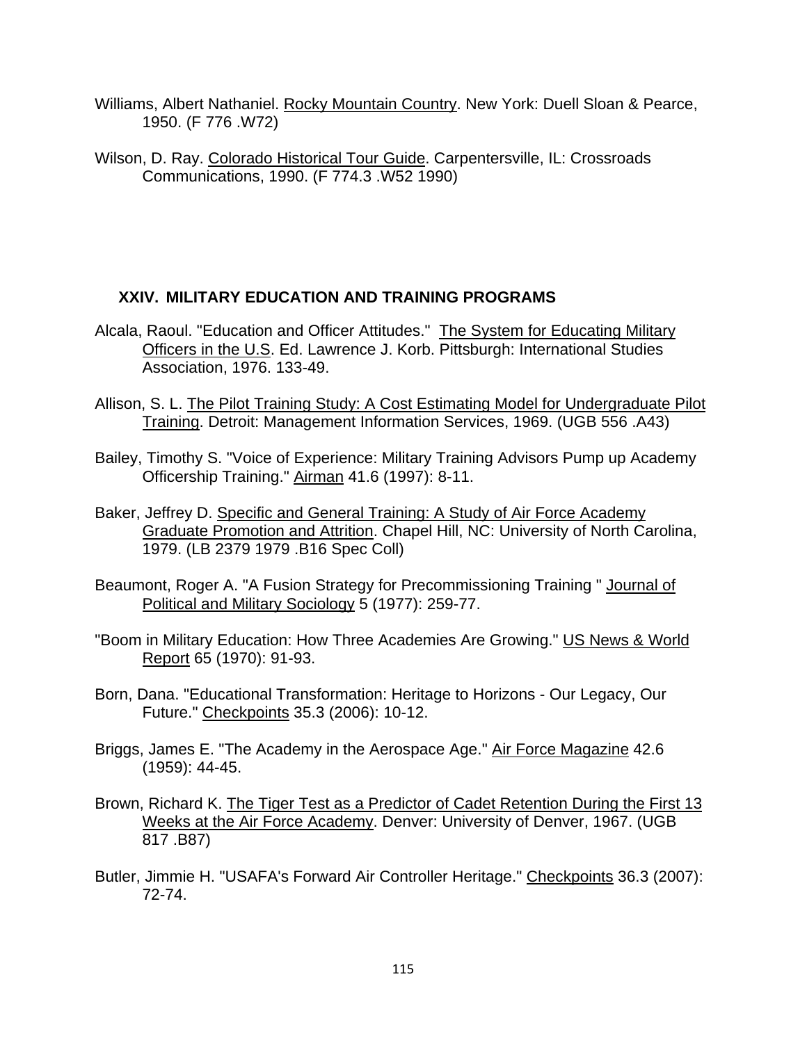Williams, Albert Nathaniel. Rocky Mountain Country. New York: Duell Sloan & Pearce, 1950. (F 776 .W72)

Wilson, D. Ray. Colorado Historical Tour Guide. Carpentersville, IL: Crossroads Communications, 1990. (F 774.3 .W52 1990)

## XXIV. MILITARY EDUCATION AND TRAINING PROGRAMS

Alcala, Raoul. "Education and Officer Attitudes." The System for Educating Military Officers in the U.S. Ed. Lawrence J. Korb. Pittsburgh: International Studies Association, 1976. 133-49.

Allison, S. L. The Pilot Training Study: A Cost Estimating Model for Undergraduate Pilot Training. Detroit: Management Information Services, 1969. (UGB 556 .A43)

Bailey, Timothy S. "Voice of Experience: Military Training Advisors Pump up Academy Officership Training." Airman 41.6 (1997): 8-11.

Baker, Jeffrey D. Specific and General Training: A Study of Air Force Academy Graduate Promotion and Attrition. Chapel Hill, NC: University of North Carolina, 1979. (LB 2379 1979 .B16 Spec Coll)

Beaumont, Roger A. "A Fusion Strategy for Precommissioning Training " Journal of Political and Military Sociology 5 (1977): 259-77.

"Boom in Military Education: How Three Academies Are Growing." US News & World Report 65 (1970): 91-93.

Born, Dana. "Educational Transformation: Heritage to Horizons - Our Legacy, Our Future." Checkpoints 35.3 (2006): 10-12.

Briggs, James E. "The Academy in the Aerospace Age." Air Force Magazine 42.6 (1959): 44-45.

Brown, Richard K. The Tiger Test as a Predictor of Cadet Retention During the First 13 Weeks at the Air Force Academy. Denver: University of Denver, 1967. (UGB 817 .B87)

Butler, Jimmie H. "USAFA's Forward Air Controller Heritage." Checkpoints 36.3 (2007): 72-74.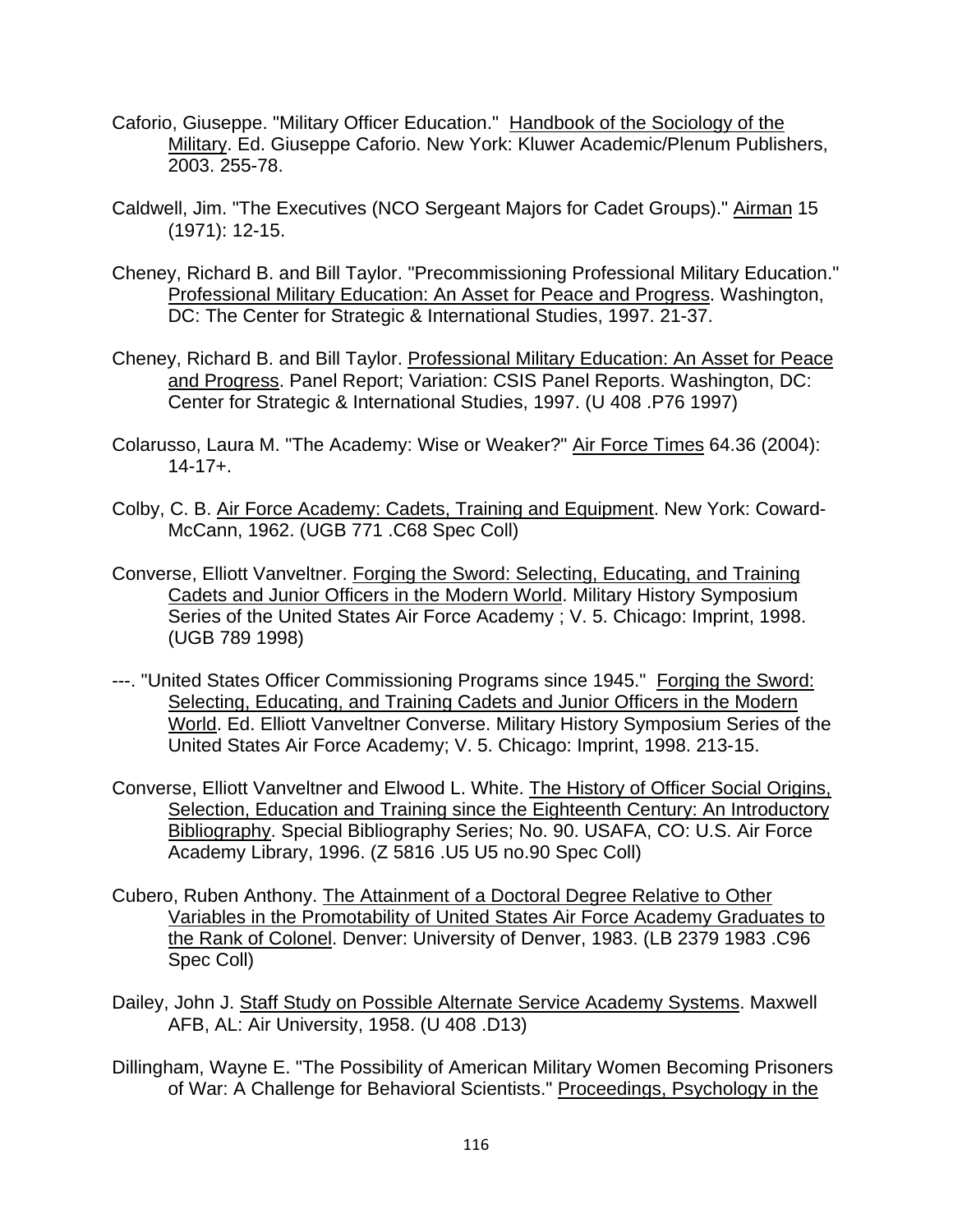Caforio, Giuseppe. "Military Officer Education." Handbook of the Sociology of the Military. Ed. Giuseppe Caforio. New York: Kluwer Academic/Plenum Publishers, 2003. 255-78.

Caldwell, Jim. "The Executives (NCO Sergeant Majors for Cadet Groups)." Airman 15 (1971): 12-15.

Cheney, Richard B. and Bill Taylor. "Precommissioning Professional Military Education." Professional Military Education: An Asset for Peace and Progress. Washington, DC: The Center for Strategic & International Studies, 1997. 21-37.

Cheney, Richard B. and Bill Taylor. Professional Military Education: An Asset for Peace and Progress. Panel Report; Variation: CSIS Panel Reports. Washington, DC: Center for Strategic & International Studies, 1997. (U 408 .P76 1997)

Colarusso, Laura M. "The Academy: Wise or Weaker?" Air Force Times 64.36 (2004): 14-17+.

Colby, C. B. Air Force Academy: Cadets, Training and Equipment. New York: Coward-McCann, 1962. (UGB 771 .C68 Spec Coll)

Converse, Elliott Vanveltner. Forging the Sword: Selecting, Educating, and Training Cadets and Junior Officers in the Modern World. Military History Symposium Series of the United States Air Force Academy ; V. 5. Chicago: Imprint, 1998. (UGB 789 1998)

---. "United States Officer Commissioning Programs since 1945." Forging the Sword: Selecting, Educating, and Training Cadets and Junior Officers in the Modern World. Ed. Elliott Vanveltner Converse. Military History Symposium Series of the United States Air Force Academy; V. 5. Chicago: Imprint, 1998. 213-15.

Converse, Elliott Vanveltner and Elwood L. White. The History of Officer Social Origins, Selection, Education and Training since the Eighteenth Century: An Introductory Bibliography. Special Bibliography Series; No. 90. USAFA, CO: U.S. Air Force Academy Library, 1996. (Z 5816 .U5 U5 no.90 Spec Coll)

Cubero, Ruben Anthony. The Attainment of a Doctoral Degree Relative to Other Variables in the Promotability of United States Air Force Academy Graduates to the Rank of Colonel. Denver: University of Denver, 1983. (LB 2379 1983 .C96 Spec Coll)

Dailey, John J. Staff Study on Possible Alternate Service Academy Systems. Maxwell AFB, AL: Air University, 1958. (U 408 .D13)

Dillingham, Wayne E. "The Possibility of American Military Women Becoming Prisoners of War: A Challenge for Behavioral Scientists." Proceedings, Psychology in the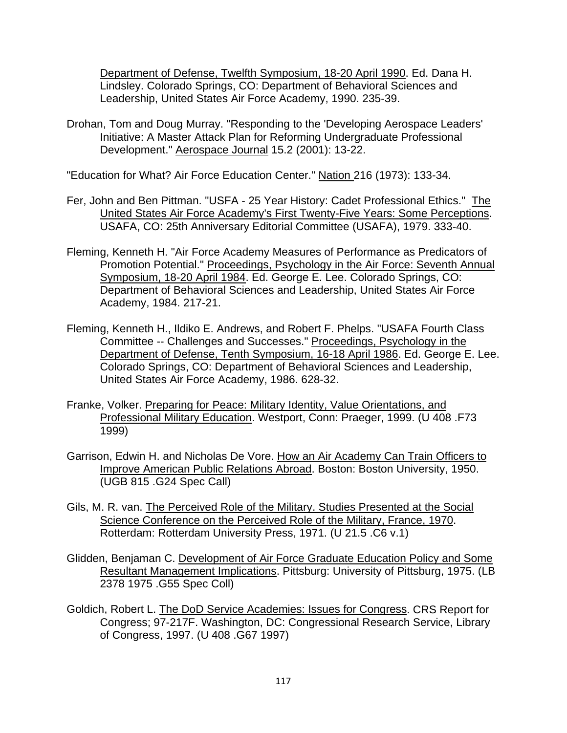Department of Defense, Twelfth Symposium, 18-20 April 1990. Ed. Dana H. Lindsley. Colorado Springs, CO: Department of Behavioral Sciences and Leadership, United States Air Force Academy, 1990. 235-39.

Drohan, Tom and Doug Murray. "Responding to the 'Developing Aerospace Leaders' Initiative: A Master Attack Plan for Reforming Undergraduate Professional Development." Aerospace Journal 15.2 (2001): 13-22.

"Education for What? Air Force Education Center." Nation 216 (1973): 133-34.

Fer, John and Ben Pittman. "USFA - 25 Year History: Cadet Professional Ethics." The United States Air Force Academy's First Twenty-Five Years: Some Perceptions. USAFA, CO: 25th Anniversary Editorial Committee (USAFA), 1979. 333-40.

Fleming, Kenneth H. "Air Force Academy Measures of Performance as Predicators of Promotion Potential." Proceedings, Psychology in the Air Force: Seventh Annual Symposium, 18-20 April 1984. Ed. George E. Lee. Colorado Springs, CO: Department of Behavioral Sciences and Leadership, United States Air Force Academy, 1984. 217-21.

Fleming, Kenneth H., Ildiko E. Andrews, and Robert F. Phelps. "USAFA Fourth Class Committee -- Challenges and Successes." Proceedings, Psychology in the Department of Defense, Tenth Symposium, 16-18 April 1986. Ed. George E. Lee. Colorado Springs, CO: Department of Behavioral Sciences and Leadership, United States Air Force Academy, 1986. 628-32.

Franke, Volker. Preparing for Peace: Military Identity, Value Orientations, and Professional Military Education. Westport, Conn: Praeger, 1999. (U 408 .F73 1999)

Garrison, Edwin H. and Nicholas De Vore. How an Air Academy Can Train Officers to Improve American Public Relations Abroad. Boston: Boston University, 1950. (UGB 815 .G24 Spec Call)

Gils, M. R. van. The Perceived Role of the Military. Studies Presented at the Social Science Conference on the Perceived Role of the Military, France, 1970. Rotterdam: Rotterdam University Press, 1971. (U 21.5 .C6 v.1)

Glidden, Benjaman C. Development of Air Force Graduate Education Policy and Some Resultant Management Implications. Pittsburg: University of Pittsburg, 1975. (LB 2378 1975 .G55 Spec Coll)

Goldich, Robert L. The DoD Service Academies: Issues for Congress. CRS Report for Congress; 97-217F. Washington, DC: Congressional Research Service, Library of Congress, 1997. (U 408 .G67 1997)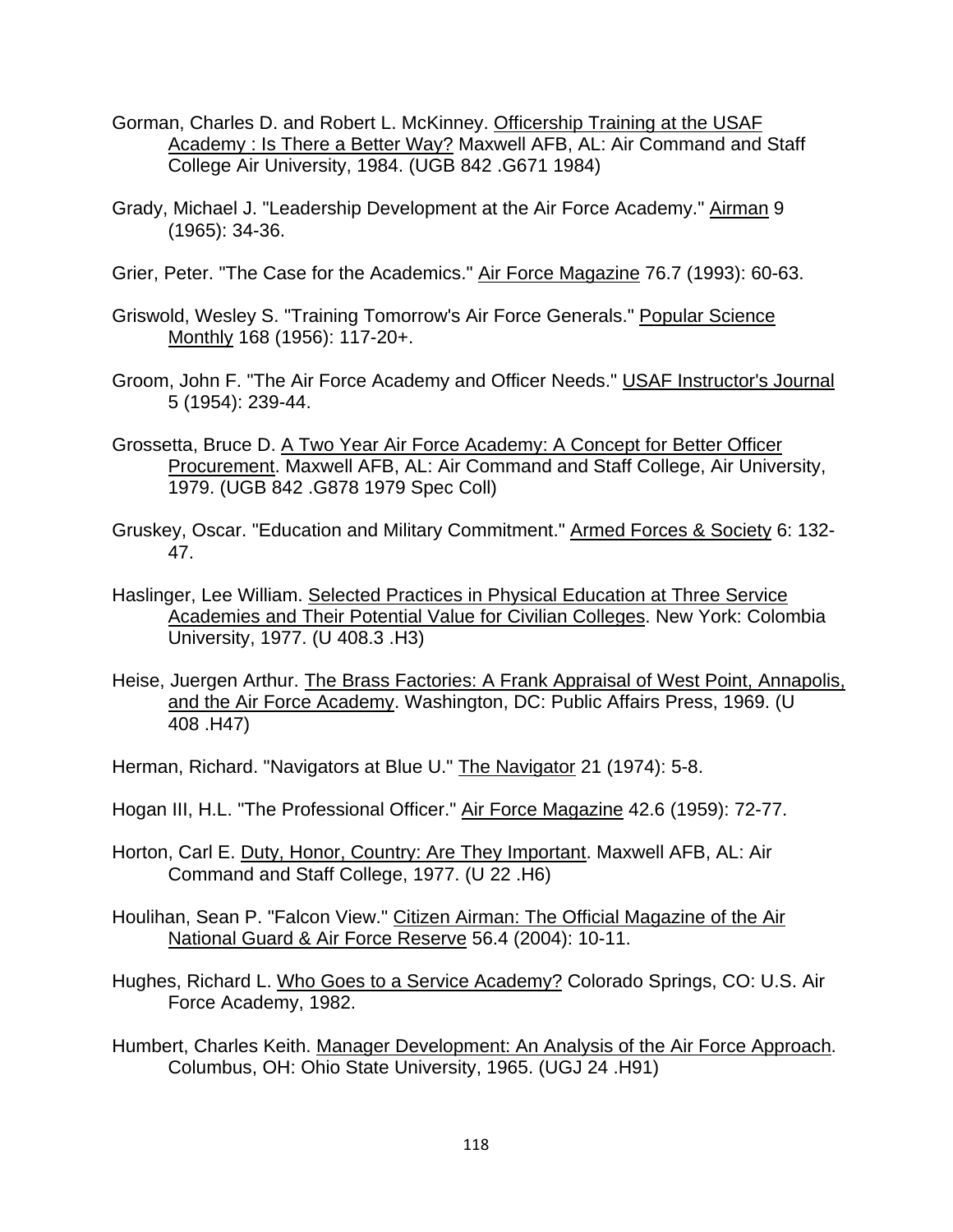Gorman, Charles D. and Robert L. McKinney. <u>Officership Training at the USAF Academy : Is There a Better Way?</u> Maxwell AFB, AL: Air Command and Staff College Air University, 1984. (UGB 842 .G671 1984)

Grady, Michael J. "Leadership Development at the Air Force Academy." <u>Airman</u> 9 (1965): 34-36.

Grier, Peter. "The Case for the Academics." <u>Air Force Magazine</u> 76.7 (1993): 60-63.

Griswold, Wesley S. "Training Tomorrow's Air Force Generals." <u>Popular Science Monthly</u> 168 (1956): 117-20+.

Groom, John F. "The Air Force Academy and Officer Needs." <u>USAF Instructor's Journal</u> 5 (1954): 239-44.

Grossetta, Bruce D. <u>A Two Year Air Force Academy: A Concept for Better Officer Procurement</u>. Maxwell AFB, AL: Air Command and Staff College, Air University, 1979. (UGB 842 .G878 1979 Spec Coll)

Gruskey, Oscar. "Education and Military Commitment." <u>Armed Forces & Society</u> 6: 132-47.

Haslinger, Lee William. <u>Selected Practices in Physical Education at Three Service Academies and Their Potential Value for Civilian Colleges</u>. New York: Colombia University, 1977. (U 408.3 .H3)

Heise, Juergen Arthur. <u>The Brass Factories: A Frank Appraisal of West Point, Annapolis, and the Air Force Academy</u>. Washington, DC: Public Affairs Press, 1969. (U 408 .H47)

Herman, Richard. "Navigators at Blue U." <u>The Navigator</u> 21 (1974): 5-8.

Hogan III, H.L. "The Professional Officer." <u>Air Force Magazine</u> 42.6 (1959): 72-77.

Horton, Carl E. <u>Duty, Honor, Country: Are They Important</u>. Maxwell AFB, AL: Air Command and Staff College, 1977. (U 22 .H6)

Houlihan, Sean P. "Falcon View." <u>Citizen Airman: The Official Magazine of the Air National Guard & Air Force Reserve</u> 56.4 (2004): 10-11.

Hughes, Richard L. <u>Who Goes to a Service Academy?</u> Colorado Springs, CO: U.S. Air Force Academy, 1982.

Humbert, Charles Keith. <u>Manager Development: An Analysis of the Air Force Approach</u>. Columbus, OH: Ohio State University, 1965. (UGJ 24 .H91)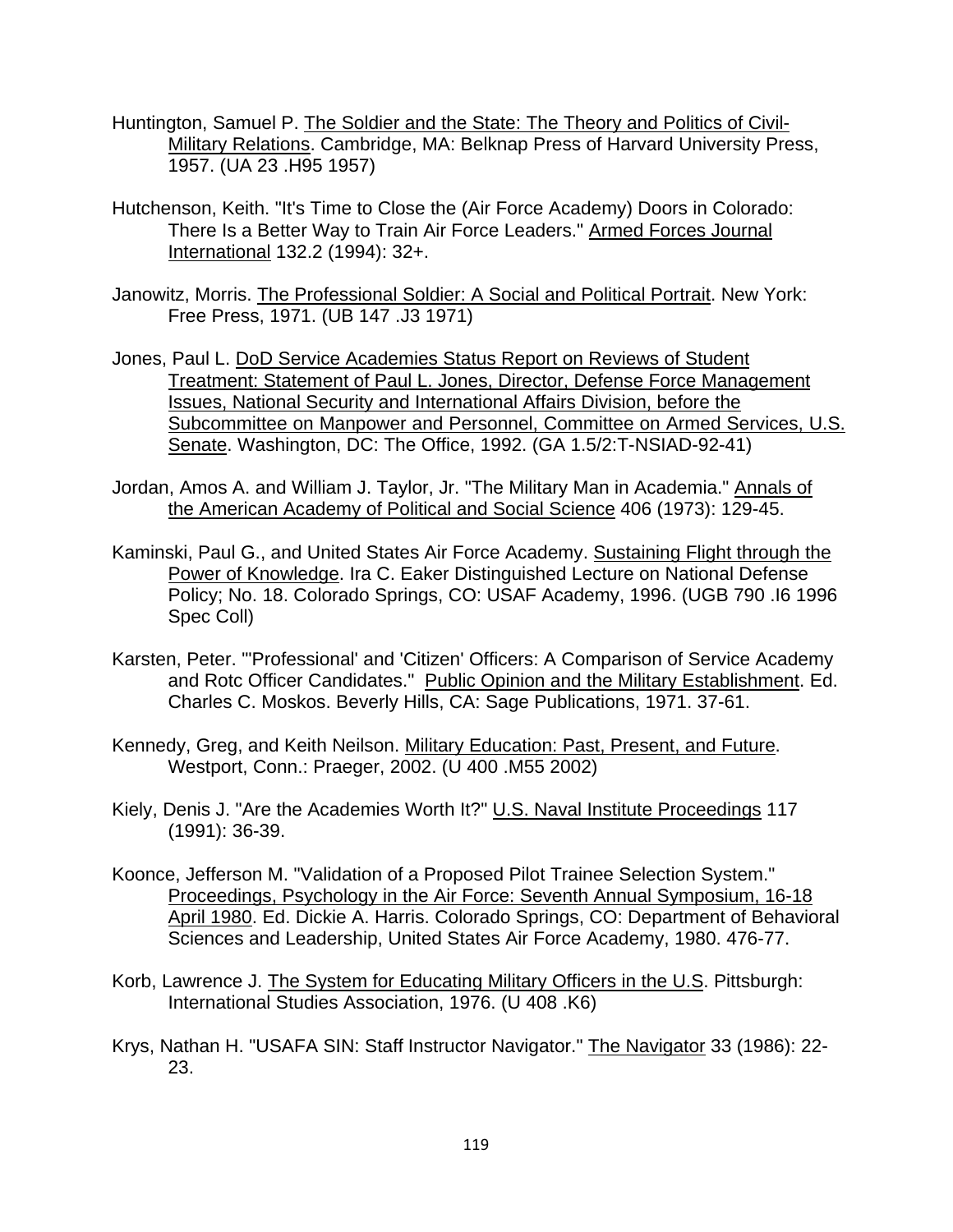Huntington, Samuel P. The Soldier and the State: The Theory and Politics of Civil-Military Relations. Cambridge, MA: Belknap Press of Harvard University Press, 1957. (UA 23 .H95 1957)

Hutchenson, Keith. "It's Time to Close the (Air Force Academy) Doors in Colorado: There Is a Better Way to Train Air Force Leaders." Armed Forces Journal International 132.2 (1994): 32+.

Janowitz, Morris. The Professional Soldier: A Social and Political Portrait. New York: Free Press, 1971. (UB 147 .J3 1971)

Jones, Paul L. DoD Service Academies Status Report on Reviews of Student Treatment: Statement of Paul L. Jones, Director, Defense Force Management Issues, National Security and International Affairs Division, before the Subcommittee on Manpower and Personnel, Committee on Armed Services, U.S. Senate. Washington, DC: The Office, 1992. (GA 1.5/2:T-NSIAD-92-41)

Jordan, Amos A. and William J. Taylor, Jr. "The Military Man in Academia." Annals of the American Academy of Political and Social Science 406 (1973): 129-45.

Kaminski, Paul G., and United States Air Force Academy. Sustaining Flight through the Power of Knowledge. Ira C. Eaker Distinguished Lecture on National Defense Policy; No. 18. Colorado Springs, CO: USAF Academy, 1996. (UGB 790 .I6 1996 Spec Coll)

Karsten, Peter. "'Professional' and 'Citizen' Officers: A Comparison of Service Academy and Rotc Officer Candidates." Public Opinion and the Military Establishment. Ed. Charles C. Moskos. Beverly Hills, CA: Sage Publications, 1971. 37-61.

Kennedy, Greg, and Keith Neilson. Military Education: Past, Present, and Future. Westport, Conn.: Praeger, 2002. (U 400 .M55 2002)

Kiely, Denis J. "Are the Academies Worth It?" U.S. Naval Institute Proceedings 117 (1991): 36-39.

Koonce, Jefferson M. "Validation of a Proposed Pilot Trainee Selection System." Proceedings, Psychology in the Air Force: Seventh Annual Symposium, 16-18 April 1980. Ed. Dickie A. Harris. Colorado Springs, CO: Department of Behavioral Sciences and Leadership, United States Air Force Academy, 1980. 476-77.

Korb, Lawrence J. The System for Educating Military Officers in the U.S. Pittsburgh: International Studies Association, 1976. (U 408 .K6)

Krys, Nathan H. "USAFA SIN: Staff Instructor Navigator." The Navigator 33 (1986): 22-23.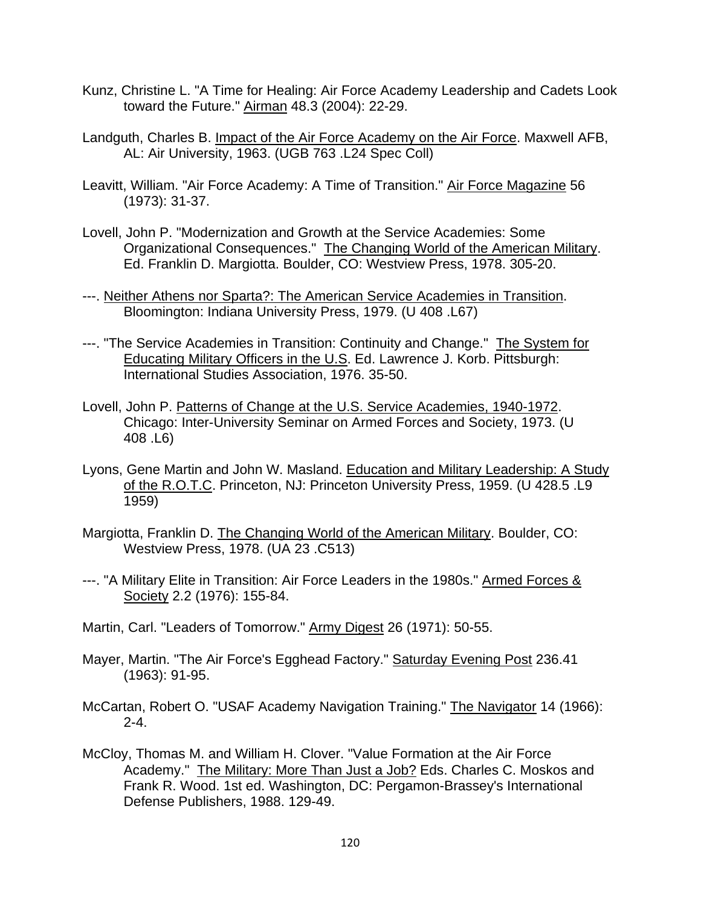Kunz, Christine L. "A Time for Healing: Air Force Academy Leadership and Cadets Look toward the Future." Airman 48.3 (2004): 22-29.

Landguth, Charles B. Impact of the Air Force Academy on the Air Force. Maxwell AFB, AL: Air University, 1963. (UGB 763 .L24 Spec Coll)

Leavitt, William. "Air Force Academy: A Time of Transition." Air Force Magazine 56 (1973): 31-37.

Lovell, John P. "Modernization and Growth at the Service Academies: Some Organizational Consequences." The Changing World of the American Military. Ed. Franklin D. Margiotta. Boulder, CO: Westview Press, 1978. 305-20.

---. Neither Athens nor Sparta?: The American Service Academies in Transition. Bloomington: Indiana University Press, 1979. (U 408 .L67)

---. "The Service Academies in Transition: Continuity and Change." The System for Educating Military Officers in the U.S. Ed. Lawrence J. Korb. Pittsburgh: International Studies Association, 1976. 35-50.

Lovell, John P. Patterns of Change at the U.S. Service Academies, 1940-1972. Chicago: Inter-University Seminar on Armed Forces and Society, 1973. (U 408 .L6)

Lyons, Gene Martin and John W. Masland. Education and Military Leadership: A Study of the R.O.T.C. Princeton, NJ: Princeton University Press, 1959. (U 428.5 .L9 1959)

Margiotta, Franklin D. The Changing World of the American Military. Boulder, CO: Westview Press, 1978. (UA 23 .C513)

---. "A Military Elite in Transition: Air Force Leaders in the 1980s." Armed Forces & Society 2.2 (1976): 155-84.

Martin, Carl. "Leaders of Tomorrow." Army Digest 26 (1971): 50-55.

Mayer, Martin. "The Air Force's Egghead Factory." Saturday Evening Post 236.41 (1963): 91-95.

McCartan, Robert O. "USAF Academy Navigation Training." The Navigator 14 (1966): 2-4.

McCloy, Thomas M. and William H. Clover. "Value Formation at the Air Force Academy." The Military: More Than Just a Job? Eds. Charles C. Moskos and Frank R. Wood. 1st ed. Washington, DC: Pergamon-Brassey's International Defense Publishers, 1988. 129-49.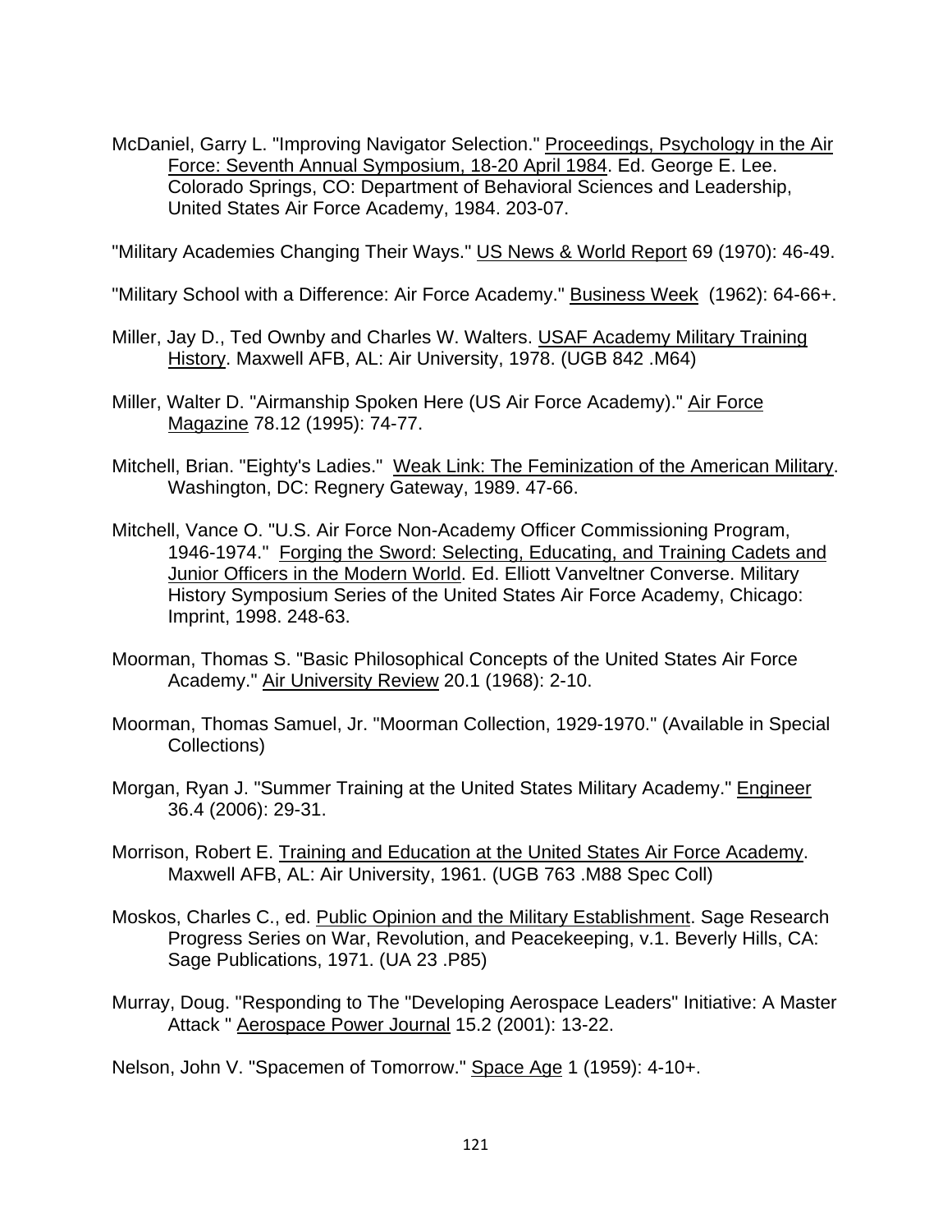McDaniel, Garry L. "Improving Navigator Selection." Proceedings, Psychology in the Air Force: Seventh Annual Symposium, 18-20 April 1984. Ed. George E. Lee. Colorado Springs, CO: Department of Behavioral Sciences and Leadership, United States Air Force Academy, 1984. 203-07.

"Military Academies Changing Their Ways." US News & World Report 69 (1970): 46-49.

"Military School with a Difference: Air Force Academy." Business Week (1962): 64-66+.

Miller, Jay D., Ted Ownby and Charles W. Walters. USAF Academy Military Training History. Maxwell AFB, AL: Air University, 1978. (UGB 842 .M64)

Miller, Walter D. "Airmanship Spoken Here (US Air Force Academy)." Air Force Magazine 78.12 (1995): 74-77.

Mitchell, Brian. "Eighty's Ladies." Weak Link: The Feminization of the American Military. Washington, DC: Regnery Gateway, 1989. 47-66.

Mitchell, Vance O. "U.S. Air Force Non-Academy Officer Commissioning Program, 1946-1974." Forging the Sword: Selecting, Educating, and Training Cadets and Junior Officers in the Modern World. Ed. Elliott Vanveltner Converse. Military History Symposium Series of the United States Air Force Academy, Chicago: Imprint, 1998. 248-63.

Moorman, Thomas S. "Basic Philosophical Concepts of the United States Air Force Academy." Air University Review 20.1 (1968): 2-10.

Moorman, Thomas Samuel, Jr. "Moorman Collection, 1929-1970." (Available in Special Collections)

Morgan, Ryan J. "Summer Training at the United States Military Academy." Engineer 36.4 (2006): 29-31.

Morrison, Robert E. Training and Education at the United States Air Force Academy. Maxwell AFB, AL: Air University, 1961. (UGB 763 .M88 Spec Coll)

Moskos, Charles C., ed. Public Opinion and the Military Establishment. Sage Research Progress Series on War, Revolution, and Peacekeeping, v.1. Beverly Hills, CA: Sage Publications, 1971. (UA 23 .P85)

Murray, Doug. "Responding to The "Developing Aerospace Leaders" Initiative: A Master Attack " Aerospace Power Journal 15.2 (2001): 13-22.

Nelson, John V. "Spacemen of Tomorrow." Space Age 1 (1959): 4-10+.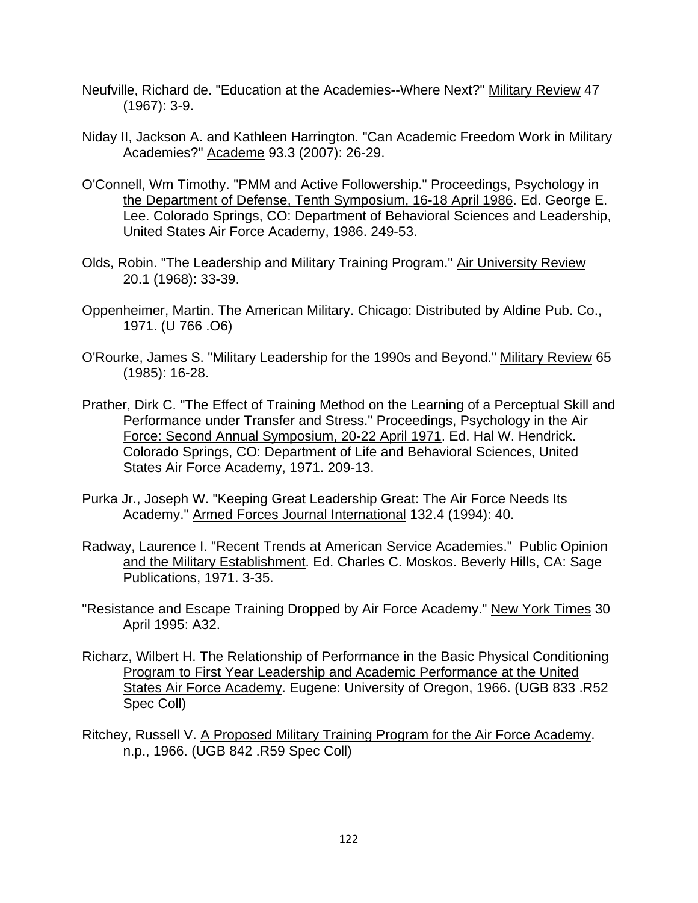Neufville, Richard de. "Education at the Academies--Where Next?" Military Review 47 (1967): 3-9.

Niday II, Jackson A. and Kathleen Harrington. "Can Academic Freedom Work in Military Academies?" Academe 93.3 (2007): 26-29.

O'Connell, Wm Timothy. "PMM and Active Followership." Proceedings, Psychology in the Department of Defense, Tenth Symposium, 16-18 April 1986. Ed. George E. Lee. Colorado Springs, CO: Department of Behavioral Sciences and Leadership, United States Air Force Academy, 1986. 249-53.

Olds, Robin. "The Leadership and Military Training Program." Air University Review 20.1 (1968): 33-39.

Oppenheimer, Martin. The American Military. Chicago: Distributed by Aldine Pub. Co., 1971. (U 766 .O6)

O'Rourke, James S. "Military Leadership for the 1990s and Beyond." Military Review 65 (1985): 16-28.

Prather, Dirk C. "The Effect of Training Method on the Learning of a Perceptual Skill and Performance under Transfer and Stress." Proceedings, Psychology in the Air Force: Second Annual Symposium, 20-22 April 1971. Ed. Hal W. Hendrick. Colorado Springs, CO: Department of Life and Behavioral Sciences, United States Air Force Academy, 1971. 209-13.

Purka Jr., Joseph W. "Keeping Great Leadership Great: The Air Force Needs Its Academy." Armed Forces Journal International 132.4 (1994): 40.

Radway, Laurence I. "Recent Trends at American Service Academies." Public Opinion and the Military Establishment. Ed. Charles C. Moskos. Beverly Hills, CA: Sage Publications, 1971. 3-35.

"Resistance and Escape Training Dropped by Air Force Academy." New York Times 30 April 1995: A32.

Richarz, Wilbert H. The Relationship of Performance in the Basic Physical Conditioning Program to First Year Leadership and Academic Performance at the United States Air Force Academy. Eugene: University of Oregon, 1966. (UGB 833 .R52 Spec Coll)

Ritchey, Russell V. A Proposed Military Training Program for the Air Force Academy. n.p., 1966. (UGB 842 .R59 Spec Coll)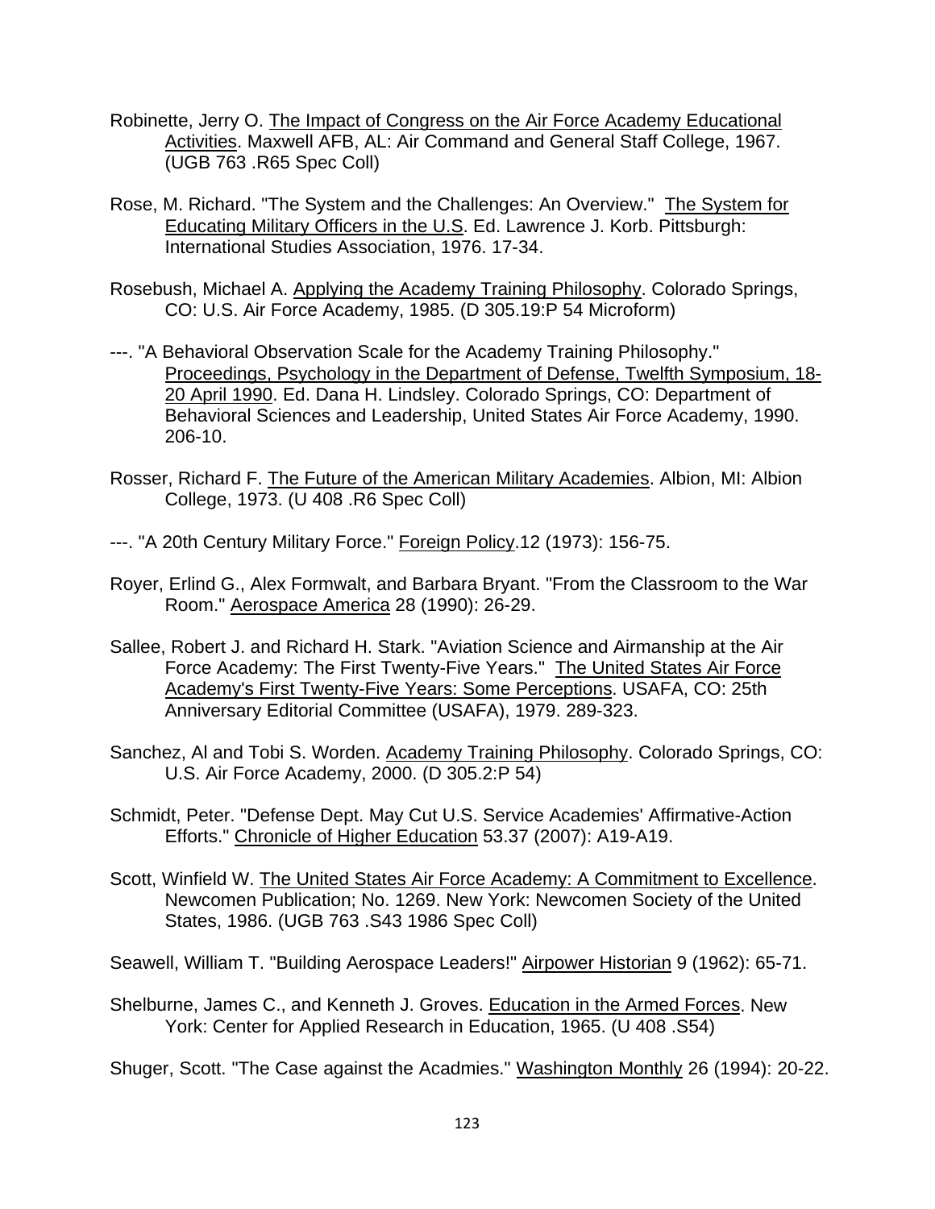Robinette, Jerry O. The Impact of Congress on the Air Force Academy Educational Activities. Maxwell AFB, AL: Air Command and General Staff College, 1967. (UGB 763 .R65 Spec Coll)

Rose, M. Richard. "The System and the Challenges: An Overview." The System for Educating Military Officers in the U.S. Ed. Lawrence J. Korb. Pittsburgh: International Studies Association, 1976. 17-34.

Rosebush, Michael A. Applying the Academy Training Philosophy. Colorado Springs, CO: U.S. Air Force Academy, 1985. (D 305.19:P 54 Microform)

---. "A Behavioral Observation Scale for the Academy Training Philosophy." Proceedings, Psychology in the Department of Defense, Twelfth Symposium, 18-20 April 1990. Ed. Dana H. Lindsley. Colorado Springs, CO: Department of Behavioral Sciences and Leadership, United States Air Force Academy, 1990. 206-10.

Rosser, Richard F. The Future of the American Military Academies. Albion, MI: Albion College, 1973. (U 408 .R6 Spec Coll)

---. "A 20th Century Military Force." Foreign Policy.12 (1973): 156-75.

Royer, Erlind G., Alex Formwalt, and Barbara Bryant. "From the Classroom to the War Room." Aerospace America 28 (1990): 26-29.

Sallee, Robert J. and Richard H. Stark. "Aviation Science and Airmanship at the Air Force Academy: The First Twenty-Five Years." The United States Air Force Academy's First Twenty-Five Years: Some Perceptions. USAFA, CO: 25th Anniversary Editorial Committee (USAFA), 1979. 289-323.

Sanchez, Al and Tobi S. Worden. Academy Training Philosophy. Colorado Springs, CO: U.S. Air Force Academy, 2000. (D 305.2:P 54)

Schmidt, Peter. "Defense Dept. May Cut U.S. Service Academies' Affirmative-Action Efforts." Chronicle of Higher Education 53.37 (2007): A19-A19.

Scott, Winfield W. The United States Air Force Academy: A Commitment to Excellence. Newcomen Publication; No. 1269. New York: Newcomen Society of the United States, 1986. (UGB 763 .S43 1986 Spec Coll)

Seawell, William T. "Building Aerospace Leaders!" Airpower Historian 9 (1962): 65-71.

Shelburne, James C., and Kenneth J. Groves. Education in the Armed Forces. New York: Center for Applied Research in Education, 1965. (U 408 .S54)

Shuger, Scott. "The Case against the Acadmies." Washington Monthly 26 (1994): 20-22.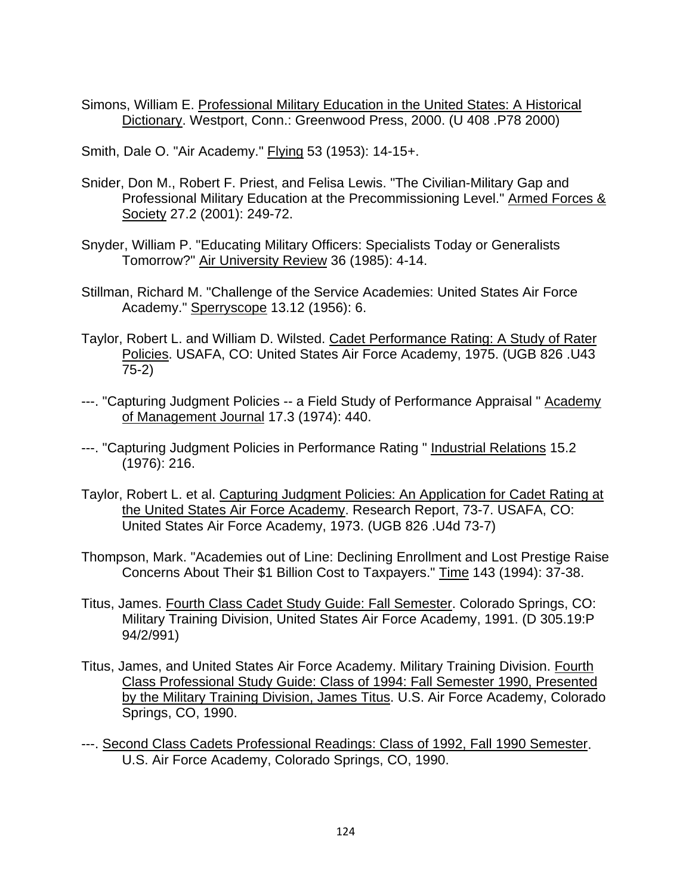Simons, William E. Professional Military Education in the United States: A Historical Dictionary. Westport, Conn.: Greenwood Press, 2000. (U 408 .P78 2000)

Smith, Dale O. "Air Academy." Flying 53 (1953): 14-15+.

Snider, Don M., Robert F. Priest, and Felisa Lewis. "The Civilian-Military Gap and Professional Military Education at the Precommissioning Level." Armed Forces & Society 27.2 (2001): 249-72.

Snyder, William P. "Educating Military Officers: Specialists Today or Generalists Tomorrow?" Air University Review 36 (1985): 4-14.

Stillman, Richard M. "Challenge of the Service Academies: United States Air Force Academy." Sperryscope 13.12 (1956): 6.

Taylor, Robert L. and William D. Wilsted. Cadet Performance Rating: A Study of Rater Policies. USAFA, CO: United States Air Force Academy, 1975. (UGB 826 .U43 75-2)

---. "Capturing Judgment Policies -- a Field Study of Performance Appraisal " Academy of Management Journal 17.3 (1974): 440.

---. "Capturing Judgment Policies in Performance Rating " Industrial Relations 15.2 (1976): 216.

Taylor, Robert L. et al. Capturing Judgment Policies: An Application for Cadet Rating at the United States Air Force Academy. Research Report, 73-7. USAFA, CO: United States Air Force Academy, 1973. (UGB 826 .U4d 73-7)

Thompson, Mark. "Academies out of Line: Declining Enrollment and Lost Prestige Raise Concerns About Their $1 Billion Cost to Taxpayers." Time 143 (1994): 37-38.

Titus, James. Fourth Class Cadet Study Guide: Fall Semester. Colorado Springs, CO: Military Training Division, United States Air Force Academy, 1991. (D 305.19:P 94/2/991)

Titus, James, and United States Air Force Academy. Military Training Division. Fourth Class Professional Study Guide: Class of 1994: Fall Semester 1990, Presented by the Military Training Division, James Titus. U.S. Air Force Academy, Colorado Springs, CO, 1990.

---. Second Class Cadets Professional Readings: Class of 1992, Fall 1990 Semester. U.S. Air Force Academy, Colorado Springs, CO, 1990.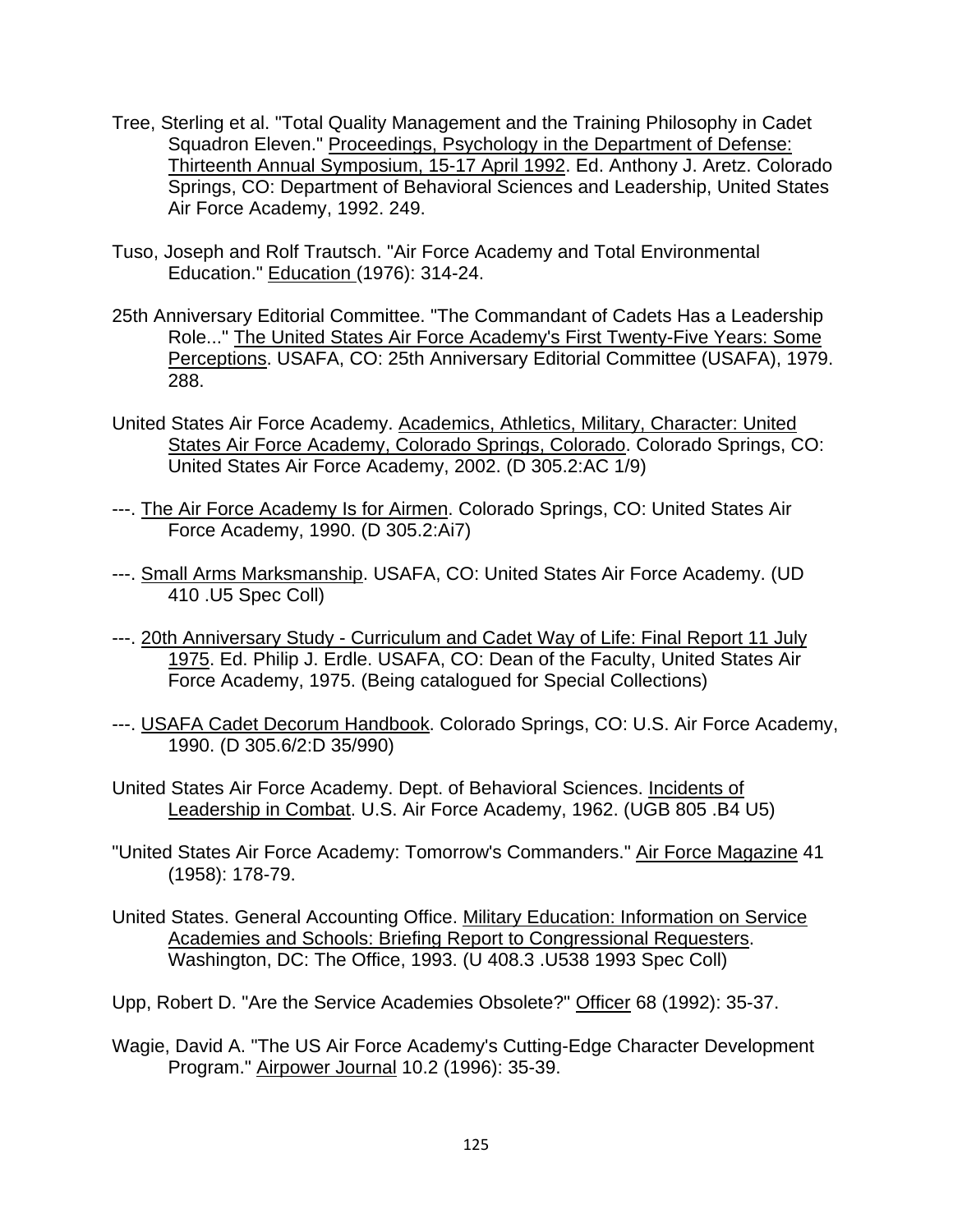Tree, Sterling et al. "Total Quality Management and the Training Philosophy in Cadet Squadron Eleven." Proceedings, Psychology in the Department of Defense: Thirteenth Annual Symposium, 15-17 April 1992. Ed. Anthony J. Aretz. Colorado Springs, CO: Department of Behavioral Sciences and Leadership, United States Air Force Academy, 1992. 249.

Tuso, Joseph and Rolf Trautsch. "Air Force Academy and Total Environmental Education." Education (1976): 314-24.

25th Anniversary Editorial Committee. "The Commandant of Cadets Has a Leadership Role..." The United States Air Force Academy's First Twenty-Five Years: Some Perceptions. USAFA, CO: 25th Anniversary Editorial Committee (USAFA), 1979. 288.

United States Air Force Academy. Academics, Athletics, Military, Character: United States Air Force Academy, Colorado Springs, Colorado. Colorado Springs, CO: United States Air Force Academy, 2002. (D 305.2:AC 1/9)

---. The Air Force Academy Is for Airmen. Colorado Springs, CO: United States Air Force Academy, 1990. (D 305.2:Ai7)

---. Small Arms Marksmanship. USAFA, CO: United States Air Force Academy. (UD 410 .U5 Spec Coll)

---. 20th Anniversary Study - Curriculum and Cadet Way of Life: Final Report 11 July 1975. Ed. Philip J. Erdle. USAFA, CO: Dean of the Faculty, United States Air Force Academy, 1975. (Being catalogued for Special Collections)

---. USAFA Cadet Decorum Handbook. Colorado Springs, CO: U.S. Air Force Academy, 1990. (D 305.6/2:D 35/990)

United States Air Force Academy. Dept. of Behavioral Sciences. Incidents of Leadership in Combat. U.S. Air Force Academy, 1962. (UGB 805 .B4 U5)

"United States Air Force Academy: Tomorrow's Commanders." Air Force Magazine 41 (1958): 178-79.

United States. General Accounting Office. Military Education: Information on Service Academies and Schools: Briefing Report to Congressional Requesters. Washington, DC: The Office, 1993. (U 408.3 .U538 1993 Spec Coll)

Upp, Robert D. "Are the Service Academies Obsolete?" Officer 68 (1992): 35-37.

Wagie, David A. "The US Air Force Academy's Cutting-Edge Character Development Program." Airpower Journal 10.2 (1996): 35-39.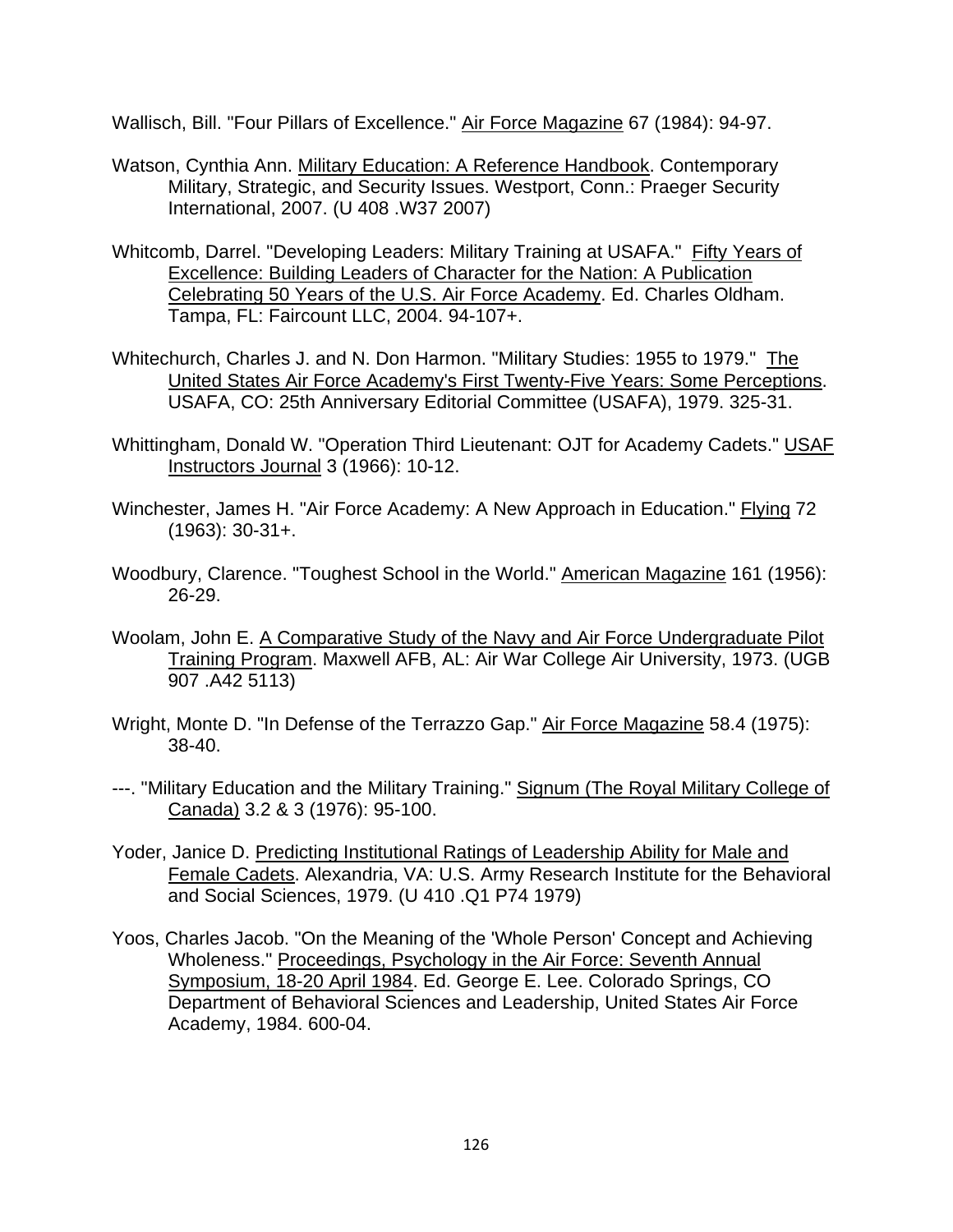Wallisch, Bill. "Four Pillars of Excellence." Air Force Magazine 67 (1984): 94-97.

Watson, Cynthia Ann. Military Education: A Reference Handbook. Contemporary Military, Strategic, and Security Issues. Westport, Conn.: Praeger Security International, 2007. (U 408 .W37 2007)

Whitcomb, Darrel. "Developing Leaders: Military Training at USAFA." Fifty Years of Excellence: Building Leaders of Character for the Nation: A Publication Celebrating 50 Years of the U.S. Air Force Academy. Ed. Charles Oldham. Tampa, FL: Faircount LLC, 2004. 94-107+.

Whitechurch, Charles J. and N. Don Harmon. "Military Studies: 1955 to 1979." The United States Air Force Academy's First Twenty-Five Years: Some Perceptions. USAFA, CO: 25th Anniversary Editorial Committee (USAFA), 1979. 325-31.

Whittingham, Donald W. "Operation Third Lieutenant: OJT for Academy Cadets." USAF Instructors Journal 3 (1966): 10-12.

Winchester, James H. "Air Force Academy: A New Approach in Education." Flying 72 (1963): 30-31+.

Woodbury, Clarence. "Toughest School in the World." American Magazine 161 (1956): 26-29.

Woolam, John E. A Comparative Study of the Navy and Air Force Undergraduate Pilot Training Program. Maxwell AFB, AL: Air War College Air University, 1973. (UGB 907 .A42 5113)

Wright, Monte D. "In Defense of the Terrazzo Gap." Air Force Magazine 58.4 (1975): 38-40.

---. "Military Education and the Military Training." Signum (The Royal Military College of Canada) 3.2 & 3 (1976): 95-100.

Yoder, Janice D. Predicting Institutional Ratings of Leadership Ability for Male and Female Cadets. Alexandria, VA: U.S. Army Research Institute for the Behavioral and Social Sciences, 1979. (U 410 .Q1 P74 1979)

Yoos, Charles Jacob. "On the Meaning of the 'Whole Person' Concept and Achieving Wholeness." Proceedings, Psychology in the Air Force: Seventh Annual Symposium, 18-20 April 1984. Ed. George E. Lee. Colorado Springs, CO Department of Behavioral Sciences and Leadership, United States Air Force Academy, 1984. 600-04.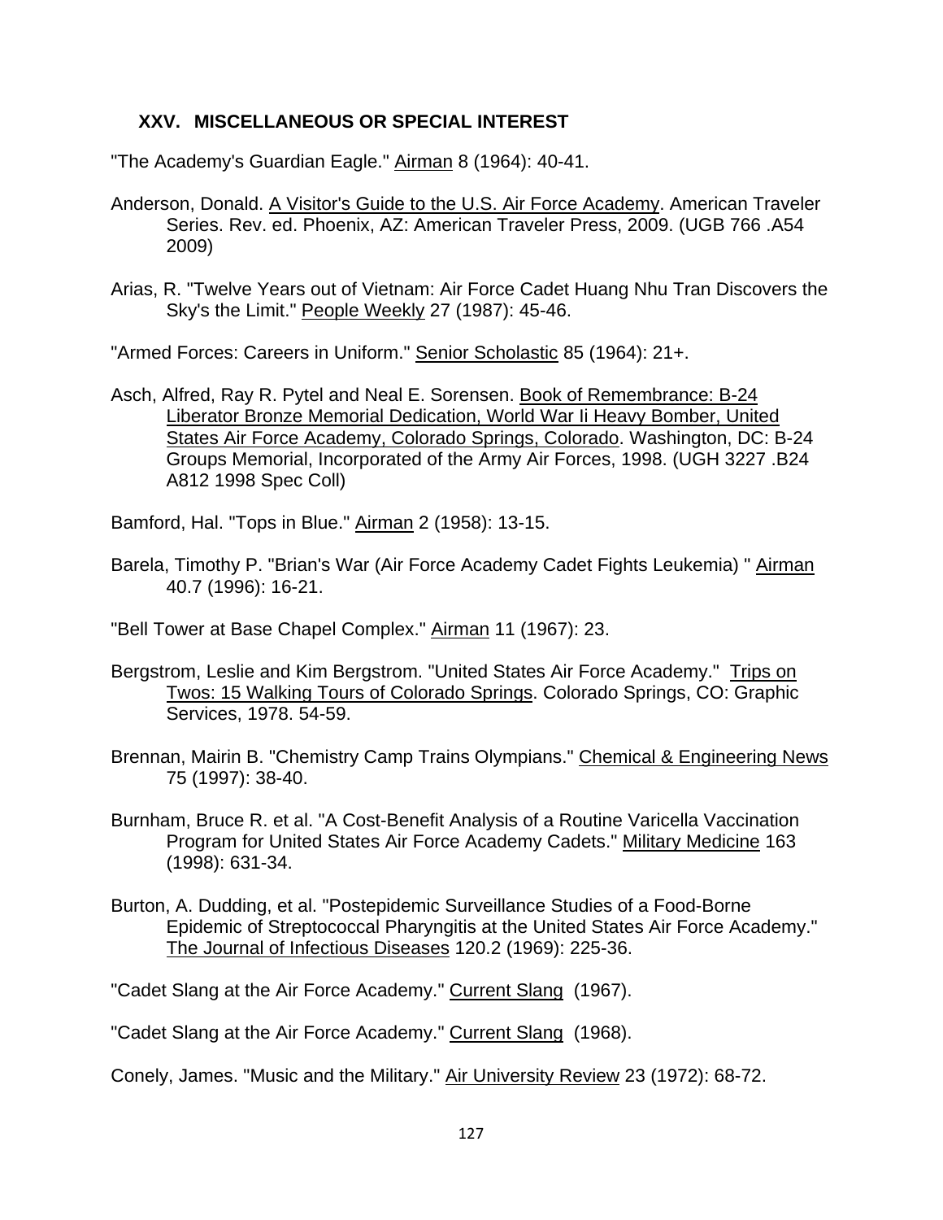## XXV. MISCELLANEOUS OR SPECIAL INTEREST

"The Academy's Guardian Eagle." Airman 8 (1964): 40-41.

Anderson, Donald. A Visitor's Guide to the U.S. Air Force Academy. American Traveler Series. Rev. ed. Phoenix, AZ: American Traveler Press, 2009. (UGB 766 .A54 2009)

Arias, R. "Twelve Years out of Vietnam: Air Force Cadet Huang Nhu Tran Discovers the Sky's the Limit." People Weekly 27 (1987): 45-46.

"Armed Forces: Careers in Uniform." Senior Scholastic 85 (1964): 21+.

Asch, Alfred, Ray R. Pytel and Neal E. Sorensen. Book of Remembrance: B-24 Liberator Bronze Memorial Dedication, World War Ii Heavy Bomber, United States Air Force Academy, Colorado Springs, Colorado. Washington, DC: B-24 Groups Memorial, Incorporated of the Army Air Forces, 1998. (UGH 3227 .B24 A812 1998 Spec Coll)

Bamford, Hal. "Tops in Blue." Airman 2 (1958): 13-15.

Barela, Timothy P. "Brian's War (Air Force Academy Cadet Fights Leukemia) " Airman 40.7 (1996): 16-21.

"Bell Tower at Base Chapel Complex." Airman 11 (1967): 23.

Bergstrom, Leslie and Kim Bergstrom. "United States Air Force Academy." Trips on Twos: 15 Walking Tours of Colorado Springs. Colorado Springs, CO: Graphic Services, 1978. 54-59.

Brennan, Mairin B. "Chemistry Camp Trains Olympians." Chemical & Engineering News 75 (1997): 38-40.

Burnham, Bruce R. et al. "A Cost-Benefit Analysis of a Routine Varicella Vaccination Program for United States Air Force Academy Cadets." Military Medicine 163 (1998): 631-34.

Burton, A. Dudding, et al. "Postepidemic Surveillance Studies of a Food-Borne Epidemic of Streptococcal Pharyngitis at the United States Air Force Academy." The Journal of Infectious Diseases 120.2 (1969): 225-36.

"Cadet Slang at the Air Force Academy." Current Slang (1967).

"Cadet Slang at the Air Force Academy." Current Slang (1968).

Conely, James. "Music and the Military." Air University Review 23 (1972): 68-72.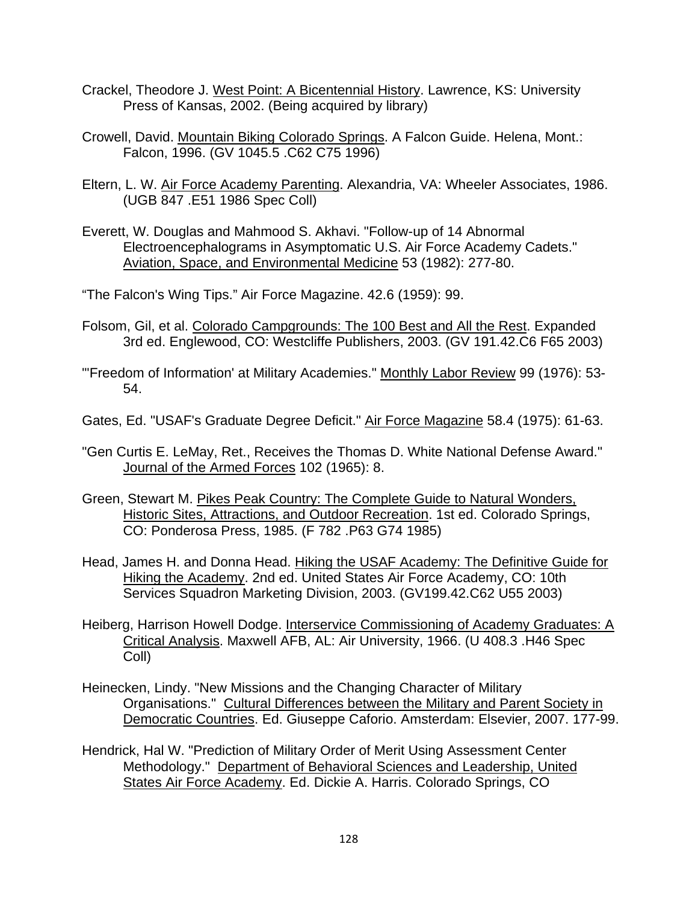Crackel, Theodore J. West Point: A Bicentennial History. Lawrence, KS: University Press of Kansas, 2002. (Being acquired by library)

Crowell, David. Mountain Biking Colorado Springs. A Falcon Guide. Helena, Mont.: Falcon, 1996. (GV 1045.5 .C62 C75 1996)

Eltern, L. W. Air Force Academy Parenting. Alexandria, VA: Wheeler Associates, 1986. (UGB 847 .E51 1986 Spec Coll)

Everett, W. Douglas and Mahmood S. Akhavi. "Follow-up of 14 Abnormal Electroencephalograms in Asymptomatic U.S. Air Force Academy Cadets." Aviation, Space, and Environmental Medicine 53 (1982): 277-80.

"The Falcon's Wing Tips." Air Force Magazine. 42.6 (1959): 99.

Folsom, Gil, et al. Colorado Campgrounds: The 100 Best and All the Rest. Expanded 3rd ed. Englewood, CO: Westcliffe Publishers, 2003. (GV 191.42.C6 F65 2003)

"'Freedom of Information' at Military Academies." Monthly Labor Review 99 (1976): 53-54.

Gates, Ed. "USAF's Graduate Degree Deficit." Air Force Magazine 58.4 (1975): 61-63.

"Gen Curtis E. LeMay, Ret., Receives the Thomas D. White National Defense Award." Journal of the Armed Forces 102 (1965): 8.

Green, Stewart M. Pikes Peak Country: The Complete Guide to Natural Wonders, Historic Sites, Attractions, and Outdoor Recreation. 1st ed. Colorado Springs, CO: Ponderosa Press, 1985. (F 782 .P63 G74 1985)

Head, James H. and Donna Head. Hiking the USAF Academy: The Definitive Guide for Hiking the Academy. 2nd ed. United States Air Force Academy, CO: 10th Services Squadron Marketing Division, 2003. (GV199.42.C62 U55 2003)

Heiberg, Harrison Howell Dodge. Interservice Commissioning of Academy Graduates: A Critical Analysis. Maxwell AFB, AL: Air University, 1966. (U 408.3 .H46 Spec Coll)

Heinecken, Lindy. "New Missions and the Changing Character of Military Organisations." Cultural Differences between the Military and Parent Society in Democratic Countries. Ed. Giuseppe Caforio. Amsterdam: Elsevier, 2007. 177-99.

Hendrick, Hal W. "Prediction of Military Order of Merit Using Assessment Center Methodology." Department of Behavioral Sciences and Leadership, United States Air Force Academy. Ed. Dickie A. Harris. Colorado Springs, CO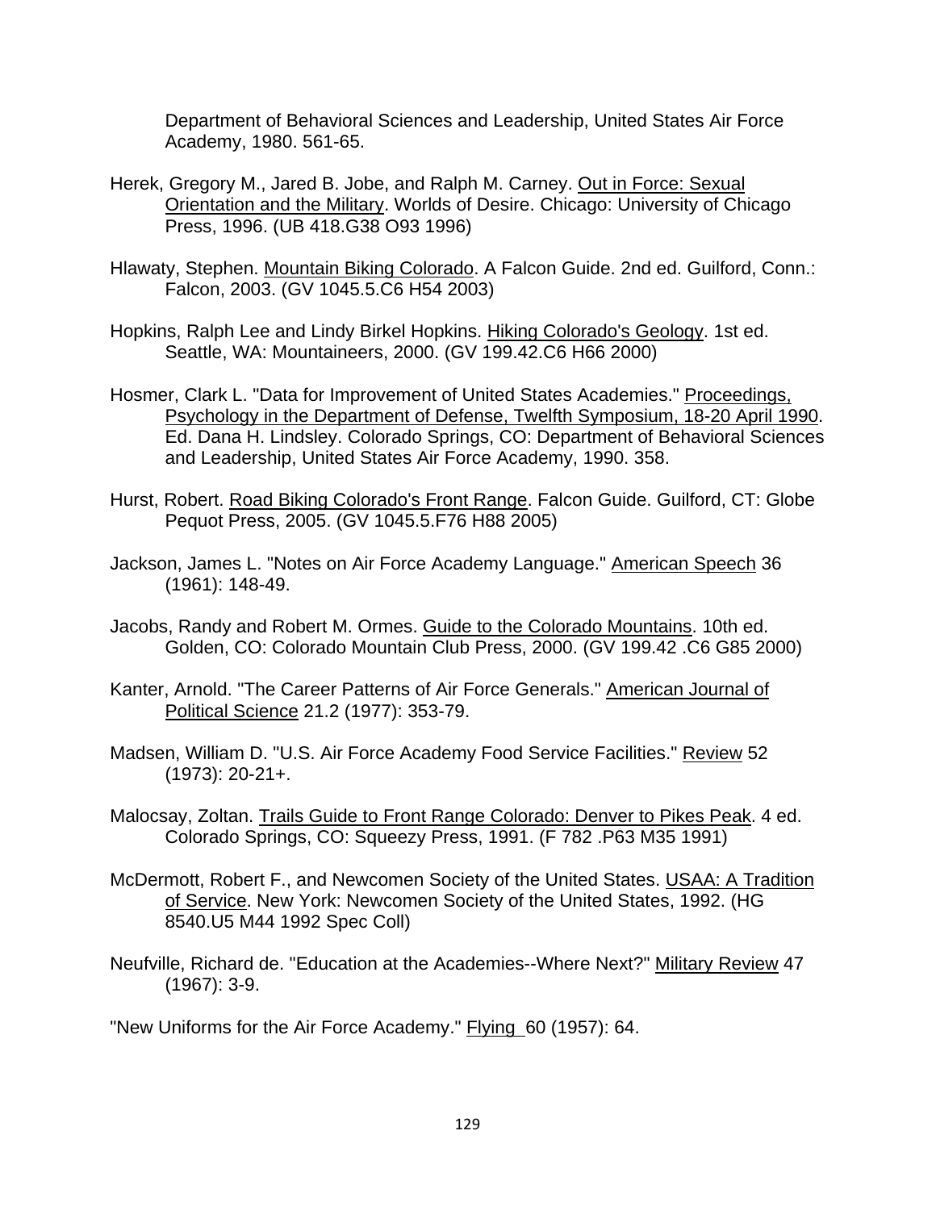Department of Behavioral Sciences and Leadership, United States Air Force Academy, 1980. 561-65.

Herek, Gregory M., Jared B. Jobe, and Ralph M. Carney. Out in Force: Sexual Orientation and the Military. Worlds of Desire. Chicago: University of Chicago Press, 1996. (UB 418.G38 O93 1996)

Hlawaty, Stephen. Mountain Biking Colorado. A Falcon Guide. 2nd ed. Guilford, Conn.: Falcon, 2003. (GV 1045.5.C6 H54 2003)

Hopkins, Ralph Lee and Lindy Birkel Hopkins. Hiking Colorado's Geology. 1st ed. Seattle, WA: Mountaineers, 2000. (GV 199.42.C6 H66 2000)

Hosmer, Clark L. "Data for Improvement of United States Academies." Proceedings, Psychology in the Department of Defense, Twelfth Symposium, 18-20 April 1990. Ed. Dana H. Lindsley. Colorado Springs, CO: Department of Behavioral Sciences and Leadership, United States Air Force Academy, 1990. 358.

Hurst, Robert. Road Biking Colorado's Front Range. Falcon Guide. Guilford, CT: Globe Pequot Press, 2005. (GV 1045.5.F76 H88 2005)

Jackson, James L. "Notes on Air Force Academy Language." American Speech 36 (1961): 148-49.

Jacobs, Randy and Robert M. Ormes. Guide to the Colorado Mountains. 10th ed. Golden, CO: Colorado Mountain Club Press, 2000. (GV 199.42 .C6 G85 2000)

Kanter, Arnold. "The Career Patterns of Air Force Generals." American Journal of Political Science 21.2 (1977): 353-79.

Madsen, William D. "U.S. Air Force Academy Food Service Facilities." Review 52 (1973): 20-21+.

Malocsay, Zoltan. Trails Guide to Front Range Colorado: Denver to Pikes Peak. 4 ed. Colorado Springs, CO: Squeezy Press, 1991. (F 782 .P63 M35 1991)

McDermott, Robert F., and Newcomen Society of the United States. USAA: A Tradition of Service. New York: Newcomen Society of the United States, 1992. (HG 8540.U5 M44 1992 Spec Coll)

Neufville, Richard de. "Education at the Academies--Where Next?" Military Review 47 (1967): 3-9.

"New Uniforms for the Air Force Academy." Flying 60 (1957): 64.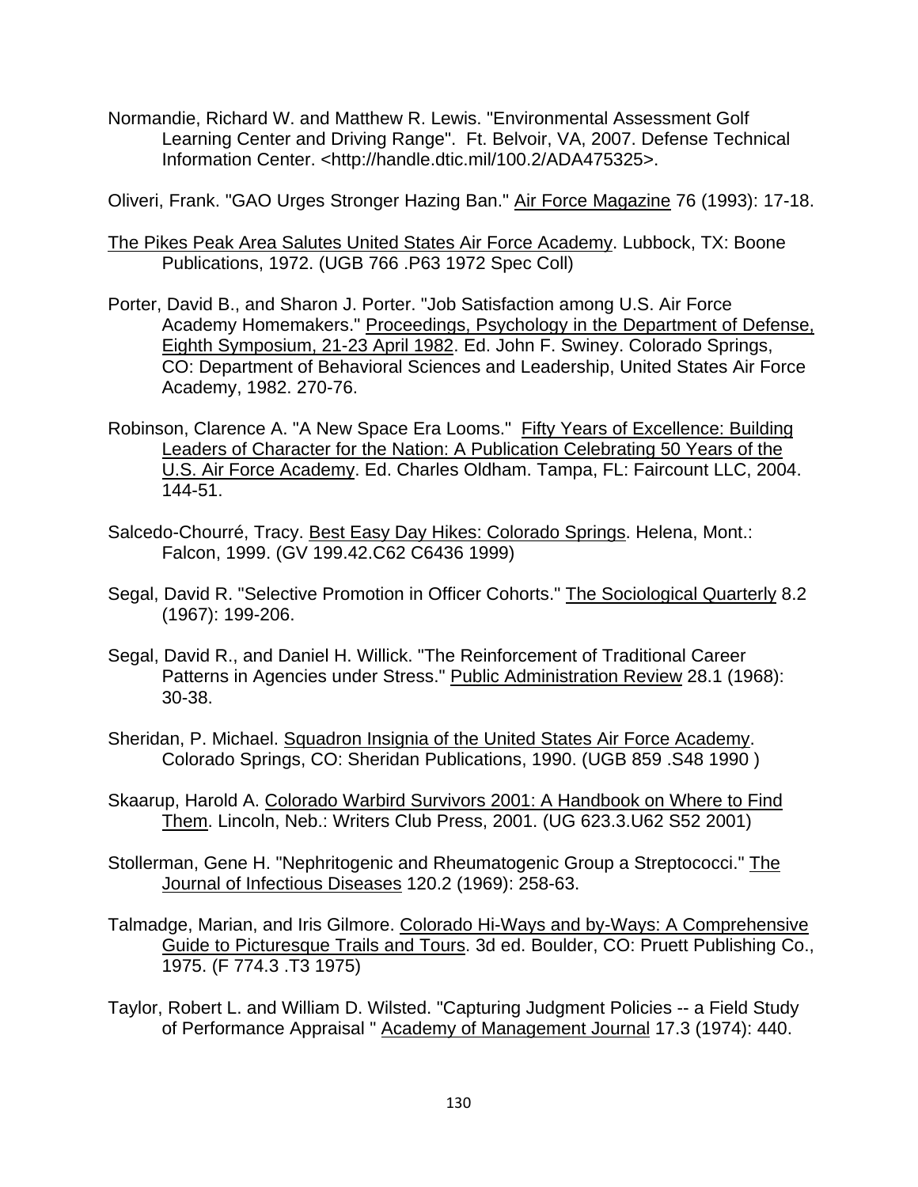Normandie, Richard W. and Matthew R. Lewis. "Environmental Assessment Golf Learning Center and Driving Range". Ft. Belvoir, VA, 2007. Defense Technical Information Center. <http://handle.dtic.mil/100.2/ADA475325>.

Oliveri, Frank. "GAO Urges Stronger Hazing Ban." Air Force Magazine 76 (1993): 17-18.

The Pikes Peak Area Salutes United States Air Force Academy. Lubbock, TX: Boone Publications, 1972. (UGB 766 .P63 1972 Spec Coll)

Porter, David B., and Sharon J. Porter. "Job Satisfaction among U.S. Air Force Academy Homemakers." Proceedings, Psychology in the Department of Defense, Eighth Symposium, 21-23 April 1982. Ed. John F. Swiney. Colorado Springs, CO: Department of Behavioral Sciences and Leadership, United States Air Force Academy, 1982. 270-76.

Robinson, Clarence A. "A New Space Era Looms." Fifty Years of Excellence: Building Leaders of Character for the Nation: A Publication Celebrating 50 Years of the U.S. Air Force Academy. Ed. Charles Oldham. Tampa, FL: Faircount LLC, 2004. 144-51.

Salcedo-Chourré, Tracy. Best Easy Day Hikes: Colorado Springs. Helena, Mont.: Falcon, 1999. (GV 199.42.C62 C6436 1999)

Segal, David R. "Selective Promotion in Officer Cohorts." The Sociological Quarterly 8.2 (1967): 199-206.

Segal, David R., and Daniel H. Willick. "The Reinforcement of Traditional Career Patterns in Agencies under Stress." Public Administration Review 28.1 (1968): 30-38.

Sheridan, P. Michael. Squadron Insignia of the United States Air Force Academy. Colorado Springs, CO: Sheridan Publications, 1990. (UGB 859 .S48 1990 )

Skaarup, Harold A. Colorado Warbird Survivors 2001: A Handbook on Where to Find Them. Lincoln, Neb.: Writers Club Press, 2001. (UG 623.3.U62 S52 2001)

Stollerman, Gene H. "Nephritogenic and Rheumatogenic Group a Streptococci." The Journal of Infectious Diseases 120.2 (1969): 258-63.

Talmadge, Marian, and Iris Gilmore. Colorado Hi-Ways and by-Ways: A Comprehensive Guide to Picturesque Trails and Tours. 3d ed. Boulder, CO: Pruett Publishing Co., 1975. (F 774.3 .T3 1975)

Taylor, Robert L. and William D. Wilsted. "Capturing Judgment Policies -- a Field Study of Performance Appraisal " Academy of Management Journal 17.3 (1974): 440.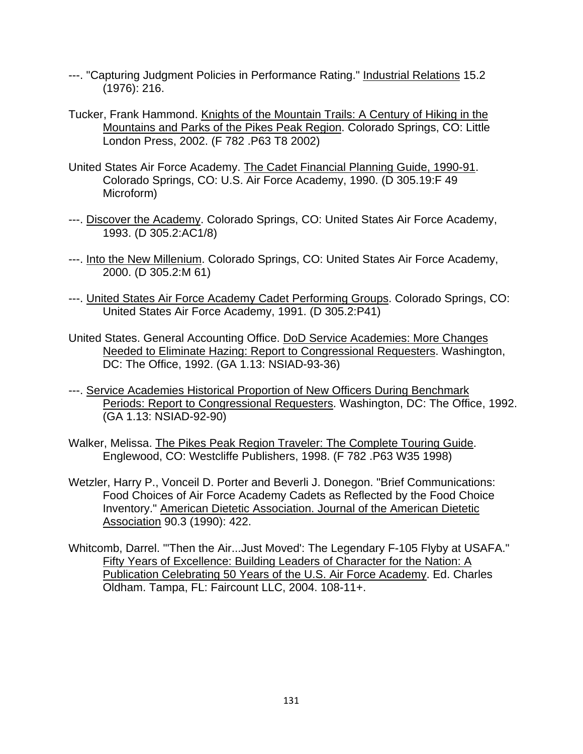---. "Capturing Judgment Policies in Performance Rating." Industrial Relations 15.2 (1976): 216.

Tucker, Frank Hammond. Knights of the Mountain Trails: A Century of Hiking in the Mountains and Parks of the Pikes Peak Region. Colorado Springs, CO: Little London Press, 2002. (F 782 .P63 T8 2002)

United States Air Force Academy. The Cadet Financial Planning Guide, 1990-91. Colorado Springs, CO: U.S. Air Force Academy, 1990. (D 305.19:F 49 Microform)

---. Discover the Academy. Colorado Springs, CO: United States Air Force Academy, 1993. (D 305.2:AC1/8)

---. Into the New Millenium. Colorado Springs, CO: United States Air Force Academy, 2000. (D 305.2:M 61)

---. United States Air Force Academy Cadet Performing Groups. Colorado Springs, CO: United States Air Force Academy, 1991. (D 305.2:P41)

United States. General Accounting Office. DoD Service Academies: More Changes Needed to Eliminate Hazing: Report to Congressional Requesters. Washington, DC: The Office, 1992. (GA 1.13: NSIAD-93-36)

---. Service Academies Historical Proportion of New Officers During Benchmark Periods: Report to Congressional Requesters. Washington, DC: The Office, 1992. (GA 1.13: NSIAD-92-90)

Walker, Melissa. The Pikes Peak Region Traveler: The Complete Touring Guide. Englewood, CO: Westcliffe Publishers, 1998. (F 782 .P63 W35 1998)

Wetzler, Harry P., Vonceil D. Porter and Beverli J. Donegon. "Brief Communications: Food Choices of Air Force Academy Cadets as Reflected by the Food Choice Inventory." American Dietetic Association. Journal of the American Dietetic Association 90.3 (1990): 422.

Whitcomb, Darrel. "'Then the Air...Just Moved': The Legendary F-105 Flyby at USAFA." Fifty Years of Excellence: Building Leaders of Character for the Nation: A Publication Celebrating 50 Years of the U.S. Air Force Academy. Ed. Charles Oldham. Tampa, FL: Faircount LLC, 2004. 108-11+.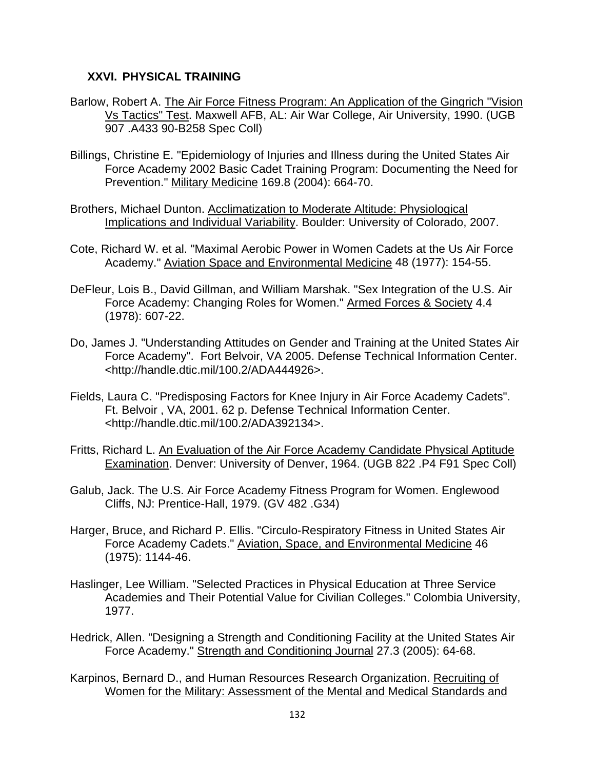## XXVI. PHYSICAL TRAINING

Barlow, Robert A. The Air Force Fitness Program: An Application of the Gingrich "Vision Vs Tactics" Test. Maxwell AFB, AL: Air War College, Air University, 1990. (UGB 907 .A433 90-B258 Spec Coll)

Billings, Christine E. "Epidemiology of Injuries and Illness during the United States Air Force Academy 2002 Basic Cadet Training Program: Documenting the Need for Prevention." Military Medicine 169.8 (2004): 664-70.

Brothers, Michael Dunton. Acclimatization to Moderate Altitude: Physiological Implications and Individual Variability. Boulder: University of Colorado, 2007.

Cote, Richard W. et al. "Maximal Aerobic Power in Women Cadets at the Us Air Force Academy." Aviation Space and Environmental Medicine 48 (1977): 154-55.

DeFleur, Lois B., David Gillman, and William Marshak. "Sex Integration of the U.S. Air Force Academy: Changing Roles for Women." Armed Forces & Society 4.4 (1978): 607-22.

Do, James J. "Understanding Attitudes on Gender and Training at the United States Air Force Academy". Fort Belvoir, VA 2005. Defense Technical Information Center. <http://handle.dtic.mil/100.2/ADA444926>.

Fields, Laura C. "Predisposing Factors for Knee Injury in Air Force Academy Cadets". Ft. Belvoir , VA, 2001. 62 p. Defense Technical Information Center. <http://handle.dtic.mil/100.2/ADA392134>.

Fritts, Richard L. An Evaluation of the Air Force Academy Candidate Physical Aptitude Examination. Denver: University of Denver, 1964. (UGB 822 .P4 F91 Spec Coll)

Galub, Jack. The U.S. Air Force Academy Fitness Program for Women. Englewood Cliffs, NJ: Prentice-Hall, 1979. (GV 482 .G34)

Harger, Bruce, and Richard P. Ellis. "Circulo-Respiratory Fitness in United States Air Force Academy Cadets." Aviation, Space, and Environmental Medicine 46 (1975): 1144-46.

Haslinger, Lee William. "Selected Practices in Physical Education at Three Service Academies and Their Potential Value for Civilian Colleges." Colombia University, 1977.

Hedrick, Allen. "Designing a Strength and Conditioning Facility at the United States Air Force Academy." Strength and Conditioning Journal 27.3 (2005): 64-68.

Karpinos, Bernard D., and Human Resources Research Organization. Recruiting of Women for the Military: Assessment of the Mental and Medical Standards and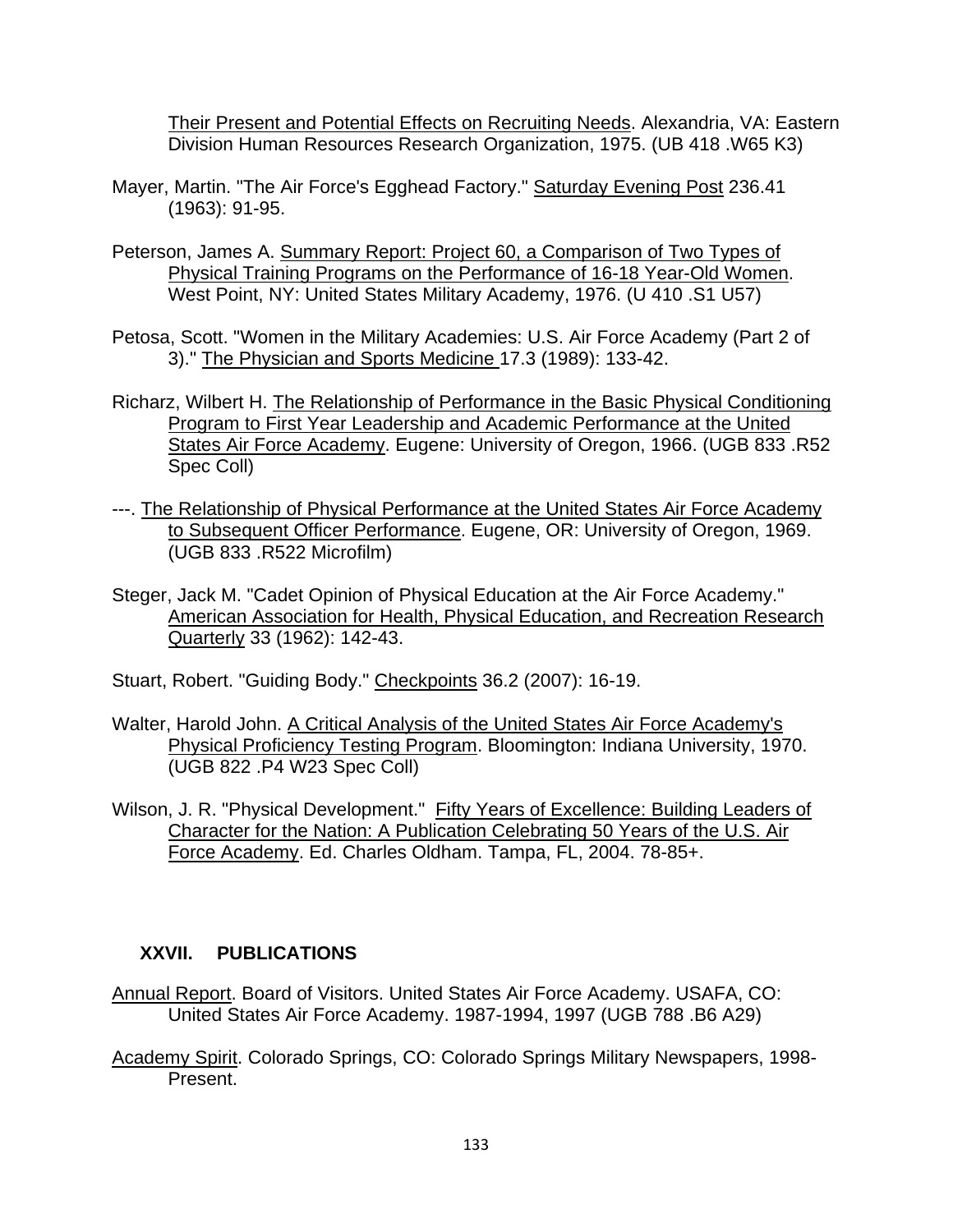Their Present and Potential Effects on Recruiting Needs. Alexandria, VA: Eastern Division Human Resources Research Organization, 1975. (UB 418 .W65 K3)

Mayer, Martin. "The Air Force's Egghead Factory." Saturday Evening Post 236.41 (1963): 91-95.

Peterson, James A. Summary Report: Project 60, a Comparison of Two Types of Physical Training Programs on the Performance of 16-18 Year-Old Women. West Point, NY: United States Military Academy, 1976. (U 410 .S1 U57)

Petosa, Scott. "Women in the Military Academies: U.S. Air Force Academy (Part 2 of 3)." The Physician and Sports Medicine 17.3 (1989): 133-42.

Richarz, Wilbert H. The Relationship of Performance in the Basic Physical Conditioning Program to First Year Leadership and Academic Performance at the United States Air Force Academy. Eugene: University of Oregon, 1966. (UGB 833 .R52 Spec Coll)

---. The Relationship of Physical Performance at the United States Air Force Academy to Subsequent Officer Performance. Eugene, OR: University of Oregon, 1969. (UGB 833 .R522 Microfilm)

Steger, Jack M. "Cadet Opinion of Physical Education at the Air Force Academy." American Association for Health, Physical Education, and Recreation Research Quarterly 33 (1962): 142-43.

Stuart, Robert. "Guiding Body." Checkpoints 36.2 (2007): 16-19.

Walter, Harold John. A Critical Analysis of the United States Air Force Academy's Physical Proficiency Testing Program. Bloomington: Indiana University, 1970. (UGB 822 .P4 W23 Spec Coll)

Wilson, J. R. "Physical Development." Fifty Years of Excellence: Building Leaders of Character for the Nation: A Publication Celebrating 50 Years of the U.S. Air Force Academy. Ed. Charles Oldham. Tampa, FL, 2004. 78-85+.

## XXVII. PUBLICATIONS

Annual Report. Board of Visitors. United States Air Force Academy. USAFA, CO: United States Air Force Academy. 1987-1994, 1997 (UGB 788 .B6 A29)

Academy Spirit. Colorado Springs, CO: Colorado Springs Military Newspapers, 1998-Present.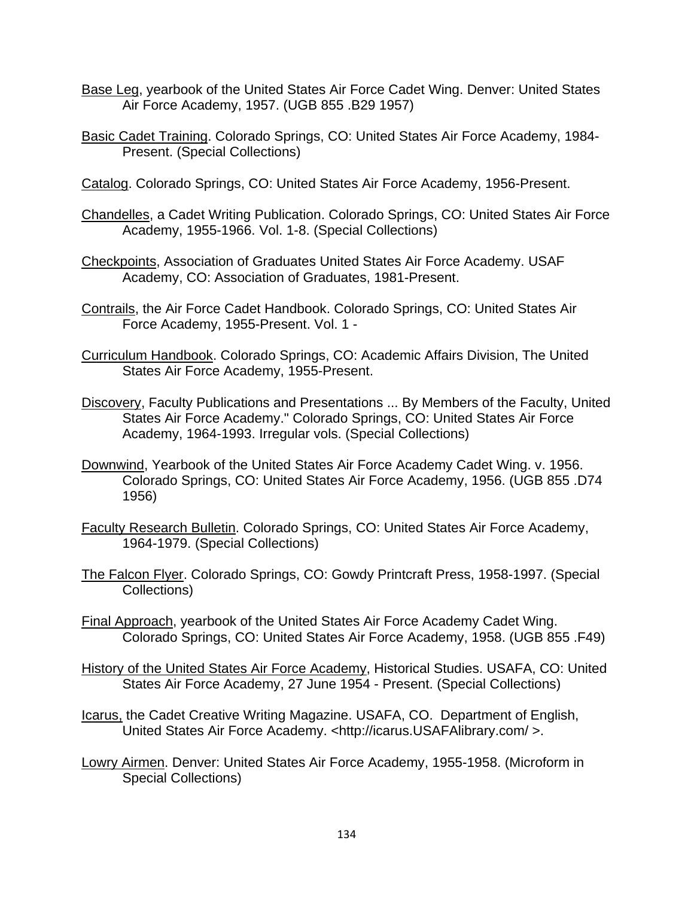Base Leg, yearbook of the United States Air Force Cadet Wing. Denver: United States Air Force Academy, 1957. (UGB 855 .B29 1957)

Basic Cadet Training. Colorado Springs, CO: United States Air Force Academy, 1984-Present. (Special Collections)

Catalog. Colorado Springs, CO: United States Air Force Academy, 1956-Present.

Chandelles, a Cadet Writing Publication. Colorado Springs, CO: United States Air Force Academy, 1955-1966. Vol. 1-8. (Special Collections)

Checkpoints, Association of Graduates United States Air Force Academy. USAF Academy, CO: Association of Graduates, 1981-Present.

Contrails, the Air Force Cadet Handbook. Colorado Springs, CO: United States Air Force Academy, 1955-Present. Vol. 1 -

Curriculum Handbook. Colorado Springs, CO: Academic Affairs Division, The United States Air Force Academy, 1955-Present.

Discovery, Faculty Publications and Presentations ... By Members of the Faculty, United States Air Force Academy." Colorado Springs, CO: United States Air Force Academy, 1964-1993. Irregular vols. (Special Collections)

Downwind, Yearbook of the United States Air Force Academy Cadet Wing. v. 1956. Colorado Springs, CO: United States Air Force Academy, 1956. (UGB 855 .D74 1956)

Faculty Research Bulletin. Colorado Springs, CO: United States Air Force Academy, 1964-1979. (Special Collections)

The Falcon Flyer. Colorado Springs, CO: Gowdy Printcraft Press, 1958-1997. (Special Collections)

Final Approach, yearbook of the United States Air Force Academy Cadet Wing. Colorado Springs, CO: United States Air Force Academy, 1958. (UGB 855 .F49)

History of the United States Air Force Academy, Historical Studies. USAFA, CO: United States Air Force Academy, 27 June 1954 - Present. (Special Collections)

Icarus, the Cadet Creative Writing Magazine. USAFA, CO. Department of English, United States Air Force Academy. <http://icarus.USAFAlibrary.com/ >.

Lowry Airmen. Denver: United States Air Force Academy, 1955-1958. (Microform in Special Collections)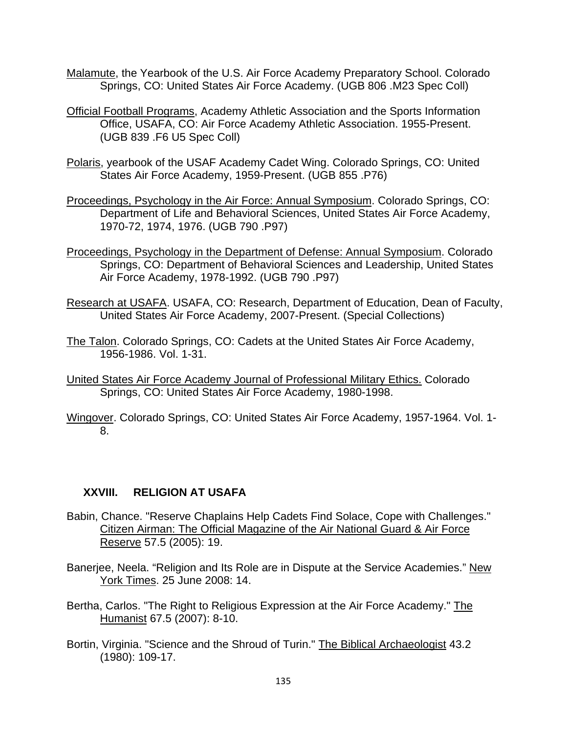<u>Malamute</u>, the Yearbook of the U.S. Air Force Academy Preparatory School. Colorado Springs, CO: United States Air Force Academy. (UGB 806 .M23 Spec Coll)

<u>Official Football Programs</u>, Academy Athletic Association and the Sports Information Office, USAFA, CO: Air Force Academy Athletic Association. 1955-Present. (UGB 839 .F6 U5 Spec Coll)

<u>Polaris</u>, yearbook of the USAF Academy Cadet Wing. Colorado Springs, CO: United States Air Force Academy, 1959-Present. (UGB 855 .P76)

<u>Proceedings, Psychology in the Air Force: Annual Symposium</u>. Colorado Springs, CO: Department of Life and Behavioral Sciences, United States Air Force Academy, 1970-72, 1974, 1976. (UGB 790 .P97)

<u>Proceedings, Psychology in the Department of Defense: Annual Symposium</u>. Colorado Springs, CO: Department of Behavioral Sciences and Leadership, United States Air Force Academy, 1978-1992. (UGB 790 .P97)

<u>Research at USAFA</u>. USAFA, CO: Research, Department of Education, Dean of Faculty, United States Air Force Academy, 2007-Present. (Special Collections)

<u>The Talon</u>. Colorado Springs, CO: Cadets at the United States Air Force Academy, 1956-1986. Vol. 1-31.

<u>United States Air Force Academy Journal of Professional Military Ethics.</u> Colorado Springs, CO: United States Air Force Academy, 1980-1998.

<u>Wingover</u>. Colorado Springs, CO: United States Air Force Academy, 1957-1964. Vol. 1-8.

## XXVIII. RELIGION AT USAFA

Babin, Chance. "Reserve Chaplains Help Cadets Find Solace, Cope with Challenges." <u>Citizen Airman: The Official Magazine of the Air National Guard & Air Force Reserve</u> 57.5 (2005): 19.

Banerjee, Neela. "Religion and Its Role are in Dispute at the Service Academies." <u>New York Times</u>. 25 June 2008: 14.

Bertha, Carlos. "The Right to Religious Expression at the Air Force Academy." <u>The Humanist</u> 67.5 (2007): 8-10.

Bortin, Virginia. "Science and the Shroud of Turin." <u>The Biblical Archaeologist</u> 43.2 (1980): 109-17.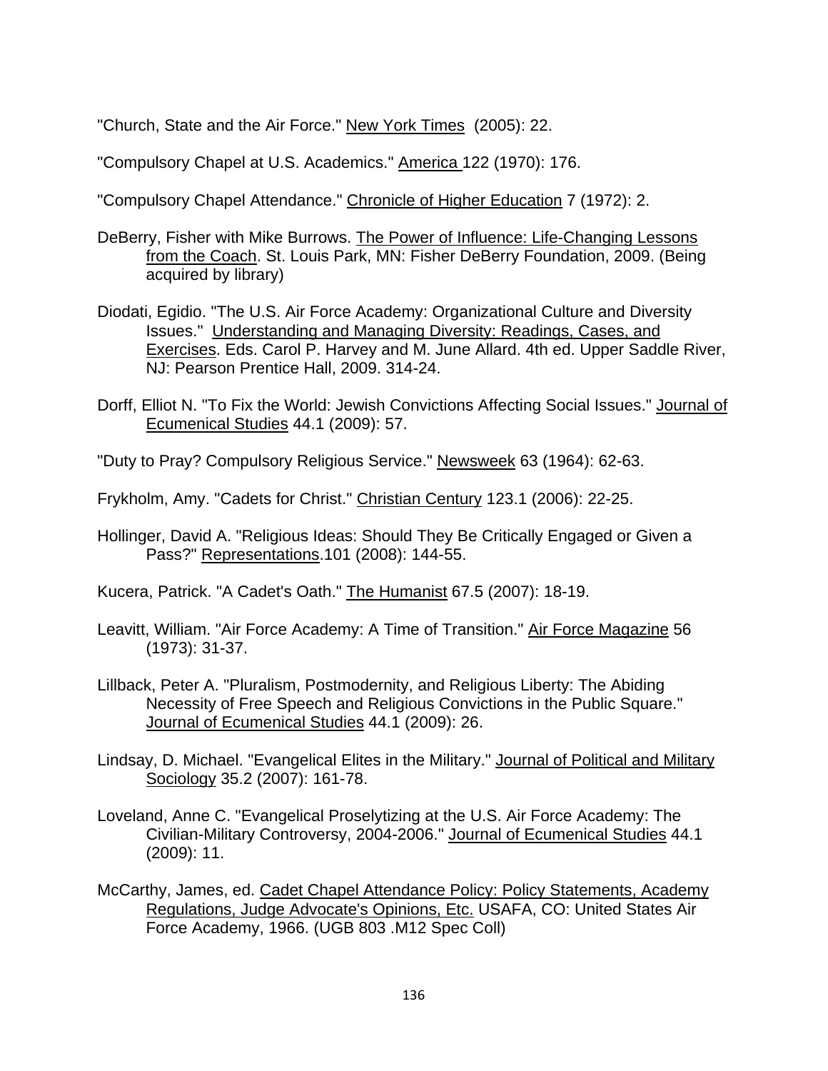"Church, State and the Air Force." New York Times (2005): 22.

"Compulsory Chapel at U.S. Academics." America 122 (1970): 176.

"Compulsory Chapel Attendance." Chronicle of Higher Education 7 (1972): 2.

DeBerry, Fisher with Mike Burrows. The Power of Influence: Life-Changing Lessons from the Coach. St. Louis Park, MN: Fisher DeBerry Foundation, 2009. (Being acquired by library)

Diodati, Egidio. "The U.S. Air Force Academy: Organizational Culture and Diversity Issues." Understanding and Managing Diversity: Readings, Cases, and Exercises. Eds. Carol P. Harvey and M. June Allard. 4th ed. Upper Saddle River, NJ: Pearson Prentice Hall, 2009. 314-24.

Dorff, Elliot N. "To Fix the World: Jewish Convictions Affecting Social Issues." Journal of Ecumenical Studies 44.1 (2009): 57.

"Duty to Pray? Compulsory Religious Service." Newsweek 63 (1964): 62-63.

Frykholm, Amy. "Cadets for Christ." Christian Century 123.1 (2006): 22-25.

Hollinger, David A. "Religious Ideas: Should They Be Critically Engaged or Given a Pass?" Representations.101 (2008): 144-55.

Kucera, Patrick. "A Cadet's Oath." The Humanist 67.5 (2007): 18-19.

Leavitt, William. "Air Force Academy: A Time of Transition." Air Force Magazine 56 (1973): 31-37.

Lillback, Peter A. "Pluralism, Postmodernity, and Religious Liberty: The Abiding Necessity of Free Speech and Religious Convictions in the Public Square." Journal of Ecumenical Studies 44.1 (2009): 26.

Lindsay, D. Michael. "Evangelical Elites in the Military." Journal of Political and Military Sociology 35.2 (2007): 161-78.

Loveland, Anne C. "Evangelical Proselytizing at the U.S. Air Force Academy: The Civilian-Military Controversy, 2004-2006." Journal of Ecumenical Studies 44.1 (2009): 11.

McCarthy, James, ed. Cadet Chapel Attendance Policy: Policy Statements, Academy Regulations, Judge Advocate's Opinions, Etc. USAFA, CO: United States Air Force Academy, 1966. (UGB 803 .M12 Spec Coll)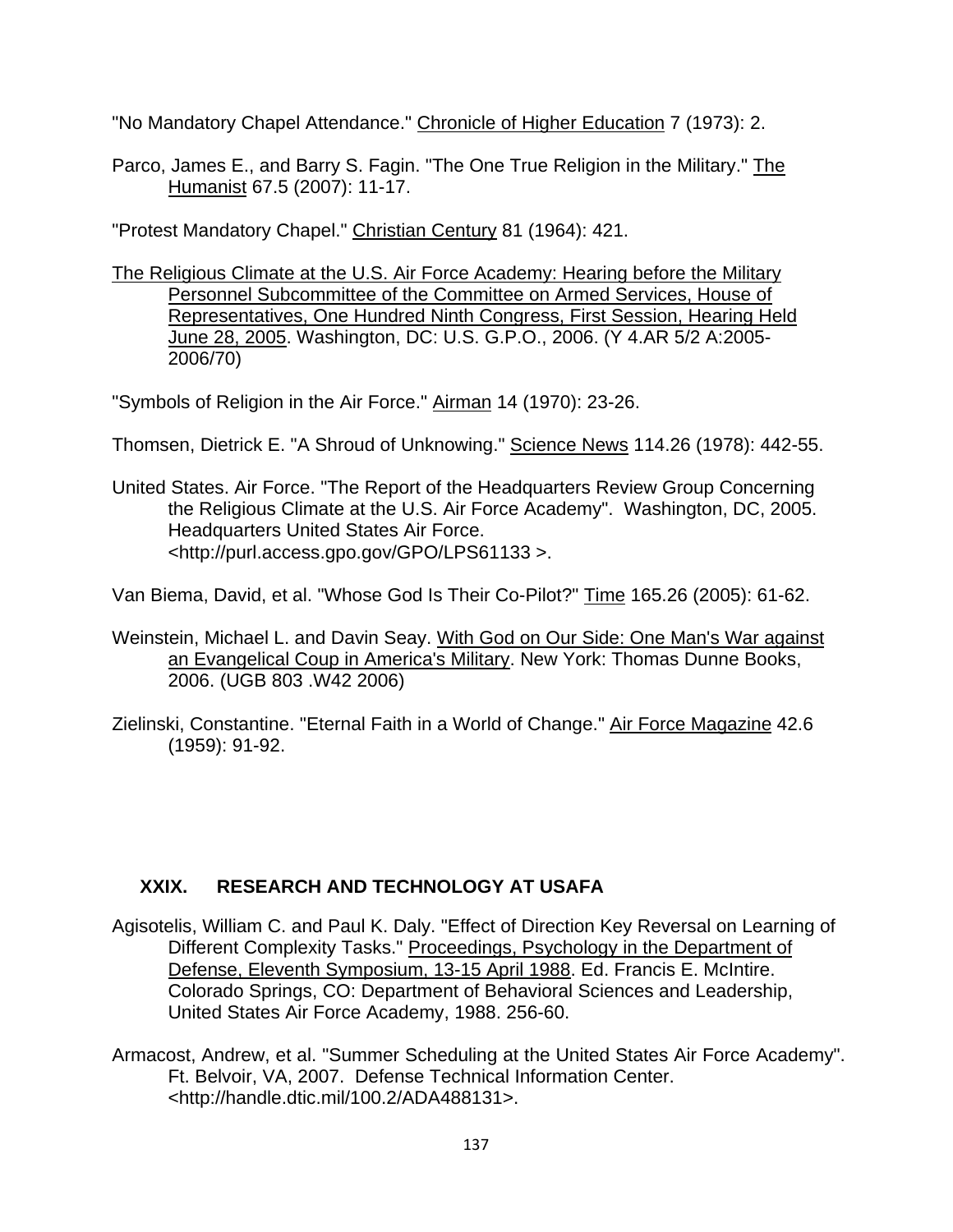"No Mandatory Chapel Attendance." Chronicle of Higher Education 7 (1973): 2.

Parco, James E., and Barry S. Fagin. "The One True Religion in the Military." The Humanist 67.5 (2007): 11-17.

"Protest Mandatory Chapel." Christian Century 81 (1964): 421.

The Religious Climate at the U.S. Air Force Academy: Hearing before the Military Personnel Subcommittee of the Committee on Armed Services, House of Representatives, One Hundred Ninth Congress, First Session, Hearing Held June 28, 2005. Washington, DC: U.S. G.P.O., 2006. (Y 4.AR 5/2 A:2005-2006/70)

"Symbols of Religion in the Air Force." Airman 14 (1970): 23-26.

Thomsen, Dietrick E. "A Shroud of Unknowing." Science News 114.26 (1978): 442-55.

United States. Air Force. "The Report of the Headquarters Review Group Concerning the Religious Climate at the U.S. Air Force Academy". Washington, DC, 2005. Headquarters United States Air Force. <http://purl.access.gpo.gov/GPO/LPS61133 >.

Van Biema, David, et al. "Whose God Is Their Co-Pilot?" Time 165.26 (2005): 61-62.

Weinstein, Michael L. and Davin Seay. With God on Our Side: One Man's War against an Evangelical Coup in America's Military. New York: Thomas Dunne Books, 2006. (UGB 803 .W42 2006)

Zielinski, Constantine. "Eternal Faith in a World of Change." Air Force Magazine 42.6 (1959): 91-92.

## XXIX. RESEARCH AND TECHNOLOGY AT USAFA

Agisotelis, William C. and Paul K. Daly. "Effect of Direction Key Reversal on Learning of Different Complexity Tasks." Proceedings, Psychology in the Department of Defense, Eleventh Symposium, 13-15 April 1988. Ed. Francis E. McIntire. Colorado Springs, CO: Department of Behavioral Sciences and Leadership, United States Air Force Academy, 1988. 256-60.

Armacost, Andrew, et al. "Summer Scheduling at the United States Air Force Academy". Ft. Belvoir, VA, 2007. Defense Technical Information Center. <http://handle.dtic.mil/100.2/ADA488131>.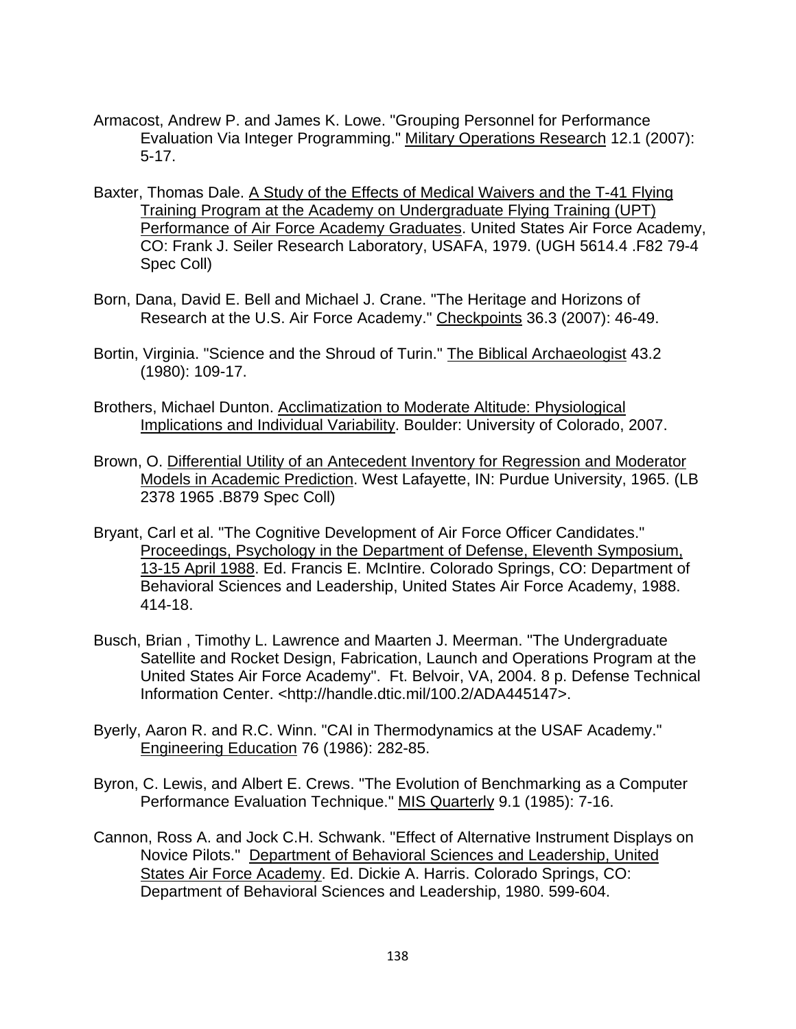Armacost, Andrew P. and James K. Lowe. "Grouping Personnel for Performance Evaluation Via Integer Programming." Military Operations Research 12.1 (2007): 5-17.

Baxter, Thomas Dale. A Study of the Effects of Medical Waivers and the T-41 Flying Training Program at the Academy on Undergraduate Flying Training (UPT) Performance of Air Force Academy Graduates. United States Air Force Academy, CO: Frank J. Seiler Research Laboratory, USAFA, 1979. (UGH 5614.4 .F82 79-4 Spec Coll)

Born, Dana, David E. Bell and Michael J. Crane. "The Heritage and Horizons of Research at the U.S. Air Force Academy." Checkpoints 36.3 (2007): 46-49.

Bortin, Virginia. "Science and the Shroud of Turin." The Biblical Archaeologist 43.2 (1980): 109-17.

Brothers, Michael Dunton. Acclimatization to Moderate Altitude: Physiological Implications and Individual Variability. Boulder: University of Colorado, 2007.

Brown, O. Differential Utility of an Antecedent Inventory for Regression and Moderator Models in Academic Prediction. West Lafayette, IN: Purdue University, 1965. (LB 2378 1965 .B879 Spec Coll)

Bryant, Carl et al. "The Cognitive Development of Air Force Officer Candidates." Proceedings, Psychology in the Department of Defense, Eleventh Symposium, 13-15 April 1988. Ed. Francis E. McIntire. Colorado Springs, CO: Department of Behavioral Sciences and Leadership, United States Air Force Academy, 1988. 414-18.

Busch, Brian , Timothy L. Lawrence and Maarten J. Meerman. "The Undergraduate Satellite and Rocket Design, Fabrication, Launch and Operations Program at the United States Air Force Academy". Ft. Belvoir, VA, 2004. 8 p. Defense Technical Information Center. <http://handle.dtic.mil/100.2/ADA445147>.

Byerly, Aaron R. and R.C. Winn. "CAI in Thermodynamics at the USAF Academy." Engineering Education 76 (1986): 282-85.

Byron, C. Lewis, and Albert E. Crews. "The Evolution of Benchmarking as a Computer Performance Evaluation Technique." MIS Quarterly 9.1 (1985): 7-16.

Cannon, Ross A. and Jock C.H. Schwank. "Effect of Alternative Instrument Displays on Novice Pilots." Department of Behavioral Sciences and Leadership, United States Air Force Academy. Ed. Dickie A. Harris. Colorado Springs, CO: Department of Behavioral Sciences and Leadership, 1980. 599-604.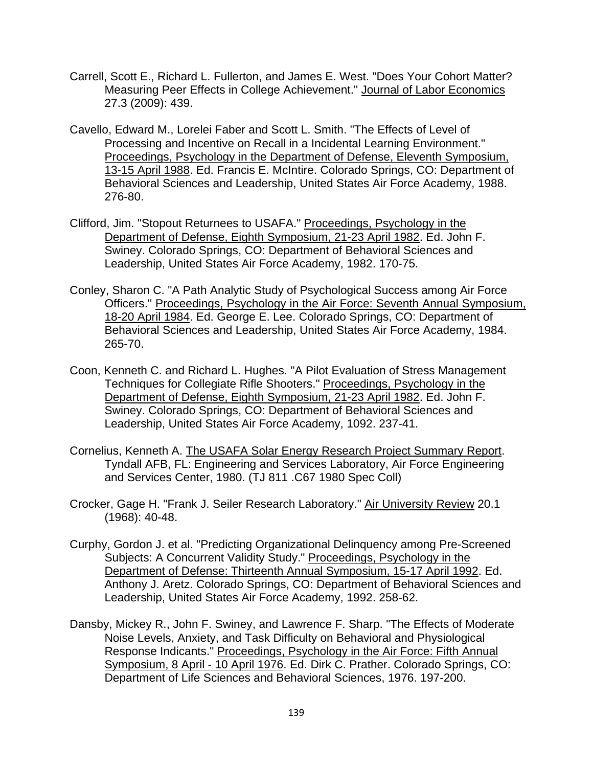Carrell, Scott E., Richard L. Fullerton, and James E. West. "Does Your Cohort Matter? Measuring Peer Effects in College Achievement." Journal of Labor Economics 27.3 (2009): 439.

Cavello, Edward M., Lorelei Faber and Scott L. Smith. "The Effects of Level of Processing and Incentive on Recall in a Incidental Learning Environment." Proceedings, Psychology in the Department of Defense, Eleventh Symposium, 13-15 April 1988. Ed. Francis E. McIntire. Colorado Springs, CO: Department of Behavioral Sciences and Leadership, United States Air Force Academy, 1988. 276-80.

Clifford, Jim. "Stopout Returnees to USAFA." Proceedings, Psychology in the Department of Defense, Eighth Symposium, 21-23 April 1982. Ed. John F. Swiney. Colorado Springs, CO: Department of Behavioral Sciences and Leadership, United States Air Force Academy, 1982. 170-75.

Conley, Sharon C. "A Path Analytic Study of Psychological Success among Air Force Officers." Proceedings, Psychology in the Air Force: Seventh Annual Symposium, 18-20 April 1984. Ed. George E. Lee. Colorado Springs, CO: Department of Behavioral Sciences and Leadership, United States Air Force Academy, 1984. 265-70.

Coon, Kenneth C. and Richard L. Hughes. "A Pilot Evaluation of Stress Management Techniques for Collegiate Rifle Shooters." Proceedings, Psychology in the Department of Defense, Eighth Symposium, 21-23 April 1982. Ed. John F. Swiney. Colorado Springs, CO: Department of Behavioral Sciences and Leadership, United States Air Force Academy, 1092. 237-41.

Cornelius, Kenneth A. The USAFA Solar Energy Research Project Summary Report. Tyndall AFB, FL: Engineering and Services Laboratory, Air Force Engineering and Services Center, 1980. (TJ 811 .C67 1980 Spec Coll)

Crocker, Gage H. "Frank J. Seiler Research Laboratory." Air University Review 20.1 (1968): 40-48.

Curphy, Gordon J. et al. "Predicting Organizational Delinquency among Pre-Screened Subjects: A Concurrent Validity Study." Proceedings, Psychology in the Department of Defense: Thirteenth Annual Symposium, 15-17 April 1992. Ed. Anthony J. Aretz. Colorado Springs, CO: Department of Behavioral Sciences and Leadership, United States Air Force Academy, 1992. 258-62.

Dansby, Mickey R., John F. Swiney, and Lawrence F. Sharp. "The Effects of Moderate Noise Levels, Anxiety, and Task Difficulty on Behavioral and Physiological Response Indicants." Proceedings, Psychology in the Air Force: Fifth Annual Symposium, 8 April - 10 April 1976. Ed. Dirk C. Prather. Colorado Springs, CO: Department of Life Sciences and Behavioral Sciences, 1976. 197-200.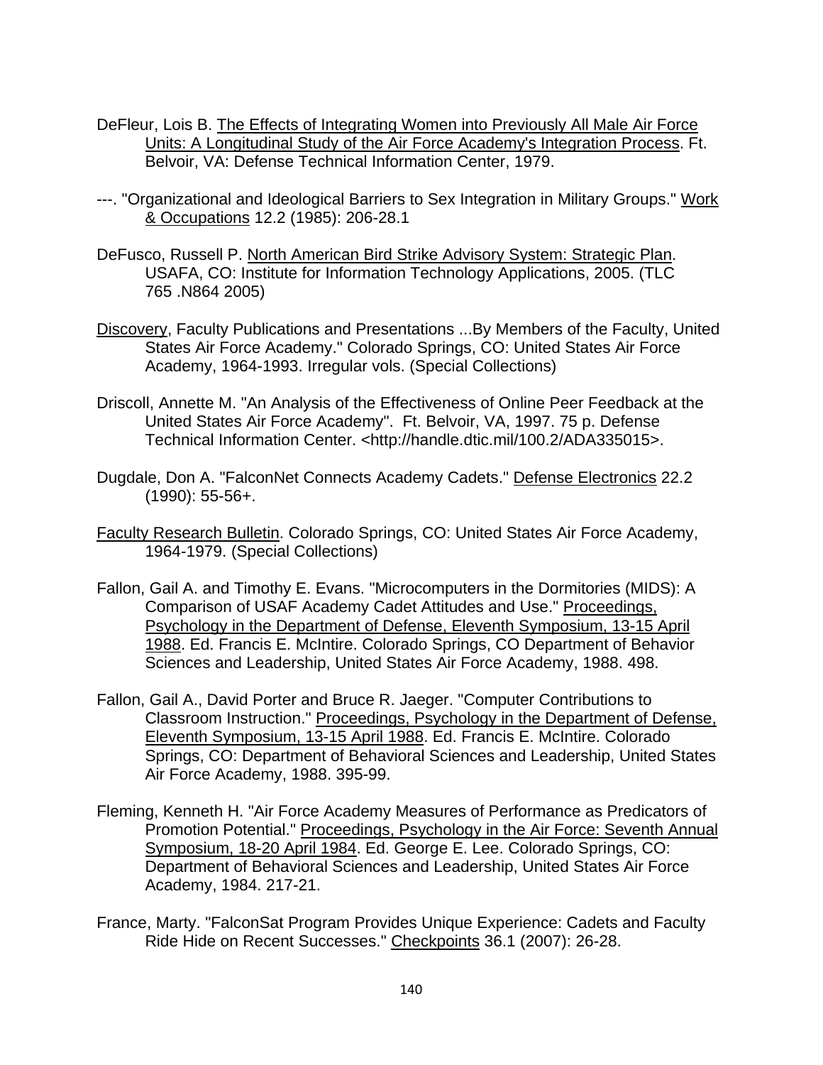DeFleur, Lois B. The Effects of Integrating Women into Previously All Male Air Force Units: A Longitudinal Study of the Air Force Academy's Integration Process. Ft. Belvoir, VA: Defense Technical Information Center, 1979.

---. "Organizational and Ideological Barriers to Sex Integration in Military Groups." Work & Occupations 12.2 (1985): 206-28.1

DeFusco, Russell P. North American Bird Strike Advisory System: Strategic Plan. USAFA, CO: Institute for Information Technology Applications, 2005. (TLC 765 .N864 2005)

Discovery, Faculty Publications and Presentations ...By Members of the Faculty, United States Air Force Academy." Colorado Springs, CO: United States Air Force Academy, 1964-1993. Irregular vols. (Special Collections)

Driscoll, Annette M. "An Analysis of the Effectiveness of Online Peer Feedback at the United States Air Force Academy". Ft. Belvoir, VA, 1997. 75 p. Defense Technical Information Center. <http://handle.dtic.mil/100.2/ADA335015>.

Dugdale, Don A. "FalconNet Connects Academy Cadets." Defense Electronics 22.2 (1990): 55-56+.

Faculty Research Bulletin. Colorado Springs, CO: United States Air Force Academy, 1964-1979. (Special Collections)

Fallon, Gail A. and Timothy E. Evans. "Microcomputers in the Dormitories (MIDS): A Comparison of USAF Academy Cadet Attitudes and Use." Proceedings, Psychology in the Department of Defense, Eleventh Symposium, 13-15 April 1988. Ed. Francis E. McIntire. Colorado Springs, CO Department of Behavior Sciences and Leadership, United States Air Force Academy, 1988. 498.

Fallon, Gail A., David Porter and Bruce R. Jaeger. "Computer Contributions to Classroom Instruction." Proceedings, Psychology in the Department of Defense, Eleventh Symposium, 13-15 April 1988. Ed. Francis E. McIntire. Colorado Springs, CO: Department of Behavioral Sciences and Leadership, United States Air Force Academy, 1988. 395-99.

Fleming, Kenneth H. "Air Force Academy Measures of Performance as Predicators of Promotion Potential." Proceedings, Psychology in the Air Force: Seventh Annual Symposium, 18-20 April 1984. Ed. George E. Lee. Colorado Springs, CO: Department of Behavioral Sciences and Leadership, United States Air Force Academy, 1984. 217-21.

France, Marty. "FalconSat Program Provides Unique Experience: Cadets and Faculty Ride Hide on Recent Successes." Checkpoints 36.1 (2007): 26-28.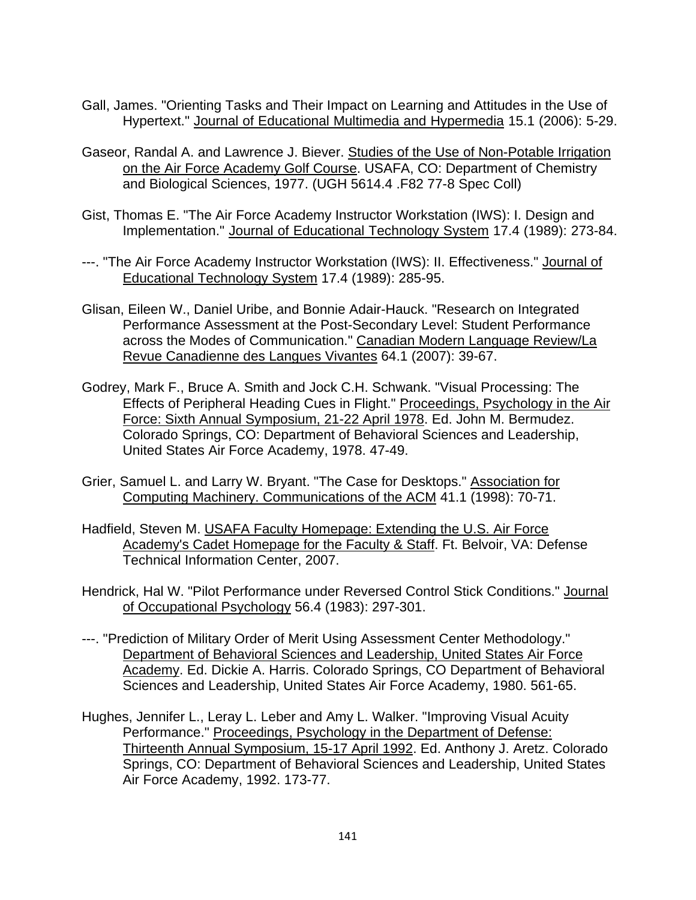Gall, James. "Orienting Tasks and Their Impact on Learning and Attitudes in the Use of Hypertext." Journal of Educational Multimedia and Hypermedia 15.1 (2006): 5-29.

Gaseor, Randal A. and Lawrence J. Biever. Studies of the Use of Non-Potable Irrigation on the Air Force Academy Golf Course. USAFA, CO: Department of Chemistry and Biological Sciences, 1977. (UGH 5614.4 .F82 77-8 Spec Coll)

Gist, Thomas E. "The Air Force Academy Instructor Workstation (IWS): I. Design and Implementation." Journal of Educational Technology System 17.4 (1989): 273-84.

---. "The Air Force Academy Instructor Workstation (IWS): II. Effectiveness." Journal of Educational Technology System 17.4 (1989): 285-95.

Glisan, Eileen W., Daniel Uribe, and Bonnie Adair-Hauck. "Research on Integrated Performance Assessment at the Post-Secondary Level: Student Performance across the Modes of Communication." Canadian Modern Language Review/La Revue Canadienne des Langues Vivantes 64.1 (2007): 39-67.

Godrey, Mark F., Bruce A. Smith and Jock C.H. Schwank. "Visual Processing: The Effects of Peripheral Heading Cues in Flight." Proceedings, Psychology in the Air Force: Sixth Annual Symposium, 21-22 April 1978. Ed. John M. Bermudez. Colorado Springs, CO: Department of Behavioral Sciences and Leadership, United States Air Force Academy, 1978. 47-49.

Grier, Samuel L. and Larry W. Bryant. "The Case for Desktops." Association for Computing Machinery. Communications of the ACM 41.1 (1998): 70-71.

Hadfield, Steven M. USAFA Faculty Homepage: Extending the U.S. Air Force Academy's Cadet Homepage for the Faculty & Staff. Ft. Belvoir, VA: Defense Technical Information Center, 2007.

Hendrick, Hal W. "Pilot Performance under Reversed Control Stick Conditions." Journal of Occupational Psychology 56.4 (1983): 297-301.

---. "Prediction of Military Order of Merit Using Assessment Center Methodology." Department of Behavioral Sciences and Leadership, United States Air Force Academy. Ed. Dickie A. Harris. Colorado Springs, CO Department of Behavioral Sciences and Leadership, United States Air Force Academy, 1980. 561-65.

Hughes, Jennifer L., Leray L. Leber and Amy L. Walker. "Improving Visual Acuity Performance." Proceedings, Psychology in the Department of Defense: Thirteenth Annual Symposium, 15-17 April 1992. Ed. Anthony J. Aretz. Colorado Springs, CO: Department of Behavioral Sciences and Leadership, United States Air Force Academy, 1992. 173-77.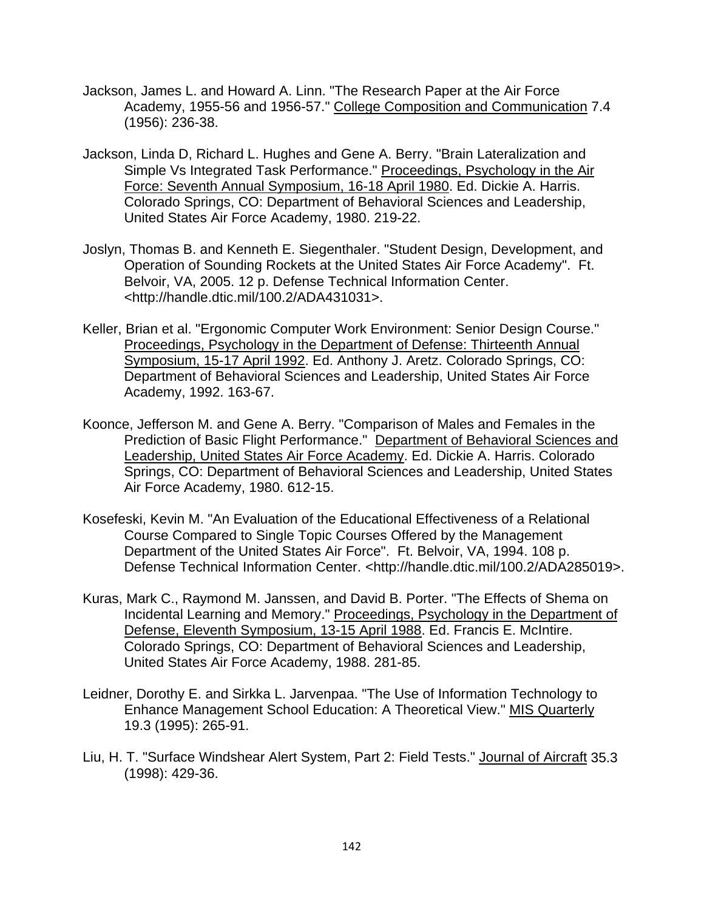Jackson, James L. and Howard A. Linn. "The Research Paper at the Air Force Academy, 1955-56 and 1956-57." <u>College Composition and Communication</u> 7.4 (1956): 236-38.

Jackson, Linda D, Richard L. Hughes and Gene A. Berry. "Brain Lateralization and Simple Vs Integrated Task Performance." <u>Proceedings, Psychology in the Air Force: Seventh Annual Symposium, 16-18 April 1980</u>. Ed. Dickie A. Harris. Colorado Springs, CO: Department of Behavioral Sciences and Leadership, United States Air Force Academy, 1980. 219-22.

Joslyn, Thomas B. and Kenneth E. Siegenthaler. "Student Design, Development, and Operation of Sounding Rockets at the United States Air Force Academy". Ft. Belvoir, VA, 2005. 12 p. Defense Technical Information Center. <http://handle.dtic.mil/100.2/ADA431031>.

Keller, Brian et al. "Ergonomic Computer Work Environment: Senior Design Course." <u>Proceedings, Psychology in the Department of Defense: Thirteenth Annual Symposium, 15-17 April 1992</u>. Ed. Anthony J. Aretz. Colorado Springs, CO: Department of Behavioral Sciences and Leadership, United States Air Force Academy, 1992. 163-67.

Koonce, Jefferson M. and Gene A. Berry. "Comparison of Males and Females in the Prediction of Basic Flight Performance." <u>Department of Behavioral Sciences and Leadership, United States Air Force Academy</u>. Ed. Dickie A. Harris. Colorado Springs, CO: Department of Behavioral Sciences and Leadership, United States Air Force Academy, 1980. 612-15.

Kosefeski, Kevin M. "An Evaluation of the Educational Effectiveness of a Relational Course Compared to Single Topic Courses Offered by the Management Department of the United States Air Force". Ft. Belvoir, VA, 1994. 108 p. Defense Technical Information Center. <http://handle.dtic.mil/100.2/ADA285019>.

Kuras, Mark C., Raymond M. Janssen, and David B. Porter. "The Effects of Shema on Incidental Learning and Memory." <u>Proceedings, Psychology in the Department of Defense, Eleventh Symposium, 13-15 April 1988</u>. Ed. Francis E. McIntire. Colorado Springs, CO: Department of Behavioral Sciences and Leadership, United States Air Force Academy, 1988. 281-85.

Leidner, Dorothy E. and Sirkka L. Jarvenpaa. "The Use of Information Technology to Enhance Management School Education: A Theoretical View." <u>MIS Quarterly</u> 19.3 (1995): 265-91.

Liu, H. T. "Surface Windshear Alert System, Part 2: Field Tests." <u>Journal of Aircraft</u> 35.3 (1998): 429-36.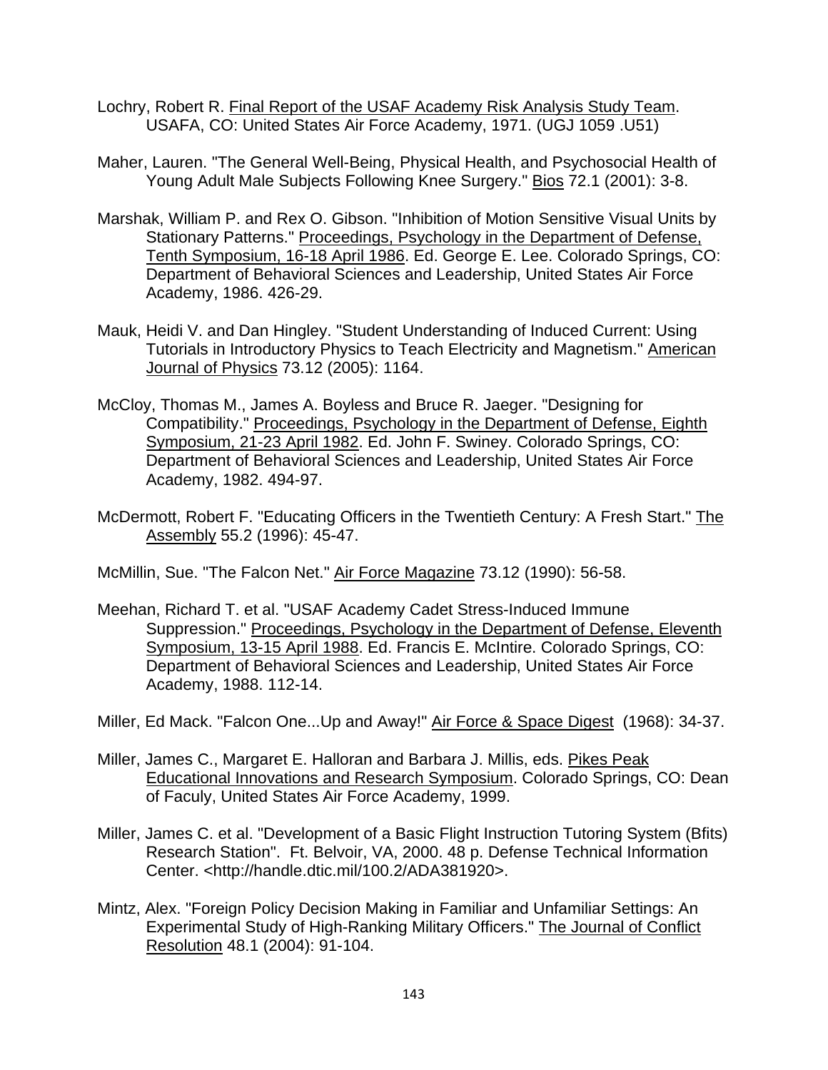Lochry, Robert R. Final Report of the USAF Academy Risk Analysis Study Team. USAFA, CO: United States Air Force Academy, 1971. (UGJ 1059 .U51)

Maher, Lauren. "The General Well-Being, Physical Health, and Psychosocial Health of Young Adult Male Subjects Following Knee Surgery." Bios 72.1 (2001): 3-8.

Marshak, William P. and Rex O. Gibson. "Inhibition of Motion Sensitive Visual Units by Stationary Patterns." Proceedings, Psychology in the Department of Defense, Tenth Symposium, 16-18 April 1986. Ed. George E. Lee. Colorado Springs, CO: Department of Behavioral Sciences and Leadership, United States Air Force Academy, 1986. 426-29.

Mauk, Heidi V. and Dan Hingley. "Student Understanding of Induced Current: Using Tutorials in Introductory Physics to Teach Electricity and Magnetism." American Journal of Physics 73.12 (2005): 1164.

McCloy, Thomas M., James A. Boyless and Bruce R. Jaeger. "Designing for Compatibility." Proceedings, Psychology in the Department of Defense, Eighth Symposium, 21-23 April 1982. Ed. John F. Swiney. Colorado Springs, CO: Department of Behavioral Sciences and Leadership, United States Air Force Academy, 1982. 494-97.

McDermott, Robert F. "Educating Officers in the Twentieth Century: A Fresh Start." The Assembly 55.2 (1996): 45-47.

McMillin, Sue. "The Falcon Net." Air Force Magazine 73.12 (1990): 56-58.

Meehan, Richard T. et al. "USAF Academy Cadet Stress-Induced Immune Suppression." Proceedings, Psychology in the Department of Defense, Eleventh Symposium, 13-15 April 1988. Ed. Francis E. McIntire. Colorado Springs, CO: Department of Behavioral Sciences and Leadership, United States Air Force Academy, 1988. 112-14.

Miller, Ed Mack. "Falcon One...Up and Away!" Air Force & Space Digest (1968): 34-37.

Miller, James C., Margaret E. Halloran and Barbara J. Millis, eds. Pikes Peak Educational Innovations and Research Symposium. Colorado Springs, CO: Dean of Faculy, United States Air Force Academy, 1999.

Miller, James C. et al. "Development of a Basic Flight Instruction Tutoring System (Bfits) Research Station". Ft. Belvoir, VA, 2000. 48 p. Defense Technical Information Center. <http://handle.dtic.mil/100.2/ADA381920>.

Mintz, Alex. "Foreign Policy Decision Making in Familiar and Unfamiliar Settings: An Experimental Study of High-Ranking Military Officers." The Journal of Conflict Resolution 48.1 (2004): 91-104.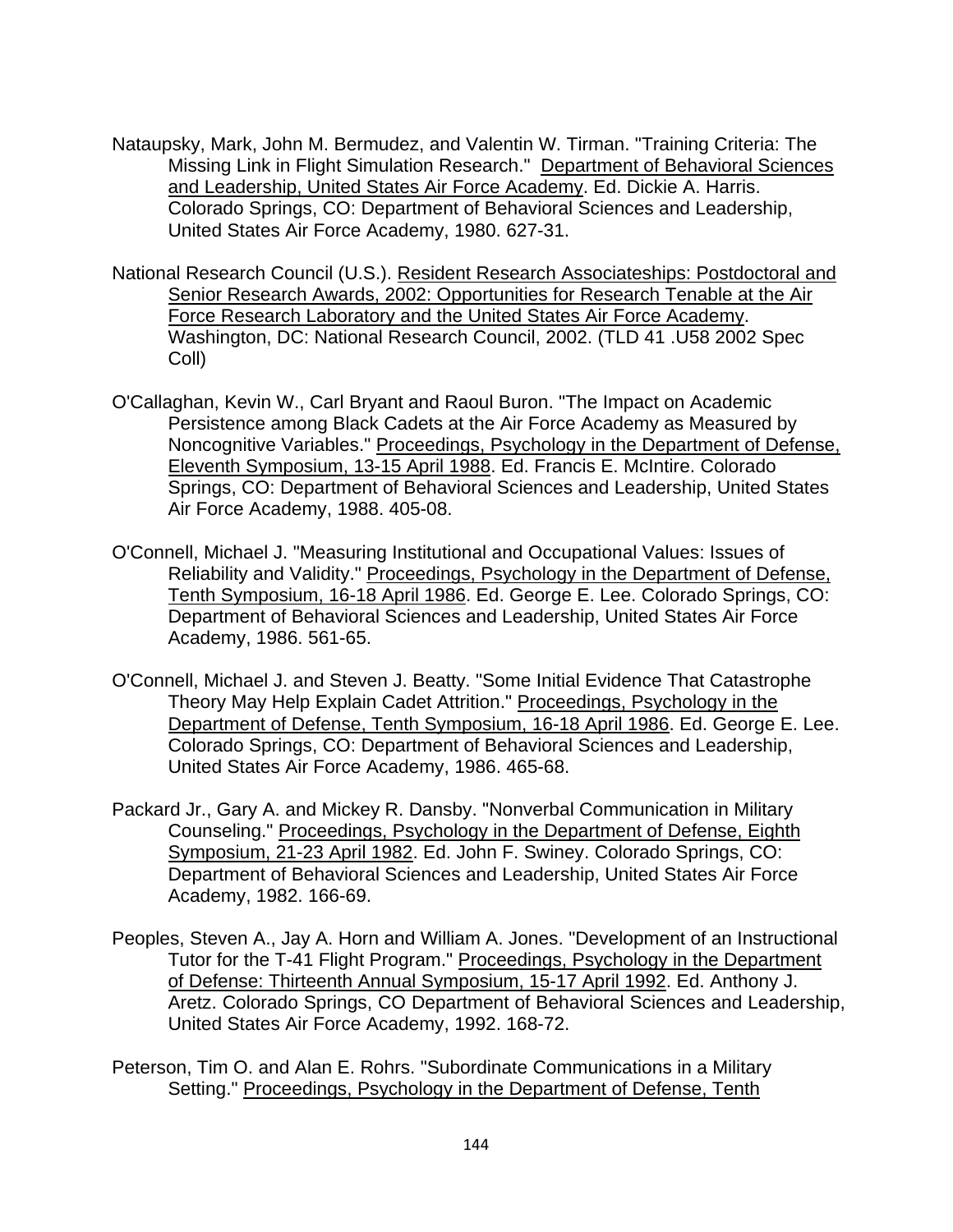Nataupsky, Mark, John M. Bermudez, and Valentin W. Tirman. "Training Criteria: The Missing Link in Flight Simulation Research." Department of Behavioral Sciences and Leadership, United States Air Force Academy. Ed. Dickie A. Harris. Colorado Springs, CO: Department of Behavioral Sciences and Leadership, United States Air Force Academy, 1980. 627-31.

National Research Council (U.S.). Resident Research Associateships: Postdoctoral and Senior Research Awards, 2002: Opportunities for Research Tenable at the Air Force Research Laboratory and the United States Air Force Academy. Washington, DC: National Research Council, 2002. (TLD 41 .U58 2002 Spec Coll)

O'Callaghan, Kevin W., Carl Bryant and Raoul Buron. "The Impact on Academic Persistence among Black Cadets at the Air Force Academy as Measured by Noncognitive Variables." Proceedings, Psychology in the Department of Defense, Eleventh Symposium, 13-15 April 1988. Ed. Francis E. McIntire. Colorado Springs, CO: Department of Behavioral Sciences and Leadership, United States Air Force Academy, 1988. 405-08.

O'Connell, Michael J. "Measuring Institutional and Occupational Values: Issues of Reliability and Validity." Proceedings, Psychology in the Department of Defense, Tenth Symposium, 16-18 April 1986. Ed. George E. Lee. Colorado Springs, CO: Department of Behavioral Sciences and Leadership, United States Air Force Academy, 1986. 561-65.

O'Connell, Michael J. and Steven J. Beatty. "Some Initial Evidence That Catastrophe Theory May Help Explain Cadet Attrition." Proceedings, Psychology in the Department of Defense, Tenth Symposium, 16-18 April 1986. Ed. George E. Lee. Colorado Springs, CO: Department of Behavioral Sciences and Leadership, United States Air Force Academy, 1986. 465-68.

Packard Jr., Gary A. and Mickey R. Dansby. "Nonverbal Communication in Military Counseling." Proceedings, Psychology in the Department of Defense, Eighth Symposium, 21-23 April 1982. Ed. John F. Swiney. Colorado Springs, CO: Department of Behavioral Sciences and Leadership, United States Air Force Academy, 1982. 166-69.

Peoples, Steven A., Jay A. Horn and William A. Jones. "Development of an Instructional Tutor for the T-41 Flight Program." Proceedings, Psychology in the Department of Defense: Thirteenth Annual Symposium, 15-17 April 1992. Ed. Anthony J. Aretz. Colorado Springs, CO Department of Behavioral Sciences and Leadership, United States Air Force Academy, 1992. 168-72.

Peterson, Tim O. and Alan E. Rohrs. "Subordinate Communications in a Military Setting." Proceedings, Psychology in the Department of Defense, Tenth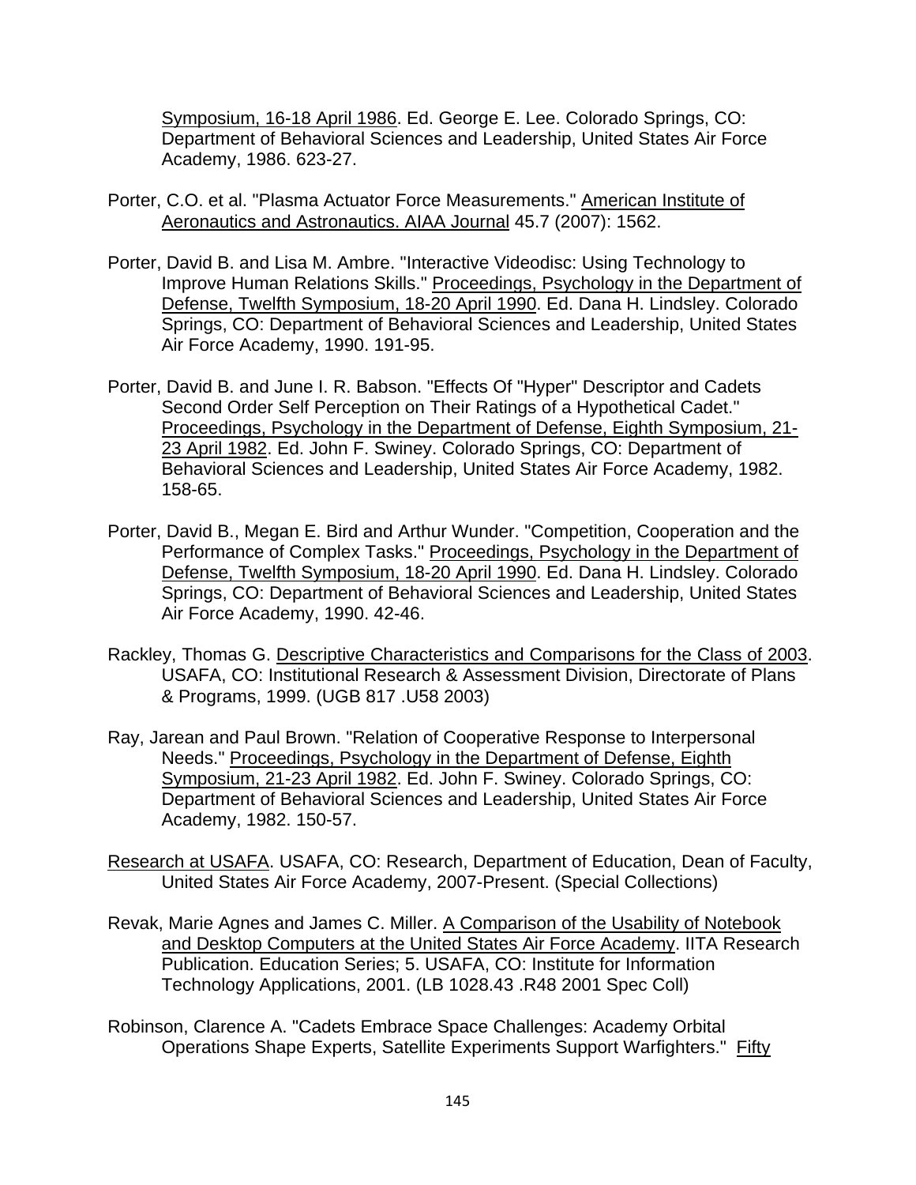Symposium, 16-18 April 1986. Ed. George E. Lee. Colorado Springs, CO: Department of Behavioral Sciences and Leadership, United States Air Force Academy, 1986. 623-27.

Porter, C.O. et al. "Plasma Actuator Force Measurements." American Institute of Aeronautics and Astronautics. AIAA Journal 45.7 (2007): 1562.

Porter, David B. and Lisa M. Ambre. "Interactive Videodisc: Using Technology to Improve Human Relations Skills." Proceedings, Psychology in the Department of Defense, Twelfth Symposium, 18-20 April 1990. Ed. Dana H. Lindsley. Colorado Springs, CO: Department of Behavioral Sciences and Leadership, United States Air Force Academy, 1990. 191-95.

Porter, David B. and June I. R. Babson. "Effects Of "Hyper" Descriptor and Cadets Second Order Self Perception on Their Ratings of a Hypothetical Cadet." Proceedings, Psychology in the Department of Defense, Eighth Symposium, 21-23 April 1982. Ed. John F. Swiney. Colorado Springs, CO: Department of Behavioral Sciences and Leadership, United States Air Force Academy, 1982. 158-65.

Porter, David B., Megan E. Bird and Arthur Wunder. "Competition, Cooperation and the Performance of Complex Tasks." Proceedings, Psychology in the Department of Defense, Twelfth Symposium, 18-20 April 1990. Ed. Dana H. Lindsley. Colorado Springs, CO: Department of Behavioral Sciences and Leadership, United States Air Force Academy, 1990. 42-46.

Rackley, Thomas G. Descriptive Characteristics and Comparisons for the Class of 2003. USAFA, CO: Institutional Research & Assessment Division, Directorate of Plans & Programs, 1999. (UGB 817 .U58 2003)

Ray, Jarean and Paul Brown. "Relation of Cooperative Response to Interpersonal Needs." Proceedings, Psychology in the Department of Defense, Eighth Symposium, 21-23 April 1982. Ed. John F. Swiney. Colorado Springs, CO: Department of Behavioral Sciences and Leadership, United States Air Force Academy, 1982. 150-57.

Research at USAFA. USAFA, CO: Research, Department of Education, Dean of Faculty, United States Air Force Academy, 2007-Present. (Special Collections)

Revak, Marie Agnes and James C. Miller. A Comparison of the Usability of Notebook and Desktop Computers at the United States Air Force Academy. IITA Research Publication. Education Series; 5. USAFA, CO: Institute for Information Technology Applications, 2001. (LB 1028.43 .R48 2001 Spec Coll)

Robinson, Clarence A. "Cadets Embrace Space Challenges: Academy Orbital Operations Shape Experts, Satellite Experiments Support Warfighters." Fifty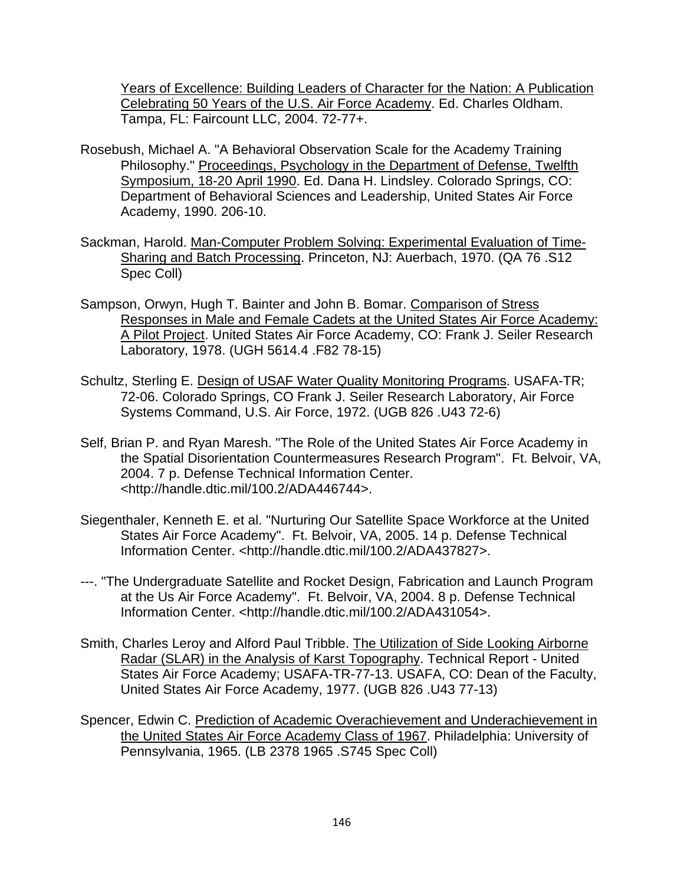Years of Excellence: Building Leaders of Character for the Nation: A Publication Celebrating 50 Years of the U.S. Air Force Academy. Ed. Charles Oldham. Tampa, FL: Faircount LLC, 2004. 72-77+.

Rosebush, Michael A. "A Behavioral Observation Scale for the Academy Training Philosophy." Proceedings, Psychology in the Department of Defense, Twelfth Symposium, 18-20 April 1990. Ed. Dana H. Lindsley. Colorado Springs, CO: Department of Behavioral Sciences and Leadership, United States Air Force Academy, 1990. 206-10.

Sackman, Harold. Man-Computer Problem Solving: Experimental Evaluation of Time-Sharing and Batch Processing. Princeton, NJ: Auerbach, 1970. (QA 76 .S12 Spec Coll)

Sampson, Orwyn, Hugh T. Bainter and John B. Bomar. Comparison of Stress Responses in Male and Female Cadets at the United States Air Force Academy: A Pilot Project. United States Air Force Academy, CO: Frank J. Seiler Research Laboratory, 1978. (UGH 5614.4 .F82 78-15)

Schultz, Sterling E. Design of USAF Water Quality Monitoring Programs. USAFA-TR; 72-06. Colorado Springs, CO Frank J. Seiler Research Laboratory, Air Force Systems Command, U.S. Air Force, 1972. (UGB 826 .U43 72-6)

Self, Brian P. and Ryan Maresh. "The Role of the United States Air Force Academy in the Spatial Disorientation Countermeasures Research Program". Ft. Belvoir, VA, 2004. 7 p. Defense Technical Information Center. <http://handle.dtic.mil/100.2/ADA446744>.

Siegenthaler, Kenneth E. et al. "Nurturing Our Satellite Space Workforce at the United States Air Force Academy". Ft. Belvoir, VA, 2005. 14 p. Defense Technical Information Center. <http://handle.dtic.mil/100.2/ADA437827>.

---. "The Undergraduate Satellite and Rocket Design, Fabrication and Launch Program at the Us Air Force Academy". Ft. Belvoir, VA, 2004. 8 p. Defense Technical Information Center. <http://handle.dtic.mil/100.2/ADA431054>.

Smith, Charles Leroy and Alford Paul Tribble. The Utilization of Side Looking Airborne Radar (SLAR) in the Analysis of Karst Topography. Technical Report - United States Air Force Academy; USAFA-TR-77-13. USAFA, CO: Dean of the Faculty, United States Air Force Academy, 1977. (UGB 826 .U43 77-13)

Spencer, Edwin C. Prediction of Academic Overachievement and Underachievement in the United States Air Force Academy Class of 1967. Philadelphia: University of Pennsylvania, 1965. (LB 2378 1965 .S745 Spec Coll)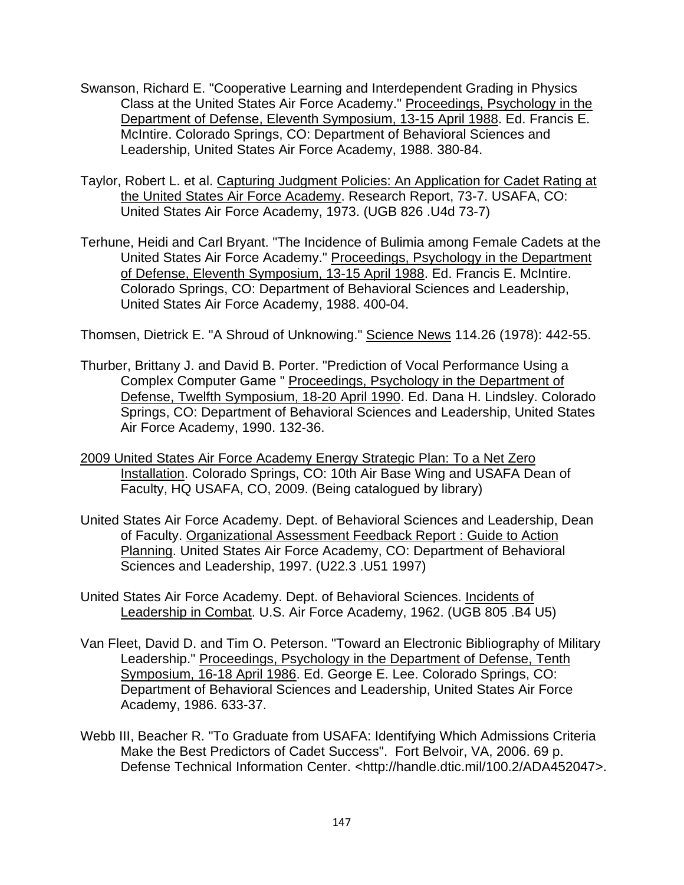Swanson, Richard E. "Cooperative Learning and Interdependent Grading in Physics Class at the United States Air Force Academy." Proceedings, Psychology in the Department of Defense, Eleventh Symposium, 13-15 April 1988. Ed. Francis E. McIntire. Colorado Springs, CO: Department of Behavioral Sciences and Leadership, United States Air Force Academy, 1988. 380-84.

Taylor, Robert L. et al. Capturing Judgment Policies: An Application for Cadet Rating at the United States Air Force Academy. Research Report, 73-7. USAFA, CO: United States Air Force Academy, 1973. (UGB 826 .U4d 73-7)

Terhune, Heidi and Carl Bryant. "The Incidence of Bulimia among Female Cadets at the United States Air Force Academy." Proceedings, Psychology in the Department of Defense, Eleventh Symposium, 13-15 April 1988. Ed. Francis E. McIntire. Colorado Springs, CO: Department of Behavioral Sciences and Leadership, United States Air Force Academy, 1988. 400-04.

Thomsen, Dietrick E. "A Shroud of Unknowing." Science News 114.26 (1978): 442-55.

Thurber, Brittany J. and David B. Porter. "Prediction of Vocal Performance Using a Complex Computer Game " Proceedings, Psychology in the Department of Defense, Twelfth Symposium, 18-20 April 1990. Ed. Dana H. Lindsley. Colorado Springs, CO: Department of Behavioral Sciences and Leadership, United States Air Force Academy, 1990. 132-36.

2009 United States Air Force Academy Energy Strategic Plan: To a Net Zero Installation. Colorado Springs, CO: 10th Air Base Wing and USAFA Dean of Faculty, HQ USAFA, CO, 2009. (Being catalogued by library)

United States Air Force Academy. Dept. of Behavioral Sciences and Leadership, Dean of Faculty. Organizational Assessment Feedback Report : Guide to Action Planning. United States Air Force Academy, CO: Department of Behavioral Sciences and Leadership, 1997. (U22.3 .U51 1997)

United States Air Force Academy. Dept. of Behavioral Sciences. Incidents of Leadership in Combat. U.S. Air Force Academy, 1962. (UGB 805 .B4 U5)

Van Fleet, David D. and Tim O. Peterson. "Toward an Electronic Bibliography of Military Leadership." Proceedings, Psychology in the Department of Defense, Tenth Symposium, 16-18 April 1986. Ed. George E. Lee. Colorado Springs, CO: Department of Behavioral Sciences and Leadership, United States Air Force Academy, 1986. 633-37.

Webb III, Beacher R. "To Graduate from USAFA: Identifying Which Admissions Criteria Make the Best Predictors of Cadet Success". Fort Belvoir, VA, 2006. 69 p. Defense Technical Information Center. <http://handle.dtic.mil/100.2/ADA452047>.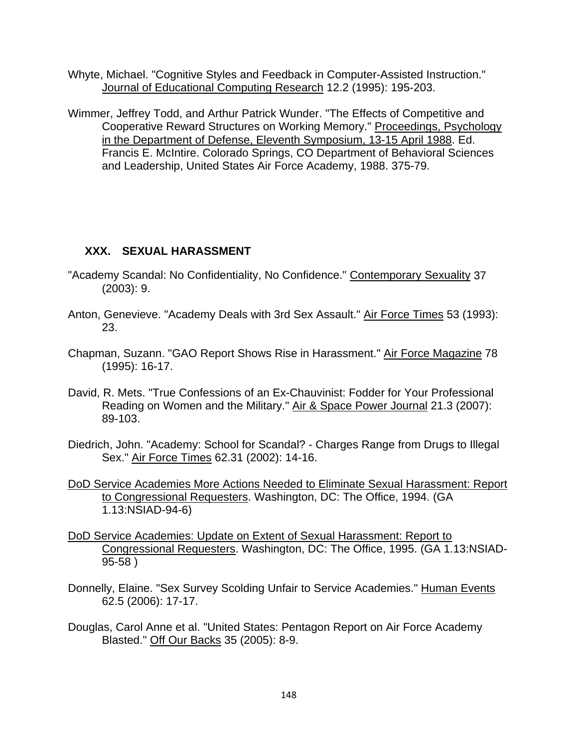Whyte, Michael. "Cognitive Styles and Feedback in Computer-Assisted Instruction." Journal of Educational Computing Research 12.2 (1995): 195-203.

Wimmer, Jeffrey Todd, and Arthur Patrick Wunder. "The Effects of Competitive and Cooperative Reward Structures on Working Memory." Proceedings, Psychology in the Department of Defense, Eleventh Symposium, 13-15 April 1988. Ed. Francis E. McIntire. Colorado Springs, CO Department of Behavioral Sciences and Leadership, United States Air Force Academy, 1988. 375-79.

## XXX. SEXUAL HARASSMENT

"Academy Scandal: No Confidentiality, No Confidence." Contemporary Sexuality 37 (2003): 9.

Anton, Genevieve. "Academy Deals with 3rd Sex Assault." Air Force Times 53 (1993): 23.

Chapman, Suzann. "GAO Report Shows Rise in Harassment." Air Force Magazine 78 (1995): 16-17.

David, R. Mets. "True Confessions of an Ex-Chauvinist: Fodder for Your Professional Reading on Women and the Military." Air & Space Power Journal 21.3 (2007): 89-103.

Diedrich, John. "Academy: School for Scandal? - Charges Range from Drugs to Illegal Sex." Air Force Times 62.31 (2002): 14-16.

DoD Service Academies More Actions Needed to Eliminate Sexual Harassment: Report to Congressional Requesters. Washington, DC: The Office, 1994. (GA 1.13:NSIAD-94-6)

DoD Service Academies: Update on Extent of Sexual Harassment: Report to Congressional Requesters. Washington, DC: The Office, 1995. (GA 1.13:NSIAD-95-58 )

Donnelly, Elaine. "Sex Survey Scolding Unfair to Service Academies." Human Events 62.5 (2006): 17-17.

Douglas, Carol Anne et al. "United States: Pentagon Report on Air Force Academy Blasted." Off Our Backs 35 (2005): 8-9.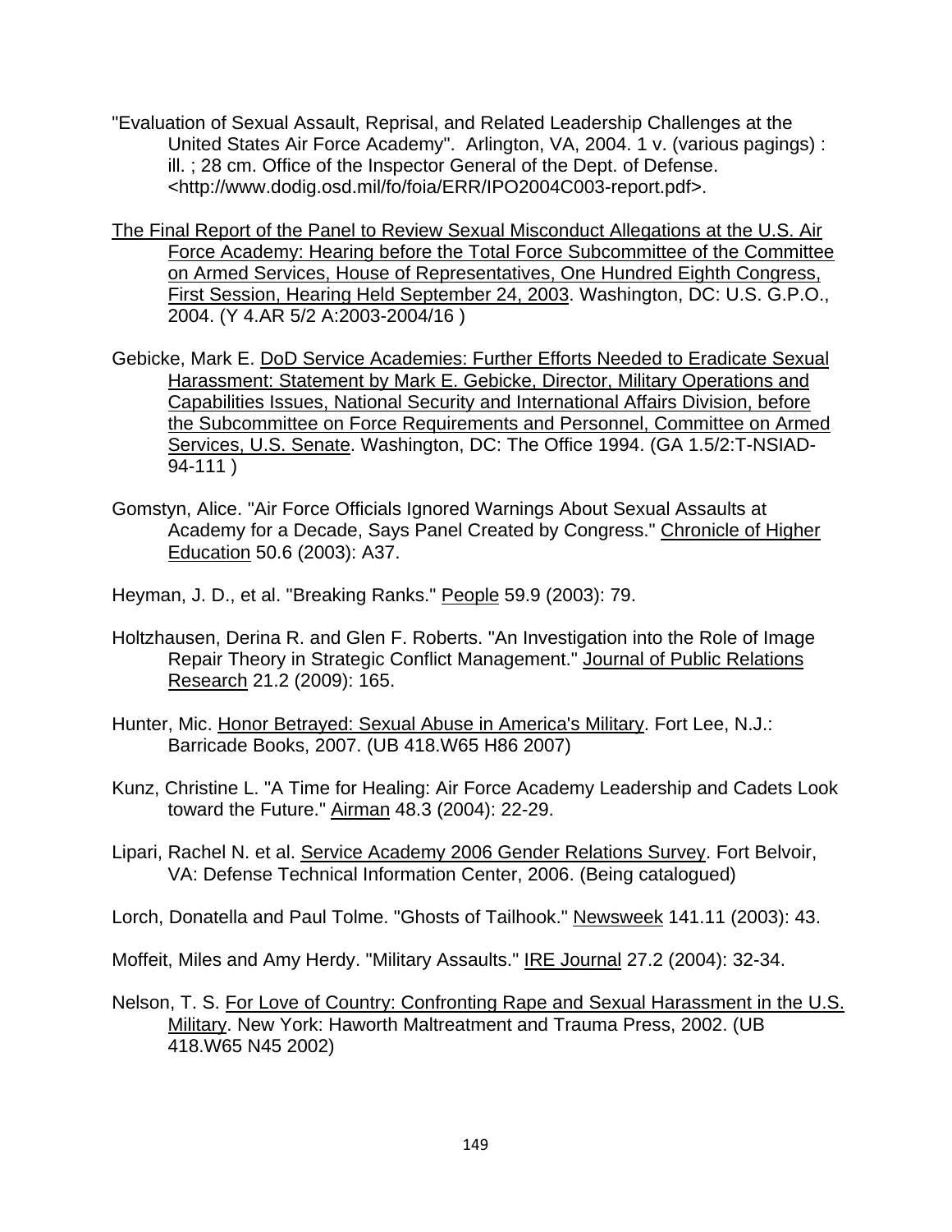"Evaluation of Sexual Assault, Reprisal, and Related Leadership Challenges at the United States Air Force Academy". Arlington, VA, 2004. 1 v. (various pagings) : ill. ; 28 cm. Office of the Inspector General of the Dept. of Defense. <http://www.dodig.osd.mil/fo/foia/ERR/IPO2004C003-report.pdf>.

<u>The Final Report of the Panel to Review Sexual Misconduct Allegations at the U.S. Air Force Academy: Hearing before the Total Force Subcommittee of the Committee on Armed Services, House of Representatives, One Hundred Eighth Congress, First Session, Hearing Held September 24, 2003</u>. Washington, DC: U.S. G.P.O., 2004. (Y 4.AR 5/2 A:2003-2004/16 )

Gebicke, Mark E. <u>DoD Service Academies: Further Efforts Needed to Eradicate Sexual Harassment: Statement by Mark E. Gebicke, Director, Military Operations and Capabilities Issues, National Security and International Affairs Division, before the Subcommittee on Force Requirements and Personnel, Committee on Armed Services, U.S. Senate</u>. Washington, DC: The Office 1994. (GA 1.5/2:T-NSIAD-94-111 )

Gomstyn, Alice. "Air Force Officials Ignored Warnings About Sexual Assaults at Academy for a Decade, Says Panel Created by Congress." <u>Chronicle of Higher Education</u> 50.6 (2003): A37.

Heyman, J. D., et al. "Breaking Ranks." <u>People</u> 59.9 (2003): 79.

Holtzhausen, Derina R. and Glen F. Roberts. "An Investigation into the Role of Image Repair Theory in Strategic Conflict Management." <u>Journal of Public Relations Research</u> 21.2 (2009): 165.

Hunter, Mic. <u>Honor Betrayed: Sexual Abuse in America's Military</u>. Fort Lee, N.J.: Barricade Books, 2007. (UB 418.W65 H86 2007)

Kunz, Christine L. "A Time for Healing: Air Force Academy Leadership and Cadets Look toward the Future." <u>Airman</u> 48.3 (2004): 22-29.

Lipari, Rachel N. et al. <u>Service Academy 2006 Gender Relations Survey</u>. Fort Belvoir, VA: Defense Technical Information Center, 2006. (Being catalogued)

Lorch, Donatella and Paul Tolme. "Ghosts of Tailhook." <u>Newsweek</u> 141.11 (2003): 43.

Moffeit, Miles and Amy Herdy. "Military Assaults." <u>IRE Journal</u> 27.2 (2004): 32-34.

Nelson, T. S. <u>For Love of Country: Confronting Rape and Sexual Harassment in the U.S. Military</u>. New York: Haworth Maltreatment and Trauma Press, 2002. (UB 418.W65 N45 2002)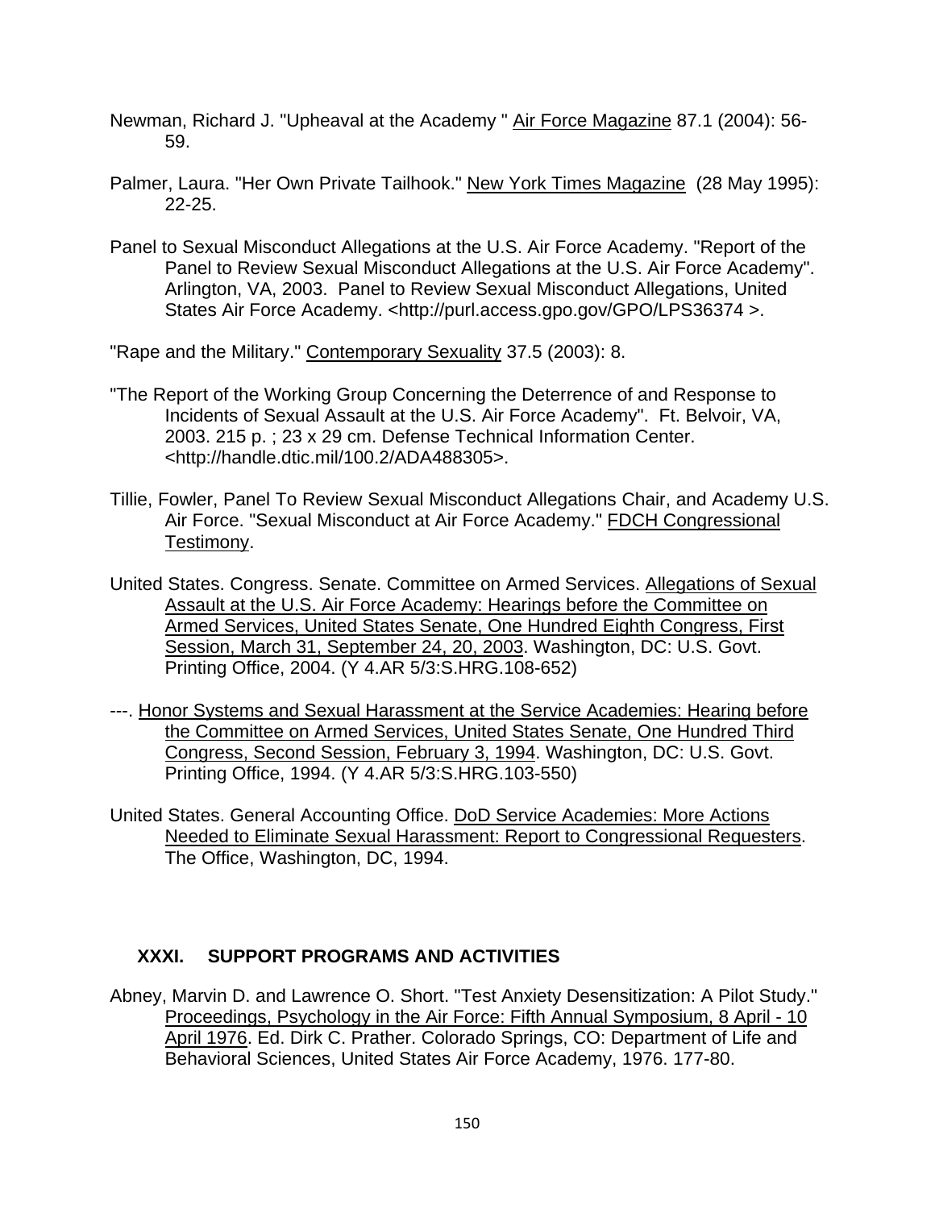Newman, Richard J. "Upheaval at the Academy " Air Force Magazine 87.1 (2004): 56-59.

Palmer, Laura. "Her Own Private Tailhook." New York Times Magazine (28 May 1995): 22-25.

Panel to Sexual Misconduct Allegations at the U.S. Air Force Academy. "Report of the Panel to Review Sexual Misconduct Allegations at the U.S. Air Force Academy". Arlington, VA, 2003. Panel to Review Sexual Misconduct Allegations, United States Air Force Academy. <http://purl.access.gpo.gov/GPO/LPS36374 >.

"Rape and the Military." Contemporary Sexuality 37.5 (2003): 8.

"The Report of the Working Group Concerning the Deterrence of and Response to Incidents of Sexual Assault at the U.S. Air Force Academy". Ft. Belvoir, VA, 2003. 215 p. ; 23 x 29 cm. Defense Technical Information Center. <http://handle.dtic.mil/100.2/ADA488305>.

Tillie, Fowler, Panel To Review Sexual Misconduct Allegations Chair, and Academy U.S. Air Force. "Sexual Misconduct at Air Force Academy." FDCH Congressional Testimony.

United States. Congress. Senate. Committee on Armed Services. Allegations of Sexual Assault at the U.S. Air Force Academy: Hearings before the Committee on Armed Services, United States Senate, One Hundred Eighth Congress, First Session, March 31, September 24, 20, 2003. Washington, DC: U.S. Govt. Printing Office, 2004. (Y 4.AR 5/3:S.HRG.108-652)

---. Honor Systems and Sexual Harassment at the Service Academies: Hearing before the Committee on Armed Services, United States Senate, One Hundred Third Congress, Second Session, February 3, 1994. Washington, DC: U.S. Govt. Printing Office, 1994. (Y 4.AR 5/3:S.HRG.103-550)

United States. General Accounting Office. DoD Service Academies: More Actions Needed to Eliminate Sexual Harassment: Report to Congressional Requesters. The Office, Washington, DC, 1994.

## XXXI. SUPPORT PROGRAMS AND ACTIVITIES

Abney, Marvin D. and Lawrence O. Short. "Test Anxiety Desensitization: A Pilot Study." Proceedings, Psychology in the Air Force: Fifth Annual Symposium, 8 April - 10 April 1976. Ed. Dirk C. Prather. Colorado Springs, CO: Department of Life and Behavioral Sciences, United States Air Force Academy, 1976. 177-80.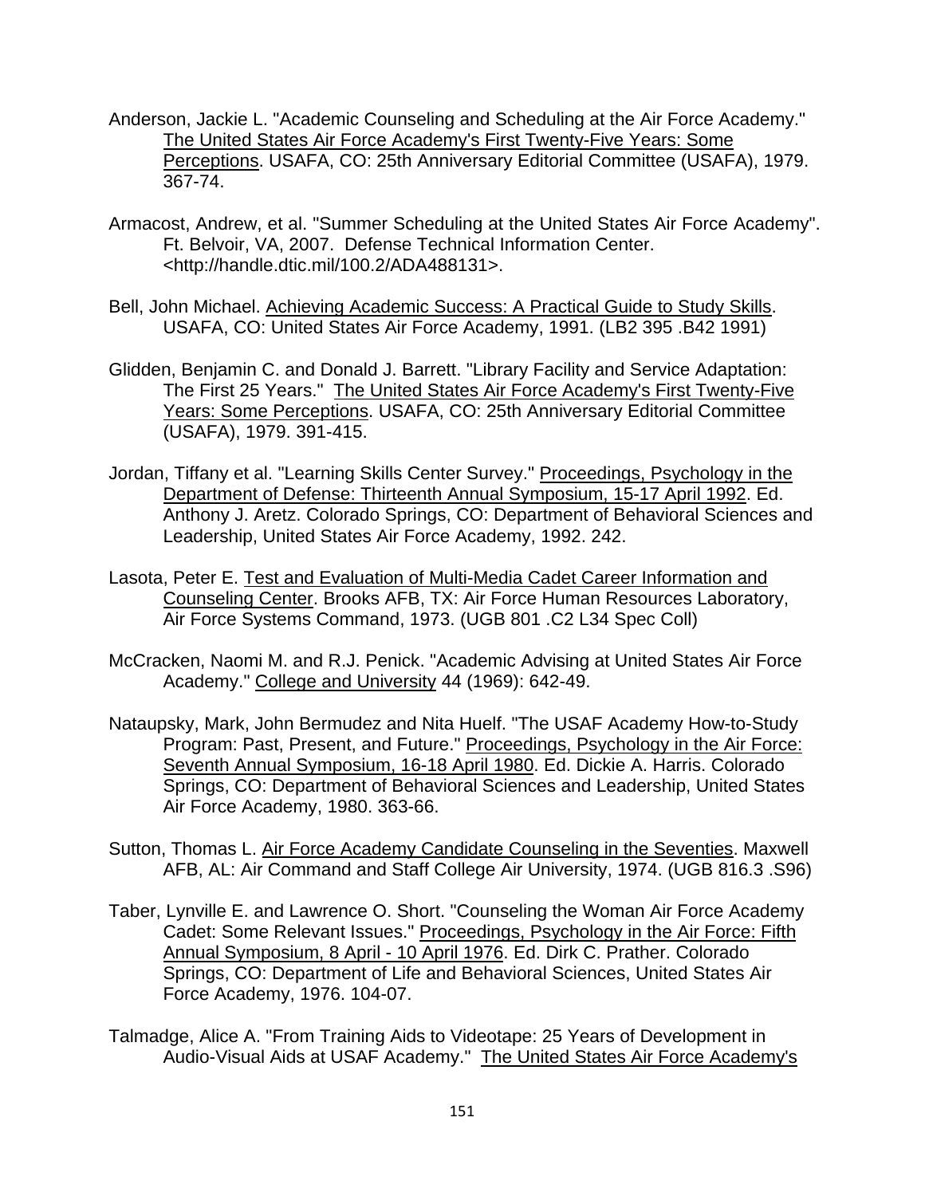Anderson, Jackie L. "Academic Counseling and Scheduling at the Air Force Academy." The United States Air Force Academy's First Twenty-Five Years: Some Perceptions. USAFA, CO: 25th Anniversary Editorial Committee (USAFA), 1979. 367-74.

Armacost, Andrew, et al. "Summer Scheduling at the United States Air Force Academy". Ft. Belvoir, VA, 2007. Defense Technical Information Center. <http://handle.dtic.mil/100.2/ADA488131>.

Bell, John Michael. Achieving Academic Success: A Practical Guide to Study Skills. USAFA, CO: United States Air Force Academy, 1991. (LB2 395 .B42 1991)

Glidden, Benjamin C. and Donald J. Barrett. "Library Facility and Service Adaptation: The First 25 Years." The United States Air Force Academy's First Twenty-Five Years: Some Perceptions. USAFA, CO: 25th Anniversary Editorial Committee (USAFA), 1979. 391-415.

Jordan, Tiffany et al. "Learning Skills Center Survey." Proceedings, Psychology in the Department of Defense: Thirteenth Annual Symposium, 15-17 April 1992. Ed. Anthony J. Aretz. Colorado Springs, CO: Department of Behavioral Sciences and Leadership, United States Air Force Academy, 1992. 242.

Lasota, Peter E. Test and Evaluation of Multi-Media Cadet Career Information and Counseling Center. Brooks AFB, TX: Air Force Human Resources Laboratory, Air Force Systems Command, 1973. (UGB 801 .C2 L34 Spec Coll)

McCracken, Naomi M. and R.J. Penick. "Academic Advising at United States Air Force Academy." College and University 44 (1969): 642-49.

Nataupsky, Mark, John Bermudez and Nita Huelf. "The USAF Academy How-to-Study Program: Past, Present, and Future." Proceedings, Psychology in the Air Force: Seventh Annual Symposium, 16-18 April 1980. Ed. Dickie A. Harris. Colorado Springs, CO: Department of Behavioral Sciences and Leadership, United States Air Force Academy, 1980. 363-66.

Sutton, Thomas L. Air Force Academy Candidate Counseling in the Seventies. Maxwell AFB, AL: Air Command and Staff College Air University, 1974. (UGB 816.3 .S96)

Taber, Lynville E. and Lawrence O. Short. "Counseling the Woman Air Force Academy Cadet: Some Relevant Issues." Proceedings, Psychology in the Air Force: Fifth Annual Symposium, 8 April - 10 April 1976. Ed. Dirk C. Prather. Colorado Springs, CO: Department of Life and Behavioral Sciences, United States Air Force Academy, 1976. 104-07.

Talmadge, Alice A. "From Training Aids to Videotape: 25 Years of Development in Audio-Visual Aids at USAF Academy." The United States Air Force Academy's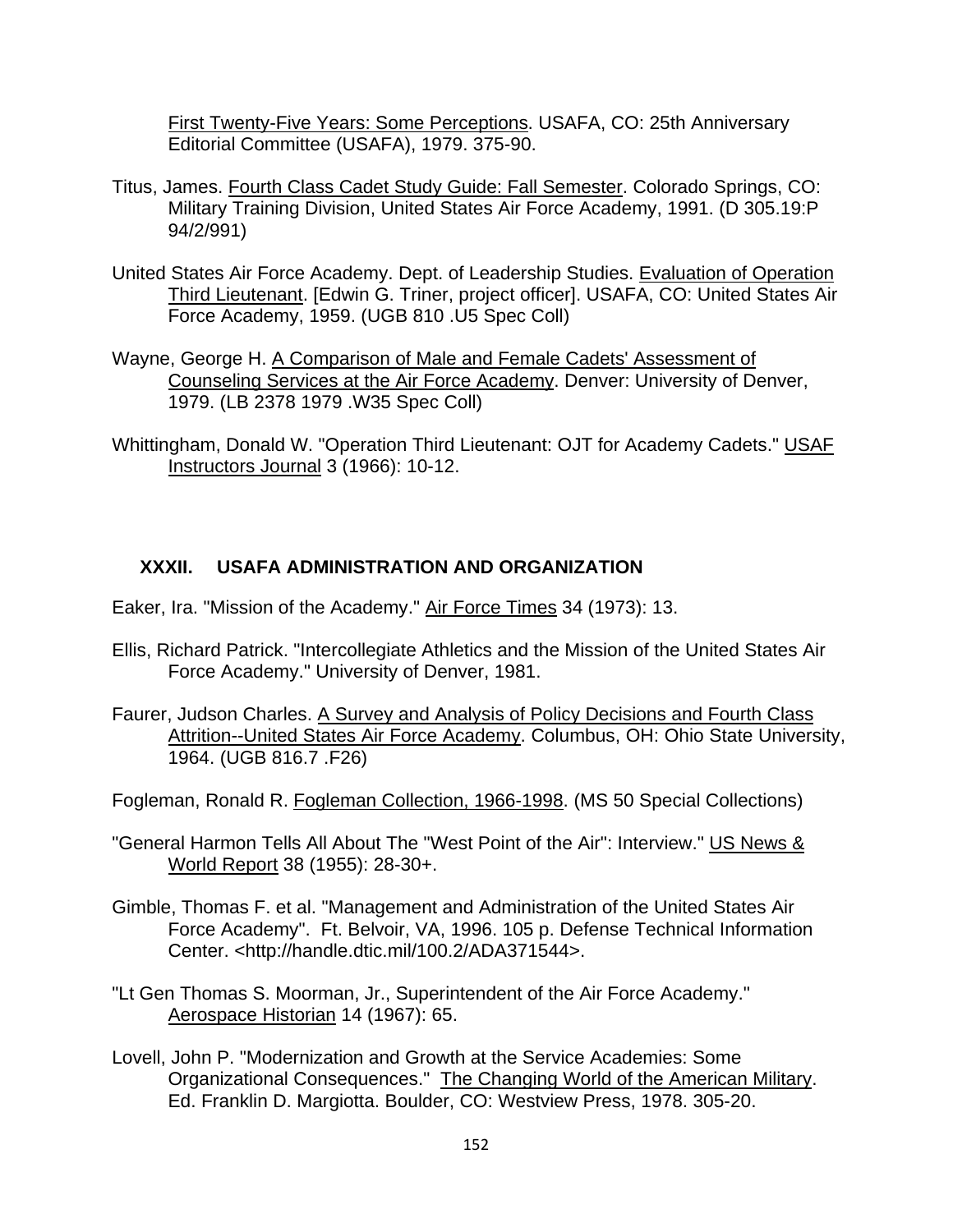First Twenty-Five Years: Some Perceptions. USAFA, CO: 25th Anniversary Editorial Committee (USAFA), 1979. 375-90.

Titus, James. Fourth Class Cadet Study Guide: Fall Semester. Colorado Springs, CO: Military Training Division, United States Air Force Academy, 1991. (D 305.19:P 94/2/991)

United States Air Force Academy. Dept. of Leadership Studies. Evaluation of Operation Third Lieutenant. [Edwin G. Triner, project officer]. USAFA, CO: United States Air Force Academy, 1959. (UGB 810 .U5 Spec Coll)

Wayne, George H. A Comparison of Male and Female Cadets' Assessment of Counseling Services at the Air Force Academy. Denver: University of Denver, 1979. (LB 2378 1979 .W35 Spec Coll)

Whittingham, Donald W. "Operation Third Lieutenant: OJT for Academy Cadets." USAF Instructors Journal 3 (1966): 10-12.

## XXXII. USAFA ADMINISTRATION AND ORGANIZATION

Eaker, Ira. "Mission of the Academy." Air Force Times 34 (1973): 13.

Ellis, Richard Patrick. "Intercollegiate Athletics and the Mission of the United States Air Force Academy." University of Denver, 1981.

Faurer, Judson Charles. A Survey and Analysis of Policy Decisions and Fourth Class Attrition--United States Air Force Academy. Columbus, OH: Ohio State University, 1964. (UGB 816.7 .F26)

Fogleman, Ronald R. Fogleman Collection, 1966-1998. (MS 50 Special Collections)

"General Harmon Tells All About The "West Point of the Air": Interview." US News & World Report 38 (1955): 28-30+.

Gimble, Thomas F. et al. "Management and Administration of the United States Air Force Academy". Ft. Belvoir, VA, 1996. 105 p. Defense Technical Information Center. <http://handle.dtic.mil/100.2/ADA371544>.

"Lt Gen Thomas S. Moorman, Jr., Superintendent of the Air Force Academy." Aerospace Historian 14 (1967): 65.

Lovell, John P. "Modernization and Growth at the Service Academies: Some Organizational Consequences." The Changing World of the American Military. Ed. Franklin D. Margiotta. Boulder, CO: Westview Press, 1978. 305-20.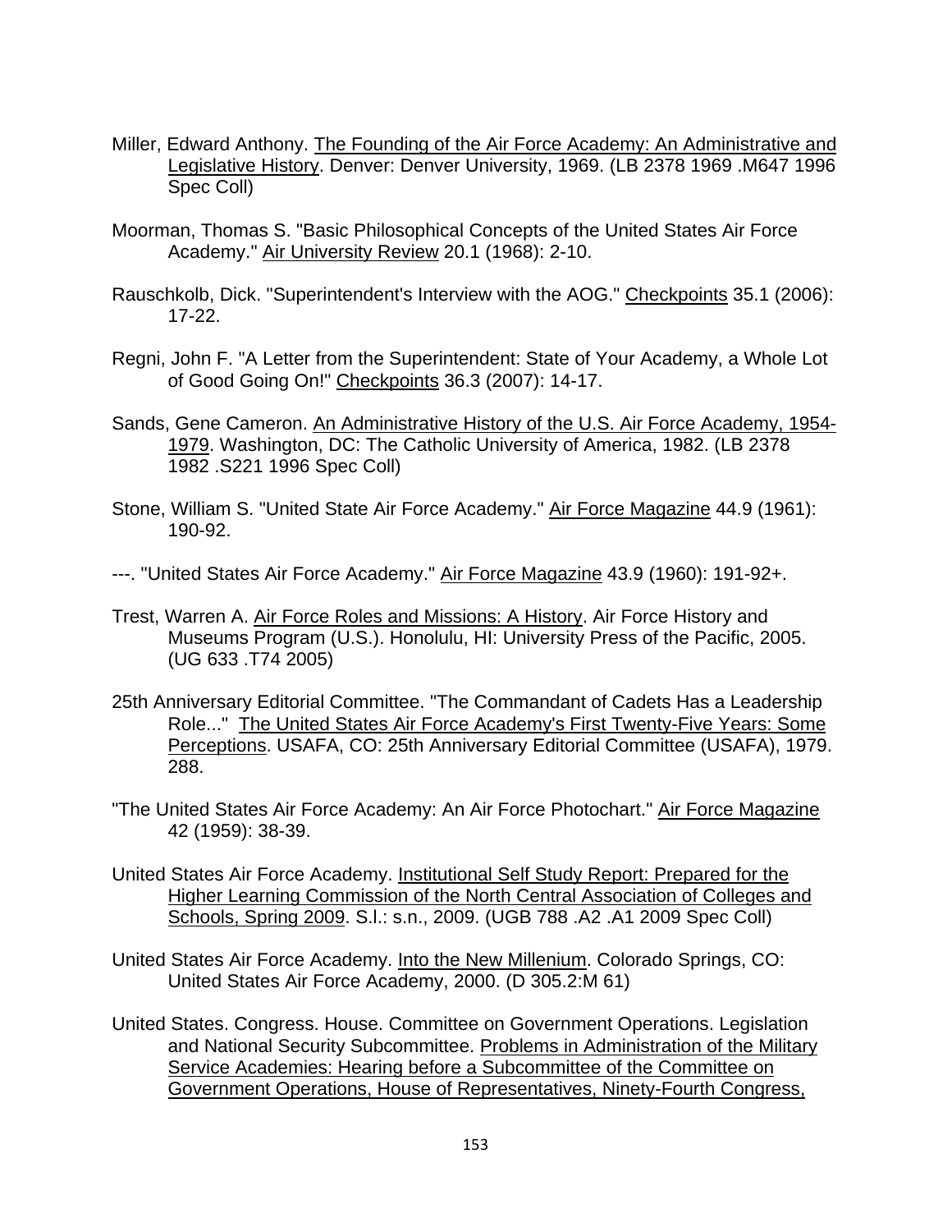Miller, Edward Anthony. The Founding of the Air Force Academy: An Administrative and Legislative History. Denver: Denver University, 1969. (LB 2378 1969 .M647 1996 Spec Coll)

Moorman, Thomas S. "Basic Philosophical Concepts of the United States Air Force Academy." Air University Review 20.1 (1968): 2-10.

Rauschkolb, Dick. "Superintendent's Interview with the AOG." Checkpoints 35.1 (2006): 17-22.

Regni, John F. "A Letter from the Superintendent: State of Your Academy, a Whole Lot of Good Going On!" Checkpoints 36.3 (2007): 14-17.

Sands, Gene Cameron. An Administrative History of the U.S. Air Force Academy, 1954-1979. Washington, DC: The Catholic University of America, 1982. (LB 2378 1982 .S221 1996 Spec Coll)

Stone, William S. "United State Air Force Academy." Air Force Magazine 44.9 (1961): 190-92.

---. "United States Air Force Academy." Air Force Magazine 43.9 (1960): 191-92+.

Trest, Warren A. Air Force Roles and Missions: A History. Air Force History and Museums Program (U.S.). Honolulu, HI: University Press of the Pacific, 2005. (UG 633 .T74 2005)

25th Anniversary Editorial Committee. "The Commandant of Cadets Has a Leadership Role..." The United States Air Force Academy's First Twenty-Five Years: Some Perceptions. USAFA, CO: 25th Anniversary Editorial Committee (USAFA), 1979. 288.

"The United States Air Force Academy: An Air Force Photochart." Air Force Magazine 42 (1959): 38-39.

United States Air Force Academy. Institutional Self Study Report: Prepared for the Higher Learning Commission of the North Central Association of Colleges and Schools, Spring 2009. S.l.: s.n., 2009. (UGB 788 .A2 .A1 2009 Spec Coll)

United States Air Force Academy. Into the New Millenium. Colorado Springs, CO: United States Air Force Academy, 2000. (D 305.2:M 61)

United States. Congress. House. Committee on Government Operations. Legislation and National Security Subcommittee. Problems in Administration of the Military Service Academies: Hearing before a Subcommittee of the Committee on Government Operations, House of Representatives, Ninety-Fourth Congress,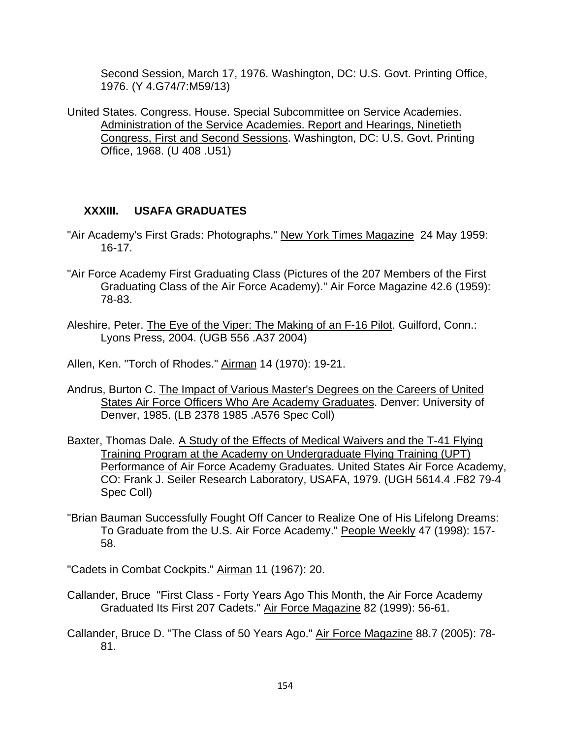Second Session, March 17, 1976. Washington, DC: U.S. Govt. Printing Office, 1976. (Y 4.G74/7:M59/13)

United States. Congress. House. Special Subcommittee on Service Academies. Administration of the Service Academies. Report and Hearings, Ninetieth Congress, First and Second Sessions. Washington, DC: U.S. Govt. Printing Office, 1968. (U 408 .U51)

## XXXIII. USAFA GRADUATES

"Air Academy's First Grads: Photographs." New York Times Magazine 24 May 1959: 16-17.

"Air Force Academy First Graduating Class (Pictures of the 207 Members of the First Graduating Class of the Air Force Academy)." Air Force Magazine 42.6 (1959): 78-83.

Aleshire, Peter. The Eye of the Viper: The Making of an F-16 Pilot. Guilford, Conn.: Lyons Press, 2004. (UGB 556 .A37 2004)

Allen, Ken. "Torch of Rhodes." Airman 14 (1970): 19-21.

Andrus, Burton C. The Impact of Various Master's Degrees on the Careers of United States Air Force Officers Who Are Academy Graduates. Denver: University of Denver, 1985. (LB 2378 1985 .A576 Spec Coll)

Baxter, Thomas Dale. A Study of the Effects of Medical Waivers and the T-41 Flying Training Program at the Academy on Undergraduate Flying Training (UPT) Performance of Air Force Academy Graduates. United States Air Force Academy, CO: Frank J. Seiler Research Laboratory, USAFA, 1979. (UGH 5614.4 .F82 79-4 Spec Coll)

"Brian Bauman Successfully Fought Off Cancer to Realize One of His Lifelong Dreams: To Graduate from the U.S. Air Force Academy." People Weekly 47 (1998): 157-58.

"Cadets in Combat Cockpits." Airman 11 (1967): 20.

Callander, Bruce "First Class - Forty Years Ago This Month, the Air Force Academy Graduated Its First 207 Cadets." Air Force Magazine 82 (1999): 56-61.

Callander, Bruce D. "The Class of 50 Years Ago." Air Force Magazine 88.7 (2005): 78-81.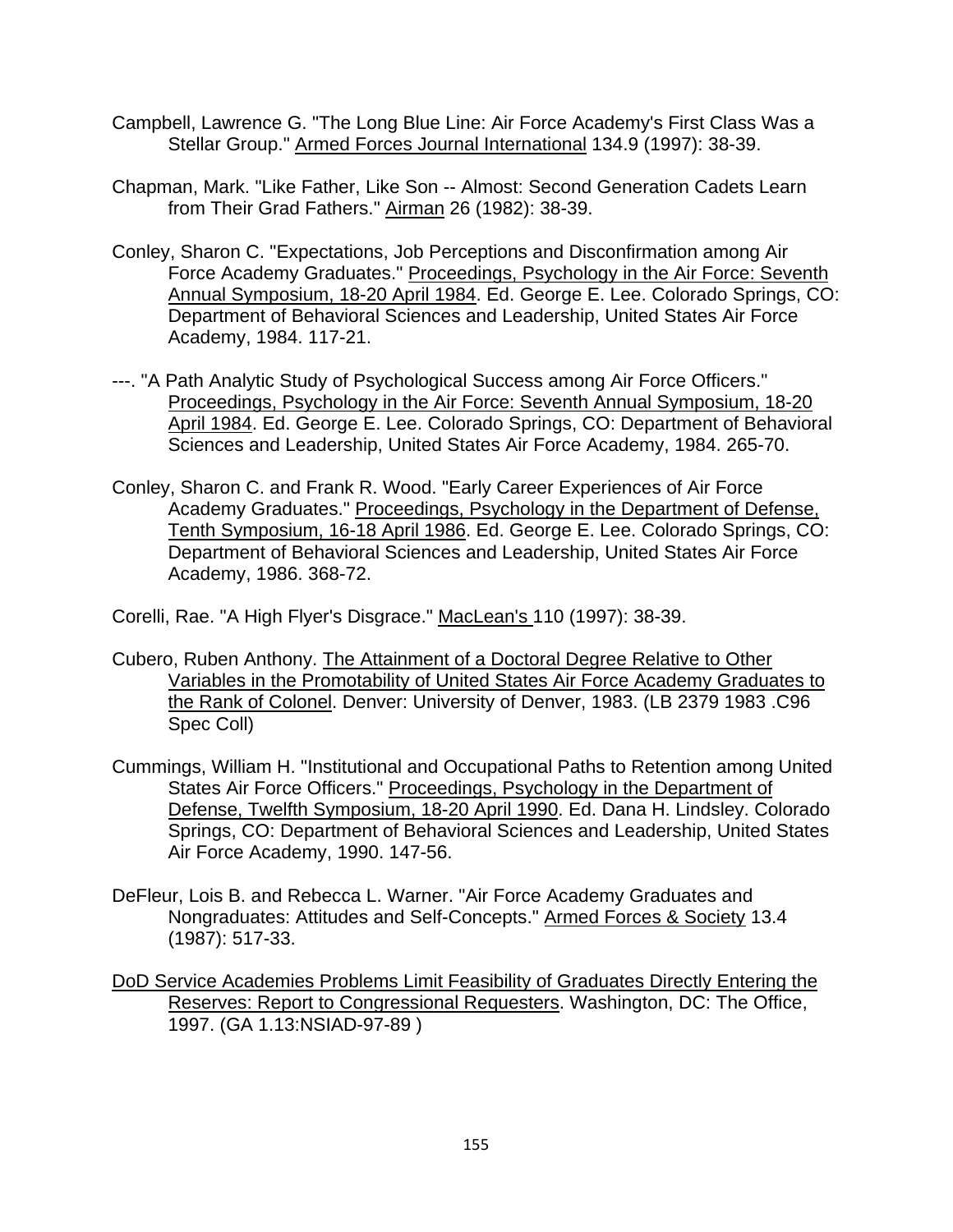Campbell, Lawrence G. "The Long Blue Line: Air Force Academy's First Class Was a Stellar Group." Armed Forces Journal International 134.9 (1997): 38-39.

Chapman, Mark. "Like Father, Like Son -- Almost: Second Generation Cadets Learn from Their Grad Fathers." Airman 26 (1982): 38-39.

Conley, Sharon C. "Expectations, Job Perceptions and Disconfirmation among Air Force Academy Graduates." Proceedings, Psychology in the Air Force: Seventh Annual Symposium, 18-20 April 1984. Ed. George E. Lee. Colorado Springs, CO: Department of Behavioral Sciences and Leadership, United States Air Force Academy, 1984. 117-21.

---. "A Path Analytic Study of Psychological Success among Air Force Officers." Proceedings, Psychology in the Air Force: Seventh Annual Symposium, 18-20 April 1984. Ed. George E. Lee. Colorado Springs, CO: Department of Behavioral Sciences and Leadership, United States Air Force Academy, 1984. 265-70.

Conley, Sharon C. and Frank R. Wood. "Early Career Experiences of Air Force Academy Graduates." Proceedings, Psychology in the Department of Defense, Tenth Symposium, 16-18 April 1986. Ed. George E. Lee. Colorado Springs, CO: Department of Behavioral Sciences and Leadership, United States Air Force Academy, 1986. 368-72.

Corelli, Rae. "A High Flyer's Disgrace." MacLean's 110 (1997): 38-39.

Cubero, Ruben Anthony. The Attainment of a Doctoral Degree Relative to Other Variables in the Promotability of United States Air Force Academy Graduates to the Rank of Colonel. Denver: University of Denver, 1983. (LB 2379 1983 .C96 Spec Coll)

Cummings, William H. "Institutional and Occupational Paths to Retention among United States Air Force Officers." Proceedings, Psychology in the Department of Defense, Twelfth Symposium, 18-20 April 1990. Ed. Dana H. Lindsley. Colorado Springs, CO: Department of Behavioral Sciences and Leadership, United States Air Force Academy, 1990. 147-56.

DeFleur, Lois B. and Rebecca L. Warner. "Air Force Academy Graduates and Nongraduates: Attitudes and Self-Concepts." Armed Forces & Society 13.4 (1987): 517-33.

DoD Service Academies Problems Limit Feasibility of Graduates Directly Entering the Reserves: Report to Congressional Requesters. Washington, DC: The Office, 1997. (GA 1.13:NSIAD-97-89 )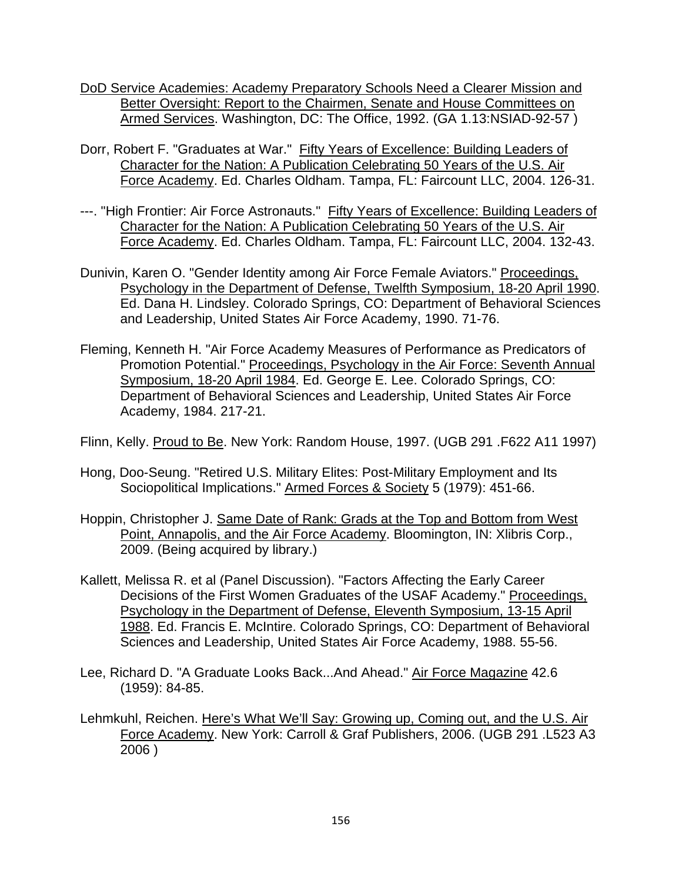DoD Service Academies: Academy Preparatory Schools Need a Clearer Mission and Better Oversight: Report to the Chairmen, Senate and House Committees on Armed Services. Washington, DC: The Office, 1992. (GA 1.13:NSIAD-92-57 )

Dorr, Robert F. "Graduates at War." Fifty Years of Excellence: Building Leaders of Character for the Nation: A Publication Celebrating 50 Years of the U.S. Air Force Academy. Ed. Charles Oldham. Tampa, FL: Faircount LLC, 2004. 126-31.

---. "High Frontier: Air Force Astronauts." Fifty Years of Excellence: Building Leaders of Character for the Nation: A Publication Celebrating 50 Years of the U.S. Air Force Academy. Ed. Charles Oldham. Tampa, FL: Faircount LLC, 2004. 132-43.

Dunivin, Karen O. "Gender Identity among Air Force Female Aviators." Proceedings, Psychology in the Department of Defense, Twelfth Symposium, 18-20 April 1990. Ed. Dana H. Lindsley. Colorado Springs, CO: Department of Behavioral Sciences and Leadership, United States Air Force Academy, 1990. 71-76.

Fleming, Kenneth H. "Air Force Academy Measures of Performance as Predicators of Promotion Potential." Proceedings, Psychology in the Air Force: Seventh Annual Symposium, 18-20 April 1984. Ed. George E. Lee. Colorado Springs, CO: Department of Behavioral Sciences and Leadership, United States Air Force Academy, 1984. 217-21.

Flinn, Kelly. Proud to Be. New York: Random House, 1997. (UGB 291 .F622 A11 1997)

Hong, Doo-Seung. "Retired U.S. Military Elites: Post-Military Employment and Its Sociopolitical Implications." Armed Forces & Society 5 (1979): 451-66.

Hoppin, Christopher J. Same Date of Rank: Grads at the Top and Bottom from West Point, Annapolis, and the Air Force Academy. Bloomington, IN: Xlibris Corp., 2009. (Being acquired by library.)

Kallett, Melissa R. et al (Panel Discussion). "Factors Affecting the Early Career Decisions of the First Women Graduates of the USAF Academy." Proceedings, Psychology in the Department of Defense, Eleventh Symposium, 13-15 April 1988. Ed. Francis E. McIntire. Colorado Springs, CO: Department of Behavioral Sciences and Leadership, United States Air Force Academy, 1988. 55-56.

Lee, Richard D. "A Graduate Looks Back...And Ahead." Air Force Magazine 42.6 (1959): 84-85.

Lehmkuhl, Reichen. Here's What We'll Say: Growing up, Coming out, and the U.S. Air Force Academy. New York: Carroll & Graf Publishers, 2006. (UGB 291 .L523 A3 2006 )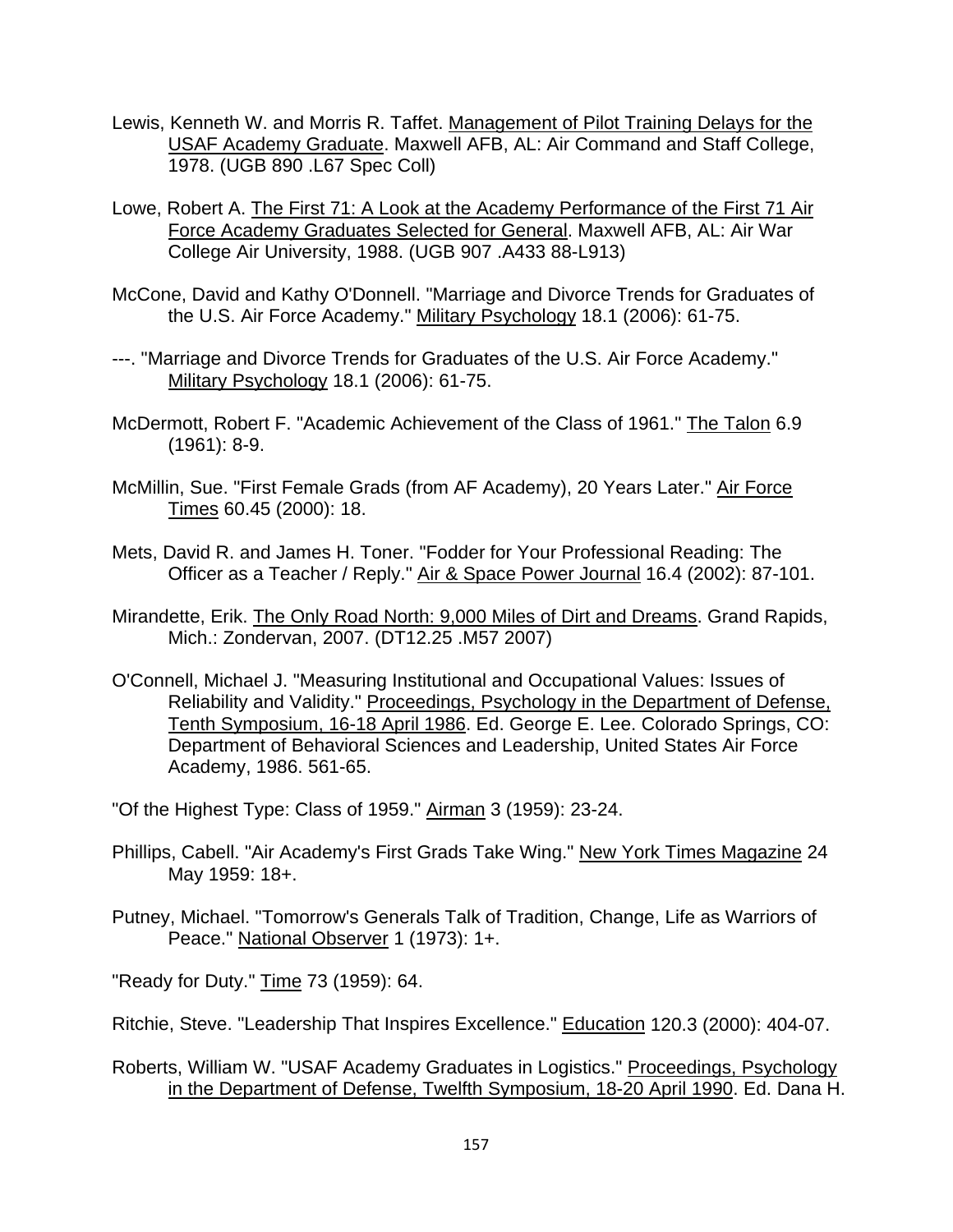Lewis, Kenneth W. and Morris R. Taffet. Management of Pilot Training Delays for the USAF Academy Graduate. Maxwell AFB, AL: Air Command and Staff College, 1978. (UGB 890 .L67 Spec Coll)

Lowe, Robert A. The First 71: A Look at the Academy Performance of the First 71 Air Force Academy Graduates Selected for General. Maxwell AFB, AL: Air War College Air University, 1988. (UGB 907 .A433 88-L913)

McCone, David and Kathy O'Donnell. "Marriage and Divorce Trends for Graduates of the U.S. Air Force Academy." Military Psychology 18.1 (2006): 61-75.

---. "Marriage and Divorce Trends for Graduates of the U.S. Air Force Academy." Military Psychology 18.1 (2006): 61-75.

McDermott, Robert F. "Academic Achievement of the Class of 1961." The Talon 6.9 (1961): 8-9.

McMillin, Sue. "First Female Grads (from AF Academy), 20 Years Later." Air Force Times 60.45 (2000): 18.

Mets, David R. and James H. Toner. "Fodder for Your Professional Reading: The Officer as a Teacher / Reply." Air & Space Power Journal 16.4 (2002): 87-101.

Mirandette, Erik. The Only Road North: 9,000 Miles of Dirt and Dreams. Grand Rapids, Mich.: Zondervan, 2007. (DT12.25 .M57 2007)

O'Connell, Michael J. "Measuring Institutional and Occupational Values: Issues of Reliability and Validity." Proceedings, Psychology in the Department of Defense, Tenth Symposium, 16-18 April 1986. Ed. George E. Lee. Colorado Springs, CO: Department of Behavioral Sciences and Leadership, United States Air Force Academy, 1986. 561-65.

"Of the Highest Type: Class of 1959." Airman 3 (1959): 23-24.

Phillips, Cabell. "Air Academy's First Grads Take Wing." New York Times Magazine 24 May 1959: 18+.

Putney, Michael. "Tomorrow's Generals Talk of Tradition, Change, Life as Warriors of Peace." National Observer 1 (1973): 1+.

"Ready for Duty." Time 73 (1959): 64.

Ritchie, Steve. "Leadership That Inspires Excellence." Education 120.3 (2000): 404-07.

Roberts, William W. "USAF Academy Graduates in Logistics." Proceedings, Psychology in the Department of Defense, Twelfth Symposium, 18-20 April 1990. Ed. Dana H.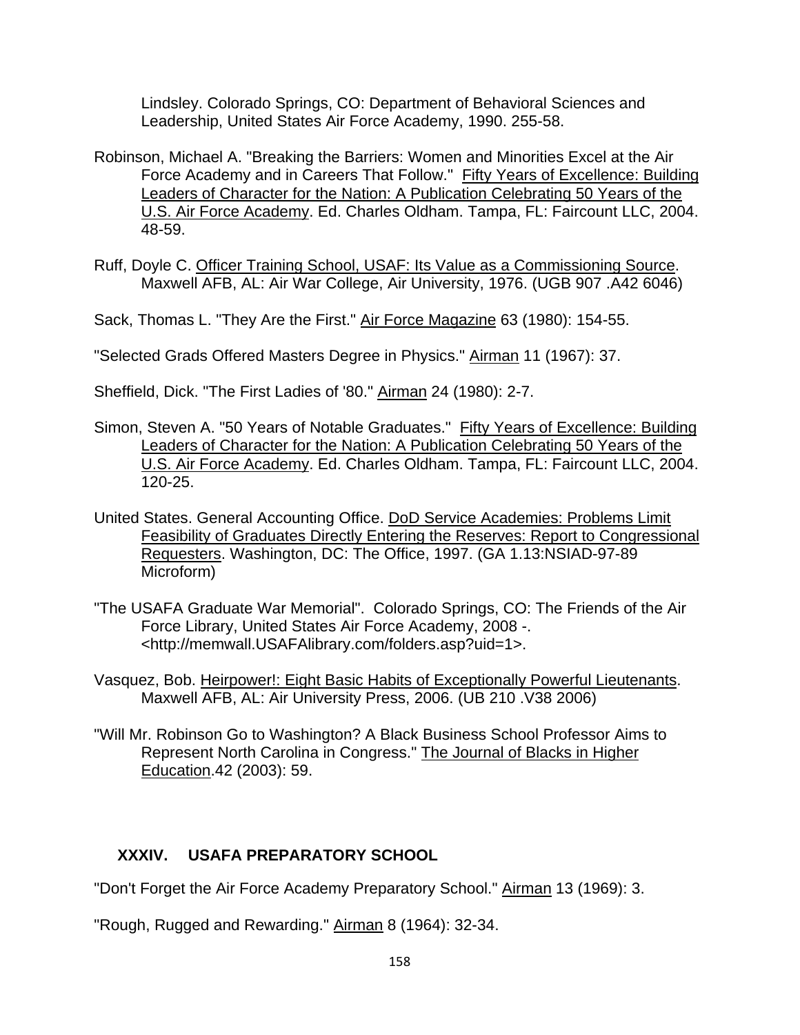Lindsley. Colorado Springs, CO: Department of Behavioral Sciences and Leadership, United States Air Force Academy, 1990. 255-58.

Robinson, Michael A. "Breaking the Barriers: Women and Minorities Excel at the Air Force Academy and in Careers That Follow." Fifty Years of Excellence: Building Leaders of Character for the Nation: A Publication Celebrating 50 Years of the U.S. Air Force Academy. Ed. Charles Oldham. Tampa, FL: Faircount LLC, 2004. 48-59.

Ruff, Doyle C. Officer Training School, USAF: Its Value as a Commissioning Source. Maxwell AFB, AL: Air War College, Air University, 1976. (UGB 907 .A42 6046)

Sack, Thomas L. "They Are the First." Air Force Magazine 63 (1980): 154-55.

"Selected Grads Offered Masters Degree in Physics." Airman 11 (1967): 37.

Sheffield, Dick. "The First Ladies of '80." Airman 24 (1980): 2-7.

Simon, Steven A. "50 Years of Notable Graduates." Fifty Years of Excellence: Building Leaders of Character for the Nation: A Publication Celebrating 50 Years of the U.S. Air Force Academy. Ed. Charles Oldham. Tampa, FL: Faircount LLC, 2004. 120-25.

United States. General Accounting Office. DoD Service Academies: Problems Limit Feasibility of Graduates Directly Entering the Reserves: Report to Congressional Requesters. Washington, DC: The Office, 1997. (GA 1.13:NSIAD-97-89 Microform)

"The USAFA Graduate War Memorial". Colorado Springs, CO: The Friends of the Air Force Library, United States Air Force Academy, 2008 -. <http://memwall.USAFAlibrary.com/folders.asp?uid=1>.

Vasquez, Bob. Heirpower!: Eight Basic Habits of Exceptionally Powerful Lieutenants. Maxwell AFB, AL: Air University Press, 2006. (UB 210 .V38 2006)

"Will Mr. Robinson Go to Washington? A Black Business School Professor Aims to Represent North Carolina in Congress." The Journal of Blacks in Higher Education.42 (2003): 59.

## XXXIV. USAFA PREPARATORY SCHOOL

"Don't Forget the Air Force Academy Preparatory School." Airman 13 (1969): 3.

"Rough, Rugged and Rewarding." Airman 8 (1964): 32-34.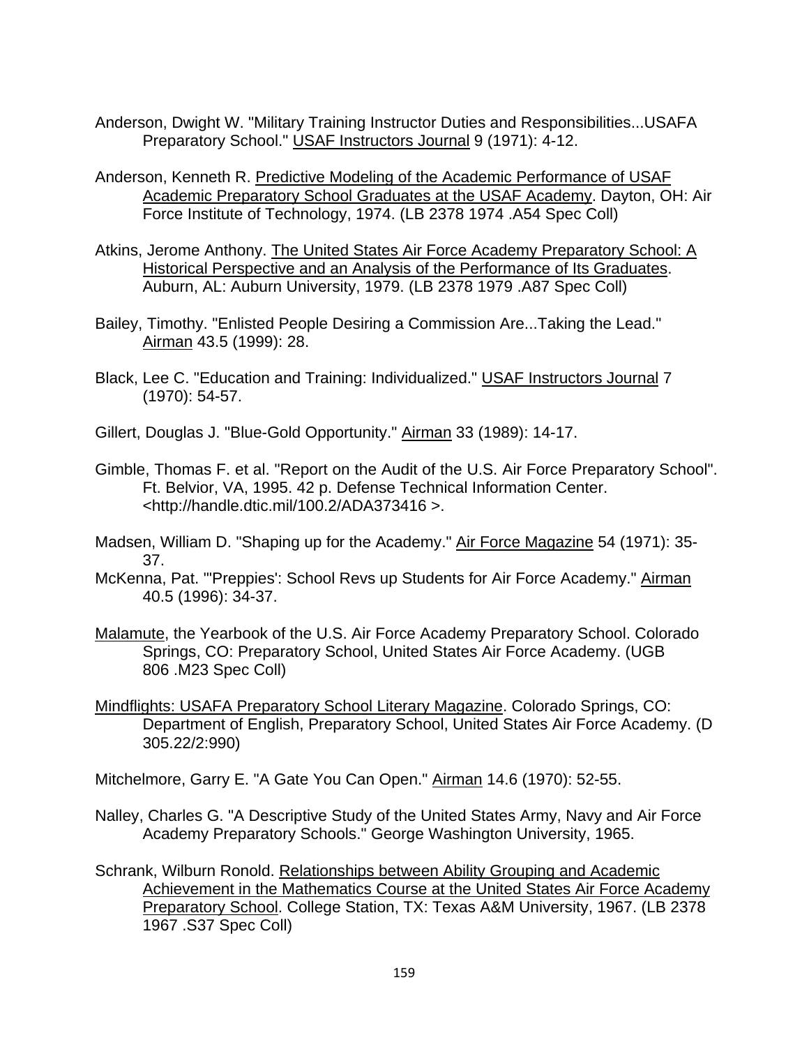Anderson, Dwight W. "Military Training Instructor Duties and Responsibilities...USAFA Preparatory School." USAF Instructors Journal 9 (1971): 4-12.

Anderson, Kenneth R. Predictive Modeling of the Academic Performance of USAF Academic Preparatory School Graduates at the USAF Academy. Dayton, OH: Air Force Institute of Technology, 1974. (LB 2378 1974 .A54 Spec Coll)

Atkins, Jerome Anthony. The United States Air Force Academy Preparatory School: A Historical Perspective and an Analysis of the Performance of Its Graduates. Auburn, AL: Auburn University, 1979. (LB 2378 1979 .A87 Spec Coll)

Bailey, Timothy. "Enlisted People Desiring a Commission Are...Taking the Lead." Airman 43.5 (1999): 28.

Black, Lee C. "Education and Training: Individualized." USAF Instructors Journal 7 (1970): 54-57.

Gillert, Douglas J. "Blue-Gold Opportunity." Airman 33 (1989): 14-17.

Gimble, Thomas F. et al. "Report on the Audit of the U.S. Air Force Preparatory School". Ft. Belvior, VA, 1995. 42 p. Defense Technical Information Center. <http://handle.dtic.mil/100.2/ADA373416 >.

Madsen, William D. "Shaping up for the Academy." Air Force Magazine 54 (1971): 35-37.

McKenna, Pat. "'Preppies': School Revs up Students for Air Force Academy." Airman 40.5 (1996): 34-37.

Malamute, the Yearbook of the U.S. Air Force Academy Preparatory School. Colorado Springs, CO: Preparatory School, United States Air Force Academy. (UGB 806 .M23 Spec Coll)

Mindflights: USAFA Preparatory School Literary Magazine. Colorado Springs, CO: Department of English, Preparatory School, United States Air Force Academy. (D 305.22/2:990)

Mitchelmore, Garry E. "A Gate You Can Open." Airman 14.6 (1970): 52-55.

Nalley, Charles G. "A Descriptive Study of the United States Army, Navy and Air Force Academy Preparatory Schools." George Washington University, 1965.

Schrank, Wilburn Ronold. Relationships between Ability Grouping and Academic Achievement in the Mathematics Course at the United States Air Force Academy Preparatory School. College Station, TX: Texas A&M University, 1967. (LB 2378 1967 .S37 Spec Coll)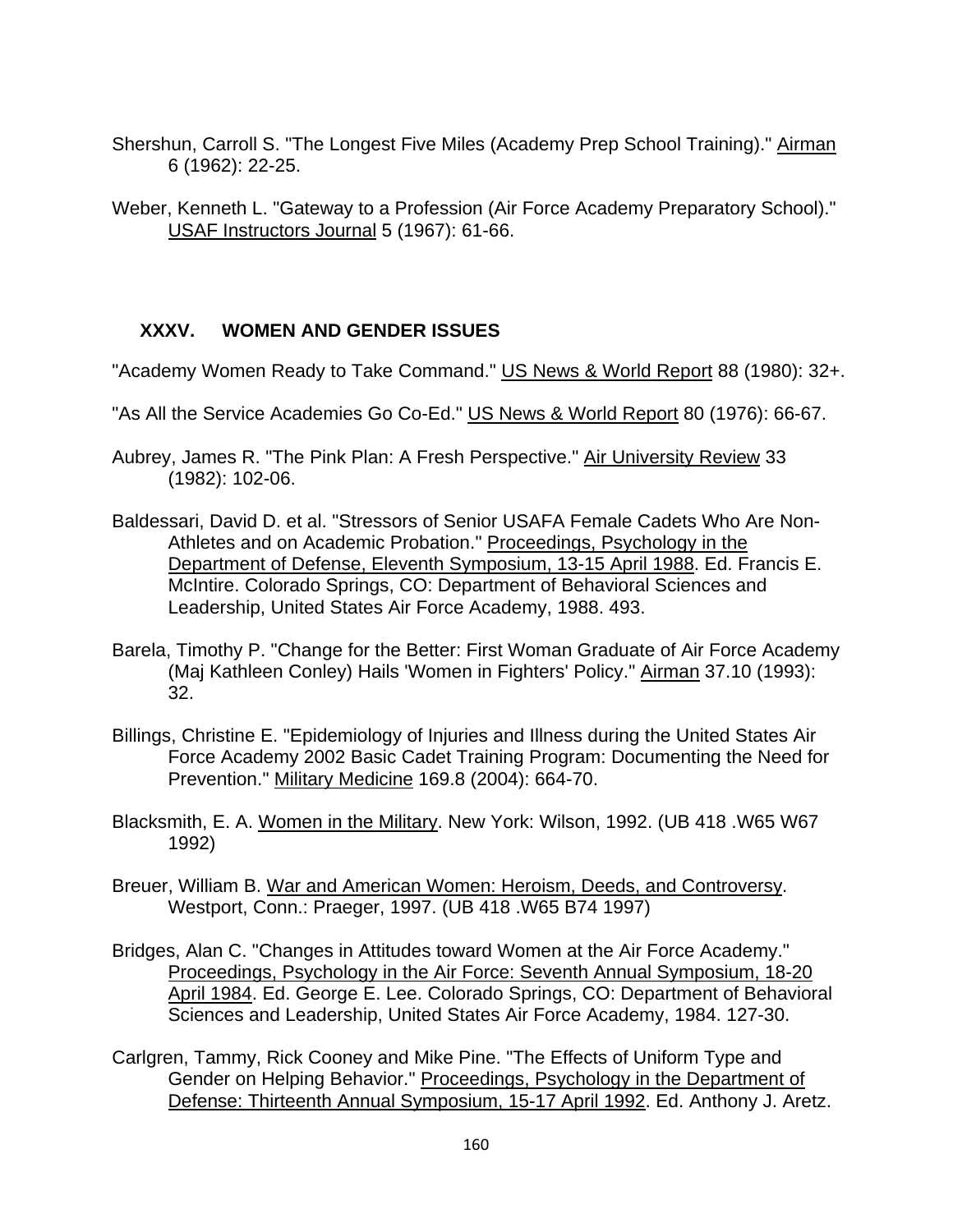Shershun, Carroll S. "The Longest Five Miles (Academy Prep School Training)." Airman 6 (1962): 22-25.

Weber, Kenneth L. "Gateway to a Profession (Air Force Academy Preparatory School)." USAF Instructors Journal 5 (1967): 61-66.

## XXXV. WOMEN AND GENDER ISSUES

"Academy Women Ready to Take Command." US News & World Report 88 (1980): 32+.

"As All the Service Academies Go Co-Ed." US News & World Report 80 (1976): 66-67.

Aubrey, James R. "The Pink Plan: A Fresh Perspective." Air University Review 33 (1982): 102-06.

Baldessari, David D. et al. "Stressors of Senior USAFA Female Cadets Who Are Non-Athletes and on Academic Probation." Proceedings, Psychology in the Department of Defense, Eleventh Symposium, 13-15 April 1988. Ed. Francis E. McIntire. Colorado Springs, CO: Department of Behavioral Sciences and Leadership, United States Air Force Academy, 1988. 493.

Barela, Timothy P. "Change for the Better: First Woman Graduate of Air Force Academy (Maj Kathleen Conley) Hails 'Women in Fighters' Policy." Airman 37.10 (1993): 32.

Billings, Christine E. "Epidemiology of Injuries and Illness during the United States Air Force Academy 2002 Basic Cadet Training Program: Documenting the Need for Prevention." Military Medicine 169.8 (2004): 664-70.

Blacksmith, E. A. Women in the Military. New York: Wilson, 1992. (UB 418 .W65 W67 1992)

Breuer, William B. War and American Women: Heroism, Deeds, and Controversy. Westport, Conn.: Praeger, 1997. (UB 418 .W65 B74 1997)

Bridges, Alan C. "Changes in Attitudes toward Women at the Air Force Academy." Proceedings, Psychology in the Air Force: Seventh Annual Symposium, 18-20 April 1984. Ed. George E. Lee. Colorado Springs, CO: Department of Behavioral Sciences and Leadership, United States Air Force Academy, 1984. 127-30.

Carlgren, Tammy, Rick Cooney and Mike Pine. "The Effects of Uniform Type and Gender on Helping Behavior." Proceedings, Psychology in the Department of Defense: Thirteenth Annual Symposium, 15-17 April 1992. Ed. Anthony J. Aretz.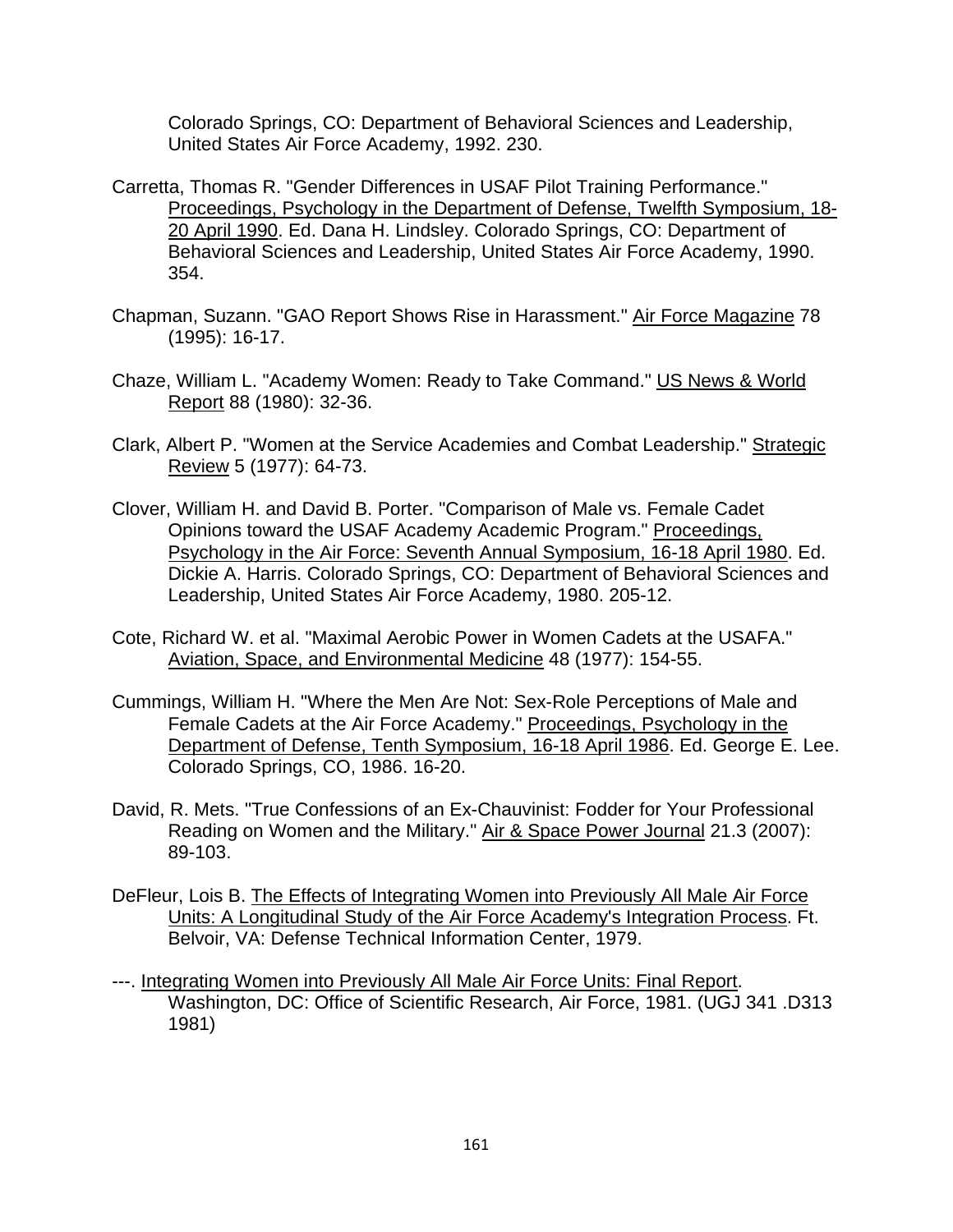Colorado Springs, CO: Department of Behavioral Sciences and Leadership, United States Air Force Academy, 1992. 230.

Carretta, Thomas R. "Gender Differences in USAF Pilot Training Performance." Proceedings, Psychology in the Department of Defense, Twelfth Symposium, 18-20 April 1990. Ed. Dana H. Lindsley. Colorado Springs, CO: Department of Behavioral Sciences and Leadership, United States Air Force Academy, 1990. 354.

Chapman, Suzann. "GAO Report Shows Rise in Harassment." Air Force Magazine 78 (1995): 16-17.

Chaze, William L. "Academy Women: Ready to Take Command." US News & World Report 88 (1980): 32-36.

Clark, Albert P. "Women at the Service Academies and Combat Leadership." Strategic Review 5 (1977): 64-73.

Clover, William H. and David B. Porter. "Comparison of Male vs. Female Cadet Opinions toward the USAF Academy Academic Program." Proceedings, Psychology in the Air Force: Seventh Annual Symposium, 16-18 April 1980. Ed. Dickie A. Harris. Colorado Springs, CO: Department of Behavioral Sciences and Leadership, United States Air Force Academy, 1980. 205-12.

Cote, Richard W. et al. "Maximal Aerobic Power in Women Cadets at the USAFA." Aviation, Space, and Environmental Medicine 48 (1977): 154-55.

Cummings, William H. "Where the Men Are Not: Sex-Role Perceptions of Male and Female Cadets at the Air Force Academy." Proceedings, Psychology in the Department of Defense, Tenth Symposium, 16-18 April 1986. Ed. George E. Lee. Colorado Springs, CO, 1986. 16-20.

David, R. Mets. "True Confessions of an Ex-Chauvinist: Fodder for Your Professional Reading on Women and the Military." Air & Space Power Journal 21.3 (2007): 89-103.

DeFleur, Lois B. The Effects of Integrating Women into Previously All Male Air Force Units: A Longitudinal Study of the Air Force Academy's Integration Process. Ft. Belvoir, VA: Defense Technical Information Center, 1979.

---. Integrating Women into Previously All Male Air Force Units: Final Report. Washington, DC: Office of Scientific Research, Air Force, 1981. (UGJ 341 .D313 1981)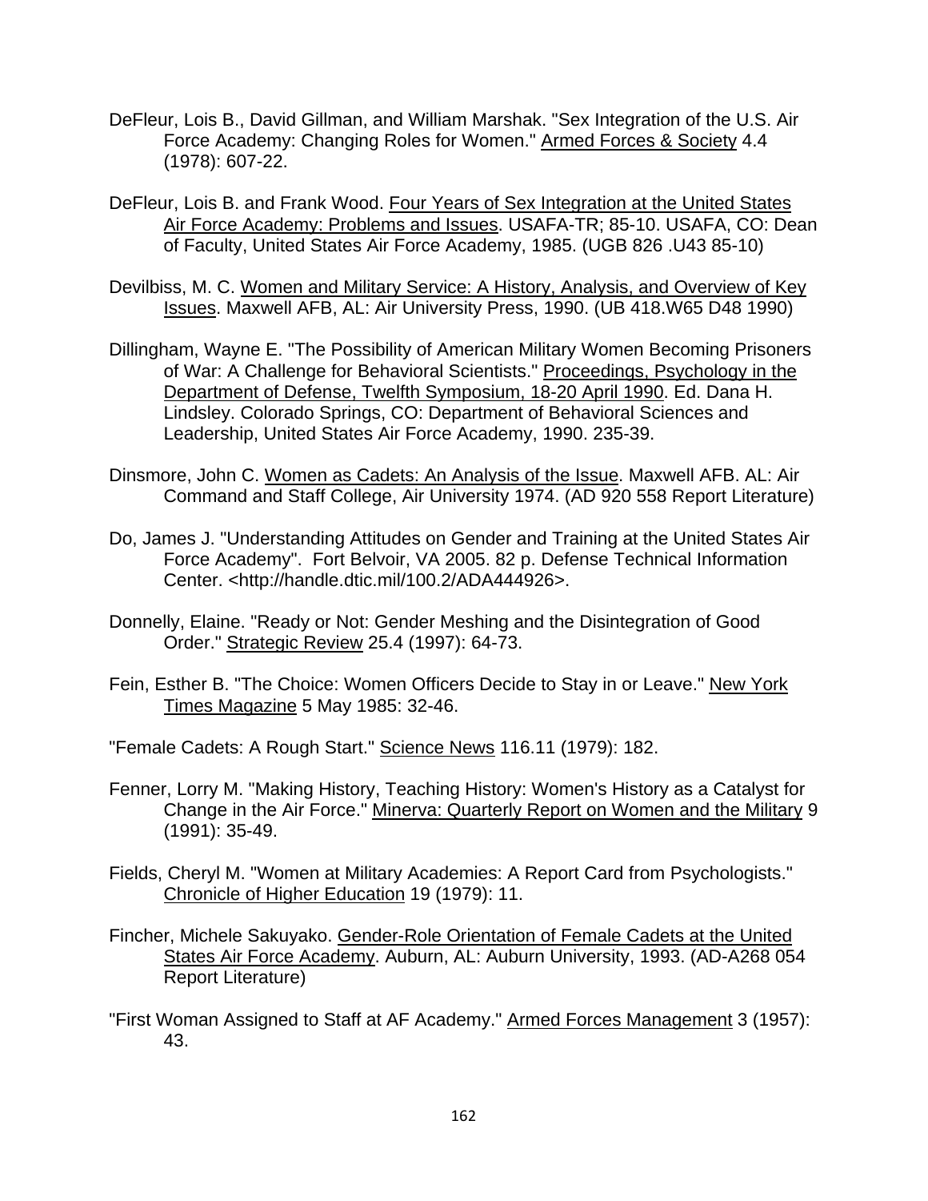DeFleur, Lois B., David Gillman, and William Marshak. "Sex Integration of the U.S. Air Force Academy: Changing Roles for Women." <u>Armed Forces & Society</u> 4.4 (1978): 607-22.

DeFleur, Lois B. and Frank Wood. <u>Four Years of Sex Integration at the United States Air Force Academy: Problems and Issues</u>. USAFA-TR; 85-10. USAFA, CO: Dean of Faculty, United States Air Force Academy, 1985. (UGB 826 .U43 85-10)

Devilbiss, M. C. <u>Women and Military Service: A History, Analysis, and Overview of Key Issues</u>. Maxwell AFB, AL: Air University Press, 1990. (UB 418.W65 D48 1990)

Dillingham, Wayne E. "The Possibility of American Military Women Becoming Prisoners of War: A Challenge for Behavioral Scientists." <u>Proceedings, Psychology in the Department of Defense, Twelfth Symposium, 18-20 April 1990</u>. Ed. Dana H. Lindsley. Colorado Springs, CO: Department of Behavioral Sciences and Leadership, United States Air Force Academy, 1990. 235-39.

Dinsmore, John C. <u>Women as Cadets: An Analysis of the Issue</u>. Maxwell AFB. AL: Air Command and Staff College, Air University 1974. (AD 920 558 Report Literature)

Do, James J. "Understanding Attitudes on Gender and Training at the United States Air Force Academy". Fort Belvoir, VA 2005. 82 p. Defense Technical Information Center. <http://handle.dtic.mil/100.2/ADA444926>.

Donnelly, Elaine. "Ready or Not: Gender Meshing and the Disintegration of Good Order." <u>Strategic Review</u> 25.4 (1997): 64-73.

Fein, Esther B. "The Choice: Women Officers Decide to Stay in or Leave." <u>New York Times Magazine</u> 5 May 1985: 32-46.

"Female Cadets: A Rough Start." <u>Science News</u> 116.11 (1979): 182.

Fenner, Lorry M. "Making History, Teaching History: Women's History as a Catalyst for Change in the Air Force." <u>Minerva: Quarterly Report on Women and the Military</u> 9 (1991): 35-49.

Fields, Cheryl M. "Women at Military Academies: A Report Card from Psychologists." <u>Chronicle of Higher Education</u> 19 (1979): 11.

Fincher, Michele Sakuyako. <u>Gender-Role Orientation of Female Cadets at the United States Air Force Academy</u>. Auburn, AL: Auburn University, 1993. (AD-A268 054 Report Literature)

"First Woman Assigned to Staff at AF Academy." <u>Armed Forces Management</u> 3 (1957): 43.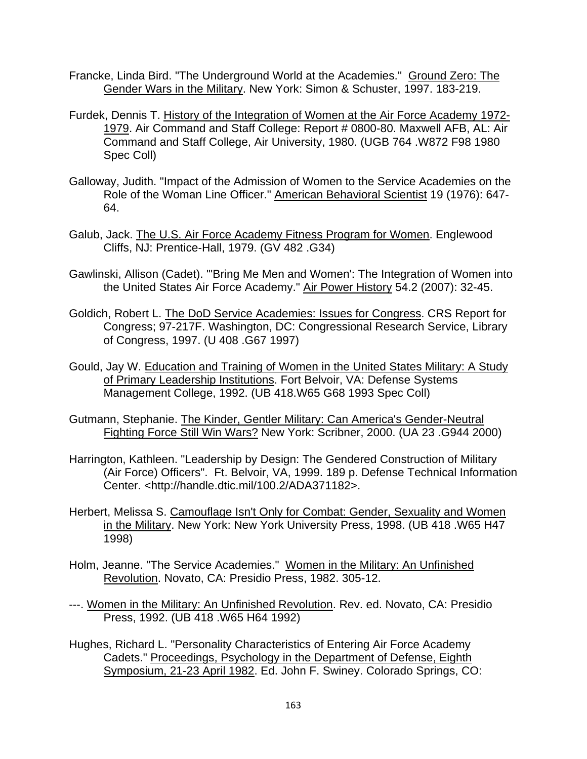Francke, Linda Bird. "The Underground World at the Academies." Ground Zero: The Gender Wars in the Military. New York: Simon & Schuster, 1997. 183-219.

Furdek, Dennis T. History of the Integration of Women at the Air Force Academy 1972-1979. Air Command and Staff College: Report # 0800-80. Maxwell AFB, AL: Air Command and Staff College, Air University, 1980. (UGB 764 .W872 F98 1980 Spec Coll)

Galloway, Judith. "Impact of the Admission of Women to the Service Academies on the Role of the Woman Line Officer." American Behavioral Scientist 19 (1976): 647-64.

Galub, Jack. The U.S. Air Force Academy Fitness Program for Women. Englewood Cliffs, NJ: Prentice-Hall, 1979. (GV 482 .G34)

Gawlinski, Allison (Cadet). "'Bring Me Men and Women': The Integration of Women into the United States Air Force Academy." Air Power History 54.2 (2007): 32-45.

Goldich, Robert L. The DoD Service Academies: Issues for Congress. CRS Report for Congress; 97-217F. Washington, DC: Congressional Research Service, Library of Congress, 1997. (U 408 .G67 1997)

Gould, Jay W. Education and Training of Women in the United States Military: A Study of Primary Leadership Institutions. Fort Belvoir, VA: Defense Systems Management College, 1992. (UB 418.W65 G68 1993 Spec Coll)

Gutmann, Stephanie. The Kinder, Gentler Military: Can America's Gender-Neutral Fighting Force Still Win Wars? New York: Scribner, 2000. (UA 23 .G944 2000)

Harrington, Kathleen. "Leadership by Design: The Gendered Construction of Military (Air Force) Officers". Ft. Belvoir, VA, 1999. 189 p. Defense Technical Information Center. <http://handle.dtic.mil/100.2/ADA371182>.

Herbert, Melissa S. Camouflage Isn't Only for Combat: Gender, Sexuality and Women in the Military. New York: New York University Press, 1998. (UB 418 .W65 H47 1998)

Holm, Jeanne. "The Service Academies." Women in the Military: An Unfinished Revolution. Novato, CA: Presidio Press, 1982. 305-12.

---. Women in the Military: An Unfinished Revolution. Rev. ed. Novato, CA: Presidio Press, 1992. (UB 418 .W65 H64 1992)

Hughes, Richard L. "Personality Characteristics of Entering Air Force Academy Cadets." Proceedings, Psychology in the Department of Defense, Eighth Symposium, 21-23 April 1982. Ed. John F. Swiney. Colorado Springs, CO: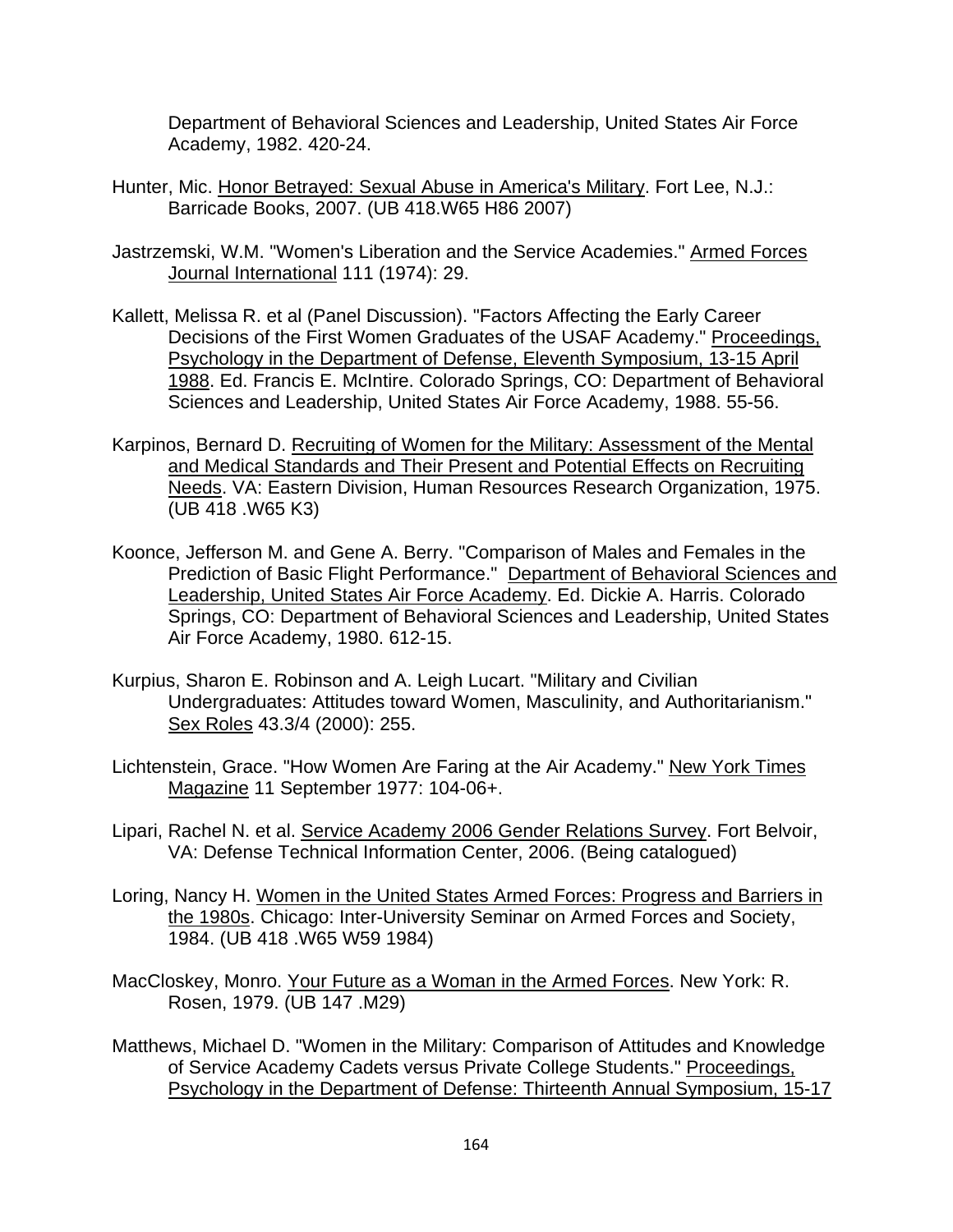Department of Behavioral Sciences and Leadership, United States Air Force Academy, 1982. 420-24.

Hunter, Mic. Honor Betrayed: Sexual Abuse in America's Military. Fort Lee, N.J.: Barricade Books, 2007. (UB 418.W65 H86 2007)

Jastrzemski, W.M. "Women's Liberation and the Service Academies." Armed Forces Journal International 111 (1974): 29.

Kallett, Melissa R. et al (Panel Discussion). "Factors Affecting the Early Career Decisions of the First Women Graduates of the USAF Academy." Proceedings, Psychology in the Department of Defense, Eleventh Symposium, 13-15 April 1988. Ed. Francis E. McIntire. Colorado Springs, CO: Department of Behavioral Sciences and Leadership, United States Air Force Academy, 1988. 55-56.

Karpinos, Bernard D. Recruiting of Women for the Military: Assessment of the Mental and Medical Standards and Their Present and Potential Effects on Recruiting Needs. VA: Eastern Division, Human Resources Research Organization, 1975. (UB 418 .W65 K3)

Koonce, Jefferson M. and Gene A. Berry. "Comparison of Males and Females in the Prediction of Basic Flight Performance." Department of Behavioral Sciences and Leadership, United States Air Force Academy. Ed. Dickie A. Harris. Colorado Springs, CO: Department of Behavioral Sciences and Leadership, United States Air Force Academy, 1980. 612-15.

Kurpius, Sharon E. Robinson and A. Leigh Lucart. "Military and Civilian Undergraduates: Attitudes toward Women, Masculinity, and Authoritarianism." Sex Roles 43.3/4 (2000): 255.

Lichtenstein, Grace. "How Women Are Faring at the Air Academy." New York Times Magazine 11 September 1977: 104-06+.

Lipari, Rachel N. et al. Service Academy 2006 Gender Relations Survey. Fort Belvoir, VA: Defense Technical Information Center, 2006. (Being catalogued)

Loring, Nancy H. Women in the United States Armed Forces: Progress and Barriers in the 1980s. Chicago: Inter-University Seminar on Armed Forces and Society, 1984. (UB 418 .W65 W59 1984)

MacCloskey, Monro. Your Future as a Woman in the Armed Forces. New York: R. Rosen, 1979. (UB 147 .M29)

Matthews, Michael D. "Women in the Military: Comparison of Attitudes and Knowledge of Service Academy Cadets versus Private College Students." Proceedings, Psychology in the Department of Defense: Thirteenth Annual Symposium, 15-17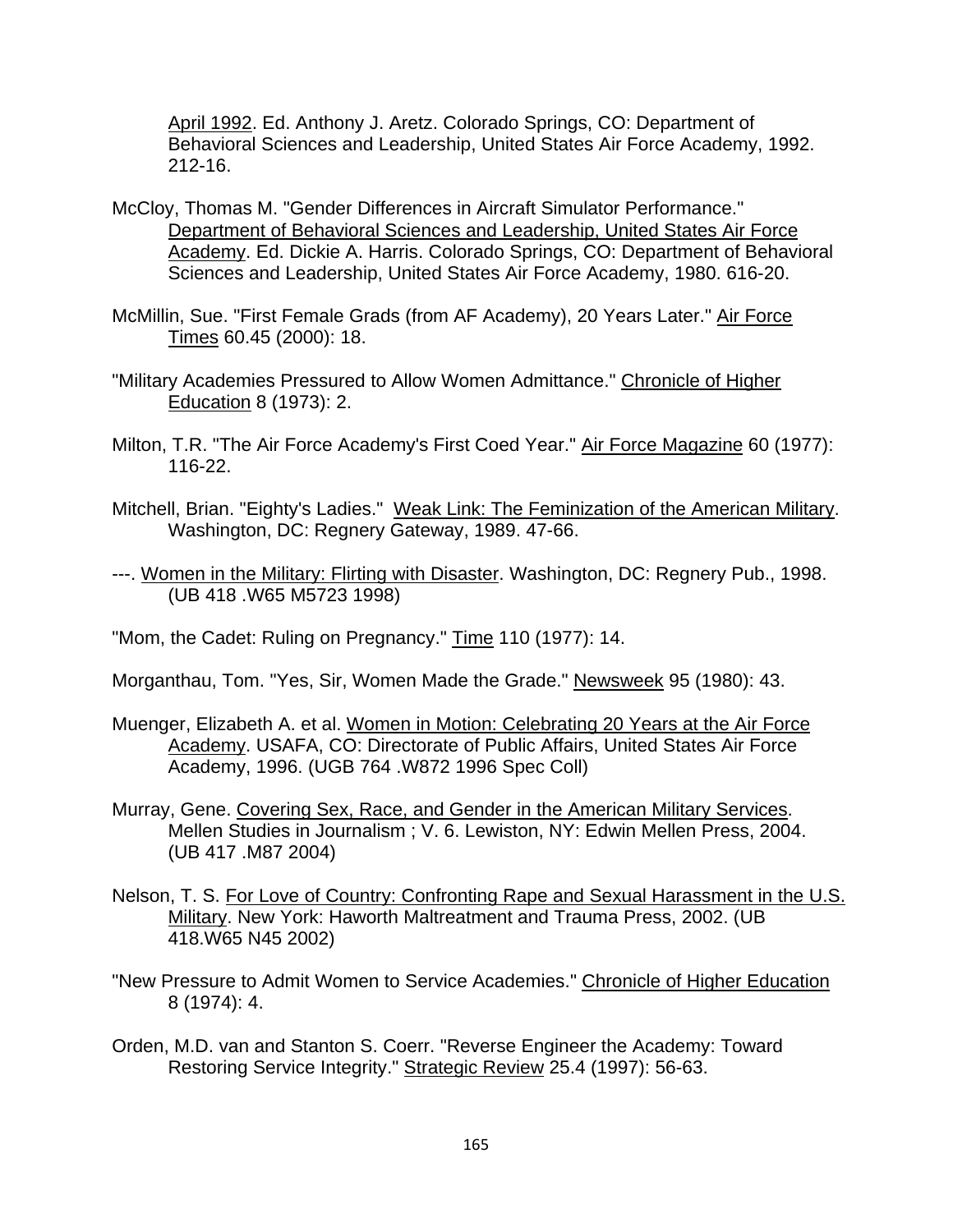April 1992. Ed. Anthony J. Aretz. Colorado Springs, CO: Department of Behavioral Sciences and Leadership, United States Air Force Academy, 1992. 212-16.

McCloy, Thomas M. "Gender Differences in Aircraft Simulator Performance." Department of Behavioral Sciences and Leadership, United States Air Force Academy. Ed. Dickie A. Harris. Colorado Springs, CO: Department of Behavioral Sciences and Leadership, United States Air Force Academy, 1980. 616-20.

McMillin, Sue. "First Female Grads (from AF Academy), 20 Years Later." Air Force Times 60.45 (2000): 18.

"Military Academies Pressured to Allow Women Admittance." Chronicle of Higher Education 8 (1973): 2.

Milton, T.R. "The Air Force Academy's First Coed Year." Air Force Magazine 60 (1977): 116-22.

Mitchell, Brian. "Eighty's Ladies." Weak Link: The Feminization of the American Military. Washington, DC: Regnery Gateway, 1989. 47-66.

---. Women in the Military: Flirting with Disaster. Washington, DC: Regnery Pub., 1998. (UB 418 .W65 M5723 1998)

"Mom, the Cadet: Ruling on Pregnancy." Time 110 (1977): 14.

Morganthau, Tom. "Yes, Sir, Women Made the Grade." Newsweek 95 (1980): 43.

Muenger, Elizabeth A. et al. Women in Motion: Celebrating 20 Years at the Air Force Academy. USAFA, CO: Directorate of Public Affairs, United States Air Force Academy, 1996. (UGB 764 .W872 1996 Spec Coll)

Murray, Gene. Covering Sex, Race, and Gender in the American Military Services. Mellen Studies in Journalism ; V. 6. Lewiston, NY: Edwin Mellen Press, 2004. (UB 417 .M87 2004)

Nelson, T. S. For Love of Country: Confronting Rape and Sexual Harassment in the U.S. Military. New York: Haworth Maltreatment and Trauma Press, 2002. (UB 418.W65 N45 2002)

"New Pressure to Admit Women to Service Academies." Chronicle of Higher Education 8 (1974): 4.

Orden, M.D. van and Stanton S. Coerr. "Reverse Engineer the Academy: Toward Restoring Service Integrity." Strategic Review 25.4 (1997): 56-63.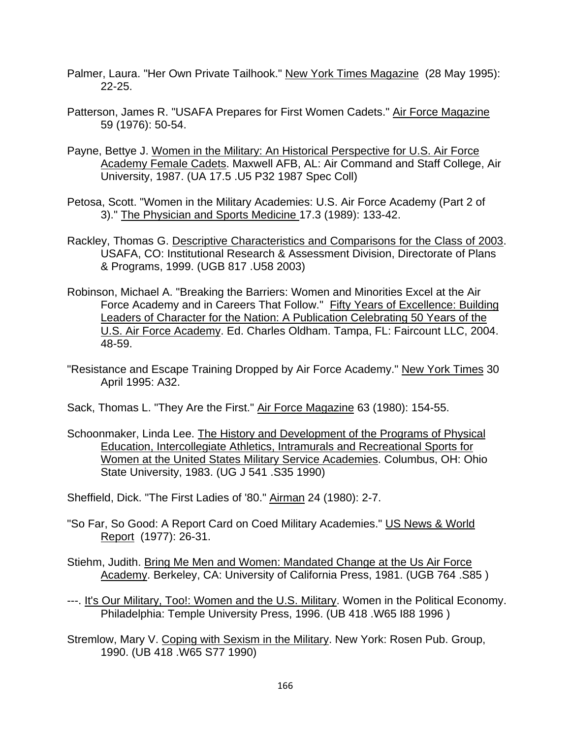Palmer, Laura. "Her Own Private Tailhook." <u>New York Times Magazine</u> (28 May 1995): 22-25.

Patterson, James R. "USAFA Prepares for First Women Cadets." <u>Air Force Magazine</u> 59 (1976): 50-54.

Payne, Bettye J. <u>Women in the Military: An Historical Perspective for U.S. Air Force Academy Female Cadets</u>. Maxwell AFB, AL: Air Command and Staff College, Air University, 1987. (UA 17.5 .U5 P32 1987 Spec Coll)

Petosa, Scott. "Women in the Military Academies: U.S. Air Force Academy (Part 2 of 3)." <u>The Physician and Sports Medicine</u> 17.3 (1989): 133-42.

Rackley, Thomas G. <u>Descriptive Characteristics and Comparisons for the Class of 2003</u>. USAFA, CO: Institutional Research & Assessment Division, Directorate of Plans & Programs, 1999. (UGB 817 .U58 2003)

Robinson, Michael A. "Breaking the Barriers: Women and Minorities Excel at the Air Force Academy and in Careers That Follow." <u>Fifty Years of Excellence: Building Leaders of Character for the Nation: A Publication Celebrating 50 Years of the U.S. Air Force Academy</u>. Ed. Charles Oldham. Tampa, FL: Faircount LLC, 2004. 48-59.

"Resistance and Escape Training Dropped by Air Force Academy." <u>New York Times</u> 30 April 1995: A32.

Sack, Thomas L. "They Are the First." <u>Air Force Magazine</u> 63 (1980): 154-55.

Schoonmaker, Linda Lee. <u>The History and Development of the Programs of Physical Education, Intercollegiate Athletics, Intramurals and Recreational Sports for Women at the United States Military Service Academies</u>. Columbus, OH: Ohio State University, 1983. (UG J 541 .S35 1990)

Sheffield, Dick. "The First Ladies of '80." <u>Airman</u> 24 (1980): 2-7.

"So Far, So Good: A Report Card on Coed Military Academies." <u>US News & World Report</u> (1977): 26-31.

Stiehm, Judith. <u>Bring Me Men and Women: Mandated Change at the Us Air Force Academy</u>. Berkeley, CA: University of California Press, 1981. (UGB 764 .S85 )

---. <u>It's Our Military, Too!: Women and the U.S. Military</u>. Women in the Political Economy. Philadelphia: Temple University Press, 1996. (UB 418 .W65 I88 1996 )

Stremlow, Mary V. <u>Coping with Sexism in the Military</u>. New York: Rosen Pub. Group, 1990. (UB 418 .W65 S77 1990)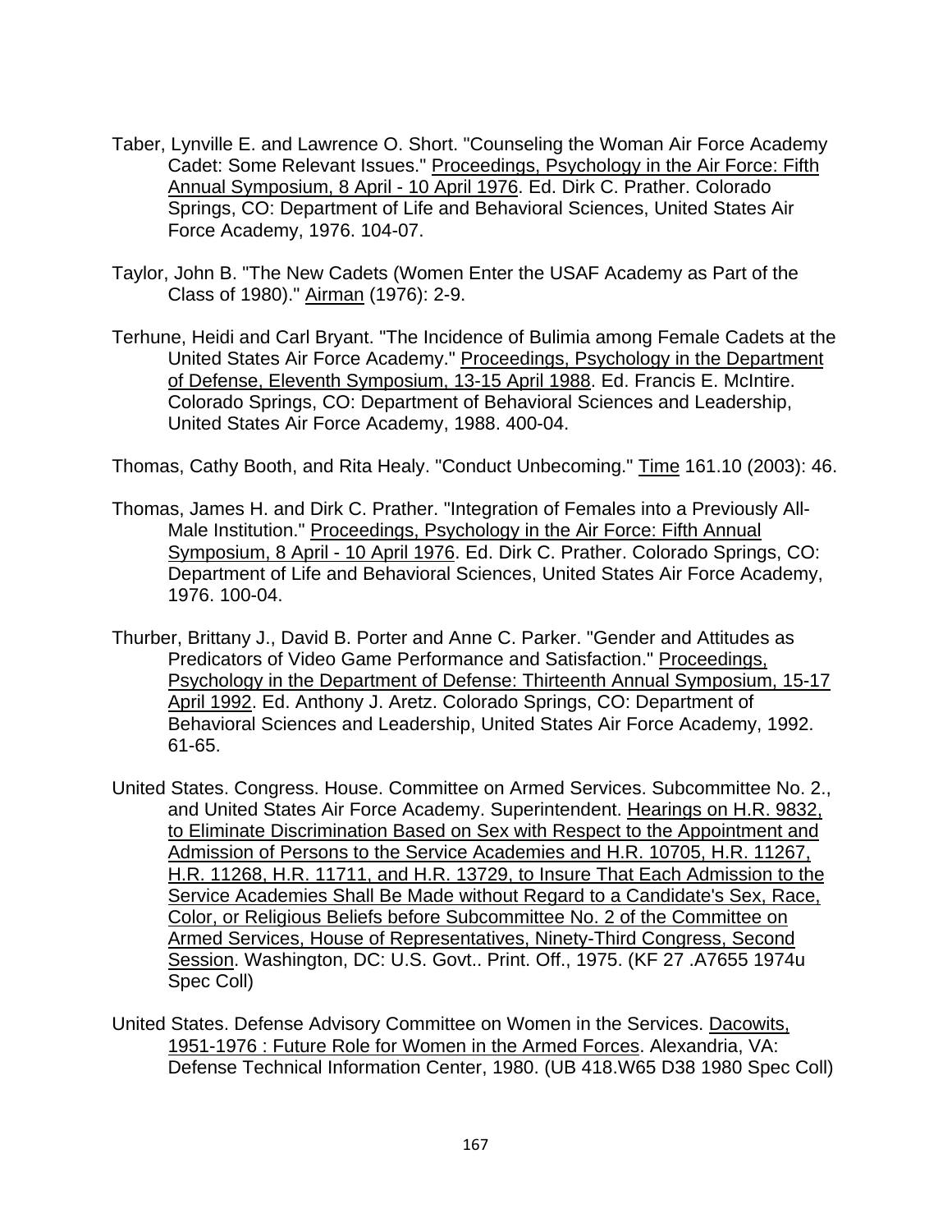Taber, Lynville E. and Lawrence O. Short. "Counseling the Woman Air Force Academy Cadet: Some Relevant Issues." <u>Proceedings, Psychology in the Air Force: Fifth Annual Symposium, 8 April - 10 April 1976</u>. Ed. Dirk C. Prather. Colorado Springs, CO: Department of Life and Behavioral Sciences, United States Air Force Academy, 1976. 104-07.

Taylor, John B. "The New Cadets (Women Enter the USAF Academy as Part of the Class of 1980)." <u>Airman</u> (1976): 2-9.

Terhune, Heidi and Carl Bryant. "The Incidence of Bulimia among Female Cadets at the United States Air Force Academy." <u>Proceedings, Psychology in the Department of Defense, Eleventh Symposium, 13-15 April 1988</u>. Ed. Francis E. McIntire. Colorado Springs, CO: Department of Behavioral Sciences and Leadership, United States Air Force Academy, 1988. 400-04.

Thomas, Cathy Booth, and Rita Healy. "Conduct Unbecoming." <u>Time</u> 161.10 (2003): 46.

Thomas, James H. and Dirk C. Prather. "Integration of Females into a Previously All-Male Institution." <u>Proceedings, Psychology in the Air Force: Fifth Annual Symposium, 8 April - 10 April 1976</u>. Ed. Dirk C. Prather. Colorado Springs, CO: Department of Life and Behavioral Sciences, United States Air Force Academy, 1976. 100-04.

Thurber, Brittany J., David B. Porter and Anne C. Parker. "Gender and Attitudes as Predicators of Video Game Performance and Satisfaction." <u>Proceedings, Psychology in the Department of Defense: Thirteenth Annual Symposium, 15-17 April 1992</u>. Ed. Anthony J. Aretz. Colorado Springs, CO: Department of Behavioral Sciences and Leadership, United States Air Force Academy, 1992. 61-65.

United States. Congress. House. Committee on Armed Services. Subcommittee No. 2., and United States Air Force Academy. Superintendent. <u>Hearings on H.R. 9832, to Eliminate Discrimination Based on Sex with Respect to the Appointment and Admission of Persons to the Service Academies and H.R. 10705, H.R. 11267, H.R. 11268, H.R. 11711, and H.R. 13729, to Insure That Each Admission to the Service Academies Shall Be Made without Regard to a Candidate's Sex, Race, Color, or Religious Beliefs before Subcommittee No. 2 of the Committee on Armed Services, House of Representatives, Ninety-Third Congress, Second Session</u>. Washington, DC: U.S. Govt.. Print. Off., 1975. (KF 27 .A7655 1974u Spec Coll)

United States. Defense Advisory Committee on Women in the Services. <u>Dacowits, 1951-1976 : Future Role for Women in the Armed Forces</u>. Alexandria, VA: Defense Technical Information Center, 1980. (UB 418.W65 D38 1980 Spec Coll)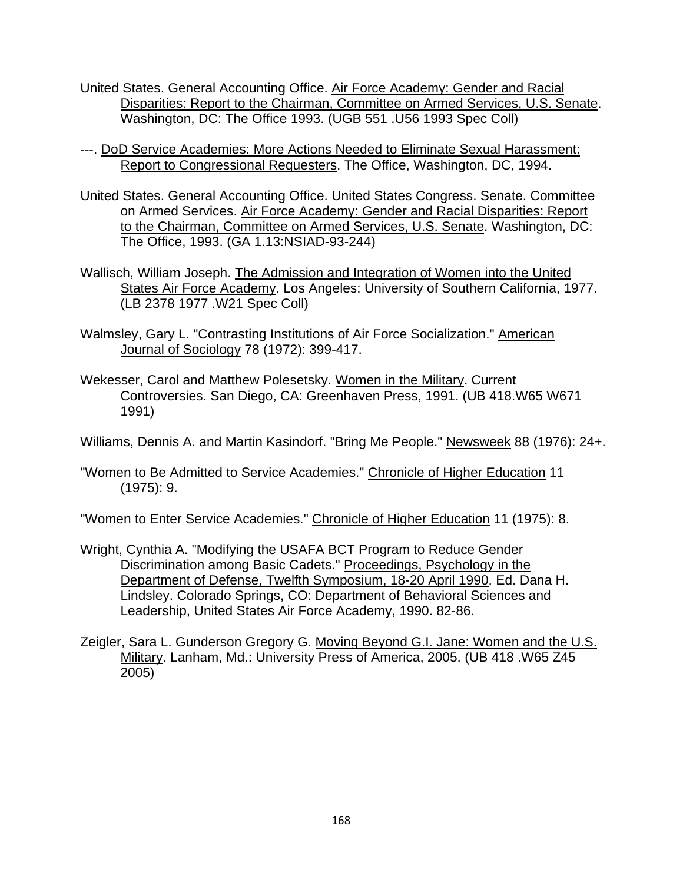United States. General Accounting Office. Air Force Academy: Gender and Racial Disparities: Report to the Chairman, Committee on Armed Services, U.S. Senate. Washington, DC: The Office 1993. (UGB 551 .U56 1993 Spec Coll)

---. DoD Service Academies: More Actions Needed to Eliminate Sexual Harassment: Report to Congressional Requesters. The Office, Washington, DC, 1994.

United States. General Accounting Office. United States Congress. Senate. Committee on Armed Services. Air Force Academy: Gender and Racial Disparities: Report to the Chairman, Committee on Armed Services, U.S. Senate. Washington, DC: The Office, 1993. (GA 1.13:NSIAD-93-244)

Wallisch, William Joseph. The Admission and Integration of Women into the United States Air Force Academy. Los Angeles: University of Southern California, 1977. (LB 2378 1977 .W21 Spec Coll)

Walmsley, Gary L. "Contrasting Institutions of Air Force Socialization." American Journal of Sociology 78 (1972): 399-417.

Wekesser, Carol and Matthew Polesetsky. Women in the Military. Current Controversies. San Diego, CA: Greenhaven Press, 1991. (UB 418.W65 W671 1991)

Williams, Dennis A. and Martin Kasindorf. "Bring Me People." Newsweek 88 (1976): 24+.

"Women to Be Admitted to Service Academies." Chronicle of Higher Education 11 (1975): 9.

"Women to Enter Service Academies." Chronicle of Higher Education 11 (1975): 8.

Wright, Cynthia A. "Modifying the USAFA BCT Program to Reduce Gender Discrimination among Basic Cadets." Proceedings, Psychology in the Department of Defense, Twelfth Symposium, 18-20 April 1990. Ed. Dana H. Lindsley. Colorado Springs, CO: Department of Behavioral Sciences and Leadership, United States Air Force Academy, 1990. 82-86.

Zeigler, Sara L. Gunderson Gregory G. Moving Beyond G.I. Jane: Women and the U.S. Military. Lanham, Md.: University Press of America, 2005. (UB 418 .W65 Z45 2005)